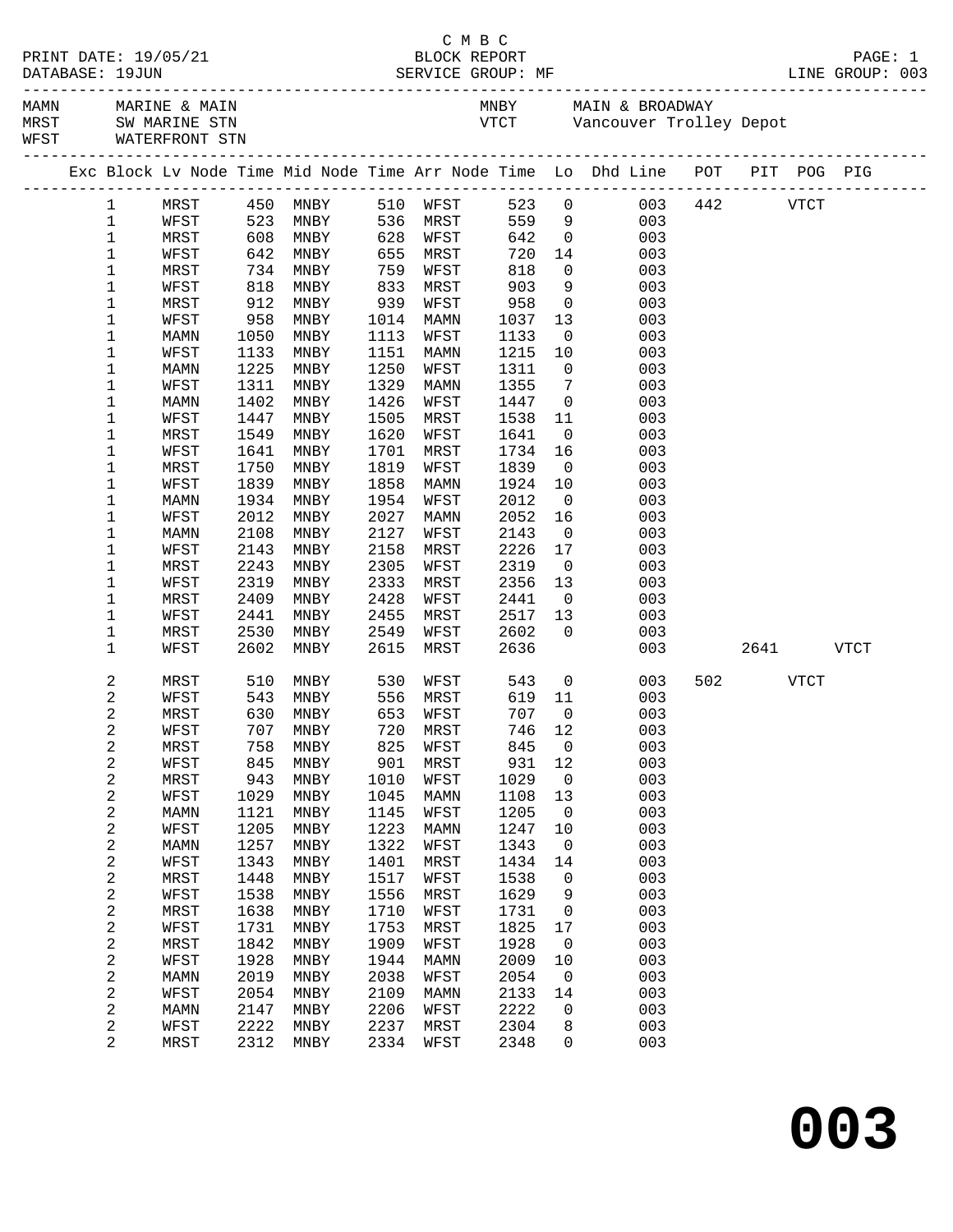C M B C

PRINT DATE: 19/05/21 BLOCK REPORT PAGE: 1
DATABASE: 19JUN SERVICE GROUP: MF LINE GROUP: 003

MAMN MARINE & MAIN MNBY MAIN & BROADWAY
MRST SW MARINE STN VTCT Vancouver Trolley Depot
WFST WATERFRONT STN

| Exc | Block | Lv Node | Time | Mid Node | Time | Arr Node | Time | Lo | Dhd Line | POT | PIT | POG | PIG |
|---|---|---|---|---|---|---|---|---|---|---|---|---|---|
| | 1 | MRST | 450 | MNBY | 510 | WFST | 523 | 0 | 003 | 442 | | VTCT | |
| | 1 | WFST | 523 | MNBY | 536 | MRST | 559 | 9 | 003 | | | | |
| | 1 | MRST | 608 | MNBY | 628 | WFST | 642 | 0 | 003 | | | | |
| | 1 | WFST | 642 | MNBY | 655 | MRST | 720 | 14 | 003 | | | | |
| | 1 | MRST | 734 | MNBY | 759 | WFST | 818 | 0 | 003 | | | | |
| | 1 | WFST | 818 | MNBY | 833 | MRST | 903 | 9 | 003 | | | | |
| | 1 | MRST | 912 | MNBY | 939 | WFST | 958 | 0 | 003 | | | | |
| | 1 | WFST | 958 | MNBY | 1014 | MAMN | 1037 | 13 | 003 | | | | |
| | 1 | MAMN | 1050 | MNBY | 1113 | WFST | 1133 | 0 | 003 | | | | |
| | 1 | WFST | 1133 | MNBY | 1151 | MAMN | 1215 | 10 | 003 | | | | |
| | 1 | MAMN | 1225 | MNBY | 1250 | WFST | 1311 | 0 | 003 | | | | |
| | 1 | WFST | 1311 | MNBY | 1329 | MAMN | 1355 | 7 | 003 | | | | |
| | 1 | MAMN | 1402 | MNBY | 1426 | WFST | 1447 | 0 | 003 | | | | |
| | 1 | WFST | 1447 | MNBY | 1505 | MRST | 1538 | 11 | 003 | | | | |
| | 1 | MRST | 1549 | MNBY | 1620 | WFST | 1641 | 0 | 003 | | | | |
| | 1 | WFST | 1641 | MNBY | 1701 | MRST | 1734 | 16 | 003 | | | | |
| | 1 | MRST | 1750 | MNBY | 1819 | WFST | 1839 | 0 | 003 | | | | |
| | 1 | WFST | 1839 | MNBY | 1858 | MAMN | 1924 | 10 | 003 | | | | |
| | 1 | MAMN | 1934 | MNBY | 1954 | WFST | 2012 | 0 | 003 | | | | |
| | 1 | WFST | 2012 | MNBY | 2027 | MAMN | 2052 | 16 | 003 | | | | |
| | 1 | MAMN | 2108 | MNBY | 2127 | WFST | 2143 | 0 | 003 | | | | |
| | 1 | WFST | 2143 | MNBY | 2158 | MRST | 2226 | 17 | 003 | | | | |
| | 1 | MRST | 2243 | MNBY | 2305 | WFST | 2319 | 0 | 003 | | | | |
| | 1 | WFST | 2319 | MNBY | 2333 | MRST | 2356 | 13 | 003 | | | | |
| | 1 | MRST | 2409 | MNBY | 2428 | WFST | 2441 | 0 | 003 | | | | |
| | 1 | WFST | 2441 | MNBY | 2455 | MRST | 2517 | 13 | 003 | | | | |
| | 1 | MRST | 2530 | MNBY | 2549 | WFST | 2602 | 0 | 003 | | | | |
| | 1 | WFST | 2602 | MNBY | 2615 | MRST | 2636 | | 003 | | 2641 | | VTCT |
| | 2 | MRST | 510 | MNBY | 530 | WFST | 543 | 0 | 003 | 502 | | VTCT | |
| | 2 | WFST | 543 | MNBY | 556 | MRST | 619 | 11 | 003 | | | | |
| | 2 | MRST | 630 | MNBY | 653 | WFST | 707 | 0 | 003 | | | | |
| | 2 | WFST | 707 | MNBY | 720 | MRST | 746 | 12 | 003 | | | | |
| | 2 | MRST | 758 | MNBY | 825 | WFST | 845 | 0 | 003 | | | | |
| | 2 | WFST | 845 | MNBY | 901 | MRST | 931 | 12 | 003 | | | | |
| | 2 | MRST | 943 | MNBY | 1010 | WFST | 1029 | 0 | 003 | | | | |
| | 2 | WFST | 1029 | MNBY | 1045 | MAMN | 1108 | 13 | 003 | | | | |
| | 2 | MAMN | 1121 | MNBY | 1145 | WFST | 1205 | 0 | 003 | | | | |
| | 2 | WFST | 1205 | MNBY | 1223 | MAMN | 1247 | 10 | 003 | | | | |
| | 2 | MAMN | 1257 | MNBY | 1322 | WFST | 1343 | 0 | 003 | | | | |
| | 2 | WFST | 1343 | MNBY | 1401 | MRST | 1434 | 14 | 003 | | | | |
| | 2 | MRST | 1448 | MNBY | 1517 | WFST | 1538 | 0 | 003 | | | | |
| | 2 | WFST | 1538 | MNBY | 1556 | MRST | 1629 | 9 | 003 | | | | |
| | 2 | MRST | 1638 | MNBY | 1710 | WFST | 1731 | 0 | 003 | | | | |
| | 2 | WFST | 1731 | MNBY | 1753 | MRST | 1825 | 17 | 003 | | | | |
| | 2 | MRST | 1842 | MNBY | 1909 | WFST | 1928 | 0 | 003 | | | | |
| | 2 | WFST | 1928 | MNBY | 1944 | MAMN | 2009 | 10 | 003 | | | | |
| | 2 | MAMN | 2019 | MNBY | 2038 | WFST | 2054 | 0 | 003 | | | | |
| | 2 | WFST | 2054 | MNBY | 2109 | MAMN | 2133 | 14 | 003 | | | | |
| | 2 | MAMN | 2147 | MNBY | 2206 | WFST | 2222 | 0 | 003 | | | | |
| | 2 | WFST | 2222 | MNBY | 2237 | MRST | 2304 | 8 | 003 | | | | |
| | 2 | MRST | 2312 | MNBY | 2334 | WFST | 2348 | 0 | 003 | | | | |

# 003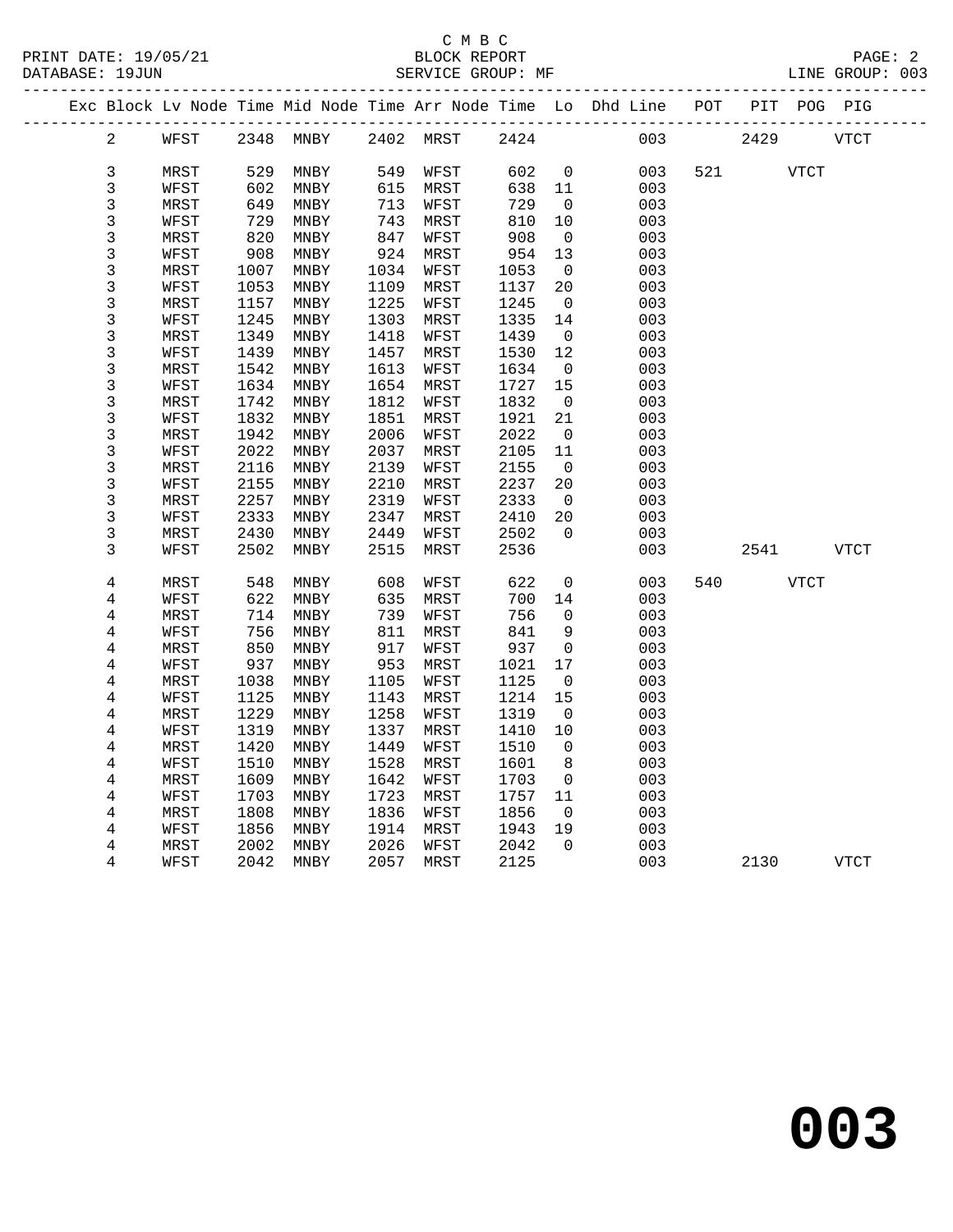C M B C
PRINT DATE: 19/05/21 BLOCK REPORT
DATABASE: 19JUN SERVICE GROUP: MF LINE GROUP: 003

| Exc | Block | Lv | Node | Time | Mid Node | Time | Arr Node | Time | Lo | Dhd Line | POT | PIT | POG | PIG |
|---|---|---|---|---|---|---|---|---|---|---|---|---|---|---|
| | 2 | | WFST | 2348 | MNBY | 2402 | MRST | 2424 | | 003 | | 2429 | | VTCT |
| | 3 | | MRST | 529 | MNBY | 549 | WFST | 602 | 0 | 003 | 521 | | VTCT | |
| | 3 | | WFST | 602 | MNBY | 615 | MRST | 638 | 11 | 003 | | | | |
| | 3 | | MRST | 649 | MNBY | 713 | WFST | 729 | 0 | 003 | | | | |
| | 3 | | WFST | 729 | MNBY | 743 | MRST | 810 | 10 | 003 | | | | |
| | 3 | | MRST | 820 | MNBY | 847 | WFST | 908 | 0 | 003 | | | | |
| | 3 | | WFST | 908 | MNBY | 924 | MRST | 954 | 13 | 003 | | | | |
| | 3 | | MRST | 1007 | MNBY | 1034 | WFST | 1053 | 0 | 003 | | | | |
| | 3 | | WFST | 1053 | MNBY | 1109 | MRST | 1137 | 20 | 003 | | | | |
| | 3 | | MRST | 1157 | MNBY | 1225 | WFST | 1245 | 0 | 003 | | | | |
| | 3 | | WFST | 1245 | MNBY | 1303 | MRST | 1335 | 14 | 003 | | | | |
| | 3 | | MRST | 1349 | MNBY | 1418 | WFST | 1439 | 0 | 003 | | | | |
| | 3 | | WFST | 1439 | MNBY | 1457 | MRST | 1530 | 12 | 003 | | | | |
| | 3 | | MRST | 1542 | MNBY | 1613 | WFST | 1634 | 0 | 003 | | | | |
| | 3 | | WFST | 1634 | MNBY | 1654 | MRST | 1727 | 15 | 003 | | | | |
| | 3 | | MRST | 1742 | MNBY | 1812 | WFST | 1832 | 0 | 003 | | | | |
| | 3 | | WFST | 1832 | MNBY | 1851 | MRST | 1921 | 21 | 003 | | | | |
| | 3 | | MRST | 1942 | MNBY | 2006 | WFST | 2022 | 0 | 003 | | | | |
| | 3 | | WFST | 2022 | MNBY | 2037 | MRST | 2105 | 11 | 003 | | | | |
| | 3 | | MRST | 2116 | MNBY | 2139 | WFST | 2155 | 0 | 003 | | | | |
| | 3 | | WFST | 2155 | MNBY | 2210 | MRST | 2237 | 20 | 003 | | | | |
| | 3 | | MRST | 2257 | MNBY | 2319 | WFST | 2333 | 0 | 003 | | | | |
| | 3 | | WFST | 2333 | MNBY | 2347 | MRST | 2410 | 20 | 003 | | | | |
| | 3 | | MRST | 2430 | MNBY | 2449 | WFST | 2502 | 0 | 003 | | | | |
| | 3 | | WFST | 2502 | MNBY | 2515 | MRST | 2536 | | 003 | | 2541 | | VTCT |
| | 4 | | MRST | 548 | MNBY | 608 | WFST | 622 | 0 | 003 | 540 | | VTCT | |
| | 4 | | WFST | 622 | MNBY | 635 | MRST | 700 | 14 | 003 | | | | |
| | 4 | | MRST | 714 | MNBY | 739 | WFST | 756 | 0 | 003 | | | | |
| | 4 | | WFST | 756 | MNBY | 811 | MRST | 841 | 9 | 003 | | | | |
| | 4 | | MRST | 850 | MNBY | 917 | WFST | 937 | 0 | 003 | | | | |
| | 4 | | WFST | 937 | MNBY | 953 | MRST | 1021 | 17 | 003 | | | | |
| | 4 | | MRST | 1038 | MNBY | 1105 | WFST | 1125 | 0 | 003 | | | | |
| | 4 | | WFST | 1125 | MNBY | 1143 | MRST | 1214 | 15 | 003 | | | | |
| | 4 | | MRST | 1229 | MNBY | 1258 | WFST | 1319 | 0 | 003 | | | | |
| | 4 | | WFST | 1319 | MNBY | 1337 | MRST | 1410 | 10 | 003 | | | | |
| | 4 | | MRST | 1420 | MNBY | 1449 | WFST | 1510 | 0 | 003 | | | | |
| | 4 | | WFST | 1510 | MNBY | 1528 | MRST | 1601 | 8 | 003 | | | | |
| | 4 | | MRST | 1609 | MNBY | 1642 | WFST | 1703 | 0 | 003 | | | | |
| | 4 | | WFST | 1703 | MNBY | 1723 | MRST | 1757 | 11 | 003 | | | | |
| | 4 | | MRST | 1808 | MNBY | 1836 | WFST | 1856 | 0 | 003 | | | | |
| | 4 | | WFST | 1856 | MNBY | 1914 | MRST | 1943 | 19 | 003 | | | | |
| | 4 | | MRST | 2002 | MNBY | 2026 | WFST | 2042 | 0 | 003 | | | | |
| | 4 | | WFST | 2042 | MNBY | 2057 | MRST | 2125 | | 003 | | 2130 | | VTCT |

# 003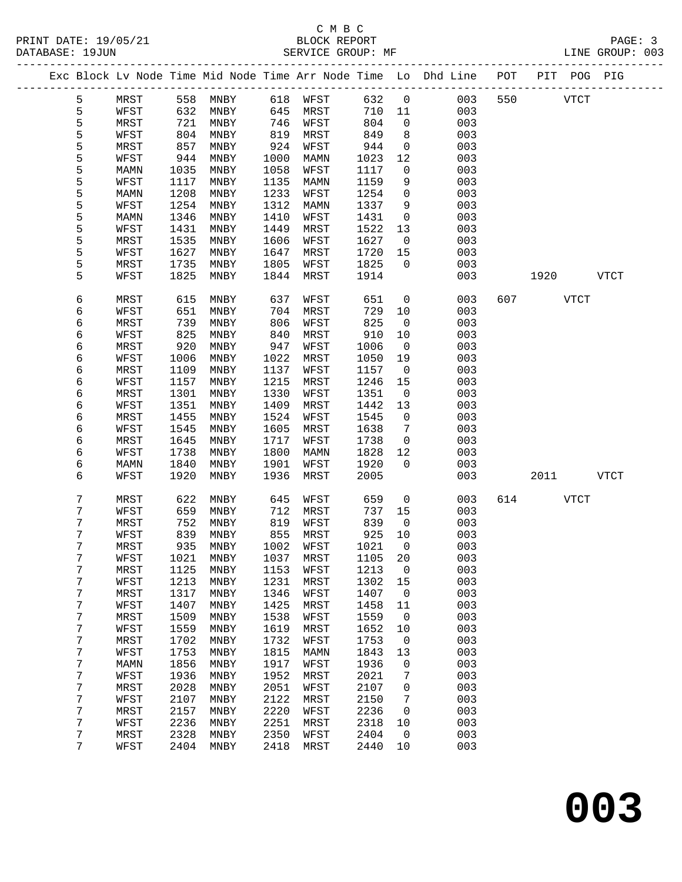C M B C

BLOCK REPORT

SERVICE GROUP: MF

| Exc | Block | Lv Node | Time | Mid Node | Time | Arr Node | Time | Lo | Dhd Line | POT | PIT | POG | PIG |
|---|---|---|---|---|---|---|---|---|---|---|---|---|---|
| | 5 | MRST | 558 | MNBY | 618 | WFST | 632 | 0 | 003 | 550 | | VTCT | |
| | 5 | WFST | 632 | MNBY | 645 | MRST | 710 | 11 | 003 | | | | |
| | 5 | MRST | 721 | MNBY | 746 | WFST | 804 | 0 | 003 | | | | |
| | 5 | WFST | 804 | MNBY | 819 | MRST | 849 | 8 | 003 | | | | |
| | 5 | MRST | 857 | MNBY | 924 | WFST | 944 | 0 | 003 | | | | |
| | 5 | WFST | 944 | MNBY | 1000 | MAMN | 1023 | 12 | 003 | | | | |
| | 5 | MAMN | 1035 | MNBY | 1058 | WFST | 1117 | 0 | 003 | | | | |
| | 5 | WFST | 1117 | MNBY | 1135 | MAMN | 1159 | 9 | 003 | | | | |
| | 5 | MAMN | 1208 | MNBY | 1233 | WFST | 1254 | 0 | 003 | | | | |
| | 5 | WFST | 1254 | MNBY | 1312 | MAMN | 1337 | 9 | 003 | | | | |
| | 5 | MAMN | 1346 | MNBY | 1410 | WFST | 1431 | 0 | 003 | | | | |
| | 5 | WFST | 1431 | MNBY | 1449 | MRST | 1522 | 13 | 003 | | | | |
| | 5 | MRST | 1535 | MNBY | 1606 | WFST | 1627 | 0 | 003 | | | | |
| | 5 | WFST | 1627 | MNBY | 1647 | MRST | 1720 | 15 | 003 | | | | |
| | 5 | MRST | 1735 | MNBY | 1805 | WFST | 1825 | 0 | 003 | | | | |
| | 5 | WFST | 1825 | MNBY | 1844 | MRST | 1914 | | 003 | | 1920 | | VTCT |
| | 6 | MRST | 615 | MNBY | 637 | WFST | 651 | 0 | 003 | 607 | | VTCT | |
| | 6 | WFST | 651 | MNBY | 704 | MRST | 729 | 10 | 003 | | | | |
| | 6 | MRST | 739 | MNBY | 806 | WFST | 825 | 0 | 003 | | | | |
| | 6 | WFST | 825 | MNBY | 840 | MRST | 910 | 10 | 003 | | | | |
| | 6 | MRST | 920 | MNBY | 947 | WFST | 1006 | 0 | 003 | | | | |
| | 6 | WFST | 1006 | MNBY | 1022 | MRST | 1050 | 19 | 003 | | | | |
| | 6 | MRST | 1109 | MNBY | 1137 | WFST | 1157 | 0 | 003 | | | | |
| | 6 | WFST | 1157 | MNBY | 1215 | MRST | 1246 | 15 | 003 | | | | |
| | 6 | MRST | 1301 | MNBY | 1330 | WFST | 1351 | 0 | 003 | | | | |
| | 6 | WFST | 1351 | MNBY | 1409 | MRST | 1442 | 13 | 003 | | | | |
| | 6 | MRST | 1455 | MNBY | 1524 | WFST | 1545 | 0 | 003 | | | | |
| | 6 | WFST | 1545 | MNBY | 1605 | MRST | 1638 | 7 | 003 | | | | |
| | 6 | MRST | 1645 | MNBY | 1717 | WFST | 1738 | 0 | 003 | | | | |
| | 6 | WFST | 1738 | MNBY | 1800 | MAMN | 1828 | 12 | 003 | | | | |
| | 6 | MAMN | 1840 | MNBY | 1901 | WFST | 1920 | 0 | 003 | | | | |
| | 6 | WFST | 1920 | MNBY | 1936 | MRST | 2005 | | 003 | | 2011 | | VTCT |
| | 7 | MRST | 622 | MNBY | 645 | WFST | 659 | 0 | 003 | 614 | | VTCT | |
| | 7 | WFST | 659 | MNBY | 712 | MRST | 737 | 15 | 003 | | | | |
| | 7 | MRST | 752 | MNBY | 819 | WFST | 839 | 0 | 003 | | | | |
| | 7 | WFST | 839 | MNBY | 855 | MRST | 925 | 10 | 003 | | | | |
| | 7 | MRST | 935 | MNBY | 1002 | WFST | 1021 | 0 | 003 | | | | |
| | 7 | WFST | 1021 | MNBY | 1037 | MRST | 1105 | 20 | 003 | | | | |
| | 7 | MRST | 1125 | MNBY | 1153 | WFST | 1213 | 0 | 003 | | | | |
| | 7 | WFST | 1213 | MNBY | 1231 | MRST | 1302 | 15 | 003 | | | | |
| | 7 | MRST | 1317 | MNBY | 1346 | WFST | 1407 | 0 | 003 | | | | |
| | 7 | WFST | 1407 | MNBY | 1425 | MRST | 1458 | 11 | 003 | | | | |
| | 7 | MRST | 1509 | MNBY | 1538 | WFST | 1559 | 0 | 003 | | | | |
| | 7 | WFST | 1559 | MNBY | 1619 | MRST | 1652 | 10 | 003 | | | | |
| | 7 | MRST | 1702 | MNBY | 1732 | WFST | 1753 | 0 | 003 | | | | |
| | 7 | WFST | 1753 | MNBY | 1815 | MAMN | 1843 | 13 | 003 | | | | |
| | 7 | MAMN | 1856 | MNBY | 1917 | WFST | 1936 | 0 | 003 | | | | |
| | 7 | WFST | 1936 | MNBY | 1952 | MRST | 2021 | 7 | 003 | | | | |
| | 7 | MRST | 2028 | MNBY | 2051 | WFST | 2107 | 0 | 003 | | | | |
| | 7 | WFST | 2107 | MNBY | 2122 | MRST | 2150 | 7 | 003 | | | | |
| | 7 | MRST | 2157 | MNBY | 2220 | WFST | 2236 | 0 | 003 | | | | |
| | 7 | WFST | 2236 | MNBY | 2251 | MRST | 2318 | 10 | 003 | | | | |
| | 7 | MRST | 2328 | MNBY | 2350 | WFST | 2404 | 0 | 003 | | | | |
| | 7 | WFST | 2404 | MNBY | 2418 | MRST | 2440 | 10 | 003 | | | | |

**003**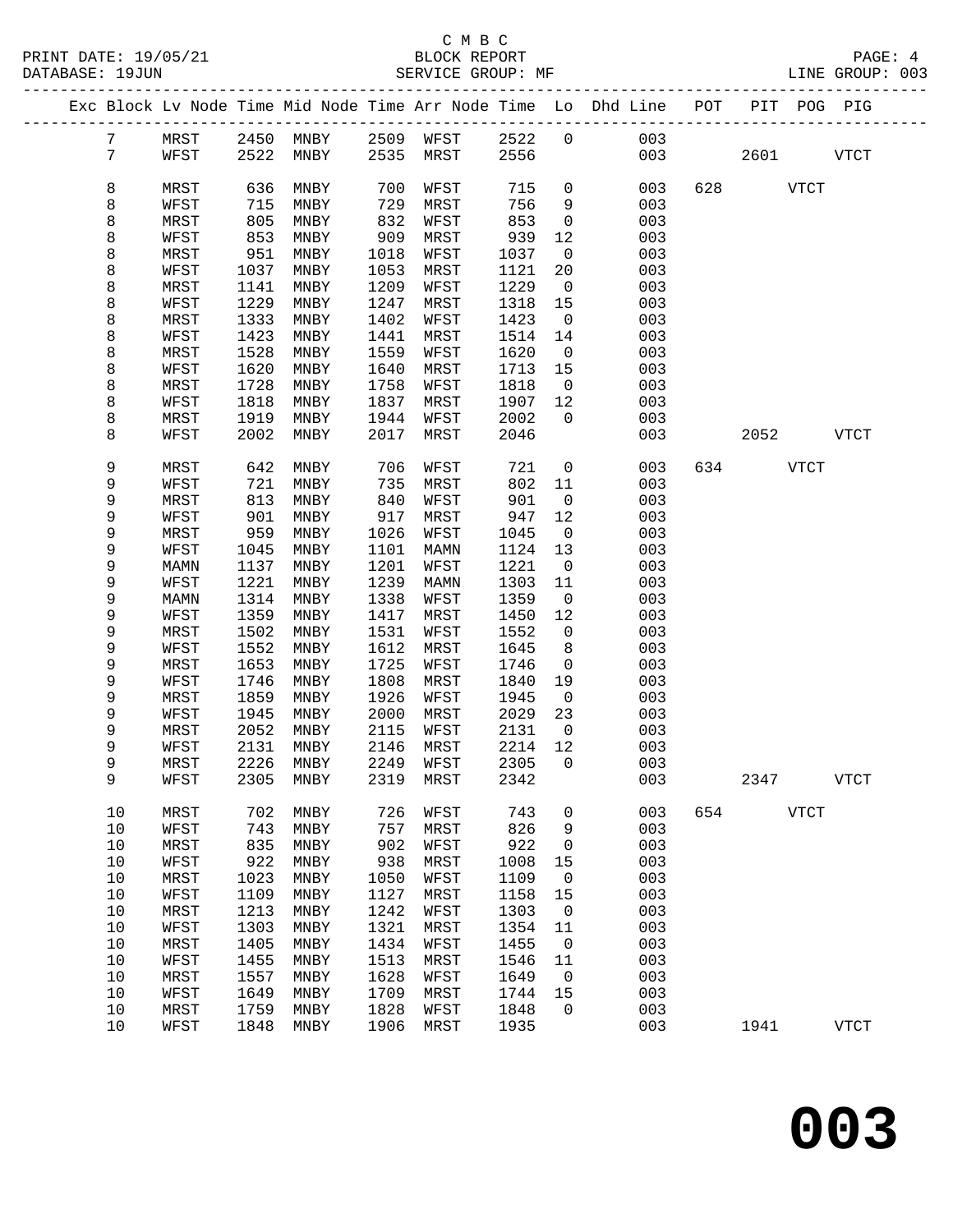C M B C
BLOCK REPORT
SERVICE GROUP: MF

PRINT DATE: 19/05/21
DATABASE: 19JUN
LINE GROUP: 003

| Exc | Block | Lv | Node | Time | Mid Node | Time | Arr Node | Time | Lo | Dhd Line | POT | PIT | POG | PIG |
|---|---|---|---|---|---|---|---|---|---|---|---|---|---|---|
| | 7 | | MRST | 2450 | MNBY | 2509 | WFST | 2522 | 0 | 003 | | | | |
| | 7 | | WFST | 2522 | MNBY | 2535 | MRST | 2556 | | 003 | | 2601 | | VTCT |
| | 8 | | MRST | 636 | MNBY | 700 | WFST | 715 | 0 | 003 | 628 | | VTCT | |
| | 8 | | WFST | 715 | MNBY | 729 | MRST | 756 | 9 | 003 | | | | |
| | 8 | | MRST | 805 | MNBY | 832 | WFST | 853 | 0 | 003 | | | | |
| | 8 | | WFST | 853 | MNBY | 909 | MRST | 939 | 12 | 003 | | | | |
| | 8 | | MRST | 951 | MNBY | 1018 | WFST | 1037 | 0 | 003 | | | | |
| | 8 | | WFST | 1037 | MNBY | 1053 | MRST | 1121 | 20 | 003 | | | | |
| | 8 | | MRST | 1141 | MNBY | 1209 | WFST | 1229 | 0 | 003 | | | | |
| | 8 | | WFST | 1229 | MNBY | 1247 | MRST | 1318 | 15 | 003 | | | | |
| | 8 | | MRST | 1333 | MNBY | 1402 | WFST | 1423 | 0 | 003 | | | | |
| | 8 | | WFST | 1423 | MNBY | 1441 | MRST | 1514 | 14 | 003 | | | | |
| | 8 | | MRST | 1528 | MNBY | 1559 | WFST | 1620 | 0 | 003 | | | | |
| | 8 | | WFST | 1620 | MNBY | 1640 | MRST | 1713 | 15 | 003 | | | | |
| | 8 | | MRST | 1728 | MNBY | 1758 | WFST | 1818 | 0 | 003 | | | | |
| | 8 | | WFST | 1818 | MNBY | 1837 | MRST | 1907 | 12 | 003 | | | | |
| | 8 | | MRST | 1919 | MNBY | 1944 | WFST | 2002 | 0 | 003 | | | | |
| | 8 | | WFST | 2002 | MNBY | 2017 | MRST | 2046 | | 003 | | 2052 | | VTCT |
| | 9 | | MRST | 642 | MNBY | 706 | WFST | 721 | 0 | 003 | 634 | | VTCT | |
| | 9 | | WFST | 721 | MNBY | 735 | MRST | 802 | 11 | 003 | | | | |
| | 9 | | MRST | 813 | MNBY | 840 | WFST | 901 | 0 | 003 | | | | |
| | 9 | | WFST | 901 | MNBY | 917 | MRST | 947 | 12 | 003 | | | | |
| | 9 | | MRST | 959 | MNBY | 1026 | WFST | 1045 | 0 | 003 | | | | |
| | 9 | | WFST | 1045 | MNBY | 1101 | MAMN | 1124 | 13 | 003 | | | | |
| | 9 | | MAMN | 1137 | MNBY | 1201 | WFST | 1221 | 0 | 003 | | | | |
| | 9 | | WFST | 1221 | MNBY | 1239 | MAMN | 1303 | 11 | 003 | | | | |
| | 9 | | MAMN | 1314 | MNBY | 1338 | WFST | 1359 | 0 | 003 | | | | |
| | 9 | | WFST | 1359 | MNBY | 1417 | MRST | 1450 | 12 | 003 | | | | |
| | 9 | | MRST | 1502 | MNBY | 1531 | WFST | 1552 | 0 | 003 | | | | |
| | 9 | | WFST | 1552 | MNBY | 1612 | MRST | 1645 | 8 | 003 | | | | |
| | 9 | | MRST | 1653 | MNBY | 1725 | WFST | 1746 | 0 | 003 | | | | |
| | 9 | | WFST | 1746 | MNBY | 1808 | MRST | 1840 | 19 | 003 | | | | |
| | 9 | | MRST | 1859 | MNBY | 1926 | WFST | 1945 | 0 | 003 | | | | |
| | 9 | | WFST | 1945 | MNBY | 2000 | MRST | 2029 | 23 | 003 | | | | |
| | 9 | | MRST | 2052 | MNBY | 2115 | WFST | 2131 | 0 | 003 | | | | |
| | 9 | | WFST | 2131 | MNBY | 2146 | MRST | 2214 | 12 | 003 | | | | |
| | 9 | | MRST | 2226 | MNBY | 2249 | WFST | 2305 | 0 | 003 | | | | |
| | 9 | | WFST | 2305 | MNBY | 2319 | MRST | 2342 | | 003 | | 2347 | | VTCT |
| | 10 | | MRST | 702 | MNBY | 726 | WFST | 743 | 0 | 003 | 654 | | VTCT | |
| | 10 | | WFST | 743 | MNBY | 757 | MRST | 826 | 9 | 003 | | | | |
| | 10 | | MRST | 835 | MNBY | 902 | WFST | 922 | 0 | 003 | | | | |
| | 10 | | WFST | 922 | MNBY | 938 | MRST | 1008 | 15 | 003 | | | | |
| | 10 | | MRST | 1023 | MNBY | 1050 | WFST | 1109 | 0 | 003 | | | | |
| | 10 | | WFST | 1109 | MNBY | 1127 | MRST | 1158 | 15 | 003 | | | | |
| | 10 | | MRST | 1213 | MNBY | 1242 | WFST | 1303 | 0 | 003 | | | | |
| | 10 | | WFST | 1303 | MNBY | 1321 | MRST | 1354 | 11 | 003 | | | | |
| | 10 | | MRST | 1405 | MNBY | 1434 | WFST | 1455 | 0 | 003 | | | | |
| | 10 | | WFST | 1455 | MNBY | 1513 | MRST | 1546 | 11 | 003 | | | | |
| | 10 | | MRST | 1557 | MNBY | 1628 | WFST | 1649 | 0 | 003 | | | | |
| | 10 | | WFST | 1649 | MNBY | 1709 | MRST | 1744 | 15 | 003 | | | | |
| | 10 | | MRST | 1759 | MNBY | 1828 | WFST | 1848 | 0 | 003 | | | | |
| | 10 | | WFST | 1848 | MNBY | 1906 | MRST | 1935 | | 003 | | 1941 | | VTCT |

# 003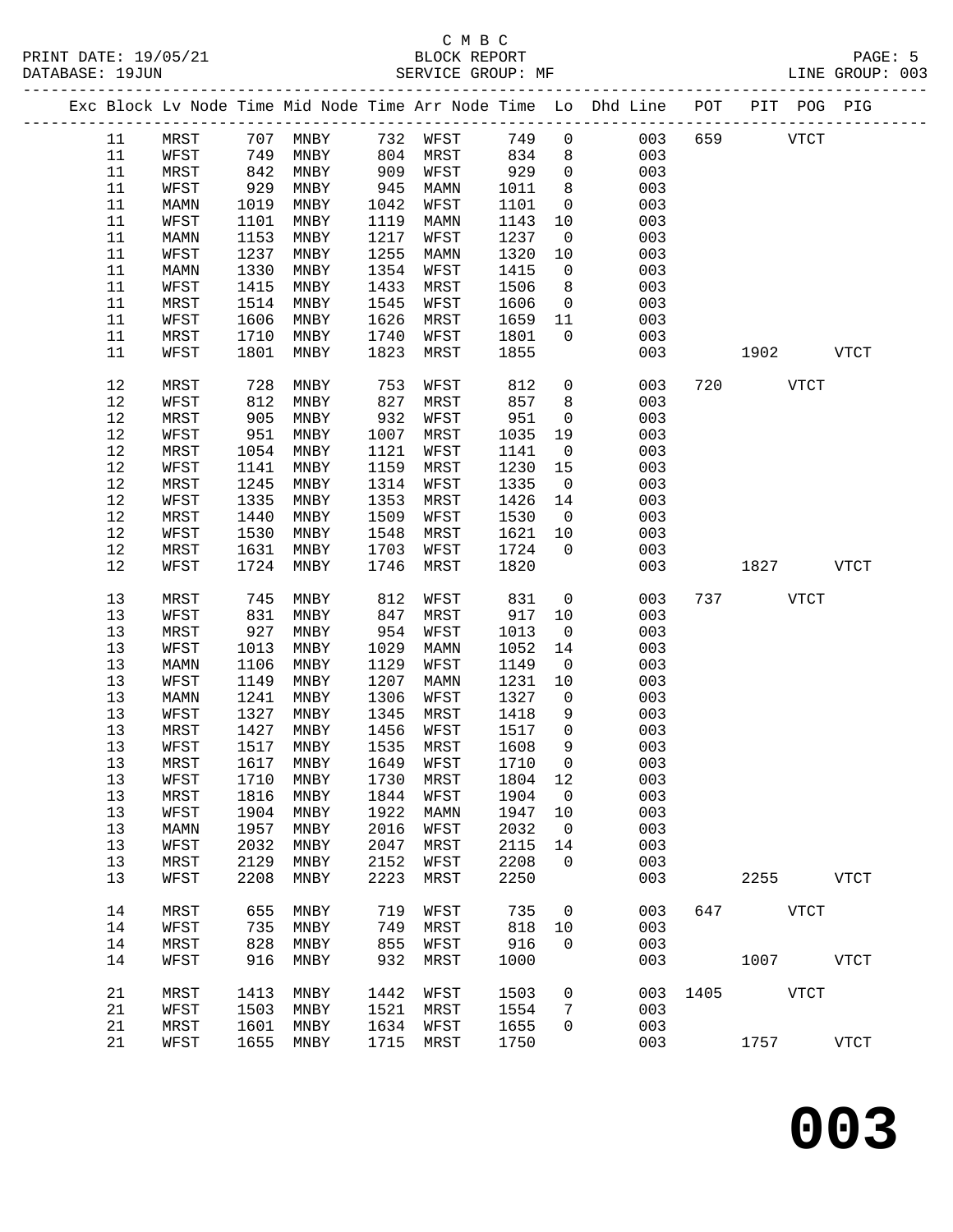C M B C

PRINT DATE: 19/05/21 BLOCK REPORT
DATABASE: 19JUN SERVICE GROUP: MF LINE GROUP: 003

| Exc | Block | Lv Node | Time | Mid Node | Time | Arr Node | Time | Lo | Dhd Line | POT | PIT | POG | PIG |
|---|---|---|---|---|---|---|---|---|---|---|---|---|---|
| | 11 | MRST | 707 | MNBY | 732 | WFST | 749 | 0 | 003 | 659 | | VTCT | |
| | 11 | WFST | 749 | MNBY | 804 | MRST | 834 | 8 | 003 | | | | |
| | 11 | MRST | 842 | MNBY | 909 | WFST | 929 | 0 | 003 | | | | |
| | 11 | WFST | 929 | MNBY | 945 | MAMN | 1011 | 8 | 003 | | | | |
| | 11 | MAMN | 1019 | MNBY | 1042 | WFST | 1101 | 0 | 003 | | | | |
| | 11 | WFST | 1101 | MNBY | 1119 | MAMN | 1143 | 10 | 003 | | | | |
| | 11 | MAMN | 1153 | MNBY | 1217 | WFST | 1237 | 0 | 003 | | | | |
| | 11 | WFST | 1237 | MNBY | 1255 | MAMN | 1320 | 10 | 003 | | | | |
| | 11 | MAMN | 1330 | MNBY | 1354 | WFST | 1415 | 0 | 003 | | | | |
| | 11 | WFST | 1415 | MNBY | 1433 | MRST | 1506 | 8 | 003 | | | | |
| | 11 | MRST | 1514 | MNBY | 1545 | WFST | 1606 | 0 | 003 | | | | |
| | 11 | WFST | 1606 | MNBY | 1626 | MRST | 1659 | 11 | 003 | | | | |
| | 11 | MRST | 1710 | MNBY | 1740 | WFST | 1801 | 0 | 003 | | | | |
| | 11 | WFST | 1801 | MNBY | 1823 | MRST | 1855 | | 003 | | 1902 | | VTCT |
| | 12 | MRST | 728 | MNBY | 753 | WFST | 812 | 0 | 003 | 720 | | VTCT | |
| | 12 | WFST | 812 | MNBY | 827 | MRST | 857 | 8 | 003 | | | | |
| | 12 | MRST | 905 | MNBY | 932 | WFST | 951 | 0 | 003 | | | | |
| | 12 | WFST | 951 | MNBY | 1007 | MRST | 1035 | 19 | 003 | | | | |
| | 12 | MRST | 1054 | MNBY | 1121 | WFST | 1141 | 0 | 003 | | | | |
| | 12 | WFST | 1141 | MNBY | 1159 | MRST | 1230 | 15 | 003 | | | | |
| | 12 | MRST | 1245 | MNBY | 1314 | WFST | 1335 | 0 | 003 | | | | |
| | 12 | WFST | 1335 | MNBY | 1353 | MRST | 1426 | 14 | 003 | | | | |
| | 12 | MRST | 1440 | MNBY | 1509 | WFST | 1530 | 0 | 003 | | | | |
| | 12 | WFST | 1530 | MNBY | 1548 | MRST | 1621 | 10 | 003 | | | | |
| | 12 | MRST | 1631 | MNBY | 1703 | WFST | 1724 | 0 | 003 | | | | |
| | 12 | WFST | 1724 | MNBY | 1746 | MRST | 1820 | | 003 | | 1827 | | VTCT |
| | 13 | MRST | 745 | MNBY | 812 | WFST | 831 | 0 | 003 | 737 | | VTCT | |
| | 13 | WFST | 831 | MNBY | 847 | MRST | 917 | 10 | 003 | | | | |
| | 13 | MRST | 927 | MNBY | 954 | WFST | 1013 | 0 | 003 | | | | |
| | 13 | WFST | 1013 | MNBY | 1029 | MAMN | 1052 | 14 | 003 | | | | |
| | 13 | MAMN | 1106 | MNBY | 1129 | WFST | 1149 | 0 | 003 | | | | |
| | 13 | WFST | 1149 | MNBY | 1207 | MAMN | 1231 | 10 | 003 | | | | |
| | 13 | MAMN | 1241 | MNBY | 1306 | WFST | 1327 | 0 | 003 | | | | |
| | 13 | WFST | 1327 | MNBY | 1345 | MRST | 1418 | 9 | 003 | | | | |
| | 13 | MRST | 1427 | MNBY | 1456 | WFST | 1517 | 0 | 003 | | | | |
| | 13 | WFST | 1517 | MNBY | 1535 | MRST | 1608 | 9 | 003 | | | | |
| | 13 | MRST | 1617 | MNBY | 1649 | WFST | 1710 | 0 | 003 | | | | |
| | 13 | WFST | 1710 | MNBY | 1730 | MRST | 1804 | 12 | 003 | | | | |
| | 13 | MRST | 1816 | MNBY | 1844 | WFST | 1904 | 0 | 003 | | | | |
| | 13 | WFST | 1904 | MNBY | 1922 | MAMN | 1947 | 10 | 003 | | | | |
| | 13 | MAMN | 1957 | MNBY | 2016 | WFST | 2032 | 0 | 003 | | | | |
| | 13 | WFST | 2032 | MNBY | 2047 | MRST | 2115 | 14 | 003 | | | | |
| | 13 | MRST | 2129 | MNBY | 2152 | WFST | 2208 | 0 | 003 | | | | |
| | 13 | WFST | 2208 | MNBY | 2223 | MRST | 2250 | | 003 | | 2255 | | VTCT |
| | 14 | MRST | 655 | MNBY | 719 | WFST | 735 | 0 | 003 | 647 | | VTCT | |
| | 14 | WFST | 735 | MNBY | 749 | MRST | 818 | 10 | 003 | | | | |
| | 14 | MRST | 828 | MNBY | 855 | WFST | 916 | 0 | 003 | | | | |
| | 14 | WFST | 916 | MNBY | 932 | MRST | 1000 | | 003 | | 1007 | | VTCT |
| | 21 | MRST | 1413 | MNBY | 1442 | WFST | 1503 | 0 | 003 | 1405 | | VTCT | |
| | 21 | WFST | 1503 | MNBY | 1521 | MRST | 1554 | 7 | 003 | | | | |
| | 21 | MRST | 1601 | MNBY | 1634 | WFST | 1655 | 0 | 003 | | | | |
| | 21 | WFST | 1655 | MNBY | 1715 | MRST | 1750 | | 003 | | 1757 | | VTCT |

**003**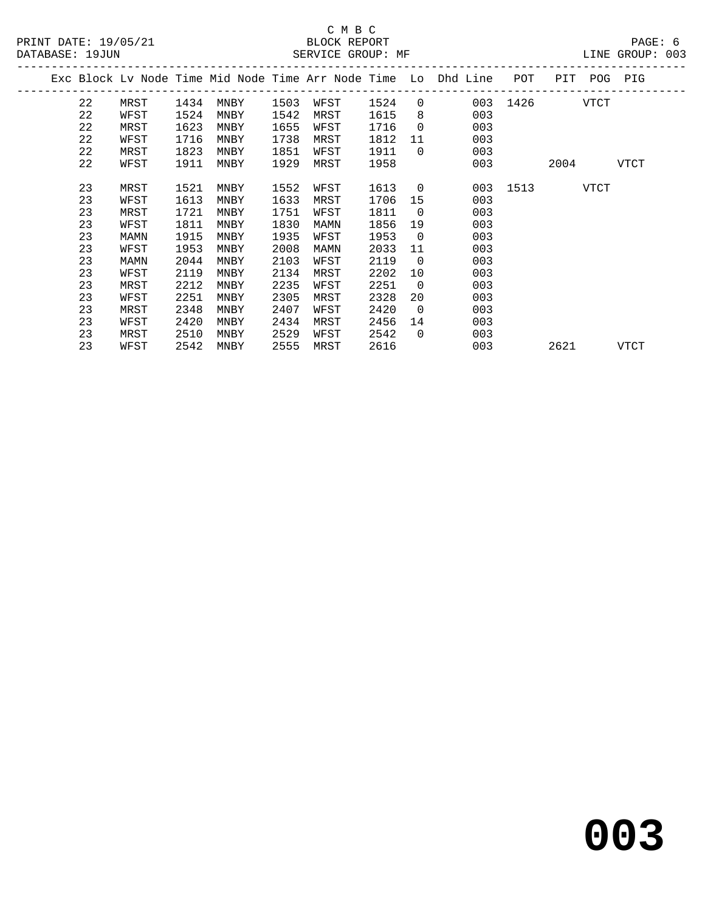C M B C

PRINT DATE: 19/05/21 BLOCK REPORT

DATABASE: 19JUN SERVICE GROUP: MF LINE GROUP: 003

| Exc | Block | Lv Node | Time | Mid Node | Time | Arr Node | Time | Lo | Dhd Line | POT | PIT | POG | PIG |
|---|---|---|---|---|---|---|---|---|---|---|---|---|---|
| | 22 | MRST | 1434 | MNBY | 1503 | WFST | 1524 | 0 | 003 | 1426 | | VTCT | |
| | 22 | WFST | 1524 | MNBY | 1542 | MRST | 1615 | 8 | 003 | | | | |
| | 22 | MRST | 1623 | MNBY | 1655 | WFST | 1716 | 0 | 003 | | | | |
| | 22 | WFST | 1716 | MNBY | 1738 | MRST | 1812 | 11 | 003 | | | | |
| | 22 | MRST | 1823 | MNBY | 1851 | WFST | 1911 | 0 | 003 | | | | |
| | 22 | WFST | 1911 | MNBY | 1929 | MRST | 1958 | | 003 | | 2004 | | VTCT |
| | 23 | MRST | 1521 | MNBY | 1552 | WFST | 1613 | 0 | 003 | 1513 | | VTCT | |
| | 23 | WFST | 1613 | MNBY | 1633 | MRST | 1706 | 15 | 003 | | | | |
| | 23 | MRST | 1721 | MNBY | 1751 | WFST | 1811 | 0 | 003 | | | | |
| | 23 | WFST | 1811 | MNBY | 1830 | MAMN | 1856 | 19 | 003 | | | | |
| | 23 | MAMN | 1915 | MNBY | 1935 | WFST | 1953 | 0 | 003 | | | | |
| | 23 | WFST | 1953 | MNBY | 2008 | MAMN | 2033 | 11 | 003 | | | | |
| | 23 | MAMN | 2044 | MNBY | 2103 | WFST | 2119 | 0 | 003 | | | | |
| | 23 | WFST | 2119 | MNBY | 2134 | MRST | 2202 | 10 | 003 | | | | |
| | 23 | MRST | 2212 | MNBY | 2235 | WFST | 2251 | 0 | 003 | | | | |
| | 23 | WFST | 2251 | MNBY | 2305 | MRST | 2328 | 20 | 003 | | | | |
| | 23 | MRST | 2348 | MNBY | 2407 | WFST | 2420 | 0 | 003 | | | | |
| | 23 | WFST | 2420 | MNBY | 2434 | MRST | 2456 | 14 | 003 | | | | |
| | 23 | MRST | 2510 | MNBY | 2529 | WFST | 2542 | 0 | 003 | | | | |
| | 23 | WFST | 2542 | MNBY | 2555 | MRST | 2616 | | 003 | | 2621 | | VTCT |

**003**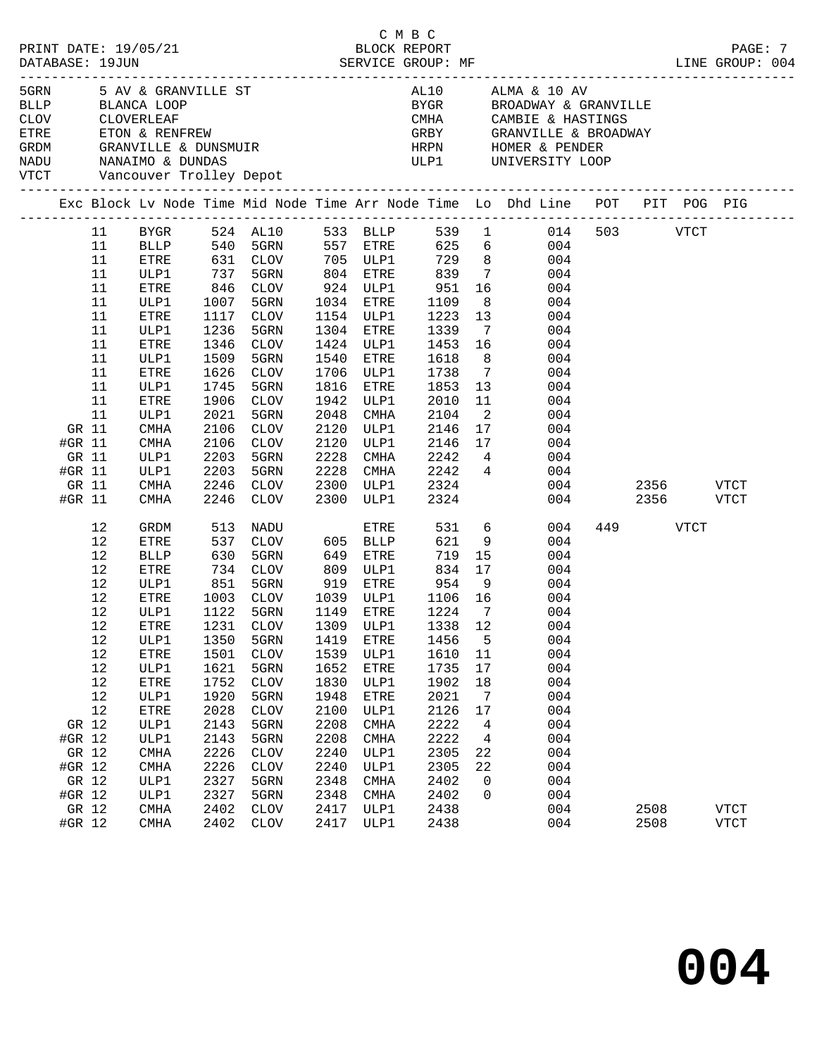C M B C

PRINT DATE: 19/05/21 BLOCK REPORT

DATABASE: 19JUN SERVICE GROUP: MF LINE GROUP: 004

| Code | Name | Code | Name |
|---|---|---|---|
| 5GRN | 5 AV & GRANVILLE ST | AL10 | ALMA & 10 AV |
| BLLP | BLANCA LOOP | BYGR | BROADWAY & GRANVILLE |
| CLOV | CLOVERLEAF | CMHA | CAMBIE & HASTINGS |
| ETRE | ETON & RENFREW | GRBY | GRANVILLE & BROADWAY |
| GRDM | GRANVILLE & DUNSMUIR | HRPN | HOMER & PENDER |
| NADU | NANAIMO & DUNDAS | ULP1 | UNIVERSITY LOOP |
| VTCT | Vancouver Trolley Depot | | |

| Exc | Block | Lv Node | Time | Mid Node | Time | Arr Node | Time | Lo | Dhd Line | POT | PIT | POG | PIG |
|---|---|---|---|---|---|---|---|---|---|---|---|---|---|
| | 11 | BYGR | 524 | AL10 | 533 | BLLP | 539 | 1 | 014 | 503 | | VTCT | |
| | 11 | BLLP | 540 | 5GRN | 557 | ETRE | 625 | 6 | 004 | | | | |
| | 11 | ETRE | 631 | CLOV | 705 | ULP1 | 729 | 8 | 004 | | | | |
| | 11 | ULP1 | 737 | 5GRN | 804 | ETRE | 839 | 7 | 004 | | | | |
| | 11 | ETRE | 846 | CLOV | 924 | ULP1 | 951 | 16 | 004 | | | | |
| | 11 | ULP1 | 1007 | 5GRN | 1034 | ETRE | 1109 | 8 | 004 | | | | |
| | 11 | ETRE | 1117 | CLOV | 1154 | ULP1 | 1223 | 13 | 004 | | | | |
| | 11 | ULP1 | 1236 | 5GRN | 1304 | ETRE | 1339 | 7 | 004 | | | | |
| | 11 | ETRE | 1346 | CLOV | 1424 | ULP1 | 1453 | 16 | 004 | | | | |
| | 11 | ULP1 | 1509 | 5GRN | 1540 | ETRE | 1618 | 8 | 004 | | | | |
| | 11 | ETRE | 1626 | CLOV | 1706 | ULP1 | 1738 | 7 | 004 | | | | |
| | 11 | ULP1 | 1745 | 5GRN | 1816 | ETRE | 1853 | 13 | 004 | | | | |
| | 11 | ETRE | 1906 | CLOV | 1942 | ULP1 | 2010 | 11 | 004 | | | | |
| | 11 | ULP1 | 2021 | 5GRN | 2048 | CMHA | 2104 | 2 | 004 | | | | |
| GR | 11 | CMHA | 2106 | CLOV | 2120 | ULP1 | 2146 | 17 | 004 | | | | |
| #GR | 11 | CMHA | 2106 | CLOV | 2120 | ULP1 | 2146 | 17 | 004 | | | | |
| GR | 11 | ULP1 | 2203 | 5GRN | 2228 | CMHA | 2242 | 4 | 004 | | | | |
| #GR | 11 | ULP1 | 2203 | 5GRN | 2228 | CMHA | 2242 | 4 | 004 | | | | |
| GR | 11 | CMHA | 2246 | CLOV | 2300 | ULP1 | 2324 | | 004 | | 2356 | | VTCT |
| #GR | 11 | CMHA | 2246 | CLOV | 2300 | ULP1 | 2324 | | 004 | | 2356 | | VTCT |
| | 12 | GRDM | 513 | NADU | | ETRE | 531 | 6 | 004 | 449 | | VTCT | |
| | 12 | ETRE | 537 | CLOV | 605 | BLLP | 621 | 9 | 004 | | | | |
| | 12 | BLLP | 630 | 5GRN | 649 | ETRE | 719 | 15 | 004 | | | | |
| | 12 | ETRE | 734 | CLOV | 809 | ULP1 | 834 | 17 | 004 | | | | |
| | 12 | ULP1 | 851 | 5GRN | 919 | ETRE | 954 | 9 | 004 | | | | |
| | 12 | ETRE | 1003 | CLOV | 1039 | ULP1 | 1106 | 16 | 004 | | | | |
| | 12 | ULP1 | 1122 | 5GRN | 1149 | ETRE | 1224 | 7 | 004 | | | | |
| | 12 | ETRE | 1231 | CLOV | 1309 | ULP1 | 1338 | 12 | 004 | | | | |
| | 12 | ULP1 | 1350 | 5GRN | 1419 | ETRE | 1456 | 5 | 004 | | | | |
| | 12 | ETRE | 1501 | CLOV | 1539 | ULP1 | 1610 | 11 | 004 | | | | |
| | 12 | ULP1 | 1621 | 5GRN | 1652 | ETRE | 1735 | 17 | 004 | | | | |
| | 12 | ETRE | 1752 | CLOV | 1830 | ULP1 | 1902 | 18 | 004 | | | | |
| | 12 | ULP1 | 1920 | 5GRN | 1948 | ETRE | 2021 | 7 | 004 | | | | |
| | 12 | ETRE | 2028 | CLOV | 2100 | ULP1 | 2126 | 17 | 004 | | | | |
| GR | 12 | ULP1 | 2143 | 5GRN | 2208 | CMHA | 2222 | 4 | 004 | | | | |
| #GR | 12 | ULP1 | 2143 | 5GRN | 2208 | CMHA | 2222 | 4 | 004 | | | | |
| GR | 12 | CMHA | 2226 | CLOV | 2240 | ULP1 | 2305 | 22 | 004 | | | | |
| #GR | 12 | CMHA | 2226 | CLOV | 2240 | ULP1 | 2305 | 22 | 004 | | | | |
| GR | 12 | ULP1 | 2327 | 5GRN | 2348 | CMHA | 2402 | 0 | 004 | | | | |
| #GR | 12 | ULP1 | 2327 | 5GRN | 2348 | CMHA | 2402 | 0 | 004 | | | | |
| GR | 12 | CMHA | 2402 | CLOV | 2417 | ULP1 | 2438 | | 004 | | 2508 | | VTCT |
| #GR | 12 | CMHA | 2402 | CLOV | 2417 | ULP1 | 2438 | | 004 | | 2508 | | VTCT |

# 004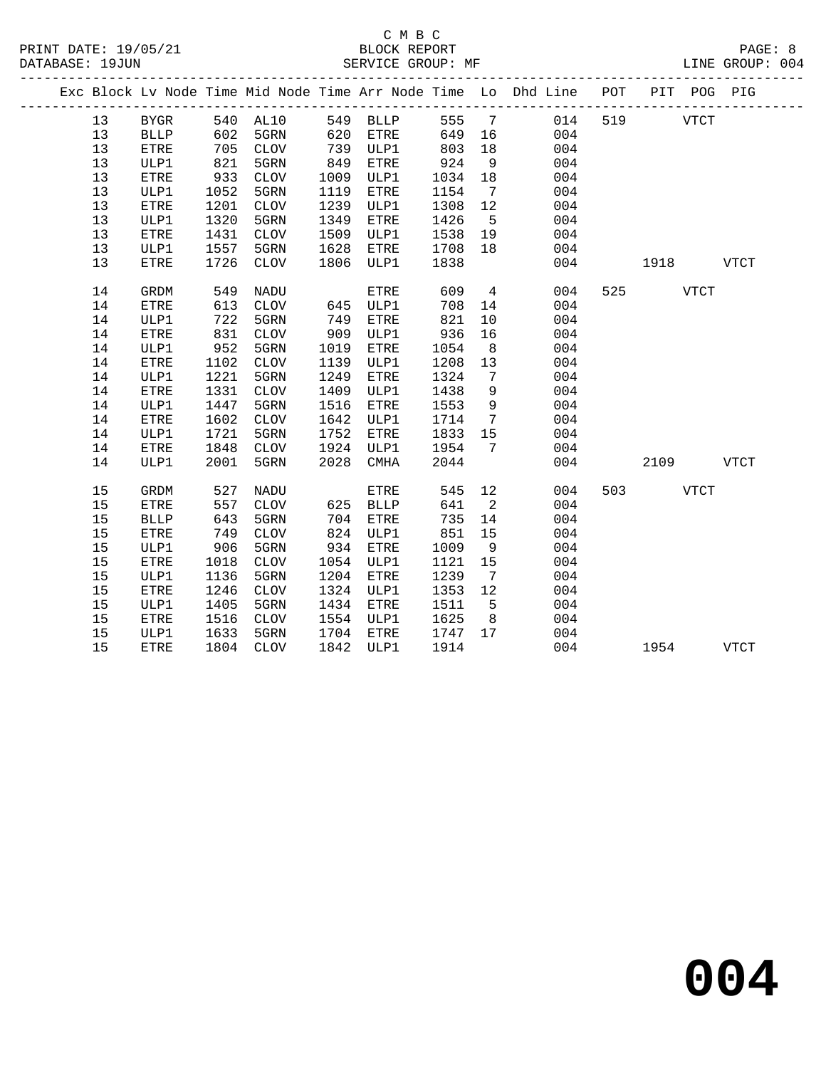C M B C

BLOCK REPORT

SERVICE GROUP: MF

PRINT DATE: 19/05/21
DATABASE: 19JUN
LINE GROUP: 004

| Exc | Block | Lv | Node | Time | Mid Node | Time | Arr Node | Time | Lo | Dhd Line | POT | PIT | POG | PIG |
|---|---|---|---|---|---|---|---|---|---|---|---|---|---|---|
| | 13 | | BYGR | 540 | AL10 | 549 | BLLP | 555 | 7 | 014 | 519 | | VTCT | |
| | 13 | | BLLP | 602 | 5GRN | 620 | ETRE | 649 | 16 | 004 | | | | |
| | 13 | | ETRE | 705 | CLOV | 739 | ULP1 | 803 | 18 | 004 | | | | |
| | 13 | | ULP1 | 821 | 5GRN | 849 | ETRE | 924 | 9 | 004 | | | | |
| | 13 | | ETRE | 933 | CLOV | 1009 | ULP1 | 1034 | 18 | 004 | | | | |
| | 13 | | ULP1 | 1052 | 5GRN | 1119 | ETRE | 1154 | 7 | 004 | | | | |
| | 13 | | ETRE | 1201 | CLOV | 1239 | ULP1 | 1308 | 12 | 004 | | | | |
| | 13 | | ULP1 | 1320 | 5GRN | 1349 | ETRE | 1426 | 5 | 004 | | | | |
| | 13 | | ETRE | 1431 | CLOV | 1509 | ULP1 | 1538 | 19 | 004 | | | | |
| | 13 | | ULP1 | 1557 | 5GRN | 1628 | ETRE | 1708 | 18 | 004 | | | | |
| | 13 | | ETRE | 1726 | CLOV | 1806 | ULP1 | 1838 | | 004 | | 1918 | | VTCT |
| | 14 | | GRDM | 549 | NADU | | ETRE | 609 | 4 | 004 | 525 | | VTCT | |
| | 14 | | ETRE | 613 | CLOV | 645 | ULP1 | 708 | 14 | 004 | | | | |
| | 14 | | ULP1 | 722 | 5GRN | 749 | ETRE | 821 | 10 | 004 | | | | |
| | 14 | | ETRE | 831 | CLOV | 909 | ULP1 | 936 | 16 | 004 | | | | |
| | 14 | | ULP1 | 952 | 5GRN | 1019 | ETRE | 1054 | 8 | 004 | | | | |
| | 14 | | ETRE | 1102 | CLOV | 1139 | ULP1 | 1208 | 13 | 004 | | | | |
| | 14 | | ULP1 | 1221 | 5GRN | 1249 | ETRE | 1324 | 7 | 004 | | | | |
| | 14 | | ETRE | 1331 | CLOV | 1409 | ULP1 | 1438 | 9 | 004 | | | | |
| | 14 | | ULP1 | 1447 | 5GRN | 1516 | ETRE | 1553 | 9 | 004 | | | | |
| | 14 | | ETRE | 1602 | CLOV | 1642 | ULP1 | 1714 | 7 | 004 | | | | |
| | 14 | | ULP1 | 1721 | 5GRN | 1752 | ETRE | 1833 | 15 | 004 | | | | |
| | 14 | | ETRE | 1848 | CLOV | 1924 | ULP1 | 1954 | 7 | 004 | | | | |
| | 14 | | ULP1 | 2001 | 5GRN | 2028 | CMHA | 2044 | | 004 | | 2109 | | VTCT |
| | 15 | | GRDM | 527 | NADU | | ETRE | 545 | 12 | 004 | 503 | | VTCT | |
| | 15 | | ETRE | 557 | CLOV | 625 | BLLP | 641 | 2 | 004 | | | | |
| | 15 | | BLLP | 643 | 5GRN | 704 | ETRE | 735 | 14 | 004 | | | | |
| | 15 | | ETRE | 749 | CLOV | 824 | ULP1 | 851 | 15 | 004 | | | | |
| | 15 | | ULP1 | 906 | 5GRN | 934 | ETRE | 1009 | 9 | 004 | | | | |
| | 15 | | ETRE | 1018 | CLOV | 1054 | ULP1 | 1121 | 15 | 004 | | | | |
| | 15 | | ULP1 | 1136 | 5GRN | 1204 | ETRE | 1239 | 7 | 004 | | | | |
| | 15 | | ETRE | 1246 | CLOV | 1324 | ULP1 | 1353 | 12 | 004 | | | | |
| | 15 | | ULP1 | 1405 | 5GRN | 1434 | ETRE | 1511 | 5 | 004 | | | | |
| | 15 | | ETRE | 1516 | CLOV | 1554 | ULP1 | 1625 | 8 | 004 | | | | |
| | 15 | | ULP1 | 1633 | 5GRN | 1704 | ETRE | 1747 | 17 | 004 | | | | |
| | 15 | | ETRE | 1804 | CLOV | 1842 | ULP1 | 1914 | | 004 | | 1954 | | VTCT |

**004**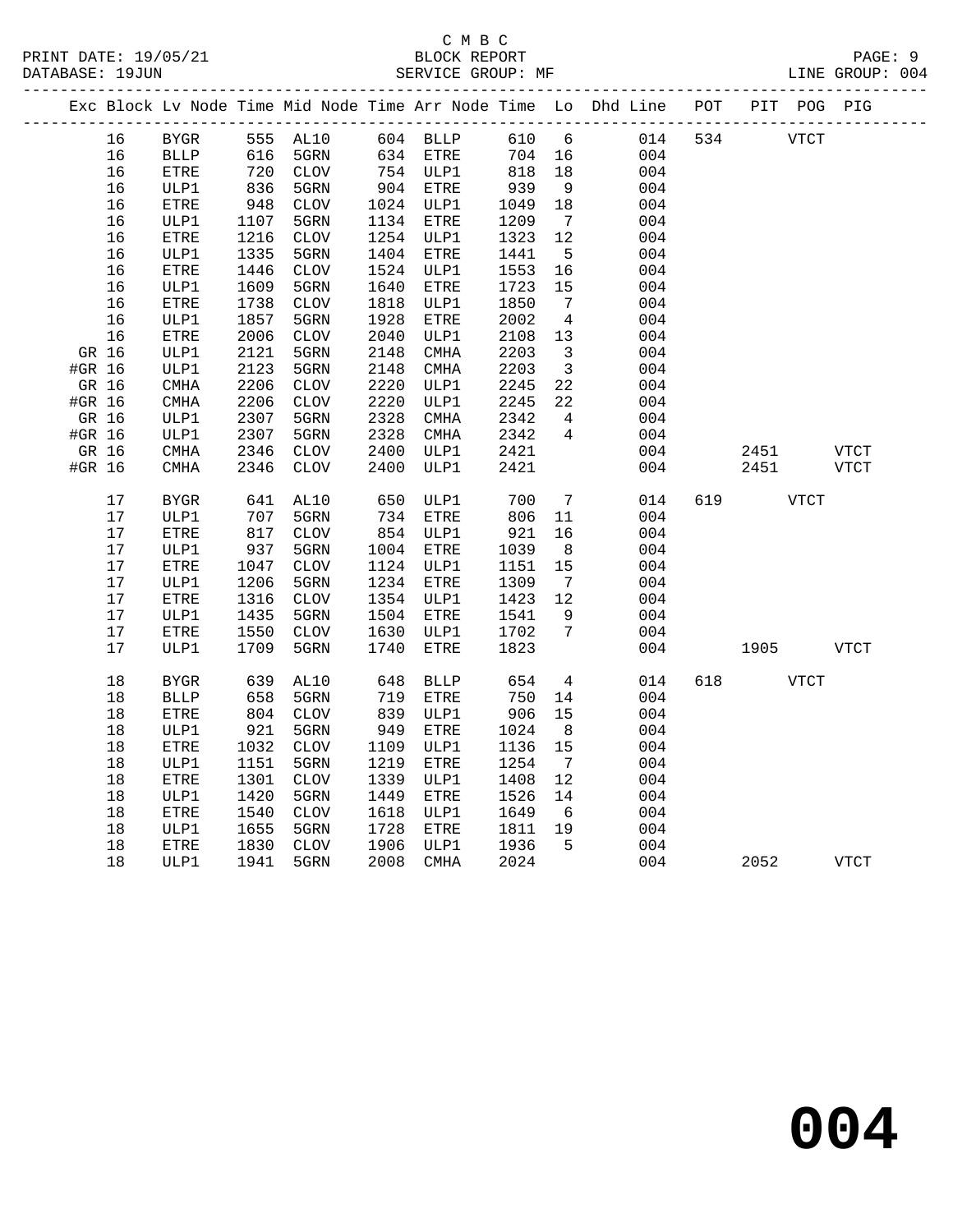C M B C
BLOCK REPORT
SERVICE GROUP: MF

PRINT DATE: 19/05/21
DATABASE: 19JUN

LINE GROUP: 004

| Exc | Block | Lv Node | Time | Mid Node | Time | Arr Node | Time | Lo | Dhd Line | POT | PIT | POG | PIG |
|---|---|---|---|---|---|---|---|---|---|---|---|---|---|
| | 16 | BYGR | 555 | AL10 | 604 | BLLP | 610 | 6 | 014 | 534 | | VTCT | |
| | 16 | BLLP | 616 | 5GRN | 634 | ETRE | 704 | 16 | 004 | | | | |
| | 16 | ETRE | 720 | CLOV | 754 | ULP1 | 818 | 18 | 004 | | | | |
| | 16 | ULP1 | 836 | 5GRN | 904 | ETRE | 939 | 9 | 004 | | | | |
| | 16 | ETRE | 948 | CLOV | 1024 | ULP1 | 1049 | 18 | 004 | | | | |
| | 16 | ULP1 | 1107 | 5GRN | 1134 | ETRE | 1209 | 7 | 004 | | | | |
| | 16 | ETRE | 1216 | CLOV | 1254 | ULP1 | 1323 | 12 | 004 | | | | |
| | 16 | ULP1 | 1335 | 5GRN | 1404 | ETRE | 1441 | 5 | 004 | | | | |
| | 16 | ETRE | 1446 | CLOV | 1524 | ULP1 | 1553 | 16 | 004 | | | | |
| | 16 | ULP1 | 1609 | 5GRN | 1640 | ETRE | 1723 | 15 | 004 | | | | |
| | 16 | ETRE | 1738 | CLOV | 1818 | ULP1 | 1850 | 7 | 004 | | | | |
| | 16 | ULP1 | 1857 | 5GRN | 1928 | ETRE | 2002 | 4 | 004 | | | | |
| | 16 | ETRE | 2006 | CLOV | 2040 | ULP1 | 2108 | 13 | 004 | | | | |
| GR | 16 | ULP1 | 2121 | 5GRN | 2148 | CMHA | 2203 | 3 | 004 | | | | |
| #GR | 16 | ULP1 | 2123 | 5GRN | 2148 | CMHA | 2203 | 3 | 004 | | | | |
| GR | 16 | CMHA | 2206 | CLOV | 2220 | ULP1 | 2245 | 22 | 004 | | | | |
| #GR | 16 | CMHA | 2206 | CLOV | 2220 | ULP1 | 2245 | 22 | 004 | | | | |
| GR | 16 | ULP1 | 2307 | 5GRN | 2328 | CMHA | 2342 | 4 | 004 | | | | |
| #GR | 16 | ULP1 | 2307 | 5GRN | 2328 | CMHA | 2342 | 4 | 004 | | | | |
| GR | 16 | CMHA | 2346 | CLOV | 2400 | ULP1 | 2421 | | 004 | | 2451 | | VTCT |
| #GR | 16 | CMHA | 2346 | CLOV | 2400 | ULP1 | 2421 | | 004 | | 2451 | | VTCT |
| | 17 | BYGR | 641 | AL10 | 650 | ULP1 | 700 | 7 | 014 | 619 | | VTCT | |
| | 17 | ULP1 | 707 | 5GRN | 734 | ETRE | 806 | 11 | 004 | | | | |
| | 17 | ETRE | 817 | CLOV | 854 | ULP1 | 921 | 16 | 004 | | | | |
| | 17 | ULP1 | 937 | 5GRN | 1004 | ETRE | 1039 | 8 | 004 | | | | |
| | 17 | ETRE | 1047 | CLOV | 1124 | ULP1 | 1151 | 15 | 004 | | | | |
| | 17 | ULP1 | 1206 | 5GRN | 1234 | ETRE | 1309 | 7 | 004 | | | | |
| | 17 | ETRE | 1316 | CLOV | 1354 | ULP1 | 1423 | 12 | 004 | | | | |
| | 17 | ULP1 | 1435 | 5GRN | 1504 | ETRE | 1541 | 9 | 004 | | | | |
| | 17 | ETRE | 1550 | CLOV | 1630 | ULP1 | 1702 | 7 | 004 | | | | |
| | 17 | ULP1 | 1709 | 5GRN | 1740 | ETRE | 1823 | | 004 | | 1905 | | VTCT |
| | 18 | BYGR | 639 | AL10 | 648 | BLLP | 654 | 4 | 014 | 618 | | VTCT | |
| | 18 | BLLP | 658 | 5GRN | 719 | ETRE | 750 | 14 | 004 | | | | |
| | 18 | ETRE | 804 | CLOV | 839 | ULP1 | 906 | 15 | 004 | | | | |
| | 18 | ULP1 | 921 | 5GRN | 949 | ETRE | 1024 | 8 | 004 | | | | |
| | 18 | ETRE | 1032 | CLOV | 1109 | ULP1 | 1136 | 15 | 004 | | | | |
| | 18 | ULP1 | 1151 | 5GRN | 1219 | ETRE | 1254 | 7 | 004 | | | | |
| | 18 | ETRE | 1301 | CLOV | 1339 | ULP1 | 1408 | 12 | 004 | | | | |
| | 18 | ULP1 | 1420 | 5GRN | 1449 | ETRE | 1526 | 14 | 004 | | | | |
| | 18 | ETRE | 1540 | CLOV | 1618 | ULP1 | 1649 | 6 | 004 | | | | |
| | 18 | ULP1 | 1655 | 5GRN | 1728 | ETRE | 1811 | 19 | 004 | | | | |
| | 18 | ETRE | 1830 | CLOV | 1906 | ULP1 | 1936 | 5 | 004 | | | | |
| | 18 | ULP1 | 1941 | 5GRN | 2008 | CMHA | 2024 | | 004 | | 2052 | | VTCT |

**004**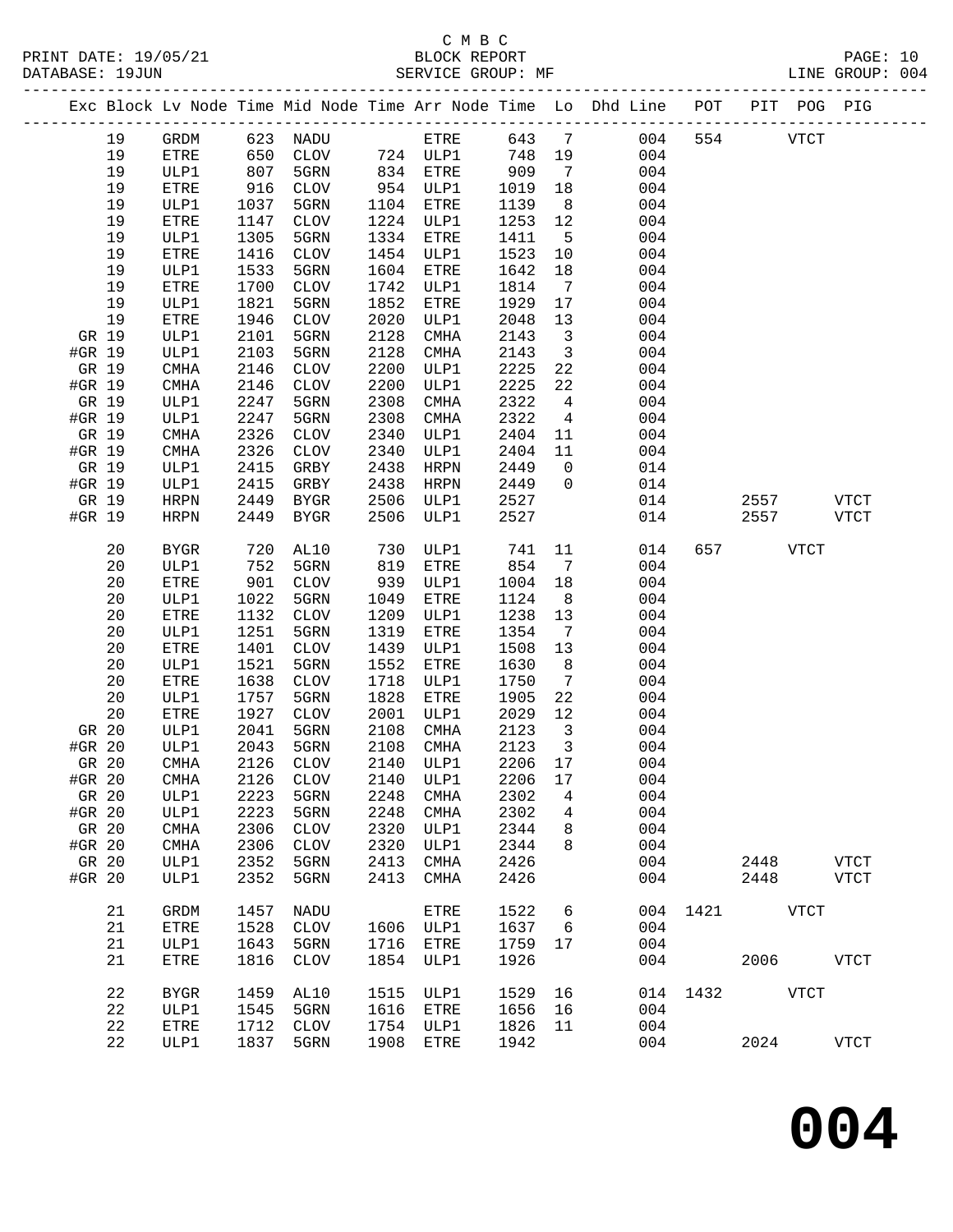C M B C

BLOCK REPORT

PRINT DATE: 19/05/21 DATABASE: 19JUN SERVICE GROUP: MF LINE GROUP: 004

| Exc | Block | Lv Node | Time | Mid Node | Time | Arr Node | Time | Lo | Dhd Line | POT | PIT | POG | PIG |
|---|---|---|---|---|---|---|---|---|---|---|---|---|---|
| | 19 | GRDM | 623 | NADU | | ETRE | 643 | 7 | 004 | 554 | | VTCT | |
| | 19 | ETRE | 650 | CLOV | 724 | ULP1 | 748 | 19 | 004 | | | | |
| | 19 | ULP1 | 807 | 5GRN | 834 | ETRE | 909 | 7 | 004 | | | | |
| | 19 | ETRE | 916 | CLOV | 954 | ULP1 | 1019 | 18 | 004 | | | | |
| | 19 | ULP1 | 1037 | 5GRN | 1104 | ETRE | 1139 | 8 | 004 | | | | |
| | 19 | ETRE | 1147 | CLOV | 1224 | ULP1 | 1253 | 12 | 004 | | | | |
| | 19 | ULP1 | 1305 | 5GRN | 1334 | ETRE | 1411 | 5 | 004 | | | | |
| | 19 | ETRE | 1416 | CLOV | 1454 | ULP1 | 1523 | 10 | 004 | | | | |
| | 19 | ULP1 | 1533 | 5GRN | 1604 | ETRE | 1642 | 18 | 004 | | | | |
| | 19 | ETRE | 1700 | CLOV | 1742 | ULP1 | 1814 | 7 | 004 | | | | |
| | 19 | ULP1 | 1821 | 5GRN | 1852 | ETRE | 1929 | 17 | 004 | | | | |
| | 19 | ETRE | 1946 | CLOV | 2020 | ULP1 | 2048 | 13 | 004 | | | | |
| GR | 19 | ULP1 | 2101 | 5GRN | 2128 | CMHA | 2143 | 3 | 004 | | | | |
| #GR | 19 | ULP1 | 2103 | 5GRN | 2128 | CMHA | 2143 | 3 | 004 | | | | |
| GR | 19 | CMHA | 2146 | CLOV | 2200 | ULP1 | 2225 | 22 | 004 | | | | |
| #GR | 19 | CMHA | 2146 | CLOV | 2200 | ULP1 | 2225 | 22 | 004 | | | | |
| GR | 19 | ULP1 | 2247 | 5GRN | 2308 | CMHA | 2322 | 4 | 004 | | | | |
| #GR | 19 | ULP1 | 2247 | 5GRN | 2308 | CMHA | 2322 | 4 | 004 | | | | |
| GR | 19 | CMHA | 2326 | CLOV | 2340 | ULP1 | 2404 | 11 | 004 | | | | |
| #GR | 19 | CMHA | 2326 | CLOV | 2340 | ULP1 | 2404 | 11 | 004 | | | | |
| GR | 19 | ULP1 | 2415 | GRBY | 2438 | HRPN | 2449 | 0 | 014 | | | | |
| #GR | 19 | ULP1 | 2415 | GRBY | 2438 | HRPN | 2449 | 0 | 014 | | | | |
| GR | 19 | HRPN | 2449 | BYGR | 2506 | ULP1 | 2527 | | 014 | | 2557 | | VTCT |
| #GR | 19 | HRPN | 2449 | BYGR | 2506 | ULP1 | 2527 | | 014 | | 2557 | | VTCT |
| | 20 | BYGR | 720 | AL10 | 730 | ULP1 | 741 | 11 | 014 | 657 | | VTCT | |
| | 20 | ULP1 | 752 | 5GRN | 819 | ETRE | 854 | 7 | 004 | | | | |
| | 20 | ETRE | 901 | CLOV | 939 | ULP1 | 1004 | 18 | 004 | | | | |
| | 20 | ULP1 | 1022 | 5GRN | 1049 | ETRE | 1124 | 8 | 004 | | | | |
| | 20 | ETRE | 1132 | CLOV | 1209 | ULP1 | 1238 | 13 | 004 | | | | |
| | 20 | ULP1 | 1251 | 5GRN | 1319 | ETRE | 1354 | 7 | 004 | | | | |
| | 20 | ETRE | 1401 | CLOV | 1439 | ULP1 | 1508 | 13 | 004 | | | | |
| | 20 | ULP1 | 1521 | 5GRN | 1552 | ETRE | 1630 | 8 | 004 | | | | |
| | 20 | ETRE | 1638 | CLOV | 1718 | ULP1 | 1750 | 7 | 004 | | | | |
| | 20 | ULP1 | 1757 | 5GRN | 1828 | ETRE | 1905 | 22 | 004 | | | | |
| | 20 | ETRE | 1927 | CLOV | 2001 | ULP1 | 2029 | 12 | 004 | | | | |
| GR | 20 | ULP1 | 2041 | 5GRN | 2108 | CMHA | 2123 | 3 | 004 | | | | |
| #GR | 20 | ULP1 | 2043 | 5GRN | 2108 | CMHA | 2123 | 3 | 004 | | | | |
| GR | 20 | CMHA | 2126 | CLOV | 2140 | ULP1 | 2206 | 17 | 004 | | | | |
| #GR | 20 | CMHA | 2126 | CLOV | 2140 | ULP1 | 2206 | 17 | 004 | | | | |
| GR | 20 | ULP1 | 2223 | 5GRN | 2248 | CMHA | 2302 | 4 | 004 | | | | |
| #GR | 20 | ULP1 | 2223 | 5GRN | 2248 | CMHA | 2302 | 4 | 004 | | | | |
| GR | 20 | CMHA | 2306 | CLOV | 2320 | ULP1 | 2344 | 8 | 004 | | | | |
| #GR | 20 | CMHA | 2306 | CLOV | 2320 | ULP1 | 2344 | 8 | 004 | | | | |
| GR | 20 | ULP1 | 2352 | 5GRN | 2413 | CMHA | 2426 | | 004 | | 2448 | | VTCT |
| #GR | 20 | ULP1 | 2352 | 5GRN | 2413 | CMHA | 2426 | | 004 | | 2448 | | VTCT |
| | 21 | GRDM | 1457 | NADU | | ETRE | 1522 | 6 | 004 | 1421 | | VTCT | |
| | 21 | ETRE | 1528 | CLOV | 1606 | ULP1 | 1637 | 6 | 004 | | | | |
| | 21 | ULP1 | 1643 | 5GRN | 1716 | ETRE | 1759 | 17 | 004 | | | | |
| | 21 | ETRE | 1816 | CLOV | 1854 | ULP1 | 1926 | | 004 | | 2006 | | VTCT |
| | 22 | BYGR | 1459 | AL10 | 1515 | ULP1 | 1529 | 16 | 014 | 1432 | | VTCT | |
| | 22 | ULP1 | 1545 | 5GRN | 1616 | ETRE | 1656 | 16 | 004 | | | | |
| | 22 | ETRE | 1712 | CLOV | 1754 | ULP1 | 1826 | 11 | 004 | | | | |
| | 22 | ULP1 | 1837 | 5GRN | 1908 | ETRE | 1942 | | 004 | | 2024 | | VTCT |

# 004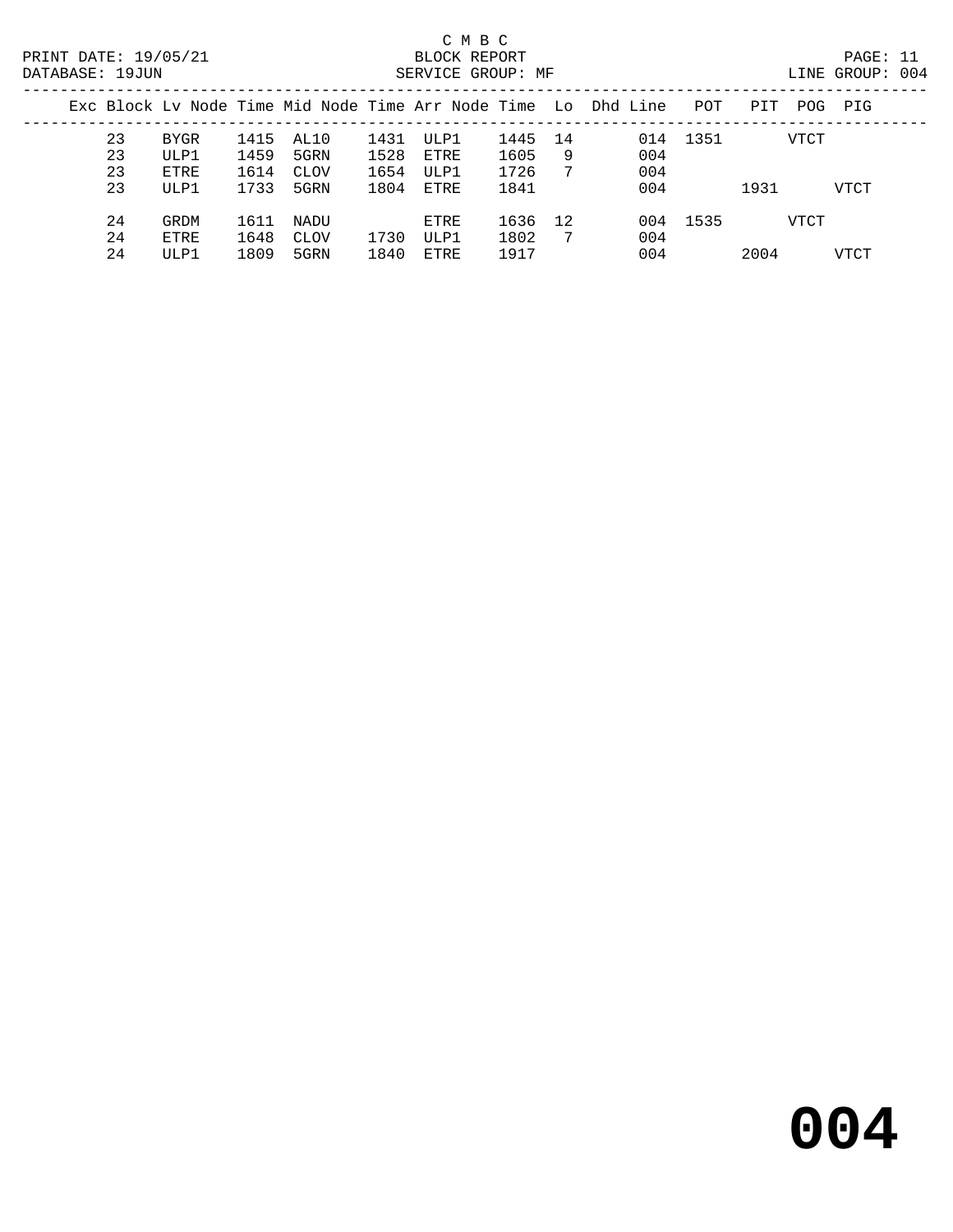C M B C

BLOCK REPORT

SERVICE GROUP: MF

PRINT DATE: 19/05/21

DATABASE: 19JUN

LINE GROUP: 004

| Exc | Block | Lv Node | Time | Mid Node | Time | Arr Node | Time | Lo | Dhd Line | POT | PIT | POG | PIG |
|---|---|---|---|---|---|---|---|---|---|---|---|---|---|
| | 23 | BYGR | 1415 | AL10 | 1431 | ULP1 | 1445 | 14 | 014 | 1351 | | VTCT | |
| | 23 | ULP1 | 1459 | 5GRN | 1528 | ETRE | 1605 | 9 | 004 | | | | |
| | 23 | ETRE | 1614 | CLOV | 1654 | ULP1 | 1726 | 7 | 004 | | | | |
| | 23 | ULP1 | 1733 | 5GRN | 1804 | ETRE | 1841 | | 004 | | 1931 | | VTCT |
| | 24 | GRDM | 1611 | NADU | | ETRE | 1636 | 12 | 004 | 1535 | | VTCT | |
| | 24 | ETRE | 1648 | CLOV | 1730 | ULP1 | 1802 | 7 | 004 | | | | |
| | 24 | ULP1 | 1809 | 5GRN | 1840 | ETRE | 1917 | | 004 | | 2004 | | VTCT |

# 004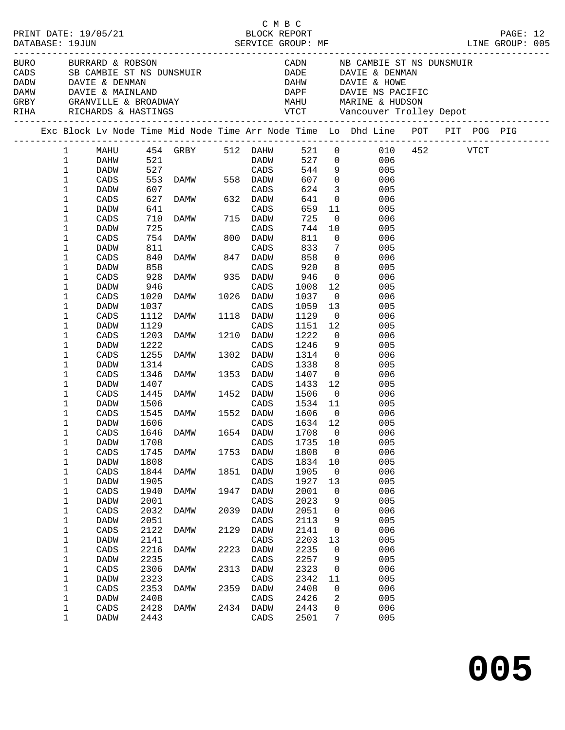C M B C
PRINT DATE: 19/05/21 BLOCK REPORT
DATABASE: 19JUN SERVICE GROUP: MF LINE GROUP: 005

| Code | Location | Code | Location |
|---|---|---|---|
| BURO | BURRARD & ROBSON | CADN | NB CAMBIE ST NS DUNSMUIR |
| CADS | SB CAMBIE ST NS DUNSMUIR | DADE | DAVIE & DENMAN |
| DADW | DAVIE & DENMAN | DAHW | DAVIE & HOWE |
| DAMW | DAVIE & MAINLAND | DAPF | DAVIE NS PACIFIC |
| GRBY | GRANVILLE & BROADWAY | MAHU | MARINE & HUDSON |
| RIHA | RICHARDS & HASTINGS | VTCT | Vancouver Trolley Depot |

| Exc | Block | Lv Node | Time | Mid Node | Time | Arr Node | Time | Lo | Dhd Line | POT | PIT | POG | PIG |
|---|---|---|---|---|---|---|---|---|---|---|---|---|---|
| | 1 | MAHU | 454 | GRBY | 512 | DAHW | 521 | 0 | 010 | 452 | | VTCT | |
| | 1 | DAHW | 521 | | | DADW | 527 | 0 | 006 | | | | |
| | 1 | DADW | 527 | | | CADS | 544 | 9 | 005 | | | | |
| | 1 | CADS | 553 | DAMW | 558 | DADW | 607 | 0 | 006 | | | | |
| | 1 | DADW | 607 | | | CADS | 624 | 3 | 005 | | | | |
| | 1 | CADS | 627 | DAMW | 632 | DADW | 641 | 0 | 006 | | | | |
| | 1 | DADW | 641 | | | CADS | 659 | 11 | 005 | | | | |
| | 1 | CADS | 710 | DAMW | 715 | DADW | 725 | 0 | 006 | | | | |
| | 1 | DADW | 725 | | | CADS | 744 | 10 | 005 | | | | |
| | 1 | CADS | 754 | DAMW | 800 | DADW | 811 | 0 | 006 | | | | |
| | 1 | DADW | 811 | | | CADS | 833 | 7 | 005 | | | | |
| | 1 | CADS | 840 | DAMW | 847 | DADW | 858 | 0 | 006 | | | | |
| | 1 | DADW | 858 | | | CADS | 920 | 8 | 005 | | | | |
| | 1 | CADS | 928 | DAMW | 935 | DADW | 946 | 0 | 006 | | | | |
| | 1 | DADW | 946 | | | CADS | 1008 | 12 | 005 | | | | |
| | 1 | CADS | 1020 | DAMW | 1026 | DADW | 1037 | 0 | 006 | | | | |
| | 1 | DADW | 1037 | | | CADS | 1059 | 13 | 005 | | | | |
| | 1 | CADS | 1112 | DAMW | 1118 | DADW | 1129 | 0 | 006 | | | | |
| | 1 | DADW | 1129 | | | CADS | 1151 | 12 | 005 | | | | |
| | 1 | CADS | 1203 | DAMW | 1210 | DADW | 1222 | 0 | 006 | | | | |
| | 1 | DADW | 1222 | | | CADS | 1246 | 9 | 005 | | | | |
| | 1 | CADS | 1255 | DAMW | 1302 | DADW | 1314 | 0 | 006 | | | | |
| | 1 | DADW | 1314 | | | CADS | 1338 | 8 | 005 | | | | |
| | 1 | CADS | 1346 | DAMW | 1353 | DADW | 1407 | 0 | 006 | | | | |
| | 1 | DADW | 1407 | | | CADS | 1433 | 12 | 005 | | | | |
| | 1 | CADS | 1445 | DAMW | 1452 | DADW | 1506 | 0 | 006 | | | | |
| | 1 | DADW | 1506 | | | CADS | 1534 | 11 | 005 | | | | |
| | 1 | CADS | 1545 | DAMW | 1552 | DADW | 1606 | 0 | 006 | | | | |
| | 1 | DADW | 1606 | | | CADS | 1634 | 12 | 005 | | | | |
| | 1 | CADS | 1646 | DAMW | 1654 | DADW | 1708 | 0 | 006 | | | | |
| | 1 | DADW | 1708 | | | CADS | 1735 | 10 | 005 | | | | |
| | 1 | CADS | 1745 | DAMW | 1753 | DADW | 1808 | 0 | 006 | | | | |
| | 1 | DADW | 1808 | | | CADS | 1834 | 10 | 005 | | | | |
| | 1 | CADS | 1844 | DAMW | 1851 | DADW | 1905 | 0 | 006 | | | | |
| | 1 | DADW | 1905 | | | CADS | 1927 | 13 | 005 | | | | |
| | 1 | CADS | 1940 | DAMW | 1947 | DADW | 2001 | 0 | 006 | | | | |
| | 1 | DADW | 2001 | | | CADS | 2023 | 9 | 005 | | | | |
| | 1 | CADS | 2032 | DAMW | 2039 | DADW | 2051 | 0 | 006 | | | | |
| | 1 | DADW | 2051 | | | CADS | 2113 | 9 | 005 | | | | |
| | 1 | CADS | 2122 | DAMW | 2129 | DADW | 2141 | 0 | 006 | | | | |
| | 1 | DADW | 2141 | | | CADS | 2203 | 13 | 005 | | | | |
| | 1 | CADS | 2216 | DAMW | 2223 | DADW | 2235 | 0 | 006 | | | | |
| | 1 | DADW | 2235 | | | CADS | 2257 | 9 | 005 | | | | |
| | 1 | CADS | 2306 | DAMW | 2313 | DADW | 2323 | 0 | 006 | | | | |
| | 1 | DADW | 2323 | | | CADS | 2342 | 11 | 005 | | | | |
| | 1 | CADS | 2353 | DAMW | 2359 | DADW | 2408 | 0 | 006 | | | | |
| | 1 | DADW | 2408 | | | CADS | 2426 | 2 | 005 | | | | |
| | 1 | CADS | 2428 | DAMW | 2434 | DADW | 2443 | 0 | 006 | | | | |
| | 1 | DADW | 2443 | | | CADS | 2501 | 7 | 005 | | | | |

# 005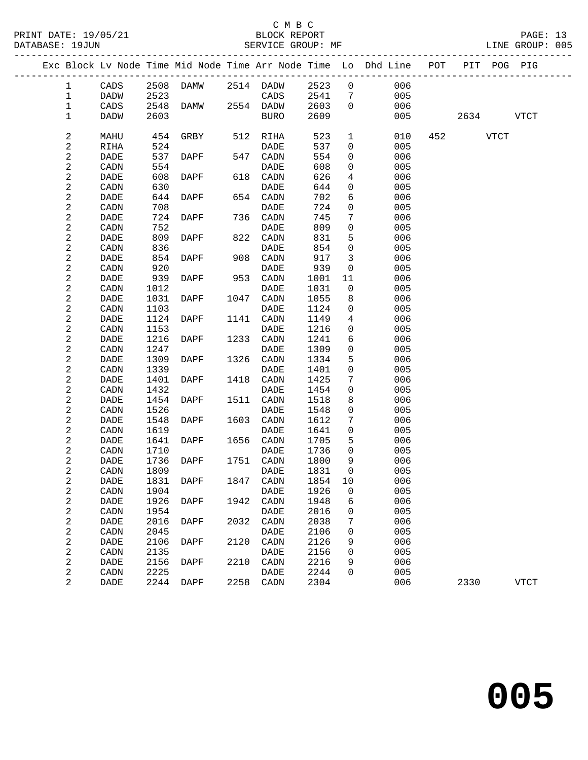C M B C

PRINT DATE: 19/05/21 BLOCK REPORT PAGE: 13
DATABASE: 19JUN SERVICE GROUP: MF LINE GROUP: 005

| Exc | Block | Lv | Node | Time | Mid Node | Time | Arr Node | Time | Lo | Dhd Line | POT | PIT | POG | PIG |
|---|---|---|---|---|---|---|---|---|---|---|---|---|---|---|
| | 1 | | CADS | 2508 | DAMW | 2514 | DADW | 2523 | 0 | 006 | | | | |
| | 1 | | DADW | 2523 | | | CADS | 2541 | 7 | 005 | | | | |
| | 1 | | CADS | 2548 | DAMW | 2554 | DADW | 2603 | 0 | 006 | | | | |
| | 1 | | DADW | 2603 | | | BURO | 2609 | | 005 | | 2634 | | VTCT |
| | 2 | | MAHU | 454 | GRBY | 512 | RIHA | 523 | 1 | 010 | 452 | | VTCT | |
| | 2 | | RIHA | 524 | | | DADE | 537 | 0 | 005 | | | | |
| | 2 | | DADE | 537 | DAPF | 547 | CADN | 554 | 0 | 006 | | | | |
| | 2 | | CADN | 554 | | | DADE | 608 | 0 | 005 | | | | |
| | 2 | | DADE | 608 | DAPF | 618 | CADN | 626 | 4 | 006 | | | | |
| | 2 | | CADN | 630 | | | DADE | 644 | 0 | 005 | | | | |
| | 2 | | DADE | 644 | DAPF | 654 | CADN | 702 | 6 | 006 | | | | |
| | 2 | | CADN | 708 | | | DADE | 724 | 0 | 005 | | | | |
| | 2 | | DADE | 724 | DAPF | 736 | CADN | 745 | 7 | 006 | | | | |
| | 2 | | CADN | 752 | | | DADE | 809 | 0 | 005 | | | | |
| | 2 | | DADE | 809 | DAPF | 822 | CADN | 831 | 5 | 006 | | | | |
| | 2 | | CADN | 836 | | | DADE | 854 | 0 | 005 | | | | |
| | 2 | | DADE | 854 | DAPF | 908 | CADN | 917 | 3 | 006 | | | | |
| | 2 | | CADN | 920 | | | DADE | 939 | 0 | 005 | | | | |
| | 2 | | DADE | 939 | DAPF | 953 | CADN | 1001 | 11 | 006 | | | | |
| | 2 | | CADN | 1012 | | | DADE | 1031 | 0 | 005 | | | | |
| | 2 | | DADE | 1031 | DAPF | 1047 | CADN | 1055 | 8 | 006 | | | | |
| | 2 | | CADN | 1103 | | | DADE | 1124 | 0 | 005 | | | | |
| | 2 | | DADE | 1124 | DAPF | 1141 | CADN | 1149 | 4 | 006 | | | | |
| | 2 | | CADN | 1153 | | | DADE | 1216 | 0 | 005 | | | | |
| | 2 | | DADE | 1216 | DAPF | 1233 | CADN | 1241 | 6 | 006 | | | | |
| | 2 | | CADN | 1247 | | | DADE | 1309 | 0 | 005 | | | | |
| | 2 | | DADE | 1309 | DAPF | 1326 | CADN | 1334 | 5 | 006 | | | | |
| | 2 | | CADN | 1339 | | | DADE | 1401 | 0 | 005 | | | | |
| | 2 | | DADE | 1401 | DAPF | 1418 | CADN | 1425 | 7 | 006 | | | | |
| | 2 | | CADN | 1432 | | | DADE | 1454 | 0 | 005 | | | | |
| | 2 | | DADE | 1454 | DAPF | 1511 | CADN | 1518 | 8 | 006 | | | | |
| | 2 | | CADN | 1526 | | | DADE | 1548 | 0 | 005 | | | | |
| | 2 | | DADE | 1548 | DAPF | 1603 | CADN | 1612 | 7 | 006 | | | | |
| | 2 | | CADN | 1619 | | | DADE | 1641 | 0 | 005 | | | | |
| | 2 | | DADE | 1641 | DAPF | 1656 | CADN | 1705 | 5 | 006 | | | | |
| | 2 | | CADN | 1710 | | | DADE | 1736 | 0 | 005 | | | | |
| | 2 | | DADE | 1736 | DAPF | 1751 | CADN | 1800 | 9 | 006 | | | | |
| | 2 | | CADN | 1809 | | | DADE | 1831 | 0 | 005 | | | | |
| | 2 | | DADE | 1831 | DAPF | 1847 | CADN | 1854 | 10 | 006 | | | | |
| | 2 | | CADN | 1904 | | | DADE | 1926 | 0 | 005 | | | | |
| | 2 | | DADE | 1926 | DAPF | 1942 | CADN | 1948 | 6 | 006 | | | | |
| | 2 | | CADN | 1954 | | | DADE | 2016 | 0 | 005 | | | | |
| | 2 | | DADE | 2016 | DAPF | 2032 | CADN | 2038 | 7 | 006 | | | | |
| | 2 | | CADN | 2045 | | | DADE | 2106 | 0 | 005 | | | | |
| | 2 | | DADE | 2106 | DAPF | 2120 | CADN | 2126 | 9 | 006 | | | | |
| | 2 | | CADN | 2135 | | | DADE | 2156 | 0 | 005 | | | | |
| | 2 | | DADE | 2156 | DAPF | 2210 | CADN | 2216 | 9 | 006 | | | | |
| | 2 | | CADN | 2225 | | | DADE | 2244 | 0 | 005 | | | | |
| | 2 | | DADE | 2244 | DAPF | 2258 | CADN | 2304 | | 006 | | 2330 | | VTCT |

# 005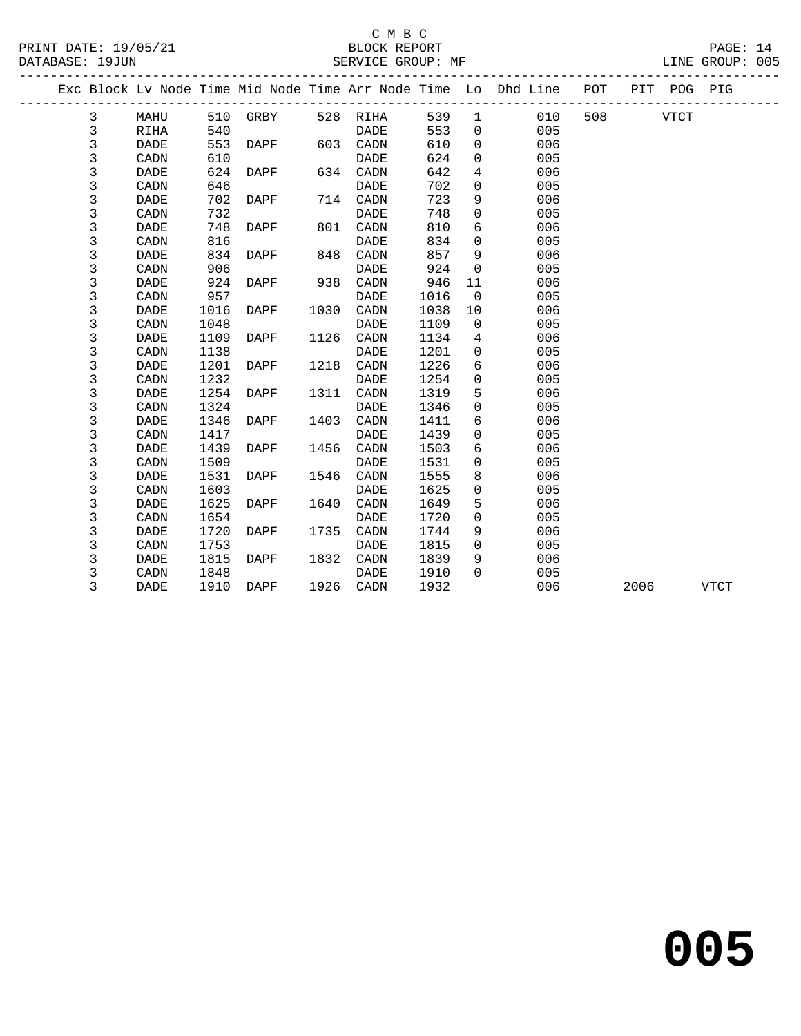C M B C

BLOCK REPORT

SERVICE GROUP: MF

PRINT DATE: 19/05/21
DATABASE: 19JUN
LINE GROUP: 005

| Exc | Block | Lv Node | Time | Mid Node | Time | Arr Node | Time | Lo | Dhd Line | POT | PIT | POG | PIG |
|---|---|---|---|---|---|---|---|---|---|---|---|---|---|
| | 3 | MAHU | 510 | GRBY | 528 | RIHA | 539 | 1 | 010 | 508 | | VTCT | |
| | 3 | RIHA | 540 | | | DADE | 553 | 0 | 005 | | | | |
| | 3 | DADE | 553 | DAPF | 603 | CADN | 610 | 0 | 006 | | | | |
| | 3 | CADN | 610 | | | DADE | 624 | 0 | 005 | | | | |
| | 3 | DADE | 624 | DAPF | 634 | CADN | 642 | 4 | 006 | | | | |
| | 3 | CADN | 646 | | | DADE | 702 | 0 | 005 | | | | |
| | 3 | DADE | 702 | DAPF | 714 | CADN | 723 | 9 | 006 | | | | |
| | 3 | CADN | 732 | | | DADE | 748 | 0 | 005 | | | | |
| | 3 | DADE | 748 | DAPF | 801 | CADN | 810 | 6 | 006 | | | | |
| | 3 | CADN | 816 | | | DADE | 834 | 0 | 005 | | | | |
| | 3 | DADE | 834 | DAPF | 848 | CADN | 857 | 9 | 006 | | | | |
| | 3 | CADN | 906 | | | DADE | 924 | 0 | 005 | | | | |
| | 3 | DADE | 924 | DAPF | 938 | CADN | 946 | 11 | 006 | | | | |
| | 3 | CADN | 957 | | | DADE | 1016 | 0 | 005 | | | | |
| | 3 | DADE | 1016 | DAPF | 1030 | CADN | 1038 | 10 | 006 | | | | |
| | 3 | CADN | 1048 | | | DADE | 1109 | 0 | 005 | | | | |
| | 3 | DADE | 1109 | DAPF | 1126 | CADN | 1134 | 4 | 006 | | | | |
| | 3 | CADN | 1138 | | | DADE | 1201 | 0 | 005 | | | | |
| | 3 | DADE | 1201 | DAPF | 1218 | CADN | 1226 | 6 | 006 | | | | |
| | 3 | CADN | 1232 | | | DADE | 1254 | 0 | 005 | | | | |
| | 3 | DADE | 1254 | DAPF | 1311 | CADN | 1319 | 5 | 006 | | | | |
| | 3 | CADN | 1324 | | | DADE | 1346 | 0 | 005 | | | | |
| | 3 | DADE | 1346 | DAPF | 1403 | CADN | 1411 | 6 | 006 | | | | |
| | 3 | CADN | 1417 | | | DADE | 1439 | 0 | 005 | | | | |
| | 3 | DADE | 1439 | DAPF | 1456 | CADN | 1503 | 6 | 006 | | | | |
| | 3 | CADN | 1509 | | | DADE | 1531 | 0 | 005 | | | | |
| | 3 | DADE | 1531 | DAPF | 1546 | CADN | 1555 | 8 | 006 | | | | |
| | 3 | CADN | 1603 | | | DADE | 1625 | 0 | 005 | | | | |
| | 3 | DADE | 1625 | DAPF | 1640 | CADN | 1649 | 5 | 006 | | | | |
| | 3 | CADN | 1654 | | | DADE | 1720 | 0 | 005 | | | | |
| | 3 | DADE | 1720 | DAPF | 1735 | CADN | 1744 | 9 | 006 | | | | |
| | 3 | CADN | 1753 | | | DADE | 1815 | 0 | 005 | | | | |
| | 3 | DADE | 1815 | DAPF | 1832 | CADN | 1839 | 9 | 006 | | | | |
| | 3 | CADN | 1848 | | | DADE | 1910 | 0 | 005 | | | | |
| | 3 | DADE | 1910 | DAPF | 1926 | CADN | 1932 | | 006 | | 2006 | | VTCT |

**005**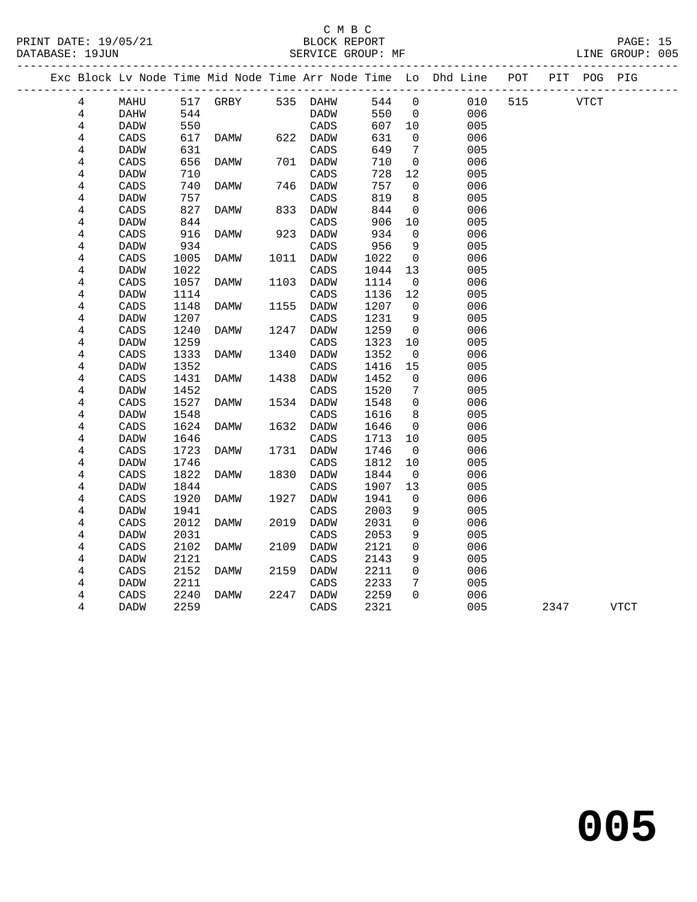C M B C

BLOCK REPORT

SERVICE GROUP: MF

PRINT DATE: 19/05/21
DATABASE: 19JUN
LINE GROUP: 005

| Exc | Block | Lv | Node | Time | Mid Node | Time | Arr Node | Time | Lo | Dhd Line | POT | PIT | POG | PIG |
|---|---|---|---|---|---|---|---|---|---|---|---|---|---|---|
| | 4 | | MAHU | 517 | GRBY | 535 | DAHW | 544 | 0 | 010 | 515 | | VTCT | |
| | 4 | | DAHW | 544 | | | DADW | 550 | 0 | 006 | | | | |
| | 4 | | DADW | 550 | | | CADS | 607 | 10 | 005 | | | | |
| | 4 | | CADS | 617 | DAMW | 622 | DADW | 631 | 0 | 006 | | | | |
| | 4 | | DADW | 631 | | | CADS | 649 | 7 | 005 | | | | |
| | 4 | | CADS | 656 | DAMW | 701 | DADW | 710 | 0 | 006 | | | | |
| | 4 | | DADW | 710 | | | CADS | 728 | 12 | 005 | | | | |
| | 4 | | CADS | 740 | DAMW | 746 | DADW | 757 | 0 | 006 | | | | |
| | 4 | | DADW | 757 | | | CADS | 819 | 8 | 005 | | | | |
| | 4 | | CADS | 827 | DAMW | 833 | DADW | 844 | 0 | 006 | | | | |
| | 4 | | DADW | 844 | | | CADS | 906 | 10 | 005 | | | | |
| | 4 | | CADS | 916 | DAMW | 923 | DADW | 934 | 0 | 006 | | | | |
| | 4 | | DADW | 934 | | | CADS | 956 | 9 | 005 | | | | |
| | 4 | | CADS | 1005 | DAMW | 1011 | DADW | 1022 | 0 | 006 | | | | |
| | 4 | | DADW | 1022 | | | CADS | 1044 | 13 | 005 | | | | |
| | 4 | | CADS | 1057 | DAMW | 1103 | DADW | 1114 | 0 | 006 | | | | |
| | 4 | | DADW | 1114 | | | CADS | 1136 | 12 | 005 | | | | |
| | 4 | | CADS | 1148 | DAMW | 1155 | DADW | 1207 | 0 | 006 | | | | |
| | 4 | | DADW | 1207 | | | CADS | 1231 | 9 | 005 | | | | |
| | 4 | | CADS | 1240 | DAMW | 1247 | DADW | 1259 | 0 | 006 | | | | |
| | 4 | | DADW | 1259 | | | CADS | 1323 | 10 | 005 | | | | |
| | 4 | | CADS | 1333 | DAMW | 1340 | DADW | 1352 | 0 | 006 | | | | |
| | 4 | | DADW | 1352 | | | CADS | 1416 | 15 | 005 | | | | |
| | 4 | | CADS | 1431 | DAMW | 1438 | DADW | 1452 | 0 | 006 | | | | |
| | 4 | | DADW | 1452 | | | CADS | 1520 | 7 | 005 | | | | |
| | 4 | | CADS | 1527 | DAMW | 1534 | DADW | 1548 | 0 | 006 | | | | |
| | 4 | | DADW | 1548 | | | CADS | 1616 | 8 | 005 | | | | |
| | 4 | | CADS | 1624 | DAMW | 1632 | DADW | 1646 | 0 | 006 | | | | |
| | 4 | | DADW | 1646 | | | CADS | 1713 | 10 | 005 | | | | |
| | 4 | | CADS | 1723 | DAMW | 1731 | DADW | 1746 | 0 | 006 | | | | |
| | 4 | | DADW | 1746 | | | CADS | 1812 | 10 | 005 | | | | |
| | 4 | | CADS | 1822 | DAMW | 1830 | DADW | 1844 | 0 | 006 | | | | |
| | 4 | | DADW | 1844 | | | CADS | 1907 | 13 | 005 | | | | |
| | 4 | | CADS | 1920 | DAMW | 1927 | DADW | 1941 | 0 | 006 | | | | |
| | 4 | | DADW | 1941 | | | CADS | 2003 | 9 | 005 | | | | |
| | 4 | | CADS | 2012 | DAMW | 2019 | DADW | 2031 | 0 | 006 | | | | |
| | 4 | | DADW | 2031 | | | CADS | 2053 | 9 | 005 | | | | |
| | 4 | | CADS | 2102 | DAMW | 2109 | DADW | 2121 | 0 | 006 | | | | |
| | 4 | | DADW | 2121 | | | CADS | 2143 | 9 | 005 | | | | |
| | 4 | | CADS | 2152 | DAMW | 2159 | DADW | 2211 | 0 | 006 | | | | |
| | 4 | | DADW | 2211 | | | CADS | 2233 | 7 | 005 | | | | |
| | 4 | | CADS | 2240 | DAMW | 2247 | DADW | 2259 | 0 | 006 | | | | |
| | 4 | | DADW | 2259 | | | CADS | 2321 | | 005 | | 2347 | | VTCT |

# 005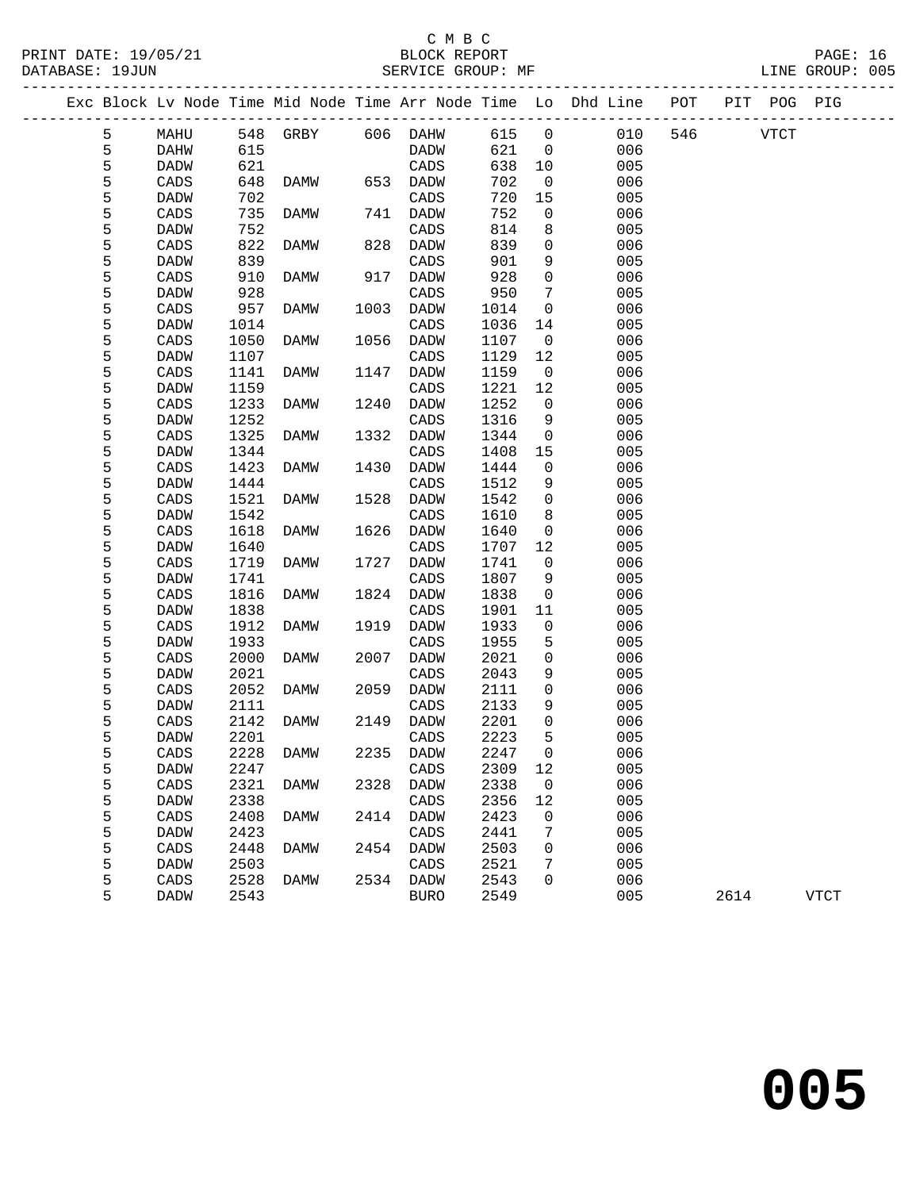C M B C
PRINT DATE: 19/05/21 BLOCK REPORT
DATABASE: 19JUN SERVICE GROUP: MF LINE GROUP: 005

| Exc | Block | Lv | Node | Time | Mid Node | Time | Arr Node | Time | Lo | Dhd Line | POT | PIT | POG | PIG |
|---|---|---|---|---|---|---|---|---|---|---|---|---|---|---|
| | 5 | | MAHU | 548 | GRBY | 606 | DAHW | 615 | 0 | 010 | 546 | | VTCT | |
| | 5 | | DAHW | 615 | | | DADW | 621 | 0 | 006 | | | | |
| | 5 | | DADW | 621 | | | CADS | 638 | 10 | 005 | | | | |
| | 5 | | CADS | 648 | DAMW | 653 | DADW | 702 | 0 | 006 | | | | |
| | 5 | | DADW | 702 | | | CADS | 720 | 15 | 005 | | | | |
| | 5 | | CADS | 735 | DAMW | 741 | DADW | 752 | 0 | 006 | | | | |
| | 5 | | DADW | 752 | | | CADS | 814 | 8 | 005 | | | | |
| | 5 | | CADS | 822 | DAMW | 828 | DADW | 839 | 0 | 006 | | | | |
| | 5 | | DADW | 839 | | | CADS | 901 | 9 | 005 | | | | |
| | 5 | | CADS | 910 | DAMW | 917 | DADW | 928 | 0 | 006 | | | | |
| | 5 | | DADW | 928 | | | CADS | 950 | 7 | 005 | | | | |
| | 5 | | CADS | 957 | DAMW | 1003 | DADW | 1014 | 0 | 006 | | | | |
| | 5 | | DADW | 1014 | | | CADS | 1036 | 14 | 005 | | | | |
| | 5 | | CADS | 1050 | DAMW | 1056 | DADW | 1107 | 0 | 006 | | | | |
| | 5 | | DADW | 1107 | | | CADS | 1129 | 12 | 005 | | | | |
| | 5 | | CADS | 1141 | DAMW | 1147 | DADW | 1159 | 0 | 006 | | | | |
| | 5 | | DADW | 1159 | | | CADS | 1221 | 12 | 005 | | | | |
| | 5 | | CADS | 1233 | DAMW | 1240 | DADW | 1252 | 0 | 006 | | | | |
| | 5 | | DADW | 1252 | | | CADS | 1316 | 9 | 005 | | | | |
| | 5 | | CADS | 1325 | DAMW | 1332 | DADW | 1344 | 0 | 006 | | | | |
| | 5 | | DADW | 1344 | | | CADS | 1408 | 15 | 005 | | | | |
| | 5 | | CADS | 1423 | DAMW | 1430 | DADW | 1444 | 0 | 006 | | | | |
| | 5 | | DADW | 1444 | | | CADS | 1512 | 9 | 005 | | | | |
| | 5 | | CADS | 1521 | DAMW | 1528 | DADW | 1542 | 0 | 006 | | | | |
| | 5 | | DADW | 1542 | | | CADS | 1610 | 8 | 005 | | | | |
| | 5 | | CADS | 1618 | DAMW | 1626 | DADW | 1640 | 0 | 006 | | | | |
| | 5 | | DADW | 1640 | | | CADS | 1707 | 12 | 005 | | | | |
| | 5 | | CADS | 1719 | DAMW | 1727 | DADW | 1741 | 0 | 006 | | | | |
| | 5 | | DADW | 1741 | | | CADS | 1807 | 9 | 005 | | | | |
| | 5 | | CADS | 1816 | DAMW | 1824 | DADW | 1838 | 0 | 006 | | | | |
| | 5 | | DADW | 1838 | | | CADS | 1901 | 11 | 005 | | | | |
| | 5 | | CADS | 1912 | DAMW | 1919 | DADW | 1933 | 0 | 006 | | | | |
| | 5 | | DADW | 1933 | | | CADS | 1955 | 5 | 005 | | | | |
| | 5 | | CADS | 2000 | DAMW | 2007 | DADW | 2021 | 0 | 006 | | | | |
| | 5 | | DADW | 2021 | | | CADS | 2043 | 9 | 005 | | | | |
| | 5 | | CADS | 2052 | DAMW | 2059 | DADW | 2111 | 0 | 006 | | | | |
| | 5 | | DADW | 2111 | | | CADS | 2133 | 9 | 005 | | | | |
| | 5 | | CADS | 2142 | DAMW | 2149 | DADW | 2201 | 0 | 006 | | | | |
| | 5 | | DADW | 2201 | | | CADS | 2223 | 5 | 005 | | | | |
| | 5 | | CADS | 2228 | DAMW | 2235 | DADW | 2247 | 0 | 006 | | | | |
| | 5 | | DADW | 2247 | | | CADS | 2309 | 12 | 005 | | | | |
| | 5 | | CADS | 2321 | DAMW | 2328 | DADW | 2338 | 0 | 006 | | | | |
| | 5 | | DADW | 2338 | | | CADS | 2356 | 12 | 005 | | | | |
| | 5 | | CADS | 2408 | DAMW | 2414 | DADW | 2423 | 0 | 006 | | | | |
| | 5 | | DADW | 2423 | | | CADS | 2441 | 7 | 005 | | | | |
| | 5 | | CADS | 2448 | DAMW | 2454 | DADW | 2503 | 0 | 006 | | | | |
| | 5 | | DADW | 2503 | | | CADS | 2521 | 7 | 005 | | | | |
| | 5 | | CADS | 2528 | DAMW | 2534 | DADW | 2543 | 0 | 006 | | | | |
| | 5 | | DADW | 2543 | | | BURO | 2549 | | 005 | | 2614 | | VTCT |

# 005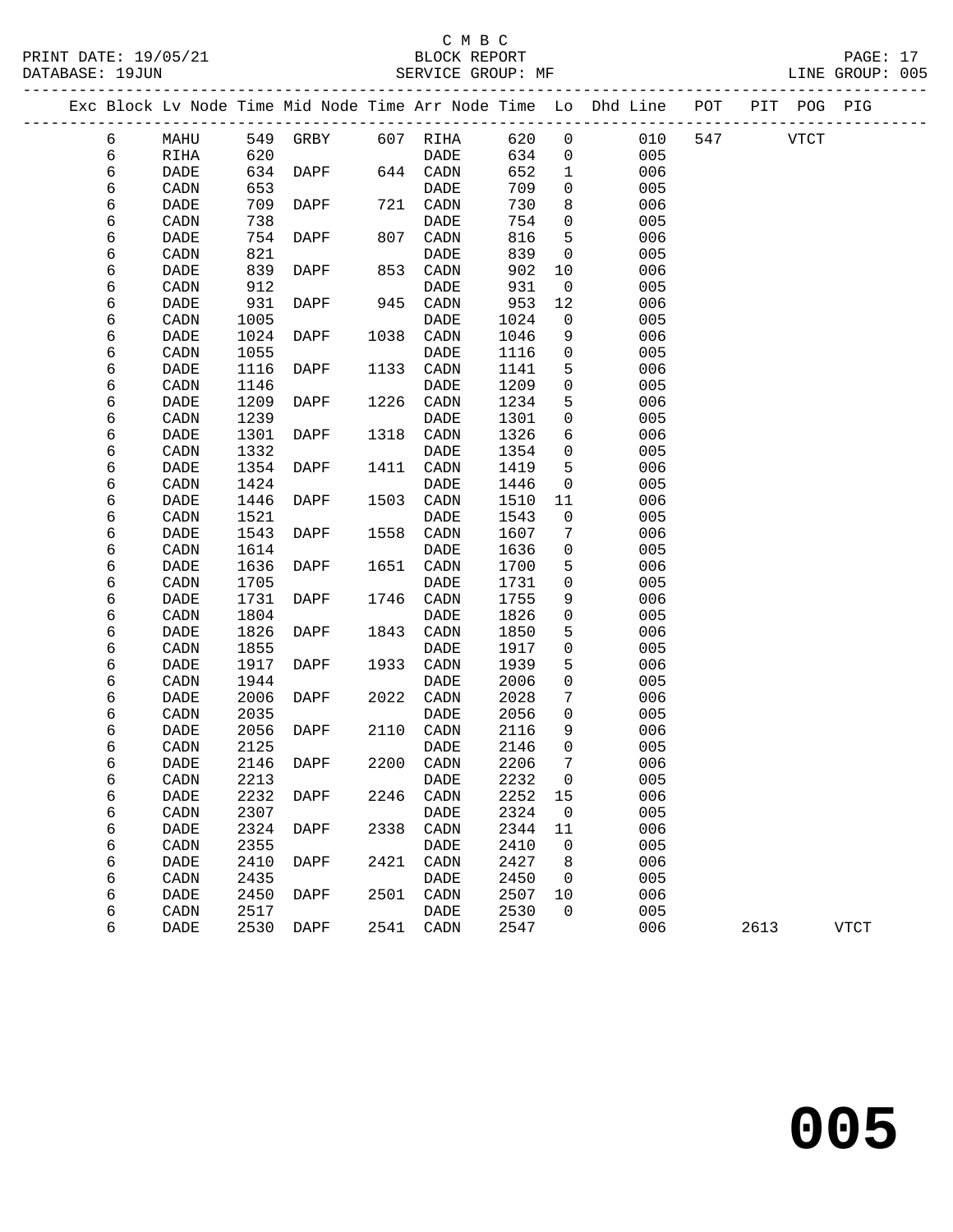C M B C

BLOCK REPORT

SERVICE GROUP: MF

PRINT DATE: 19/05/21
DATABASE: 19JUN

LINE GROUP: 005

| Exc | Block | Lv | Node | Time | Mid Node | Time | Arr Node | Time | Lo | Dhd Line | POT | PIT | POG | PIG |
|---|---|---|---|---|---|---|---|---|---|---|---|---|---|---|
| | 6 | | MAHU | 549 | GRBY | 607 | RIHA | 620 | 0 | 010 | 547 | | VTCT | |
| | 6 | | RIHA | 620 | | | DADE | 634 | 0 | 005 | | | | |
| | 6 | | DADE | 634 | DAPF | 644 | CADN | 652 | 1 | 006 | | | | |
| | 6 | | CADN | 653 | | | DADE | 709 | 0 | 005 | | | | |
| | 6 | | DADE | 709 | DAPF | 721 | CADN | 730 | 8 | 006 | | | | |
| | 6 | | CADN | 738 | | | DADE | 754 | 0 | 005 | | | | |
| | 6 | | DADE | 754 | DAPF | 807 | CADN | 816 | 5 | 006 | | | | |
| | 6 | | CADN | 821 | | | DADE | 839 | 0 | 005 | | | | |
| | 6 | | DADE | 839 | DAPF | 853 | CADN | 902 | 10 | 006 | | | | |
| | 6 | | CADN | 912 | | | DADE | 931 | 0 | 005 | | | | |
| | 6 | | DADE | 931 | DAPF | 945 | CADN | 953 | 12 | 006 | | | | |
| | 6 | | CADN | 1005 | | | DADE | 1024 | 0 | 005 | | | | |
| | 6 | | DADE | 1024 | DAPF | 1038 | CADN | 1046 | 9 | 006 | | | | |
| | 6 | | CADN | 1055 | | | DADE | 1116 | 0 | 005 | | | | |
| | 6 | | DADE | 1116 | DAPF | 1133 | CADN | 1141 | 5 | 006 | | | | |
| | 6 | | CADN | 1146 | | | DADE | 1209 | 0 | 005 | | | | |
| | 6 | | DADE | 1209 | DAPF | 1226 | CADN | 1234 | 5 | 006 | | | | |
| | 6 | | CADN | 1239 | | | DADE | 1301 | 0 | 005 | | | | |
| | 6 | | DADE | 1301 | DAPF | 1318 | CADN | 1326 | 6 | 006 | | | | |
| | 6 | | CADN | 1332 | | | DADE | 1354 | 0 | 005 | | | | |
| | 6 | | DADE | 1354 | DAPF | 1411 | CADN | 1419 | 5 | 006 | | | | |
| | 6 | | CADN | 1424 | | | DADE | 1446 | 0 | 005 | | | | |
| | 6 | | DADE | 1446 | DAPF | 1503 | CADN | 1510 | 11 | 006 | | | | |
| | 6 | | CADN | 1521 | | | DADE | 1543 | 0 | 005 | | | | |
| | 6 | | DADE | 1543 | DAPF | 1558 | CADN | 1607 | 7 | 006 | | | | |
| | 6 | | CADN | 1614 | | | DADE | 1636 | 0 | 005 | | | | |
| | 6 | | DADE | 1636 | DAPF | 1651 | CADN | 1700 | 5 | 006 | | | | |
| | 6 | | CADN | 1705 | | | DADE | 1731 | 0 | 005 | | | | |
| | 6 | | DADE | 1731 | DAPF | 1746 | CADN | 1755 | 9 | 006 | | | | |
| | 6 | | CADN | 1804 | | | DADE | 1826 | 0 | 005 | | | | |
| | 6 | | DADE | 1826 | DAPF | 1843 | CADN | 1850 | 5 | 006 | | | | |
| | 6 | | CADN | 1855 | | | DADE | 1917 | 0 | 005 | | | | |
| | 6 | | DADE | 1917 | DAPF | 1933 | CADN | 1939 | 5 | 006 | | | | |
| | 6 | | CADN | 1944 | | | DADE | 2006 | 0 | 005 | | | | |
| | 6 | | DADE | 2006 | DAPF | 2022 | CADN | 2028 | 7 | 006 | | | | |
| | 6 | | CADN | 2035 | | | DADE | 2056 | 0 | 005 | | | | |
| | 6 | | DADE | 2056 | DAPF | 2110 | CADN | 2116 | 9 | 006 | | | | |
| | 6 | | CADN | 2125 | | | DADE | 2146 | 0 | 005 | | | | |
| | 6 | | DADE | 2146 | DAPF | 2200 | CADN | 2206 | 7 | 006 | | | | |
| | 6 | | CADN | 2213 | | | DADE | 2232 | 0 | 005 | | | | |
| | 6 | | DADE | 2232 | DAPF | 2246 | CADN | 2252 | 15 | 006 | | | | |
| | 6 | | CADN | 2307 | | | DADE | 2324 | 0 | 005 | | | | |
| | 6 | | DADE | 2324 | DAPF | 2338 | CADN | 2344 | 11 | 006 | | | | |
| | 6 | | CADN | 2355 | | | DADE | 2410 | 0 | 005 | | | | |
| | 6 | | DADE | 2410 | DAPF | 2421 | CADN | 2427 | 8 | 006 | | | | |
| | 6 | | CADN | 2435 | | | DADE | 2450 | 0 | 005 | | | | |
| | 6 | | DADE | 2450 | DAPF | 2501 | CADN | 2507 | 10 | 006 | | | | |
| | 6 | | CADN | 2517 | | | DADE | 2530 | 0 | 005 | | | | |
| | 6 | | DADE | 2530 | DAPF | 2541 | CADN | 2547 | | 006 | | 2613 | | VTCT |

# 005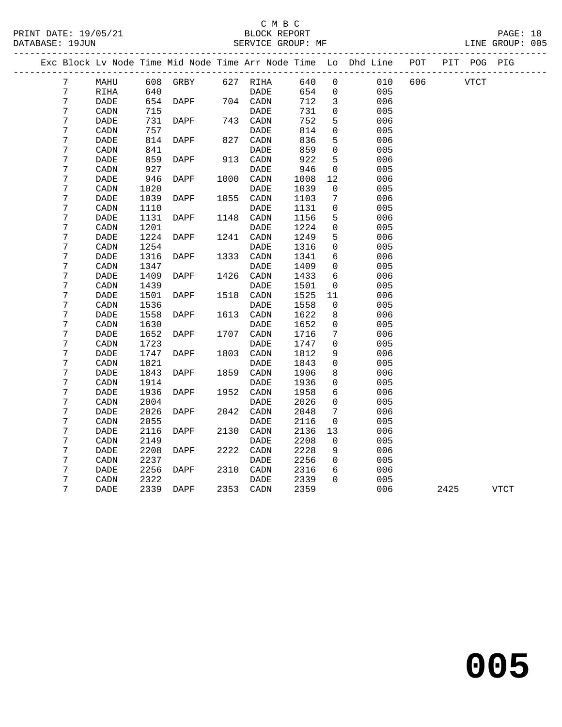C M B C
BLOCK REPORT
SERVICE GROUP: MF

PRINT DATE: 19/05/21
DATABASE: 19JUN
LINE GROUP: 005

| Exc | Block | Lv | Node | Time | Mid Node | Time | Arr Node | Time | Lo | Dhd Line | POT | PIT | POG | PIG |
|---|---|---|---|---|---|---|---|---|---|---|---|---|---|---|
| | 7 | | MAHU | 608 | GRBY | 627 | RIHA | 640 | 0 | 010 | 606 | | VTCT | |
| | 7 | | RIHA | 640 | | | DADE | 654 | 0 | 005 | | | | |
| | 7 | | DADE | 654 | DAPF | 704 | CADN | 712 | 3 | 006 | | | | |
| | 7 | | CADN | 715 | | | DADE | 731 | 0 | 005 | | | | |
| | 7 | | DADE | 731 | DAPF | 743 | CADN | 752 | 5 | 006 | | | | |
| | 7 | | CADN | 757 | | | DADE | 814 | 0 | 005 | | | | |
| | 7 | | DADE | 814 | DAPF | 827 | CADN | 836 | 5 | 006 | | | | |
| | 7 | | CADN | 841 | | | DADE | 859 | 0 | 005 | | | | |
| | 7 | | DADE | 859 | DAPF | 913 | CADN | 922 | 5 | 006 | | | | |
| | 7 | | CADN | 927 | | | DADE | 946 | 0 | 005 | | | | |
| | 7 | | DADE | 946 | DAPF | 1000 | CADN | 1008 | 12 | 006 | | | | |
| | 7 | | CADN | 1020 | | | DADE | 1039 | 0 | 005 | | | | |
| | 7 | | DADE | 1039 | DAPF | 1055 | CADN | 1103 | 7 | 006 | | | | |
| | 7 | | CADN | 1110 | | | DADE | 1131 | 0 | 005 | | | | |
| | 7 | | DADE | 1131 | DAPF | 1148 | CADN | 1156 | 5 | 006 | | | | |
| | 7 | | CADN | 1201 | | | DADE | 1224 | 0 | 005 | | | | |
| | 7 | | DADE | 1224 | DAPF | 1241 | CADN | 1249 | 5 | 006 | | | | |
| | 7 | | CADN | 1254 | | | DADE | 1316 | 0 | 005 | | | | |
| | 7 | | DADE | 1316 | DAPF | 1333 | CADN | 1341 | 6 | 006 | | | | |
| | 7 | | CADN | 1347 | | | DADE | 1409 | 0 | 005 | | | | |
| | 7 | | DADE | 1409 | DAPF | 1426 | CADN | 1433 | 6 | 006 | | | | |
| | 7 | | CADN | 1439 | | | DADE | 1501 | 0 | 005 | | | | |
| | 7 | | DADE | 1501 | DAPF | 1518 | CADN | 1525 | 11 | 006 | | | | |
| | 7 | | CADN | 1536 | | | DADE | 1558 | 0 | 005 | | | | |
| | 7 | | DADE | 1558 | DAPF | 1613 | CADN | 1622 | 8 | 006 | | | | |
| | 7 | | CADN | 1630 | | | DADE | 1652 | 0 | 005 | | | | |
| | 7 | | DADE | 1652 | DAPF | 1707 | CADN | 1716 | 7 | 006 | | | | |
| | 7 | | CADN | 1723 | | | DADE | 1747 | 0 | 005 | | | | |
| | 7 | | DADE | 1747 | DAPF | 1803 | CADN | 1812 | 9 | 006 | | | | |
| | 7 | | CADN | 1821 | | | DADE | 1843 | 0 | 005 | | | | |
| | 7 | | DADE | 1843 | DAPF | 1859 | CADN | 1906 | 8 | 006 | | | | |
| | 7 | | CADN | 1914 | | | DADE | 1936 | 0 | 005 | | | | |
| | 7 | | DADE | 1936 | DAPF | 1952 | CADN | 1958 | 6 | 006 | | | | |
| | 7 | | CADN | 2004 | | | DADE | 2026 | 0 | 005 | | | | |
| | 7 | | DADE | 2026 | DAPF | 2042 | CADN | 2048 | 7 | 006 | | | | |
| | 7 | | CADN | 2055 | | | DADE | 2116 | 0 | 005 | | | | |
| | 7 | | DADE | 2116 | DAPF | 2130 | CADN | 2136 | 13 | 006 | | | | |
| | 7 | | CADN | 2149 | | | DADE | 2208 | 0 | 005 | | | | |
| | 7 | | DADE | 2208 | DAPF | 2222 | CADN | 2228 | 9 | 006 | | | | |
| | 7 | | CADN | 2237 | | | DADE | 2256 | 0 | 005 | | | | |
| | 7 | | DADE | 2256 | DAPF | 2310 | CADN | 2316 | 6 | 006 | | | | |
| | 7 | | CADN | 2322 | | | DADE | 2339 | 0 | 005 | | | | |
| | 7 | | DADE | 2339 | DAPF | 2353 | CADN | 2359 | | 006 | | 2425 | | VTCT |

**005**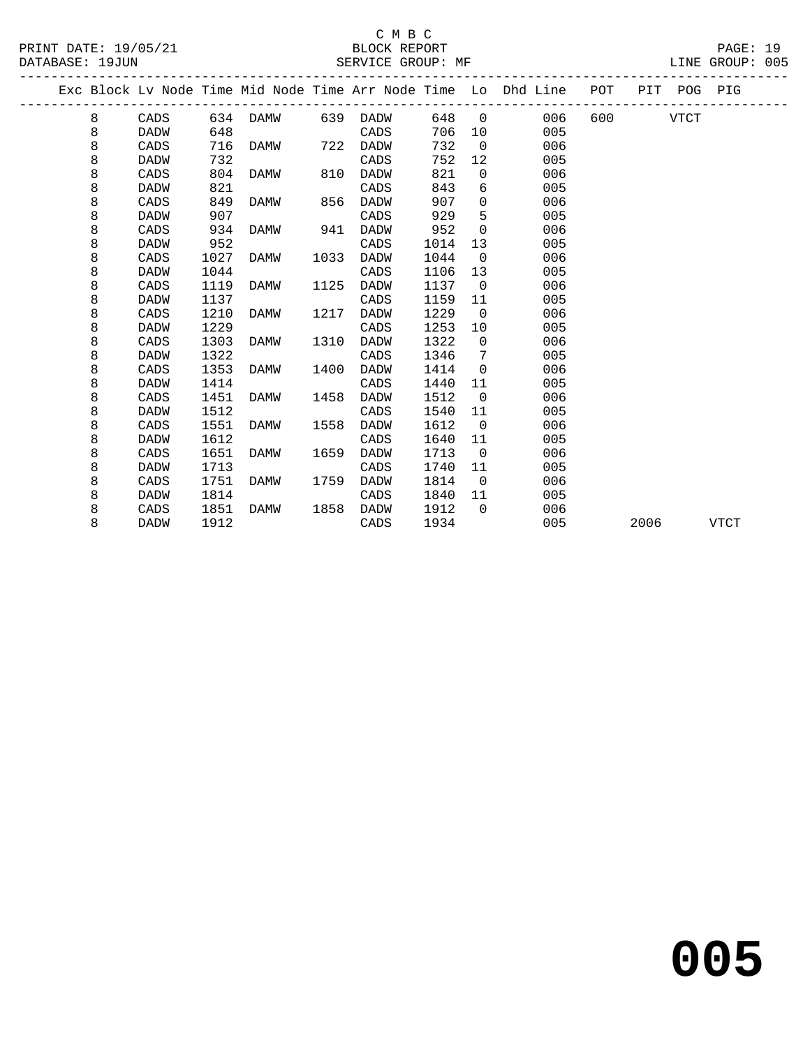C M B C

BLOCK REPORT

SERVICE GROUP: MF

LINE GROUP: 005

| Exc | Block | Lv Node | Time | Mid Node | Time | Arr Node | Time | Lo | Dhd Line | POT | PIT | POG | PIG |
|---|---|---|---|---|---|---|---|---|---|---|---|---|---|
| | 8 | CADS | 634 | DAMW | 639 | DADW | 648 | 0 | 006 | 600 | | VTCT | |
| | 8 | DADW | 648 | | | CADS | 706 | 10 | 005 | | | | |
| | 8 | CADS | 716 | DAMW | 722 | DADW | 732 | 0 | 006 | | | | |
| | 8 | DADW | 732 | | | CADS | 752 | 12 | 005 | | | | |
| | 8 | CADS | 804 | DAMW | 810 | DADW | 821 | 0 | 006 | | | | |
| | 8 | DADW | 821 | | | CADS | 843 | 6 | 005 | | | | |
| | 8 | CADS | 849 | DAMW | 856 | DADW | 907 | 0 | 006 | | | | |
| | 8 | DADW | 907 | | | CADS | 929 | 5 | 005 | | | | |
| | 8 | CADS | 934 | DAMW | 941 | DADW | 952 | 0 | 006 | | | | |
| | 8 | DADW | 952 | | | CADS | 1014 | 13 | 005 | | | | |
| | 8 | CADS | 1027 | DAMW | 1033 | DADW | 1044 | 0 | 006 | | | | |
| | 8 | DADW | 1044 | | | CADS | 1106 | 13 | 005 | | | | |
| | 8 | CADS | 1119 | DAMW | 1125 | DADW | 1137 | 0 | 006 | | | | |
| | 8 | DADW | 1137 | | | CADS | 1159 | 11 | 005 | | | | |
| | 8 | CADS | 1210 | DAMW | 1217 | DADW | 1229 | 0 | 006 | | | | |
| | 8 | DADW | 1229 | | | CADS | 1253 | 10 | 005 | | | | |
| | 8 | CADS | 1303 | DAMW | 1310 | DADW | 1322 | 0 | 006 | | | | |
| | 8 | DADW | 1322 | | | CADS | 1346 | 7 | 005 | | | | |
| | 8 | CADS | 1353 | DAMW | 1400 | DADW | 1414 | 0 | 006 | | | | |
| | 8 | DADW | 1414 | | | CADS | 1440 | 11 | 005 | | | | |
| | 8 | CADS | 1451 | DAMW | 1458 | DADW | 1512 | 0 | 006 | | | | |
| | 8 | DADW | 1512 | | | CADS | 1540 | 11 | 005 | | | | |
| | 8 | CADS | 1551 | DAMW | 1558 | DADW | 1612 | 0 | 006 | | | | |
| | 8 | DADW | 1612 | | | CADS | 1640 | 11 | 005 | | | | |
| | 8 | CADS | 1651 | DAMW | 1659 | DADW | 1713 | 0 | 006 | | | | |
| | 8 | DADW | 1713 | | | CADS | 1740 | 11 | 005 | | | | |
| | 8 | CADS | 1751 | DAMW | 1759 | DADW | 1814 | 0 | 006 | | | | |
| | 8 | DADW | 1814 | | | CADS | 1840 | 11 | 005 | | | | |
| | 8 | CADS | 1851 | DAMW | 1858 | DADW | 1912 | 0 | 006 | | | | |
| | 8 | DADW | 1912 | | | CADS | 1934 | | 005 | | 2006 | | VTCT |

**005**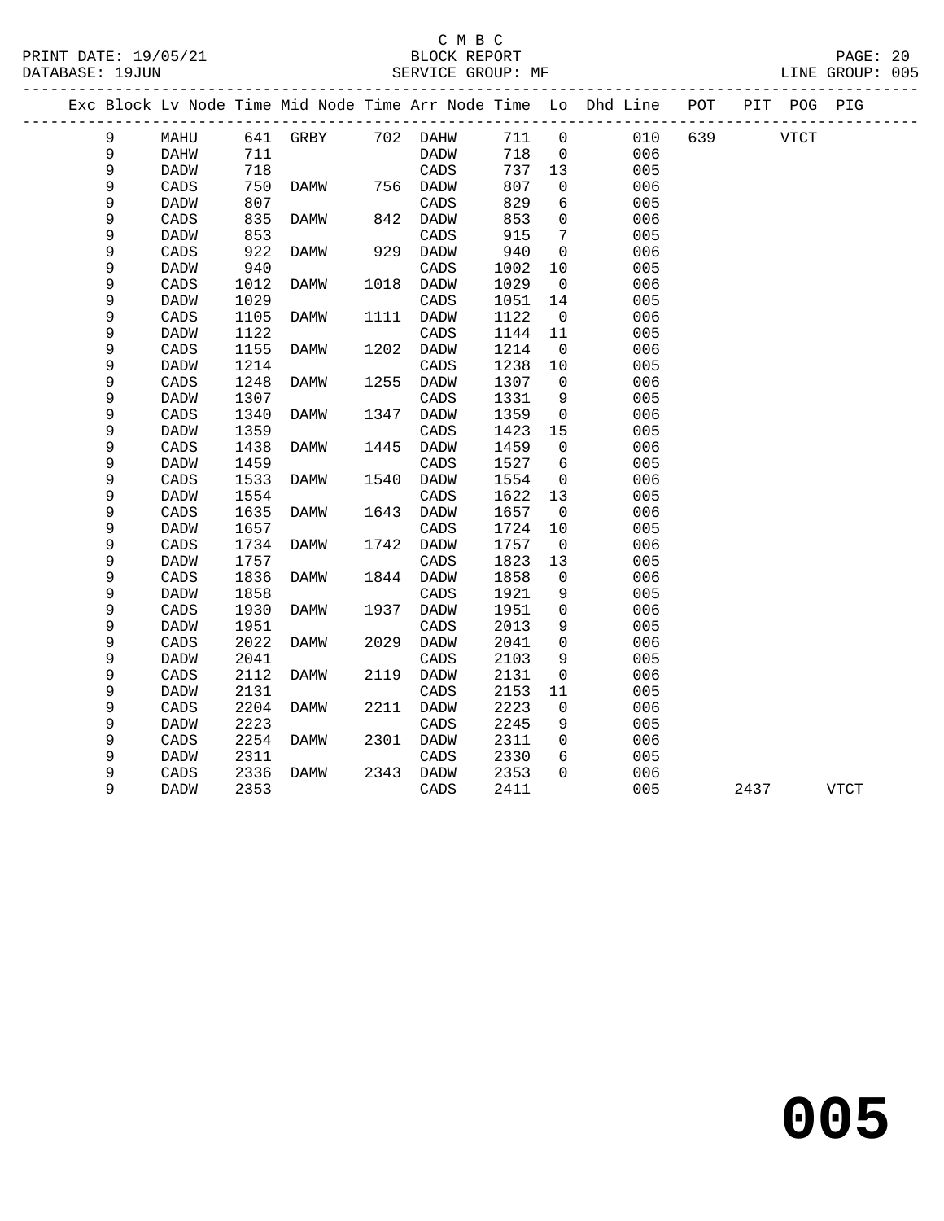C M B C

PRINT DATE: 19/05/21 BLOCK REPORT PAGE: 20
DATABASE: 19JUN SERVICE GROUP: MF LINE GROUP: 005

| Exc | Block | Lv | Node | Time | Mid Node | Time | Arr Node | Time | Lo | Dhd Line | POT | PIT | POG | PIG |
|---|---|---|---|---|---|---|---|---|---|---|---|---|---|---|
| | 9 | | MAHU | 641 | GRBY | 702 | DAHW | 711 | 0 | 010 | 639 | | VTCT | |
| | 9 | | DAHW | 711 | | | DADW | 718 | 0 | 006 | | | | |
| | 9 | | DADW | 718 | | | CADS | 737 | 13 | 005 | | | | |
| | 9 | | CADS | 750 | DAMW | 756 | DADW | 807 | 0 | 006 | | | | |
| | 9 | | DADW | 807 | | | CADS | 829 | 6 | 005 | | | | |
| | 9 | | CADS | 835 | DAMW | 842 | DADW | 853 | 0 | 006 | | | | |
| | 9 | | DADW | 853 | | | CADS | 915 | 7 | 005 | | | | |
| | 9 | | CADS | 922 | DAMW | 929 | DADW | 940 | 0 | 006 | | | | |
| | 9 | | DADW | 940 | | | CADS | 1002 | 10 | 005 | | | | |
| | 9 | | CADS | 1012 | DAMW | 1018 | DADW | 1029 | 0 | 006 | | | | |
| | 9 | | DADW | 1029 | | | CADS | 1051 | 14 | 005 | | | | |
| | 9 | | CADS | 1105 | DAMW | 1111 | DADW | 1122 | 0 | 006 | | | | |
| | 9 | | DADW | 1122 | | | CADS | 1144 | 11 | 005 | | | | |
| | 9 | | CADS | 1155 | DAMW | 1202 | DADW | 1214 | 0 | 006 | | | | |
| | 9 | | DADW | 1214 | | | CADS | 1238 | 10 | 005 | | | | |
| | 9 | | CADS | 1248 | DAMW | 1255 | DADW | 1307 | 0 | 006 | | | | |
| | 9 | | DADW | 1307 | | | CADS | 1331 | 9 | 005 | | | | |
| | 9 | | CADS | 1340 | DAMW | 1347 | DADW | 1359 | 0 | 006 | | | | |
| | 9 | | DADW | 1359 | | | CADS | 1423 | 15 | 005 | | | | |
| | 9 | | CADS | 1438 | DAMW | 1445 | DADW | 1459 | 0 | 006 | | | | |
| | 9 | | DADW | 1459 | | | CADS | 1527 | 6 | 005 | | | | |
| | 9 | | CADS | 1533 | DAMW | 1540 | DADW | 1554 | 0 | 006 | | | | |
| | 9 | | DADW | 1554 | | | CADS | 1622 | 13 | 005 | | | | |
| | 9 | | CADS | 1635 | DAMW | 1643 | DADW | 1657 | 0 | 006 | | | | |
| | 9 | | DADW | 1657 | | | CADS | 1724 | 10 | 005 | | | | |
| | 9 | | CADS | 1734 | DAMW | 1742 | DADW | 1757 | 0 | 006 | | | | |
| | 9 | | DADW | 1757 | | | CADS | 1823 | 13 | 005 | | | | |
| | 9 | | CADS | 1836 | DAMW | 1844 | DADW | 1858 | 0 | 006 | | | | |
| | 9 | | DADW | 1858 | | | CADS | 1921 | 9 | 005 | | | | |
| | 9 | | CADS | 1930 | DAMW | 1937 | DADW | 1951 | 0 | 006 | | | | |
| | 9 | | DADW | 1951 | | | CADS | 2013 | 9 | 005 | | | | |
| | 9 | | CADS | 2022 | DAMW | 2029 | DADW | 2041 | 0 | 006 | | | | |
| | 9 | | DADW | 2041 | | | CADS | 2103 | 9 | 005 | | | | |
| | 9 | | CADS | 2112 | DAMW | 2119 | DADW | 2131 | 0 | 006 | | | | |
| | 9 | | DADW | 2131 | | | CADS | 2153 | 11 | 005 | | | | |
| | 9 | | CADS | 2204 | DAMW | 2211 | DADW | 2223 | 0 | 006 | | | | |
| | 9 | | DADW | 2223 | | | CADS | 2245 | 9 | 005 | | | | |
| | 9 | | CADS | 2254 | DAMW | 2301 | DADW | 2311 | 0 | 006 | | | | |
| | 9 | | DADW | 2311 | | | CADS | 2330 | 6 | 005 | | | | |
| | 9 | | CADS | 2336 | DAMW | 2343 | DADW | 2353 | 0 | 006 | | | | |
| | 9 | | DADW | 2353 | | | CADS | 2411 | | 005 | | 2437 | | VTCT |

# 005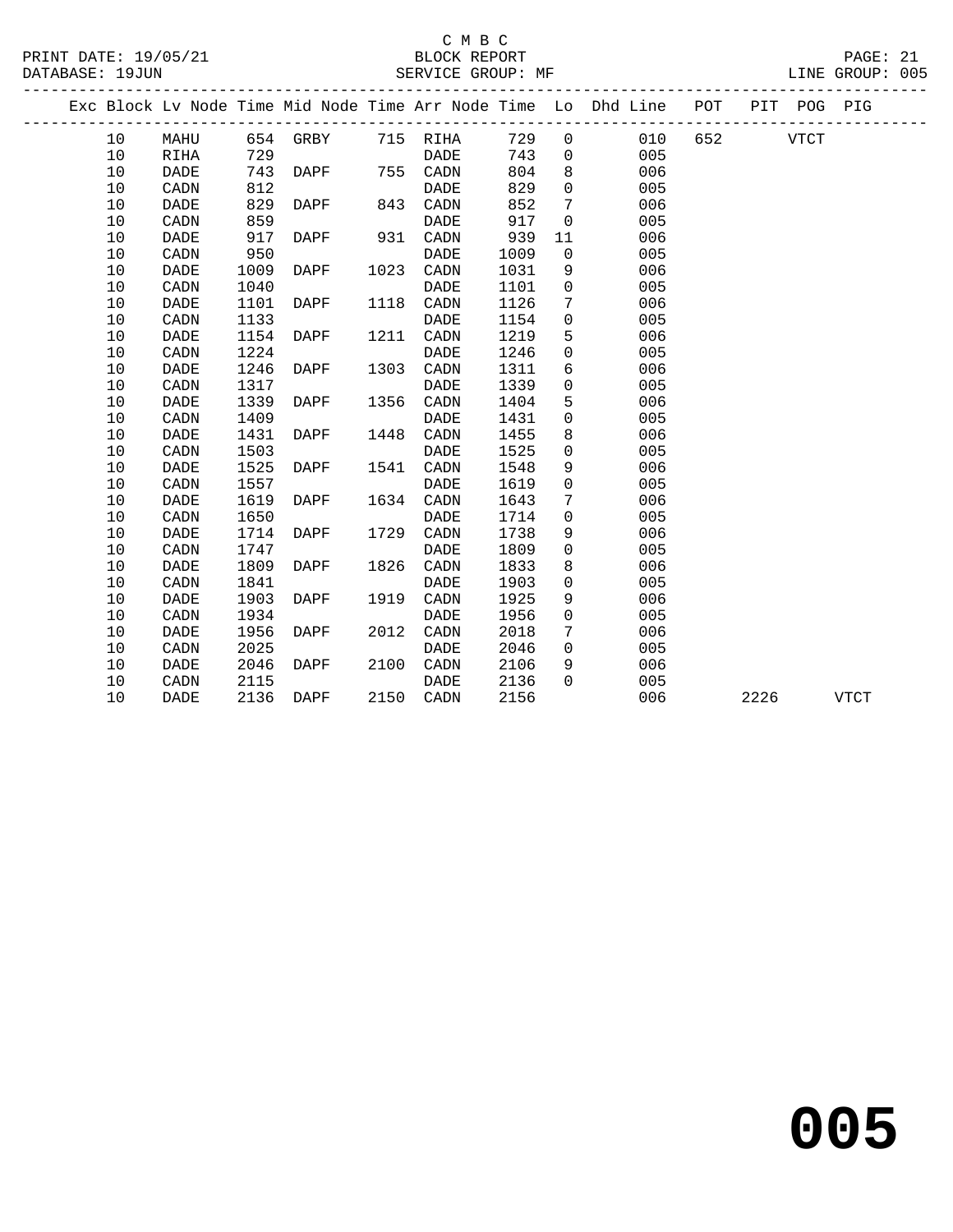C M B C

BLOCK REPORT

SERVICE GROUP: MF

PRINT DATE: 19/05/21
DATABASE: 19JUN
LINE GROUP: 005

| Exc | Block | Lv | Node | Time | Mid Node | Time | Arr Node | Time | Lo | Dhd Line | POT | PIT | POG | PIG |
|---|---|---|---|---|---|---|---|---|---|---|---|---|---|---|
| | 10 | | MAHU | 654 | GRBY | 715 | RIHA | 729 | 0 | 010 | 652 | | VTCT | |
| | 10 | | RIHA | 729 | | | DADE | 743 | 0 | 005 | | | | |
| | 10 | | DADE | 743 | DAPF | 755 | CADN | 804 | 8 | 006 | | | | |
| | 10 | | CADN | 812 | | | DADE | 829 | 0 | 005 | | | | |
| | 10 | | DADE | 829 | DAPF | 843 | CADN | 852 | 7 | 006 | | | | |
| | 10 | | CADN | 859 | | | DADE | 917 | 0 | 005 | | | | |
| | 10 | | DADE | 917 | DAPF | 931 | CADN | 939 | 11 | 006 | | | | |
| | 10 | | CADN | 950 | | | DADE | 1009 | 0 | 005 | | | | |
| | 10 | | DADE | 1009 | DAPF | 1023 | CADN | 1031 | 9 | 006 | | | | |
| | 10 | | CADN | 1040 | | | DADE | 1101 | 0 | 005 | | | | |
| | 10 | | DADE | 1101 | DAPF | 1118 | CADN | 1126 | 7 | 006 | | | | |
| | 10 | | CADN | 1133 | | | DADE | 1154 | 0 | 005 | | | | |
| | 10 | | DADE | 1154 | DAPF | 1211 | CADN | 1219 | 5 | 006 | | | | |
| | 10 | | CADN | 1224 | | | DADE | 1246 | 0 | 005 | | | | |
| | 10 | | DADE | 1246 | DAPF | 1303 | CADN | 1311 | 6 | 006 | | | | |
| | 10 | | CADN | 1317 | | | DADE | 1339 | 0 | 005 | | | | |
| | 10 | | DADE | 1339 | DAPF | 1356 | CADN | 1404 | 5 | 006 | | | | |
| | 10 | | CADN | 1409 | | | DADE | 1431 | 0 | 005 | | | | |
| | 10 | | DADE | 1431 | DAPF | 1448 | CADN | 1455 | 8 | 006 | | | | |
| | 10 | | CADN | 1503 | | | DADE | 1525 | 0 | 005 | | | | |
| | 10 | | DADE | 1525 | DAPF | 1541 | CADN | 1548 | 9 | 006 | | | | |
| | 10 | | CADN | 1557 | | | DADE | 1619 | 0 | 005 | | | | |
| | 10 | | DADE | 1619 | DAPF | 1634 | CADN | 1643 | 7 | 006 | | | | |
| | 10 | | CADN | 1650 | | | DADE | 1714 | 0 | 005 | | | | |
| | 10 | | DADE | 1714 | DAPF | 1729 | CADN | 1738 | 9 | 006 | | | | |
| | 10 | | CADN | 1747 | | | DADE | 1809 | 0 | 005 | | | | |
| | 10 | | DADE | 1809 | DAPF | 1826 | CADN | 1833 | 8 | 006 | | | | |
| | 10 | | CADN | 1841 | | | DADE | 1903 | 0 | 005 | | | | |
| | 10 | | DADE | 1903 | DAPF | 1919 | CADN | 1925 | 9 | 006 | | | | |
| | 10 | | CADN | 1934 | | | DADE | 1956 | 0 | 005 | | | | |
| | 10 | | DADE | 1956 | DAPF | 2012 | CADN | 2018 | 7 | 006 | | | | |
| | 10 | | CADN | 2025 | | | DADE | 2046 | 0 | 005 | | | | |
| | 10 | | DADE | 2046 | DAPF | 2100 | CADN | 2106 | 9 | 006 | | | | |
| | 10 | | CADN | 2115 | | | DADE | 2136 | 0 | 005 | | | | |
| | 10 | | DADE | 2136 | DAPF | 2150 | CADN | 2156 | | 006 | | 2226 | | VTCT |

# 005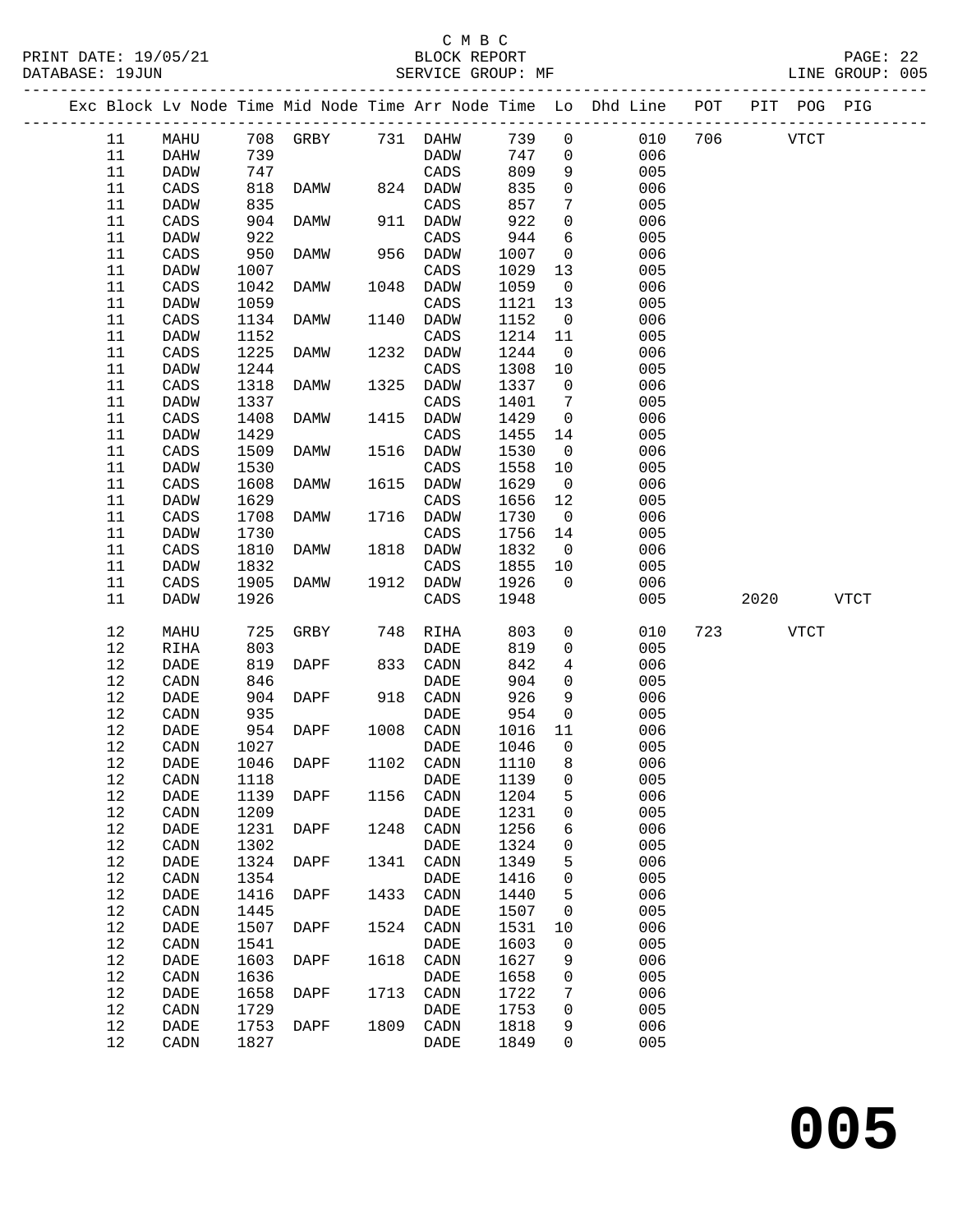C M B C
BLOCK REPORT
SERVICE GROUP: MF

PRINT DATE: 19/05/21
DATABASE: 19JUN
LINE GROUP: 005

| Exc | Block | Lv Node | Time | Mid Node | Time | Arr Node | Time | Lo | Dhd Line | POT | PIT | POG | PIG |
|---|---|---|---|---|---|---|---|---|---|---|---|---|---|
| | 11 | MAHU | 708 | GRBY | 731 | DAHW | 739 | 0 | 010 | 706 | | VTCT | |
| | 11 | DAHW | 739 | | | DADW | 747 | 0 | 006 | | | | |
| | 11 | DADW | 747 | | | CADS | 809 | 9 | 005 | | | | |
| | 11 | CADS | 818 | DAMW | 824 | DADW | 835 | 0 | 006 | | | | |
| | 11 | DADW | 835 | | | CADS | 857 | 7 | 005 | | | | |
| | 11 | CADS | 904 | DAMW | 911 | DADW | 922 | 0 | 006 | | | | |
| | 11 | DADW | 922 | | | CADS | 944 | 6 | 005 | | | | |
| | 11 | CADS | 950 | DAMW | 956 | DADW | 1007 | 0 | 006 | | | | |
| | 11 | DADW | 1007 | | | CADS | 1029 | 13 | 005 | | | | |
| | 11 | CADS | 1042 | DAMW | 1048 | DADW | 1059 | 0 | 006 | | | | |
| | 11 | DADW | 1059 | | | CADS | 1121 | 13 | 005 | | | | |
| | 11 | CADS | 1134 | DAMW | 1140 | DADW | 1152 | 0 | 006 | | | | |
| | 11 | DADW | 1152 | | | CADS | 1214 | 11 | 005 | | | | |
| | 11 | CADS | 1225 | DAMW | 1232 | DADW | 1244 | 0 | 006 | | | | |
| | 11 | DADW | 1244 | | | CADS | 1308 | 10 | 005 | | | | |
| | 11 | CADS | 1318 | DAMW | 1325 | DADW | 1337 | 0 | 006 | | | | |
| | 11 | DADW | 1337 | | | CADS | 1401 | 7 | 005 | | | | |
| | 11 | CADS | 1408 | DAMW | 1415 | DADW | 1429 | 0 | 006 | | | | |
| | 11 | DADW | 1429 | | | CADS | 1455 | 14 | 005 | | | | |
| | 11 | CADS | 1509 | DAMW | 1516 | DADW | 1530 | 0 | 006 | | | | |
| | 11 | DADW | 1530 | | | CADS | 1558 | 10 | 005 | | | | |
| | 11 | CADS | 1608 | DAMW | 1615 | DADW | 1629 | 0 | 006 | | | | |
| | 11 | DADW | 1629 | | | CADS | 1656 | 12 | 005 | | | | |
| | 11 | CADS | 1708 | DAMW | 1716 | DADW | 1730 | 0 | 006 | | | | |
| | 11 | DADW | 1730 | | | CADS | 1756 | 14 | 005 | | | | |
| | 11 | CADS | 1810 | DAMW | 1818 | DADW | 1832 | 0 | 006 | | | | |
| | 11 | DADW | 1832 | | | CADS | 1855 | 10 | 005 | | | | |
| | 11 | CADS | 1905 | DAMW | 1912 | DADW | 1926 | 0 | 006 | | | | |
| | 11 | DADW | 1926 | | | CADS | 1948 | | 005 | | 2020 | | VTCT |
| | 12 | MAHU | 725 | GRBY | 748 | RIHA | 803 | 0 | 010 | 723 | | VTCT | |
| | 12 | RIHA | 803 | | | DADE | 819 | 0 | 005 | | | | |
| | 12 | DADE | 819 | DAPF | 833 | CADN | 842 | 4 | 006 | | | | |
| | 12 | CADN | 846 | | | DADE | 904 | 0 | 005 | | | | |
| | 12 | DADE | 904 | DAPF | 918 | CADN | 926 | 9 | 006 | | | | |
| | 12 | CADN | 935 | | | DADE | 954 | 0 | 005 | | | | |
| | 12 | DADE | 954 | DAPF | 1008 | CADN | 1016 | 11 | 006 | | | | |
| | 12 | CADN | 1027 | | | DADE | 1046 | 0 | 005 | | | | |
| | 12 | DADE | 1046 | DAPF | 1102 | CADN | 1110 | 8 | 006 | | | | |
| | 12 | CADN | 1118 | | | DADE | 1139 | 0 | 005 | | | | |
| | 12 | DADE | 1139 | DAPF | 1156 | CADN | 1204 | 5 | 006 | | | | |
| | 12 | CADN | 1209 | | | DADE | 1231 | 0 | 005 | | | | |
| | 12 | DADE | 1231 | DAPF | 1248 | CADN | 1256 | 6 | 006 | | | | |
| | 12 | CADN | 1302 | | | DADE | 1324 | 0 | 005 | | | | |
| | 12 | DADE | 1324 | DAPF | 1341 | CADN | 1349 | 5 | 006 | | | | |
| | 12 | CADN | 1354 | | | DADE | 1416 | 0 | 005 | | | | |
| | 12 | DADE | 1416 | DAPF | 1433 | CADN | 1440 | 5 | 006 | | | | |
| | 12 | CADN | 1445 | | | DADE | 1507 | 0 | 005 | | | | |
| | 12 | DADE | 1507 | DAPF | 1524 | CADN | 1531 | 10 | 006 | | | | |
| | 12 | CADN | 1541 | | | DADE | 1603 | 0 | 005 | | | | |
| | 12 | DADE | 1603 | DAPF | 1618 | CADN | 1627 | 9 | 006 | | | | |
| | 12 | CADN | 1636 | | | DADE | 1658 | 0 | 005 | | | | |
| | 12 | DADE | 1658 | DAPF | 1713 | CADN | 1722 | 7 | 006 | | | | |
| | 12 | CADN | 1729 | | | DADE | 1753 | 0 | 005 | | | | |
| | 12 | DADE | 1753 | DAPF | 1809 | CADN | 1818 | 9 | 006 | | | | |
| | 12 | CADN | 1827 | | | DADE | 1849 | 0 | 005 | | | | |

# 005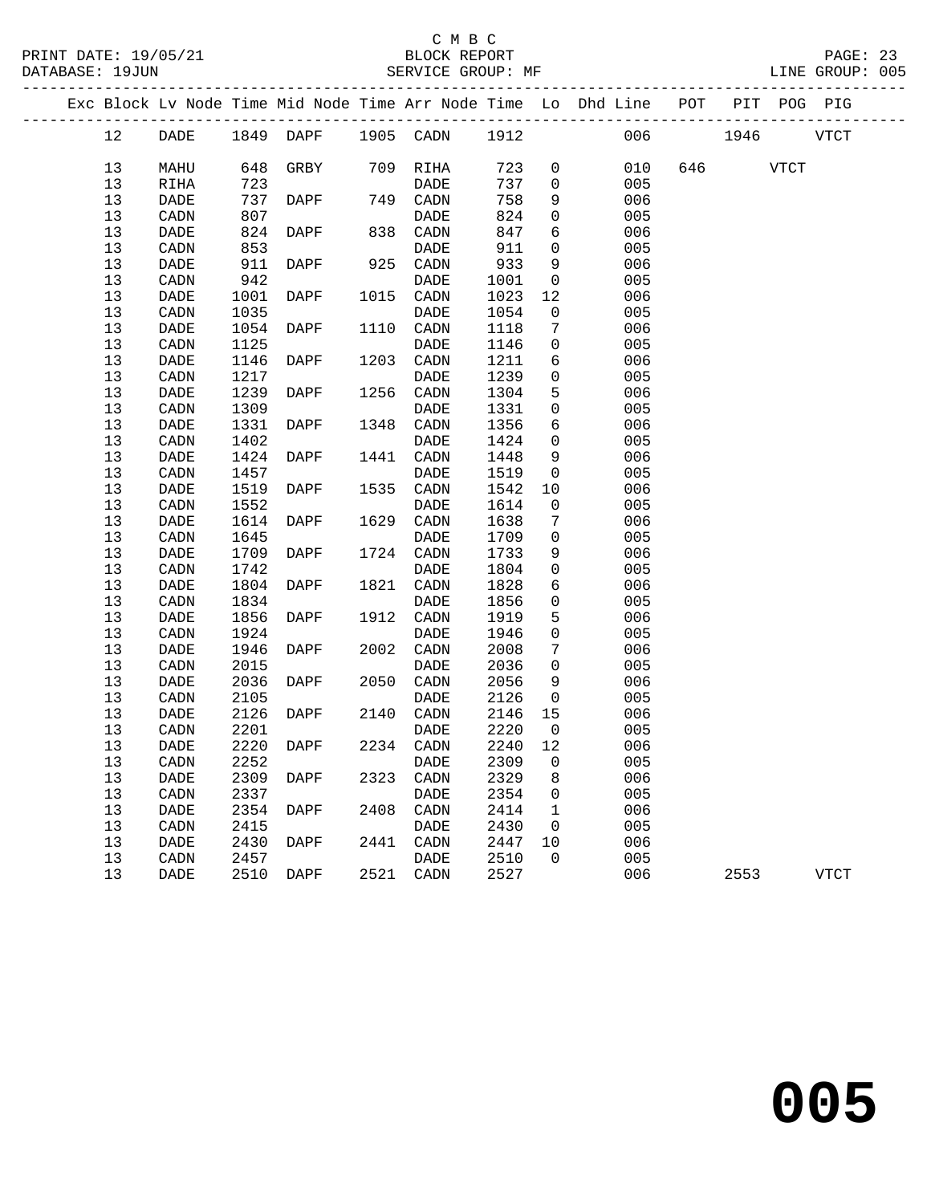C M B C

BLOCK REPORT

SERVICE GROUP: MF

PRINT DATE: 19/05/21
DATABASE: 19JUN
LINE GROUP: 005

| Exc | Block | Lv | Node | Time | Mid Node | Time | Arr Node | Time | Lo | Dhd Line | POT | PIT | POG | PIG |
|---|---|---|---|---|---|---|---|---|---|---|---|---|---|---|
| | 12 | | DADE | 1849 | DAPF | 1905 | CADN | 1912 | | 006 | | 1946 | | VTCT |
| | 13 | | MAHU | 648 | GRBY | 709 | RIHA | 723 | 0 | 010 | 646 | | VTCT | |
| | 13 | | RIHA | 723 | | | DADE | 737 | 0 | 005 | | | | |
| | 13 | | DADE | 737 | DAPF | 749 | CADN | 758 | 9 | 006 | | | | |
| | 13 | | CADN | 807 | | | DADE | 824 | 0 | 005 | | | | |
| | 13 | | DADE | 824 | DAPF | 838 | CADN | 847 | 6 | 006 | | | | |
| | 13 | | CADN | 853 | | | DADE | 911 | 0 | 005 | | | | |
| | 13 | | DADE | 911 | DAPF | 925 | CADN | 933 | 9 | 006 | | | | |
| | 13 | | CADN | 942 | | | DADE | 1001 | 0 | 005 | | | | |
| | 13 | | DADE | 1001 | DAPF | 1015 | CADN | 1023 | 12 | 006 | | | | |
| | 13 | | CADN | 1035 | | | DADE | 1054 | 0 | 005 | | | | |
| | 13 | | DADE | 1054 | DAPF | 1110 | CADN | 1118 | 7 | 006 | | | | |
| | 13 | | CADN | 1125 | | | DADE | 1146 | 0 | 005 | | | | |
| | 13 | | DADE | 1146 | DAPF | 1203 | CADN | 1211 | 6 | 006 | | | | |
| | 13 | | CADN | 1217 | | | DADE | 1239 | 0 | 005 | | | | |
| | 13 | | DADE | 1239 | DAPF | 1256 | CADN | 1304 | 5 | 006 | | | | |
| | 13 | | CADN | 1309 | | | DADE | 1331 | 0 | 005 | | | | |
| | 13 | | DADE | 1331 | DAPF | 1348 | CADN | 1356 | 6 | 006 | | | | |
| | 13 | | CADN | 1402 | | | DADE | 1424 | 0 | 005 | | | | |
| | 13 | | DADE | 1424 | DAPF | 1441 | CADN | 1448 | 9 | 006 | | | | |
| | 13 | | CADN | 1457 | | | DADE | 1519 | 0 | 005 | | | | |
| | 13 | | DADE | 1519 | DAPF | 1535 | CADN | 1542 | 10 | 006 | | | | |
| | 13 | | CADN | 1552 | | | DADE | 1614 | 0 | 005 | | | | |
| | 13 | | DADE | 1614 | DAPF | 1629 | CADN | 1638 | 7 | 006 | | | | |
| | 13 | | CADN | 1645 | | | DADE | 1709 | 0 | 005 | | | | |
| | 13 | | DADE | 1709 | DAPF | 1724 | CADN | 1733 | 9 | 006 | | | | |
| | 13 | | CADN | 1742 | | | DADE | 1804 | 0 | 005 | | | | |
| | 13 | | DADE | 1804 | DAPF | 1821 | CADN | 1828 | 6 | 006 | | | | |
| | 13 | | CADN | 1834 | | | DADE | 1856 | 0 | 005 | | | | |
| | 13 | | DADE | 1856 | DAPF | 1912 | CADN | 1919 | 5 | 006 | | | | |
| | 13 | | CADN | 1924 | | | DADE | 1946 | 0 | 005 | | | | |
| | 13 | | DADE | 1946 | DAPF | 2002 | CADN | 2008 | 7 | 006 | | | | |
| | 13 | | CADN | 2015 | | | DADE | 2036 | 0 | 005 | | | | |
| | 13 | | DADE | 2036 | DAPF | 2050 | CADN | 2056 | 9 | 006 | | | | |
| | 13 | | CADN | 2105 | | | DADE | 2126 | 0 | 005 | | | | |
| | 13 | | DADE | 2126 | DAPF | 2140 | CADN | 2146 | 15 | 006 | | | | |
| | 13 | | CADN | 2201 | | | DADE | 2220 | 0 | 005 | | | | |
| | 13 | | DADE | 2220 | DAPF | 2234 | CADN | 2240 | 12 | 006 | | | | |
| | 13 | | CADN | 2252 | | | DADE | 2309 | 0 | 005 | | | | |
| | 13 | | DADE | 2309 | DAPF | 2323 | CADN | 2329 | 8 | 006 | | | | |
| | 13 | | CADN | 2337 | | | DADE | 2354 | 0 | 005 | | | | |
| | 13 | | DADE | 2354 | DAPF | 2408 | CADN | 2414 | 1 | 006 | | | | |
| | 13 | | CADN | 2415 | | | DADE | 2430 | 0 | 005 | | | | |
| | 13 | | DADE | 2430 | DAPF | 2441 | CADN | 2447 | 10 | 006 | | | | |
| | 13 | | CADN | 2457 | | | DADE | 2510 | 0 | 005 | | | | |
| | 13 | | DADE | 2510 | DAPF | 2521 | CADN | 2527 | | 006 | | 2553 | | VTCT |

005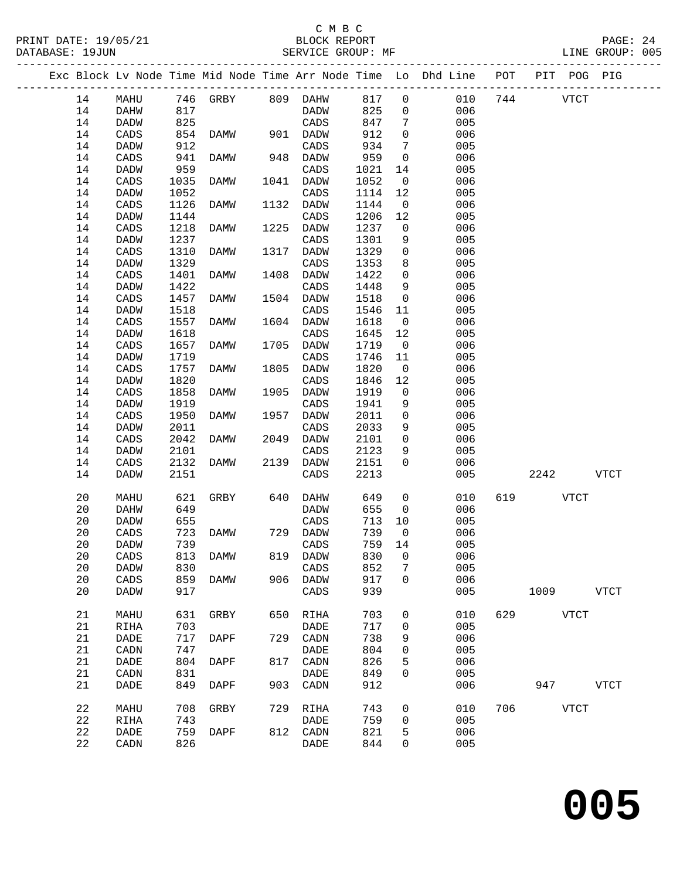C M B C
PRINT DATE: 19/05/21 BLOCK REPORT PAGE: 24
DATABASE: 19JUN SERVICE GROUP: MF LINE GROUP: 005

| Exc | Block | Lv Node | Time | Mid Node | Time | Arr Node | Time | Lo | Dhd Line | POT | PIT | POG | PIG |
|---|---|---|---|---|---|---|---|---|---|---|---|---|---|
| | 14 | MAHU | 746 | GRBY | 809 | DAHW | 817 | 0 | 010 | 744 | | VTCT | |
| | 14 | DAHW | 817 | | | DADW | 825 | 0 | 006 | | | | |
| | 14 | DADW | 825 | | | CADS | 847 | 7 | 005 | | | | |
| | 14 | CADS | 854 | DAMW | 901 | DADW | 912 | 0 | 006 | | | | |
| | 14 | DADW | 912 | | | CADS | 934 | 7 | 005 | | | | |
| | 14 | CADS | 941 | DAMW | 948 | DADW | 959 | 0 | 006 | | | | |
| | 14 | DADW | 959 | | | CADS | 1021 | 14 | 005 | | | | |
| | 14 | CADS | 1035 | DAMW | 1041 | DADW | 1052 | 0 | 006 | | | | |
| | 14 | DADW | 1052 | | | CADS | 1114 | 12 | 005 | | | | |
| | 14 | CADS | 1126 | DAMW | 1132 | DADW | 1144 | 0 | 006 | | | | |
| | 14 | DADW | 1144 | | | CADS | 1206 | 12 | 005 | | | | |
| | 14 | CADS | 1218 | DAMW | 1225 | DADW | 1237 | 0 | 006 | | | | |
| | 14 | DADW | 1237 | | | CADS | 1301 | 9 | 005 | | | | |
| | 14 | CADS | 1310 | DAMW | 1317 | DADW | 1329 | 0 | 006 | | | | |
| | 14 | DADW | 1329 | | | CADS | 1353 | 8 | 005 | | | | |
| | 14 | CADS | 1401 | DAMW | 1408 | DADW | 1422 | 0 | 006 | | | | |
| | 14 | DADW | 1422 | | | CADS | 1448 | 9 | 005 | | | | |
| | 14 | CADS | 1457 | DAMW | 1504 | DADW | 1518 | 0 | 006 | | | | |
| | 14 | DADW | 1518 | | | CADS | 1546 | 11 | 005 | | | | |
| | 14 | CADS | 1557 | DAMW | 1604 | DADW | 1618 | 0 | 006 | | | | |
| | 14 | DADW | 1618 | | | CADS | 1645 | 12 | 005 | | | | |
| | 14 | CADS | 1657 | DAMW | 1705 | DADW | 1719 | 0 | 006 | | | | |
| | 14 | DADW | 1719 | | | CADS | 1746 | 11 | 005 | | | | |
| | 14 | CADS | 1757 | DAMW | 1805 | DADW | 1820 | 0 | 006 | | | | |
| | 14 | DADW | 1820 | | | CADS | 1846 | 12 | 005 | | | | |
| | 14 | CADS | 1858 | DAMW | 1905 | DADW | 1919 | 0 | 006 | | | | |
| | 14 | DADW | 1919 | | | CADS | 1941 | 9 | 005 | | | | |
| | 14 | CADS | 1950 | DAMW | 1957 | DADW | 2011 | 0 | 006 | | | | |
| | 14 | DADW | 2011 | | | CADS | 2033 | 9 | 005 | | | | |
| | 14 | CADS | 2042 | DAMW | 2049 | DADW | 2101 | 0 | 006 | | | | |
| | 14 | DADW | 2101 | | | CADS | 2123 | 9 | 005 | | | | |
| | 14 | CADS | 2132 | DAMW | 2139 | DADW | 2151 | 0 | 006 | | | | |
| | 14 | DADW | 2151 | | | CADS | 2213 | | 005 | | 2242 | | VTCT |
| | 20 | MAHU | 621 | GRBY | 640 | DAHW | 649 | 0 | 010 | 619 | | VTCT | |
| | 20 | DAHW | 649 | | | DADW | 655 | 0 | 006 | | | | |
| | 20 | DADW | 655 | | | CADS | 713 | 10 | 005 | | | | |
| | 20 | CADS | 723 | DAMW | 729 | DADW | 739 | 0 | 006 | | | | |
| | 20 | DADW | 739 | | | CADS | 759 | 14 | 005 | | | | |
| | 20 | CADS | 813 | DAMW | 819 | DADW | 830 | 0 | 006 | | | | |
| | 20 | DADW | 830 | | | CADS | 852 | 7 | 005 | | | | |
| | 20 | CADS | 859 | DAMW | 906 | DADW | 917 | 0 | 006 | | | | |
| | 20 | DADW | 917 | | | CADS | 939 | | 005 | | 1009 | | VTCT |
| | 21 | MAHU | 631 | GRBY | 650 | RIHA | 703 | 0 | 010 | 629 | | VTCT | |
| | 21 | RIHA | 703 | | | DADE | 717 | 0 | 005 | | | | |
| | 21 | DADE | 717 | DAPF | 729 | CADN | 738 | 9 | 006 | | | | |
| | 21 | CADN | 747 | | | DADE | 804 | 0 | 005 | | | | |
| | 21 | DADE | 804 | DAPF | 817 | CADN | 826 | 5 | 006 | | | | |
| | 21 | CADN | 831 | | | DADE | 849 | 0 | 005 | | | | |
| | 21 | DADE | 849 | DAPF | 903 | CADN | 912 | | 006 | | 947 | | VTCT |
| | 22 | MAHU | 708 | GRBY | 729 | RIHA | 743 | 0 | 010 | 706 | | VTCT | |
| | 22 | RIHA | 743 | | | DADE | 759 | 0 | 005 | | | | |
| | 22 | DADE | 759 | DAPF | 812 | CADN | 821 | 5 | 006 | | | | |
| | 22 | CADN | 826 | | | DADE | 844 | 0 | 005 | | | | |

**005**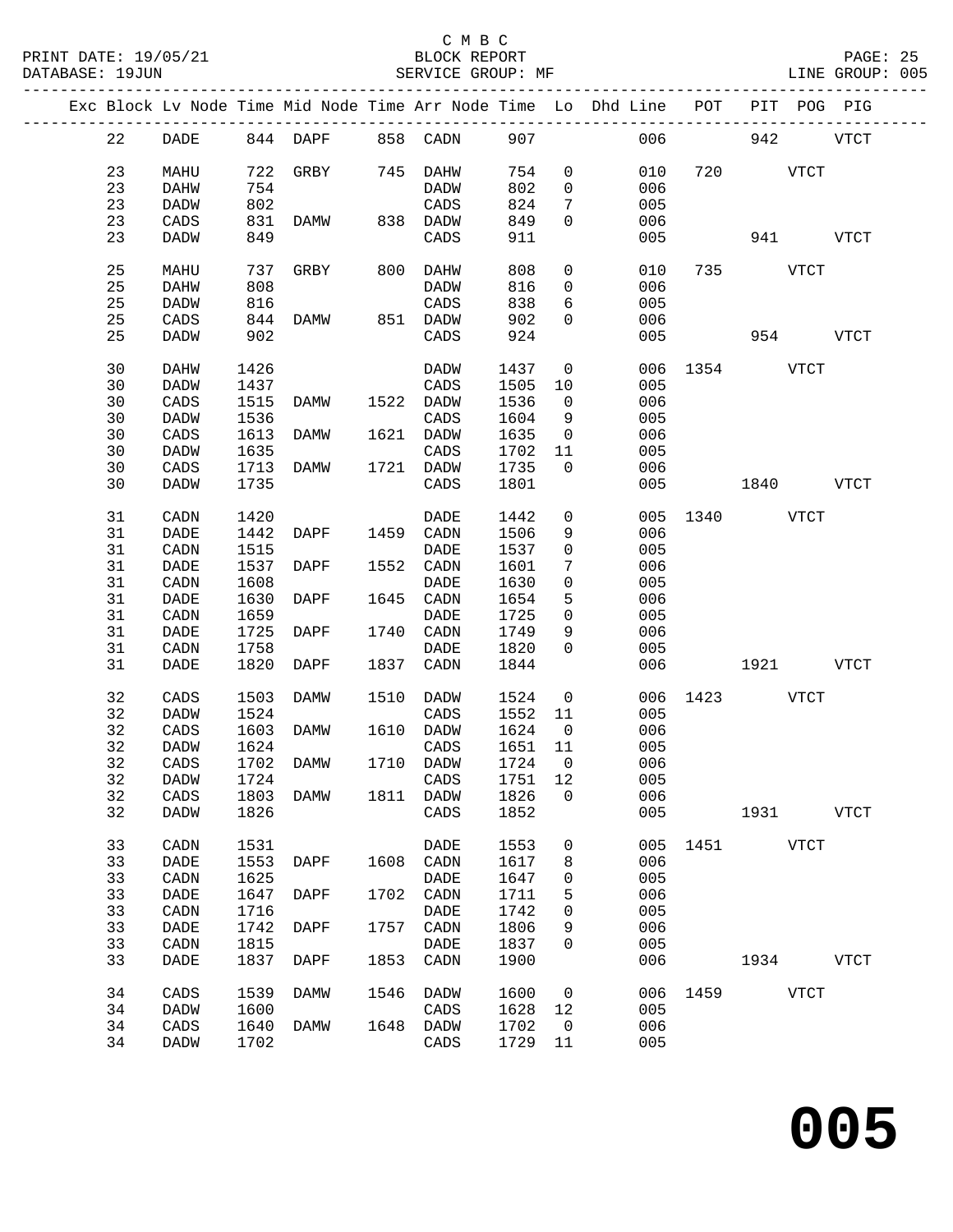C M B C
BLOCK REPORT
SERVICE GROUP: MF

PRINT DATE: 19/05/21
DATABASE: 19JUN
LINE GROUP: 005

| Exc | Block | Lv | Node | Time | Mid Node | Time | Arr Node | Time | Lo | Dhd Line | POT | PIT | POG | PIG |
|---|---|---|---|---|---|---|---|---|---|---|---|---|---|---|
| | 22 | | DADE | 844 | DAPF | 858 | CADN | 907 | | 006 | | 942 | | VTCT |
| | 23 | | MAHU | 722 | GRBY | 745 | DAHW | 754 | 0 | 010 | 720 | | VTCT | |
| | 23 | | DAHW | 754 | | | DADW | 802 | 0 | 006 | | | | |
| | 23 | | DADW | 802 | | | CADS | 824 | 7 | 005 | | | | |
| | 23 | | CADS | 831 | DAMW | 838 | DADW | 849 | 0 | 006 | | | | |
| | 23 | | DADW | 849 | | | CADS | 911 | | 005 | | 941 | | VTCT |
| | 25 | | MAHU | 737 | GRBY | 800 | DAHW | 808 | 0 | 010 | 735 | | VTCT | |
| | 25 | | DAHW | 808 | | | DADW | 816 | 0 | 006 | | | | |
| | 25 | | DADW | 816 | | | CADS | 838 | 6 | 005 | | | | |
| | 25 | | CADS | 844 | DAMW | 851 | DADW | 902 | 0 | 006 | | | | |
| | 25 | | DADW | 902 | | | CADS | 924 | | 005 | | 954 | | VTCT |
| | 30 | | DAHW | 1426 | | | DADW | 1437 | 0 | 006 | 1354 | | VTCT | |
| | 30 | | DADW | 1437 | | | CADS | 1505 | 10 | 005 | | | | |
| | 30 | | CADS | 1515 | DAMW | 1522 | DADW | 1536 | 0 | 006 | | | | |
| | 30 | | DADW | 1536 | | | CADS | 1604 | 9 | 005 | | | | |
| | 30 | | CADS | 1613 | DAMW | 1621 | DADW | 1635 | 0 | 006 | | | | |
| | 30 | | DADW | 1635 | | | CADS | 1702 | 11 | 005 | | | | |
| | 30 | | CADS | 1713 | DAMW | 1721 | DADW | 1735 | 0 | 006 | | | | |
| | 30 | | DADW | 1735 | | | CADS | 1801 | | 005 | | 1840 | | VTCT |
| | 31 | | CADN | 1420 | | | DADE | 1442 | 0 | 005 | 1340 | | VTCT | |
| | 31 | | DADE | 1442 | DAPF | 1459 | CADN | 1506 | 9 | 006 | | | | |
| | 31 | | CADN | 1515 | | | DADE | 1537 | 0 | 005 | | | | |
| | 31 | | DADE | 1537 | DAPF | 1552 | CADN | 1601 | 7 | 006 | | | | |
| | 31 | | CADN | 1608 | | | DADE | 1630 | 0 | 005 | | | | |
| | 31 | | DADE | 1630 | DAPF | 1645 | CADN | 1654 | 5 | 006 | | | | |
| | 31 | | CADN | 1659 | | | DADE | 1725 | 0 | 005 | | | | |
| | 31 | | DADE | 1725 | DAPF | 1740 | CADN | 1749 | 9 | 006 | | | | |
| | 31 | | CADN | 1758 | | | DADE | 1820 | 0 | 005 | | | | |
| | 31 | | DADE | 1820 | DAPF | 1837 | CADN | 1844 | | 006 | | 1921 | | VTCT |
| | 32 | | CADS | 1503 | DAMW | 1510 | DADW | 1524 | 0 | 006 | 1423 | | VTCT | |
| | 32 | | DADW | 1524 | | | CADS | 1552 | 11 | 005 | | | | |
| | 32 | | CADS | 1603 | DAMW | 1610 | DADW | 1624 | 0 | 006 | | | | |
| | 32 | | DADW | 1624 | | | CADS | 1651 | 11 | 005 | | | | |
| | 32 | | CADS | 1702 | DAMW | 1710 | DADW | 1724 | 0 | 006 | | | | |
| | 32 | | DADW | 1724 | | | CADS | 1751 | 12 | 005 | | | | |
| | 32 | | CADS | 1803 | DAMW | 1811 | DADW | 1826 | 0 | 006 | | | | |
| | 32 | | DADW | 1826 | | | CADS | 1852 | | 005 | | 1931 | | VTCT |
| | 33 | | CADN | 1531 | | | DADE | 1553 | 0 | 005 | 1451 | | VTCT | |
| | 33 | | DADE | 1553 | DAPF | 1608 | CADN | 1617 | 8 | 006 | | | | |
| | 33 | | CADN | 1625 | | | DADE | 1647 | 0 | 005 | | | | |
| | 33 | | DADE | 1647 | DAPF | 1702 | CADN | 1711 | 5 | 006 | | | | |
| | 33 | | CADN | 1716 | | | DADE | 1742 | 0 | 005 | | | | |
| | 33 | | DADE | 1742 | DAPF | 1757 | CADN | 1806 | 9 | 006 | | | | |
| | 33 | | CADN | 1815 | | | DADE | 1837 | 0 | 005 | | | | |
| | 33 | | DADE | 1837 | DAPF | 1853 | CADN | 1900 | | 006 | | 1934 | | VTCT |
| | 34 | | CADS | 1539 | DAMW | 1546 | DADW | 1600 | 0 | 006 | 1459 | | VTCT | |
| | 34 | | DADW | 1600 | | | CADS | 1628 | 12 | 005 | | | | |
| | 34 | | CADS | 1640 | DAMW | 1648 | DADW | 1702 | 0 | 006 | | | | |
| | 34 | | DADW | 1702 | | | CADS | 1729 | 11 | 005 | | | | |

**005**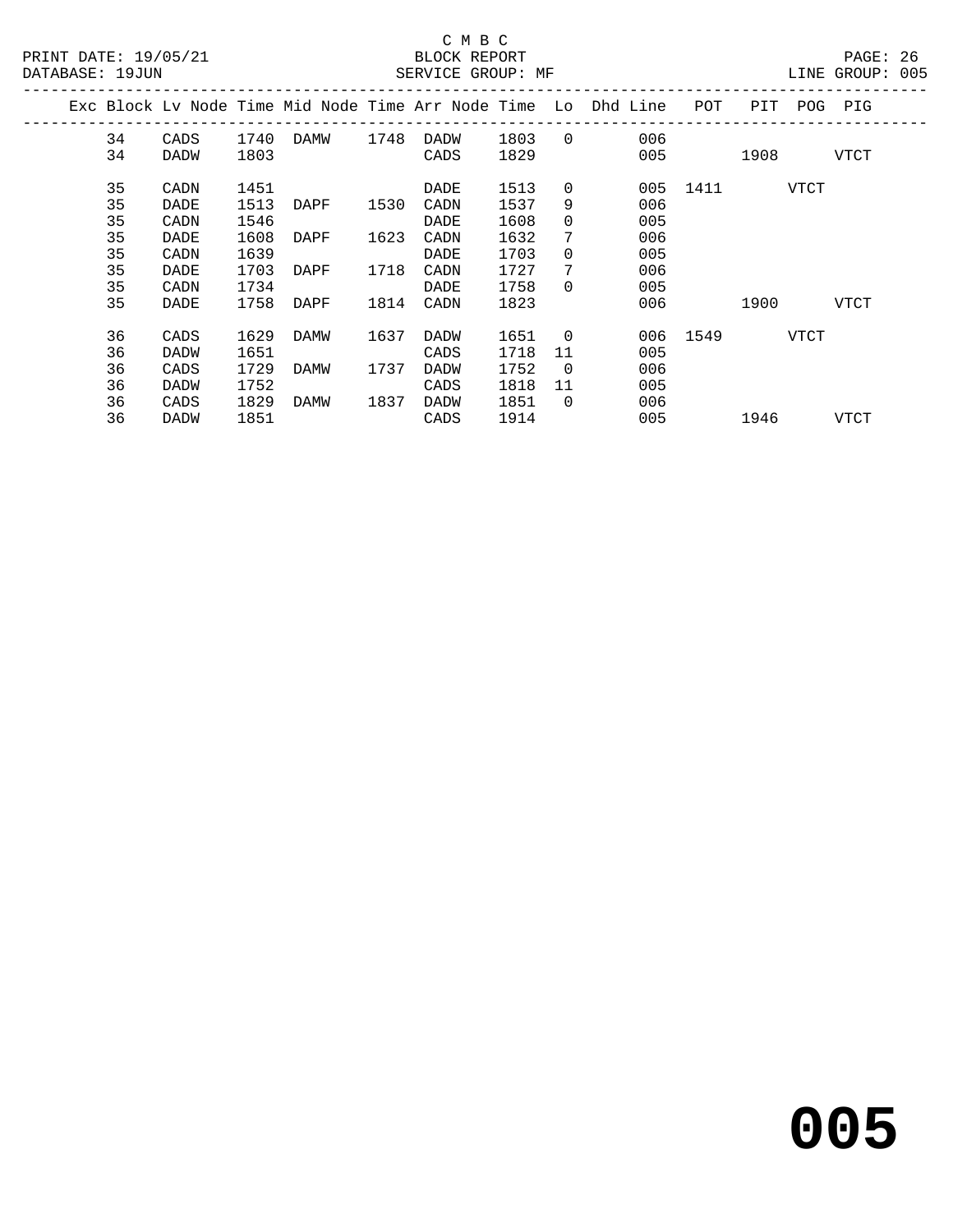C M B C
BLOCK REPORT
SERVICE GROUP: MF

PRINT DATE: 19/05/21
DATABASE: 19JUN
LINE GROUP: 005

| Exc | Block | Lv | Node | Time | Mid Node | Time | Arr Node | Time | Lo | Dhd Line | POT | PIT | POG | PIG |
|---|---|---|---|---|---|---|---|---|---|---|---|---|---|---|
| | 34 | | CADS | 1740 | DAMW | 1748 | DADW | 1803 | 0 | 006 | | | | |
| | 34 | | DADW | 1803 | | | CADS | 1829 | | 005 | | 1908 | | VTCT |
| | 35 | | CADN | 1451 | | | DADE | 1513 | 0 | 005 | 1411 | | VTCT | |
| | 35 | | DADE | 1513 | DAPF | 1530 | CADN | 1537 | 9 | 006 | | | | |
| | 35 | | CADN | 1546 | | | DADE | 1608 | 0 | 005 | | | | |
| | 35 | | DADE | 1608 | DAPF | 1623 | CADN | 1632 | 7 | 006 | | | | |
| | 35 | | CADN | 1639 | | | DADE | 1703 | 0 | 005 | | | | |
| | 35 | | DADE | 1703 | DAPF | 1718 | CADN | 1727 | 7 | 006 | | | | |
| | 35 | | CADN | 1734 | | | DADE | 1758 | 0 | 005 | | | | |
| | 35 | | DADE | 1758 | DAPF | 1814 | CADN | 1823 | | 006 | | 1900 | | VTCT |
| | 36 | | CADS | 1629 | DAMW | 1637 | DADW | 1651 | 0 | 006 | 1549 | | VTCT | |
| | 36 | | DADW | 1651 | | | CADS | 1718 | 11 | 005 | | | | |
| | 36 | | CADS | 1729 | DAMW | 1737 | DADW | 1752 | 0 | 006 | | | | |
| | 36 | | DADW | 1752 | | | CADS | 1818 | 11 | 005 | | | | |
| | 36 | | CADS | 1829 | DAMW | 1837 | DADW | 1851 | 0 | 006 | | | | |
| | 36 | | DADW | 1851 | | | CADS | 1914 | | 005 | | 1946 | | VTCT |

**005**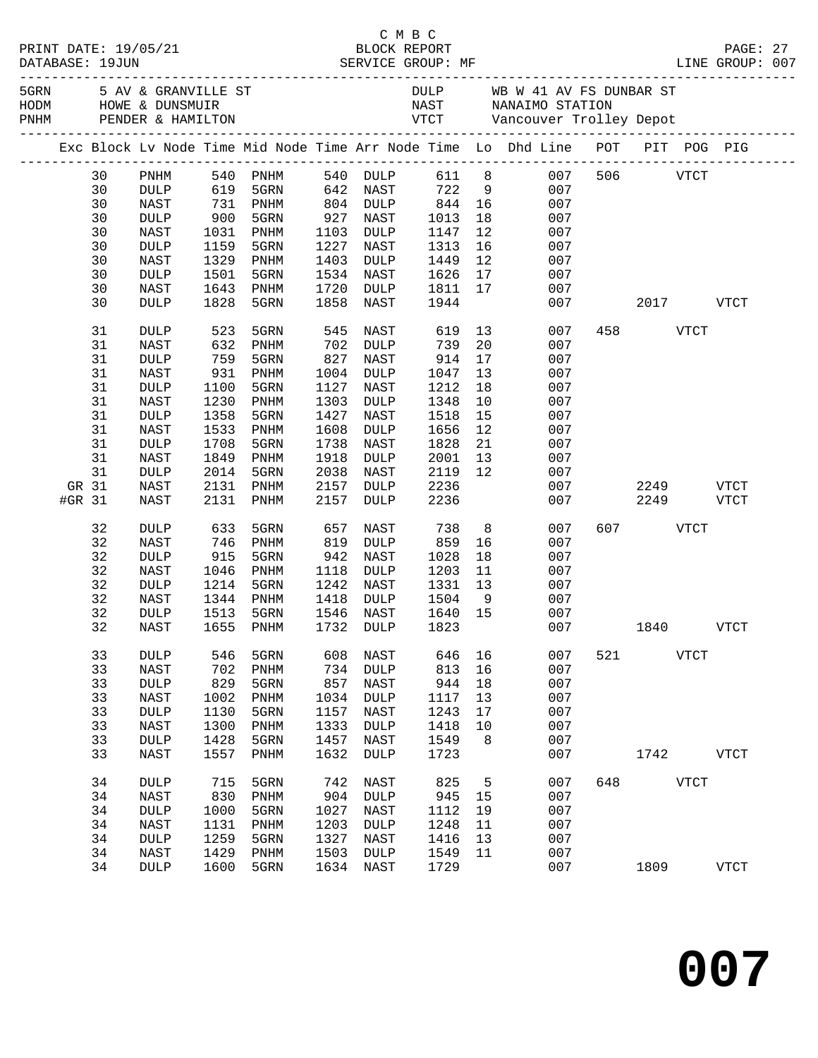C M B C

PRINT DATE: 19/05/21 BLOCK REPORT
DATABASE: 19JUN SERVICE GROUP: MF LINE GROUP: 007

| 5GRN | 5 AV & GRANVILLE ST | DULP | WB W 41 AV FS DUNBAR ST |
|---|---|---|---|
| HODM | HOWE & DUNSMUIR | NAST | NANAIMO STATION |
| PNHM | PENDER & HAMILTON | VTCT | Vancouver Trolley Depot |

| Exc | Block | Lv Node | Time | Mid Node | Time | Arr Node | Time | Lo | Dhd Line | POT | PIT | POG | PIG |
|---|---|---|---|---|---|---|---|---|---|---|---|---|---|
| | 30 | PNHM | 540 | PNHM | 540 | DULP | 611 | 8 | 007 | 506 | | VTCT | |
| | 30 | DULP | 619 | 5GRN | 642 | NAST | 722 | 9 | 007 | | | | |
| | 30 | NAST | 731 | PNHM | 804 | DULP | 844 | 16 | 007 | | | | |
| | 30 | DULP | 900 | 5GRN | 927 | NAST | 1013 | 18 | 007 | | | | |
| | 30 | NAST | 1031 | PNHM | 1103 | DULP | 1147 | 12 | 007 | | | | |
| | 30 | DULP | 1159 | 5GRN | 1227 | NAST | 1313 | 16 | 007 | | | | |
| | 30 | NAST | 1329 | PNHM | 1403 | DULP | 1449 | 12 | 007 | | | | |
| | 30 | DULP | 1501 | 5GRN | 1534 | NAST | 1626 | 17 | 007 | | | | |
| | 30 | NAST | 1643 | PNHM | 1720 | DULP | 1811 | 17 | 007 | | | | |
| | 30 | DULP | 1828 | 5GRN | 1858 | NAST | 1944 | | 007 | | 2017 | | VTCT |
| | 31 | DULP | 523 | 5GRN | 545 | NAST | 619 | 13 | 007 | 458 | | VTCT | |
| | 31 | NAST | 632 | PNHM | 702 | DULP | 739 | 20 | 007 | | | | |
| | 31 | DULP | 759 | 5GRN | 827 | NAST | 914 | 17 | 007 | | | | |
| | 31 | NAST | 931 | PNHM | 1004 | DULP | 1047 | 13 | 007 | | | | |
| | 31 | DULP | 1100 | 5GRN | 1127 | NAST | 1212 | 18 | 007 | | | | |
| | 31 | NAST | 1230 | PNHM | 1303 | DULP | 1348 | 10 | 007 | | | | |
| | 31 | DULP | 1358 | 5GRN | 1427 | NAST | 1518 | 15 | 007 | | | | |
| | 31 | NAST | 1533 | PNHM | 1608 | DULP | 1656 | 12 | 007 | | | | |
| | 31 | DULP | 1708 | 5GRN | 1738 | NAST | 1828 | 21 | 007 | | | | |
| | 31 | NAST | 1849 | PNHM | 1918 | DULP | 2001 | 13 | 007 | | | | |
| | 31 | DULP | 2014 | 5GRN | 2038 | NAST | 2119 | 12 | 007 | | | | |
| GR | 31 | NAST | 2131 | PNHM | 2157 | DULP | 2236 | | 007 | | 2249 | | VTCT |
| #GR | 31 | NAST | 2131 | PNHM | 2157 | DULP | 2236 | | 007 | | 2249 | | VTCT |
| | 32 | DULP | 633 | 5GRN | 657 | NAST | 738 | 8 | 007 | 607 | | VTCT | |
| | 32 | NAST | 746 | PNHM | 819 | DULP | 859 | 16 | 007 | | | | |
| | 32 | DULP | 915 | 5GRN | 942 | NAST | 1028 | 18 | 007 | | | | |
| | 32 | NAST | 1046 | PNHM | 1118 | DULP | 1203 | 11 | 007 | | | | |
| | 32 | DULP | 1214 | 5GRN | 1242 | NAST | 1331 | 13 | 007 | | | | |
| | 32 | NAST | 1344 | PNHM | 1418 | DULP | 1504 | 9 | 007 | | | | |
| | 32 | DULP | 1513 | 5GRN | 1546 | NAST | 1640 | 15 | 007 | | | | |
| | 32 | NAST | 1655 | PNHM | 1732 | DULP | 1823 | | 007 | | 1840 | | VTCT |
| | 33 | DULP | 546 | 5GRN | 608 | NAST | 646 | 16 | 007 | 521 | | VTCT | |
| | 33 | NAST | 702 | PNHM | 734 | DULP | 813 | 16 | 007 | | | | |
| | 33 | DULP | 829 | 5GRN | 857 | NAST | 944 | 18 | 007 | | | | |
| | 33 | NAST | 1002 | PNHM | 1034 | DULP | 1117 | 13 | 007 | | | | |
| | 33 | DULP | 1130 | 5GRN | 1157 | NAST | 1243 | 17 | 007 | | | | |
| | 33 | NAST | 1300 | PNHM | 1333 | DULP | 1418 | 10 | 007 | | | | |
| | 33 | DULP | 1428 | 5GRN | 1457 | NAST | 1549 | 8 | 007 | | | | |
| | 33 | NAST | 1557 | PNHM | 1632 | DULP | 1723 | | 007 | | 1742 | | VTCT |
| | 34 | DULP | 715 | 5GRN | 742 | NAST | 825 | 5 | 007 | 648 | | VTCT | |
| | 34 | NAST | 830 | PNHM | 904 | DULP | 945 | 15 | 007 | | | | |
| | 34 | DULP | 1000 | 5GRN | 1027 | NAST | 1112 | 19 | 007 | | | | |
| | 34 | NAST | 1131 | PNHM | 1203 | DULP | 1248 | 11 | 007 | | | | |
| | 34 | DULP | 1259 | 5GRN | 1327 | NAST | 1416 | 13 | 007 | | | | |
| | 34 | NAST | 1429 | PNHM | 1503 | DULP | 1549 | 11 | 007 | | | | |
| | 34 | DULP | 1600 | 5GRN | 1634 | NAST | 1729 | | 007 | | 1809 | | VTCT |

**007**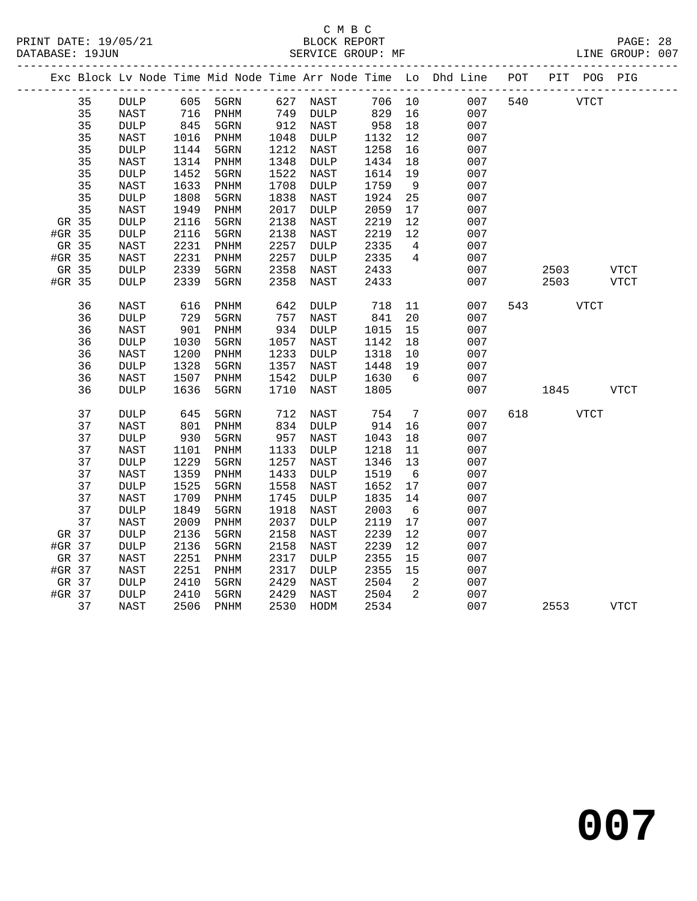C M B C
BLOCK REPORT
SERVICE GROUP: MF

PRINT DATE: 19/05/21
DATABASE: 19JUN
LINE GROUP: 007

| Exc | Block | Lv | Node | Time | Mid Node | Time | Arr Node | Time | Lo | Dhd Line | POT | PIT | POG | PIG |
|---|---|---|---|---|---|---|---|---|---|---|---|---|---|---|
| | 35 | | DULP | 605 | 5GRN | 627 | NAST | 706 | 10 | 007 | 540 | | VTCT | |
| | 35 | | NAST | 716 | PNHM | 749 | DULP | 829 | 16 | 007 | | | | |
| | 35 | | DULP | 845 | 5GRN | 912 | NAST | 958 | 18 | 007 | | | | |
| | 35 | | NAST | 1016 | PNHM | 1048 | DULP | 1132 | 12 | 007 | | | | |
| | 35 | | DULP | 1144 | 5GRN | 1212 | NAST | 1258 | 16 | 007 | | | | |
| | 35 | | NAST | 1314 | PNHM | 1348 | DULP | 1434 | 18 | 007 | | | | |
| | 35 | | DULP | 1452 | 5GRN | 1522 | NAST | 1614 | 19 | 007 | | | | |
| | 35 | | NAST | 1633 | PNHM | 1708 | DULP | 1759 | 9 | 007 | | | | |
| | 35 | | DULP | 1808 | 5GRN | 1838 | NAST | 1924 | 25 | 007 | | | | |
| | 35 | | NAST | 1949 | PNHM | 2017 | DULP | 2059 | 17 | 007 | | | | |
| GR | 35 | | DULP | 2116 | 5GRN | 2138 | NAST | 2219 | 12 | 007 | | | | |
| #GR | 35 | | DULP | 2116 | 5GRN | 2138 | NAST | 2219 | 12 | 007 | | | | |
| GR | 35 | | NAST | 2231 | PNHM | 2257 | DULP | 2335 | 4 | 007 | | | | |
| #GR | 35 | | NAST | 2231 | PNHM | 2257 | DULP | 2335 | 4 | 007 | | | | |
| GR | 35 | | DULP | 2339 | 5GRN | 2358 | NAST | 2433 | | 007 | | 2503 | | VTCT |
| #GR | 35 | | DULP | 2339 | 5GRN | 2358 | NAST | 2433 | | 007 | | 2503 | | VTCT |
| | 36 | | NAST | 616 | PNHM | 642 | DULP | 718 | 11 | 007 | 543 | | VTCT | |
| | 36 | | DULP | 729 | 5GRN | 757 | NAST | 841 | 20 | 007 | | | | |
| | 36 | | NAST | 901 | PNHM | 934 | DULP | 1015 | 15 | 007 | | | | |
| | 36 | | DULP | 1030 | 5GRN | 1057 | NAST | 1142 | 18 | 007 | | | | |
| | 36 | | NAST | 1200 | PNHM | 1233 | DULP | 1318 | 10 | 007 | | | | |
| | 36 | | DULP | 1328 | 5GRN | 1357 | NAST | 1448 | 19 | 007 | | | | |
| | 36 | | NAST | 1507 | PNHM | 1542 | DULP | 1630 | 6 | 007 | | | | |
| | 36 | | DULP | 1636 | 5GRN | 1710 | NAST | 1805 | | 007 | | 1845 | | VTCT |
| | 37 | | DULP | 645 | 5GRN | 712 | NAST | 754 | 7 | 007 | 618 | | VTCT | |
| | 37 | | NAST | 801 | PNHM | 834 | DULP | 914 | 16 | 007 | | | | |
| | 37 | | DULP | 930 | 5GRN | 957 | NAST | 1043 | 18 | 007 | | | | |
| | 37 | | NAST | 1101 | PNHM | 1133 | DULP | 1218 | 11 | 007 | | | | |
| | 37 | | DULP | 1229 | 5GRN | 1257 | NAST | 1346 | 13 | 007 | | | | |
| | 37 | | NAST | 1359 | PNHM | 1433 | DULP | 1519 | 6 | 007 | | | | |
| | 37 | | DULP | 1525 | 5GRN | 1558 | NAST | 1652 | 17 | 007 | | | | |
| | 37 | | NAST | 1709 | PNHM | 1745 | DULP | 1835 | 14 | 007 | | | | |
| | 37 | | DULP | 1849 | 5GRN | 1918 | NAST | 2003 | 6 | 007 | | | | |
| | 37 | | NAST | 2009 | PNHM | 2037 | DULP | 2119 | 17 | 007 | | | | |
| GR | 37 | | DULP | 2136 | 5GRN | 2158 | NAST | 2239 | 12 | 007 | | | | |
| #GR | 37 | | DULP | 2136 | 5GRN | 2158 | NAST | 2239 | 12 | 007 | | | | |
| GR | 37 | | NAST | 2251 | PNHM | 2317 | DULP | 2355 | 15 | 007 | | | | |
| #GR | 37 | | NAST | 2251 | PNHM | 2317 | DULP | 2355 | 15 | 007 | | | | |
| GR | 37 | | DULP | 2410 | 5GRN | 2429 | NAST | 2504 | 2 | 007 | | | | |
| #GR | 37 | | DULP | 2410 | 5GRN | 2429 | NAST | 2504 | 2 | 007 | | | | |
| | 37 | | NAST | 2506 | PNHM | 2530 | HODM | 2534 | | 007 | | 2553 | | VTCT |

# 007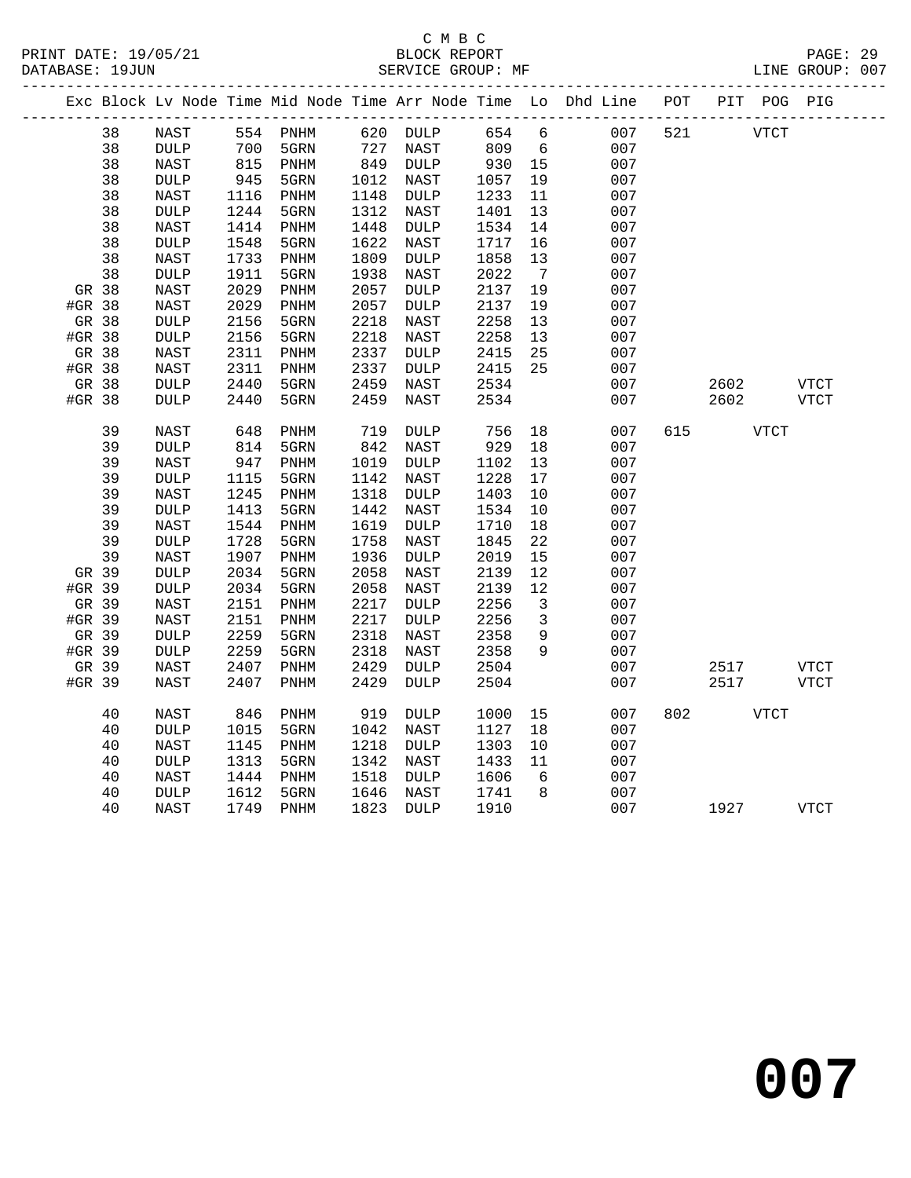C M B C
BLOCK REPORT
SERVICE GROUP: MF

PRINT DATE: 19/05/21
DATABASE: 19JUN
LINE GROUP: 007

| Exc | Block | Lv | Node | Time | Mid Node | Time | Arr Node | Time | Lo | Dhd Line | POT | PIT | POG | PIG |
|---|---|---|---|---|---|---|---|---|---|---|---|---|---|---|
| | 38 | | NAST | 554 | PNHM | 620 | DULP | 654 | 6 | 007 | 521 | | VTCT | |
| | 38 | | DULP | 700 | 5GRN | 727 | NAST | 809 | 6 | 007 | | | | |
| | 38 | | NAST | 815 | PNHM | 849 | DULP | 930 | 15 | 007 | | | | |
| | 38 | | DULP | 945 | 5GRN | 1012 | NAST | 1057 | 19 | 007 | | | | |
| | 38 | | NAST | 1116 | PNHM | 1148 | DULP | 1233 | 11 | 007 | | | | |
| | 38 | | DULP | 1244 | 5GRN | 1312 | NAST | 1401 | 13 | 007 | | | | |
| | 38 | | NAST | 1414 | PNHM | 1448 | DULP | 1534 | 14 | 007 | | | | |
| | 38 | | DULP | 1548 | 5GRN | 1622 | NAST | 1717 | 16 | 007 | | | | |
| | 38 | | NAST | 1733 | PNHM | 1809 | DULP | 1858 | 13 | 007 | | | | |
| | 38 | | DULP | 1911 | 5GRN | 1938 | NAST | 2022 | 7 | 007 | | | | |
| GR | 38 | | NAST | 2029 | PNHM | 2057 | DULP | 2137 | 19 | 007 | | | | |
| #GR | 38 | | NAST | 2029 | PNHM | 2057 | DULP | 2137 | 19 | 007 | | | | |
| GR | 38 | | DULP | 2156 | 5GRN | 2218 | NAST | 2258 | 13 | 007 | | | | |
| #GR | 38 | | DULP | 2156 | 5GRN | 2218 | NAST | 2258 | 13 | 007 | | | | |
| GR | 38 | | NAST | 2311 | PNHM | 2337 | DULP | 2415 | 25 | 007 | | | | |
| #GR | 38 | | NAST | 2311 | PNHM | 2337 | DULP | 2415 | 25 | 007 | | | | |
| GR | 38 | | DULP | 2440 | 5GRN | 2459 | NAST | 2534 | | 007 | | 2602 | | VTCT |
| #GR | 38 | | DULP | 2440 | 5GRN | 2459 | NAST | 2534 | | 007 | | 2602 | | VTCT |
| | 39 | | NAST | 648 | PNHM | 719 | DULP | 756 | 18 | 007 | 615 | | VTCT | |
| | 39 | | DULP | 814 | 5GRN | 842 | NAST | 929 | 18 | 007 | | | | |
| | 39 | | NAST | 947 | PNHM | 1019 | DULP | 1102 | 13 | 007 | | | | |
| | 39 | | DULP | 1115 | 5GRN | 1142 | NAST | 1228 | 17 | 007 | | | | |
| | 39 | | NAST | 1245 | PNHM | 1318 | DULP | 1403 | 10 | 007 | | | | |
| | 39 | | DULP | 1413 | 5GRN | 1442 | NAST | 1534 | 10 | 007 | | | | |
| | 39 | | NAST | 1544 | PNHM | 1619 | DULP | 1710 | 18 | 007 | | | | |
| | 39 | | DULP | 1728 | 5GRN | 1758 | NAST | 1845 | 22 | 007 | | | | |
| | 39 | | NAST | 1907 | PNHM | 1936 | DULP | 2019 | 15 | 007 | | | | |
| GR | 39 | | DULP | 2034 | 5GRN | 2058 | NAST | 2139 | 12 | 007 | | | | |
| #GR | 39 | | DULP | 2034 | 5GRN | 2058 | NAST | 2139 | 12 | 007 | | | | |
| GR | 39 | | NAST | 2151 | PNHM | 2217 | DULP | 2256 | 3 | 007 | | | | |
| #GR | 39 | | NAST | 2151 | PNHM | 2217 | DULP | 2256 | 3 | 007 | | | | |
| GR | 39 | | DULP | 2259 | 5GRN | 2318 | NAST | 2358 | 9 | 007 | | | | |
| #GR | 39 | | DULP | 2259 | 5GRN | 2318 | NAST | 2358 | 9 | 007 | | | | |
| GR | 39 | | NAST | 2407 | PNHM | 2429 | DULP | 2504 | | 007 | | 2517 | | VTCT |
| #GR | 39 | | NAST | 2407 | PNHM | 2429 | DULP | 2504 | | 007 | | 2517 | | VTCT |
| | 40 | | NAST | 846 | PNHM | 919 | DULP | 1000 | 15 | 007 | 802 | | VTCT | |
| | 40 | | DULP | 1015 | 5GRN | 1042 | NAST | 1127 | 18 | 007 | | | | |
| | 40 | | NAST | 1145 | PNHM | 1218 | DULP | 1303 | 10 | 007 | | | | |
| | 40 | | DULP | 1313 | 5GRN | 1342 | NAST | 1433 | 11 | 007 | | | | |
| | 40 | | NAST | 1444 | PNHM | 1518 | DULP | 1606 | 6 | 007 | | | | |
| | 40 | | DULP | 1612 | 5GRN | 1646 | NAST | 1741 | 8 | 007 | | | | |
| | 40 | | NAST | 1749 | PNHM | 1823 | DULP | 1910 | | 007 | | 1927 | | VTCT |

**007**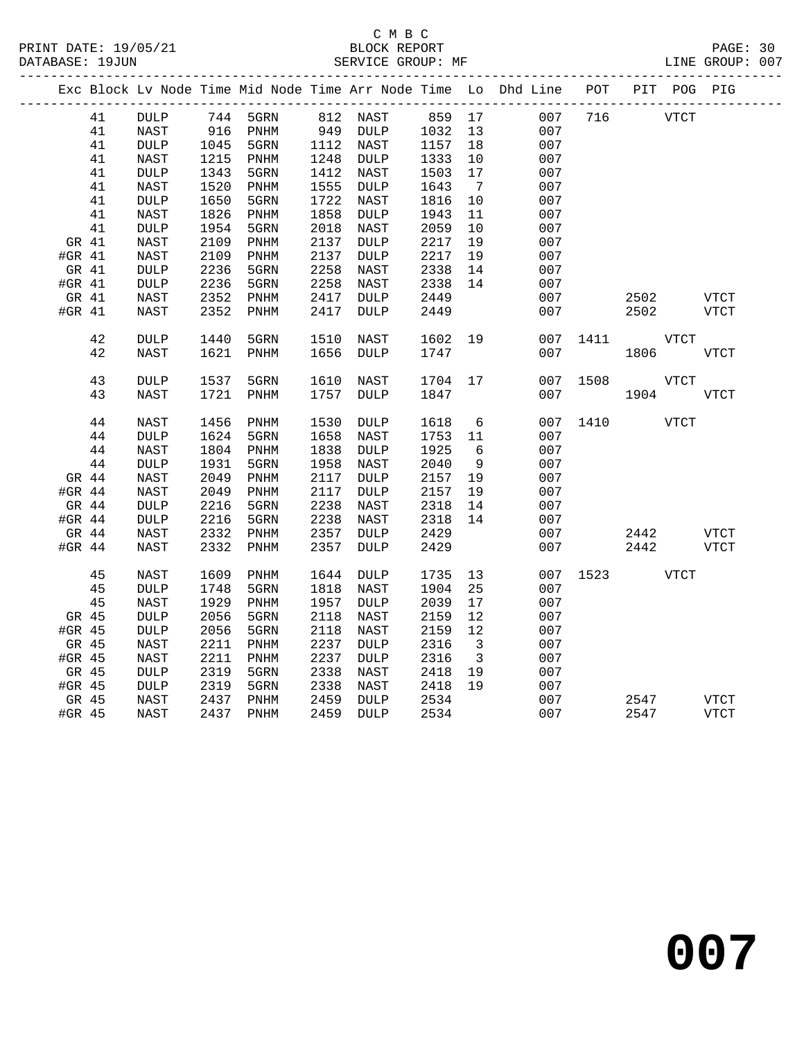C M B C
BLOCK REPORT
SERVICE GROUP: MF

PRINT DATE: 19/05/21
DATABASE: 19JUN
LINE GROUP: 007

| Exc | Block | Lv | Node | Time | Mid Node | Time | Arr Node | Time | Lo | Dhd Line | POT | PIT | POG | PIG |
|---|---|---|---|---|---|---|---|---|---|---|---|---|---|---|
| | 41 | | DULP | 744 | 5GRN | 812 | NAST | 859 | 17 | 007 | 716 | | VTCT | |
| | 41 | | NAST | 916 | PNHM | 949 | DULP | 1032 | 13 | 007 | | | | |
| | 41 | | DULP | 1045 | 5GRN | 1112 | NAST | 1157 | 18 | 007 | | | | |
| | 41 | | NAST | 1215 | PNHM | 1248 | DULP | 1333 | 10 | 007 | | | | |
| | 41 | | DULP | 1343 | 5GRN | 1412 | NAST | 1503 | 17 | 007 | | | | |
| | 41 | | NAST | 1520 | PNHM | 1555 | DULP | 1643 | 7 | 007 | | | | |
| | 41 | | DULP | 1650 | 5GRN | 1722 | NAST | 1816 | 10 | 007 | | | | |
| | 41 | | NAST | 1826 | PNHM | 1858 | DULP | 1943 | 11 | 007 | | | | |
| | 41 | | DULP | 1954 | 5GRN | 2018 | NAST | 2059 | 10 | 007 | | | | |
| GR | 41 | | NAST | 2109 | PNHM | 2137 | DULP | 2217 | 19 | 007 | | | | |
| #GR | 41 | | NAST | 2109 | PNHM | 2137 | DULP | 2217 | 19 | 007 | | | | |
| GR | 41 | | DULP | 2236 | 5GRN | 2258 | NAST | 2338 | 14 | 007 | | | | |
| #GR | 41 | | DULP | 2236 | 5GRN | 2258 | NAST | 2338 | 14 | 007 | | | | |
| GR | 41 | | NAST | 2352 | PNHM | 2417 | DULP | 2449 | | 007 | | 2502 | | VTCT |
| #GR | 41 | | NAST | 2352 | PNHM | 2417 | DULP | 2449 | | 007 | | 2502 | | VTCT |
| | 42 | | DULP | 1440 | 5GRN | 1510 | NAST | 1602 | 19 | 007 | 1411 | | VTCT | |
| | 42 | | NAST | 1621 | PNHM | 1656 | DULP | 1747 | | 007 | | 1806 | | VTCT |
| | 43 | | DULP | 1537 | 5GRN | 1610 | NAST | 1704 | 17 | 007 | 1508 | | VTCT | |
| | 43 | | NAST | 1721 | PNHM | 1757 | DULP | 1847 | | 007 | | 1904 | | VTCT |
| | 44 | | NAST | 1456 | PNHM | 1530 | DULP | 1618 | 6 | 007 | 1410 | | VTCT | |
| | 44 | | DULP | 1624 | 5GRN | 1658 | NAST | 1753 | 11 | 007 | | | | |
| | 44 | | NAST | 1804 | PNHM | 1838 | DULP | 1925 | 6 | 007 | | | | |
| | 44 | | DULP | 1931 | 5GRN | 1958 | NAST | 2040 | 9 | 007 | | | | |
| GR | 44 | | NAST | 2049 | PNHM | 2117 | DULP | 2157 | 19 | 007 | | | | |
| #GR | 44 | | NAST | 2049 | PNHM | 2117 | DULP | 2157 | 19 | 007 | | | | |
| GR | 44 | | DULP | 2216 | 5GRN | 2238 | NAST | 2318 | 14 | 007 | | | | |
| #GR | 44 | | DULP | 2216 | 5GRN | 2238 | NAST | 2318 | 14 | 007 | | | | |
| GR | 44 | | NAST | 2332 | PNHM | 2357 | DULP | 2429 | | 007 | | 2442 | | VTCT |
| #GR | 44 | | NAST | 2332 | PNHM | 2357 | DULP | 2429 | | 007 | | 2442 | | VTCT |
| | 45 | | NAST | 1609 | PNHM | 1644 | DULP | 1735 | 13 | 007 | 1523 | | VTCT | |
| | 45 | | DULP | 1748 | 5GRN | 1818 | NAST | 1904 | 25 | 007 | | | | |
| | 45 | | NAST | 1929 | PNHM | 1957 | DULP | 2039 | 17 | 007 | | | | |
| GR | 45 | | DULP | 2056 | 5GRN | 2118 | NAST | 2159 | 12 | 007 | | | | |
| #GR | 45 | | DULP | 2056 | 5GRN | 2118 | NAST | 2159 | 12 | 007 | | | | |
| GR | 45 | | NAST | 2211 | PNHM | 2237 | DULP | 2316 | 3 | 007 | | | | |
| #GR | 45 | | NAST | 2211 | PNHM | 2237 | DULP | 2316 | 3 | 007 | | | | |
| GR | 45 | | DULP | 2319 | 5GRN | 2338 | NAST | 2418 | 19 | 007 | | | | |
| #GR | 45 | | DULP | 2319 | 5GRN | 2338 | NAST | 2418 | 19 | 007 | | | | |
| GR | 45 | | NAST | 2437 | PNHM | 2459 | DULP | 2534 | | 007 | | 2547 | | VTCT |
| #GR | 45 | | NAST | 2437 | PNHM | 2459 | DULP | 2534 | | 007 | | 2547 | | VTCT |

# 007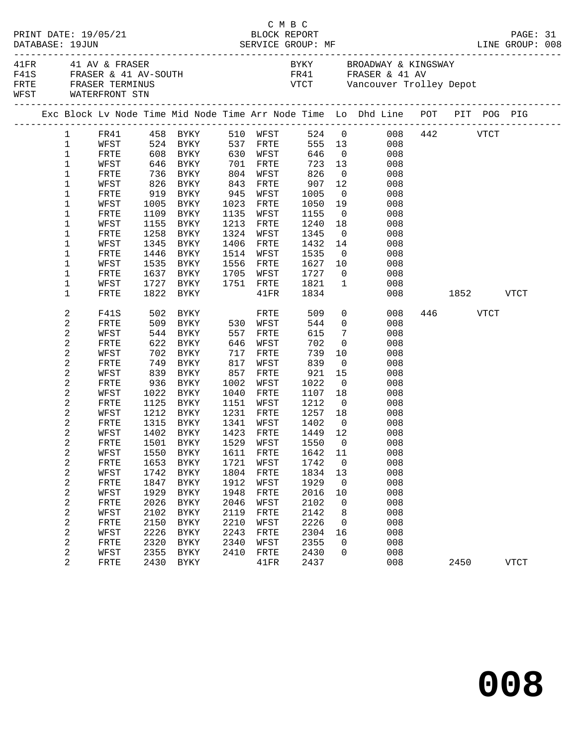C M B C

PRINT DATE: 19/05/21 BLOCK REPORT

DATABASE: 19JUN SERVICE GROUP: MF LINE GROUP: 008

| | | | |
|---|---|---|---|
| 41FR | 41 AV & FRASER | BYKY | BROADWAY & KINGSWAY |
| F41S | FRASER & 41 AV-SOUTH | FR41 | FRASER & 41 AV |
| FRTE | FRASER TERMINUS | VTCT | Vancouver Trolley Depot |
| WFST | WATERFRONT STN | | |

| Exc | Block | Lv Node | Time | Mid Node | Time | Arr Node | Time | Lo | Dhd Line | POT | PIT | POG | PIG |
|---|---|---|---|---|---|---|---|---|---|---|---|---|---|
| | 1 | FR41 | 458 | BYKY | 510 | WFST | 524 | 0 | 008 | 442 | | VTCT | |
| | 1 | WFST | 524 | BYKY | 537 | FRTE | 555 | 13 | 008 | | | | |
| | 1 | FRTE | 608 | BYKY | 630 | WFST | 646 | 0 | 008 | | | | |
| | 1 | WFST | 646 | BYKY | 701 | FRTE | 723 | 13 | 008 | | | | |
| | 1 | FRTE | 736 | BYKY | 804 | WFST | 826 | 0 | 008 | | | | |
| | 1 | WFST | 826 | BYKY | 843 | FRTE | 907 | 12 | 008 | | | | |
| | 1 | FRTE | 919 | BYKY | 945 | WFST | 1005 | 0 | 008 | | | | |
| | 1 | WFST | 1005 | BYKY | 1023 | FRTE | 1050 | 19 | 008 | | | | |
| | 1 | FRTE | 1109 | BYKY | 1135 | WFST | 1155 | 0 | 008 | | | | |
| | 1 | WFST | 1155 | BYKY | 1213 | FRTE | 1240 | 18 | 008 | | | | |
| | 1 | FRTE | 1258 | BYKY | 1324 | WFST | 1345 | 0 | 008 | | | | |
| | 1 | WFST | 1345 | BYKY | 1406 | FRTE | 1432 | 14 | 008 | | | | |
| | 1 | FRTE | 1446 | BYKY | 1514 | WFST | 1535 | 0 | 008 | | | | |
| | 1 | WFST | 1535 | BYKY | 1556 | FRTE | 1627 | 10 | 008 | | | | |
| | 1 | FRTE | 1637 | BYKY | 1705 | WFST | 1727 | 0 | 008 | | | | |
| | 1 | WFST | 1727 | BYKY | 1751 | FRTE | 1821 | 1 | 008 | | | | |
| | 1 | FRTE | 1822 | BYKY | | 41FR | 1834 | | 008 | | 1852 | | VTCT |
| | 2 | F41S | 502 | BYKY | | FRTE | 509 | 0 | 008 | 446 | | VTCT | |
| | 2 | FRTE | 509 | BYKY | 530 | WFST | 544 | 0 | 008 | | | | |
| | 2 | WFST | 544 | BYKY | 557 | FRTE | 615 | 7 | 008 | | | | |
| | 2 | FRTE | 622 | BYKY | 646 | WFST | 702 | 0 | 008 | | | | |
| | 2 | WFST | 702 | BYKY | 717 | FRTE | 739 | 10 | 008 | | | | |
| | 2 | FRTE | 749 | BYKY | 817 | WFST | 839 | 0 | 008 | | | | |
| | 2 | WFST | 839 | BYKY | 857 | FRTE | 921 | 15 | 008 | | | | |
| | 2 | FRTE | 936 | BYKY | 1002 | WFST | 1022 | 0 | 008 | | | | |
| | 2 | WFST | 1022 | BYKY | 1040 | FRTE | 1107 | 18 | 008 | | | | |
| | 2 | FRTE | 1125 | BYKY | 1151 | WFST | 1212 | 0 | 008 | | | | |
| | 2 | WFST | 1212 | BYKY | 1231 | FRTE | 1257 | 18 | 008 | | | | |
| | 2 | FRTE | 1315 | BYKY | 1341 | WFST | 1402 | 0 | 008 | | | | |
| | 2 | WFST | 1402 | BYKY | 1423 | FRTE | 1449 | 12 | 008 | | | | |
| | 2 | FRTE | 1501 | BYKY | 1529 | WFST | 1550 | 0 | 008 | | | | |
| | 2 | WFST | 1550 | BYKY | 1611 | FRTE | 1642 | 11 | 008 | | | | |
| | 2 | FRTE | 1653 | BYKY | 1721 | WFST | 1742 | 0 | 008 | | | | |
| | 2 | WFST | 1742 | BYKY | 1804 | FRTE | 1834 | 13 | 008 | | | | |
| | 2 | FRTE | 1847 | BYKY | 1912 | WFST | 1929 | 0 | 008 | | | | |
| | 2 | WFST | 1929 | BYKY | 1948 | FRTE | 2016 | 10 | 008 | | | | |
| | 2 | FRTE | 2026 | BYKY | 2046 | WFST | 2102 | 0 | 008 | | | | |
| | 2 | WFST | 2102 | BYKY | 2119 | FRTE | 2142 | 8 | 008 | | | | |
| | 2 | FRTE | 2150 | BYKY | 2210 | WFST | 2226 | 0 | 008 | | | | |
| | 2 | WFST | 2226 | BYKY | 2243 | FRTE | 2304 | 16 | 008 | | | | |
| | 2 | FRTE | 2320 | BYKY | 2340 | WFST | 2355 | 0 | 008 | | | | |
| | 2 | WFST | 2355 | BYKY | 2410 | FRTE | 2430 | 0 | 008 | | | | |
| | 2 | FRTE | 2430 | BYKY | | 41FR | 2437 | | 008 | | 2450 | | VTCT |

# 008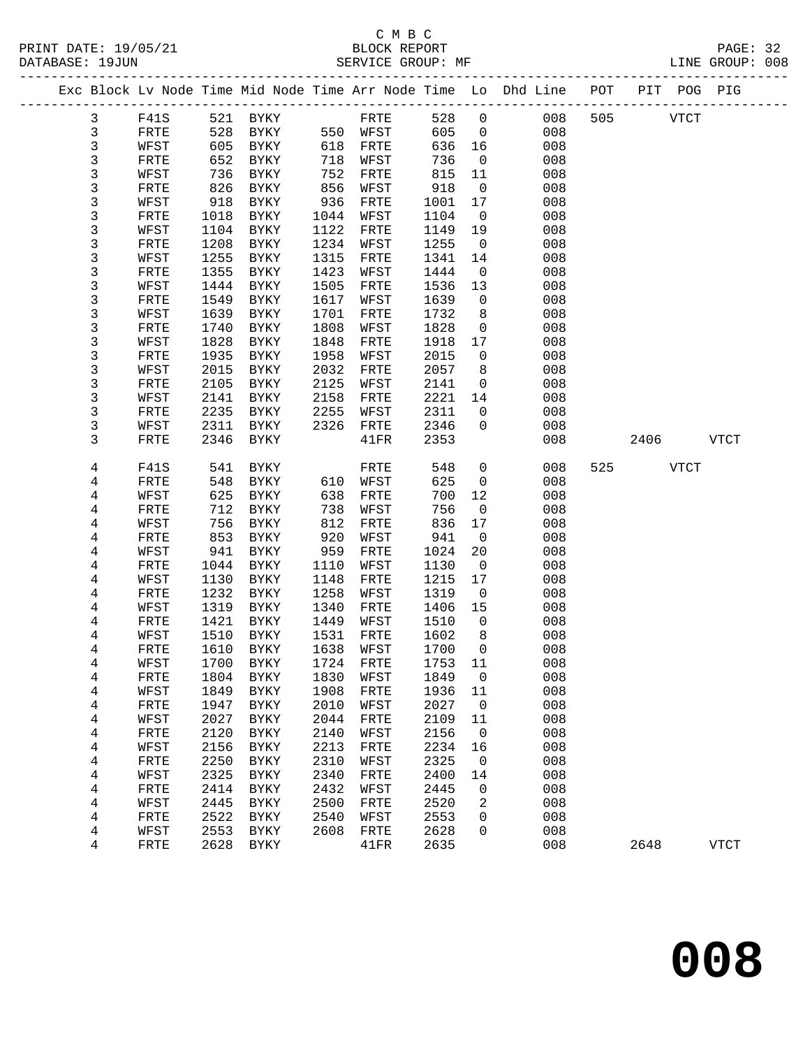C M B C
PRINT DATE: 19/05/21 BLOCK REPORT
DATABASE: 19JUN SERVICE GROUP: MF LINE GROUP: 008

| Exc | Block | Lv | Node | Time | Mid Node | Time | Arr Node | Time | Lo | Dhd Line | POT | PIT | POG | PIG |
|---|---|---|---|---|---|---|---|---|---|---|---|---|---|---|
| | 3 | | F41S | 521 | BYKY | | FRTE | 528 | 0 | 008 | 505 | | VTCT | |
| | 3 | | FRTE | 528 | BYKY | 550 | WFST | 605 | 0 | 008 | | | | |
| | 3 | | WFST | 605 | BYKY | 618 | FRTE | 636 | 16 | 008 | | | | |
| | 3 | | FRTE | 652 | BYKY | 718 | WFST | 736 | 0 | 008 | | | | |
| | 3 | | WFST | 736 | BYKY | 752 | FRTE | 815 | 11 | 008 | | | | |
| | 3 | | FRTE | 826 | BYKY | 856 | WFST | 918 | 0 | 008 | | | | |
| | 3 | | WFST | 918 | BYKY | 936 | FRTE | 1001 | 17 | 008 | | | | |
| | 3 | | FRTE | 1018 | BYKY | 1044 | WFST | 1104 | 0 | 008 | | | | |
| | 3 | | WFST | 1104 | BYKY | 1122 | FRTE | 1149 | 19 | 008 | | | | |
| | 3 | | FRTE | 1208 | BYKY | 1234 | WFST | 1255 | 0 | 008 | | | | |
| | 3 | | WFST | 1255 | BYKY | 1315 | FRTE | 1341 | 14 | 008 | | | | |
| | 3 | | FRTE | 1355 | BYKY | 1423 | WFST | 1444 | 0 | 008 | | | | |
| | 3 | | WFST | 1444 | BYKY | 1505 | FRTE | 1536 | 13 | 008 | | | | |
| | 3 | | FRTE | 1549 | BYKY | 1617 | WFST | 1639 | 0 | 008 | | | | |
| | 3 | | WFST | 1639 | BYKY | 1701 | FRTE | 1732 | 8 | 008 | | | | |
| | 3 | | FRTE | 1740 | BYKY | 1808 | WFST | 1828 | 0 | 008 | | | | |
| | 3 | | WFST | 1828 | BYKY | 1848 | FRTE | 1918 | 17 | 008 | | | | |
| | 3 | | FRTE | 1935 | BYKY | 1958 | WFST | 2015 | 0 | 008 | | | | |
| | 3 | | WFST | 2015 | BYKY | 2032 | FRTE | 2057 | 8 | 008 | | | | |
| | 3 | | FRTE | 2105 | BYKY | 2125 | WFST | 2141 | 0 | 008 | | | | |
| | 3 | | WFST | 2141 | BYKY | 2158 | FRTE | 2221 | 14 | 008 | | | | |
| | 3 | | FRTE | 2235 | BYKY | 2255 | WFST | 2311 | 0 | 008 | | | | |
| | 3 | | WFST | 2311 | BYKY | 2326 | FRTE | 2346 | 0 | 008 | | | | |
| | 3 | | FRTE | 2346 | BYKY | | 41FR | 2353 | | 008 | | 2406 | | VTCT |
| | 4 | | F41S | 541 | BYKY | | FRTE | 548 | 0 | 008 | 525 | | VTCT | |
| | 4 | | FRTE | 548 | BYKY | 610 | WFST | 625 | 0 | 008 | | | | |
| | 4 | | WFST | 625 | BYKY | 638 | FRTE | 700 | 12 | 008 | | | | |
| | 4 | | FRTE | 712 | BYKY | 738 | WFST | 756 | 0 | 008 | | | | |
| | 4 | | WFST | 756 | BYKY | 812 | FRTE | 836 | 17 | 008 | | | | |
| | 4 | | FRTE | 853 | BYKY | 920 | WFST | 941 | 0 | 008 | | | | |
| | 4 | | WFST | 941 | BYKY | 959 | FRTE | 1024 | 20 | 008 | | | | |
| | 4 | | FRTE | 1044 | BYKY | 1110 | WFST | 1130 | 0 | 008 | | | | |
| | 4 | | WFST | 1130 | BYKY | 1148 | FRTE | 1215 | 17 | 008 | | | | |
| | 4 | | FRTE | 1232 | BYKY | 1258 | WFST | 1319 | 0 | 008 | | | | |
| | 4 | | WFST | 1319 | BYKY | 1340 | FRTE | 1406 | 15 | 008 | | | | |
| | 4 | | FRTE | 1421 | BYKY | 1449 | WFST | 1510 | 0 | 008 | | | | |
| | 4 | | WFST | 1510 | BYKY | 1531 | FRTE | 1602 | 8 | 008 | | | | |
| | 4 | | FRTE | 1610 | BYKY | 1638 | WFST | 1700 | 0 | 008 | | | | |
| | 4 | | WFST | 1700 | BYKY | 1724 | FRTE | 1753 | 11 | 008 | | | | |
| | 4 | | FRTE | 1804 | BYKY | 1830 | WFST | 1849 | 0 | 008 | | | | |
| | 4 | | WFST | 1849 | BYKY | 1908 | FRTE | 1936 | 11 | 008 | | | | |
| | 4 | | FRTE | 1947 | BYKY | 2010 | WFST | 2027 | 0 | 008 | | | | |
| | 4 | | WFST | 2027 | BYKY | 2044 | FRTE | 2109 | 11 | 008 | | | | |
| | 4 | | FRTE | 2120 | BYKY | 2140 | WFST | 2156 | 0 | 008 | | | | |
| | 4 | | WFST | 2156 | BYKY | 2213 | FRTE | 2234 | 16 | 008 | | | | |
| | 4 | | FRTE | 2250 | BYKY | 2310 | WFST | 2325 | 0 | 008 | | | | |
| | 4 | | WFST | 2325 | BYKY | 2340 | FRTE | 2400 | 14 | 008 | | | | |
| | 4 | | FRTE | 2414 | BYKY | 2432 | WFST | 2445 | 0 | 008 | | | | |
| | 4 | | WFST | 2445 | BYKY | 2500 | FRTE | 2520 | 2 | 008 | | | | |
| | 4 | | FRTE | 2522 | BYKY | 2540 | WFST | 2553 | 0 | 008 | | | | |
| | 4 | | WFST | 2553 | BYKY | 2608 | FRTE | 2628 | 0 | 008 | | | | |
| | 4 | | FRTE | 2628 | BYKY | | 41FR | 2635 | | 008 | | 2648 | | VTCT |

**008**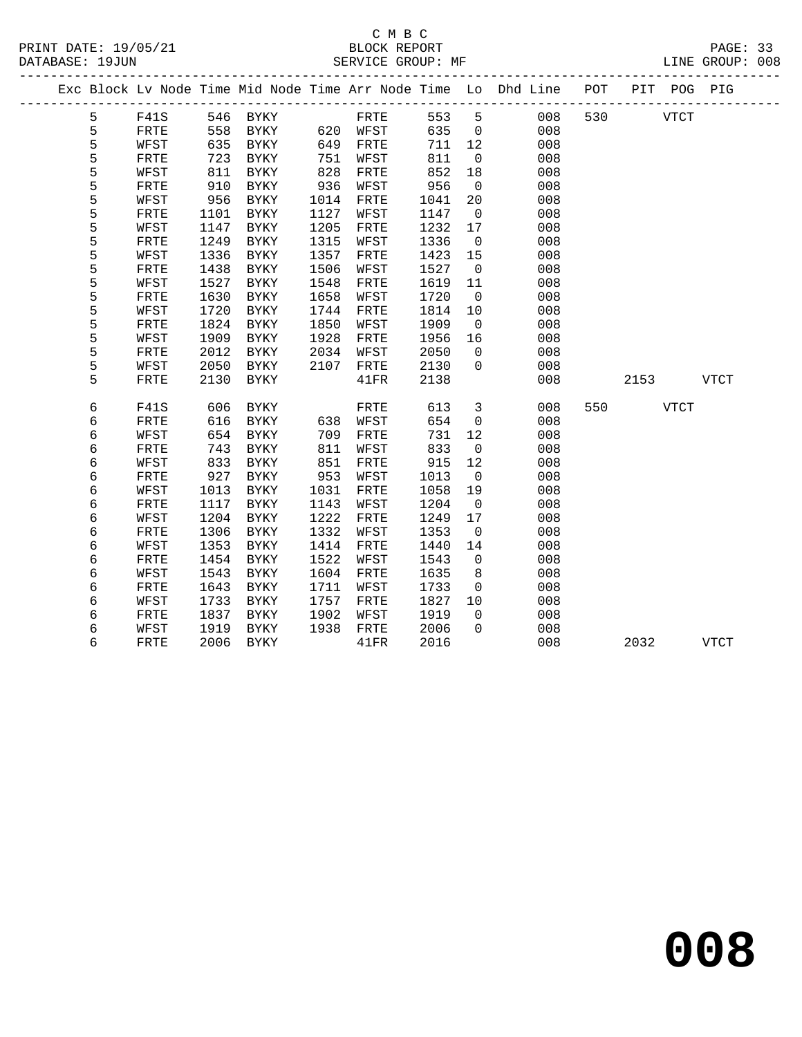C M B C

BLOCK REPORT

SERVICE GROUP: MF

PRINT DATE: 19/05/21
DATABASE: 19JUN
LINE GROUP: 008

| Exc | Block | Lv Node | Time | Mid Node | Time | Arr Node | Time | Lo | Dhd Line | POT | PIT | POG | PIG |
|---|---|---|---|---|---|---|---|---|---|---|---|---|---|
| | 5 | F41S | 546 | BYKY | | FRTE | 553 | 5 | 008 | 530 | | VTCT | |
| | 5 | FRTE | 558 | BYKY | 620 | WFST | 635 | 0 | 008 | | | | |
| | 5 | WFST | 635 | BYKY | 649 | FRTE | 711 | 12 | 008 | | | | |
| | 5 | FRTE | 723 | BYKY | 751 | WFST | 811 | 0 | 008 | | | | |
| | 5 | WFST | 811 | BYKY | 828 | FRTE | 852 | 18 | 008 | | | | |
| | 5 | FRTE | 910 | BYKY | 936 | WFST | 956 | 0 | 008 | | | | |
| | 5 | WFST | 956 | BYKY | 1014 | FRTE | 1041 | 20 | 008 | | | | |
| | 5 | FRTE | 1101 | BYKY | 1127 | WFST | 1147 | 0 | 008 | | | | |
| | 5 | WFST | 1147 | BYKY | 1205 | FRTE | 1232 | 17 | 008 | | | | |
| | 5 | FRTE | 1249 | BYKY | 1315 | WFST | 1336 | 0 | 008 | | | | |
| | 5 | WFST | 1336 | BYKY | 1357 | FRTE | 1423 | 15 | 008 | | | | |
| | 5 | FRTE | 1438 | BYKY | 1506 | WFST | 1527 | 0 | 008 | | | | |
| | 5 | WFST | 1527 | BYKY | 1548 | FRTE | 1619 | 11 | 008 | | | | |
| | 5 | FRTE | 1630 | BYKY | 1658 | WFST | 1720 | 0 | 008 | | | | |
| | 5 | WFST | 1720 | BYKY | 1744 | FRTE | 1814 | 10 | 008 | | | | |
| | 5 | FRTE | 1824 | BYKY | 1850 | WFST | 1909 | 0 | 008 | | | | |
| | 5 | WFST | 1909 | BYKY | 1928 | FRTE | 1956 | 16 | 008 | | | | |
| | 5 | FRTE | 2012 | BYKY | 2034 | WFST | 2050 | 0 | 008 | | | | |
| | 5 | WFST | 2050 | BYKY | 2107 | FRTE | 2130 | 0 | 008 | | | | |
| | 5 | FRTE | 2130 | BYKY | | 41FR | 2138 | | 008 | | 2153 | | VTCT |
| | 6 | F41S | 606 | BYKY | | FRTE | 613 | 3 | 008 | 550 | | VTCT | |
| | 6 | FRTE | 616 | BYKY | 638 | WFST | 654 | 0 | 008 | | | | |
| | 6 | WFST | 654 | BYKY | 709 | FRTE | 731 | 12 | 008 | | | | |
| | 6 | FRTE | 743 | BYKY | 811 | WFST | 833 | 0 | 008 | | | | |
| | 6 | WFST | 833 | BYKY | 851 | FRTE | 915 | 12 | 008 | | | | |
| | 6 | FRTE | 927 | BYKY | 953 | WFST | 1013 | 0 | 008 | | | | |
| | 6 | WFST | 1013 | BYKY | 1031 | FRTE | 1058 | 19 | 008 | | | | |
| | 6 | FRTE | 1117 | BYKY | 1143 | WFST | 1204 | 0 | 008 | | | | |
| | 6 | WFST | 1204 | BYKY | 1222 | FRTE | 1249 | 17 | 008 | | | | |
| | 6 | FRTE | 1306 | BYKY | 1332 | WFST | 1353 | 0 | 008 | | | | |
| | 6 | WFST | 1353 | BYKY | 1414 | FRTE | 1440 | 14 | 008 | | | | |
| | 6 | FRTE | 1454 | BYKY | 1522 | WFST | 1543 | 0 | 008 | | | | |
| | 6 | WFST | 1543 | BYKY | 1604 | FRTE | 1635 | 8 | 008 | | | | |
| | 6 | FRTE | 1643 | BYKY | 1711 | WFST | 1733 | 0 | 008 | | | | |
| | 6 | WFST | 1733 | BYKY | 1757 | FRTE | 1827 | 10 | 008 | | | | |
| | 6 | FRTE | 1837 | BYKY | 1902 | WFST | 1919 | 0 | 008 | | | | |
| | 6 | WFST | 1919 | BYKY | 1938 | FRTE | 2006 | 0 | 008 | | | | |
| | 6 | FRTE | 2006 | BYKY | | 41FR | 2016 | | 008 | | 2032 | | VTCT |

# 008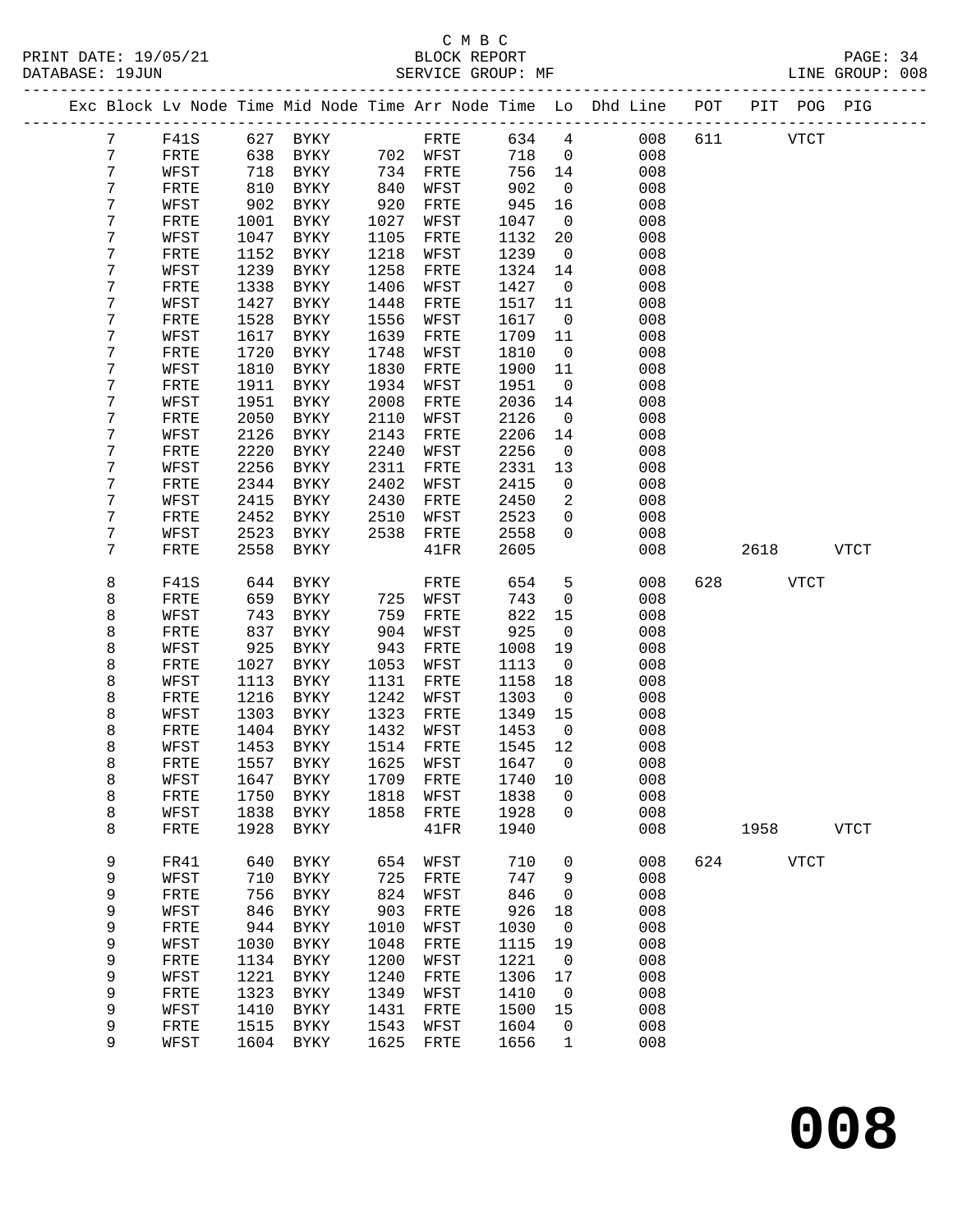C M B C

PRINT DATE: 19/05/21 BLOCK REPORT

DATABASE: 19JUN SERVICE GROUP: MF LINE GROUP: 008

| Exc | Block | Lv Node | Time | Mid Node | Time | Arr Node | Time | Lo | Dhd Line | POT | PIT | POG | PIG |
|---|---|---|---|---|---|---|---|---|---|---|---|---|---|
| | 7 | F41S | 627 | BYKY | | FRTE | 634 | 4 | 008 | 611 | | VTCT | |
| | 7 | FRTE | 638 | BYKY | 702 | WFST | 718 | 0 | 008 | | | | |
| | 7 | WFST | 718 | BYKY | 734 | FRTE | 756 | 14 | 008 | | | | |
| | 7 | FRTE | 810 | BYKY | 840 | WFST | 902 | 0 | 008 | | | | |
| | 7 | WFST | 902 | BYKY | 920 | FRTE | 945 | 16 | 008 | | | | |
| | 7 | FRTE | 1001 | BYKY | 1027 | WFST | 1047 | 0 | 008 | | | | |
| | 7 | WFST | 1047 | BYKY | 1105 | FRTE | 1132 | 20 | 008 | | | | |
| | 7 | FRTE | 1152 | BYKY | 1218 | WFST | 1239 | 0 | 008 | | | | |
| | 7 | WFST | 1239 | BYKY | 1258 | FRTE | 1324 | 14 | 008 | | | | |
| | 7 | FRTE | 1338 | BYKY | 1406 | WFST | 1427 | 0 | 008 | | | | |
| | 7 | WFST | 1427 | BYKY | 1448 | FRTE | 1517 | 11 | 008 | | | | |
| | 7 | FRTE | 1528 | BYKY | 1556 | WFST | 1617 | 0 | 008 | | | | |
| | 7 | WFST | 1617 | BYKY | 1639 | FRTE | 1709 | 11 | 008 | | | | |
| | 7 | FRTE | 1720 | BYKY | 1748 | WFST | 1810 | 0 | 008 | | | | |
| | 7 | WFST | 1810 | BYKY | 1830 | FRTE | 1900 | 11 | 008 | | | | |
| | 7 | FRTE | 1911 | BYKY | 1934 | WFST | 1951 | 0 | 008 | | | | |
| | 7 | WFST | 1951 | BYKY | 2008 | FRTE | 2036 | 14 | 008 | | | | |
| | 7 | FRTE | 2050 | BYKY | 2110 | WFST | 2126 | 0 | 008 | | | | |
| | 7 | WFST | 2126 | BYKY | 2143 | FRTE | 2206 | 14 | 008 | | | | |
| | 7 | FRTE | 2220 | BYKY | 2240 | WFST | 2256 | 0 | 008 | | | | |
| | 7 | WFST | 2256 | BYKY | 2311 | FRTE | 2331 | 13 | 008 | | | | |
| | 7 | FRTE | 2344 | BYKY | 2402 | WFST | 2415 | 0 | 008 | | | | |
| | 7 | WFST | 2415 | BYKY | 2430 | FRTE | 2450 | 2 | 008 | | | | |
| | 7 | FRTE | 2452 | BYKY | 2510 | WFST | 2523 | 0 | 008 | | | | |
| | 7 | WFST | 2523 | BYKY | 2538 | FRTE | 2558 | 0 | 008 | | | | |
| | 7 | FRTE | 2558 | BYKY | | 41FR | 2605 | | 008 | | 2618 | | VTCT |
| | 8 | F41S | 644 | BYKY | | FRTE | 654 | 5 | 008 | 628 | | VTCT | |
| | 8 | FRTE | 659 | BYKY | 725 | WFST | 743 | 0 | 008 | | | | |
| | 8 | WFST | 743 | BYKY | 759 | FRTE | 822 | 15 | 008 | | | | |
| | 8 | FRTE | 837 | BYKY | 904 | WFST | 925 | 0 | 008 | | | | |
| | 8 | WFST | 925 | BYKY | 943 | FRTE | 1008 | 19 | 008 | | | | |
| | 8 | FRTE | 1027 | BYKY | 1053 | WFST | 1113 | 0 | 008 | | | | |
| | 8 | WFST | 1113 | BYKY | 1131 | FRTE | 1158 | 18 | 008 | | | | |
| | 8 | FRTE | 1216 | BYKY | 1242 | WFST | 1303 | 0 | 008 | | | | |
| | 8 | WFST | 1303 | BYKY | 1323 | FRTE | 1349 | 15 | 008 | | | | |
| | 8 | FRTE | 1404 | BYKY | 1432 | WFST | 1453 | 0 | 008 | | | | |
| | 8 | WFST | 1453 | BYKY | 1514 | FRTE | 1545 | 12 | 008 | | | | |
| | 8 | FRTE | 1557 | BYKY | 1625 | WFST | 1647 | 0 | 008 | | | | |
| | 8 | WFST | 1647 | BYKY | 1709 | FRTE | 1740 | 10 | 008 | | | | |
| | 8 | FRTE | 1750 | BYKY | 1818 | WFST | 1838 | 0 | 008 | | | | |
| | 8 | WFST | 1838 | BYKY | 1858 | FRTE | 1928 | 0 | 008 | | | | |
| | 8 | FRTE | 1928 | BYKY | | 41FR | 1940 | | 008 | | 1958 | | VTCT |
| | 9 | FR41 | 640 | BYKY | 654 | WFST | 710 | 0 | 008 | 624 | | VTCT | |
| | 9 | WFST | 710 | BYKY | 725 | FRTE | 747 | 9 | 008 | | | | |
| | 9 | FRTE | 756 | BYKY | 824 | WFST | 846 | 0 | 008 | | | | |
| | 9 | WFST | 846 | BYKY | 903 | FRTE | 926 | 18 | 008 | | | | |
| | 9 | FRTE | 944 | BYKY | 1010 | WFST | 1030 | 0 | 008 | | | | |
| | 9 | WFST | 1030 | BYKY | 1048 | FRTE | 1115 | 19 | 008 | | | | |
| | 9 | FRTE | 1134 | BYKY | 1200 | WFST | 1221 | 0 | 008 | | | | |
| | 9 | WFST | 1221 | BYKY | 1240 | FRTE | 1306 | 17 | 008 | | | | |
| | 9 | FRTE | 1323 | BYKY | 1349 | WFST | 1410 | 0 | 008 | | | | |
| | 9 | WFST | 1410 | BYKY | 1431 | FRTE | 1500 | 15 | 008 | | | | |
| | 9 | FRTE | 1515 | BYKY | 1543 | WFST | 1604 | 0 | 008 | | | | |
| | 9 | WFST | 1604 | BYKY | 1625 | FRTE | 1656 | 1 | 008 | | | | |

# 008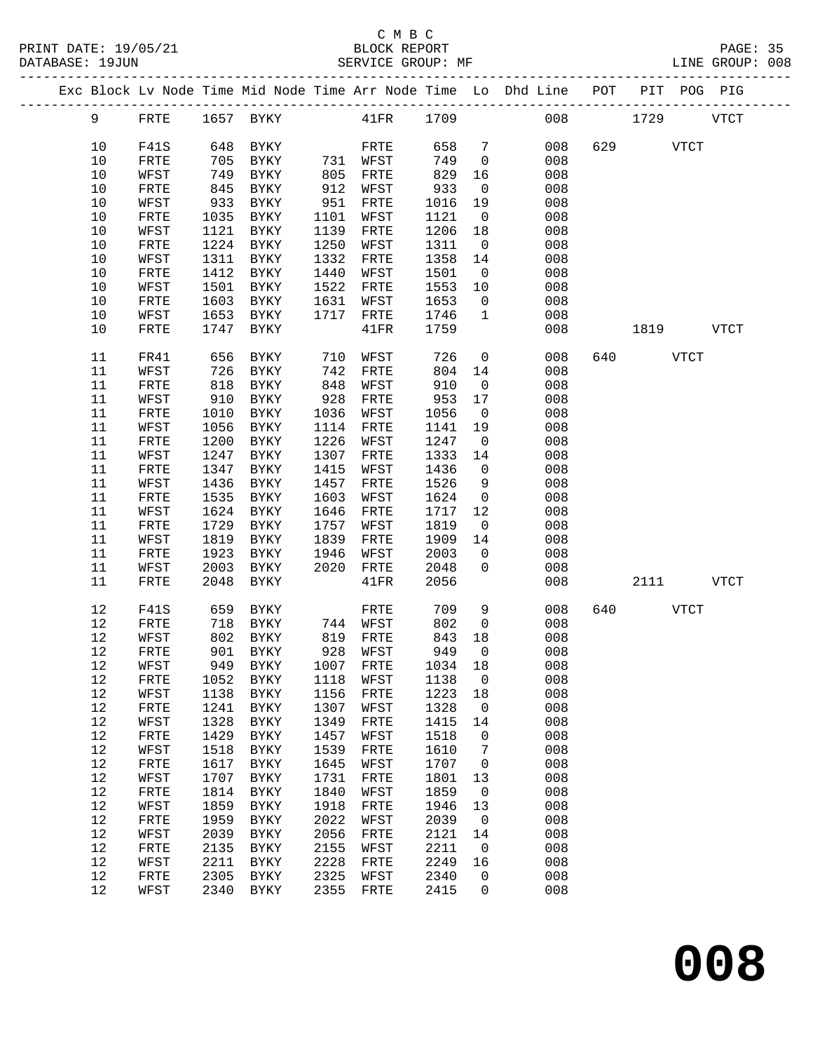C M B C
PRINT DATE: 19/05/21 BLOCK REPORT
DATABASE: 19JUN SERVICE GROUP: MF LINE GROUP: 008

| Exc | Block | Lv | Node | Time | Mid Node | Time | Arr Node | Time | Lo | Dhd Line | POT | PIT | POG | PIG |
|---|---|---|---|---|---|---|---|---|---|---|---|---|---|---|
| | 9 | | FRTE | 1657 | BYKY | | 41FR | 1709 | | 008 | | 1729 | | VTCT |
| | 10 | | F41S | 648 | BYKY | | FRTE | 658 | 7 | 008 | 629 | | VTCT | |
| | 10 | | FRTE | 705 | BYKY | 731 | WFST | 749 | 0 | 008 | | | | |
| | 10 | | WFST | 749 | BYKY | 805 | FRTE | 829 | 16 | 008 | | | | |
| | 10 | | FRTE | 845 | BYKY | 912 | WFST | 933 | 0 | 008 | | | | |
| | 10 | | WFST | 933 | BYKY | 951 | FRTE | 1016 | 19 | 008 | | | | |
| | 10 | | FRTE | 1035 | BYKY | 1101 | WFST | 1121 | 0 | 008 | | | | |
| | 10 | | WFST | 1121 | BYKY | 1139 | FRTE | 1206 | 18 | 008 | | | | |
| | 10 | | FRTE | 1224 | BYKY | 1250 | WFST | 1311 | 0 | 008 | | | | |
| | 10 | | WFST | 1311 | BYKY | 1332 | FRTE | 1358 | 14 | 008 | | | | |
| | 10 | | FRTE | 1412 | BYKY | 1440 | WFST | 1501 | 0 | 008 | | | | |
| | 10 | | WFST | 1501 | BYKY | 1522 | FRTE | 1553 | 10 | 008 | | | | |
| | 10 | | FRTE | 1603 | BYKY | 1631 | WFST | 1653 | 0 | 008 | | | | |
| | 10 | | WFST | 1653 | BYKY | 1717 | FRTE | 1746 | 1 | 008 | | | | |
| | 10 | | FRTE | 1747 | BYKY | | 41FR | 1759 | | 008 | | 1819 | | VTCT |
| | 11 | | FR41 | 656 | BYKY | 710 | WFST | 726 | 0 | 008 | 640 | | VTCT | |
| | 11 | | WFST | 726 | BYKY | 742 | FRTE | 804 | 14 | 008 | | | | |
| | 11 | | FRTE | 818 | BYKY | 848 | WFST | 910 | 0 | 008 | | | | |
| | 11 | | WFST | 910 | BYKY | 928 | FRTE | 953 | 17 | 008 | | | | |
| | 11 | | FRTE | 1010 | BYKY | 1036 | WFST | 1056 | 0 | 008 | | | | |
| | 11 | | WFST | 1056 | BYKY | 1114 | FRTE | 1141 | 19 | 008 | | | | |
| | 11 | | FRTE | 1200 | BYKY | 1226 | WFST | 1247 | 0 | 008 | | | | |
| | 11 | | WFST | 1247 | BYKY | 1307 | FRTE | 1333 | 14 | 008 | | | | |
| | 11 | | FRTE | 1347 | BYKY | 1415 | WFST | 1436 | 0 | 008 | | | | |
| | 11 | | WFST | 1436 | BYKY | 1457 | FRTE | 1526 | 9 | 008 | | | | |
| | 11 | | FRTE | 1535 | BYKY | 1603 | WFST | 1624 | 0 | 008 | | | | |
| | 11 | | WFST | 1624 | BYKY | 1646 | FRTE | 1717 | 12 | 008 | | | | |
| | 11 | | FRTE | 1729 | BYKY | 1757 | WFST | 1819 | 0 | 008 | | | | |
| | 11 | | WFST | 1819 | BYKY | 1839 | FRTE | 1909 | 14 | 008 | | | | |
| | 11 | | FRTE | 1923 | BYKY | 1946 | WFST | 2003 | 0 | 008 | | | | |
| | 11 | | WFST | 2003 | BYKY | 2020 | FRTE | 2048 | 0 | 008 | | | | |
| | 11 | | FRTE | 2048 | BYKY | | 41FR | 2056 | | 008 | | 2111 | | VTCT |
| | 12 | | F41S | 659 | BYKY | | FRTE | 709 | 9 | 008 | 640 | | VTCT | |
| | 12 | | FRTE | 718 | BYKY | 744 | WFST | 802 | 0 | 008 | | | | |
| | 12 | | WFST | 802 | BYKY | 819 | FRTE | 843 | 18 | 008 | | | | |
| | 12 | | FRTE | 901 | BYKY | 928 | WFST | 949 | 0 | 008 | | | | |
| | 12 | | WFST | 949 | BYKY | 1007 | FRTE | 1034 | 18 | 008 | | | | |
| | 12 | | FRTE | 1052 | BYKY | 1118 | WFST | 1138 | 0 | 008 | | | | |
| | 12 | | WFST | 1138 | BYKY | 1156 | FRTE | 1223 | 18 | 008 | | | | |
| | 12 | | FRTE | 1241 | BYKY | 1307 | WFST | 1328 | 0 | 008 | | | | |
| | 12 | | WFST | 1328 | BYKY | 1349 | FRTE | 1415 | 14 | 008 | | | | |
| | 12 | | FRTE | 1429 | BYKY | 1457 | WFST | 1518 | 0 | 008 | | | | |
| | 12 | | WFST | 1518 | BYKY | 1539 | FRTE | 1610 | 7 | 008 | | | | |
| | 12 | | FRTE | 1617 | BYKY | 1645 | WFST | 1707 | 0 | 008 | | | | |
| | 12 | | WFST | 1707 | BYKY | 1731 | FRTE | 1801 | 13 | 008 | | | | |
| | 12 | | FRTE | 1814 | BYKY | 1840 | WFST | 1859 | 0 | 008 | | | | |
| | 12 | | WFST | 1859 | BYKY | 1918 | FRTE | 1946 | 13 | 008 | | | | |
| | 12 | | FRTE | 1959 | BYKY | 2022 | WFST | 2039 | 0 | 008 | | | | |
| | 12 | | WFST | 2039 | BYKY | 2056 | FRTE | 2121 | 14 | 008 | | | | |
| | 12 | | FRTE | 2135 | BYKY | 2155 | WFST | 2211 | 0 | 008 | | | | |
| | 12 | | WFST | 2211 | BYKY | 2228 | FRTE | 2249 | 16 | 008 | | | | |
| | 12 | | FRTE | 2305 | BYKY | 2325 | WFST | 2340 | 0 | 008 | | | | |
| | 12 | | WFST | 2340 | BYKY | 2355 | FRTE | 2415 | 0 | 008 | | | | |

# 008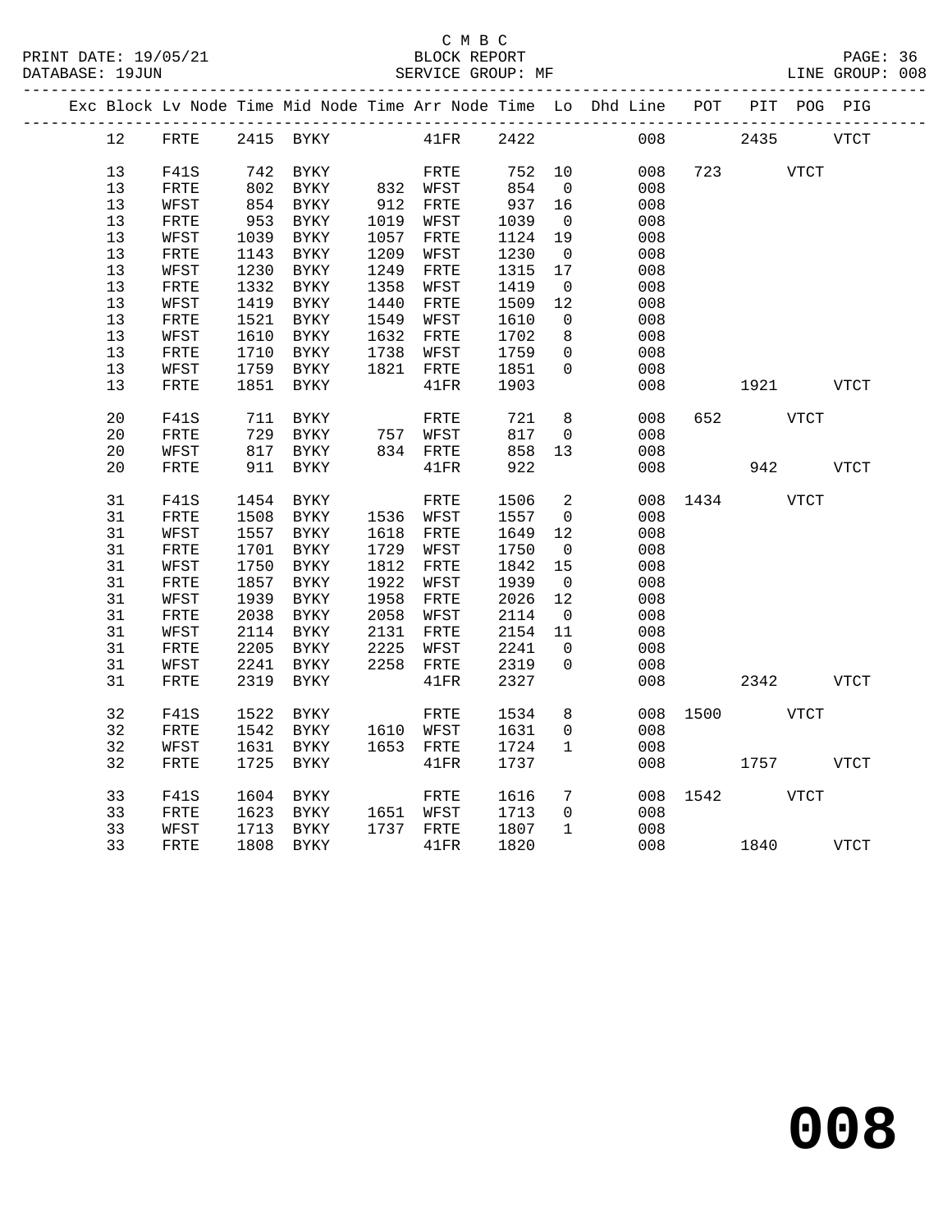C M B C

BLOCK REPORT

SERVICE GROUP: MF

PRINT DATE: 19/05/21
DATABASE: 19JUN
LINE GROUP: 008

| Exc | Block | Lv | Node | Time | Mid Node | Time | Arr Node | Time | Lo | Dhd Line | POT | PIT | POG | PIG |
|---|---|---|---|---|---|---|---|---|---|---|---|---|---|---|
| | 12 | | FRTE | 2415 | BYKY | | 41FR | 2422 | | 008 | | 2435 | | VTCT |
| | 13 | | F41S | 742 | BYKY | | FRTE | 752 | 10 | 008 | 723 | | VTCT | |
| | 13 | | FRTE | 802 | BYKY | 832 | WFST | 854 | 0 | 008 | | | | |
| | 13 | | WFST | 854 | BYKY | 912 | FRTE | 937 | 16 | 008 | | | | |
| | 13 | | FRTE | 953 | BYKY | 1019 | WFST | 1039 | 0 | 008 | | | | |
| | 13 | | WFST | 1039 | BYKY | 1057 | FRTE | 1124 | 19 | 008 | | | | |
| | 13 | | FRTE | 1143 | BYKY | 1209 | WFST | 1230 | 0 | 008 | | | | |
| | 13 | | WFST | 1230 | BYKY | 1249 | FRTE | 1315 | 17 | 008 | | | | |
| | 13 | | FRTE | 1332 | BYKY | 1358 | WFST | 1419 | 0 | 008 | | | | |
| | 13 | | WFST | 1419 | BYKY | 1440 | FRTE | 1509 | 12 | 008 | | | | |
| | 13 | | FRTE | 1521 | BYKY | 1549 | WFST | 1610 | 0 | 008 | | | | |
| | 13 | | WFST | 1610 | BYKY | 1632 | FRTE | 1702 | 8 | 008 | | | | |
| | 13 | | FRTE | 1710 | BYKY | 1738 | WFST | 1759 | 0 | 008 | | | | |
| | 13 | | WFST | 1759 | BYKY | 1821 | FRTE | 1851 | 0 | 008 | | | | |
| | 13 | | FRTE | 1851 | BYKY | | 41FR | 1903 | | 008 | | 1921 | | VTCT |
| | 20 | | F41S | 711 | BYKY | | FRTE | 721 | 8 | 008 | 652 | | VTCT | |
| | 20 | | FRTE | 729 | BYKY | 757 | WFST | 817 | 0 | 008 | | | | |
| | 20 | | WFST | 817 | BYKY | 834 | FRTE | 858 | 13 | 008 | | | | |
| | 20 | | FRTE | 911 | BYKY | | 41FR | 922 | | 008 | | 942 | | VTCT |
| | 31 | | F41S | 1454 | BYKY | | FRTE | 1506 | 2 | 008 | 1434 | | VTCT | |
| | 31 | | FRTE | 1508 | BYKY | 1536 | WFST | 1557 | 0 | 008 | | | | |
| | 31 | | WFST | 1557 | BYKY | 1618 | FRTE | 1649 | 12 | 008 | | | | |
| | 31 | | FRTE | 1701 | BYKY | 1729 | WFST | 1750 | 0 | 008 | | | | |
| | 31 | | WFST | 1750 | BYKY | 1812 | FRTE | 1842 | 15 | 008 | | | | |
| | 31 | | FRTE | 1857 | BYKY | 1922 | WFST | 1939 | 0 | 008 | | | | |
| | 31 | | WFST | 1939 | BYKY | 1958 | FRTE | 2026 | 12 | 008 | | | | |
| | 31 | | FRTE | 2038 | BYKY | 2058 | WFST | 2114 | 0 | 008 | | | | |
| | 31 | | WFST | 2114 | BYKY | 2131 | FRTE | 2154 | 11 | 008 | | | | |
| | 31 | | FRTE | 2205 | BYKY | 2225 | WFST | 2241 | 0 | 008 | | | | |
| | 31 | | WFST | 2241 | BYKY | 2258 | FRTE | 2319 | 0 | 008 | | | | |
| | 31 | | FRTE | 2319 | BYKY | | 41FR | 2327 | | 008 | | 2342 | | VTCT |
| | 32 | | F41S | 1522 | BYKY | | FRTE | 1534 | 8 | 008 | 1500 | | VTCT | |
| | 32 | | FRTE | 1542 | BYKY | 1610 | WFST | 1631 | 0 | 008 | | | | |
| | 32 | | WFST | 1631 | BYKY | 1653 | FRTE | 1724 | 1 | 008 | | | | |
| | 32 | | FRTE | 1725 | BYKY | | 41FR | 1737 | | 008 | | 1757 | | VTCT |
| | 33 | | F41S | 1604 | BYKY | | FRTE | 1616 | 7 | 008 | 1542 | | VTCT | |
| | 33 | | FRTE | 1623 | BYKY | 1651 | WFST | 1713 | 0 | 008 | | | | |
| | 33 | | WFST | 1713 | BYKY | 1737 | FRTE | 1807 | 1 | 008 | | | | |
| | 33 | | FRTE | 1808 | BYKY | | 41FR | 1820 | | 008 | | 1840 | | VTCT |

# 008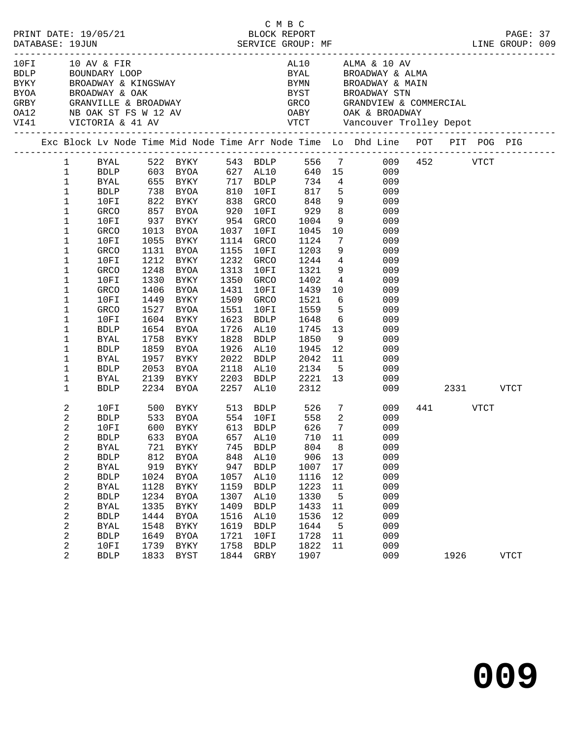C M B C

PRINT DATE: 19/05/21 BLOCK REPORT PAGE: 37
DATABASE: 19JUN SERVICE GROUP: MF LINE GROUP: 009

| Code | Description | Code | Description |
|---|---|---|---|
| 10FI | 10 AV & FIR | AL10 | ALMA & 10 AV |
| BDLP | BOUNDARY LOOP | BYAL | BROADWAY & ALMA |
| BYKY | BROADWAY & KINGSWAY | BYMN | BROADWAY & MAIN |
| BYOA | BROADWAY & OAK | BYST | BROADWAY STN |
| GRBY | GRANVILLE & BROADWAY | GRCO | GRANDVIEW & COMMERCIAL |
| OA12 | NB OAK ST FS W 12 AV | OABY | OAK & BROADWAY |
| VI41 | VICTORIA & 41 AV | VTCT | Vancouver Trolley Depot |

| Exc | Block | Lv Node | Time | Mid Node | Time | Arr Node | Time | Lo | Dhd Line | POT | PIT | POG | PIG |
|---|---|---|---|---|---|---|---|---|---|---|---|---|---|
| | 1 | BYAL | 522 | BYKY | 543 | BDLP | 556 | 7 | 009 | 452 | | VTCT | |
| | 1 | BDLP | 603 | BYOA | 627 | AL10 | 640 | 15 | 009 | | | | |
| | 1 | BYAL | 655 | BYKY | 717 | BDLP | 734 | 4 | 009 | | | | |
| | 1 | BDLP | 738 | BYOA | 810 | 10FI | 817 | 5 | 009 | | | | |
| | 1 | 10FI | 822 | BYKY | 838 | GRCO | 848 | 9 | 009 | | | | |
| | 1 | GRCO | 857 | BYOA | 920 | 10FI | 929 | 8 | 009 | | | | |
| | 1 | 10FI | 937 | BYKY | 954 | GRCO | 1004 | 9 | 009 | | | | |
| | 1 | GRCO | 1013 | BYOA | 1037 | 10FI | 1045 | 10 | 009 | | | | |
| | 1 | 10FI | 1055 | BYKY | 1114 | GRCO | 1124 | 7 | 009 | | | | |
| | 1 | GRCO | 1131 | BYOA | 1155 | 10FI | 1203 | 9 | 009 | | | | |
| | 1 | 10FI | 1212 | BYKY | 1232 | GRCO | 1244 | 4 | 009 | | | | |
| | 1 | GRCO | 1248 | BYOA | 1313 | 10FI | 1321 | 9 | 009 | | | | |
| | 1 | 10FI | 1330 | BYKY | 1350 | GRCO | 1402 | 4 | 009 | | | | |
| | 1 | GRCO | 1406 | BYOA | 1431 | 10FI | 1439 | 10 | 009 | | | | |
| | 1 | 10FI | 1449 | BYKY | 1509 | GRCO | 1521 | 6 | 009 | | | | |
| | 1 | GRCO | 1527 | BYOA | 1551 | 10FI | 1559 | 5 | 009 | | | | |
| | 1 | 10FI | 1604 | BYKY | 1623 | BDLP | 1648 | 6 | 009 | | | | |
| | 1 | BDLP | 1654 | BYOA | 1726 | AL10 | 1745 | 13 | 009 | | | | |
| | 1 | BYAL | 1758 | BYKY | 1828 | BDLP | 1850 | 9 | 009 | | | | |
| | 1 | BDLP | 1859 | BYOA | 1926 | AL10 | 1945 | 12 | 009 | | | | |
| | 1 | BYAL | 1957 | BYKY | 2022 | BDLP | 2042 | 11 | 009 | | | | |
| | 1 | BDLP | 2053 | BYOA | 2118 | AL10 | 2134 | 5 | 009 | | | | |
| | 1 | BYAL | 2139 | BYKY | 2203 | BDLP | 2221 | 13 | 009 | | | | |
| | 1 | BDLP | 2234 | BYOA | 2257 | AL10 | 2312 | | 009 | | 2331 | | VTCT |
| | 2 | 10FI | 500 | BYKY | 513 | BDLP | 526 | 7 | 009 | 441 | | VTCT | |
| | 2 | BDLP | 533 | BYOA | 554 | 10FI | 558 | 2 | 009 | | | | |
| | 2 | 10FI | 600 | BYKY | 613 | BDLP | 626 | 7 | 009 | | | | |
| | 2 | BDLP | 633 | BYOA | 657 | AL10 | 710 | 11 | 009 | | | | |
| | 2 | BYAL | 721 | BYKY | 745 | BDLP | 804 | 8 | 009 | | | | |
| | 2 | BDLP | 812 | BYOA | 848 | AL10 | 906 | 13 | 009 | | | | |
| | 2 | BYAL | 919 | BYKY | 947 | BDLP | 1007 | 17 | 009 | | | | |
| | 2 | BDLP | 1024 | BYOA | 1057 | AL10 | 1116 | 12 | 009 | | | | |
| | 2 | BYAL | 1128 | BYKY | 1159 | BDLP | 1223 | 11 | 009 | | | | |
| | 2 | BDLP | 1234 | BYOA | 1307 | AL10 | 1330 | 5 | 009 | | | | |
| | 2 | BYAL | 1335 | BYKY | 1409 | BDLP | 1433 | 11 | 009 | | | | |
| | 2 | BDLP | 1444 | BYOA | 1516 | AL10 | 1536 | 12 | 009 | | | | |
| | 2 | BYAL | 1548 | BYKY | 1619 | BDLP | 1644 | 5 | 009 | | | | |
| | 2 | BDLP | 1649 | BYOA | 1721 | 10FI | 1728 | 11 | 009 | | | | |
| | 2 | 10FI | 1739 | BYKY | 1758 | BDLP | 1822 | 11 | 009 | | | | |
| | 2 | BDLP | 1833 | BYST | 1844 | GRBY | 1907 | | 009 | | 1926 | | VTCT |

# 009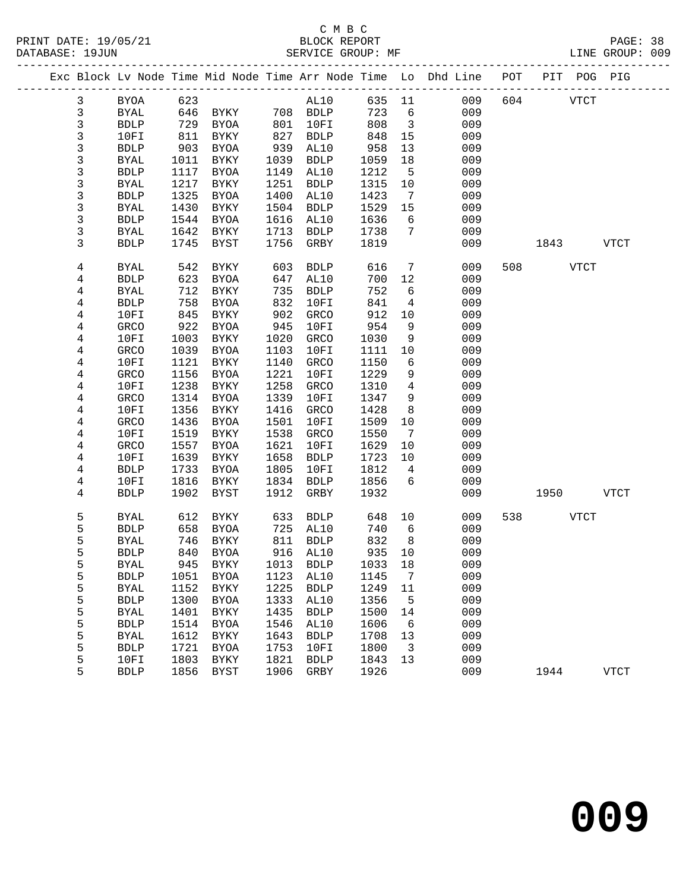C M B C

BLOCK REPORT

SERVICE GROUP: MF

PRINT DATE: 19/05/21
DATABASE: 19JUN
LINE GROUP: 009

| Exc | Block | Lv | Node | Time | Mid Node | Time | Arr Node | Time | Lo | Dhd Line | POT | PIT | POG | PIG |
|---|---|---|---|---|---|---|---|---|---|---|---|---|---|---|
| | 3 | | BYOA | 623 | | | AL10 | 635 | 11 | 009 | 604 | | VTCT | |
| | 3 | | BYAL | 646 | BYKY | 708 | BDLP | 723 | 6 | 009 | | | | |
| | 3 | | BDLP | 729 | BYOA | 801 | 10FI | 808 | 3 | 009 | | | | |
| | 3 | | 10FI | 811 | BYKY | 827 | BDLP | 848 | 15 | 009 | | | | |
| | 3 | | BDLP | 903 | BYOA | 939 | AL10 | 958 | 13 | 009 | | | | |
| | 3 | | BYAL | 1011 | BYKY | 1039 | BDLP | 1059 | 18 | 009 | | | | |
| | 3 | | BDLP | 1117 | BYOA | 1149 | AL10 | 1212 | 5 | 009 | | | | |
| | 3 | | BYAL | 1217 | BYKY | 1251 | BDLP | 1315 | 10 | 009 | | | | |
| | 3 | | BDLP | 1325 | BYOA | 1400 | AL10 | 1423 | 7 | 009 | | | | |
| | 3 | | BYAL | 1430 | BYKY | 1504 | BDLP | 1529 | 15 | 009 | | | | |
| | 3 | | BDLP | 1544 | BYOA | 1616 | AL10 | 1636 | 6 | 009 | | | | |
| | 3 | | BYAL | 1642 | BYKY | 1713 | BDLP | 1738 | 7 | 009 | | | | |
| | 3 | | BDLP | 1745 | BYST | 1756 | GRBY | 1819 | | 009 | | 1843 | | VTCT |
| | 4 | | BYAL | 542 | BYKY | 603 | BDLP | 616 | 7 | 009 | 508 | | VTCT | |
| | 4 | | BDLP | 623 | BYOA | 647 | AL10 | 700 | 12 | 009 | | | | |
| | 4 | | BYAL | 712 | BYKY | 735 | BDLP | 752 | 6 | 009 | | | | |
| | 4 | | BDLP | 758 | BYOA | 832 | 10FI | 841 | 4 | 009 | | | | |
| | 4 | | 10FI | 845 | BYKY | 902 | GRCO | 912 | 10 | 009 | | | | |
| | 4 | | GRCO | 922 | BYOA | 945 | 10FI | 954 | 9 | 009 | | | | |
| | 4 | | 10FI | 1003 | BYKY | 1020 | GRCO | 1030 | 9 | 009 | | | | |
| | 4 | | GRCO | 1039 | BYOA | 1103 | 10FI | 1111 | 10 | 009 | | | | |
| | 4 | | 10FI | 1121 | BYKY | 1140 | GRCO | 1150 | 6 | 009 | | | | |
| | 4 | | GRCO | 1156 | BYOA | 1221 | 10FI | 1229 | 9 | 009 | | | | |
| | 4 | | 10FI | 1238 | BYKY | 1258 | GRCO | 1310 | 4 | 009 | | | | |
| | 4 | | GRCO | 1314 | BYOA | 1339 | 10FI | 1347 | 9 | 009 | | | | |
| | 4 | | 10FI | 1356 | BYKY | 1416 | GRCO | 1428 | 8 | 009 | | | | |
| | 4 | | GRCO | 1436 | BYOA | 1501 | 10FI | 1509 | 10 | 009 | | | | |
| | 4 | | 10FI | 1519 | BYKY | 1538 | GRCO | 1550 | 7 | 009 | | | | |
| | 4 | | GRCO | 1557 | BYOA | 1621 | 10FI | 1629 | 10 | 009 | | | | |
| | 4 | | 10FI | 1639 | BYKY | 1658 | BDLP | 1723 | 10 | 009 | | | | |
| | 4 | | BDLP | 1733 | BYOA | 1805 | 10FI | 1812 | 4 | 009 | | | | |
| | 4 | | 10FI | 1816 | BYKY | 1834 | BDLP | 1856 | 6 | 009 | | | | |
| | 4 | | BDLP | 1902 | BYST | 1912 | GRBY | 1932 | | 009 | | 1950 | | VTCT |
| | 5 | | BYAL | 612 | BYKY | 633 | BDLP | 648 | 10 | 009 | 538 | | VTCT | |
| | 5 | | BDLP | 658 | BYOA | 725 | AL10 | 740 | 6 | 009 | | | | |
| | 5 | | BYAL | 746 | BYKY | 811 | BDLP | 832 | 8 | 009 | | | | |
| | 5 | | BDLP | 840 | BYOA | 916 | AL10 | 935 | 10 | 009 | | | | |
| | 5 | | BYAL | 945 | BYKY | 1013 | BDLP | 1033 | 18 | 009 | | | | |
| | 5 | | BDLP | 1051 | BYOA | 1123 | AL10 | 1145 | 7 | 009 | | | | |
| | 5 | | BYAL | 1152 | BYKY | 1225 | BDLP | 1249 | 11 | 009 | | | | |
| | 5 | | BDLP | 1300 | BYOA | 1333 | AL10 | 1356 | 5 | 009 | | | | |
| | 5 | | BYAL | 1401 | BYKY | 1435 | BDLP | 1500 | 14 | 009 | | | | |
| | 5 | | BDLP | 1514 | BYOA | 1546 | AL10 | 1606 | 6 | 009 | | | | |
| | 5 | | BYAL | 1612 | BYKY | 1643 | BDLP | 1708 | 13 | 009 | | | | |
| | 5 | | BDLP | 1721 | BYOA | 1753 | 10FI | 1800 | 3 | 009 | | | | |
| | 5 | | 10FI | 1803 | BYKY | 1821 | BDLP | 1843 | 13 | 009 | | | | |
| | 5 | | BDLP | 1856 | BYST | 1906 | GRBY | 1926 | | 009 | | 1944 | | VTCT |

# 009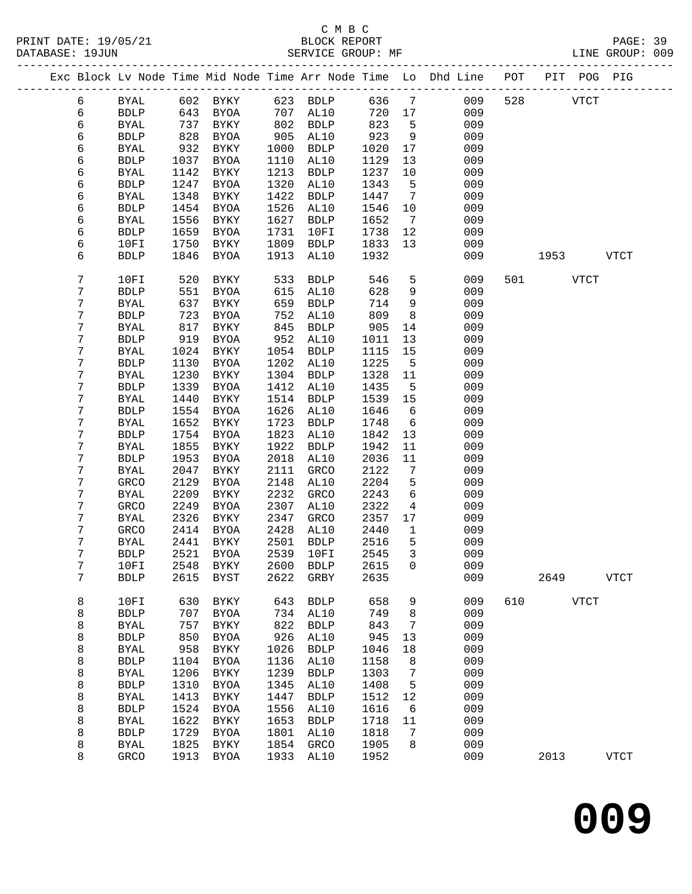C M B C
PRINT DATE: 19/05/21 BLOCK REPORT
DATABASE: 19JUN SERVICE GROUP: MF LINE GROUP: 009

| Exc | Block | Lv | Node | Time | Mid Node | Time | Arr Node | Time | Lo | Dhd Line | POT | PIT | POG | PIG |
|---|---|---|---|---|---|---|---|---|---|---|---|---|---|---|
| | 6 | | BYAL | 602 | BYKY | 623 | BDLP | 636 | 7 | 009 | 528 | | VTCT | |
| | 6 | | BDLP | 643 | BYOA | 707 | AL10 | 720 | 17 | 009 | | | | |
| | 6 | | BYAL | 737 | BYKY | 802 | BDLP | 823 | 5 | 009 | | | | |
| | 6 | | BDLP | 828 | BYOA | 905 | AL10 | 923 | 9 | 009 | | | | |
| | 6 | | BYAL | 932 | BYKY | 1000 | BDLP | 1020 | 17 | 009 | | | | |
| | 6 | | BDLP | 1037 | BYOA | 1110 | AL10 | 1129 | 13 | 009 | | | | |
| | 6 | | BYAL | 1142 | BYKY | 1213 | BDLP | 1237 | 10 | 009 | | | | |
| | 6 | | BDLP | 1247 | BYOA | 1320 | AL10 | 1343 | 5 | 009 | | | | |
| | 6 | | BYAL | 1348 | BYKY | 1422 | BDLP | 1447 | 7 | 009 | | | | |
| | 6 | | BDLP | 1454 | BYOA | 1526 | AL10 | 1546 | 10 | 009 | | | | |
| | 6 | | BYAL | 1556 | BYKY | 1627 | BDLP | 1652 | 7 | 009 | | | | |
| | 6 | | BDLP | 1659 | BYOA | 1731 | 10FI | 1738 | 12 | 009 | | | | |
| | 6 | | 10FI | 1750 | BYKY | 1809 | BDLP | 1833 | 13 | 009 | | | | |
| | 6 | | BDLP | 1846 | BYOA | 1913 | AL10 | 1932 | | 009 | | 1953 | | VTCT |
| | 7 | | 10FI | 520 | BYKY | 533 | BDLP | 546 | 5 | 009 | 501 | | VTCT | |
| | 7 | | BDLP | 551 | BYOA | 615 | AL10 | 628 | 9 | 009 | | | | |
| | 7 | | BYAL | 637 | BYKY | 659 | BDLP | 714 | 9 | 009 | | | | |
| | 7 | | BDLP | 723 | BYOA | 752 | AL10 | 809 | 8 | 009 | | | | |
| | 7 | | BYAL | 817 | BYKY | 845 | BDLP | 905 | 14 | 009 | | | | |
| | 7 | | BDLP | 919 | BYOA | 952 | AL10 | 1011 | 13 | 009 | | | | |
| | 7 | | BYAL | 1024 | BYKY | 1054 | BDLP | 1115 | 15 | 009 | | | | |
| | 7 | | BDLP | 1130 | BYOA | 1202 | AL10 | 1225 | 5 | 009 | | | | |
| | 7 | | BYAL | 1230 | BYKY | 1304 | BDLP | 1328 | 11 | 009 | | | | |
| | 7 | | BDLP | 1339 | BYOA | 1412 | AL10 | 1435 | 5 | 009 | | | | |
| | 7 | | BYAL | 1440 | BYKY | 1514 | BDLP | 1539 | 15 | 009 | | | | |
| | 7 | | BDLP | 1554 | BYOA | 1626 | AL10 | 1646 | 6 | 009 | | | | |
| | 7 | | BYAL | 1652 | BYKY | 1723 | BDLP | 1748 | 6 | 009 | | | | |
| | 7 | | BDLP | 1754 | BYOA | 1823 | AL10 | 1842 | 13 | 009 | | | | |
| | 7 | | BYAL | 1855 | BYKY | 1922 | BDLP | 1942 | 11 | 009 | | | | |
| | 7 | | BDLP | 1953 | BYOA | 2018 | AL10 | 2036 | 11 | 009 | | | | |
| | 7 | | BYAL | 2047 | BYKY | 2111 | GRCO | 2122 | 7 | 009 | | | | |
| | 7 | | GRCO | 2129 | BYOA | 2148 | AL10 | 2204 | 5 | 009 | | | | |
| | 7 | | BYAL | 2209 | BYKY | 2232 | GRCO | 2243 | 6 | 009 | | | | |
| | 7 | | GRCO | 2249 | BYOA | 2307 | AL10 | 2322 | 4 | 009 | | | | |
| | 7 | | BYAL | 2326 | BYKY | 2347 | GRCO | 2357 | 17 | 009 | | | | |
| | 7 | | GRCO | 2414 | BYOA | 2428 | AL10 | 2440 | 1 | 009 | | | | |
| | 7 | | BYAL | 2441 | BYKY | 2501 | BDLP | 2516 | 5 | 009 | | | | |
| | 7 | | BDLP | 2521 | BYOA | 2539 | 10FI | 2545 | 3 | 009 | | | | |
| | 7 | | 10FI | 2548 | BYKY | 2600 | BDLP | 2615 | 0 | 009 | | | | |
| | 7 | | BDLP | 2615 | BYST | 2622 | GRBY | 2635 | | 009 | | 2649 | | VTCT |
| | 8 | | 10FI | 630 | BYKY | 643 | BDLP | 658 | 9 | 009 | 610 | | VTCT | |
| | 8 | | BDLP | 707 | BYOA | 734 | AL10 | 749 | 8 | 009 | | | | |
| | 8 | | BYAL | 757 | BYKY | 822 | BDLP | 843 | 7 | 009 | | | | |
| | 8 | | BDLP | 850 | BYOA | 926 | AL10 | 945 | 13 | 009 | | | | |
| | 8 | | BYAL | 958 | BYKY | 1026 | BDLP | 1046 | 18 | 009 | | | | |
| | 8 | | BDLP | 1104 | BYOA | 1136 | AL10 | 1158 | 8 | 009 | | | | |
| | 8 | | BYAL | 1206 | BYKY | 1239 | BDLP | 1303 | 7 | 009 | | | | |
| | 8 | | BDLP | 1310 | BYOA | 1345 | AL10 | 1408 | 5 | 009 | | | | |
| | 8 | | BYAL | 1413 | BYKY | 1447 | BDLP | 1512 | 12 | 009 | | | | |
| | 8 | | BDLP | 1524 | BYOA | 1556 | AL10 | 1616 | 6 | 009 | | | | |
| | 8 | | BYAL | 1622 | BYKY | 1653 | BDLP | 1718 | 11 | 009 | | | | |
| | 8 | | BDLP | 1729 | BYOA | 1801 | AL10 | 1818 | 7 | 009 | | | | |
| | 8 | | BYAL | 1825 | BYKY | 1854 | GRCO | 1905 | 8 | 009 | | | | |
| | 8 | | GRCO | 1913 | BYOA | 1933 | AL10 | 1952 | | 009 | | 2013 | | VTCT |

**009**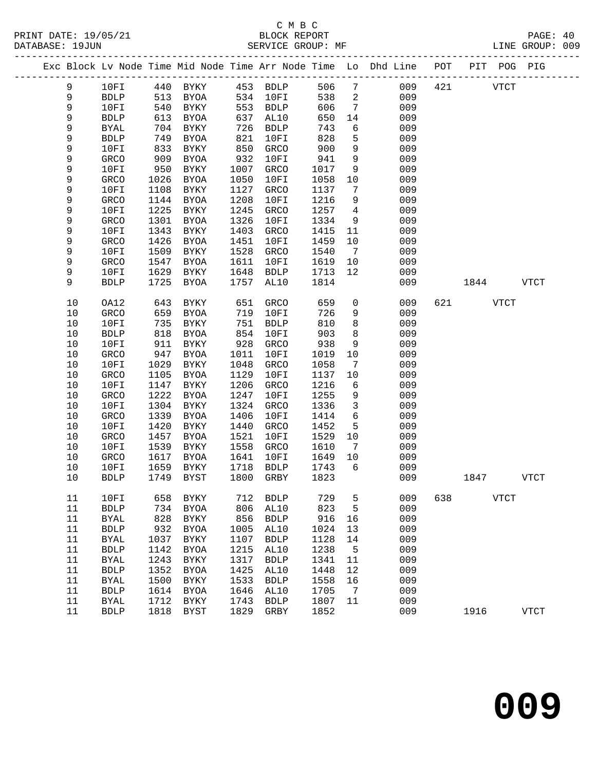C M B C

BLOCK REPORT

SERVICE GROUP: MF

PRINT DATE: 19/05/21
DATABASE: 19JUN
LINE GROUP: 009

| Exc | Block | Lv Node | Time | Mid Node | Time | Arr Node | Time | Lo | Dhd Line | POT | PIT | POG | PIG |
|---|---|---|---|---|---|---|---|---|---|---|---|---|---|
| | 9 | 10FI | 440 | BYKY | 453 | BDLP | 506 | 7 | 009 | 421 | | VTCT | |
| | 9 | BDLP | 513 | BYOA | 534 | 10FI | 538 | 2 | 009 | | | | |
| | 9 | 10FI | 540 | BYKY | 553 | BDLP | 606 | 7 | 009 | | | | |
| | 9 | BDLP | 613 | BYOA | 637 | AL10 | 650 | 14 | 009 | | | | |
| | 9 | BYAL | 704 | BYKY | 726 | BDLP | 743 | 6 | 009 | | | | |
| | 9 | BDLP | 749 | BYOA | 821 | 10FI | 828 | 5 | 009 | | | | |
| | 9 | 10FI | 833 | BYKY | 850 | GRCO | 900 | 9 | 009 | | | | |
| | 9 | GRCO | 909 | BYOA | 932 | 10FI | 941 | 9 | 009 | | | | |
| | 9 | 10FI | 950 | BYKY | 1007 | GRCO | 1017 | 9 | 009 | | | | |
| | 9 | GRCO | 1026 | BYOA | 1050 | 10FI | 1058 | 10 | 009 | | | | |
| | 9 | 10FI | 1108 | BYKY | 1127 | GRCO | 1137 | 7 | 009 | | | | |
| | 9 | GRCO | 1144 | BYOA | 1208 | 10FI | 1216 | 9 | 009 | | | | |
| | 9 | 10FI | 1225 | BYKY | 1245 | GRCO | 1257 | 4 | 009 | | | | |
| | 9 | GRCO | 1301 | BYOA | 1326 | 10FI | 1334 | 9 | 009 | | | | |
| | 9 | 10FI | 1343 | BYKY | 1403 | GRCO | 1415 | 11 | 009 | | | | |
| | 9 | GRCO | 1426 | BYOA | 1451 | 10FI | 1459 | 10 | 009 | | | | |
| | 9 | 10FI | 1509 | BYKY | 1528 | GRCO | 1540 | 7 | 009 | | | | |
| | 9 | GRCO | 1547 | BYOA | 1611 | 10FI | 1619 | 10 | 009 | | | | |
| | 9 | 10FI | 1629 | BYKY | 1648 | BDLP | 1713 | 12 | 009 | | | | |
| | 9 | BDLP | 1725 | BYOA | 1757 | AL10 | 1814 | | 009 | | 1844 | | VTCT |
| | 10 | OA12 | 643 | BYKY | 651 | GRCO | 659 | 0 | 009 | 621 | | VTCT | |
| | 10 | GRCO | 659 | BYOA | 719 | 10FI | 726 | 9 | 009 | | | | |
| | 10 | 10FI | 735 | BYKY | 751 | BDLP | 810 | 8 | 009 | | | | |
| | 10 | BDLP | 818 | BYOA | 854 | 10FI | 903 | 8 | 009 | | | | |
| | 10 | 10FI | 911 | BYKY | 928 | GRCO | 938 | 9 | 009 | | | | |
| | 10 | GRCO | 947 | BYOA | 1011 | 10FI | 1019 | 10 | 009 | | | | |
| | 10 | 10FI | 1029 | BYKY | 1048 | GRCO | 1058 | 7 | 009 | | | | |
| | 10 | GRCO | 1105 | BYOA | 1129 | 10FI | 1137 | 10 | 009 | | | | |
| | 10 | 10FI | 1147 | BYKY | 1206 | GRCO | 1216 | 6 | 009 | | | | |
| | 10 | GRCO | 1222 | BYOA | 1247 | 10FI | 1255 | 9 | 009 | | | | |
| | 10 | 10FI | 1304 | BYKY | 1324 | GRCO | 1336 | 3 | 009 | | | | |
| | 10 | GRCO | 1339 | BYOA | 1406 | 10FI | 1414 | 6 | 009 | | | | |
| | 10 | 10FI | 1420 | BYKY | 1440 | GRCO | 1452 | 5 | 009 | | | | |
| | 10 | GRCO | 1457 | BYOA | 1521 | 10FI | 1529 | 10 | 009 | | | | |
| | 10 | 10FI | 1539 | BYKY | 1558 | GRCO | 1610 | 7 | 009 | | | | |
| | 10 | GRCO | 1617 | BYOA | 1641 | 10FI | 1649 | 10 | 009 | | | | |
| | 10 | 10FI | 1659 | BYKY | 1718 | BDLP | 1743 | 6 | 009 | | | | |
| | 10 | BDLP | 1749 | BYST | 1800 | GRBY | 1823 | | 009 | | 1847 | | VTCT |
| | 11 | 10FI | 658 | BYKY | 712 | BDLP | 729 | 5 | 009 | 638 | | VTCT | |
| | 11 | BDLP | 734 | BYOA | 806 | AL10 | 823 | 5 | 009 | | | | |
| | 11 | BYAL | 828 | BYKY | 856 | BDLP | 916 | 16 | 009 | | | | |
| | 11 | BDLP | 932 | BYOA | 1005 | AL10 | 1024 | 13 | 009 | | | | |
| | 11 | BYAL | 1037 | BYKY | 1107 | BDLP | 1128 | 14 | 009 | | | | |
| | 11 | BDLP | 1142 | BYOA | 1215 | AL10 | 1238 | 5 | 009 | | | | |
| | 11 | BYAL | 1243 | BYKY | 1317 | BDLP | 1341 | 11 | 009 | | | | |
| | 11 | BDLP | 1352 | BYOA | 1425 | AL10 | 1448 | 12 | 009 | | | | |
| | 11 | BYAL | 1500 | BYKY | 1533 | BDLP | 1558 | 16 | 009 | | | | |
| | 11 | BDLP | 1614 | BYOA | 1646 | AL10 | 1705 | 7 | 009 | | | | |
| | 11 | BYAL | 1712 | BYKY | 1743 | BDLP | 1807 | 11 | 009 | | | | |
| | 11 | BDLP | 1818 | BYST | 1829 | GRBY | 1852 | | 009 | | 1916 | | VTCT |

# 009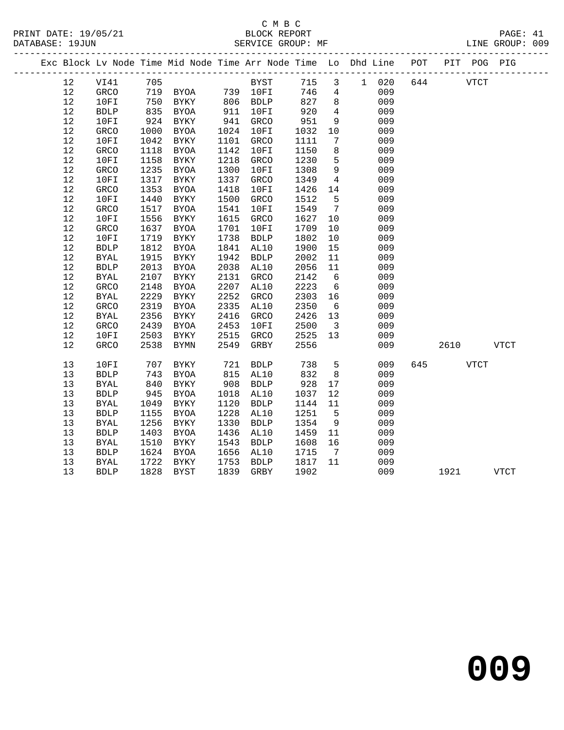C M B C
BLOCK REPORT
SERVICE GROUP: MF

PRINT DATE: 19/05/21
DATABASE: 19JUN
LINE GROUP: 009

| Exc | Block | Lv | Node | Time | Mid Node | Time | Arr Node | Time | Lo | Dhd | Line | POT | PIT | POG | PIG |
|---|---|---|---|---|---|---|---|---|---|---|---|---|---|---|---|
| | 12 | | VI41 | 705 | | | BYST | 715 | 3 | 1 | 020 | 644 | | VTCT | |
| | 12 | | GRCO | 719 | BYOA | 739 | 10FI | 746 | 4 | | 009 | | | | |
| | 12 | | 10FI | 750 | BYKY | 806 | BDLP | 827 | 8 | | 009 | | | | |
| | 12 | | BDLP | 835 | BYOA | 911 | 10FI | 920 | 4 | | 009 | | | | |
| | 12 | | 10FI | 924 | BYKY | 941 | GRCO | 951 | 9 | | 009 | | | | |
| | 12 | | GRCO | 1000 | BYOA | 1024 | 10FI | 1032 | 10 | | 009 | | | | |
| | 12 | | 10FI | 1042 | BYKY | 1101 | GRCO | 1111 | 7 | | 009 | | | | |
| | 12 | | GRCO | 1118 | BYOA | 1142 | 10FI | 1150 | 8 | | 009 | | | | |
| | 12 | | 10FI | 1158 | BYKY | 1218 | GRCO | 1230 | 5 | | 009 | | | | |
| | 12 | | GRCO | 1235 | BYOA | 1300 | 10FI | 1308 | 9 | | 009 | | | | |
| | 12 | | 10FI | 1317 | BYKY | 1337 | GRCO | 1349 | 4 | | 009 | | | | |
| | 12 | | GRCO | 1353 | BYOA | 1418 | 10FI | 1426 | 14 | | 009 | | | | |
| | 12 | | 10FI | 1440 | BYKY | 1500 | GRCO | 1512 | 5 | | 009 | | | | |
| | 12 | | GRCO | 1517 | BYOA | 1541 | 10FI | 1549 | 7 | | 009 | | | | |
| | 12 | | 10FI | 1556 | BYKY | 1615 | GRCO | 1627 | 10 | | 009 | | | | |
| | 12 | | GRCO | 1637 | BYOA | 1701 | 10FI | 1709 | 10 | | 009 | | | | |
| | 12 | | 10FI | 1719 | BYKY | 1738 | BDLP | 1802 | 10 | | 009 | | | | |
| | 12 | | BDLP | 1812 | BYOA | 1841 | AL10 | 1900 | 15 | | 009 | | | | |
| | 12 | | BYAL | 1915 | BYKY | 1942 | BDLP | 2002 | 11 | | 009 | | | | |
| | 12 | | BDLP | 2013 | BYOA | 2038 | AL10 | 2056 | 11 | | 009 | | | | |
| | 12 | | BYAL | 2107 | BYKY | 2131 | GRCO | 2142 | 6 | | 009 | | | | |
| | 12 | | GRCO | 2148 | BYOA | 2207 | AL10 | 2223 | 6 | | 009 | | | | |
| | 12 | | BYAL | 2229 | BYKY | 2252 | GRCO | 2303 | 16 | | 009 | | | | |
| | 12 | | GRCO | 2319 | BYOA | 2335 | AL10 | 2350 | 6 | | 009 | | | | |
| | 12 | | BYAL | 2356 | BYKY | 2416 | GRCO | 2426 | 13 | | 009 | | | | |
| | 12 | | GRCO | 2439 | BYOA | 2453 | 10FI | 2500 | 3 | | 009 | | | | |
| | 12 | | 10FI | 2503 | BYKY | 2515 | GRCO | 2525 | 13 | | 009 | | | | |
| | 12 | | GRCO | 2538 | BYMN | 2549 | GRBY | 2556 | | | 009 | | 2610 | | VTCT |
| | 13 | | 10FI | 707 | BYKY | 721 | BDLP | 738 | 5 | | 009 | 645 | | VTCT | |
| | 13 | | BDLP | 743 | BYOA | 815 | AL10 | 832 | 8 | | 009 | | | | |
| | 13 | | BYAL | 840 | BYKY | 908 | BDLP | 928 | 17 | | 009 | | | | |
| | 13 | | BDLP | 945 | BYOA | 1018 | AL10 | 1037 | 12 | | 009 | | | | |
| | 13 | | BYAL | 1049 | BYKY | 1120 | BDLP | 1144 | 11 | | 009 | | | | |
| | 13 | | BDLP | 1155 | BYOA | 1228 | AL10 | 1251 | 5 | | 009 | | | | |
| | 13 | | BYAL | 1256 | BYKY | 1330 | BDLP | 1354 | 9 | | 009 | | | | |
| | 13 | | BDLP | 1403 | BYOA | 1436 | AL10 | 1459 | 11 | | 009 | | | | |
| | 13 | | BYAL | 1510 | BYKY | 1543 | BDLP | 1608 | 16 | | 009 | | | | |
| | 13 | | BDLP | 1624 | BYOA | 1656 | AL10 | 1715 | 7 | | 009 | | | | |
| | 13 | | BYAL | 1722 | BYKY | 1753 | BDLP | 1817 | 11 | | 009 | | | | |
| | 13 | | BDLP | 1828 | BYST | 1839 | GRBY | 1902 | | | 009 | | 1921 | | VTCT |

# 009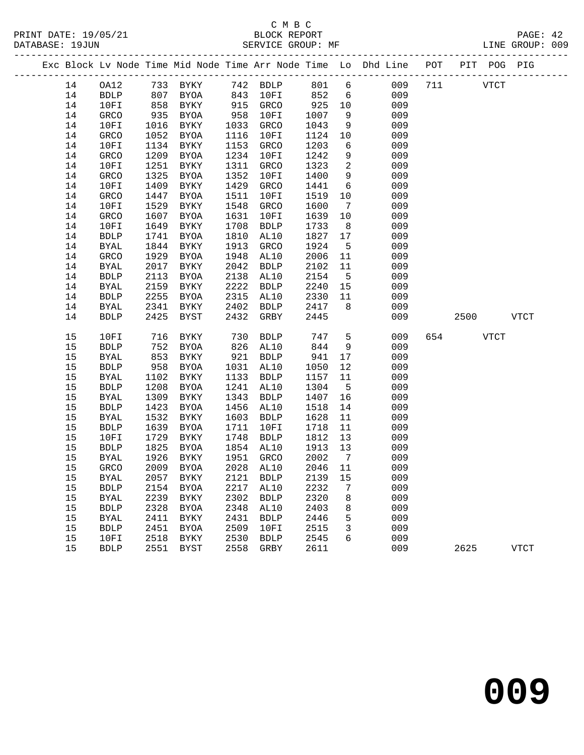C M B C
PRINT DATE: 19/05/21 BLOCK REPORT
DATABASE: 19JUN SERVICE GROUP: MF LINE GROUP: 009

| Exc | Block | Lv | Node | Time | Mid Node | Time | Arr Node | Time | Lo | Dhd Line | POT | PIT | POG | PIG |
|---|---|---|---|---|---|---|---|---|---|---|---|---|---|---|
| | 14 | | OA12 | 733 | BYKY | 742 | BDLP | 801 | 6 | 009 | 711 | | VTCT | |
| | 14 | | BDLP | 807 | BYOA | 843 | 10FI | 852 | 6 | 009 | | | | |
| | 14 | | 10FI | 858 | BYKY | 915 | GRCO | 925 | 10 | 009 | | | | |
| | 14 | | GRCO | 935 | BYOA | 958 | 10FI | 1007 | 9 | 009 | | | | |
| | 14 | | 10FI | 1016 | BYKY | 1033 | GRCO | 1043 | 9 | 009 | | | | |
| | 14 | | GRCO | 1052 | BYOA | 1116 | 10FI | 1124 | 10 | 009 | | | | |
| | 14 | | 10FI | 1134 | BYKY | 1153 | GRCO | 1203 | 6 | 009 | | | | |
| | 14 | | GRCO | 1209 | BYOA | 1234 | 10FI | 1242 | 9 | 009 | | | | |
| | 14 | | 10FI | 1251 | BYKY | 1311 | GRCO | 1323 | 2 | 009 | | | | |
| | 14 | | GRCO | 1325 | BYOA | 1352 | 10FI | 1400 | 9 | 009 | | | | |
| | 14 | | 10FI | 1409 | BYKY | 1429 | GRCO | 1441 | 6 | 009 | | | | |
| | 14 | | GRCO | 1447 | BYOA | 1511 | 10FI | 1519 | 10 | 009 | | | | |
| | 14 | | 10FI | 1529 | BYKY | 1548 | GRCO | 1600 | 7 | 009 | | | | |
| | 14 | | GRCO | 1607 | BYOA | 1631 | 10FI | 1639 | 10 | 009 | | | | |
| | 14 | | 10FI | 1649 | BYKY | 1708 | BDLP | 1733 | 8 | 009 | | | | |
| | 14 | | BDLP | 1741 | BYOA | 1810 | AL10 | 1827 | 17 | 009 | | | | |
| | 14 | | BYAL | 1844 | BYKY | 1913 | GRCO | 1924 | 5 | 009 | | | | |
| | 14 | | GRCO | 1929 | BYOA | 1948 | AL10 | 2006 | 11 | 009 | | | | |
| | 14 | | BYAL | 2017 | BYKY | 2042 | BDLP | 2102 | 11 | 009 | | | | |
| | 14 | | BDLP | 2113 | BYOA | 2138 | AL10 | 2154 | 5 | 009 | | | | |
| | 14 | | BYAL | 2159 | BYKY | 2222 | BDLP | 2240 | 15 | 009 | | | | |
| | 14 | | BDLP | 2255 | BYOA | 2315 | AL10 | 2330 | 11 | 009 | | | | |
| | 14 | | BYAL | 2341 | BYKY | 2402 | BDLP | 2417 | 8 | 009 | | | | |
| | 14 | | BDLP | 2425 | BYST | 2432 | GRBY | 2445 | | 009 | | 2500 | | VTCT |
| | 15 | | 10FI | 716 | BYKY | 730 | BDLP | 747 | 5 | 009 | 654 | | VTCT | |
| | 15 | | BDLP | 752 | BYOA | 826 | AL10 | 844 | 9 | 009 | | | | |
| | 15 | | BYAL | 853 | BYKY | 921 | BDLP | 941 | 17 | 009 | | | | |
| | 15 | | BDLP | 958 | BYOA | 1031 | AL10 | 1050 | 12 | 009 | | | | |
| | 15 | | BYAL | 1102 | BYKY | 1133 | BDLP | 1157 | 11 | 009 | | | | |
| | 15 | | BDLP | 1208 | BYOA | 1241 | AL10 | 1304 | 5 | 009 | | | | |
| | 15 | | BYAL | 1309 | BYKY | 1343 | BDLP | 1407 | 16 | 009 | | | | |
| | 15 | | BDLP | 1423 | BYOA | 1456 | AL10 | 1518 | 14 | 009 | | | | |
| | 15 | | BYAL | 1532 | BYKY | 1603 | BDLP | 1628 | 11 | 009 | | | | |
| | 15 | | BDLP | 1639 | BYOA | 1711 | 10FI | 1718 | 11 | 009 | | | | |
| | 15 | | 10FI | 1729 | BYKY | 1748 | BDLP | 1812 | 13 | 009 | | | | |
| | 15 | | BDLP | 1825 | BYOA | 1854 | AL10 | 1913 | 13 | 009 | | | | |
| | 15 | | BYAL | 1926 | BYKY | 1951 | GRCO | 2002 | 7 | 009 | | | | |
| | 15 | | GRCO | 2009 | BYOA | 2028 | AL10 | 2046 | 11 | 009 | | | | |
| | 15 | | BYAL | 2057 | BYKY | 2121 | BDLP | 2139 | 15 | 009 | | | | |
| | 15 | | BDLP | 2154 | BYOA | 2217 | AL10 | 2232 | 7 | 009 | | | | |
| | 15 | | BYAL | 2239 | BYKY | 2302 | BDLP | 2320 | 8 | 009 | | | | |
| | 15 | | BDLP | 2328 | BYOA | 2348 | AL10 | 2403 | 8 | 009 | | | | |
| | 15 | | BYAL | 2411 | BYKY | 2431 | BDLP | 2446 | 5 | 009 | | | | |
| | 15 | | BDLP | 2451 | BYOA | 2509 | 10FI | 2515 | 3 | 009 | | | | |
| | 15 | | 10FI | 2518 | BYKY | 2530 | BDLP | 2545 | 6 | 009 | | | | |
| | 15 | | BDLP | 2551 | BYST | 2558 | GRBY | 2611 | | 009 | | 2625 | | VTCT |

009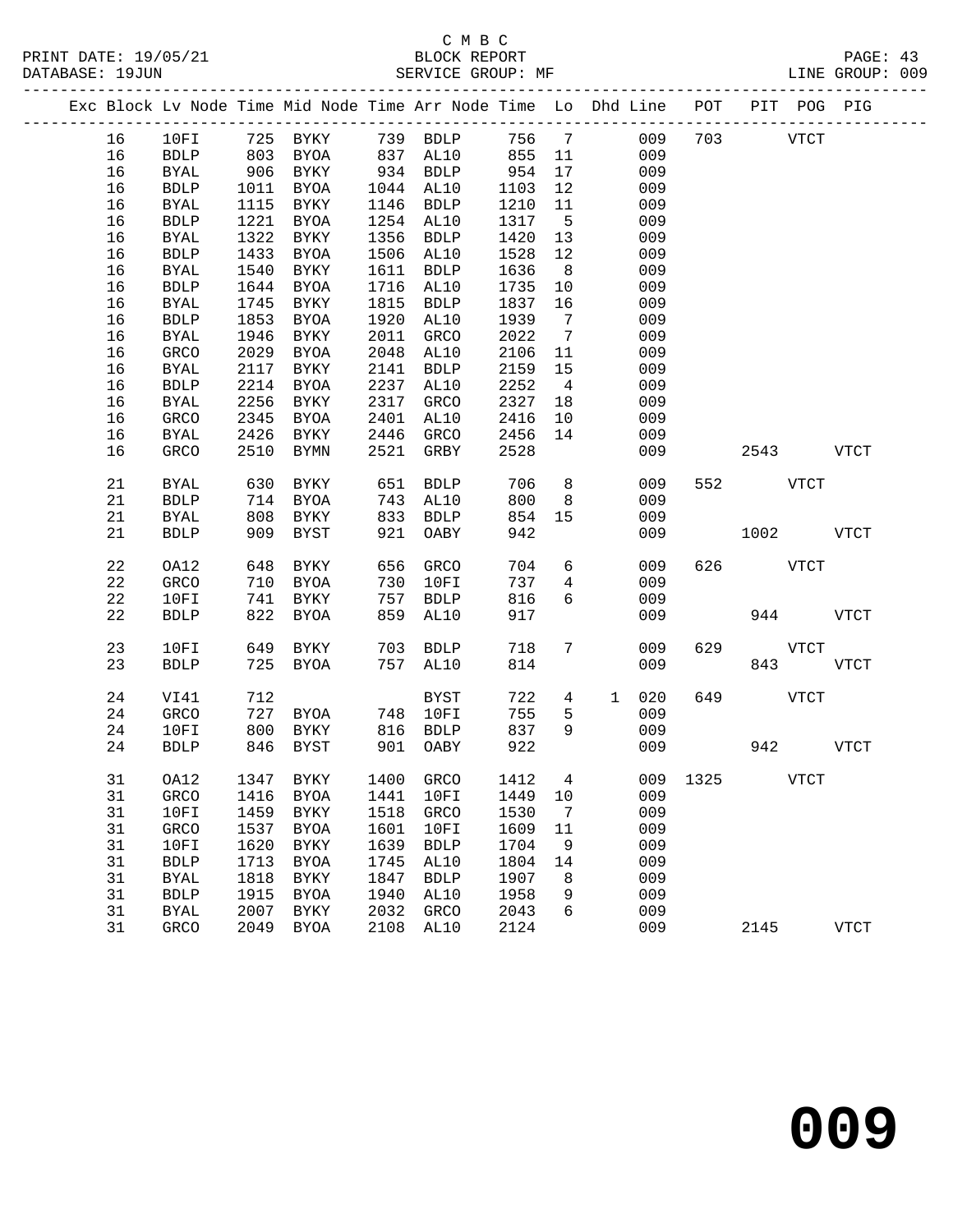C M B C

PRINT DATE: 19/05/21 BLOCK REPORT

DATABASE: 19JUN SERVICE GROUP: MF LINE GROUP: 009

| Exc | Block | Lv | Node | Time | Mid Node | Time | Arr Node | Time | Lo | Dhd | Line | POT | PIT | POG | PIG |
|---|---|---|---|---|---|---|---|---|---|---|---|---|---|---|---|
| | 16 | | 10FI | 725 | BYKY | 739 | BDLP | 756 | 7 | | 009 | 703 | | VTCT | |
| | 16 | | BDLP | 803 | BYOA | 837 | AL10 | 855 | 11 | | 009 | | | | |
| | 16 | | BYAL | 906 | BYKY | 934 | BDLP | 954 | 17 | | 009 | | | | |
| | 16 | | BDLP | 1011 | BYOA | 1044 | AL10 | 1103 | 12 | | 009 | | | | |
| | 16 | | BYAL | 1115 | BYKY | 1146 | BDLP | 1210 | 11 | | 009 | | | | |
| | 16 | | BDLP | 1221 | BYOA | 1254 | AL10 | 1317 | 5 | | 009 | | | | |
| | 16 | | BYAL | 1322 | BYKY | 1356 | BDLP | 1420 | 13 | | 009 | | | | |
| | 16 | | BDLP | 1433 | BYOA | 1506 | AL10 | 1528 | 12 | | 009 | | | | |
| | 16 | | BYAL | 1540 | BYKY | 1611 | BDLP | 1636 | 8 | | 009 | | | | |
| | 16 | | BDLP | 1644 | BYOA | 1716 | AL10 | 1735 | 10 | | 009 | | | | |
| | 16 | | BYAL | 1745 | BYKY | 1815 | BDLP | 1837 | 16 | | 009 | | | | |
| | 16 | | BDLP | 1853 | BYOA | 1920 | AL10 | 1939 | 7 | | 009 | | | | |
| | 16 | | BYAL | 1946 | BYKY | 2011 | GRCO | 2022 | 7 | | 009 | | | | |
| | 16 | | GRCO | 2029 | BYOA | 2048 | AL10 | 2106 | 11 | | 009 | | | | |
| | 16 | | BYAL | 2117 | BYKY | 2141 | BDLP | 2159 | 15 | | 009 | | | | |
| | 16 | | BDLP | 2214 | BYOA | 2237 | AL10 | 2252 | 4 | | 009 | | | | |
| | 16 | | BYAL | 2256 | BYKY | 2317 | GRCO | 2327 | 18 | | 009 | | | | |
| | 16 | | GRCO | 2345 | BYOA | 2401 | AL10 | 2416 | 10 | | 009 | | | | |
| | 16 | | BYAL | 2426 | BYKY | 2446 | GRCO | 2456 | 14 | | 009 | | | | |
| | 16 | | GRCO | 2510 | BYMN | 2521 | GRBY | 2528 | | | 009 | | 2543 | | VTCT |
| | 21 | | BYAL | 630 | BYKY | 651 | BDLP | 706 | 8 | | 009 | 552 | | VTCT | |
| | 21 | | BDLP | 714 | BYOA | 743 | AL10 | 800 | 8 | | 009 | | | | |
| | 21 | | BYAL | 808 | BYKY | 833 | BDLP | 854 | 15 | | 009 | | | | |
| | 21 | | BDLP | 909 | BYST | 921 | OABY | 942 | | | 009 | | 1002 | | VTCT |
| | 22 | | OA12 | 648 | BYKY | 656 | GRCO | 704 | 6 | | 009 | 626 | | VTCT | |
| | 22 | | GRCO | 710 | BYOA | 730 | 10FI | 737 | 4 | | 009 | | | | |
| | 22 | | 10FI | 741 | BYKY | 757 | BDLP | 816 | 6 | | 009 | | | | |
| | 22 | | BDLP | 822 | BYOA | 859 | AL10 | 917 | | | 009 | | 944 | | VTCT |
| | 23 | | 10FI | 649 | BYKY | 703 | BDLP | 718 | 7 | | 009 | 629 | | VTCT | |
| | 23 | | BDLP | 725 | BYOA | 757 | AL10 | 814 | | | 009 | | 843 | | VTCT |
| | 24 | | VI41 | 712 | | | BYST | 722 | 4 | 1 | 020 | 649 | | VTCT | |
| | 24 | | GRCO | 727 | BYOA | 748 | 10FI | 755 | 5 | | 009 | | | | |
| | 24 | | 10FI | 800 | BYKY | 816 | BDLP | 837 | 9 | | 009 | | | | |
| | 24 | | BDLP | 846 | BYST | 901 | OABY | 922 | | | 009 | | 942 | | VTCT |
| | 31 | | OA12 | 1347 | BYKY | 1400 | GRCO | 1412 | 4 | | 009 | 1325 | | VTCT | |
| | 31 | | GRCO | 1416 | BYOA | 1441 | 10FI | 1449 | 10 | | 009 | | | | |
| | 31 | | 10FI | 1459 | BYKY | 1518 | GRCO | 1530 | 7 | | 009 | | | | |
| | 31 | | GRCO | 1537 | BYOA | 1601 | 10FI | 1609 | 11 | | 009 | | | | |
| | 31 | | 10FI | 1620 | BYKY | 1639 | BDLP | 1704 | 9 | | 009 | | | | |
| | 31 | | BDLP | 1713 | BYOA | 1745 | AL10 | 1804 | 14 | | 009 | | | | |
| | 31 | | BYAL | 1818 | BYKY | 1847 | BDLP | 1907 | 8 | | 009 | | | | |
| | 31 | | BDLP | 1915 | BYOA | 1940 | AL10 | 1958 | 9 | | 009 | | | | |
| | 31 | | BYAL | 2007 | BYKY | 2032 | GRCO | 2043 | 6 | | 009 | | | | |
| | 31 | | GRCO | 2049 | BYOA | 2108 | AL10 | 2124 | | | 009 | | 2145 | | VTCT |

# 009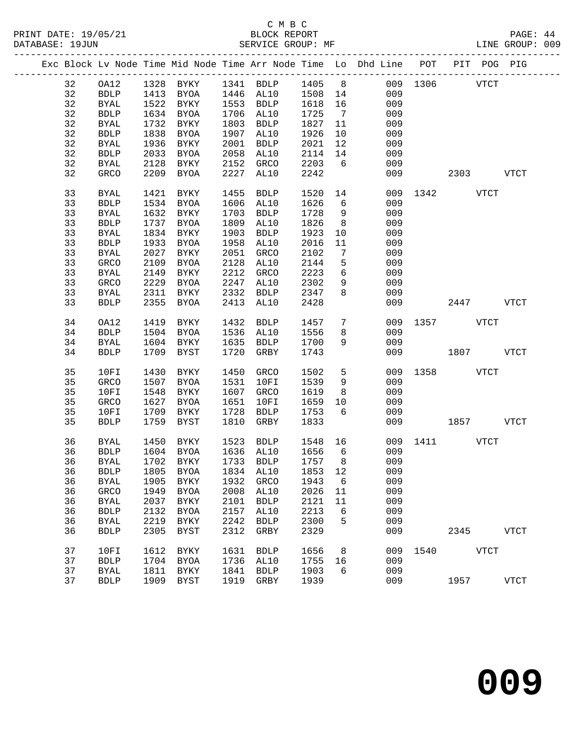C M B C
PRINT DATE: 19/05/21 BLOCK REPORT
DATABASE: 19JUN SERVICE GROUP: MF LINE GROUP: 009

| Exc | Block | Lv | Node | Time | Mid Node | Time | Arr Node | Time | Lo | Dhd Line | POT | PIT | POG | PIG |
|---|---|---|---|---|---|---|---|---|---|---|---|---|---|---|
| | 32 | | OA12 | 1328 | BYKY | 1341 | BDLP | 1405 | 8 | 009 | 1306 | | VTCT | |
| | 32 | | BDLP | 1413 | BYOA | 1446 | AL10 | 1508 | 14 | 009 | | | | |
| | 32 | | BYAL | 1522 | BYKY | 1553 | BDLP | 1618 | 16 | 009 | | | | |
| | 32 | | BDLP | 1634 | BYOA | 1706 | AL10 | 1725 | 7 | 009 | | | | |
| | 32 | | BYAL | 1732 | BYKY | 1803 | BDLP | 1827 | 11 | 009 | | | | |
| | 32 | | BDLP | 1838 | BYOA | 1907 | AL10 | 1926 | 10 | 009 | | | | |
| | 32 | | BYAL | 1936 | BYKY | 2001 | BDLP | 2021 | 12 | 009 | | | | |
| | 32 | | BDLP | 2033 | BYOA | 2058 | AL10 | 2114 | 14 | 009 | | | | |
| | 32 | | BYAL | 2128 | BYKY | 2152 | GRCO | 2203 | 6 | 009 | | | | |
| | 32 | | GRCO | 2209 | BYOA | 2227 | AL10 | 2242 | | 009 | | 2303 | | VTCT |
| | 33 | | BYAL | 1421 | BYKY | 1455 | BDLP | 1520 | 14 | 009 | 1342 | | VTCT | |
| | 33 | | BDLP | 1534 | BYOA | 1606 | AL10 | 1626 | 6 | 009 | | | | |
| | 33 | | BYAL | 1632 | BYKY | 1703 | BDLP | 1728 | 9 | 009 | | | | |
| | 33 | | BDLP | 1737 | BYOA | 1809 | AL10 | 1826 | 8 | 009 | | | | |
| | 33 | | BYAL | 1834 | BYKY | 1903 | BDLP | 1923 | 10 | 009 | | | | |
| | 33 | | BDLP | 1933 | BYOA | 1958 | AL10 | 2016 | 11 | 009 | | | | |
| | 33 | | BYAL | 2027 | BYKY | 2051 | GRCO | 2102 | 7 | 009 | | | | |
| | 33 | | GRCO | 2109 | BYOA | 2128 | AL10 | 2144 | 5 | 009 | | | | |
| | 33 | | BYAL | 2149 | BYKY | 2212 | GRCO | 2223 | 6 | 009 | | | | |
| | 33 | | GRCO | 2229 | BYOA | 2247 | AL10 | 2302 | 9 | 009 | | | | |
| | 33 | | BYAL | 2311 | BYKY | 2332 | BDLP | 2347 | 8 | 009 | | | | |
| | 33 | | BDLP | 2355 | BYOA | 2413 | AL10 | 2428 | | 009 | | 2447 | | VTCT |
| | 34 | | OA12 | 1419 | BYKY | 1432 | BDLP | 1457 | 7 | 009 | 1357 | | VTCT | |
| | 34 | | BDLP | 1504 | BYOA | 1536 | AL10 | 1556 | 8 | 009 | | | | |
| | 34 | | BYAL | 1604 | BYKY | 1635 | BDLP | 1700 | 9 | 009 | | | | |
| | 34 | | BDLP | 1709 | BYST | 1720 | GRBY | 1743 | | 009 | | 1807 | | VTCT |
| | 35 | | 10FI | 1430 | BYKY | 1450 | GRCO | 1502 | 5 | 009 | 1358 | | VTCT | |
| | 35 | | GRCO | 1507 | BYOA | 1531 | 10FI | 1539 | 9 | 009 | | | | |
| | 35 | | 10FI | 1548 | BYKY | 1607 | GRCO | 1619 | 8 | 009 | | | | |
| | 35 | | GRCO | 1627 | BYOA | 1651 | 10FI | 1659 | 10 | 009 | | | | |
| | 35 | | 10FI | 1709 | BYKY | 1728 | BDLP | 1753 | 6 | 009 | | | | |
| | 35 | | BDLP | 1759 | BYST | 1810 | GRBY | 1833 | | 009 | | 1857 | | VTCT |
| | 36 | | BYAL | 1450 | BYKY | 1523 | BDLP | 1548 | 16 | 009 | 1411 | | VTCT | |
| | 36 | | BDLP | 1604 | BYOA | 1636 | AL10 | 1656 | 6 | 009 | | | | |
| | 36 | | BYAL | 1702 | BYKY | 1733 | BDLP | 1757 | 8 | 009 | | | | |
| | 36 | | BDLP | 1805 | BYOA | 1834 | AL10 | 1853 | 12 | 009 | | | | |
| | 36 | | BYAL | 1905 | BYKY | 1932 | GRCO | 1943 | 6 | 009 | | | | |
| | 36 | | GRCO | 1949 | BYOA | 2008 | AL10 | 2026 | 11 | 009 | | | | |
| | 36 | | BYAL | 2037 | BYKY | 2101 | BDLP | 2121 | 11 | 009 | | | | |
| | 36 | | BDLP | 2132 | BYOA | 2157 | AL10 | 2213 | 6 | 009 | | | | |
| | 36 | | BYAL | 2219 | BYKY | 2242 | BDLP | 2300 | 5 | 009 | | | | |
| | 36 | | BDLP | 2305 | BYST | 2312 | GRBY | 2329 | | 009 | | 2345 | | VTCT |
| | 37 | | 10FI | 1612 | BYKY | 1631 | BDLP | 1656 | 8 | 009 | 1540 | | VTCT | |
| | 37 | | BDLP | 1704 | BYOA | 1736 | AL10 | 1755 | 16 | 009 | | | | |
| | 37 | | BYAL | 1811 | BYKY | 1841 | BDLP | 1903 | 6 | 009 | | | | |
| | 37 | | BDLP | 1909 | BYST | 1919 | GRBY | 1939 | | 009 | | 1957 | | VTCT |

**009**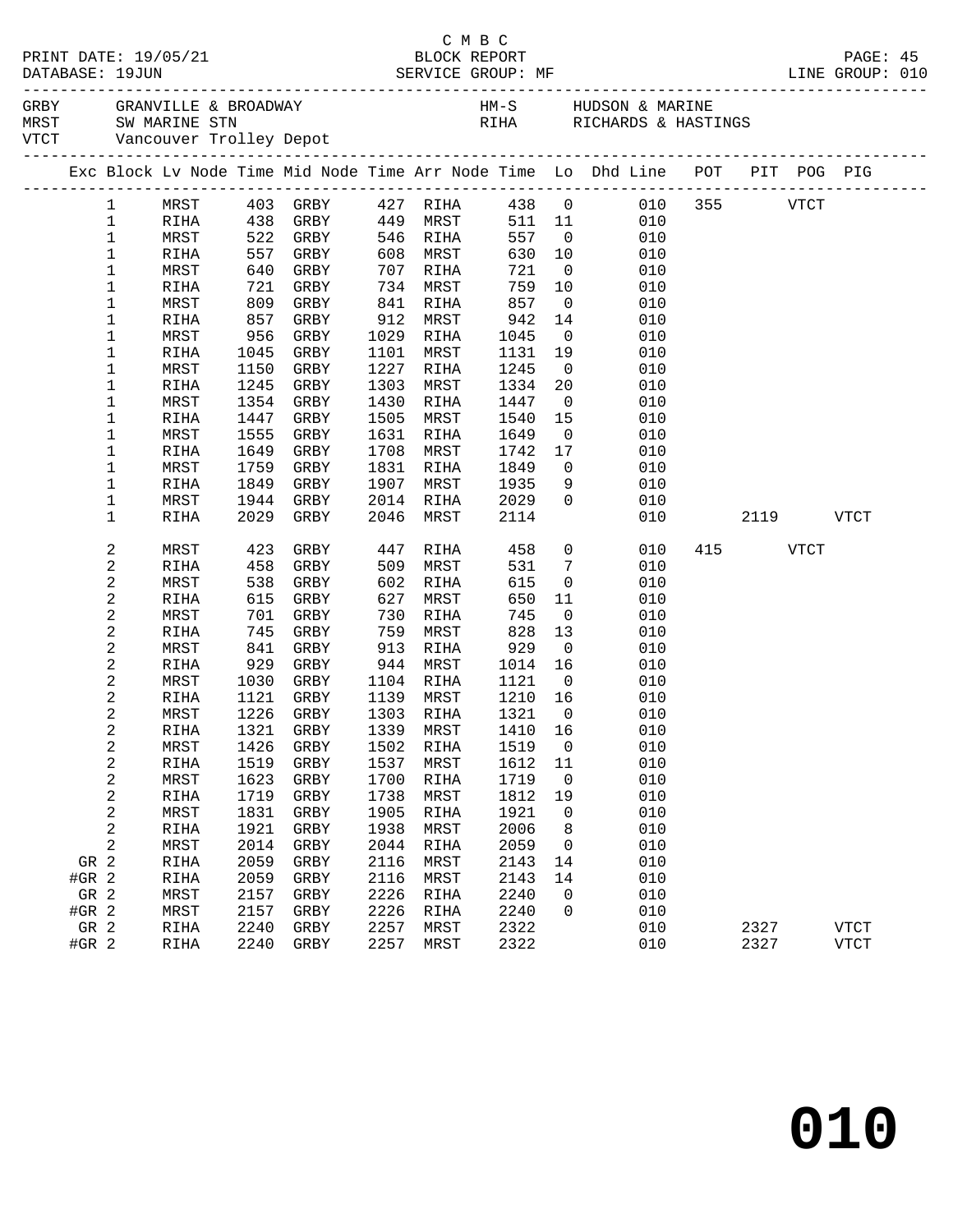C M B C
PRINT DATE: 19/05/21 BLOCK REPORT
DATABASE: 19JUN SERVICE GROUP: MF LINE GROUP: 010

GRBY GRANVILLE & BROADWAY HM-S HUDSON & MARINE
MRST SW MARINE STN RIHA RICHARDS & HASTINGS
VTCT Vancouver Trolley Depot

| Exc | Block | Lv Node | Time | Mid Node | Time | Arr Node | Time | Lo | Dhd Line | POT | PIT | POG | PIG |
|---|---|---|---|---|---|---|---|---|---|---|---|---|---|
| | 1 | MRST | 403 | GRBY | 427 | RIHA | 438 | 0 | 010 | 355 | | VTCT | |
| | 1 | RIHA | 438 | GRBY | 449 | MRST | 511 | 11 | 010 | | | | |
| | 1 | MRST | 522 | GRBY | 546 | RIHA | 557 | 0 | 010 | | | | |
| | 1 | RIHA | 557 | GRBY | 608 | MRST | 630 | 10 | 010 | | | | |
| | 1 | MRST | 640 | GRBY | 707 | RIHA | 721 | 0 | 010 | | | | |
| | 1 | RIHA | 721 | GRBY | 734 | MRST | 759 | 10 | 010 | | | | |
| | 1 | MRST | 809 | GRBY | 841 | RIHA | 857 | 0 | 010 | | | | |
| | 1 | RIHA | 857 | GRBY | 912 | MRST | 942 | 14 | 010 | | | | |
| | 1 | MRST | 956 | GRBY | 1029 | RIHA | 1045 | 0 | 010 | | | | |
| | 1 | RIHA | 1045 | GRBY | 1101 | MRST | 1131 | 19 | 010 | | | | |
| | 1 | MRST | 1150 | GRBY | 1227 | RIHA | 1245 | 0 | 010 | | | | |
| | 1 | RIHA | 1245 | GRBY | 1303 | MRST | 1334 | 20 | 010 | | | | |
| | 1 | MRST | 1354 | GRBY | 1430 | RIHA | 1447 | 0 | 010 | | | | |
| | 1 | RIHA | 1447 | GRBY | 1505 | MRST | 1540 | 15 | 010 | | | | |
| | 1 | MRST | 1555 | GRBY | 1631 | RIHA | 1649 | 0 | 010 | | | | |
| | 1 | RIHA | 1649 | GRBY | 1708 | MRST | 1742 | 17 | 010 | | | | |
| | 1 | MRST | 1759 | GRBY | 1831 | RIHA | 1849 | 0 | 010 | | | | |
| | 1 | RIHA | 1849 | GRBY | 1907 | MRST | 1935 | 9 | 010 | | | | |
| | 1 | MRST | 1944 | GRBY | 2014 | RIHA | 2029 | 0 | 010 | | | | |
| | 1 | RIHA | 2029 | GRBY | 2046 | MRST | 2114 | | 010 | | 2119 | | VTCT |
| | 2 | MRST | 423 | GRBY | 447 | RIHA | 458 | 0 | 010 | 415 | | VTCT | |
| | 2 | RIHA | 458 | GRBY | 509 | MRST | 531 | 7 | 010 | | | | |
| | 2 | MRST | 538 | GRBY | 602 | RIHA | 615 | 0 | 010 | | | | |
| | 2 | RIHA | 615 | GRBY | 627 | MRST | 650 | 11 | 010 | | | | |
| | 2 | MRST | 701 | GRBY | 730 | RIHA | 745 | 0 | 010 | | | | |
| | 2 | RIHA | 745 | GRBY | 759 | MRST | 828 | 13 | 010 | | | | |
| | 2 | MRST | 841 | GRBY | 913 | RIHA | 929 | 0 | 010 | | | | |
| | 2 | RIHA | 929 | GRBY | 944 | MRST | 1014 | 16 | 010 | | | | |
| | 2 | MRST | 1030 | GRBY | 1104 | RIHA | 1121 | 0 | 010 | | | | |
| | 2 | RIHA | 1121 | GRBY | 1139 | MRST | 1210 | 16 | 010 | | | | |
| | 2 | MRST | 1226 | GRBY | 1303 | RIHA | 1321 | 0 | 010 | | | | |
| | 2 | RIHA | 1321 | GRBY | 1339 | MRST | 1410 | 16 | 010 | | | | |
| | 2 | MRST | 1426 | GRBY | 1502 | RIHA | 1519 | 0 | 010 | | | | |
| | 2 | RIHA | 1519 | GRBY | 1537 | MRST | 1612 | 11 | 010 | | | | |
| | 2 | MRST | 1623 | GRBY | 1700 | RIHA | 1719 | 0 | 010 | | | | |
| | 2 | RIHA | 1719 | GRBY | 1738 | MRST | 1812 | 19 | 010 | | | | |
| | 2 | MRST | 1831 | GRBY | 1905 | RIHA | 1921 | 0 | 010 | | | | |
| | 2 | RIHA | 1921 | GRBY | 1938 | MRST | 2006 | 8 | 010 | | | | |
| | 2 | MRST | 2014 | GRBY | 2044 | RIHA | 2059 | 0 | 010 | | | | |
| GR | 2 | RIHA | 2059 | GRBY | 2116 | MRST | 2143 | 14 | 010 | | | | |
| #GR | 2 | RIHA | 2059 | GRBY | 2116 | MRST | 2143 | 14 | 010 | | | | |
| GR | 2 | MRST | 2157 | GRBY | 2226 | RIHA | 2240 | 0 | 010 | | | | |
| #GR | 2 | MRST | 2157 | GRBY | 2226 | RIHA | 2240 | 0 | 010 | | | | |
| GR | 2 | RIHA | 2240 | GRBY | 2257 | MRST | 2322 | | 010 | | 2327 | | VTCT |
| #GR | 2 | RIHA | 2240 | GRBY | 2257 | MRST | 2322 | | 010 | | 2327 | | VTCT |

# 010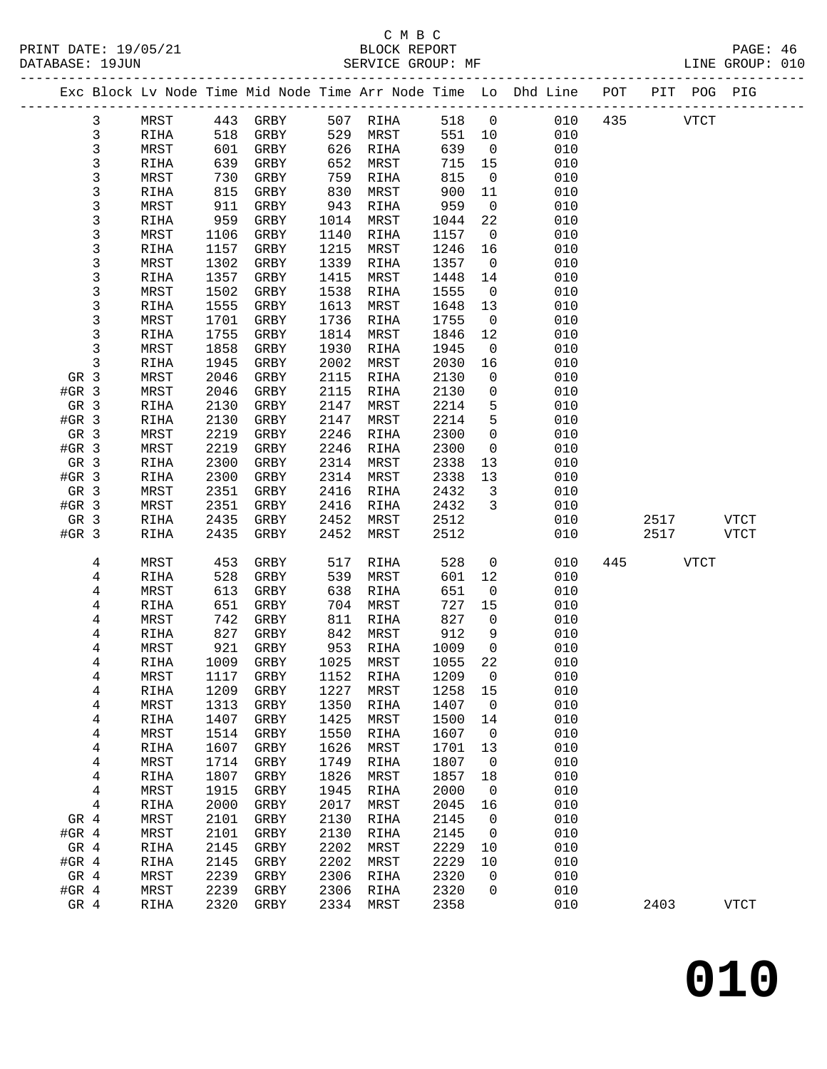C M B C

PRINT DATE: 19/05/21 BLOCK REPORT

DATABASE: 19JUN SERVICE GROUP: MF LINE GROUP: 010

| Exc | Block | Lv | Node | Time | Mid Node | Time | Arr Node | Time | Lo | Dhd Line | POT | PIT | POG | PIG |
|---|---|---|---|---|---|---|---|---|---|---|---|---|---|---|
| | 3 | | MRST | 443 | GRBY | 507 | RIHA | 518 | 0 | 010 | 435 | | VTCT | |
| | 3 | | RIHA | 518 | GRBY | 529 | MRST | 551 | 10 | 010 | | | | |
| | 3 | | MRST | 601 | GRBY | 626 | RIHA | 639 | 0 | 010 | | | | |
| | 3 | | RIHA | 639 | GRBY | 652 | MRST | 715 | 15 | 010 | | | | |
| | 3 | | MRST | 730 | GRBY | 759 | RIHA | 815 | 0 | 010 | | | | |
| | 3 | | RIHA | 815 | GRBY | 830 | MRST | 900 | 11 | 010 | | | | |
| | 3 | | MRST | 911 | GRBY | 943 | RIHA | 959 | 0 | 010 | | | | |
| | 3 | | RIHA | 959 | GRBY | 1014 | MRST | 1044 | 22 | 010 | | | | |
| | 3 | | MRST | 1106 | GRBY | 1140 | RIHA | 1157 | 0 | 010 | | | | |
| | 3 | | RIHA | 1157 | GRBY | 1215 | MRST | 1246 | 16 | 010 | | | | |
| | 3 | | MRST | 1302 | GRBY | 1339 | RIHA | 1357 | 0 | 010 | | | | |
| | 3 | | RIHA | 1357 | GRBY | 1415 | MRST | 1448 | 14 | 010 | | | | |
| | 3 | | MRST | 1502 | GRBY | 1538 | RIHA | 1555 | 0 | 010 | | | | |
| | 3 | | RIHA | 1555 | GRBY | 1613 | MRST | 1648 | 13 | 010 | | | | |
| | 3 | | MRST | 1701 | GRBY | 1736 | RIHA | 1755 | 0 | 010 | | | | |
| | 3 | | RIHA | 1755 | GRBY | 1814 | MRST | 1846 | 12 | 010 | | | | |
| | 3 | | MRST | 1858 | GRBY | 1930 | RIHA | 1945 | 0 | 010 | | | | |
| | 3 | | RIHA | 1945 | GRBY | 2002 | MRST | 2030 | 16 | 010 | | | | |
| GR | 3 | | MRST | 2046 | GRBY | 2115 | RIHA | 2130 | 0 | 010 | | | | |
| #GR | 3 | | MRST | 2046 | GRBY | 2115 | RIHA | 2130 | 0 | 010 | | | | |
| GR | 3 | | RIHA | 2130 | GRBY | 2147 | MRST | 2214 | 5 | 010 | | | | |
| #GR | 3 | | RIHA | 2130 | GRBY | 2147 | MRST | 2214 | 5 | 010 | | | | |
| GR | 3 | | MRST | 2219 | GRBY | 2246 | RIHA | 2300 | 0 | 010 | | | | |
| #GR | 3 | | MRST | 2219 | GRBY | 2246 | RIHA | 2300 | 0 | 010 | | | | |
| GR | 3 | | RIHA | 2300 | GRBY | 2314 | MRST | 2338 | 13 | 010 | | | | |
| #GR | 3 | | RIHA | 2300 | GRBY | 2314 | MRST | 2338 | 13 | 010 | | | | |
| GR | 3 | | MRST | 2351 | GRBY | 2416 | RIHA | 2432 | 3 | 010 | | | | |
| #GR | 3 | | MRST | 2351 | GRBY | 2416 | RIHA | 2432 | 3 | 010 | | | | |
| GR | 3 | | RIHA | 2435 | GRBY | 2452 | MRST | 2512 | | 010 | | 2517 | | VTCT |
| #GR | 3 | | RIHA | 2435 | GRBY | 2452 | MRST | 2512 | | 010 | | 2517 | | VTCT |
| | 4 | | MRST | 453 | GRBY | 517 | RIHA | 528 | 0 | 010 | 445 | | VTCT | |
| | 4 | | RIHA | 528 | GRBY | 539 | MRST | 601 | 12 | 010 | | | | |
| | 4 | | MRST | 613 | GRBY | 638 | RIHA | 651 | 0 | 010 | | | | |
| | 4 | | RIHA | 651 | GRBY | 704 | MRST | 727 | 15 | 010 | | | | |
| | 4 | | MRST | 742 | GRBY | 811 | RIHA | 827 | 0 | 010 | | | | |
| | 4 | | RIHA | 827 | GRBY | 842 | MRST | 912 | 9 | 010 | | | | |
| | 4 | | MRST | 921 | GRBY | 953 | RIHA | 1009 | 0 | 010 | | | | |
| | 4 | | RIHA | 1009 | GRBY | 1025 | MRST | 1055 | 22 | 010 | | | | |
| | 4 | | MRST | 1117 | GRBY | 1152 | RIHA | 1209 | 0 | 010 | | | | |
| | 4 | | RIHA | 1209 | GRBY | 1227 | MRST | 1258 | 15 | 010 | | | | |
| | 4 | | MRST | 1313 | GRBY | 1350 | RIHA | 1407 | 0 | 010 | | | | |
| | 4 | | RIHA | 1407 | GRBY | 1425 | MRST | 1500 | 14 | 010 | | | | |
| | 4 | | MRST | 1514 | GRBY | 1550 | RIHA | 1607 | 0 | 010 | | | | |
| | 4 | | RIHA | 1607 | GRBY | 1626 | MRST | 1701 | 13 | 010 | | | | |
| | 4 | | MRST | 1714 | GRBY | 1749 | RIHA | 1807 | 0 | 010 | | | | |
| | 4 | | RIHA | 1807 | GRBY | 1826 | MRST | 1857 | 18 | 010 | | | | |
| | 4 | | MRST | 1915 | GRBY | 1945 | RIHA | 2000 | 0 | 010 | | | | |
| | 4 | | RIHA | 2000 | GRBY | 2017 | MRST | 2045 | 16 | 010 | | | | |
| GR | 4 | | MRST | 2101 | GRBY | 2130 | RIHA | 2145 | 0 | 010 | | | | |
| #GR | 4 | | MRST | 2101 | GRBY | 2130 | RIHA | 2145 | 0 | 010 | | | | |
| GR | 4 | | RIHA | 2145 | GRBY | 2202 | MRST | 2229 | 10 | 010 | | | | |
| #GR | 4 | | RIHA | 2145 | GRBY | 2202 | MRST | 2229 | 10 | 010 | | | | |
| GR | 4 | | MRST | 2239 | GRBY | 2306 | RIHA | 2320 | 0 | 010 | | | | |
| #GR | 4 | | MRST | 2239 | GRBY | 2306 | RIHA | 2320 | 0 | 010 | | | | |
| GR | 4 | | RIHA | 2320 | GRBY | 2334 | MRST | 2358 | | 010 | | 2403 | | VTCT |

**010**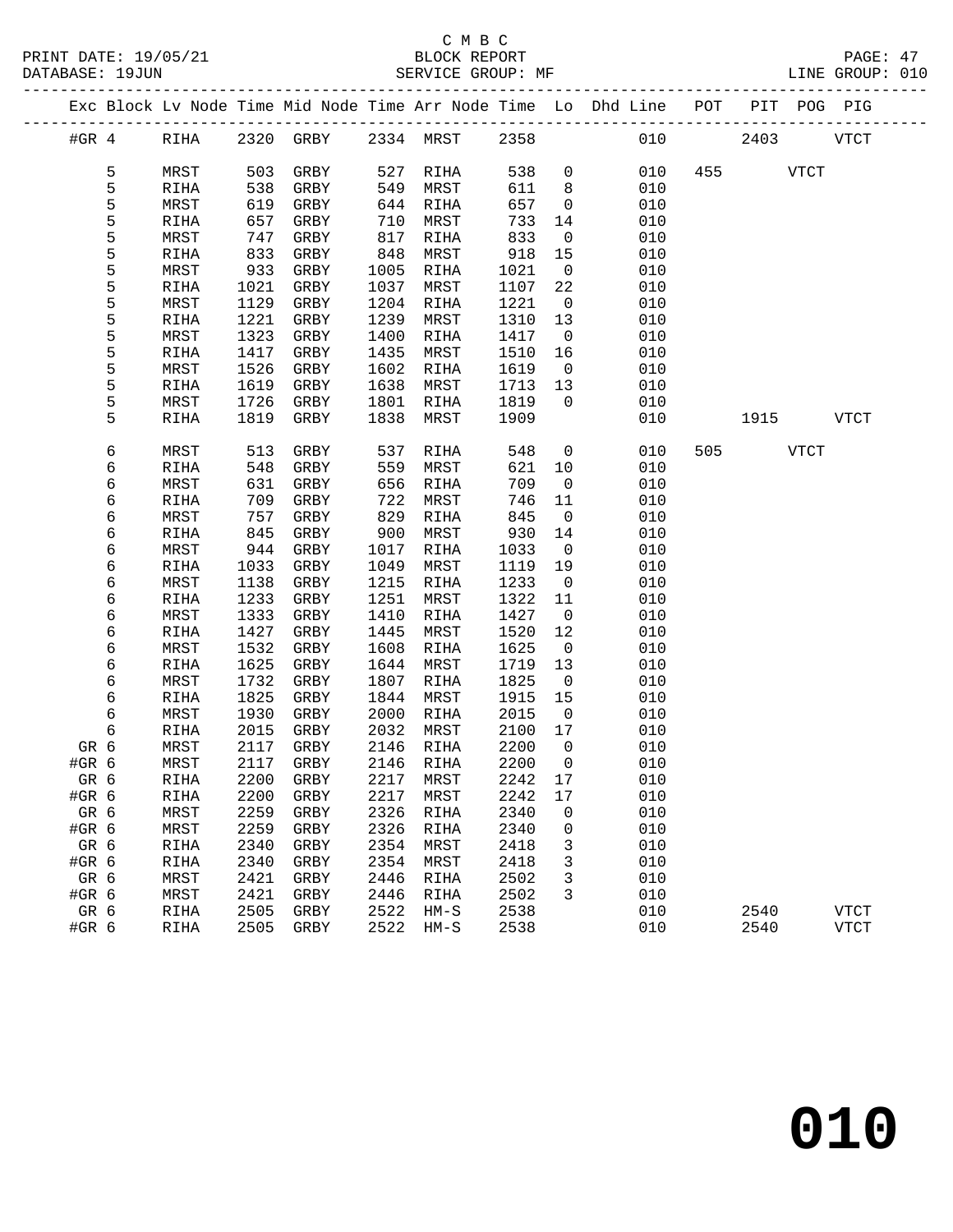C M B C
PRINT DATE: 19/05/21 BLOCK REPORT
DATABASE: 19JUN SERVICE GROUP: MF LINE GROUP: 010

| Exc | Block | Lv | Node | Time | Mid Node | Time | Arr Node | Time | Lo | Dhd Line | POT | PIT | POG | PIG |
|---|---|---|---|---|---|---|---|---|---|---|---|---|---|---|
| #GR | 4 | | RIHA | 2320 | GRBY | 2334 | MRST | 2358 | | 010 | | 2403 | | VTCT |
| | 5 | | MRST | 503 | GRBY | 527 | RIHA | 538 | 0 | 010 | 455 | | VTCT | |
| | 5 | | RIHA | 538 | GRBY | 549 | MRST | 611 | 8 | 010 | | | | |
| | 5 | | MRST | 619 | GRBY | 644 | RIHA | 657 | 0 | 010 | | | | |
| | 5 | | RIHA | 657 | GRBY | 710 | MRST | 733 | 14 | 010 | | | | |
| | 5 | | MRST | 747 | GRBY | 817 | RIHA | 833 | 0 | 010 | | | | |
| | 5 | | RIHA | 833 | GRBY | 848 | MRST | 918 | 15 | 010 | | | | |
| | 5 | | MRST | 933 | GRBY | 1005 | RIHA | 1021 | 0 | 010 | | | | |
| | 5 | | RIHA | 1021 | GRBY | 1037 | MRST | 1107 | 22 | 010 | | | | |
| | 5 | | MRST | 1129 | GRBY | 1204 | RIHA | 1221 | 0 | 010 | | | | |
| | 5 | | RIHA | 1221 | GRBY | 1239 | MRST | 1310 | 13 | 010 | | | | |
| | 5 | | MRST | 1323 | GRBY | 1400 | RIHA | 1417 | 0 | 010 | | | | |
| | 5 | | RIHA | 1417 | GRBY | 1435 | MRST | 1510 | 16 | 010 | | | | |
| | 5 | | MRST | 1526 | GRBY | 1602 | RIHA | 1619 | 0 | 010 | | | | |
| | 5 | | RIHA | 1619 | GRBY | 1638 | MRST | 1713 | 13 | 010 | | | | |
| | 5 | | MRST | 1726 | GRBY | 1801 | RIHA | 1819 | 0 | 010 | | | | |
| | 5 | | RIHA | 1819 | GRBY | 1838 | MRST | 1909 | | 010 | | 1915 | | VTCT |
| | 6 | | MRST | 513 | GRBY | 537 | RIHA | 548 | 0 | 010 | 505 | | VTCT | |
| | 6 | | RIHA | 548 | GRBY | 559 | MRST | 621 | 10 | 010 | | | | |
| | 6 | | MRST | 631 | GRBY | 656 | RIHA | 709 | 0 | 010 | | | | |
| | 6 | | RIHA | 709 | GRBY | 722 | MRST | 746 | 11 | 010 | | | | |
| | 6 | | MRST | 757 | GRBY | 829 | RIHA | 845 | 0 | 010 | | | | |
| | 6 | | RIHA | 845 | GRBY | 900 | MRST | 930 | 14 | 010 | | | | |
| | 6 | | MRST | 944 | GRBY | 1017 | RIHA | 1033 | 0 | 010 | | | | |
| | 6 | | RIHA | 1033 | GRBY | 1049 | MRST | 1119 | 19 | 010 | | | | |
| | 6 | | MRST | 1138 | GRBY | 1215 | RIHA | 1233 | 0 | 010 | | | | |
| | 6 | | RIHA | 1233 | GRBY | 1251 | MRST | 1322 | 11 | 010 | | | | |
| | 6 | | MRST | 1333 | GRBY | 1410 | RIHA | 1427 | 0 | 010 | | | | |
| | 6 | | RIHA | 1427 | GRBY | 1445 | MRST | 1520 | 12 | 010 | | | | |
| | 6 | | MRST | 1532 | GRBY | 1608 | RIHA | 1625 | 0 | 010 | | | | |
| | 6 | | RIHA | 1625 | GRBY | 1644 | MRST | 1719 | 13 | 010 | | | | |
| | 6 | | MRST | 1732 | GRBY | 1807 | RIHA | 1825 | 0 | 010 | | | | |
| | 6 | | RIHA | 1825 | GRBY | 1844 | MRST | 1915 | 15 | 010 | | | | |
| | 6 | | MRST | 1930 | GRBY | 2000 | RIHA | 2015 | 0 | 010 | | | | |
| | 6 | | RIHA | 2015 | GRBY | 2032 | MRST | 2100 | 17 | 010 | | | | |
| GR | 6 | | MRST | 2117 | GRBY | 2146 | RIHA | 2200 | 0 | 010 | | | | |
| #GR | 6 | | MRST | 2117 | GRBY | 2146 | RIHA | 2200 | 0 | 010 | | | | |
| GR | 6 | | RIHA | 2200 | GRBY | 2217 | MRST | 2242 | 17 | 010 | | | | |
| #GR | 6 | | RIHA | 2200 | GRBY | 2217 | MRST | 2242 | 17 | 010 | | | | |
| GR | 6 | | MRST | 2259 | GRBY | 2326 | RIHA | 2340 | 0 | 010 | | | | |
| #GR | 6 | | MRST | 2259 | GRBY | 2326 | RIHA | 2340 | 0 | 010 | | | | |
| GR | 6 | | RIHA | 2340 | GRBY | 2354 | MRST | 2418 | 3 | 010 | | | | |
| #GR | 6 | | RIHA | 2340 | GRBY | 2354 | MRST | 2418 | 3 | 010 | | | | |
| GR | 6 | | MRST | 2421 | GRBY | 2446 | RIHA | 2502 | 3 | 010 | | | | |
| #GR | 6 | | MRST | 2421 | GRBY | 2446 | RIHA | 2502 | 3 | 010 | | | | |
| GR | 6 | | RIHA | 2505 | GRBY | 2522 | HM-S | 2538 | | 010 | | 2540 | | VTCT |
| #GR | 6 | | RIHA | 2505 | GRBY | 2522 | HM-S | 2538 | | 010 | | 2540 | | VTCT |

010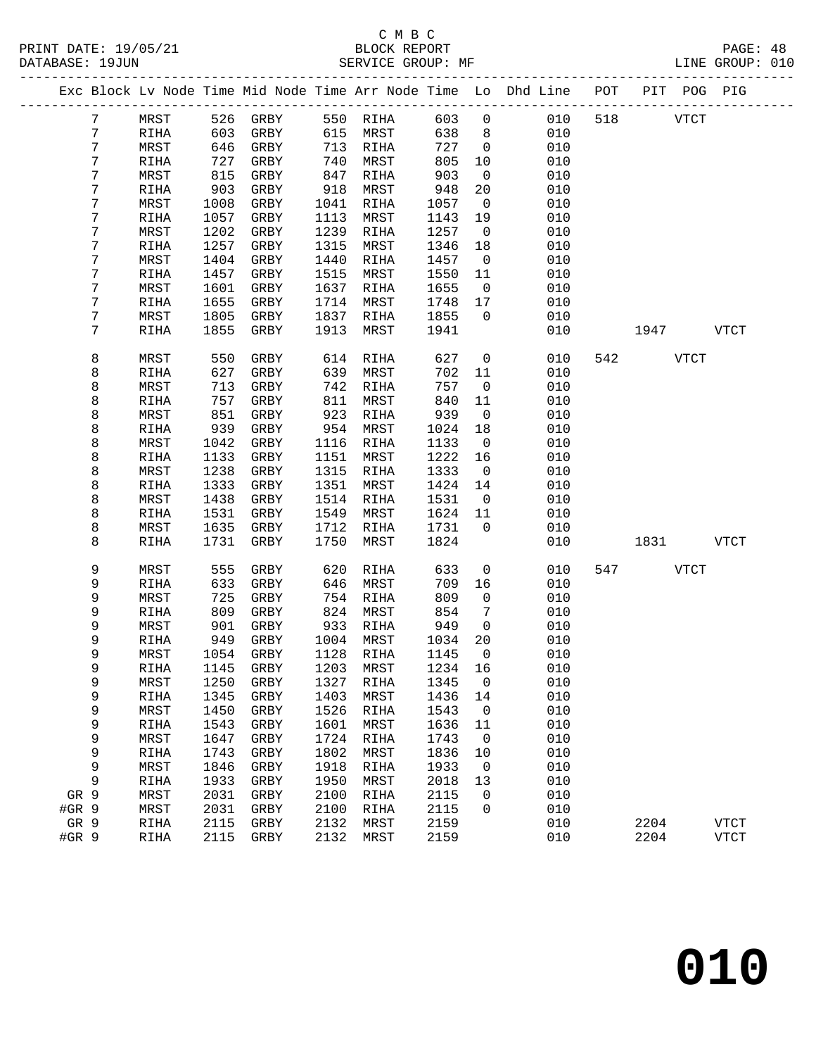C M B C

PRINT DATE: 19/05/21 BLOCK REPORT PAGE: 48
DATABASE: 19JUN SERVICE GROUP: MF LINE GROUP: 010

| Exc | Block | Lv | Node | Time | Mid Node | Time | Arr Node | Time | Lo | Dhd Line | POT | PIT | POG | PIG |
|---|---|---|---|---|---|---|---|---|---|---|---|---|---|---|
| | 7 | | MRST | 526 | GRBY | 550 | RIHA | 603 | 0 | 010 | 518 | | VTCT | |
| | 7 | | RIHA | 603 | GRBY | 615 | MRST | 638 | 8 | 010 | | | | |
| | 7 | | MRST | 646 | GRBY | 713 | RIHA | 727 | 0 | 010 | | | | |
| | 7 | | RIHA | 727 | GRBY | 740 | MRST | 805 | 10 | 010 | | | | |
| | 7 | | MRST | 815 | GRBY | 847 | RIHA | 903 | 0 | 010 | | | | |
| | 7 | | RIHA | 903 | GRBY | 918 | MRST | 948 | 20 | 010 | | | | |
| | 7 | | MRST | 1008 | GRBY | 1041 | RIHA | 1057 | 0 | 010 | | | | |
| | 7 | | RIHA | 1057 | GRBY | 1113 | MRST | 1143 | 19 | 010 | | | | |
| | 7 | | MRST | 1202 | GRBY | 1239 | RIHA | 1257 | 0 | 010 | | | | |
| | 7 | | RIHA | 1257 | GRBY | 1315 | MRST | 1346 | 18 | 010 | | | | |
| | 7 | | MRST | 1404 | GRBY | 1440 | RIHA | 1457 | 0 | 010 | | | | |
| | 7 | | RIHA | 1457 | GRBY | 1515 | MRST | 1550 | 11 | 010 | | | | |
| | 7 | | MRST | 1601 | GRBY | 1637 | RIHA | 1655 | 0 | 010 | | | | |
| | 7 | | RIHA | 1655 | GRBY | 1714 | MRST | 1748 | 17 | 010 | | | | |
| | 7 | | MRST | 1805 | GRBY | 1837 | RIHA | 1855 | 0 | 010 | | | | |
| | 7 | | RIHA | 1855 | GRBY | 1913 | MRST | 1941 | | 010 | | 1947 | | VTCT |
| | 8 | | MRST | 550 | GRBY | 614 | RIHA | 627 | 0 | 010 | 542 | | VTCT | |
| | 8 | | RIHA | 627 | GRBY | 639 | MRST | 702 | 11 | 010 | | | | |
| | 8 | | MRST | 713 | GRBY | 742 | RIHA | 757 | 0 | 010 | | | | |
| | 8 | | RIHA | 757 | GRBY | 811 | MRST | 840 | 11 | 010 | | | | |
| | 8 | | MRST | 851 | GRBY | 923 | RIHA | 939 | 0 | 010 | | | | |
| | 8 | | RIHA | 939 | GRBY | 954 | MRST | 1024 | 18 | 010 | | | | |
| | 8 | | MRST | 1042 | GRBY | 1116 | RIHA | 1133 | 0 | 010 | | | | |
| | 8 | | RIHA | 1133 | GRBY | 1151 | MRST | 1222 | 16 | 010 | | | | |
| | 8 | | MRST | 1238 | GRBY | 1315 | RIHA | 1333 | 0 | 010 | | | | |
| | 8 | | RIHA | 1333 | GRBY | 1351 | MRST | 1424 | 14 | 010 | | | | |
| | 8 | | MRST | 1438 | GRBY | 1514 | RIHA | 1531 | 0 | 010 | | | | |
| | 8 | | RIHA | 1531 | GRBY | 1549 | MRST | 1624 | 11 | 010 | | | | |
| | 8 | | MRST | 1635 | GRBY | 1712 | RIHA | 1731 | 0 | 010 | | | | |
| | 8 | | RIHA | 1731 | GRBY | 1750 | MRST | 1824 | | 010 | | 1831 | | VTCT |
| | 9 | | MRST | 555 | GRBY | 620 | RIHA | 633 | 0 | 010 | 547 | | VTCT | |
| | 9 | | RIHA | 633 | GRBY | 646 | MRST | 709 | 16 | 010 | | | | |
| | 9 | | MRST | 725 | GRBY | 754 | RIHA | 809 | 0 | 010 | | | | |
| | 9 | | RIHA | 809 | GRBY | 824 | MRST | 854 | 7 | 010 | | | | |
| | 9 | | MRST | 901 | GRBY | 933 | RIHA | 949 | 0 | 010 | | | | |
| | 9 | | RIHA | 949 | GRBY | 1004 | MRST | 1034 | 20 | 010 | | | | |
| | 9 | | MRST | 1054 | GRBY | 1128 | RIHA | 1145 | 0 | 010 | | | | |
| | 9 | | RIHA | 1145 | GRBY | 1203 | MRST | 1234 | 16 | 010 | | | | |
| | 9 | | MRST | 1250 | GRBY | 1327 | RIHA | 1345 | 0 | 010 | | | | |
| | 9 | | RIHA | 1345 | GRBY | 1403 | MRST | 1436 | 14 | 010 | | | | |
| | 9 | | MRST | 1450 | GRBY | 1526 | RIHA | 1543 | 0 | 010 | | | | |
| | 9 | | RIHA | 1543 | GRBY | 1601 | MRST | 1636 | 11 | 010 | | | | |
| | 9 | | MRST | 1647 | GRBY | 1724 | RIHA | 1743 | 0 | 010 | | | | |
| | 9 | | RIHA | 1743 | GRBY | 1802 | MRST | 1836 | 10 | 010 | | | | |
| | 9 | | MRST | 1846 | GRBY | 1918 | RIHA | 1933 | 0 | 010 | | | | |
| | 9 | | RIHA | 1933 | GRBY | 1950 | MRST | 2018 | 13 | 010 | | | | |
| GR | 9 | | MRST | 2031 | GRBY | 2100 | RIHA | 2115 | 0 | 010 | | | | |
| #GR | 9 | | MRST | 2031 | GRBY | 2100 | RIHA | 2115 | 0 | 010 | | | | |
| GR | 9 | | RIHA | 2115 | GRBY | 2132 | MRST | 2159 | | 010 | | 2204 | | VTCT |
| #GR | 9 | | RIHA | 2115 | GRBY | 2132 | MRST | 2159 | | 010 | | 2204 | | VTCT |

# 010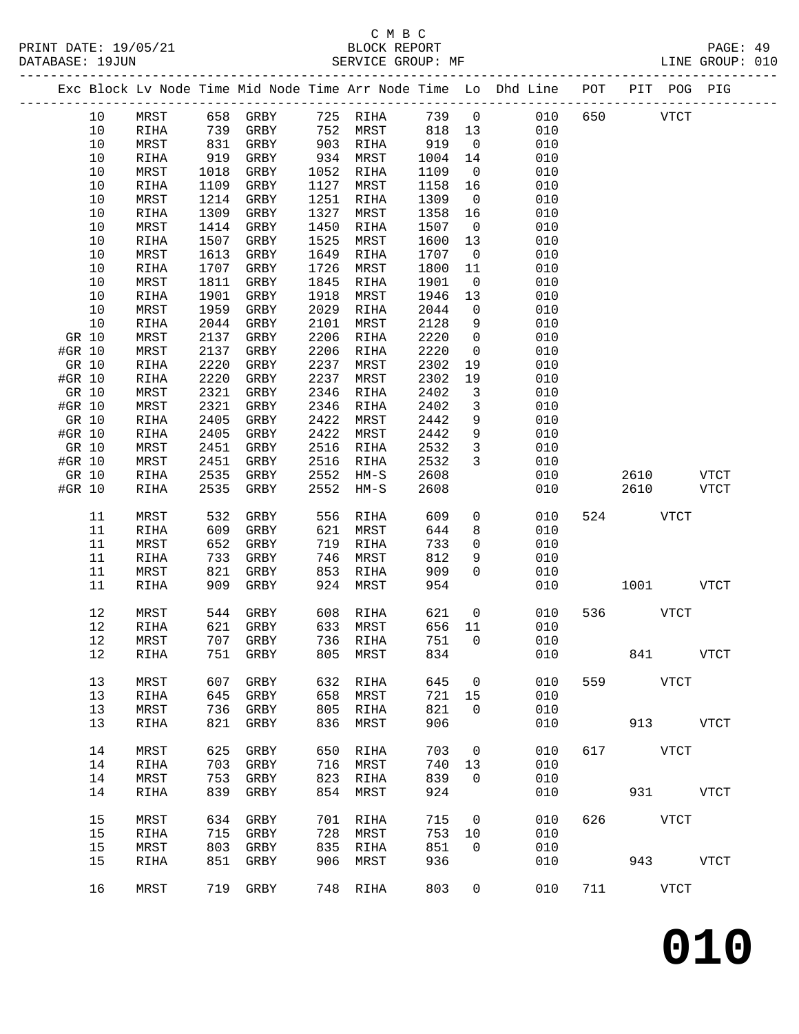C M B C
PRINT DATE: 19/05/21 BLOCK REPORT
DATABASE: 19JUN SERVICE GROUP: MF LINE GROUP: 010

| Exc | Block | Lv Node | Time | Mid Node | Time | Arr Node | Time | Lo | Dhd Line | POT | PIT | POG | PIG |
|---|---|---|---|---|---|---|---|---|---|---|---|---|---|
| | 10 | MRST | 658 | GRBY | 725 | RIHA | 739 | 0 | 010 | 650 | | VTCT | |
| | 10 | RIHA | 739 | GRBY | 752 | MRST | 818 | 13 | 010 | | | | |
| | 10 | MRST | 831 | GRBY | 903 | RIHA | 919 | 0 | 010 | | | | |
| | 10 | RIHA | 919 | GRBY | 934 | MRST | 1004 | 14 | 010 | | | | |
| | 10 | MRST | 1018 | GRBY | 1052 | RIHA | 1109 | 0 | 010 | | | | |
| | 10 | RIHA | 1109 | GRBY | 1127 | MRST | 1158 | 16 | 010 | | | | |
| | 10 | MRST | 1214 | GRBY | 1251 | RIHA | 1309 | 0 | 010 | | | | |
| | 10 | RIHA | 1309 | GRBY | 1327 | MRST | 1358 | 16 | 010 | | | | |
| | 10 | MRST | 1414 | GRBY | 1450 | RIHA | 1507 | 0 | 010 | | | | |
| | 10 | RIHA | 1507 | GRBY | 1525 | MRST | 1600 | 13 | 010 | | | | |
| | 10 | MRST | 1613 | GRBY | 1649 | RIHA | 1707 | 0 | 010 | | | | |
| | 10 | RIHA | 1707 | GRBY | 1726 | MRST | 1800 | 11 | 010 | | | | |
| | 10 | MRST | 1811 | GRBY | 1845 | RIHA | 1901 | 0 | 010 | | | | |
| | 10 | RIHA | 1901 | GRBY | 1918 | MRST | 1946 | 13 | 010 | | | | |
| | 10 | MRST | 1959 | GRBY | 2029 | RIHA | 2044 | 0 | 010 | | | | |
| | 10 | RIHA | 2044 | GRBY | 2101 | MRST | 2128 | 9 | 010 | | | | |
| GR | 10 | MRST | 2137 | GRBY | 2206 | RIHA | 2220 | 0 | 010 | | | | |
| #GR | 10 | MRST | 2137 | GRBY | 2206 | RIHA | 2220 | 0 | 010 | | | | |
| GR | 10 | RIHA | 2220 | GRBY | 2237 | MRST | 2302 | 19 | 010 | | | | |
| #GR | 10 | RIHA | 2220 | GRBY | 2237 | MRST | 2302 | 19 | 010 | | | | |
| GR | 10 | MRST | 2321 | GRBY | 2346 | RIHA | 2402 | 3 | 010 | | | | |
| #GR | 10 | MRST | 2321 | GRBY | 2346 | RIHA | 2402 | 3 | 010 | | | | |
| GR | 10 | RIHA | 2405 | GRBY | 2422 | MRST | 2442 | 9 | 010 | | | | |
| #GR | 10 | RIHA | 2405 | GRBY | 2422 | MRST | 2442 | 9 | 010 | | | | |
| GR | 10 | MRST | 2451 | GRBY | 2516 | RIHA | 2532 | 3 | 010 | | | | |
| #GR | 10 | MRST | 2451 | GRBY | 2516 | RIHA | 2532 | 3 | 010 | | | | |
| GR | 10 | RIHA | 2535 | GRBY | 2552 | HM-S | 2608 | | 010 | | 2610 | | VTCT |
| #GR | 10 | RIHA | 2535 | GRBY | 2552 | HM-S | 2608 | | 010 | | 2610 | | VTCT |
| | 11 | MRST | 532 | GRBY | 556 | RIHA | 609 | 0 | 010 | 524 | | VTCT | |
| | 11 | RIHA | 609 | GRBY | 621 | MRST | 644 | 8 | 010 | | | | |
| | 11 | MRST | 652 | GRBY | 719 | RIHA | 733 | 0 | 010 | | | | |
| | 11 | RIHA | 733 | GRBY | 746 | MRST | 812 | 9 | 010 | | | | |
| | 11 | MRST | 821 | GRBY | 853 | RIHA | 909 | 0 | 010 | | | | |
| | 11 | RIHA | 909 | GRBY | 924 | MRST | 954 | | 010 | | 1001 | | VTCT |
| | 12 | MRST | 544 | GRBY | 608 | RIHA | 621 | 0 | 010 | 536 | | VTCT | |
| | 12 | RIHA | 621 | GRBY | 633 | MRST | 656 | 11 | 010 | | | | |
| | 12 | MRST | 707 | GRBY | 736 | RIHA | 751 | 0 | 010 | | | | |
| | 12 | RIHA | 751 | GRBY | 805 | MRST | 834 | | 010 | | 841 | | VTCT |
| | 13 | MRST | 607 | GRBY | 632 | RIHA | 645 | 0 | 010 | 559 | | VTCT | |
| | 13 | RIHA | 645 | GRBY | 658 | MRST | 721 | 15 | 010 | | | | |
| | 13 | MRST | 736 | GRBY | 805 | RIHA | 821 | 0 | 010 | | | | |
| | 13 | RIHA | 821 | GRBY | 836 | MRST | 906 | | 010 | | 913 | | VTCT |
| | 14 | MRST | 625 | GRBY | 650 | RIHA | 703 | 0 | 010 | 617 | | VTCT | |
| | 14 | RIHA | 703 | GRBY | 716 | MRST | 740 | 13 | 010 | | | | |
| | 14 | MRST | 753 | GRBY | 823 | RIHA | 839 | 0 | 010 | | | | |
| | 14 | RIHA | 839 | GRBY | 854 | MRST | 924 | | 010 | | 931 | | VTCT |
| | 15 | MRST | 634 | GRBY | 701 | RIHA | 715 | 0 | 010 | 626 | | VTCT | |
| | 15 | RIHA | 715 | GRBY | 728 | MRST | 753 | 10 | 010 | | | | |
| | 15 | MRST | 803 | GRBY | 835 | RIHA | 851 | 0 | 010 | | | | |
| | 15 | RIHA | 851 | GRBY | 906 | MRST | 936 | | 010 | | 943 | | VTCT |
| | 16 | MRST | 719 | GRBY | 748 | RIHA | 803 | 0 | 010 | 711 | | VTCT | |

**010**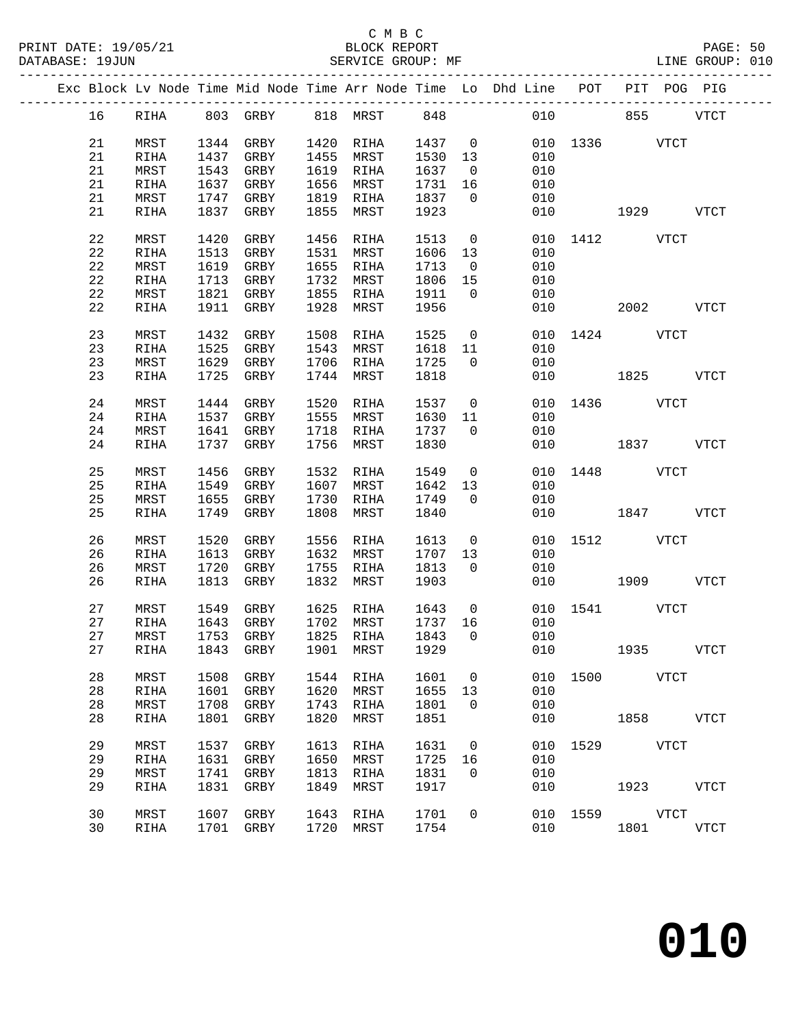C M B C
BLOCK REPORT
SERVICE GROUP: MF

PRINT DATE: 19/05/21
DATABASE: 19JUN
PAGE: 50
LINE GROUP: 010

| Exc | Block | Lv | Node | Time | Mid Node | Time | Arr Node | Time | Lo | Dhd Line | POT | PIT | POG | PIG |
|---|---|---|---|---|---|---|---|---|---|---|---|---|---|---|
| | 16 | | RIHA | 803 | GRBY | 818 | MRST | 848 | | 010 | | 855 | | VTCT |
| | 21 | | MRST | 1344 | GRBY | 1420 | RIHA | 1437 | 0 | 010 | 1336 | | VTCT | |
| | 21 | | RIHA | 1437 | GRBY | 1455 | MRST | 1530 | 13 | 010 | | | | |
| | 21 | | MRST | 1543 | GRBY | 1619 | RIHA | 1637 | 0 | 010 | | | | |
| | 21 | | RIHA | 1637 | GRBY | 1656 | MRST | 1731 | 16 | 010 | | | | |
| | 21 | | MRST | 1747 | GRBY | 1819 | RIHA | 1837 | 0 | 010 | | | | |
| | 21 | | RIHA | 1837 | GRBY | 1855 | MRST | 1923 | | 010 | | 1929 | | VTCT |
| | 22 | | MRST | 1420 | GRBY | 1456 | RIHA | 1513 | 0 | 010 | 1412 | | VTCT | |
| | 22 | | RIHA | 1513 | GRBY | 1531 | MRST | 1606 | 13 | 010 | | | | |
| | 22 | | MRST | 1619 | GRBY | 1655 | RIHA | 1713 | 0 | 010 | | | | |
| | 22 | | RIHA | 1713 | GRBY | 1732 | MRST | 1806 | 15 | 010 | | | | |
| | 22 | | MRST | 1821 | GRBY | 1855 | RIHA | 1911 | 0 | 010 | | | | |
| | 22 | | RIHA | 1911 | GRBY | 1928 | MRST | 1956 | | 010 | | 2002 | | VTCT |
| | 23 | | MRST | 1432 | GRBY | 1508 | RIHA | 1525 | 0 | 010 | 1424 | | VTCT | |
| | 23 | | RIHA | 1525 | GRBY | 1543 | MRST | 1618 | 11 | 010 | | | | |
| | 23 | | MRST | 1629 | GRBY | 1706 | RIHA | 1725 | 0 | 010 | | | | |
| | 23 | | RIHA | 1725 | GRBY | 1744 | MRST | 1818 | | 010 | | 1825 | | VTCT |
| | 24 | | MRST | 1444 | GRBY | 1520 | RIHA | 1537 | 0 | 010 | 1436 | | VTCT | |
| | 24 | | RIHA | 1537 | GRBY | 1555 | MRST | 1630 | 11 | 010 | | | | |
| | 24 | | MRST | 1641 | GRBY | 1718 | RIHA | 1737 | 0 | 010 | | | | |
| | 24 | | RIHA | 1737 | GRBY | 1756 | MRST | 1830 | | 010 | | 1837 | | VTCT |
| | 25 | | MRST | 1456 | GRBY | 1532 | RIHA | 1549 | 0 | 010 | 1448 | | VTCT | |
| | 25 | | RIHA | 1549 | GRBY | 1607 | MRST | 1642 | 13 | 010 | | | | |
| | 25 | | MRST | 1655 | GRBY | 1730 | RIHA | 1749 | 0 | 010 | | | | |
| | 25 | | RIHA | 1749 | GRBY | 1808 | MRST | 1840 | | 010 | | 1847 | | VTCT |
| | 26 | | MRST | 1520 | GRBY | 1556 | RIHA | 1613 | 0 | 010 | 1512 | | VTCT | |
| | 26 | | RIHA | 1613 | GRBY | 1632 | MRST | 1707 | 13 | 010 | | | | |
| | 26 | | MRST | 1720 | GRBY | 1755 | RIHA | 1813 | 0 | 010 | | | | |
| | 26 | | RIHA | 1813 | GRBY | 1832 | MRST | 1903 | | 010 | | 1909 | | VTCT |
| | 27 | | MRST | 1549 | GRBY | 1625 | RIHA | 1643 | 0 | 010 | 1541 | | VTCT | |
| | 27 | | RIHA | 1643 | GRBY | 1702 | MRST | 1737 | 16 | 010 | | | | |
| | 27 | | MRST | 1753 | GRBY | 1825 | RIHA | 1843 | 0 | 010 | | | | |
| | 27 | | RIHA | 1843 | GRBY | 1901 | MRST | 1929 | | 010 | | 1935 | | VTCT |
| | 28 | | MRST | 1508 | GRBY | 1544 | RIHA | 1601 | 0 | 010 | 1500 | | VTCT | |
| | 28 | | RIHA | 1601 | GRBY | 1620 | MRST | 1655 | 13 | 010 | | | | |
| | 28 | | MRST | 1708 | GRBY | 1743 | RIHA | 1801 | 0 | 010 | | | | |
| | 28 | | RIHA | 1801 | GRBY | 1820 | MRST | 1851 | | 010 | | 1858 | | VTCT |
| | 29 | | MRST | 1537 | GRBY | 1613 | RIHA | 1631 | 0 | 010 | 1529 | | VTCT | |
| | 29 | | RIHA | 1631 | GRBY | 1650 | MRST | 1725 | 16 | 010 | | | | |
| | 29 | | MRST | 1741 | GRBY | 1813 | RIHA | 1831 | 0 | 010 | | | | |
| | 29 | | RIHA | 1831 | GRBY | 1849 | MRST | 1917 | | 010 | | 1923 | | VTCT |
| | 30 | | MRST | 1607 | GRBY | 1643 | RIHA | 1701 | 0 | 010 | 1559 | | VTCT | |
| | 30 | | RIHA | 1701 | GRBY | 1720 | MRST | 1754 | | 010 | | 1801 | | VTCT |

# 010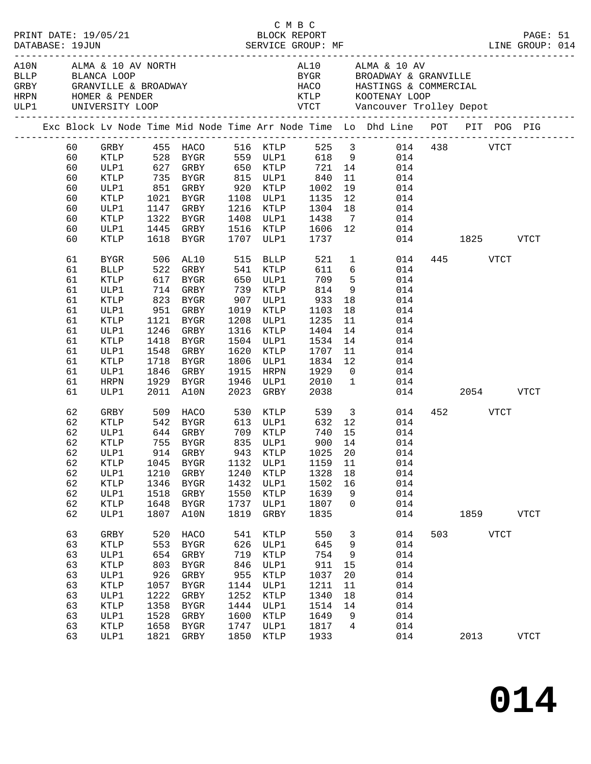C M B C

PRINT DATE: 19/05/21 BLOCK REPORT
DATABASE: 19JUN SERVICE GROUP: MF LINE GROUP: 014

| Code | Name | Code | Name |
|---|---|---|---|
| A10N | ALMA & 10 AV NORTH | AL10 | ALMA & 10 AV |
| BLLP | BLANCA LOOP | BYGR | BROADWAY & GRANVILLE |
| GRBY | GRANVILLE & BROADWAY | HACO | HASTINGS & COMMERCIAL |
| HRPN | HOMER & PENDER | KTLP | KOOTENAY LOOP |
| ULP1 | UNIVERSITY LOOP | VTCT | Vancouver Trolley Depot |

| Exc | Block | Lv Node | Time | Mid Node | Time | Arr Node | Time | Lo | Dhd Line | POT | PIT | POG | PIG |
|---|---|---|---|---|---|---|---|---|---|---|---|---|---|
| | 60 | GRBY | 455 | HACO | 516 | KTLP | 525 | 3 | 014 | 438 | | VTCT | |
| | 60 | KTLP | 528 | BYGR | 559 | ULP1 | 618 | 9 | 014 | | | | |
| | 60 | ULP1 | 627 | GRBY | 650 | KTLP | 721 | 14 | 014 | | | | |
| | 60 | KTLP | 735 | BYGR | 815 | ULP1 | 840 | 11 | 014 | | | | |
| | 60 | ULP1 | 851 | GRBY | 920 | KTLP | 1002 | 19 | 014 | | | | |
| | 60 | KTLP | 1021 | BYGR | 1108 | ULP1 | 1135 | 12 | 014 | | | | |
| | 60 | ULP1 | 1147 | GRBY | 1216 | KTLP | 1304 | 18 | 014 | | | | |
| | 60 | KTLP | 1322 | BYGR | 1408 | ULP1 | 1438 | 7 | 014 | | | | |
| | 60 | ULP1 | 1445 | GRBY | 1516 | KTLP | 1606 | 12 | 014 | | | | |
| | 60 | KTLP | 1618 | BYGR | 1707 | ULP1 | 1737 | | 014 | | 1825 | | VTCT |
| | 61 | BYGR | 506 | AL10 | 515 | BLLP | 521 | 1 | 014 | 445 | | VTCT | |
| | 61 | BLLP | 522 | GRBY | 541 | KTLP | 611 | 6 | 014 | | | | |
| | 61 | KTLP | 617 | BYGR | 650 | ULP1 | 709 | 5 | 014 | | | | |
| | 61 | ULP1 | 714 | GRBY | 739 | KTLP | 814 | 9 | 014 | | | | |
| | 61 | KTLP | 823 | BYGR | 907 | ULP1 | 933 | 18 | 014 | | | | |
| | 61 | ULP1 | 951 | GRBY | 1019 | KTLP | 1103 | 18 | 014 | | | | |
| | 61 | KTLP | 1121 | BYGR | 1208 | ULP1 | 1235 | 11 | 014 | | | | |
| | 61 | ULP1 | 1246 | GRBY | 1316 | KTLP | 1404 | 14 | 014 | | | | |
| | 61 | KTLP | 1418 | BYGR | 1504 | ULP1 | 1534 | 14 | 014 | | | | |
| | 61 | ULP1 | 1548 | GRBY | 1620 | KTLP | 1707 | 11 | 014 | | | | |
| | 61 | KTLP | 1718 | BYGR | 1806 | ULP1 | 1834 | 12 | 014 | | | | |
| | 61 | ULP1 | 1846 | GRBY | 1915 | HRPN | 1929 | 0 | 014 | | | | |
| | 61 | HRPN | 1929 | BYGR | 1946 | ULP1 | 2010 | 1 | 014 | | | | |
| | 61 | ULP1 | 2011 | A10N | 2023 | GRBY | 2038 | | 014 | | 2054 | | VTCT |
| | 62 | GRBY | 509 | HACO | 530 | KTLP | 539 | 3 | 014 | 452 | | VTCT | |
| | 62 | KTLP | 542 | BYGR | 613 | ULP1 | 632 | 12 | 014 | | | | |
| | 62 | ULP1 | 644 | GRBY | 709 | KTLP | 740 | 15 | 014 | | | | |
| | 62 | KTLP | 755 | BYGR | 835 | ULP1 | 900 | 14 | 014 | | | | |
| | 62 | ULP1 | 914 | GRBY | 943 | KTLP | 1025 | 20 | 014 | | | | |
| | 62 | KTLP | 1045 | BYGR | 1132 | ULP1 | 1159 | 11 | 014 | | | | |
| | 62 | ULP1 | 1210 | GRBY | 1240 | KTLP | 1328 | 18 | 014 | | | | |
| | 62 | KTLP | 1346 | BYGR | 1432 | ULP1 | 1502 | 16 | 014 | | | | |
| | 62 | ULP1 | 1518 | GRBY | 1550 | KTLP | 1639 | 9 | 014 | | | | |
| | 62 | KTLP | 1648 | BYGR | 1737 | ULP1 | 1807 | 0 | 014 | | | | |
| | 62 | ULP1 | 1807 | A10N | 1819 | GRBY | 1835 | | 014 | | 1859 | | VTCT |
| | 63 | GRBY | 520 | HACO | 541 | KTLP | 550 | 3 | 014 | 503 | | VTCT | |
| | 63 | KTLP | 553 | BYGR | 626 | ULP1 | 645 | 9 | 014 | | | | |
| | 63 | ULP1 | 654 | GRBY | 719 | KTLP | 754 | 9 | 014 | | | | |
| | 63 | KTLP | 803 | BYGR | 846 | ULP1 | 911 | 15 | 014 | | | | |
| | 63 | ULP1 | 926 | GRBY | 955 | KTLP | 1037 | 20 | 014 | | | | |
| | 63 | KTLP | 1057 | BYGR | 1144 | ULP1 | 1211 | 11 | 014 | | | | |
| | 63 | ULP1 | 1222 | GRBY | 1252 | KTLP | 1340 | 18 | 014 | | | | |
| | 63 | KTLP | 1358 | BYGR | 1444 | ULP1 | 1514 | 14 | 014 | | | | |
| | 63 | ULP1 | 1528 | GRBY | 1600 | KTLP | 1649 | 9 | 014 | | | | |
| | 63 | KTLP | 1658 | BYGR | 1747 | ULP1 | 1817 | 4 | 014 | | | | |
| | 63 | ULP1 | 1821 | GRBY | 1850 | KTLP | 1933 | | 014 | | 2013 | | VTCT |

**014**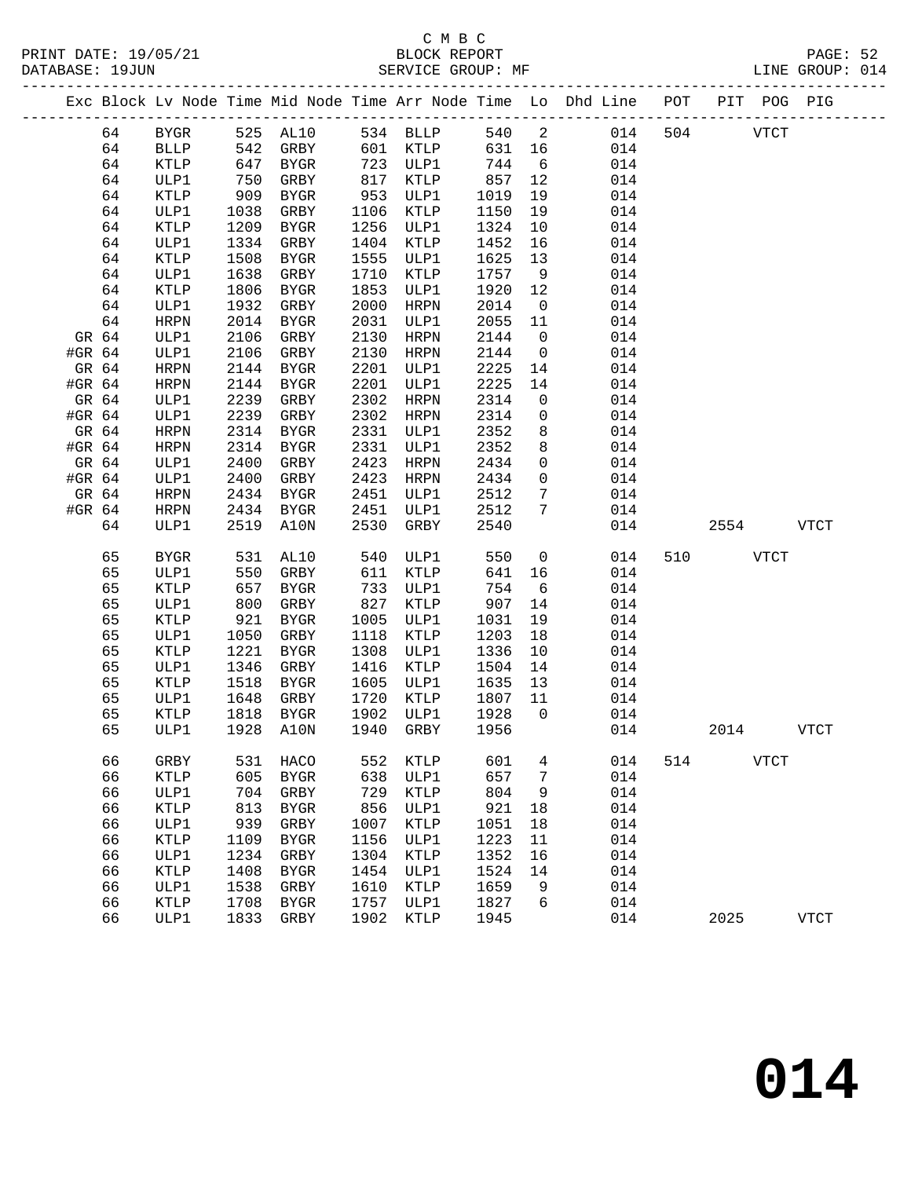C M B C
BLOCK REPORT
SERVICE GROUP: MF

PRINT DATE: 19/05/21
DATABASE: 19JUN

LINE GROUP: 014

| Exc | Block | Lv Node | Time | Mid Node | Time | Arr Node | Time | Lo | Dhd Line | POT | PIT | POG | PIG |
|---|---|---|---|---|---|---|---|---|---|---|---|---|---|
| | 64 | BYGR | 525 | AL10 | 534 | BLLP | 540 | 2 | 014 | 504 | | VTCT | |
| | 64 | BLLP | 542 | GRBY | 601 | KTLP | 631 | 16 | 014 | | | | |
| | 64 | KTLP | 647 | BYGR | 723 | ULP1 | 744 | 6 | 014 | | | | |
| | 64 | ULP1 | 750 | GRBY | 817 | KTLP | 857 | 12 | 014 | | | | |
| | 64 | KTLP | 909 | BYGR | 953 | ULP1 | 1019 | 19 | 014 | | | | |
| | 64 | ULP1 | 1038 | GRBY | 1106 | KTLP | 1150 | 19 | 014 | | | | |
| | 64 | KTLP | 1209 | BYGR | 1256 | ULP1 | 1324 | 10 | 014 | | | | |
| | 64 | ULP1 | 1334 | GRBY | 1404 | KTLP | 1452 | 16 | 014 | | | | |
| | 64 | KTLP | 1508 | BYGR | 1555 | ULP1 | 1625 | 13 | 014 | | | | |
| | 64 | ULP1 | 1638 | GRBY | 1710 | KTLP | 1757 | 9 | 014 | | | | |
| | 64 | KTLP | 1806 | BYGR | 1853 | ULP1 | 1920 | 12 | 014 | | | | |
| | 64 | ULP1 | 1932 | GRBY | 2000 | HRPN | 2014 | 0 | 014 | | | | |
| | 64 | HRPN | 2014 | BYGR | 2031 | ULP1 | 2055 | 11 | 014 | | | | |
| GR | 64 | ULP1 | 2106 | GRBY | 2130 | HRPN | 2144 | 0 | 014 | | | | |
| #GR | 64 | ULP1 | 2106 | GRBY | 2130 | HRPN | 2144 | 0 | 014 | | | | |
| GR | 64 | HRPN | 2144 | BYGR | 2201 | ULP1 | 2225 | 14 | 014 | | | | |
| #GR | 64 | HRPN | 2144 | BYGR | 2201 | ULP1 | 2225 | 14 | 014 | | | | |
| GR | 64 | ULP1 | 2239 | GRBY | 2302 | HRPN | 2314 | 0 | 014 | | | | |
| #GR | 64 | ULP1 | 2239 | GRBY | 2302 | HRPN | 2314 | 0 | 014 | | | | |
| GR | 64 | HRPN | 2314 | BYGR | 2331 | ULP1 | 2352 | 8 | 014 | | | | |
| #GR | 64 | HRPN | 2314 | BYGR | 2331 | ULP1 | 2352 | 8 | 014 | | | | |
| GR | 64 | ULP1 | 2400 | GRBY | 2423 | HRPN | 2434 | 0 | 014 | | | | |
| #GR | 64 | ULP1 | 2400 | GRBY | 2423 | HRPN | 2434 | 0 | 014 | | | | |
| GR | 64 | HRPN | 2434 | BYGR | 2451 | ULP1 | 2512 | 7 | 014 | | | | |
| #GR | 64 | HRPN | 2434 | BYGR | 2451 | ULP1 | 2512 | 7 | 014 | | | | |
| | 64 | ULP1 | 2519 | A10N | 2530 | GRBY | 2540 | | 014 | | 2554 | | VTCT |
| | 65 | BYGR | 531 | AL10 | 540 | ULP1 | 550 | 0 | 014 | 510 | | VTCT | |
| | 65 | ULP1 | 550 | GRBY | 611 | KTLP | 641 | 16 | 014 | | | | |
| | 65 | KTLP | 657 | BYGR | 733 | ULP1 | 754 | 6 | 014 | | | | |
| | 65 | ULP1 | 800 | GRBY | 827 | KTLP | 907 | 14 | 014 | | | | |
| | 65 | KTLP | 921 | BYGR | 1005 | ULP1 | 1031 | 19 | 014 | | | | |
| | 65 | ULP1 | 1050 | GRBY | 1118 | KTLP | 1203 | 18 | 014 | | | | |
| | 65 | KTLP | 1221 | BYGR | 1308 | ULP1 | 1336 | 10 | 014 | | | | |
| | 65 | ULP1 | 1346 | GRBY | 1416 | KTLP | 1504 | 14 | 014 | | | | |
| | 65 | KTLP | 1518 | BYGR | 1605 | ULP1 | 1635 | 13 | 014 | | | | |
| | 65 | ULP1 | 1648 | GRBY | 1720 | KTLP | 1807 | 11 | 014 | | | | |
| | 65 | KTLP | 1818 | BYGR | 1902 | ULP1 | 1928 | 0 | 014 | | | | |
| | 65 | ULP1 | 1928 | A10N | 1940 | GRBY | 1956 | | 014 | | 2014 | | VTCT |
| | 66 | GRBY | 531 | HACO | 552 | KTLP | 601 | 4 | 014 | 514 | | VTCT | |
| | 66 | KTLP | 605 | BYGR | 638 | ULP1 | 657 | 7 | 014 | | | | |
| | 66 | ULP1 | 704 | GRBY | 729 | KTLP | 804 | 9 | 014 | | | | |
| | 66 | KTLP | 813 | BYGR | 856 | ULP1 | 921 | 18 | 014 | | | | |
| | 66 | ULP1 | 939 | GRBY | 1007 | KTLP | 1051 | 18 | 014 | | | | |
| | 66 | KTLP | 1109 | BYGR | 1156 | ULP1 | 1223 | 11 | 014 | | | | |
| | 66 | ULP1 | 1234 | GRBY | 1304 | KTLP | 1352 | 16 | 014 | | | | |
| | 66 | KTLP | 1408 | BYGR | 1454 | ULP1 | 1524 | 14 | 014 | | | | |
| | 66 | ULP1 | 1538 | GRBY | 1610 | KTLP | 1659 | 9 | 014 | | | | |
| | 66 | KTLP | 1708 | BYGR | 1757 | ULP1 | 1827 | 6 | 014 | | | | |
| | 66 | ULP1 | 1833 | GRBY | 1902 | KTLP | 1945 | | 014 | | 2025 | | VTCT |

**014**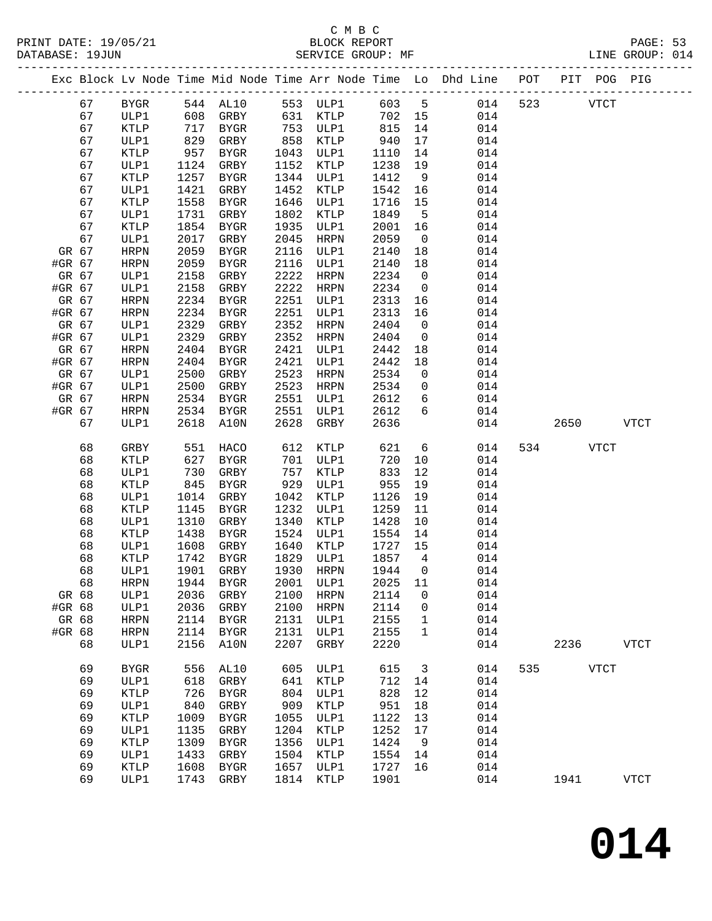C M B C
BLOCK REPORT
SERVICE GROUP: MF

PRINT DATE: 19/05/21
DATABASE: 19JUN
LINE GROUP: 014

| Exc | Block | Lv Node | Time | Mid Node | Time | Arr Node | Time | Lo | Dhd Line | POT | PIT | POG | PIG |
|---|---|---|---|---|---|---|---|---|---|---|---|---|---|
| | 67 | BYGR | 544 | AL10 | 553 | ULP1 | 603 | 5 | 014 | 523 | | VTCT | |
| | 67 | ULP1 | 608 | GRBY | 631 | KTLP | 702 | 15 | 014 | | | | |
| | 67 | KTLP | 717 | BYGR | 753 | ULP1 | 815 | 14 | 014 | | | | |
| | 67 | ULP1 | 829 | GRBY | 858 | KTLP | 940 | 17 | 014 | | | | |
| | 67 | KTLP | 957 | BYGR | 1043 | ULP1 | 1110 | 14 | 014 | | | | |
| | 67 | ULP1 | 1124 | GRBY | 1152 | KTLP | 1238 | 19 | 014 | | | | |
| | 67 | KTLP | 1257 | BYGR | 1344 | ULP1 | 1412 | 9 | 014 | | | | |
| | 67 | ULP1 | 1421 | GRBY | 1452 | KTLP | 1542 | 16 | 014 | | | | |
| | 67 | KTLP | 1558 | BYGR | 1646 | ULP1 | 1716 | 15 | 014 | | | | |
| | 67 | ULP1 | 1731 | GRBY | 1802 | KTLP | 1849 | 5 | 014 | | | | |
| | 67 | KTLP | 1854 | BYGR | 1935 | ULP1 | 2001 | 16 | 014 | | | | |
| | 67 | ULP1 | 2017 | GRBY | 2045 | HRPN | 2059 | 0 | 014 | | | | |
| GR | 67 | HRPN | 2059 | BYGR | 2116 | ULP1 | 2140 | 18 | 014 | | | | |
| #GR | 67 | HRPN | 2059 | BYGR | 2116 | ULP1 | 2140 | 18 | 014 | | | | |
| GR | 67 | ULP1 | 2158 | GRBY | 2222 | HRPN | 2234 | 0 | 014 | | | | |
| #GR | 67 | ULP1 | 2158 | GRBY | 2222 | HRPN | 2234 | 0 | 014 | | | | |
| GR | 67 | HRPN | 2234 | BYGR | 2251 | ULP1 | 2313 | 16 | 014 | | | | |
| #GR | 67 | HRPN | 2234 | BYGR | 2251 | ULP1 | 2313 | 16 | 014 | | | | |
| GR | 67 | ULP1 | 2329 | GRBY | 2352 | HRPN | 2404 | 0 | 014 | | | | |
| #GR | 67 | ULP1 | 2329 | GRBY | 2352 | HRPN | 2404 | 0 | 014 | | | | |
| GR | 67 | HRPN | 2404 | BYGR | 2421 | ULP1 | 2442 | 18 | 014 | | | | |
| #GR | 67 | HRPN | 2404 | BYGR | 2421 | ULP1 | 2442 | 18 | 014 | | | | |
| GR | 67 | ULP1 | 2500 | GRBY | 2523 | HRPN | 2534 | 0 | 014 | | | | |
| #GR | 67 | ULP1 | 2500 | GRBY | 2523 | HRPN | 2534 | 0 | 014 | | | | |
| GR | 67 | HRPN | 2534 | BYGR | 2551 | ULP1 | 2612 | 6 | 014 | | | | |
| #GR | 67 | HRPN | 2534 | BYGR | 2551 | ULP1 | 2612 | 6 | 014 | | | | |
| | 67 | ULP1 | 2618 | A10N | 2628 | GRBY | 2636 | | 014 | | 2650 | | VTCT |
| | 68 | GRBY | 551 | HACO | 612 | KTLP | 621 | 6 | 014 | 534 | | VTCT | |
| | 68 | KTLP | 627 | BYGR | 701 | ULP1 | 720 | 10 | 014 | | | | |
| | 68 | ULP1 | 730 | GRBY | 757 | KTLP | 833 | 12 | 014 | | | | |
| | 68 | KTLP | 845 | BYGR | 929 | ULP1 | 955 | 19 | 014 | | | | |
| | 68 | ULP1 | 1014 | GRBY | 1042 | KTLP | 1126 | 19 | 014 | | | | |
| | 68 | KTLP | 1145 | BYGR | 1232 | ULP1 | 1259 | 11 | 014 | | | | |
| | 68 | ULP1 | 1310 | GRBY | 1340 | KTLP | 1428 | 10 | 014 | | | | |
| | 68 | KTLP | 1438 | BYGR | 1524 | ULP1 | 1554 | 14 | 014 | | | | |
| | 68 | ULP1 | 1608 | GRBY | 1640 | KTLP | 1727 | 15 | 014 | | | | |
| | 68 | KTLP | 1742 | BYGR | 1829 | ULP1 | 1857 | 4 | 014 | | | | |
| | 68 | ULP1 | 1901 | GRBY | 1930 | HRPN | 1944 | 0 | 014 | | | | |
| | 68 | HRPN | 1944 | BYGR | 2001 | ULP1 | 2025 | 11 | 014 | | | | |
| GR | 68 | ULP1 | 2036 | GRBY | 2100 | HRPN | 2114 | 0 | 014 | | | | |
| #GR | 68 | ULP1 | 2036 | GRBY | 2100 | HRPN | 2114 | 0 | 014 | | | | |
| GR | 68 | HRPN | 2114 | BYGR | 2131 | ULP1 | 2155 | 1 | 014 | | | | |
| #GR | 68 | HRPN | 2114 | BYGR | 2131 | ULP1 | 2155 | 1 | 014 | | | | |
| | 68 | ULP1 | 2156 | A10N | 2207 | GRBY | 2220 | | 014 | | 2236 | | VTCT |
| | 69 | BYGR | 556 | AL10 | 605 | ULP1 | 615 | 3 | 014 | 535 | | VTCT | |
| | 69 | ULP1 | 618 | GRBY | 641 | KTLP | 712 | 14 | 014 | | | | |
| | 69 | KTLP | 726 | BYGR | 804 | ULP1 | 828 | 12 | 014 | | | | |
| | 69 | ULP1 | 840 | GRBY | 909 | KTLP | 951 | 18 | 014 | | | | |
| | 69 | KTLP | 1009 | BYGR | 1055 | ULP1 | 1122 | 13 | 014 | | | | |
| | 69 | ULP1 | 1135 | GRBY | 1204 | KTLP | 1252 | 17 | 014 | | | | |
| | 69 | KTLP | 1309 | BYGR | 1356 | ULP1 | 1424 | 9 | 014 | | | | |
| | 69 | ULP1 | 1433 | GRBY | 1504 | KTLP | 1554 | 14 | 014 | | | | |
| | 69 | KTLP | 1608 | BYGR | 1657 | ULP1 | 1727 | 16 | 014 | | | | |
| | 69 | ULP1 | 1743 | GRBY | 1814 | KTLP | 1901 | | 014 | | 1941 | | VTCT |

**014**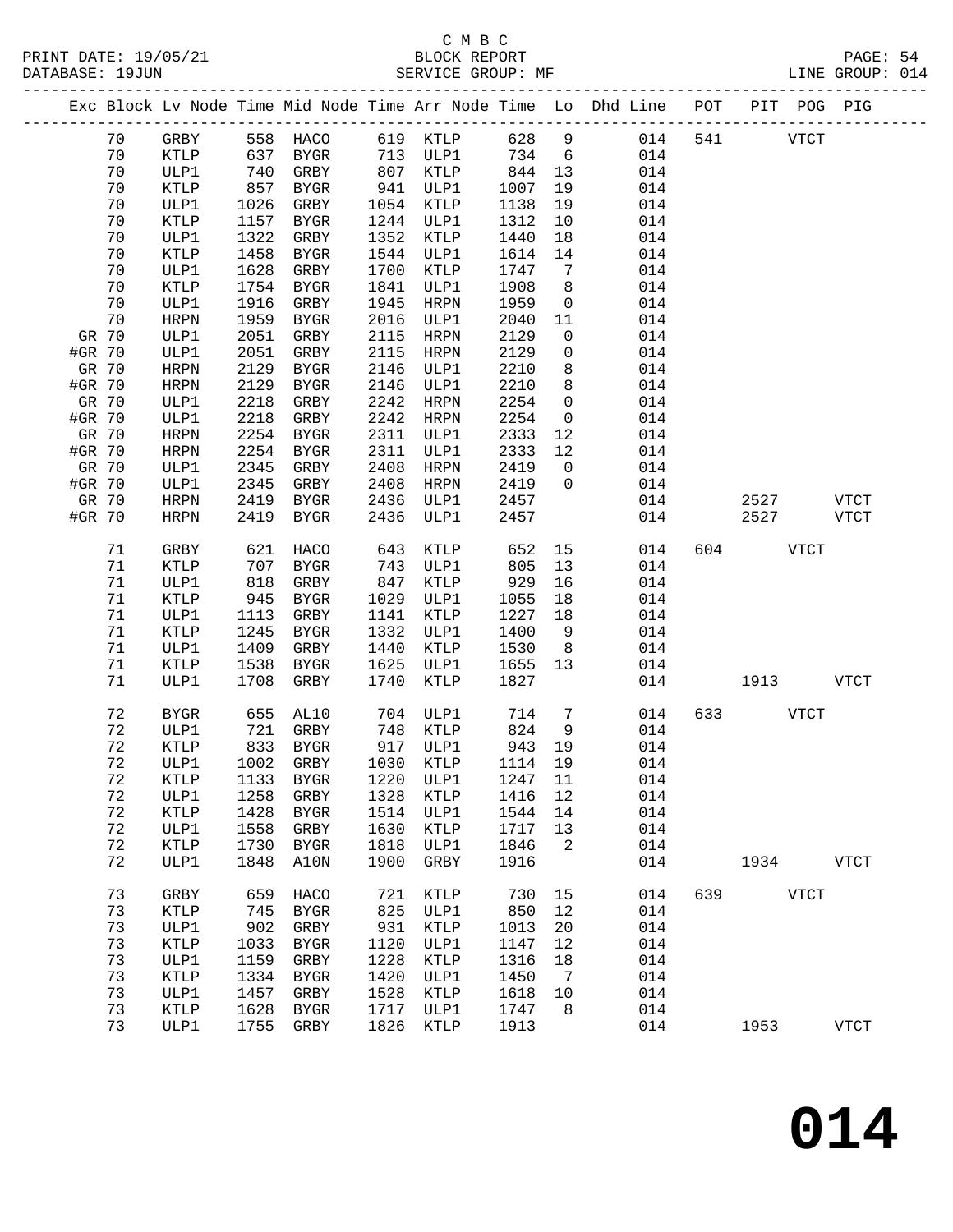C M B C
BLOCK REPORT
SERVICE GROUP: MF

PRINT DATE: 19/05/21
DATABASE: 19JUN

LINE GROUP: 014

| Exc | Block | Lv | Node | Time | Mid Node | Time | Arr Node | Time | Lo | Dhd Line | POT | PIT | POG | PIG |
|---|---|---|---|---|---|---|---|---|---|---|---|---|---|---|
| | 70 | | GRBY | 558 | HACO | 619 | KTLP | 628 | 9 | 014 | 541 | | VTCT | |
| | 70 | | KTLP | 637 | BYGR | 713 | ULP1 | 734 | 6 | 014 | | | | |
| | 70 | | ULP1 | 740 | GRBY | 807 | KTLP | 844 | 13 | 014 | | | | |
| | 70 | | KTLP | 857 | BYGR | 941 | ULP1 | 1007 | 19 | 014 | | | | |
| | 70 | | ULP1 | 1026 | GRBY | 1054 | KTLP | 1138 | 19 | 014 | | | | |
| | 70 | | KTLP | 1157 | BYGR | 1244 | ULP1 | 1312 | 10 | 014 | | | | |
| | 70 | | ULP1 | 1322 | GRBY | 1352 | KTLP | 1440 | 18 | 014 | | | | |
| | 70 | | KTLP | 1458 | BYGR | 1544 | ULP1 | 1614 | 14 | 014 | | | | |
| | 70 | | ULP1 | 1628 | GRBY | 1700 | KTLP | 1747 | 7 | 014 | | | | |
| | 70 | | KTLP | 1754 | BYGR | 1841 | ULP1 | 1908 | 8 | 014 | | | | |
| | 70 | | ULP1 | 1916 | GRBY | 1945 | HRPN | 1959 | 0 | 014 | | | | |
| | 70 | | HRPN | 1959 | BYGR | 2016 | ULP1 | 2040 | 11 | 014 | | | | |
| GR | 70 | | ULP1 | 2051 | GRBY | 2115 | HRPN | 2129 | 0 | 014 | | | | |
| #GR | 70 | | ULP1 | 2051 | GRBY | 2115 | HRPN | 2129 | 0 | 014 | | | | |
| GR | 70 | | HRPN | 2129 | BYGR | 2146 | ULP1 | 2210 | 8 | 014 | | | | |
| #GR | 70 | | HRPN | 2129 | BYGR | 2146 | ULP1 | 2210 | 8 | 014 | | | | |
| GR | 70 | | ULP1 | 2218 | GRBY | 2242 | HRPN | 2254 | 0 | 014 | | | | |
| #GR | 70 | | ULP1 | 2218 | GRBY | 2242 | HRPN | 2254 | 0 | 014 | | | | |
| GR | 70 | | HRPN | 2254 | BYGR | 2311 | ULP1 | 2333 | 12 | 014 | | | | |
| #GR | 70 | | HRPN | 2254 | BYGR | 2311 | ULP1 | 2333 | 12 | 014 | | | | |
| GR | 70 | | ULP1 | 2345 | GRBY | 2408 | HRPN | 2419 | 0 | 014 | | | | |
| #GR | 70 | | ULP1 | 2345 | GRBY | 2408 | HRPN | 2419 | 0 | 014 | | | | |
| GR | 70 | | HRPN | 2419 | BYGR | 2436 | ULP1 | 2457 | | 014 | | 2527 | | VTCT |
| #GR | 70 | | HRPN | 2419 | BYGR | 2436 | ULP1 | 2457 | | 014 | | 2527 | | VTCT |
| | 71 | | GRBY | 621 | HACO | 643 | KTLP | 652 | 15 | 014 | 604 | | VTCT | |
| | 71 | | KTLP | 707 | BYGR | 743 | ULP1 | 805 | 13 | 014 | | | | |
| | 71 | | ULP1 | 818 | GRBY | 847 | KTLP | 929 | 16 | 014 | | | | |
| | 71 | | KTLP | 945 | BYGR | 1029 | ULP1 | 1055 | 18 | 014 | | | | |
| | 71 | | ULP1 | 1113 | GRBY | 1141 | KTLP | 1227 | 18 | 014 | | | | |
| | 71 | | KTLP | 1245 | BYGR | 1332 | ULP1 | 1400 | 9 | 014 | | | | |
| | 71 | | ULP1 | 1409 | GRBY | 1440 | KTLP | 1530 | 8 | 014 | | | | |
| | 71 | | KTLP | 1538 | BYGR | 1625 | ULP1 | 1655 | 13 | 014 | | | | |
| | 71 | | ULP1 | 1708 | GRBY | 1740 | KTLP | 1827 | | 014 | | 1913 | | VTCT |
| | 72 | | BYGR | 655 | AL10 | 704 | ULP1 | 714 | 7 | 014 | 633 | | VTCT | |
| | 72 | | ULP1 | 721 | GRBY | 748 | KTLP | 824 | 9 | 014 | | | | |
| | 72 | | KTLP | 833 | BYGR | 917 | ULP1 | 943 | 19 | 014 | | | | |
| | 72 | | ULP1 | 1002 | GRBY | 1030 | KTLP | 1114 | 19 | 014 | | | | |
| | 72 | | KTLP | 1133 | BYGR | 1220 | ULP1 | 1247 | 11 | 014 | | | | |
| | 72 | | ULP1 | 1258 | GRBY | 1328 | KTLP | 1416 | 12 | 014 | | | | |
| | 72 | | KTLP | 1428 | BYGR | 1514 | ULP1 | 1544 | 14 | 014 | | | | |
| | 72 | | ULP1 | 1558 | GRBY | 1630 | KTLP | 1717 | 13 | 014 | | | | |
| | 72 | | KTLP | 1730 | BYGR | 1818 | ULP1 | 1846 | 2 | 014 | | | | |
| | 72 | | ULP1 | 1848 | A10N | 1900 | GRBY | 1916 | | 014 | | 1934 | | VTCT |
| | 73 | | GRBY | 659 | HACO | 721 | KTLP | 730 | 15 | 014 | 639 | | VTCT | |
| | 73 | | KTLP | 745 | BYGR | 825 | ULP1 | 850 | 12 | 014 | | | | |
| | 73 | | ULP1 | 902 | GRBY | 931 | KTLP | 1013 | 20 | 014 | | | | |
| | 73 | | KTLP | 1033 | BYGR | 1120 | ULP1 | 1147 | 12 | 014 | | | | |
| | 73 | | ULP1 | 1159 | GRBY | 1228 | KTLP | 1316 | 18 | 014 | | | | |
| | 73 | | KTLP | 1334 | BYGR | 1420 | ULP1 | 1450 | 7 | 014 | | | | |
| | 73 | | ULP1 | 1457 | GRBY | 1528 | KTLP | 1618 | 10 | 014 | | | | |
| | 73 | | KTLP | 1628 | BYGR | 1717 | ULP1 | 1747 | 8 | 014 | | | | |
| | 73 | | ULP1 | 1755 | GRBY | 1826 | KTLP | 1913 | | 014 | | 1953 | | VTCT |

# 014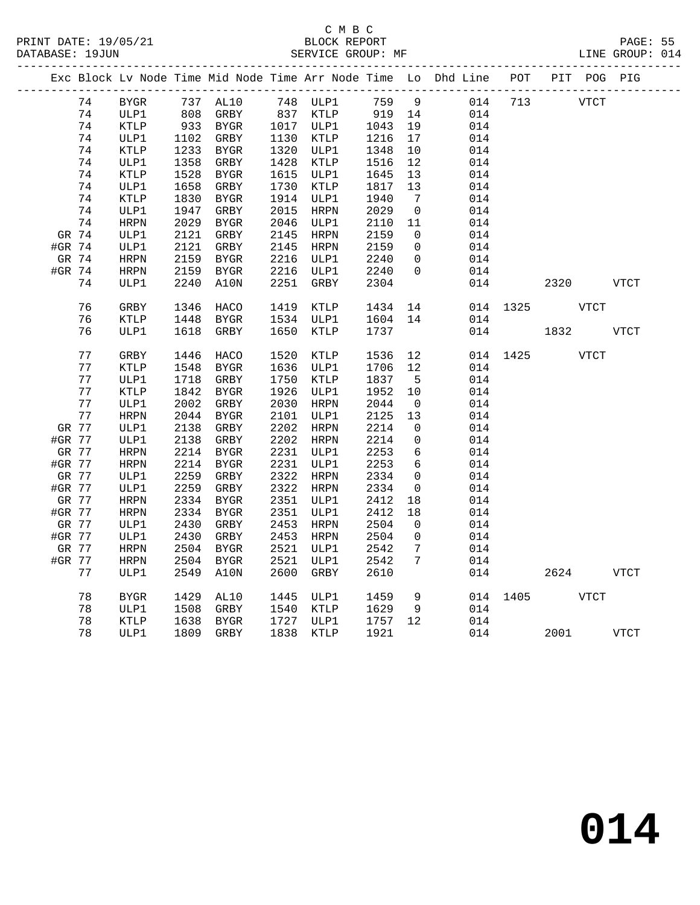| Exc | Block | Lv Node | Time | Mid Node | Time | Arr Node | Time | Lo | Dhd Line | POT | PIT | POG | PIG |
|---|---|---|---|---|---|---|---|---|---|---|---|---|---|
| | 74 | BYGR | 737 | AL10 | 748 | ULP1 | 759 | 9 | 014 | 713 | | VTCT | |
| | 74 | ULP1 | 808 | GRBY | 837 | KTLP | 919 | 14 | 014 | | | | |
| | 74 | KTLP | 933 | BYGR | 1017 | ULP1 | 1043 | 19 | 014 | | | | |
| | 74 | ULP1 | 1102 | GRBY | 1130 | KTLP | 1216 | 17 | 014 | | | | |
| | 74 | KTLP | 1233 | BYGR | 1320 | ULP1 | 1348 | 10 | 014 | | | | |
| | 74 | ULP1 | 1358 | GRBY | 1428 | KTLP | 1516 | 12 | 014 | | | | |
| | 74 | KTLP | 1528 | BYGR | 1615 | ULP1 | 1645 | 13 | 014 | | | | |
| | 74 | ULP1 | 1658 | GRBY | 1730 | KTLP | 1817 | 13 | 014 | | | | |
| | 74 | KTLP | 1830 | BYGR | 1914 | ULP1 | 1940 | 7 | 014 | | | | |
| | 74 | ULP1 | 1947 | GRBY | 2015 | HRPN | 2029 | 0 | 014 | | | | |
| | 74 | HRPN | 2029 | BYGR | 2046 | ULP1 | 2110 | 11 | 014 | | | | |
| GR | 74 | ULP1 | 2121 | GRBY | 2145 | HRPN | 2159 | 0 | 014 | | | | |
| #GR | 74 | ULP1 | 2121 | GRBY | 2145 | HRPN | 2159 | 0 | 014 | | | | |
| GR | 74 | HRPN | 2159 | BYGR | 2216 | ULP1 | 2240 | 0 | 014 | | | | |
| #GR | 74 | HRPN | 2159 | BYGR | 2216 | ULP1 | 2240 | 0 | 014 | | | | |
| | 74 | ULP1 | 2240 | A10N | 2251 | GRBY | 2304 | | 014 | | 2320 | | VTCT |
| | 76 | GRBY | 1346 | HACO | 1419 | KTLP | 1434 | 14 | 014 | 1325 | | VTCT | |
| | 76 | KTLP | 1448 | BYGR | 1534 | ULP1 | 1604 | 14 | 014 | | | | |
| | 76 | ULP1 | 1618 | GRBY | 1650 | KTLP | 1737 | | 014 | | 1832 | | VTCT |
| | 77 | GRBY | 1446 | HACO | 1520 | KTLP | 1536 | 12 | 014 | 1425 | | VTCT | |
| | 77 | KTLP | 1548 | BYGR | 1636 | ULP1 | 1706 | 12 | 014 | | | | |
| | 77 | ULP1 | 1718 | GRBY | 1750 | KTLP | 1837 | 5 | 014 | | | | |
| | 77 | KTLP | 1842 | BYGR | 1926 | ULP1 | 1952 | 10 | 014 | | | | |
| | 77 | ULP1 | 2002 | GRBY | 2030 | HRPN | 2044 | 0 | 014 | | | | |
| | 77 | HRPN | 2044 | BYGR | 2101 | ULP1 | 2125 | 13 | 014 | | | | |
| GR | 77 | ULP1 | 2138 | GRBY | 2202 | HRPN | 2214 | 0 | 014 | | | | |
| #GR | 77 | ULP1 | 2138 | GRBY | 2202 | HRPN | 2214 | 0 | 014 | | | | |
| GR | 77 | HRPN | 2214 | BYGR | 2231 | ULP1 | 2253 | 6 | 014 | | | | |
| #GR | 77 | HRPN | 2214 | BYGR | 2231 | ULP1 | 2253 | 6 | 014 | | | | |
| GR | 77 | ULP1 | 2259 | GRBY | 2322 | HRPN | 2334 | 0 | 014 | | | | |
| #GR | 77 | ULP1 | 2259 | GRBY | 2322 | HRPN | 2334 | 0 | 014 | | | | |
| GR | 77 | HRPN | 2334 | BYGR | 2351 | ULP1 | 2412 | 18 | 014 | | | | |
| #GR | 77 | HRPN | 2334 | BYGR | 2351 | ULP1 | 2412 | 18 | 014 | | | | |
| GR | 77 | ULP1 | 2430 | GRBY | 2453 | HRPN | 2504 | 0 | 014 | | | | |
| #GR | 77 | ULP1 | 2430 | GRBY | 2453 | HRPN | 2504 | 0 | 014 | | | | |
| GR | 77 | HRPN | 2504 | BYGR | 2521 | ULP1 | 2542 | 7 | 014 | | | | |
| #GR | 77 | HRPN | 2504 | BYGR | 2521 | ULP1 | 2542 | 7 | 014 | | | | |
| | 77 | ULP1 | 2549 | A10N | 2600 | GRBY | 2610 | | 014 | | 2624 | | VTCT |
| | 78 | BYGR | 1429 | AL10 | 1445 | ULP1 | 1459 | 9 | 014 | 1405 | | VTCT | |
| | 78 | ULP1 | 1508 | GRBY | 1540 | KTLP | 1629 | 9 | 014 | | | | |
| | 78 | KTLP | 1638 | BYGR | 1727 | ULP1 | 1757 | 12 | 014 | | | | |
| | 78 | ULP1 | 1809 | GRBY | 1838 | KTLP | 1921 | | 014 | | 2001 | | VTCT |

# 014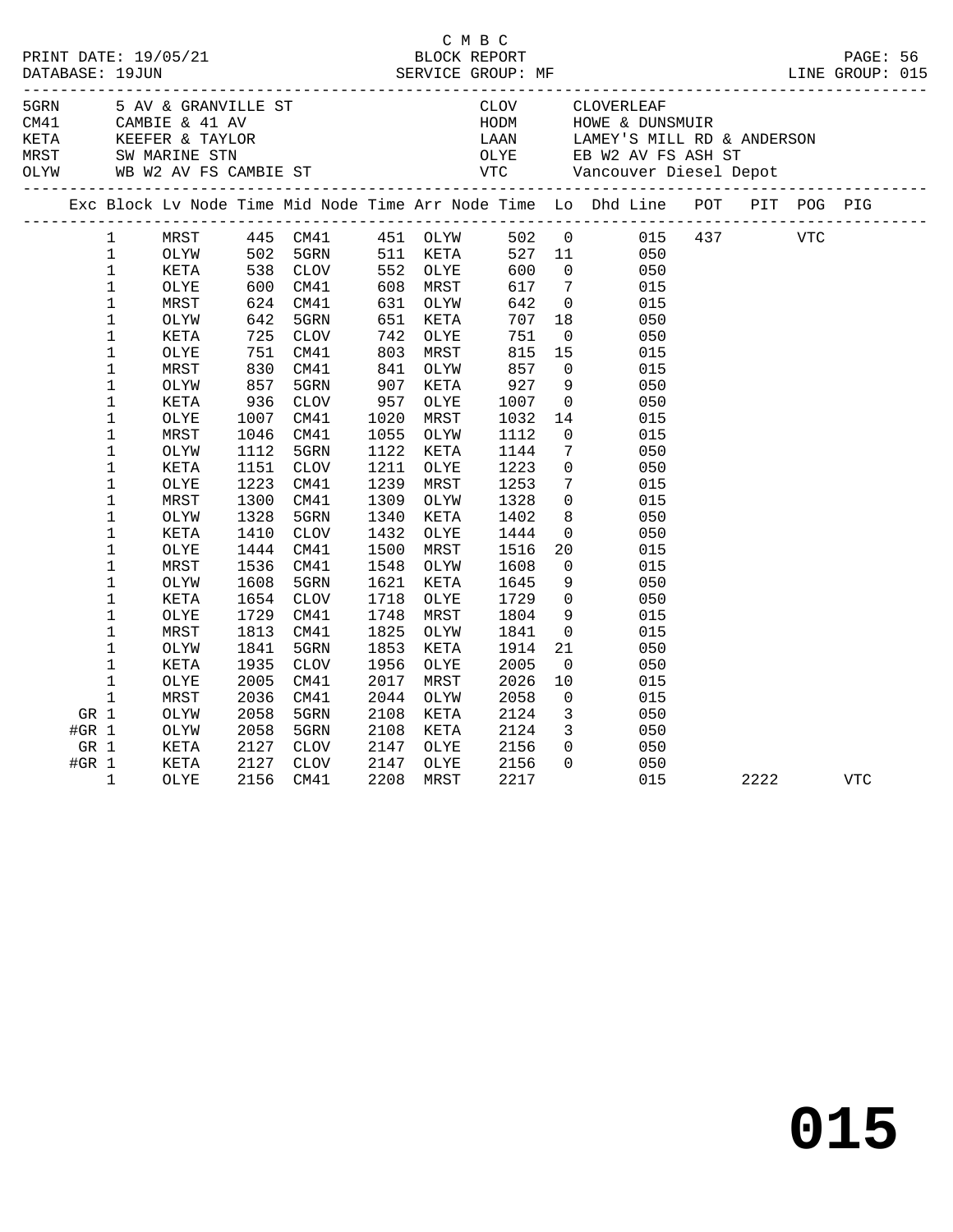C M B C
PRINT DATE: 19/05/21 BLOCK REPORT
DATABASE: 19JUN SERVICE GROUP: MF LINE GROUP: 015

| | | | |
|---|---|---|---|
| 5GRN | 5 AV & GRANVILLE ST | CLOV | CLOVERLEAF |
| CM41 | CAMBIE & 41 AV | HODM | HOWE & DUNSMUIR |
| KETA | KEEFER & TAYLOR | LAAN | LAMEY'S MILL RD & ANDERSON |
| MRST | SW MARINE STN | OLYE | EB W2 AV FS ASH ST |
| OLYW | WB W2 AV FS CAMBIE ST | VTC | Vancouver Diesel Depot |

| Exc | Block | Lv Node | Time | Mid Node | Time | Arr Node | Time | Lo | Dhd Line | POT | PIT | POG | PIG |
|---|---|---|---|---|---|---|---|---|---|---|---|---|---|
| | 1 | MRST | 445 | CM41 | 451 | OLYW | 502 | 0 | 015 | 437 | | VTC | |
| | 1 | OLYW | 502 | 5GRN | 511 | KETA | 527 | 11 | 050 | | | | |
| | 1 | KETA | 538 | CLOV | 552 | OLYE | 600 | 0 | 050 | | | | |
| | 1 | OLYE | 600 | CM41 | 608 | MRST | 617 | 7 | 015 | | | | |
| | 1 | MRST | 624 | CM41 | 631 | OLYW | 642 | 0 | 015 | | | | |
| | 1 | OLYW | 642 | 5GRN | 651 | KETA | 707 | 18 | 050 | | | | |
| | 1 | KETA | 725 | CLOV | 742 | OLYE | 751 | 0 | 050 | | | | |
| | 1 | OLYE | 751 | CM41 | 803 | MRST | 815 | 15 | 015 | | | | |
| | 1 | MRST | 830 | CM41 | 841 | OLYW | 857 | 0 | 015 | | | | |
| | 1 | OLYW | 857 | 5GRN | 907 | KETA | 927 | 9 | 050 | | | | |
| | 1 | KETA | 936 | CLOV | 957 | OLYE | 1007 | 0 | 050 | | | | |
| | 1 | OLYE | 1007 | CM41 | 1020 | MRST | 1032 | 14 | 015 | | | | |
| | 1 | MRST | 1046 | CM41 | 1055 | OLYW | 1112 | 0 | 015 | | | | |
| | 1 | OLYW | 1112 | 5GRN | 1122 | KETA | 1144 | 7 | 050 | | | | |
| | 1 | KETA | 1151 | CLOV | 1211 | OLYE | 1223 | 0 | 050 | | | | |
| | 1 | OLYE | 1223 | CM41 | 1239 | MRST | 1253 | 7 | 015 | | | | |
| | 1 | MRST | 1300 | CM41 | 1309 | OLYW | 1328 | 0 | 015 | | | | |
| | 1 | OLYW | 1328 | 5GRN | 1340 | KETA | 1402 | 8 | 050 | | | | |
| | 1 | KETA | 1410 | CLOV | 1432 | OLYE | 1444 | 0 | 050 | | | | |
| | 1 | OLYE | 1444 | CM41 | 1500 | MRST | 1516 | 20 | 015 | | | | |
| | 1 | MRST | 1536 | CM41 | 1548 | OLYW | 1608 | 0 | 015 | | | | |
| | 1 | OLYW | 1608 | 5GRN | 1621 | KETA | 1645 | 9 | 050 | | | | |
| | 1 | KETA | 1654 | CLOV | 1718 | OLYE | 1729 | 0 | 050 | | | | |
| | 1 | OLYE | 1729 | CM41 | 1748 | MRST | 1804 | 9 | 015 | | | | |
| | 1 | MRST | 1813 | CM41 | 1825 | OLYW | 1841 | 0 | 015 | | | | |
| | 1 | OLYW | 1841 | 5GRN | 1853 | KETA | 1914 | 21 | 050 | | | | |
| | 1 | KETA | 1935 | CLOV | 1956 | OLYE | 2005 | 0 | 050 | | | | |
| | 1 | OLYE | 2005 | CM41 | 2017 | MRST | 2026 | 10 | 015 | | | | |
| | 1 | MRST | 2036 | CM41 | 2044 | OLYW | 2058 | 0 | 015 | | | | |
| GR | 1 | OLYW | 2058 | 5GRN | 2108 | KETA | 2124 | 3 | 050 | | | | |
| #GR | 1 | OLYW | 2058 | 5GRN | 2108 | KETA | 2124 | 3 | 050 | | | | |
| GR | 1 | KETA | 2127 | CLOV | 2147 | OLYE | 2156 | 0 | 050 | | | | |
| #GR | 1 | KETA | 2127 | CLOV | 2147 | OLYE | 2156 | 0 | 050 | | | | |
| | 1 | OLYE | 2156 | CM41 | 2208 | MRST | 2217 | | 015 | | 2222 | | VTC |

# 015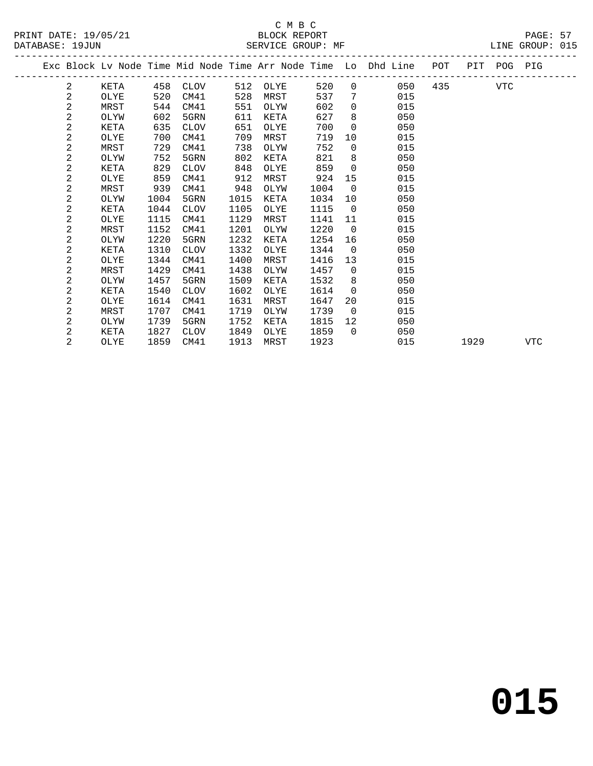C M B C

BLOCK REPORT

SERVICE GROUP: MF

PRINT DATE: 19/05/21
DATABASE: 19JUN

LINE GROUP: 015

| Exc | Block | Lv Node | Time | Mid Node | Time | Arr Node | Time | Lo | Dhd Line | POT | PIT | POG | PIG |
|---|---|---|---|---|---|---|---|---|---|---|---|---|---|
| | 2 | KETA | 458 | CLOV | 512 | OLYE | 520 | 0 | 050 | 435 | | VTC | |
| | 2 | OLYE | 520 | CM41 | 528 | MRST | 537 | 7 | 015 | | | | |
| | 2 | MRST | 544 | CM41 | 551 | OLYW | 602 | 0 | 015 | | | | |
| | 2 | OLYW | 602 | 5GRN | 611 | KETA | 627 | 8 | 050 | | | | |
| | 2 | KETA | 635 | CLOV | 651 | OLYE | 700 | 0 | 050 | | | | |
| | 2 | OLYE | 700 | CM41 | 709 | MRST | 719 | 10 | 015 | | | | |
| | 2 | MRST | 729 | CM41 | 738 | OLYW | 752 | 0 | 015 | | | | |
| | 2 | OLYW | 752 | 5GRN | 802 | KETA | 821 | 8 | 050 | | | | |
| | 2 | KETA | 829 | CLOV | 848 | OLYE | 859 | 0 | 050 | | | | |
| | 2 | OLYE | 859 | CM41 | 912 | MRST | 924 | 15 | 015 | | | | |
| | 2 | MRST | 939 | CM41 | 948 | OLYW | 1004 | 0 | 015 | | | | |
| | 2 | OLYW | 1004 | 5GRN | 1015 | KETA | 1034 | 10 | 050 | | | | |
| | 2 | KETA | 1044 | CLOV | 1105 | OLYE | 1115 | 0 | 050 | | | | |
| | 2 | OLYE | 1115 | CM41 | 1129 | MRST | 1141 | 11 | 015 | | | | |
| | 2 | MRST | 1152 | CM41 | 1201 | OLYW | 1220 | 0 | 015 | | | | |
| | 2 | OLYW | 1220 | 5GRN | 1232 | KETA | 1254 | 16 | 050 | | | | |
| | 2 | KETA | 1310 | CLOV | 1332 | OLYE | 1344 | 0 | 050 | | | | |
| | 2 | OLYE | 1344 | CM41 | 1400 | MRST | 1416 | 13 | 015 | | | | |
| | 2 | MRST | 1429 | CM41 | 1438 | OLYW | 1457 | 0 | 015 | | | | |
| | 2 | OLYW | 1457 | 5GRN | 1509 | KETA | 1532 | 8 | 050 | | | | |
| | 2 | KETA | 1540 | CLOV | 1602 | OLYE | 1614 | 0 | 050 | | | | |
| | 2 | OLYE | 1614 | CM41 | 1631 | MRST | 1647 | 20 | 015 | | | | |
| | 2 | MRST | 1707 | CM41 | 1719 | OLYW | 1739 | 0 | 015 | | | | |
| | 2 | OLYW | 1739 | 5GRN | 1752 | KETA | 1815 | 12 | 050 | | | | |
| | 2 | KETA | 1827 | CLOV | 1849 | OLYE | 1859 | 0 | 050 | | | | |
| | 2 | OLYE | 1859 | CM41 | 1913 | MRST | 1923 | | 015 | | 1929 | | VTC |

# 015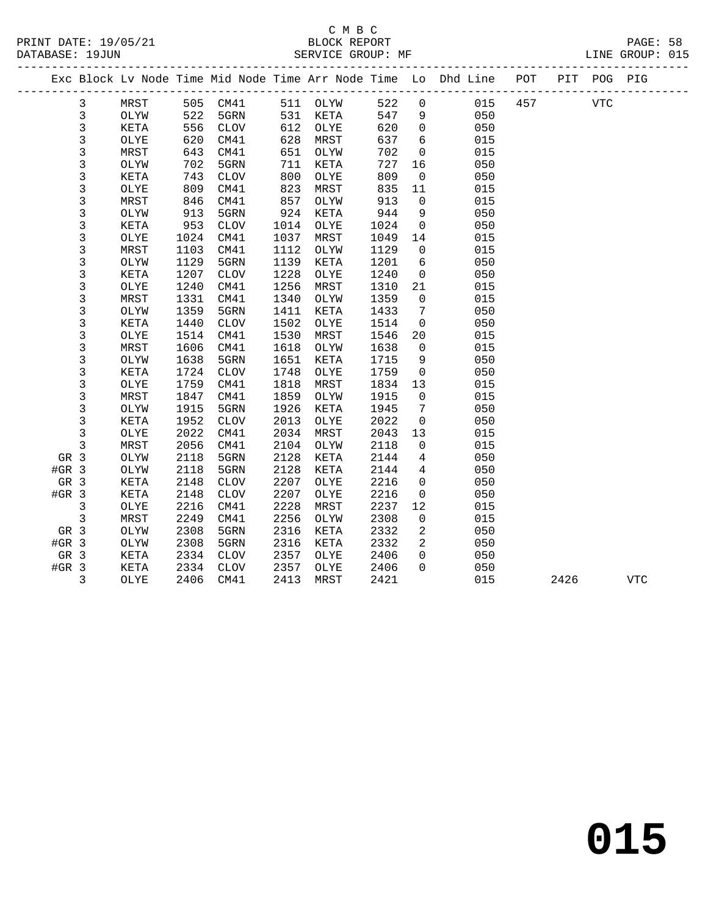C M B C
BLOCK REPORT
SERVICE GROUP: MF

PRINT DATE: 19/05/21
DATABASE: 19JUN
LINE GROUP: 015

| Exc | Block | Lv | Node | Time | Mid Node | Time | Arr Node | Time | Lo | Dhd Line | POT | PIT | POG | PIG |
|---|---|---|---|---|---|---|---|---|---|---|---|---|---|---|
| | 3 | | MRST | 505 | CM41 | 511 | OLYW | 522 | 0 | 015 | 457 | | VTC | |
| | 3 | | OLYW | 522 | 5GRN | 531 | KETA | 547 | 9 | 050 | | | | |
| | 3 | | KETA | 556 | CLOV | 612 | OLYE | 620 | 0 | 050 | | | | |
| | 3 | | OLYE | 620 | CM41 | 628 | MRST | 637 | 6 | 015 | | | | |
| | 3 | | MRST | 643 | CM41 | 651 | OLYW | 702 | 0 | 015 | | | | |
| | 3 | | OLYW | 702 | 5GRN | 711 | KETA | 727 | 16 | 050 | | | | |
| | 3 | | KETA | 743 | CLOV | 800 | OLYE | 809 | 0 | 050 | | | | |
| | 3 | | OLYE | 809 | CM41 | 823 | MRST | 835 | 11 | 015 | | | | |
| | 3 | | MRST | 846 | CM41 | 857 | OLYW | 913 | 0 | 015 | | | | |
| | 3 | | OLYW | 913 | 5GRN | 924 | KETA | 944 | 9 | 050 | | | | |
| | 3 | | KETA | 953 | CLOV | 1014 | OLYE | 1024 | 0 | 050 | | | | |
| | 3 | | OLYE | 1024 | CM41 | 1037 | MRST | 1049 | 14 | 015 | | | | |
| | 3 | | MRST | 1103 | CM41 | 1112 | OLYW | 1129 | 0 | 015 | | | | |
| | 3 | | OLYW | 1129 | 5GRN | 1139 | KETA | 1201 | 6 | 050 | | | | |
| | 3 | | KETA | 1207 | CLOV | 1228 | OLYE | 1240 | 0 | 050 | | | | |
| | 3 | | OLYE | 1240 | CM41 | 1256 | MRST | 1310 | 21 | 015 | | | | |
| | 3 | | MRST | 1331 | CM41 | 1340 | OLYW | 1359 | 0 | 015 | | | | |
| | 3 | | OLYW | 1359 | 5GRN | 1411 | KETA | 1433 | 7 | 050 | | | | |
| | 3 | | KETA | 1440 | CLOV | 1502 | OLYE | 1514 | 0 | 050 | | | | |
| | 3 | | OLYE | 1514 | CM41 | 1530 | MRST | 1546 | 20 | 015 | | | | |
| | 3 | | MRST | 1606 | CM41 | 1618 | OLYW | 1638 | 0 | 015 | | | | |
| | 3 | | OLYW | 1638 | 5GRN | 1651 | KETA | 1715 | 9 | 050 | | | | |
| | 3 | | KETA | 1724 | CLOV | 1748 | OLYE | 1759 | 0 | 050 | | | | |
| | 3 | | OLYE | 1759 | CM41 | 1818 | MRST | 1834 | 13 | 015 | | | | |
| | 3 | | MRST | 1847 | CM41 | 1859 | OLYW | 1915 | 0 | 015 | | | | |
| | 3 | | OLYW | 1915 | 5GRN | 1926 | KETA | 1945 | 7 | 050 | | | | |
| | 3 | | KETA | 1952 | CLOV | 2013 | OLYE | 2022 | 0 | 050 | | | | |
| | 3 | | OLYE | 2022 | CM41 | 2034 | MRST | 2043 | 13 | 015 | | | | |
| | 3 | | MRST | 2056 | CM41 | 2104 | OLYW | 2118 | 0 | 015 | | | | |
| GR | 3 | | OLYW | 2118 | 5GRN | 2128 | KETA | 2144 | 4 | 050 | | | | |
| #GR | 3 | | OLYW | 2118 | 5GRN | 2128 | KETA | 2144 | 4 | 050 | | | | |
| GR | 3 | | KETA | 2148 | CLOV | 2207 | OLYE | 2216 | 0 | 050 | | | | |
| #GR | 3 | | KETA | 2148 | CLOV | 2207 | OLYE | 2216 | 0 | 050 | | | | |
| | 3 | | OLYE | 2216 | CM41 | 2228 | MRST | 2237 | 12 | 015 | | | | |
| | 3 | | MRST | 2249 | CM41 | 2256 | OLYW | 2308 | 0 | 015 | | | | |
| GR | 3 | | OLYW | 2308 | 5GRN | 2316 | KETA | 2332 | 2 | 050 | | | | |
| #GR | 3 | | OLYW | 2308 | 5GRN | 2316 | KETA | 2332 | 2 | 050 | | | | |
| GR | 3 | | KETA | 2334 | CLOV | 2357 | OLYE | 2406 | 0 | 050 | | | | |
| #GR | 3 | | KETA | 2334 | CLOV | 2357 | OLYE | 2406 | 0 | 050 | | | | |
| | 3 | | OLYE | 2406 | CM41 | 2413 | MRST | 2421 | | 015 | | 2426 | | VTC |

015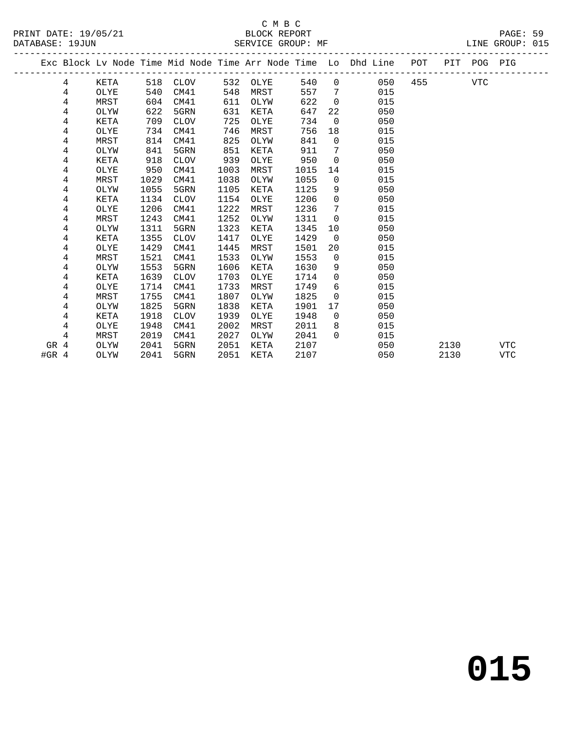C M B C
BLOCK REPORT
SERVICE GROUP: MF

PRINT DATE: 19/05/21
DATABASE: 19JUN
LINE GROUP: 015

| Exc | Block | Lv Node | Time | Mid Node | Time | Arr Node | Time | Lo | Dhd Line | POT | PIT | POG | PIG |
|---|---|---|---|---|---|---|---|---|---|---|---|---|---|
| | 4 | KETA | 518 | CLOV | 532 | OLYE | 540 | 0 | 050 | 455 | | VTC | |
| | 4 | OLYE | 540 | CM41 | 548 | MRST | 557 | 7 | 015 | | | | |
| | 4 | MRST | 604 | CM41 | 611 | OLYW | 622 | 0 | 015 | | | | |
| | 4 | OLYW | 622 | 5GRN | 631 | KETA | 647 | 22 | 050 | | | | |
| | 4 | KETA | 709 | CLOV | 725 | OLYE | 734 | 0 | 050 | | | | |
| | 4 | OLYE | 734 | CM41 | 746 | MRST | 756 | 18 | 015 | | | | |
| | 4 | MRST | 814 | CM41 | 825 | OLYW | 841 | 0 | 015 | | | | |
| | 4 | OLYW | 841 | 5GRN | 851 | KETA | 911 | 7 | 050 | | | | |
| | 4 | KETA | 918 | CLOV | 939 | OLYE | 950 | 0 | 050 | | | | |
| | 4 | OLYE | 950 | CM41 | 1003 | MRST | 1015 | 14 | 015 | | | | |
| | 4 | MRST | 1029 | CM41 | 1038 | OLYW | 1055 | 0 | 015 | | | | |
| | 4 | OLYW | 1055 | 5GRN | 1105 | KETA | 1125 | 9 | 050 | | | | |
| | 4 | KETA | 1134 | CLOV | 1154 | OLYE | 1206 | 0 | 050 | | | | |
| | 4 | OLYE | 1206 | CM41 | 1222 | MRST | 1236 | 7 | 015 | | | | |
| | 4 | MRST | 1243 | CM41 | 1252 | OLYW | 1311 | 0 | 015 | | | | |
| | 4 | OLYW | 1311 | 5GRN | 1323 | KETA | 1345 | 10 | 050 | | | | |
| | 4 | KETA | 1355 | CLOV | 1417 | OLYE | 1429 | 0 | 050 | | | | |
| | 4 | OLYE | 1429 | CM41 | 1445 | MRST | 1501 | 20 | 015 | | | | |
| | 4 | MRST | 1521 | CM41 | 1533 | OLYW | 1553 | 0 | 015 | | | | |
| | 4 | OLYW | 1553 | 5GRN | 1606 | KETA | 1630 | 9 | 050 | | | | |
| | 4 | KETA | 1639 | CLOV | 1703 | OLYE | 1714 | 0 | 050 | | | | |
| | 4 | OLYE | 1714 | CM41 | 1733 | MRST | 1749 | 6 | 015 | | | | |
| | 4 | MRST | 1755 | CM41 | 1807 | OLYW | 1825 | 0 | 015 | | | | |
| | 4 | OLYW | 1825 | 5GRN | 1838 | KETA | 1901 | 17 | 050 | | | | |
| | 4 | KETA | 1918 | CLOV | 1939 | OLYE | 1948 | 0 | 050 | | | | |
| | 4 | OLYE | 1948 | CM41 | 2002 | MRST | 2011 | 8 | 015 | | | | |
| | 4 | MRST | 2019 | CM41 | 2027 | OLYW | 2041 | 0 | 015 | | | | |
| GR | 4 | OLYW | 2041 | 5GRN | 2051 | KETA | 2107 | | 050 | | 2130 | | VTC |
| #GR | 4 | OLYW | 2041 | 5GRN | 2051 | KETA | 2107 | | 050 | | 2130 | | VTC |

**015**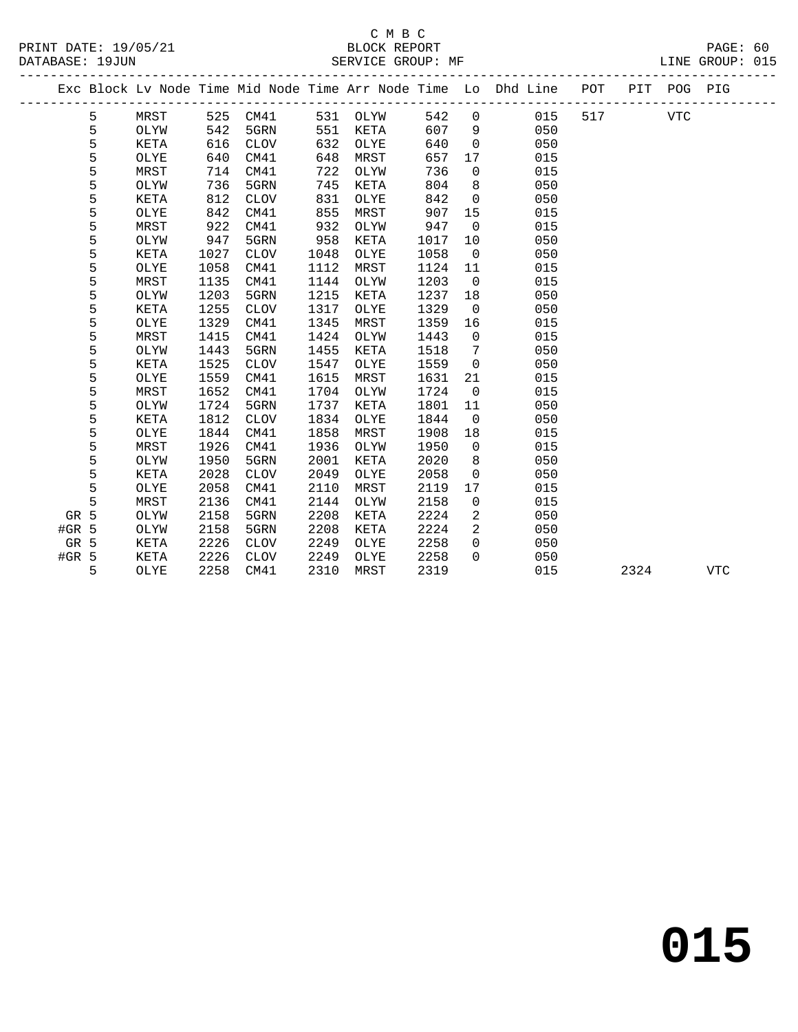C M B C
BLOCK REPORT
SERVICE GROUP: MF

PRINT DATE: 19/05/21
DATABASE: 19JUN
LINE GROUP: 015

| Exc | Block | Lv | Node | Time | Mid Node | Time | Arr Node | Time | Lo | Dhd Line | POT | PIT | POG | PIG |
|---|---|---|---|---|---|---|---|---|---|---|---|---|---|---|
| | 5 | | MRST | 525 | CM41 | 531 | OLYW | 542 | 0 | 015 | 517 | | VTC | |
| | 5 | | OLYW | 542 | 5GRN | 551 | KETA | 607 | 9 | 050 | | | | |
| | 5 | | KETA | 616 | CLOV | 632 | OLYE | 640 | 0 | 050 | | | | |
| | 5 | | OLYE | 640 | CM41 | 648 | MRST | 657 | 17 | 015 | | | | |
| | 5 | | MRST | 714 | CM41 | 722 | OLYW | 736 | 0 | 015 | | | | |
| | 5 | | OLYW | 736 | 5GRN | 745 | KETA | 804 | 8 | 050 | | | | |
| | 5 | | KETA | 812 | CLOV | 831 | OLYE | 842 | 0 | 050 | | | | |
| | 5 | | OLYE | 842 | CM41 | 855 | MRST | 907 | 15 | 015 | | | | |
| | 5 | | MRST | 922 | CM41 | 932 | OLYW | 947 | 0 | 015 | | | | |
| | 5 | | OLYW | 947 | 5GRN | 958 | KETA | 1017 | 10 | 050 | | | | |
| | 5 | | KETA | 1027 | CLOV | 1048 | OLYE | 1058 | 0 | 050 | | | | |
| | 5 | | OLYE | 1058 | CM41 | 1112 | MRST | 1124 | 11 | 015 | | | | |
| | 5 | | MRST | 1135 | CM41 | 1144 | OLYW | 1203 | 0 | 015 | | | | |
| | 5 | | OLYW | 1203 | 5GRN | 1215 | KETA | 1237 | 18 | 050 | | | | |
| | 5 | | KETA | 1255 | CLOV | 1317 | OLYE | 1329 | 0 | 050 | | | | |
| | 5 | | OLYE | 1329 | CM41 | 1345 | MRST | 1359 | 16 | 015 | | | | |
| | 5 | | MRST | 1415 | CM41 | 1424 | OLYW | 1443 | 0 | 015 | | | | |
| | 5 | | OLYW | 1443 | 5GRN | 1455 | KETA | 1518 | 7 | 050 | | | | |
| | 5 | | KETA | 1525 | CLOV | 1547 | OLYE | 1559 | 0 | 050 | | | | |
| | 5 | | OLYE | 1559 | CM41 | 1615 | MRST | 1631 | 21 | 015 | | | | |
| | 5 | | MRST | 1652 | CM41 | 1704 | OLYW | 1724 | 0 | 015 | | | | |
| | 5 | | OLYW | 1724 | 5GRN | 1737 | KETA | 1801 | 11 | 050 | | | | |
| | 5 | | KETA | 1812 | CLOV | 1834 | OLYE | 1844 | 0 | 050 | | | | |
| | 5 | | OLYE | 1844 | CM41 | 1858 | MRST | 1908 | 18 | 015 | | | | |
| | 5 | | MRST | 1926 | CM41 | 1936 | OLYW | 1950 | 0 | 015 | | | | |
| | 5 | | OLYW | 1950 | 5GRN | 2001 | KETA | 2020 | 8 | 050 | | | | |
| | 5 | | KETA | 2028 | CLOV | 2049 | OLYE | 2058 | 0 | 050 | | | | |
| | 5 | | OLYE | 2058 | CM41 | 2110 | MRST | 2119 | 17 | 015 | | | | |
| | 5 | | MRST | 2136 | CM41 | 2144 | OLYW | 2158 | 0 | 015 | | | | |
| GR | 5 | | OLYW | 2158 | 5GRN | 2208 | KETA | 2224 | 2 | 050 | | | | |
| #GR | 5 | | OLYW | 2158 | 5GRN | 2208 | KETA | 2224 | 2 | 050 | | | | |
| GR | 5 | | KETA | 2226 | CLOV | 2249 | OLYE | 2258 | 0 | 050 | | | | |
| #GR | 5 | | KETA | 2226 | CLOV | 2249 | OLYE | 2258 | 0 | 050 | | | | |
| | 5 | | OLYE | 2258 | CM41 | 2310 | MRST | 2319 | | 015 | | 2324 | | VTC |

# 015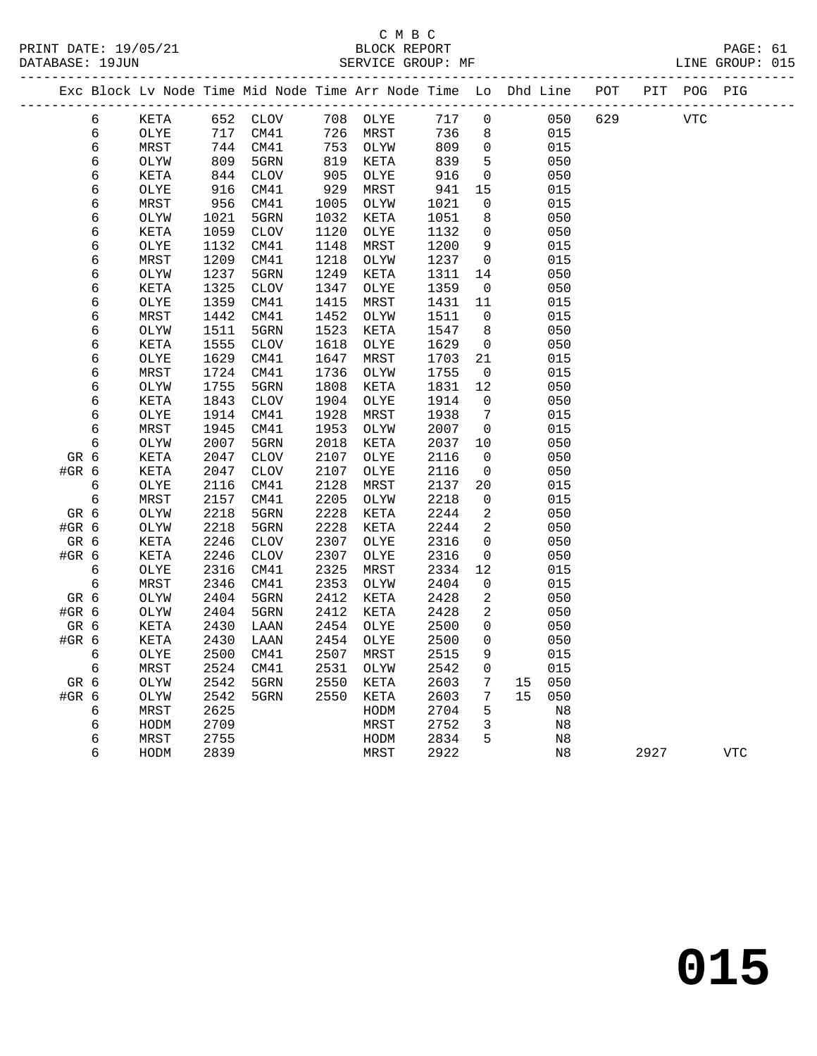C M B C
PRINT DATE: 19/05/21 BLOCK REPORT PAGE: 61
DATABASE: 19JUN SERVICE GROUP: MF LINE GROUP: 015

| Exc | Block | Lv | Node | Time | Mid Node | Time | Arr Node | Time | Lo | Dhd | Line | POT | PIT | POG | PIG |
|---|---|---|---|---|---|---|---|---|---|---|---|---|---|---|---|
| | 6 | | KETA | 652 | CLOV | 708 | OLYE | 717 | 0 | | 050 | 629 | | VTC | |
| | 6 | | OLYE | 717 | CM41 | 726 | MRST | 736 | 8 | | 015 | | | | |
| | 6 | | MRST | 744 | CM41 | 753 | OLYW | 809 | 0 | | 015 | | | | |
| | 6 | | OLYW | 809 | 5GRN | 819 | KETA | 839 | 5 | | 050 | | | | |
| | 6 | | KETA | 844 | CLOV | 905 | OLYE | 916 | 0 | | 050 | | | | |
| | 6 | | OLYE | 916 | CM41 | 929 | MRST | 941 | 15 | | 015 | | | | |
| | 6 | | MRST | 956 | CM41 | 1005 | OLYW | 1021 | 0 | | 015 | | | | |
| | 6 | | OLYW | 1021 | 5GRN | 1032 | KETA | 1051 | 8 | | 050 | | | | |
| | 6 | | KETA | 1059 | CLOV | 1120 | OLYE | 1132 | 0 | | 050 | | | | |
| | 6 | | OLYE | 1132 | CM41 | 1148 | MRST | 1200 | 9 | | 015 | | | | |
| | 6 | | MRST | 1209 | CM41 | 1218 | OLYW | 1237 | 0 | | 015 | | | | |
| | 6 | | OLYW | 1237 | 5GRN | 1249 | KETA | 1311 | 14 | | 050 | | | | |
| | 6 | | KETA | 1325 | CLOV | 1347 | OLYE | 1359 | 0 | | 050 | | | | |
| | 6 | | OLYE | 1359 | CM41 | 1415 | MRST | 1431 | 11 | | 015 | | | | |
| | 6 | | MRST | 1442 | CM41 | 1452 | OLYW | 1511 | 0 | | 015 | | | | |
| | 6 | | OLYW | 1511 | 5GRN | 1523 | KETA | 1547 | 8 | | 050 | | | | |
| | 6 | | KETA | 1555 | CLOV | 1618 | OLYE | 1629 | 0 | | 050 | | | | |
| | 6 | | OLYE | 1629 | CM41 | 1647 | MRST | 1703 | 21 | | 015 | | | | |
| | 6 | | MRST | 1724 | CM41 | 1736 | OLYW | 1755 | 0 | | 015 | | | | |
| | 6 | | OLYW | 1755 | 5GRN | 1808 | KETA | 1831 | 12 | | 050 | | | | |
| | 6 | | KETA | 1843 | CLOV | 1904 | OLYE | 1914 | 0 | | 050 | | | | |
| | 6 | | OLYE | 1914 | CM41 | 1928 | MRST | 1938 | 7 | | 015 | | | | |
| | 6 | | MRST | 1945 | CM41 | 1953 | OLYW | 2007 | 0 | | 015 | | | | |
| | 6 | | OLYW | 2007 | 5GRN | 2018 | KETA | 2037 | 10 | | 050 | | | | |
| GR | 6 | | KETA | 2047 | CLOV | 2107 | OLYE | 2116 | 0 | | 050 | | | | |
| #GR | 6 | | KETA | 2047 | CLOV | 2107 | OLYE | 2116 | 0 | | 050 | | | | |
| | 6 | | OLYE | 2116 | CM41 | 2128 | MRST | 2137 | 20 | | 015 | | | | |
| | 6 | | MRST | 2157 | CM41 | 2205 | OLYW | 2218 | 0 | | 015 | | | | |
| GR | 6 | | OLYW | 2218 | 5GRN | 2228 | KETA | 2244 | 2 | | 050 | | | | |
| #GR | 6 | | OLYW | 2218 | 5GRN | 2228 | KETA | 2244 | 2 | | 050 | | | | |
| GR | 6 | | KETA | 2246 | CLOV | 2307 | OLYE | 2316 | 0 | | 050 | | | | |
| #GR | 6 | | KETA | 2246 | CLOV | 2307 | OLYE | 2316 | 0 | | 050 | | | | |
| | 6 | | OLYE | 2316 | CM41 | 2325 | MRST | 2334 | 12 | | 015 | | | | |
| | 6 | | MRST | 2346 | CM41 | 2353 | OLYW | 2404 | 0 | | 015 | | | | |
| GR | 6 | | OLYW | 2404 | 5GRN | 2412 | KETA | 2428 | 2 | | 050 | | | | |
| #GR | 6 | | OLYW | 2404 | 5GRN | 2412 | KETA | 2428 | 2 | | 050 | | | | |
| GR | 6 | | KETA | 2430 | LAAN | 2454 | OLYE | 2500 | 0 | | 050 | | | | |
| #GR | 6 | | KETA | 2430 | LAAN | 2454 | OLYE | 2500 | 0 | | 050 | | | | |
| | 6 | | OLYE | 2500 | CM41 | 2507 | MRST | 2515 | 9 | | 015 | | | | |
| | 6 | | MRST | 2524 | CM41 | 2531 | OLYW | 2542 | 0 | | 015 | | | | |
| GR | 6 | | OLYW | 2542 | 5GRN | 2550 | KETA | 2603 | 7 | 15 | 050 | | | | |
| #GR | 6 | | OLYW | 2542 | 5GRN | 2550 | KETA | 2603 | 7 | 15 | 050 | | | | |
| | 6 | | MRST | 2625 | | | HODM | 2704 | 5 | | N8 | | | | |
| | 6 | | HODM | 2709 | | | MRST | 2752 | 3 | | N8 | | | | |
| | 6 | | MRST | 2755 | | | HODM | 2834 | 5 | | N8 | | | | |
| | 6 | | HODM | 2839 | | | MRST | 2922 | | | N8 | | 2927 | | VTC |

015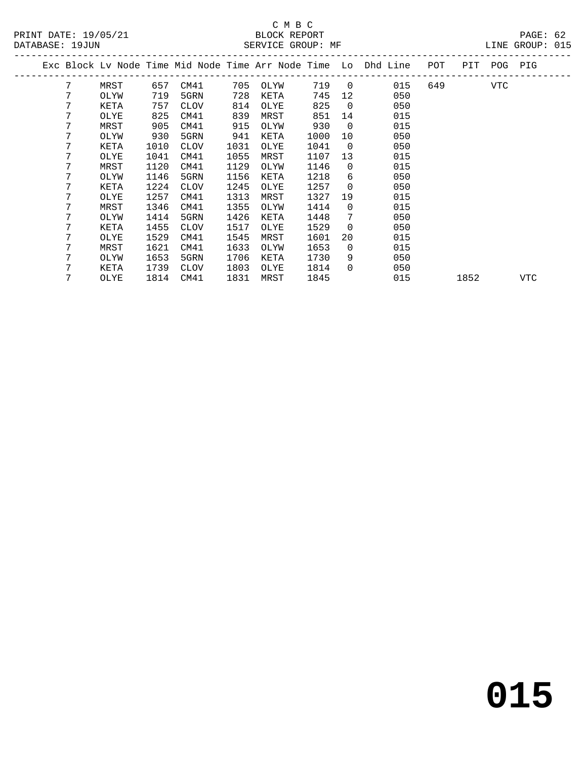C M B C

BLOCK REPORT

SERVICE GROUP: MF

PRINT DATE: 19/05/21
DATABASE: 19JUN

LINE GROUP: 015

| Exc | Block | Lv | Node | Time | Mid Node | Time | Arr Node | Time | Lo | Dhd Line | POT | PIT | POG | PIG |
|---|---|---|---|---|---|---|---|---|---|---|---|---|---|---|
| | 7 | | MRST | 657 | CM41 | 705 | OLYW | 719 | 0 | 015 | 649 | | VTC | |
| | 7 | | OLYW | 719 | 5GRN | 728 | KETA | 745 | 12 | 050 | | | | |
| | 7 | | KETA | 757 | CLOV | 814 | OLYE | 825 | 0 | 050 | | | | |
| | 7 | | OLYE | 825 | CM41 | 839 | MRST | 851 | 14 | 015 | | | | |
| | 7 | | MRST | 905 | CM41 | 915 | OLYW | 930 | 0 | 015 | | | | |
| | 7 | | OLYW | 930 | 5GRN | 941 | KETA | 1000 | 10 | 050 | | | | |
| | 7 | | KETA | 1010 | CLOV | 1031 | OLYE | 1041 | 0 | 050 | | | | |
| | 7 | | OLYE | 1041 | CM41 | 1055 | MRST | 1107 | 13 | 015 | | | | |
| | 7 | | MRST | 1120 | CM41 | 1129 | OLYW | 1146 | 0 | 015 | | | | |
| | 7 | | OLYW | 1146 | 5GRN | 1156 | KETA | 1218 | 6 | 050 | | | | |
| | 7 | | KETA | 1224 | CLOV | 1245 | OLYE | 1257 | 0 | 050 | | | | |
| | 7 | | OLYE | 1257 | CM41 | 1313 | MRST | 1327 | 19 | 015 | | | | |
| | 7 | | MRST | 1346 | CM41 | 1355 | OLYW | 1414 | 0 | 015 | | | | |
| | 7 | | OLYW | 1414 | 5GRN | 1426 | KETA | 1448 | 7 | 050 | | | | |
| | 7 | | KETA | 1455 | CLOV | 1517 | OLYE | 1529 | 0 | 050 | | | | |
| | 7 | | OLYE | 1529 | CM41 | 1545 | MRST | 1601 | 20 | 015 | | | | |
| | 7 | | MRST | 1621 | CM41 | 1633 | OLYW | 1653 | 0 | 015 | | | | |
| | 7 | | OLYW | 1653 | 5GRN | 1706 | KETA | 1730 | 9 | 050 | | | | |
| | 7 | | KETA | 1739 | CLOV | 1803 | OLYE | 1814 | 0 | 050 | | | | |
| | 7 | | OLYE | 1814 | CM41 | 1831 | MRST | 1845 | | 015 | | 1852 | | VTC |

# 015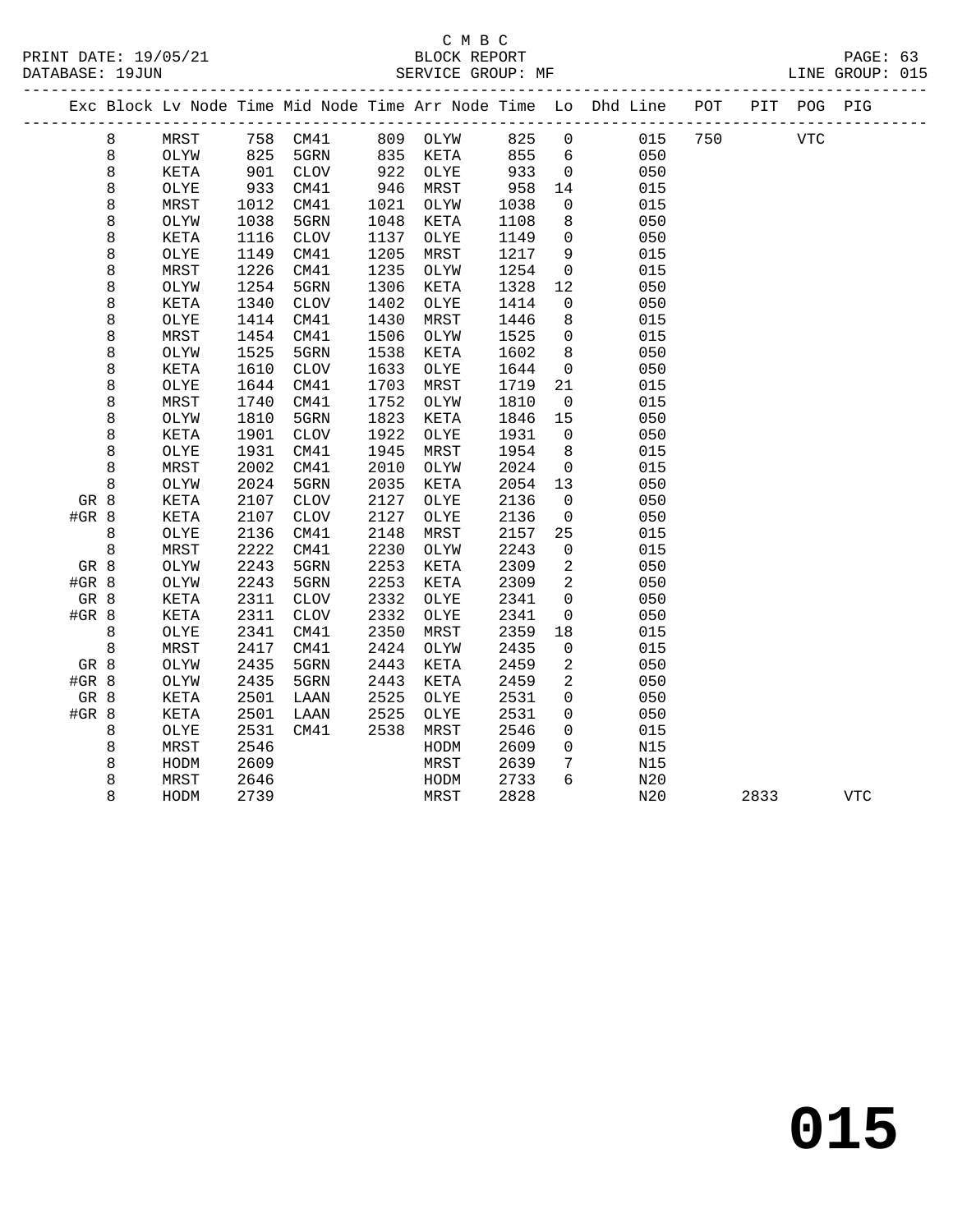C M B C
BLOCK REPORT
SERVICE GROUP: MF

PRINT DATE: 19/05/21
DATABASE: 19JUN
LINE GROUP: 015

| Exc | Block | Lv | Node | Time | Mid Node | Time | Arr Node | Time | Lo | Dhd Line | POT | PIT | POG | PIG |
|---|---|---|---|---|---|---|---|---|---|---|---|---|---|---|
| | 8 | | MRST | 758 | CM41 | 809 | OLYW | 825 | 0 | 015 | 750 | | VTC | |
| | 8 | | OLYW | 825 | 5GRN | 835 | KETA | 855 | 6 | 050 | | | | |
| | 8 | | KETA | 901 | CLOV | 922 | OLYE | 933 | 0 | 050 | | | | |
| | 8 | | OLYE | 933 | CM41 | 946 | MRST | 958 | 14 | 015 | | | | |
| | 8 | | MRST | 1012 | CM41 | 1021 | OLYW | 1038 | 0 | 015 | | | | |
| | 8 | | OLYW | 1038 | 5GRN | 1048 | KETA | 1108 | 8 | 050 | | | | |
| | 8 | | KETA | 1116 | CLOV | 1137 | OLYE | 1149 | 0 | 050 | | | | |
| | 8 | | OLYE | 1149 | CM41 | 1205 | MRST | 1217 | 9 | 015 | | | | |
| | 8 | | MRST | 1226 | CM41 | 1235 | OLYW | 1254 | 0 | 015 | | | | |
| | 8 | | OLYW | 1254 | 5GRN | 1306 | KETA | 1328 | 12 | 050 | | | | |
| | 8 | | KETA | 1340 | CLOV | 1402 | OLYE | 1414 | 0 | 050 | | | | |
| | 8 | | OLYE | 1414 | CM41 | 1430 | MRST | 1446 | 8 | 015 | | | | |
| | 8 | | MRST | 1454 | CM41 | 1506 | OLYW | 1525 | 0 | 015 | | | | |
| | 8 | | OLYW | 1525 | 5GRN | 1538 | KETA | 1602 | 8 | 050 | | | | |
| | 8 | | KETA | 1610 | CLOV | 1633 | OLYE | 1644 | 0 | 050 | | | | |
| | 8 | | OLYE | 1644 | CM41 | 1703 | MRST | 1719 | 21 | 015 | | | | |
| | 8 | | MRST | 1740 | CM41 | 1752 | OLYW | 1810 | 0 | 015 | | | | |
| | 8 | | OLYW | 1810 | 5GRN | 1823 | KETA | 1846 | 15 | 050 | | | | |
| | 8 | | KETA | 1901 | CLOV | 1922 | OLYE | 1931 | 0 | 050 | | | | |
| | 8 | | OLYE | 1931 | CM41 | 1945 | MRST | 1954 | 8 | 015 | | | | |
| | 8 | | MRST | 2002 | CM41 | 2010 | OLYW | 2024 | 0 | 015 | | | | |
| | 8 | | OLYW | 2024 | 5GRN | 2035 | KETA | 2054 | 13 | 050 | | | | |
| GR | 8 | | KETA | 2107 | CLOV | 2127 | OLYE | 2136 | 0 | 050 | | | | |
| #GR | 8 | | KETA | 2107 | CLOV | 2127 | OLYE | 2136 | 0 | 050 | | | | |
| | 8 | | OLYE | 2136 | CM41 | 2148 | MRST | 2157 | 25 | 015 | | | | |
| | 8 | | MRST | 2222 | CM41 | 2230 | OLYW | 2243 | 0 | 015 | | | | |
| GR | 8 | | OLYW | 2243 | 5GRN | 2253 | KETA | 2309 | 2 | 050 | | | | |
| #GR | 8 | | OLYW | 2243 | 5GRN | 2253 | KETA | 2309 | 2 | 050 | | | | |
| GR | 8 | | KETA | 2311 | CLOV | 2332 | OLYE | 2341 | 0 | 050 | | | | |
| #GR | 8 | | KETA | 2311 | CLOV | 2332 | OLYE | 2341 | 0 | 050 | | | | |
| | 8 | | OLYE | 2341 | CM41 | 2350 | MRST | 2359 | 18 | 015 | | | | |
| | 8 | | MRST | 2417 | CM41 | 2424 | OLYW | 2435 | 0 | 015 | | | | |
| GR | 8 | | OLYW | 2435 | 5GRN | 2443 | KETA | 2459 | 2 | 050 | | | | |
| #GR | 8 | | OLYW | 2435 | 5GRN | 2443 | KETA | 2459 | 2 | 050 | | | | |
| GR | 8 | | KETA | 2501 | LAAN | 2525 | OLYE | 2531 | 0 | 050 | | | | |
| #GR | 8 | | KETA | 2501 | LAAN | 2525 | OLYE | 2531 | 0 | 050 | | | | |
| | 8 | | OLYE | 2531 | CM41 | 2538 | MRST | 2546 | 0 | 015 | | | | |
| | 8 | | MRST | 2546 | | | HODM | 2609 | 0 | N15 | | | | |
| | 8 | | HODM | 2609 | | | MRST | 2639 | 7 | N15 | | | | |
| | 8 | | MRST | 2646 | | | HODM | 2733 | 6 | N20 | | | | |
| | 8 | | HODM | 2739 | | | MRST | 2828 | | N20 | | 2833 | | VTC |

015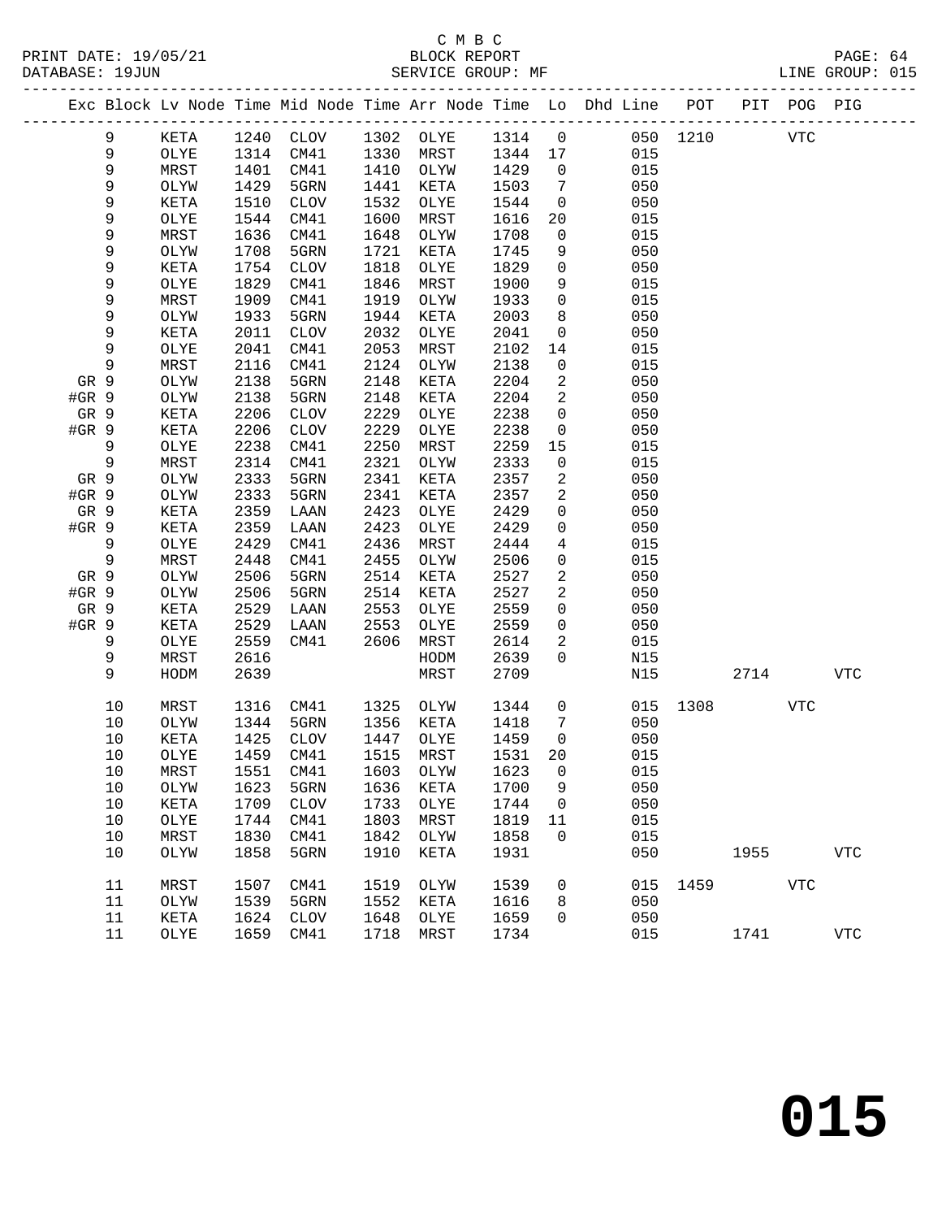C M B C
PRINT DATE: 19/05/21 BLOCK REPORT
DATABASE: 19JUN SERVICE GROUP: MF LINE GROUP: 015

| Exc | Block | Lv Node | Time | Mid Node | Time | Arr Node | Time | Lo | Dhd Line | POT | PIT | POG | PIG |
|---|---|---|---|---|---|---|---|---|---|---|---|---|---|
| | 9 | KETA | 1240 | CLOV | 1302 | OLYE | 1314 | 0 | 050 | 1210 | | VTC | |
| | 9 | OLYE | 1314 | CM41 | 1330 | MRST | 1344 | 17 | 015 | | | | |
| | 9 | MRST | 1401 | CM41 | 1410 | OLYW | 1429 | 0 | 015 | | | | |
| | 9 | OLYW | 1429 | 5GRN | 1441 | KETA | 1503 | 7 | 050 | | | | |
| | 9 | KETA | 1510 | CLOV | 1532 | OLYE | 1544 | 0 | 050 | | | | |
| | 9 | OLYE | 1544 | CM41 | 1600 | MRST | 1616 | 20 | 015 | | | | |
| | 9 | MRST | 1636 | CM41 | 1648 | OLYW | 1708 | 0 | 015 | | | | |
| | 9 | OLYW | 1708 | 5GRN | 1721 | KETA | 1745 | 9 | 050 | | | | |
| | 9 | KETA | 1754 | CLOV | 1818 | OLYE | 1829 | 0 | 050 | | | | |
| | 9 | OLYE | 1829 | CM41 | 1846 | MRST | 1900 | 9 | 015 | | | | |
| | 9 | MRST | 1909 | CM41 | 1919 | OLYW | 1933 | 0 | 015 | | | | |
| | 9 | OLYW | 1933 | 5GRN | 1944 | KETA | 2003 | 8 | 050 | | | | |
| | 9 | KETA | 2011 | CLOV | 2032 | OLYE | 2041 | 0 | 050 | | | | |
| | 9 | OLYE | 2041 | CM41 | 2053 | MRST | 2102 | 14 | 015 | | | | |
| | 9 | MRST | 2116 | CM41 | 2124 | OLYW | 2138 | 0 | 015 | | | | |
| GR | 9 | OLYW | 2138 | 5GRN | 2148 | KETA | 2204 | 2 | 050 | | | | |
| #GR | 9 | OLYW | 2138 | 5GRN | 2148 | KETA | 2204 | 2 | 050 | | | | |
| GR | 9 | KETA | 2206 | CLOV | 2229 | OLYE | 2238 | 0 | 050 | | | | |
| #GR | 9 | KETA | 2206 | CLOV | 2229 | OLYE | 2238 | 0 | 050 | | | | |
| | 9 | OLYE | 2238 | CM41 | 2250 | MRST | 2259 | 15 | 015 | | | | |
| | 9 | MRST | 2314 | CM41 | 2321 | OLYW | 2333 | 0 | 015 | | | | |
| GR | 9 | OLYW | 2333 | 5GRN | 2341 | KETA | 2357 | 2 | 050 | | | | |
| #GR | 9 | OLYW | 2333 | 5GRN | 2341 | KETA | 2357 | 2 | 050 | | | | |
| GR | 9 | KETA | 2359 | LAAN | 2423 | OLYE | 2429 | 0 | 050 | | | | |
| #GR | 9 | KETA | 2359 | LAAN | 2423 | OLYE | 2429 | 0 | 050 | | | | |
| | 9 | OLYE | 2429 | CM41 | 2436 | MRST | 2444 | 4 | 015 | | | | |
| | 9 | MRST | 2448 | CM41 | 2455 | OLYW | 2506 | 0 | 015 | | | | |
| GR | 9 | OLYW | 2506 | 5GRN | 2514 | KETA | 2527 | 2 | 050 | | | | |
| #GR | 9 | OLYW | 2506 | 5GRN | 2514 | KETA | 2527 | 2 | 050 | | | | |
| GR | 9 | KETA | 2529 | LAAN | 2553 | OLYE | 2559 | 0 | 050 | | | | |
| #GR | 9 | KETA | 2529 | LAAN | 2553 | OLYE | 2559 | 0 | 050 | | | | |
| | 9 | OLYE | 2559 | CM41 | 2606 | MRST | 2614 | 2 | 015 | | | | |
| | 9 | MRST | 2616 | | | HODM | 2639 | 0 | N15 | | | | |
| | 9 | HODM | 2639 | | | MRST | 2709 | | N15 | | 2714 | | VTC |
| | 10 | MRST | 1316 | CM41 | 1325 | OLYW | 1344 | 0 | 015 | 1308 | | VTC | |
| | 10 | OLYW | 1344 | 5GRN | 1356 | KETA | 1418 | 7 | 050 | | | | |
| | 10 | KETA | 1425 | CLOV | 1447 | OLYE | 1459 | 0 | 050 | | | | |
| | 10 | OLYE | 1459 | CM41 | 1515 | MRST | 1531 | 20 | 015 | | | | |
| | 10 | MRST | 1551 | CM41 | 1603 | OLYW | 1623 | 0 | 015 | | | | |
| | 10 | OLYW | 1623 | 5GRN | 1636 | KETA | 1700 | 9 | 050 | | | | |
| | 10 | KETA | 1709 | CLOV | 1733 | OLYE | 1744 | 0 | 050 | | | | |
| | 10 | OLYE | 1744 | CM41 | 1803 | MRST | 1819 | 11 | 015 | | | | |
| | 10 | MRST | 1830 | CM41 | 1842 | OLYW | 1858 | 0 | 015 | | | | |
| | 10 | OLYW | 1858 | 5GRN | 1910 | KETA | 1931 | | 050 | | 1955 | | VTC |
| | 11 | MRST | 1507 | CM41 | 1519 | OLYW | 1539 | 0 | 015 | 1459 | | VTC | |
| | 11 | OLYW | 1539 | 5GRN | 1552 | KETA | 1616 | 8 | 050 | | | | |
| | 11 | KETA | 1624 | CLOV | 1648 | OLYE | 1659 | 0 | 050 | | | | |
| | 11 | OLYE | 1659 | CM41 | 1718 | MRST | 1734 | | 015 | | 1741 | | VTC |

# 015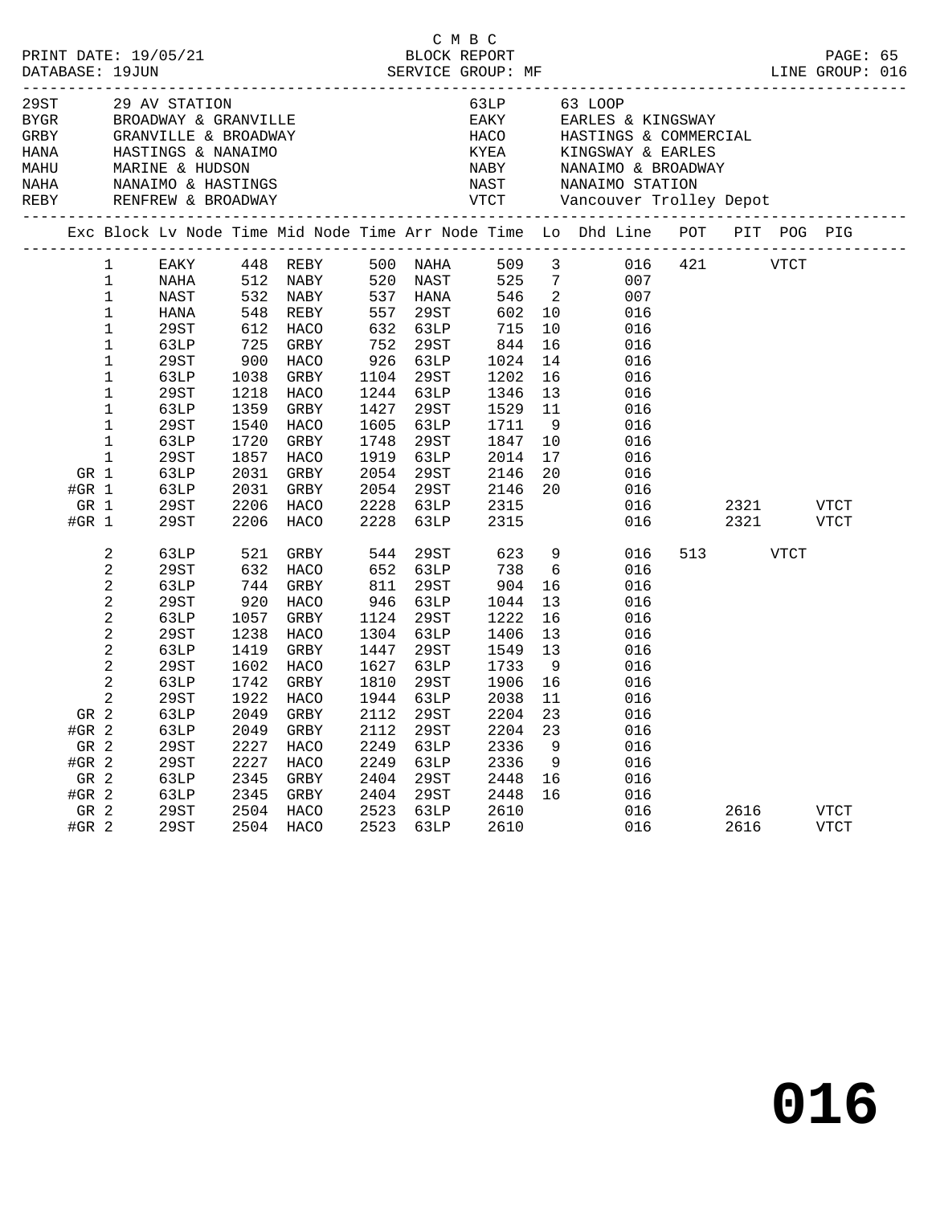C M B C
PRINT DATE: 19/05/21 BLOCK REPORT
DATABASE: 19JUN SERVICE GROUP: MF LINE GROUP: 016

| Code | Description | Code | Description |
|---|---|---|---|
| 29ST | 29 AV STATION | 63LP | 63 LOOP |
| BYGR | BROADWAY & GRANVILLE | EAKY | EARLES & KINGSWAY |
| GRBY | GRANVILLE & BROADWAY | HACO | HASTINGS & COMMERCIAL |
| HANA | HASTINGS & NANAIMO | KYEA | KINGSWAY & EARLES |
| MAHU | MARINE & HUDSON | NABY | NANAIMO & BROADWAY |
| NAHA | NANAIMO & HASTINGS | NAST | NANAIMO STATION |
| REBY | RENFREW & BROADWAY | VTCT | Vancouver Trolley Depot |

| Exc | Block | Lv Node | Time | Mid Node | Time | Arr Node | Time | Lo | Dhd Line | POT | PIT | POG | PIG |
|---|---|---|---|---|---|---|---|---|---|---|---|---|---|
| | 1 | EAKY | 448 | REBY | 500 | NAHA | 509 | 3 | 016 | 421 | | VTCT | |
| | 1 | NAHA | 512 | NABY | 520 | NAST | 525 | 7 | 007 | | | | |
| | 1 | NAST | 532 | NABY | 537 | HANA | 546 | 2 | 007 | | | | |
| | 1 | HANA | 548 | REBY | 557 | 29ST | 602 | 10 | 016 | | | | |
| | 1 | 29ST | 612 | HACO | 632 | 63LP | 715 | 10 | 016 | | | | |
| | 1 | 63LP | 725 | GRBY | 752 | 29ST | 844 | 16 | 016 | | | | |
| | 1 | 29ST | 900 | HACO | 926 | 63LP | 1024 | 14 | 016 | | | | |
| | 1 | 63LP | 1038 | GRBY | 1104 | 29ST | 1202 | 16 | 016 | | | | |
| | 1 | 29ST | 1218 | HACO | 1244 | 63LP | 1346 | 13 | 016 | | | | |
| | 1 | 63LP | 1359 | GRBY | 1427 | 29ST | 1529 | 11 | 016 | | | | |
| | 1 | 29ST | 1540 | HACO | 1605 | 63LP | 1711 | 9 | 016 | | | | |
| | 1 | 63LP | 1720 | GRBY | 1748 | 29ST | 1847 | 10 | 016 | | | | |
| | 1 | 29ST | 1857 | HACO | 1919 | 63LP | 2014 | 17 | 016 | | | | |
| GR | 1 | 63LP | 2031 | GRBY | 2054 | 29ST | 2146 | 20 | 016 | | | | |
| #GR | 1 | 63LP | 2031 | GRBY | 2054 | 29ST | 2146 | 20 | 016 | | | | |
| GR | 1 | 29ST | 2206 | HACO | 2228 | 63LP | 2315 | | 016 | | 2321 | | VTCT |
| #GR | 1 | 29ST | 2206 | HACO | 2228 | 63LP | 2315 | | 016 | | 2321 | | VTCT |
| | 2 | 63LP | 521 | GRBY | 544 | 29ST | 623 | 9 | 016 | 513 | | VTCT | |
| | 2 | 29ST | 632 | HACO | 652 | 63LP | 738 | 6 | 016 | | | | |
| | 2 | 63LP | 744 | GRBY | 811 | 29ST | 904 | 16 | 016 | | | | |
| | 2 | 29ST | 920 | HACO | 946 | 63LP | 1044 | 13 | 016 | | | | |
| | 2 | 63LP | 1057 | GRBY | 1124 | 29ST | 1222 | 16 | 016 | | | | |
| | 2 | 29ST | 1238 | HACO | 1304 | 63LP | 1406 | 13 | 016 | | | | |
| | 2 | 63LP | 1419 | GRBY | 1447 | 29ST | 1549 | 13 | 016 | | | | |
| | 2 | 29ST | 1602 | HACO | 1627 | 63LP | 1733 | 9 | 016 | | | | |
| | 2 | 63LP | 1742 | GRBY | 1810 | 29ST | 1906 | 16 | 016 | | | | |
| | 2 | 29ST | 1922 | HACO | 1944 | 63LP | 2038 | 11 | 016 | | | | |
| GR | 2 | 63LP | 2049 | GRBY | 2112 | 29ST | 2204 | 23 | 016 | | | | |
| #GR | 2 | 63LP | 2049 | GRBY | 2112 | 29ST | 2204 | 23 | 016 | | | | |
| GR | 2 | 29ST | 2227 | HACO | 2249 | 63LP | 2336 | 9 | 016 | | | | |
| #GR | 2 | 29ST | 2227 | HACO | 2249 | 63LP | 2336 | 9 | 016 | | | | |
| GR | 2 | 63LP | 2345 | GRBY | 2404 | 29ST | 2448 | 16 | 016 | | | | |
| #GR | 2 | 63LP | 2345 | GRBY | 2404 | 29ST | 2448 | 16 | 016 | | | | |
| GR | 2 | 29ST | 2504 | HACO | 2523 | 63LP | 2610 | | 016 | | 2616 | | VTCT |
| #GR | 2 | 29ST | 2504 | HACO | 2523 | 63LP | 2610 | | 016 | | 2616 | | VTCT |

016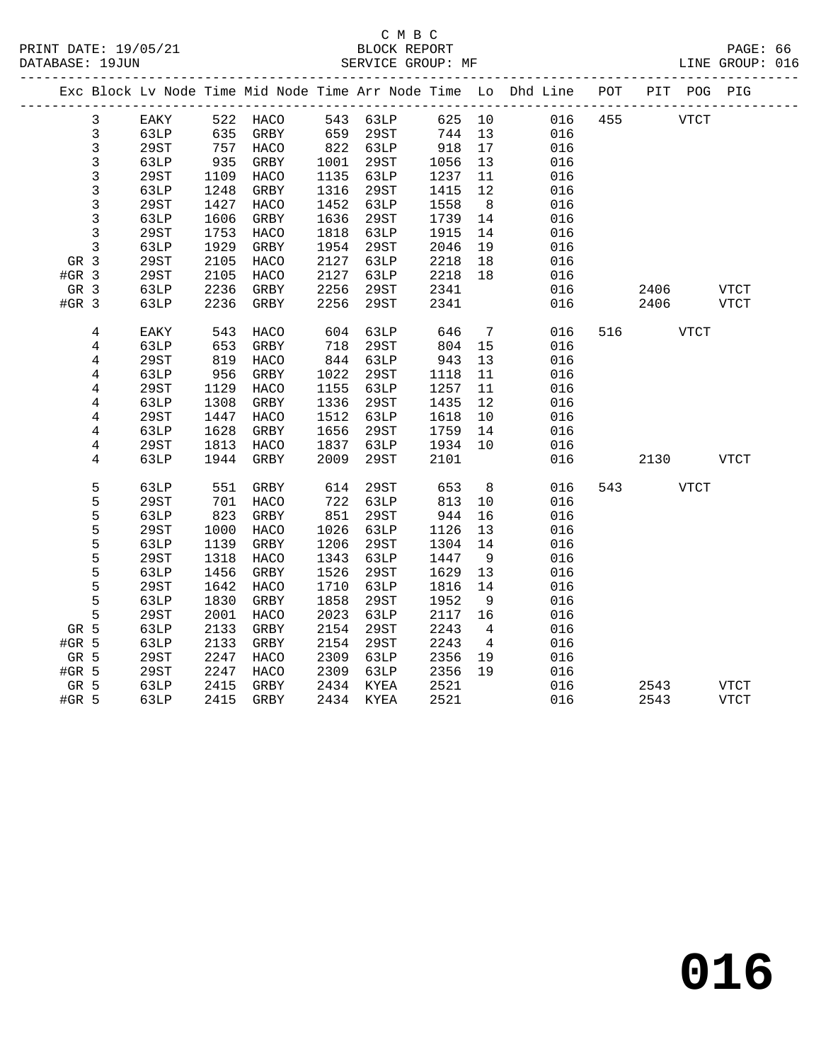C M B C
BLOCK REPORT
SERVICE GROUP: MF

PRINT DATE: 19/05/21
DATABASE: 19JUN
LINE GROUP: 016

| Exc | Block | Lv Node | Time | Mid Node | Time | Arr Node | Time | Lo | Dhd Line | POT | PIT | POG | PIG |
|---|---|---|---|---|---|---|---|---|---|---|---|---|---|
| | 3 | EAKY | 522 | HACO | 543 | 63LP | 625 | 10 | 016 | 455 | | VTCT | |
| | 3 | 63LP | 635 | GRBY | 659 | 29ST | 744 | 13 | 016 | | | | |
| | 3 | 29ST | 757 | HACO | 822 | 63LP | 918 | 17 | 016 | | | | |
| | 3 | 63LP | 935 | GRBY | 1001 | 29ST | 1056 | 13 | 016 | | | | |
| | 3 | 29ST | 1109 | HACO | 1135 | 63LP | 1237 | 11 | 016 | | | | |
| | 3 | 63LP | 1248 | GRBY | 1316 | 29ST | 1415 | 12 | 016 | | | | |
| | 3 | 29ST | 1427 | HACO | 1452 | 63LP | 1558 | 8 | 016 | | | | |
| | 3 | 63LP | 1606 | GRBY | 1636 | 29ST | 1739 | 14 | 016 | | | | |
| | 3 | 29ST | 1753 | HACO | 1818 | 63LP | 1915 | 14 | 016 | | | | |
| | 3 | 63LP | 1929 | GRBY | 1954 | 29ST | 2046 | 19 | 016 | | | | |
| GR | 3 | 29ST | 2105 | HACO | 2127 | 63LP | 2218 | 18 | 016 | | | | |
| #GR | 3 | 29ST | 2105 | HACO | 2127 | 63LP | 2218 | 18 | 016 | | | | |
| GR | 3 | 63LP | 2236 | GRBY | 2256 | 29ST | 2341 | | 016 | | 2406 | | VTCT |
| #GR | 3 | 63LP | 2236 | GRBY | 2256 | 29ST | 2341 | | 016 | | 2406 | | VTCT |
| | 4 | EAKY | 543 | HACO | 604 | 63LP | 646 | 7 | 016 | 516 | | VTCT | |
| | 4 | 63LP | 653 | GRBY | 718 | 29ST | 804 | 15 | 016 | | | | |
| | 4 | 29ST | 819 | HACO | 844 | 63LP | 943 | 13 | 016 | | | | |
| | 4 | 63LP | 956 | GRBY | 1022 | 29ST | 1118 | 11 | 016 | | | | |
| | 4 | 29ST | 1129 | HACO | 1155 | 63LP | 1257 | 11 | 016 | | | | |
| | 4 | 63LP | 1308 | GRBY | 1336 | 29ST | 1435 | 12 | 016 | | | | |
| | 4 | 29ST | 1447 | HACO | 1512 | 63LP | 1618 | 10 | 016 | | | | |
| | 4 | 63LP | 1628 | GRBY | 1656 | 29ST | 1759 | 14 | 016 | | | | |
| | 4 | 29ST | 1813 | HACO | 1837 | 63LP | 1934 | 10 | 016 | | | | |
| | 4 | 63LP | 1944 | GRBY | 2009 | 29ST | 2101 | | 016 | | 2130 | | VTCT |
| | 5 | 63LP | 551 | GRBY | 614 | 29ST | 653 | 8 | 016 | 543 | | VTCT | |
| | 5 | 29ST | 701 | HACO | 722 | 63LP | 813 | 10 | 016 | | | | |
| | 5 | 63LP | 823 | GRBY | 851 | 29ST | 944 | 16 | 016 | | | | |
| | 5 | 29ST | 1000 | HACO | 1026 | 63LP | 1126 | 13 | 016 | | | | |
| | 5 | 63LP | 1139 | GRBY | 1206 | 29ST | 1304 | 14 | 016 | | | | |
| | 5 | 29ST | 1318 | HACO | 1343 | 63LP | 1447 | 9 | 016 | | | | |
| | 5 | 63LP | 1456 | GRBY | 1526 | 29ST | 1629 | 13 | 016 | | | | |
| | 5 | 29ST | 1642 | HACO | 1710 | 63LP | 1816 | 14 | 016 | | | | |
| | 5 | 63LP | 1830 | GRBY | 1858 | 29ST | 1952 | 9 | 016 | | | | |
| | 5 | 29ST | 2001 | HACO | 2023 | 63LP | 2117 | 16 | 016 | | | | |
| GR | 5 | 63LP | 2133 | GRBY | 2154 | 29ST | 2243 | 4 | 016 | | | | |
| #GR | 5 | 63LP | 2133 | GRBY | 2154 | 29ST | 2243 | 4 | 016 | | | | |
| GR | 5 | 29ST | 2247 | HACO | 2309 | 63LP | 2356 | 19 | 016 | | | | |
| #GR | 5 | 29ST | 2247 | HACO | 2309 | 63LP | 2356 | 19 | 016 | | | | |
| GR | 5 | 63LP | 2415 | GRBY | 2434 | KYEA | 2521 | | 016 | | 2543 | | VTCT |
| #GR | 5 | 63LP | 2415 | GRBY | 2434 | KYEA | 2521 | | 016 | | 2543 | | VTCT |

016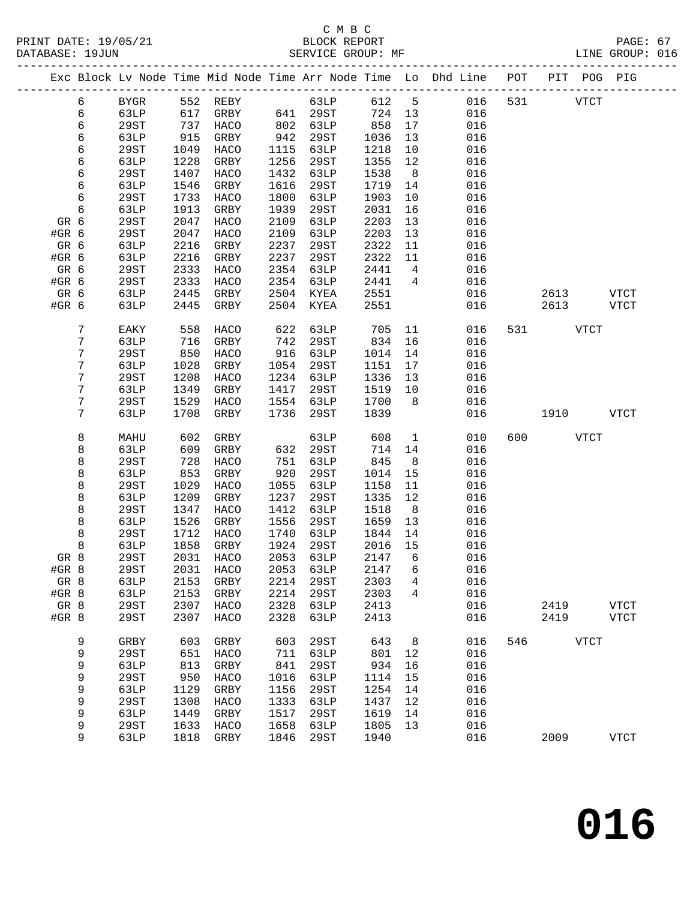C M B C
PRINT DATE: 19/05/21 BLOCK REPORT
DATABASE: 19JUN SERVICE GROUP: MF LINE GROUP: 016

| Exc | Block | Lv Node | Time | Mid Node | Time | Arr Node | Time | Lo | Dhd Line | POT | PIT | POG | PIG |
|---|---|---|---|---|---|---|---|---|---|---|---|---|---|
| | 6 | BYGR | 552 | REBY | | 63LP | 612 | 5 | 016 | 531 | | VTCT | |
| | 6 | 63LP | 617 | GRBY | 641 | 29ST | 724 | 13 | 016 | | | | |
| | 6 | 29ST | 737 | HACO | 802 | 63LP | 858 | 17 | 016 | | | | |
| | 6 | 63LP | 915 | GRBY | 942 | 29ST | 1036 | 13 | 016 | | | | |
| | 6 | 29ST | 1049 | HACO | 1115 | 63LP | 1218 | 10 | 016 | | | | |
| | 6 | 63LP | 1228 | GRBY | 1256 | 29ST | 1355 | 12 | 016 | | | | |
| | 6 | 29ST | 1407 | HACO | 1432 | 63LP | 1538 | 8 | 016 | | | | |
| | 6 | 63LP | 1546 | GRBY | 1616 | 29ST | 1719 | 14 | 016 | | | | |
| | 6 | 29ST | 1733 | HACO | 1800 | 63LP | 1903 | 10 | 016 | | | | |
| | 6 | 63LP | 1913 | GRBY | 1939 | 29ST | 2031 | 16 | 016 | | | | |
| GR | 6 | 29ST | 2047 | HACO | 2109 | 63LP | 2203 | 13 | 016 | | | | |
| #GR | 6 | 29ST | 2047 | HACO | 2109 | 63LP | 2203 | 13 | 016 | | | | |
| GR | 6 | 63LP | 2216 | GRBY | 2237 | 29ST | 2322 | 11 | 016 | | | | |
| #GR | 6 | 63LP | 2216 | GRBY | 2237 | 29ST | 2322 | 11 | 016 | | | | |
| GR | 6 | 29ST | 2333 | HACO | 2354 | 63LP | 2441 | 4 | 016 | | | | |
| #GR | 6 | 29ST | 2333 | HACO | 2354 | 63LP | 2441 | 4 | 016 | | | | |
| GR | 6 | 63LP | 2445 | GRBY | 2504 | KYEA | 2551 | | 016 | | 2613 | | VTCT |
| #GR | 6 | 63LP | 2445 | GRBY | 2504 | KYEA | 2551 | | 016 | | 2613 | | VTCT |
| | 7 | EAKY | 558 | HACO | 622 | 63LP | 705 | 11 | 016 | 531 | | VTCT | |
| | 7 | 63LP | 716 | GRBY | 742 | 29ST | 834 | 16 | 016 | | | | |
| | 7 | 29ST | 850 | HACO | 916 | 63LP | 1014 | 14 | 016 | | | | |
| | 7 | 63LP | 1028 | GRBY | 1054 | 29ST | 1151 | 17 | 016 | | | | |
| | 7 | 29ST | 1208 | HACO | 1234 | 63LP | 1336 | 13 | 016 | | | | |
| | 7 | 63LP | 1349 | GRBY | 1417 | 29ST | 1519 | 10 | 016 | | | | |
| | 7 | 29ST | 1529 | HACO | 1554 | 63LP | 1700 | 8 | 016 | | | | |
| | 7 | 63LP | 1708 | GRBY | 1736 | 29ST | 1839 | | 016 | | 1910 | | VTCT |
| | 8 | MAHU | 602 | GRBY | | 63LP | 608 | 1 | 010 | 600 | | VTCT | |
| | 8 | 63LP | 609 | GRBY | 632 | 29ST | 714 | 14 | 016 | | | | |
| | 8 | 29ST | 728 | HACO | 751 | 63LP | 845 | 8 | 016 | | | | |
| | 8 | 63LP | 853 | GRBY | 920 | 29ST | 1014 | 15 | 016 | | | | |
| | 8 | 29ST | 1029 | HACO | 1055 | 63LP | 1158 | 11 | 016 | | | | |
| | 8 | 63LP | 1209 | GRBY | 1237 | 29ST | 1335 | 12 | 016 | | | | |
| | 8 | 29ST | 1347 | HACO | 1412 | 63LP | 1518 | 8 | 016 | | | | |
| | 8 | 63LP | 1526 | GRBY | 1556 | 29ST | 1659 | 13 | 016 | | | | |
| | 8 | 29ST | 1712 | HACO | 1740 | 63LP | 1844 | 14 | 016 | | | | |
| | 8 | 63LP | 1858 | GRBY | 1924 | 29ST | 2016 | 15 | 016 | | | | |
| GR | 8 | 29ST | 2031 | HACO | 2053 | 63LP | 2147 | 6 | 016 | | | | |
| #GR | 8 | 29ST | 2031 | HACO | 2053 | 63LP | 2147 | 6 | 016 | | | | |
| GR | 8 | 63LP | 2153 | GRBY | 2214 | 29ST | 2303 | 4 | 016 | | | | |
| #GR | 8 | 63LP | 2153 | GRBY | 2214 | 29ST | 2303 | 4 | 016 | | | | |
| GR | 8 | 29ST | 2307 | HACO | 2328 | 63LP | 2413 | | 016 | | 2419 | | VTCT |
| #GR | 8 | 29ST | 2307 | HACO | 2328 | 63LP | 2413 | | 016 | | 2419 | | VTCT |
| | 9 | GRBY | 603 | GRBY | 603 | 29ST | 643 | 8 | 016 | 546 | | VTCT | |
| | 9 | 29ST | 651 | HACO | 711 | 63LP | 801 | 12 | 016 | | | | |
| | 9 | 63LP | 813 | GRBY | 841 | 29ST | 934 | 16 | 016 | | | | |
| | 9 | 29ST | 950 | HACO | 1016 | 63LP | 1114 | 15 | 016 | | | | |
| | 9 | 63LP | 1129 | GRBY | 1156 | 29ST | 1254 | 14 | 016 | | | | |
| | 9 | 29ST | 1308 | HACO | 1333 | 63LP | 1437 | 12 | 016 | | | | |
| | 9 | 63LP | 1449 | GRBY | 1517 | 29ST | 1619 | 14 | 016 | | | | |
| | 9 | 29ST | 1633 | HACO | 1658 | 63LP | 1805 | 13 | 016 | | | | |
| | 9 | 63LP | 1818 | GRBY | 1846 | 29ST | 1940 | | 016 | | 2009 | | VTCT |

**016**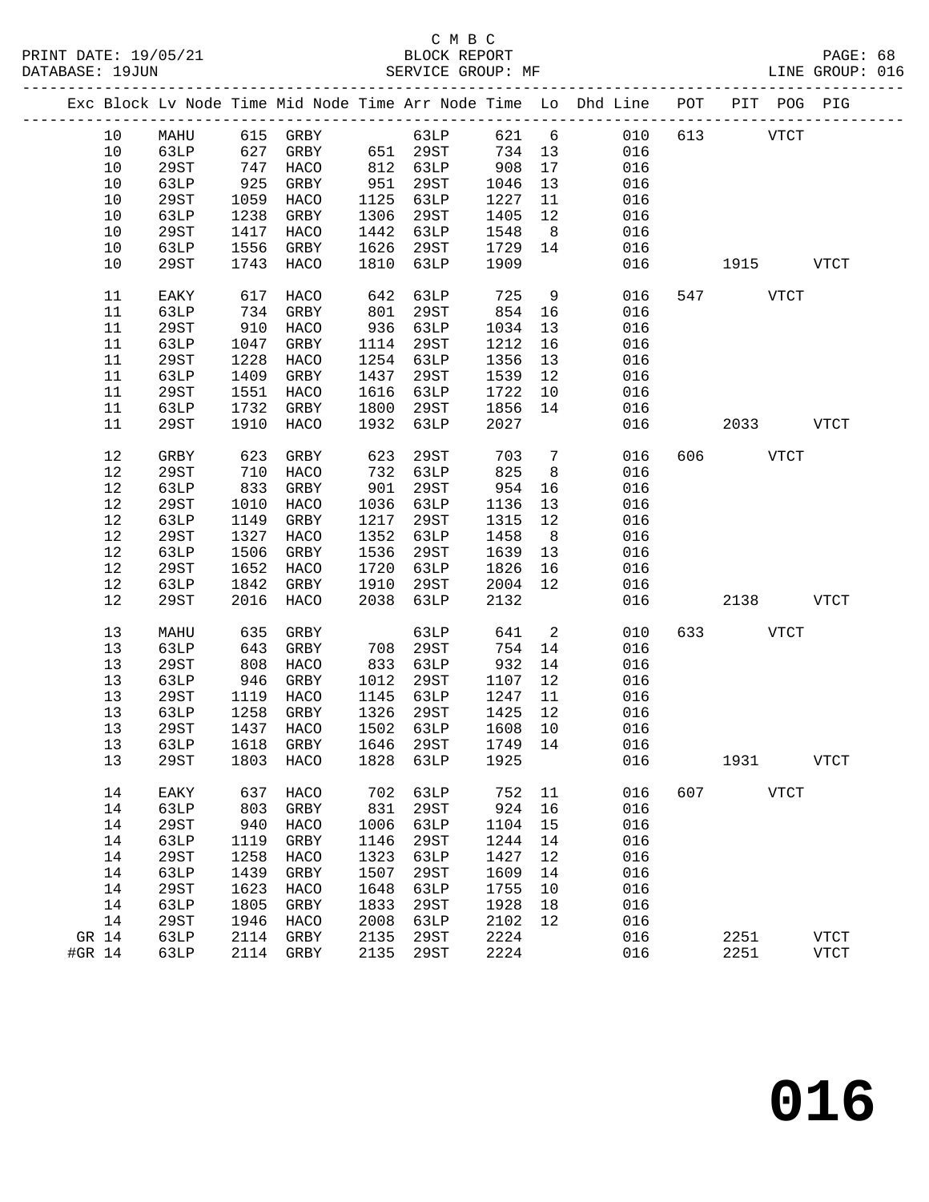C M B C
BLOCK REPORT
SERVICE GROUP: MF

PRINT DATE: 19/05/21
DATABASE: 19JUN

LINE GROUP: 016

| Exc | Block | Lv Node | Time | Mid Node | Time | Arr Node | Time | Lo | Dhd Line | POT | PIT | POG | PIG |
|---|---|---|---|---|---|---|---|---|---|---|---|---|---|
| | 10 | MAHU | 615 | GRBY | | 63LP | 621 | 6 | 010 | 613 | | VTCT | |
| | 10 | 63LP | 627 | GRBY | 651 | 29ST | 734 | 13 | 016 | | | | |
| | 10 | 29ST | 747 | HACO | 812 | 63LP | 908 | 17 | 016 | | | | |
| | 10 | 63LP | 925 | GRBY | 951 | 29ST | 1046 | 13 | 016 | | | | |
| | 10 | 29ST | 1059 | HACO | 1125 | 63LP | 1227 | 11 | 016 | | | | |
| | 10 | 63LP | 1238 | GRBY | 1306 | 29ST | 1405 | 12 | 016 | | | | |
| | 10 | 29ST | 1417 | HACO | 1442 | 63LP | 1548 | 8 | 016 | | | | |
| | 10 | 63LP | 1556 | GRBY | 1626 | 29ST | 1729 | 14 | 016 | | | | |
| | 10 | 29ST | 1743 | HACO | 1810 | 63LP | 1909 | | 016 | | 1915 | | VTCT |
| | 11 | EAKY | 617 | HACO | 642 | 63LP | 725 | 9 | 016 | 547 | | VTCT | |
| | 11 | 63LP | 734 | GRBY | 801 | 29ST | 854 | 16 | 016 | | | | |
| | 11 | 29ST | 910 | HACO | 936 | 63LP | 1034 | 13 | 016 | | | | |
| | 11 | 63LP | 1047 | GRBY | 1114 | 29ST | 1212 | 16 | 016 | | | | |
| | 11 | 29ST | 1228 | HACO | 1254 | 63LP | 1356 | 13 | 016 | | | | |
| | 11 | 63LP | 1409 | GRBY | 1437 | 29ST | 1539 | 12 | 016 | | | | |
| | 11 | 29ST | 1551 | HACO | 1616 | 63LP | 1722 | 10 | 016 | | | | |
| | 11 | 63LP | 1732 | GRBY | 1800 | 29ST | 1856 | 14 | 016 | | | | |
| | 11 | 29ST | 1910 | HACO | 1932 | 63LP | 2027 | | 016 | | 2033 | | VTCT |
| | 12 | GRBY | 623 | GRBY | 623 | 29ST | 703 | 7 | 016 | 606 | | VTCT | |
| | 12 | 29ST | 710 | HACO | 732 | 63LP | 825 | 8 | 016 | | | | |
| | 12 | 63LP | 833 | GRBY | 901 | 29ST | 954 | 16 | 016 | | | | |
| | 12 | 29ST | 1010 | HACO | 1036 | 63LP | 1136 | 13 | 016 | | | | |
| | 12 | 63LP | 1149 | GRBY | 1217 | 29ST | 1315 | 12 | 016 | | | | |
| | 12 | 29ST | 1327 | HACO | 1352 | 63LP | 1458 | 8 | 016 | | | | |
| | 12 | 63LP | 1506 | GRBY | 1536 | 29ST | 1639 | 13 | 016 | | | | |
| | 12 | 29ST | 1652 | HACO | 1720 | 63LP | 1826 | 16 | 016 | | | | |
| | 12 | 63LP | 1842 | GRBY | 1910 | 29ST | 2004 | 12 | 016 | | | | |
| | 12 | 29ST | 2016 | HACO | 2038 | 63LP | 2132 | | 016 | | 2138 | | VTCT |
| | 13 | MAHU | 635 | GRBY | | 63LP | 641 | 2 | 010 | 633 | | VTCT | |
| | 13 | 63LP | 643 | GRBY | 708 | 29ST | 754 | 14 | 016 | | | | |
| | 13 | 29ST | 808 | HACO | 833 | 63LP | 932 | 14 | 016 | | | | |
| | 13 | 63LP | 946 | GRBY | 1012 | 29ST | 1107 | 12 | 016 | | | | |
| | 13 | 29ST | 1119 | HACO | 1145 | 63LP | 1247 | 11 | 016 | | | | |
| | 13 | 63LP | 1258 | GRBY | 1326 | 29ST | 1425 | 12 | 016 | | | | |
| | 13 | 29ST | 1437 | HACO | 1502 | 63LP | 1608 | 10 | 016 | | | | |
| | 13 | 63LP | 1618 | GRBY | 1646 | 29ST | 1749 | 14 | 016 | | | | |
| | 13 | 29ST | 1803 | HACO | 1828 | 63LP | 1925 | | 016 | | 1931 | | VTCT |
| | 14 | EAKY | 637 | HACO | 702 | 63LP | 752 | 11 | 016 | 607 | | VTCT | |
| | 14 | 63LP | 803 | GRBY | 831 | 29ST | 924 | 16 | 016 | | | | |
| | 14 | 29ST | 940 | HACO | 1006 | 63LP | 1104 | 15 | 016 | | | | |
| | 14 | 63LP | 1119 | GRBY | 1146 | 29ST | 1244 | 14 | 016 | | | | |
| | 14 | 29ST | 1258 | HACO | 1323 | 63LP | 1427 | 12 | 016 | | | | |
| | 14 | 63LP | 1439 | GRBY | 1507 | 29ST | 1609 | 14 | 016 | | | | |
| | 14 | 29ST | 1623 | HACO | 1648 | 63LP | 1755 | 10 | 016 | | | | |
| | 14 | 63LP | 1805 | GRBY | 1833 | 29ST | 1928 | 18 | 016 | | | | |
| | 14 | 29ST | 1946 | HACO | 2008 | 63LP | 2102 | 12 | 016 | | | | |
| GR | 14 | 63LP | 2114 | GRBY | 2135 | 29ST | 2224 | | 016 | | 2251 | | VTCT |
| #GR | 14 | 63LP | 2114 | GRBY | 2135 | 29ST | 2224 | | 016 | | 2251 | | VTCT |

016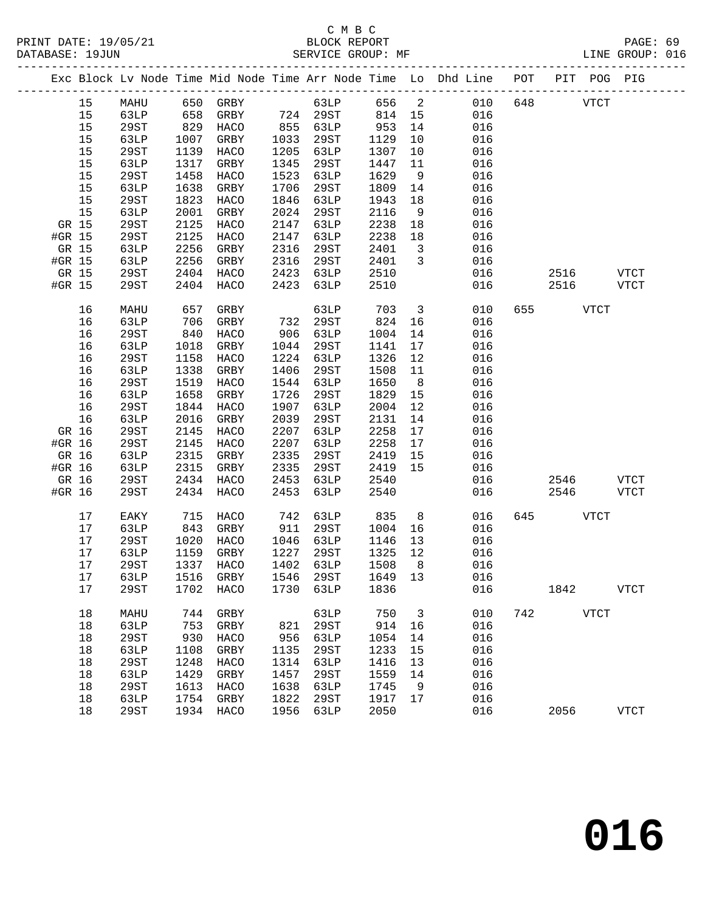C M B C
BLOCK REPORT
SERVICE GROUP: MF

PRINT DATE: 19/05/21
DATABASE: 19JUN
LINE GROUP: 016

| Exc | Block | Lv | Node | Time | Mid Node | Time | Arr Node | Time | Lo | Dhd Line | POT | PIT | POG | PIG |
|---|---|---|---|---|---|---|---|---|---|---|---|---|---|---|
| | 15 | | MAHU | 650 | GRBY | | 63LP | 656 | 2 | 010 | 648 | | VTCT | |
| | 15 | | 63LP | 658 | GRBY | 724 | 29ST | 814 | 15 | 016 | | | | |
| | 15 | | 29ST | 829 | HACO | 855 | 63LP | 953 | 14 | 016 | | | | |
| | 15 | | 63LP | 1007 | GRBY | 1033 | 29ST | 1129 | 10 | 016 | | | | |
| | 15 | | 29ST | 1139 | HACO | 1205 | 63LP | 1307 | 10 | 016 | | | | |
| | 15 | | 63LP | 1317 | GRBY | 1345 | 29ST | 1447 | 11 | 016 | | | | |
| | 15 | | 29ST | 1458 | HACO | 1523 | 63LP | 1629 | 9 | 016 | | | | |
| | 15 | | 63LP | 1638 | GRBY | 1706 | 29ST | 1809 | 14 | 016 | | | | |
| | 15 | | 29ST | 1823 | HACO | 1846 | 63LP | 1943 | 18 | 016 | | | | |
| | 15 | | 63LP | 2001 | GRBY | 2024 | 29ST | 2116 | 9 | 016 | | | | |
| GR | 15 | | 29ST | 2125 | HACO | 2147 | 63LP | 2238 | 18 | 016 | | | | |
| #GR | 15 | | 29ST | 2125 | HACO | 2147 | 63LP | 2238 | 18 | 016 | | | | |
| GR | 15 | | 63LP | 2256 | GRBY | 2316 | 29ST | 2401 | 3 | 016 | | | | |
| #GR | 15 | | 63LP | 2256 | GRBY | 2316 | 29ST | 2401 | 3 | 016 | | | | |
| GR | 15 | | 29ST | 2404 | HACO | 2423 | 63LP | 2510 | | 016 | | 2516 | | VTCT |
| #GR | 15 | | 29ST | 2404 | HACO | 2423 | 63LP | 2510 | | 016 | | 2516 | | VTCT |
| | 16 | | MAHU | 657 | GRBY | | 63LP | 703 | 3 | 010 | 655 | | VTCT | |
| | 16 | | 63LP | 706 | GRBY | 732 | 29ST | 824 | 16 | 016 | | | | |
| | 16 | | 29ST | 840 | HACO | 906 | 63LP | 1004 | 14 | 016 | | | | |
| | 16 | | 63LP | 1018 | GRBY | 1044 | 29ST | 1141 | 17 | 016 | | | | |
| | 16 | | 29ST | 1158 | HACO | 1224 | 63LP | 1326 | 12 | 016 | | | | |
| | 16 | | 63LP | 1338 | GRBY | 1406 | 29ST | 1508 | 11 | 016 | | | | |
| | 16 | | 29ST | 1519 | HACO | 1544 | 63LP | 1650 | 8 | 016 | | | | |
| | 16 | | 63LP | 1658 | GRBY | 1726 | 29ST | 1829 | 15 | 016 | | | | |
| | 16 | | 29ST | 1844 | HACO | 1907 | 63LP | 2004 | 12 | 016 | | | | |
| | 16 | | 63LP | 2016 | GRBY | 2039 | 29ST | 2131 | 14 | 016 | | | | |
| GR | 16 | | 29ST | 2145 | HACO | 2207 | 63LP | 2258 | 17 | 016 | | | | |
| #GR | 16 | | 29ST | 2145 | HACO | 2207 | 63LP | 2258 | 17 | 016 | | | | |
| GR | 16 | | 63LP | 2315 | GRBY | 2335 | 29ST | 2419 | 15 | 016 | | | | |
| #GR | 16 | | 63LP | 2315 | GRBY | 2335 | 29ST | 2419 | 15 | 016 | | | | |
| GR | 16 | | 29ST | 2434 | HACO | 2453 | 63LP | 2540 | | 016 | | 2546 | | VTCT |
| #GR | 16 | | 29ST | 2434 | HACO | 2453 | 63LP | 2540 | | 016 | | 2546 | | VTCT |
| | 17 | | EAKY | 715 | HACO | 742 | 63LP | 835 | 8 | 016 | 645 | | VTCT | |
| | 17 | | 63LP | 843 | GRBY | 911 | 29ST | 1004 | 16 | 016 | | | | |
| | 17 | | 29ST | 1020 | HACO | 1046 | 63LP | 1146 | 13 | 016 | | | | |
| | 17 | | 63LP | 1159 | GRBY | 1227 | 29ST | 1325 | 12 | 016 | | | | |
| | 17 | | 29ST | 1337 | HACO | 1402 | 63LP | 1508 | 8 | 016 | | | | |
| | 17 | | 63LP | 1516 | GRBY | 1546 | 29ST | 1649 | 13 | 016 | | | | |
| | 17 | | 29ST | 1702 | HACO | 1730 | 63LP | 1836 | | 016 | | 1842 | | VTCT |
| | 18 | | MAHU | 744 | GRBY | | 63LP | 750 | 3 | 010 | 742 | | VTCT | |
| | 18 | | 63LP | 753 | GRBY | 821 | 29ST | 914 | 16 | 016 | | | | |
| | 18 | | 29ST | 930 | HACO | 956 | 63LP | 1054 | 14 | 016 | | | | |
| | 18 | | 63LP | 1108 | GRBY | 1135 | 29ST | 1233 | 15 | 016 | | | | |
| | 18 | | 29ST | 1248 | HACO | 1314 | 63LP | 1416 | 13 | 016 | | | | |
| | 18 | | 63LP | 1429 | GRBY | 1457 | 29ST | 1559 | 14 | 016 | | | | |
| | 18 | | 29ST | 1613 | HACO | 1638 | 63LP | 1745 | 9 | 016 | | | | |
| | 18 | | 63LP | 1754 | GRBY | 1822 | 29ST | 1917 | 17 | 016 | | | | |
| | 18 | | 29ST | 1934 | HACO | 1956 | 63LP | 2050 | | 016 | | 2056 | | VTCT |

**016**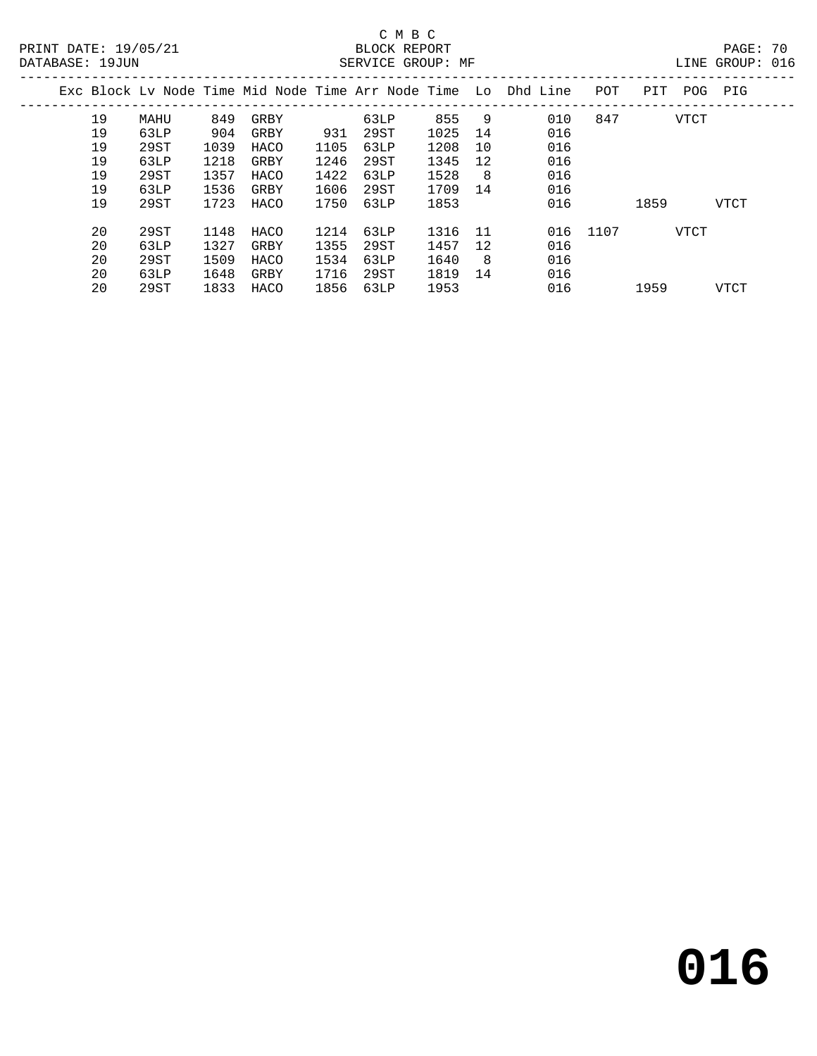C M B C
BLOCK REPORT
SERVICE GROUP: MF

PRINT DATE: 19/05/21
DATABASE: 19JUN
LINE GROUP: 016

| Exc | Block | Lv Node | Time | Mid Node | Time | Arr Node | Time | Lo | Dhd Line | POT | PIT | POG | PIG |
|---|---|---|---|---|---|---|---|---|---|---|---|---|---|
| | 19 | MAHU | 849 | GRBY | | 63LP | 855 | 9 | 010 | 847 | | VTCT | |
| | 19 | 63LP | 904 | GRBY | 931 | 29ST | 1025 | 14 | 016 | | | | |
| | 19 | 29ST | 1039 | HACO | 1105 | 63LP | 1208 | 10 | 016 | | | | |
| | 19 | 63LP | 1218 | GRBY | 1246 | 29ST | 1345 | 12 | 016 | | | | |
| | 19 | 29ST | 1357 | HACO | 1422 | 63LP | 1528 | 8 | 016 | | | | |
| | 19 | 63LP | 1536 | GRBY | 1606 | 29ST | 1709 | 14 | 016 | | | | |
| | 19 | 29ST | 1723 | HACO | 1750 | 63LP | 1853 | | 016 | | 1859 | | VTCT |
| | 20 | 29ST | 1148 | HACO | 1214 | 63LP | 1316 | 11 | 016 | 1107 | | VTCT | |
| | 20 | 63LP | 1327 | GRBY | 1355 | 29ST | 1457 | 12 | 016 | | | | |
| | 20 | 29ST | 1509 | HACO | 1534 | 63LP | 1640 | 8 | 016 | | | | |
| | 20 | 63LP | 1648 | GRBY | 1716 | 29ST | 1819 | 14 | 016 | | | | |
| | 20 | 29ST | 1833 | HACO | 1856 | 63LP | 1953 | | 016 | | 1959 | | VTCT |

# 016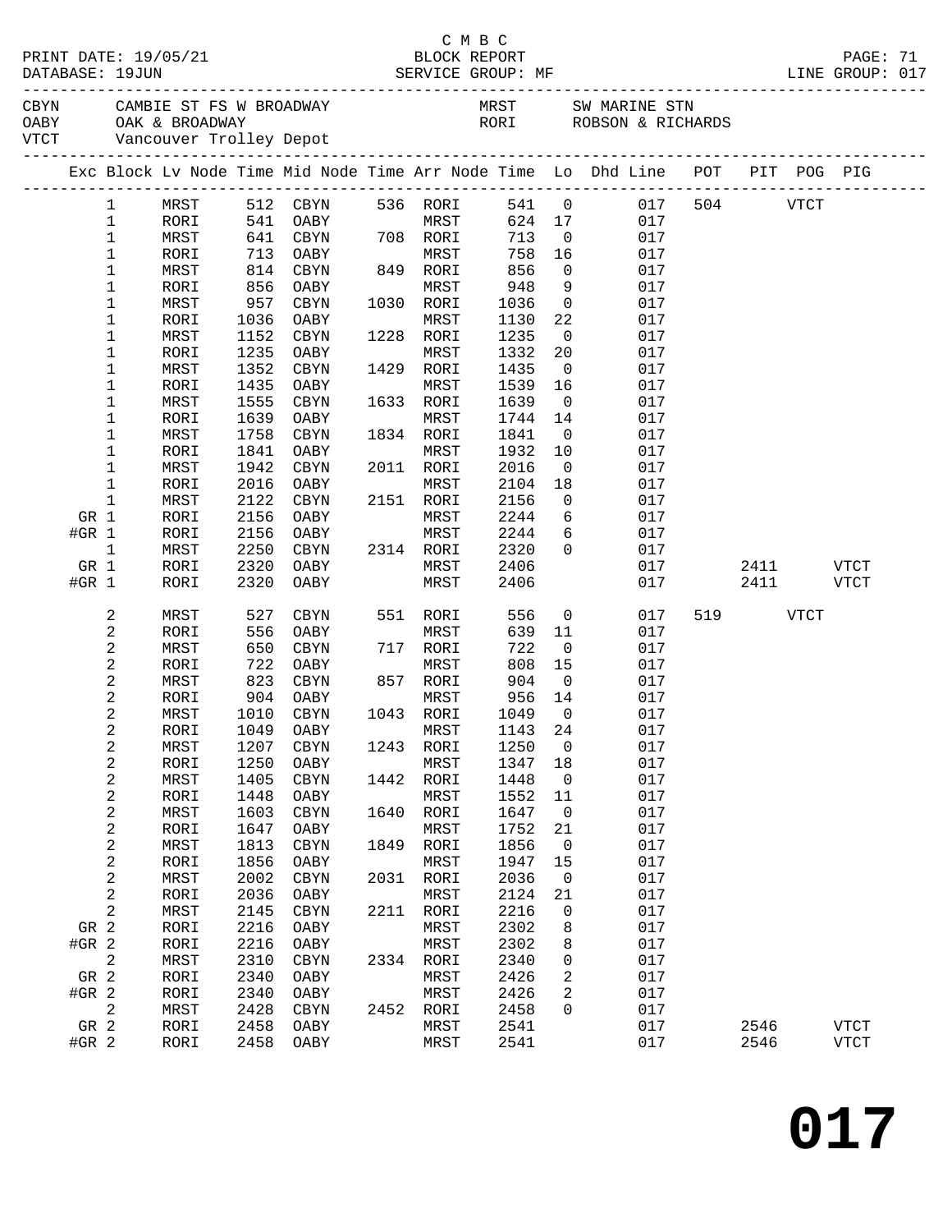C M B C

PRINT DATE: 19/05/21 BLOCK REPORT PAGE: 71
DATABASE: 19JUN SERVICE GROUP: MF LINE GROUP: 017

| | | | |
|---|---|---|---|
| CBYN | CAMBIE ST FS W BROADWAY | MRST | SW MARINE STN |
| OABY | OAK & BROADWAY | RORI | ROBSON & RICHARDS |
| VTCT | Vancouver Trolley Depot | | |

| Exc | Block | Lv Node | Time | Mid Node | Time | Arr Node | Time | Lo | Dhd Line | POT | PIT | POG | PIG |
|---|---|---|---|---|---|---|---|---|---|---|---|---|---|
| | 1 | MRST | 512 | CBYN | 536 | RORI | 541 | 0 | 017 | 504 | | VTCT | |
| | 1 | RORI | 541 | OABY | | MRST | 624 | 17 | 017 | | | | |
| | 1 | MRST | 641 | CBYN | 708 | RORI | 713 | 0 | 017 | | | | |
| | 1 | RORI | 713 | OABY | | MRST | 758 | 16 | 017 | | | | |
| | 1 | MRST | 814 | CBYN | 849 | RORI | 856 | 0 | 017 | | | | |
| | 1 | RORI | 856 | OABY | | MRST | 948 | 9 | 017 | | | | |
| | 1 | MRST | 957 | CBYN | 1030 | RORI | 1036 | 0 | 017 | | | | |
| | 1 | RORI | 1036 | OABY | | MRST | 1130 | 22 | 017 | | | | |
| | 1 | MRST | 1152 | CBYN | 1228 | RORI | 1235 | 0 | 017 | | | | |
| | 1 | RORI | 1235 | OABY | | MRST | 1332 | 20 | 017 | | | | |
| | 1 | MRST | 1352 | CBYN | 1429 | RORI | 1435 | 0 | 017 | | | | |
| | 1 | RORI | 1435 | OABY | | MRST | 1539 | 16 | 017 | | | | |
| | 1 | MRST | 1555 | CBYN | 1633 | RORI | 1639 | 0 | 017 | | | | |
| | 1 | RORI | 1639 | OABY | | MRST | 1744 | 14 | 017 | | | | |
| | 1 | MRST | 1758 | CBYN | 1834 | RORI | 1841 | 0 | 017 | | | | |
| | 1 | RORI | 1841 | OABY | | MRST | 1932 | 10 | 017 | | | | |
| | 1 | MRST | 1942 | CBYN | 2011 | RORI | 2016 | 0 | 017 | | | | |
| | 1 | RORI | 2016 | OABY | | MRST | 2104 | 18 | 017 | | | | |
| | 1 | MRST | 2122 | CBYN | 2151 | RORI | 2156 | 0 | 017 | | | | |
| GR | 1 | RORI | 2156 | OABY | | MRST | 2244 | 6 | 017 | | | | |
| #GR | 1 | RORI | 2156 | OABY | | MRST | 2244 | 6 | 017 | | | | |
| | 1 | MRST | 2250 | CBYN | 2314 | RORI | 2320 | 0 | 017 | | | | |
| GR | 1 | RORI | 2320 | OABY | | MRST | 2406 | | 017 | | 2411 | | VTCT |
| #GR | 1 | RORI | 2320 | OABY | | MRST | 2406 | | 017 | | 2411 | | VTCT |
| | 2 | MRST | 527 | CBYN | 551 | RORI | 556 | 0 | 017 | 519 | | VTCT | |
| | 2 | RORI | 556 | OABY | | MRST | 639 | 11 | 017 | | | | |
| | 2 | MRST | 650 | CBYN | 717 | RORI | 722 | 0 | 017 | | | | |
| | 2 | RORI | 722 | OABY | | MRST | 808 | 15 | 017 | | | | |
| | 2 | MRST | 823 | CBYN | 857 | RORI | 904 | 0 | 017 | | | | |
| | 2 | RORI | 904 | OABY | | MRST | 956 | 14 | 017 | | | | |
| | 2 | MRST | 1010 | CBYN | 1043 | RORI | 1049 | 0 | 017 | | | | |
| | 2 | RORI | 1049 | OABY | | MRST | 1143 | 24 | 017 | | | | |
| | 2 | MRST | 1207 | CBYN | 1243 | RORI | 1250 | 0 | 017 | | | | |
| | 2 | RORI | 1250 | OABY | | MRST | 1347 | 18 | 017 | | | | |
| | 2 | MRST | 1405 | CBYN | 1442 | RORI | 1448 | 0 | 017 | | | | |
| | 2 | RORI | 1448 | OABY | | MRST | 1552 | 11 | 017 | | | | |
| | 2 | MRST | 1603 | CBYN | 1640 | RORI | 1647 | 0 | 017 | | | | |
| | 2 | RORI | 1647 | OABY | | MRST | 1752 | 21 | 017 | | | | |
| | 2 | MRST | 1813 | CBYN | 1849 | RORI | 1856 | 0 | 017 | | | | |
| | 2 | RORI | 1856 | OABY | | MRST | 1947 | 15 | 017 | | | | |
| | 2 | MRST | 2002 | CBYN | 2031 | RORI | 2036 | 0 | 017 | | | | |
| | 2 | RORI | 2036 | OABY | | MRST | 2124 | 21 | 017 | | | | |
| | 2 | MRST | 2145 | CBYN | 2211 | RORI | 2216 | 0 | 017 | | | | |
| GR | 2 | RORI | 2216 | OABY | | MRST | 2302 | 8 | 017 | | | | |
| #GR | 2 | RORI | 2216 | OABY | | MRST | 2302 | 8 | 017 | | | | |
| | 2 | MRST | 2310 | CBYN | 2334 | RORI | 2340 | 0 | 017 | | | | |
| GR | 2 | RORI | 2340 | OABY | | MRST | 2426 | 2 | 017 | | | | |
| #GR | 2 | RORI | 2340 | OABY | | MRST | 2426 | 2 | 017 | | | | |
| | 2 | MRST | 2428 | CBYN | 2452 | RORI | 2458 | 0 | 017 | | | | |
| GR | 2 | RORI | 2458 | OABY | | MRST | 2541 | | 017 | | 2546 | | VTCT |
| #GR | 2 | RORI | 2458 | OABY | | MRST | 2541 | | 017 | | 2546 | | VTCT |

# 017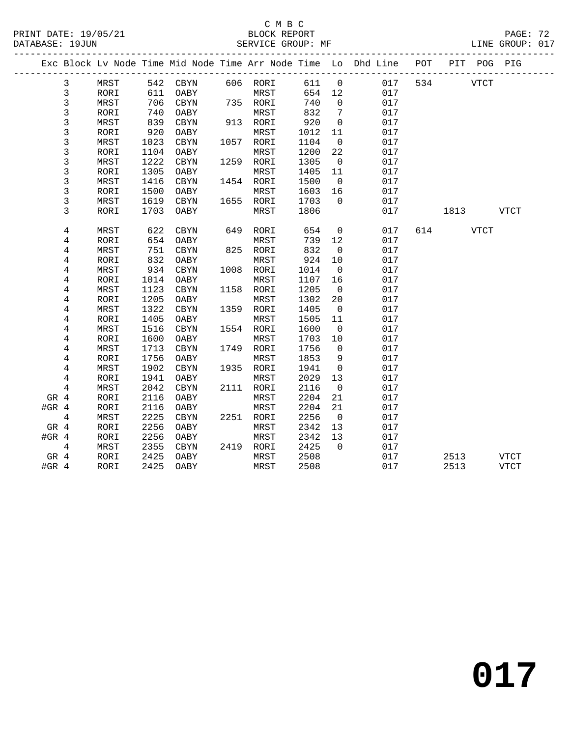C M B C
PRINT DATE: 19/05/21 BLOCK REPORT
DATABASE: 19JUN SERVICE GROUP: MF LINE GROUP: 017

| Exc | Block | Lv | Node | Time | Mid Node | Time | Arr Node | Time | Lo | Dhd Line | POT | PIT | POG | PIG |
|---|---|---|---|---|---|---|---|---|---|---|---|---|---|---|
| | 3 | | MRST | 542 | CBYN | 606 | RORI | 611 | 0 | 017 | 534 | | VTCT | |
| | 3 | | RORI | 611 | OABY | | MRST | 654 | 12 | 017 | | | | |
| | 3 | | MRST | 706 | CBYN | 735 | RORI | 740 | 0 | 017 | | | | |
| | 3 | | RORI | 740 | OABY | | MRST | 832 | 7 | 017 | | | | |
| | 3 | | MRST | 839 | CBYN | 913 | RORI | 920 | 0 | 017 | | | | |
| | 3 | | RORI | 920 | OABY | | MRST | 1012 | 11 | 017 | | | | |
| | 3 | | MRST | 1023 | CBYN | 1057 | RORI | 1104 | 0 | 017 | | | | |
| | 3 | | RORI | 1104 | OABY | | MRST | 1200 | 22 | 017 | | | | |
| | 3 | | MRST | 1222 | CBYN | 1259 | RORI | 1305 | 0 | 017 | | | | |
| | 3 | | RORI | 1305 | OABY | | MRST | 1405 | 11 | 017 | | | | |
| | 3 | | MRST | 1416 | CBYN | 1454 | RORI | 1500 | 0 | 017 | | | | |
| | 3 | | RORI | 1500 | OABY | | MRST | 1603 | 16 | 017 | | | | |
| | 3 | | MRST | 1619 | CBYN | 1655 | RORI | 1703 | 0 | 017 | | | | |
| | 3 | | RORI | 1703 | OABY | | MRST | 1806 | | 017 | | 1813 | | VTCT |
| | 4 | | MRST | 622 | CBYN | 649 | RORI | 654 | 0 | 017 | 614 | | VTCT | |
| | 4 | | RORI | 654 | OABY | | MRST | 739 | 12 | 017 | | | | |
| | 4 | | MRST | 751 | CBYN | 825 | RORI | 832 | 0 | 017 | | | | |
| | 4 | | RORI | 832 | OABY | | MRST | 924 | 10 | 017 | | | | |
| | 4 | | MRST | 934 | CBYN | 1008 | RORI | 1014 | 0 | 017 | | | | |
| | 4 | | RORI | 1014 | OABY | | MRST | 1107 | 16 | 017 | | | | |
| | 4 | | MRST | 1123 | CBYN | 1158 | RORI | 1205 | 0 | 017 | | | | |
| | 4 | | RORI | 1205 | OABY | | MRST | 1302 | 20 | 017 | | | | |
| | 4 | | MRST | 1322 | CBYN | 1359 | RORI | 1405 | 0 | 017 | | | | |
| | 4 | | RORI | 1405 | OABY | | MRST | 1505 | 11 | 017 | | | | |
| | 4 | | MRST | 1516 | CBYN | 1554 | RORI | 1600 | 0 | 017 | | | | |
| | 4 | | RORI | 1600 | OABY | | MRST | 1703 | 10 | 017 | | | | |
| | 4 | | MRST | 1713 | CBYN | 1749 | RORI | 1756 | 0 | 017 | | | | |
| | 4 | | RORI | 1756 | OABY | | MRST | 1853 | 9 | 017 | | | | |
| | 4 | | MRST | 1902 | CBYN | 1935 | RORI | 1941 | 0 | 017 | | | | |
| | 4 | | RORI | 1941 | OABY | | MRST | 2029 | 13 | 017 | | | | |
| | 4 | | MRST | 2042 | CBYN | 2111 | RORI | 2116 | 0 | 017 | | | | |
| GR | 4 | | RORI | 2116 | OABY | | MRST | 2204 | 21 | 017 | | | | |
| #GR | 4 | | RORI | 2116 | OABY | | MRST | 2204 | 21 | 017 | | | | |
| | 4 | | MRST | 2225 | CBYN | 2251 | RORI | 2256 | 0 | 017 | | | | |
| GR | 4 | | RORI | 2256 | OABY | | MRST | 2342 | 13 | 017 | | | | |
| #GR | 4 | | RORI | 2256 | OABY | | MRST | 2342 | 13 | 017 | | | | |
| | 4 | | MRST | 2355 | CBYN | 2419 | RORI | 2425 | 0 | 017 | | | | |
| GR | 4 | | RORI | 2425 | OABY | | MRST | 2508 | | 017 | | 2513 | | VTCT |
| #GR | 4 | | RORI | 2425 | OABY | | MRST | 2508 | | 017 | | 2513 | | VTCT |

# 017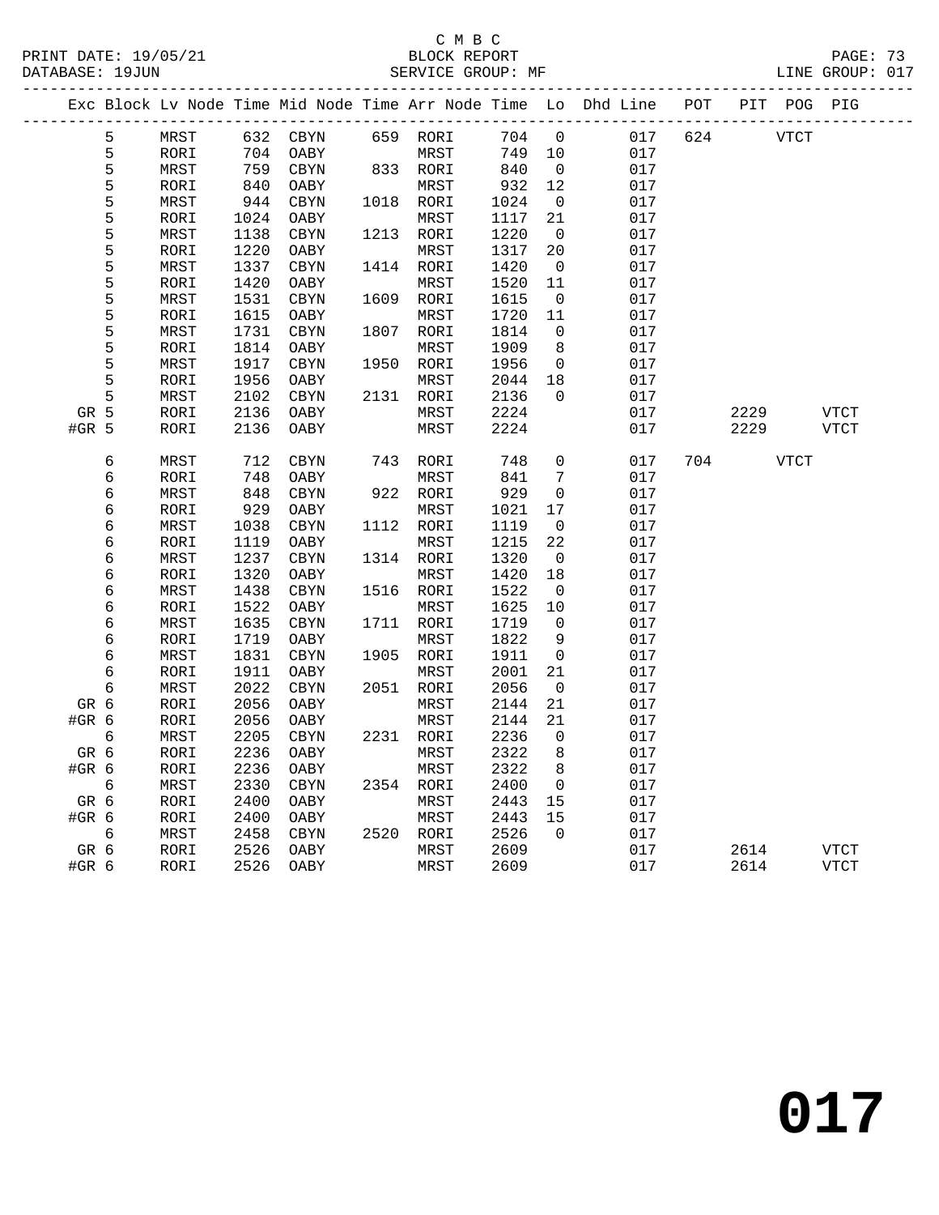C M B C

BLOCK REPORT

SERVICE GROUP: MF

PRINT DATE: 19/05/21
DATABASE: 19JUN
LINE GROUP: 017

| Exc | Block | Lv Node | Time | Mid Node | Time | Arr Node | Time | Lo | Dhd Line | POT | PIT | POG | PIG |
|---|---|---|---|---|---|---|---|---|---|---|---|---|---|
| | 5 | MRST | 632 | CBYN | 659 | RORI | 704 | 0 | 017 | 624 | | VTCT | |
| | 5 | RORI | 704 | OABY | | MRST | 749 | 10 | 017 | | | | |
| | 5 | MRST | 759 | CBYN | 833 | RORI | 840 | 0 | 017 | | | | |
| | 5 | RORI | 840 | OABY | | MRST | 932 | 12 | 017 | | | | |
| | 5 | MRST | 944 | CBYN | 1018 | RORI | 1024 | 0 | 017 | | | | |
| | 5 | RORI | 1024 | OABY | | MRST | 1117 | 21 | 017 | | | | |
| | 5 | MRST | 1138 | CBYN | 1213 | RORI | 1220 | 0 | 017 | | | | |
| | 5 | RORI | 1220 | OABY | | MRST | 1317 | 20 | 017 | | | | |
| | 5 | MRST | 1337 | CBYN | 1414 | RORI | 1420 | 0 | 017 | | | | |
| | 5 | RORI | 1420 | OABY | | MRST | 1520 | 11 | 017 | | | | |
| | 5 | MRST | 1531 | CBYN | 1609 | RORI | 1615 | 0 | 017 | | | | |
| | 5 | RORI | 1615 | OABY | | MRST | 1720 | 11 | 017 | | | | |
| | 5 | MRST | 1731 | CBYN | 1807 | RORI | 1814 | 0 | 017 | | | | |
| | 5 | RORI | 1814 | OABY | | MRST | 1909 | 8 | 017 | | | | |
| | 5 | MRST | 1917 | CBYN | 1950 | RORI | 1956 | 0 | 017 | | | | |
| | 5 | RORI | 1956 | OABY | | MRST | 2044 | 18 | 017 | | | | |
| | 5 | MRST | 2102 | CBYN | 2131 | RORI | 2136 | 0 | 017 | | | | |
| GR | 5 | RORI | 2136 | OABY | | MRST | 2224 | | 017 | | 2229 | | VTCT |
| #GR | 5 | RORI | 2136 | OABY | | MRST | 2224 | | 017 | | 2229 | | VTCT |
| | 6 | MRST | 712 | CBYN | 743 | RORI | 748 | 0 | 017 | 704 | | VTCT | |
| | 6 | RORI | 748 | OABY | | MRST | 841 | 7 | 017 | | | | |
| | 6 | MRST | 848 | CBYN | 922 | RORI | 929 | 0 | 017 | | | | |
| | 6 | RORI | 929 | OABY | | MRST | 1021 | 17 | 017 | | | | |
| | 6 | MRST | 1038 | CBYN | 1112 | RORI | 1119 | 0 | 017 | | | | |
| | 6 | RORI | 1119 | OABY | | MRST | 1215 | 22 | 017 | | | | |
| | 6 | MRST | 1237 | CBYN | 1314 | RORI | 1320 | 0 | 017 | | | | |
| | 6 | RORI | 1320 | OABY | | MRST | 1420 | 18 | 017 | | | | |
| | 6 | MRST | 1438 | CBYN | 1516 | RORI | 1522 | 0 | 017 | | | | |
| | 6 | RORI | 1522 | OABY | | MRST | 1625 | 10 | 017 | | | | |
| | 6 | MRST | 1635 | CBYN | 1711 | RORI | 1719 | 0 | 017 | | | | |
| | 6 | RORI | 1719 | OABY | | MRST | 1822 | 9 | 017 | | | | |
| | 6 | MRST | 1831 | CBYN | 1905 | RORI | 1911 | 0 | 017 | | | | |
| | 6 | RORI | 1911 | OABY | | MRST | 2001 | 21 | 017 | | | | |
| | 6 | MRST | 2022 | CBYN | 2051 | RORI | 2056 | 0 | 017 | | | | |
| GR | 6 | RORI | 2056 | OABY | | MRST | 2144 | 21 | 017 | | | | |
| #GR | 6 | RORI | 2056 | OABY | | MRST | 2144 | 21 | 017 | | | | |
| | 6 | MRST | 2205 | CBYN | 2231 | RORI | 2236 | 0 | 017 | | | | |
| GR | 6 | RORI | 2236 | OABY | | MRST | 2322 | 8 | 017 | | | | |
| #GR | 6 | RORI | 2236 | OABY | | MRST | 2322 | 8 | 017 | | | | |
| | 6 | MRST | 2330 | CBYN | 2354 | RORI | 2400 | 0 | 017 | | | | |
| GR | 6 | RORI | 2400 | OABY | | MRST | 2443 | 15 | 017 | | | | |
| #GR | 6 | RORI | 2400 | OABY | | MRST | 2443 | 15 | 017 | | | | |
| | 6 | MRST | 2458 | CBYN | 2520 | RORI | 2526 | 0 | 017 | | | | |
| GR | 6 | RORI | 2526 | OABY | | MRST | 2609 | | 017 | | 2614 | | VTCT |
| #GR | 6 | RORI | 2526 | OABY | | MRST | 2609 | | 017 | | 2614 | | VTCT |

017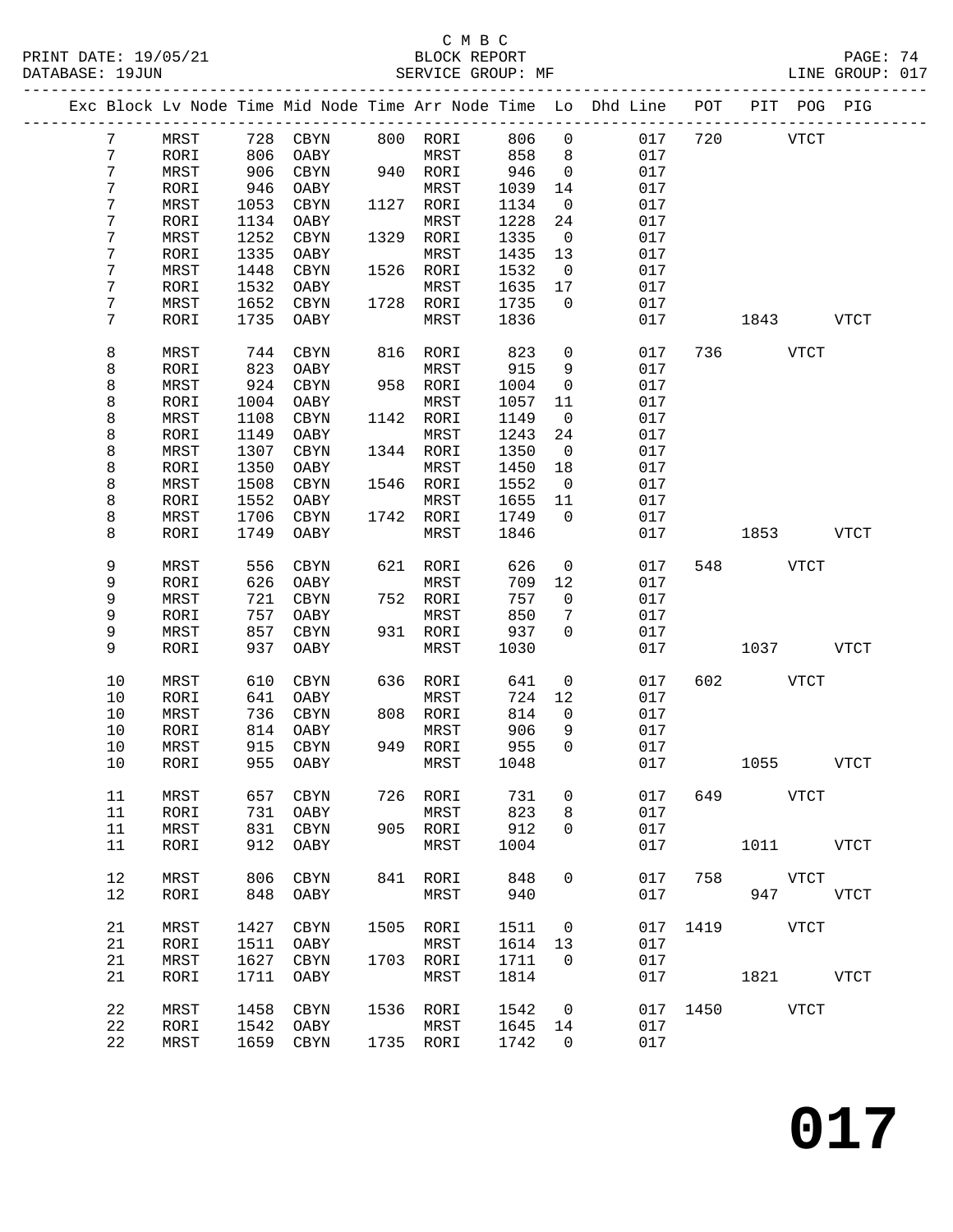C M B C
BLOCK REPORT
SERVICE GROUP: MF

PRINT DATE: 19/05/21
DATABASE: 19JUN
LINE GROUP: 017

| Exc | Block | Lv | Node | Time | Mid Node | Time | Arr Node | Time | Lo | Dhd Line | POT | PIT | POG | PIG |
|---|---|---|---|---|---|---|---|---|---|---|---|---|---|---|
| | 7 | | MRST | 728 | CBYN | 800 | RORI | 806 | 0 | 017 | 720 | | VTCT | |
| | 7 | | RORI | 806 | OABY | | MRST | 858 | 8 | 017 | | | | |
| | 7 | | MRST | 906 | CBYN | 940 | RORI | 946 | 0 | 017 | | | | |
| | 7 | | RORI | 946 | OABY | | MRST | 1039 | 14 | 017 | | | | |
| | 7 | | MRST | 1053 | CBYN | 1127 | RORI | 1134 | 0 | 017 | | | | |
| | 7 | | RORI | 1134 | OABY | | MRST | 1228 | 24 | 017 | | | | |
| | 7 | | MRST | 1252 | CBYN | 1329 | RORI | 1335 | 0 | 017 | | | | |
| | 7 | | RORI | 1335 | OABY | | MRST | 1435 | 13 | 017 | | | | |
| | 7 | | MRST | 1448 | CBYN | 1526 | RORI | 1532 | 0 | 017 | | | | |
| | 7 | | RORI | 1532 | OABY | | MRST | 1635 | 17 | 017 | | | | |
| | 7 | | MRST | 1652 | CBYN | 1728 | RORI | 1735 | 0 | 017 | | | | |
| | 7 | | RORI | 1735 | OABY | | MRST | 1836 | | 017 | | 1843 | | VTCT |
| | 8 | | MRST | 744 | CBYN | 816 | RORI | 823 | 0 | 017 | 736 | | VTCT | |
| | 8 | | RORI | 823 | OABY | | MRST | 915 | 9 | 017 | | | | |
| | 8 | | MRST | 924 | CBYN | 958 | RORI | 1004 | 0 | 017 | | | | |
| | 8 | | RORI | 1004 | OABY | | MRST | 1057 | 11 | 017 | | | | |
| | 8 | | MRST | 1108 | CBYN | 1142 | RORI | 1149 | 0 | 017 | | | | |
| | 8 | | RORI | 1149 | OABY | | MRST | 1243 | 24 | 017 | | | | |
| | 8 | | MRST | 1307 | CBYN | 1344 | RORI | 1350 | 0 | 017 | | | | |
| | 8 | | RORI | 1350 | OABY | | MRST | 1450 | 18 | 017 | | | | |
| | 8 | | MRST | 1508 | CBYN | 1546 | RORI | 1552 | 0 | 017 | | | | |
| | 8 | | RORI | 1552 | OABY | | MRST | 1655 | 11 | 017 | | | | |
| | 8 | | MRST | 1706 | CBYN | 1742 | RORI | 1749 | 0 | 017 | | | | |
| | 8 | | RORI | 1749 | OABY | | MRST | 1846 | | 017 | | 1853 | | VTCT |
| | 9 | | MRST | 556 | CBYN | 621 | RORI | 626 | 0 | 017 | 548 | | VTCT | |
| | 9 | | RORI | 626 | OABY | | MRST | 709 | 12 | 017 | | | | |
| | 9 | | MRST | 721 | CBYN | 752 | RORI | 757 | 0 | 017 | | | | |
| | 9 | | RORI | 757 | OABY | | MRST | 850 | 7 | 017 | | | | |
| | 9 | | MRST | 857 | CBYN | 931 | RORI | 937 | 0 | 017 | | | | |
| | 9 | | RORI | 937 | OABY | | MRST | 1030 | | 017 | | 1037 | | VTCT |
| | 10 | | MRST | 610 | CBYN | 636 | RORI | 641 | 0 | 017 | 602 | | VTCT | |
| | 10 | | RORI | 641 | OABY | | MRST | 724 | 12 | 017 | | | | |
| | 10 | | MRST | 736 | CBYN | 808 | RORI | 814 | 0 | 017 | | | | |
| | 10 | | RORI | 814 | OABY | | MRST | 906 | 9 | 017 | | | | |
| | 10 | | MRST | 915 | CBYN | 949 | RORI | 955 | 0 | 017 | | | | |
| | 10 | | RORI | 955 | OABY | | MRST | 1048 | | 017 | | 1055 | | VTCT |
| | 11 | | MRST | 657 | CBYN | 726 | RORI | 731 | 0 | 017 | 649 | | VTCT | |
| | 11 | | RORI | 731 | OABY | | MRST | 823 | 8 | 017 | | | | |
| | 11 | | MRST | 831 | CBYN | 905 | RORI | 912 | 0 | 017 | | | | |
| | 11 | | RORI | 912 | OABY | | MRST | 1004 | | 017 | | 1011 | | VTCT |
| | 12 | | MRST | 806 | CBYN | 841 | RORI | 848 | 0 | 017 | 758 | | VTCT | |
| | 12 | | RORI | 848 | OABY | | MRST | 940 | | 017 | | 947 | | VTCT |
| | 21 | | MRST | 1427 | CBYN | 1505 | RORI | 1511 | 0 | 017 | 1419 | | VTCT | |
| | 21 | | RORI | 1511 | OABY | | MRST | 1614 | 13 | 017 | | | | |
| | 21 | | MRST | 1627 | CBYN | 1703 | RORI | 1711 | 0 | 017 | | | | |
| | 21 | | RORI | 1711 | OABY | | MRST | 1814 | | 017 | | 1821 | | VTCT |
| | 22 | | MRST | 1458 | CBYN | 1536 | RORI | 1542 | 0 | 017 | 1450 | | VTCT | |
| | 22 | | RORI | 1542 | OABY | | MRST | 1645 | 14 | 017 | | | | |
| | 22 | | MRST | 1659 | CBYN | 1735 | RORI | 1742 | 0 | 017 | | | | |

**017**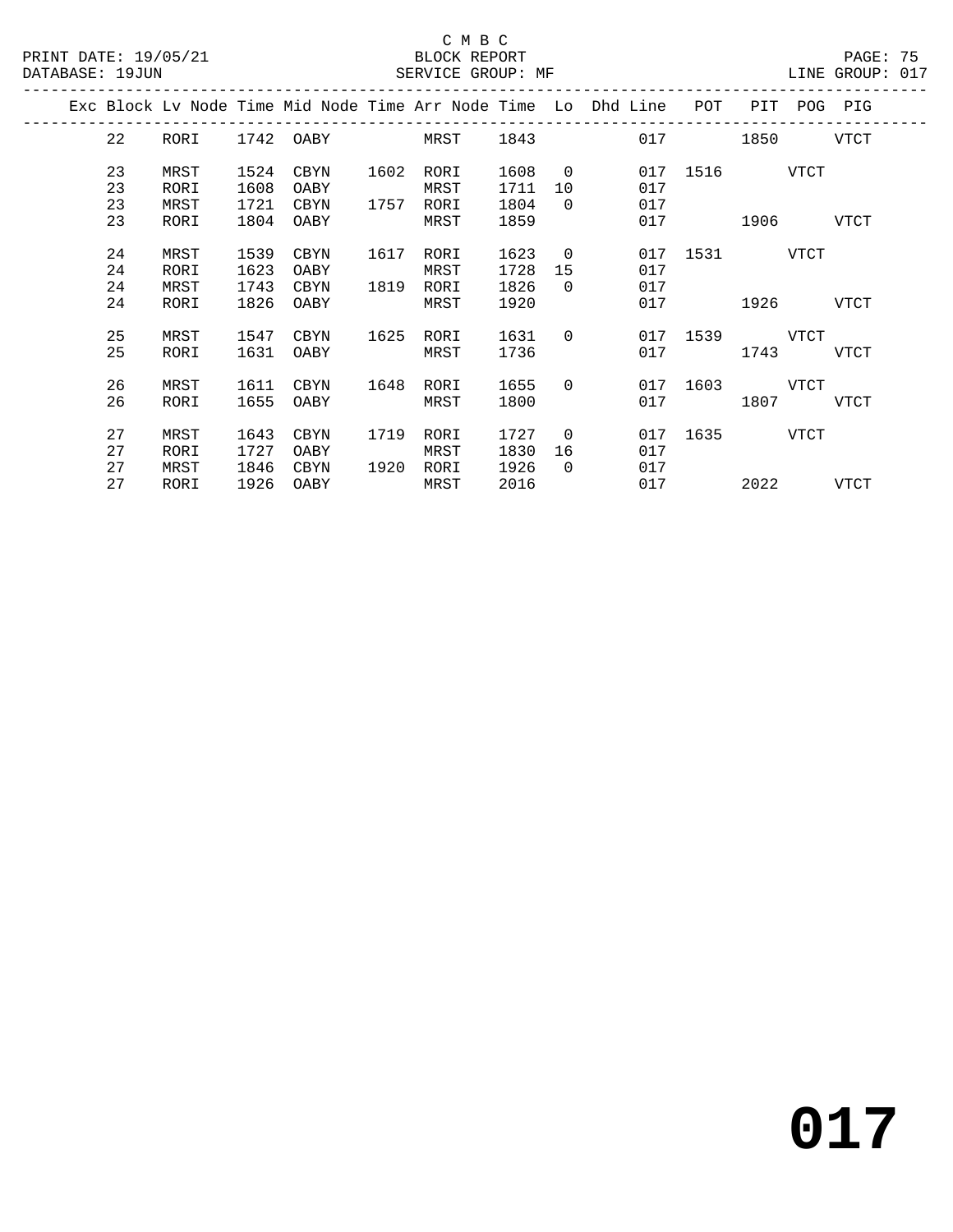C M B C

BLOCK REPORT

SERVICE GROUP: MF

PRINT DATE: 19/05/21
DATABASE: 19JUN
LINE GROUP: 017

| Exc | Block | Lv | Node | Time | Mid Node | Time | Arr Node | Time | Lo | Dhd Line | POT | PIT | POG | PIG |
|---|---|---|---|---|---|---|---|---|---|---|---|---|---|---|
| | 22 | | RORI | 1742 | OABY | | MRST | 1843 | | 017 | | 1850 | | VTCT |
| | 23 | | MRST | 1524 | CBYN | 1602 | RORI | 1608 | 0 | 017 | 1516 | | VTCT | |
| | 23 | | RORI | 1608 | OABY | | MRST | 1711 | 10 | 017 | | | | |
| | 23 | | MRST | 1721 | CBYN | 1757 | RORI | 1804 | 0 | 017 | | | | |
| | 23 | | RORI | 1804 | OABY | | MRST | 1859 | | 017 | | 1906 | | VTCT |
| | 24 | | MRST | 1539 | CBYN | 1617 | RORI | 1623 | 0 | 017 | 1531 | | VTCT | |
| | 24 | | RORI | 1623 | OABY | | MRST | 1728 | 15 | 017 | | | | |
| | 24 | | MRST | 1743 | CBYN | 1819 | RORI | 1826 | 0 | 017 | | | | |
| | 24 | | RORI | 1826 | OABY | | MRST | 1920 | | 017 | | 1926 | | VTCT |
| | 25 | | MRST | 1547 | CBYN | 1625 | RORI | 1631 | 0 | 017 | 1539 | | VTCT | |
| | 25 | | RORI | 1631 | OABY | | MRST | 1736 | | 017 | | 1743 | | VTCT |
| | 26 | | MRST | 1611 | CBYN | 1648 | RORI | 1655 | 0 | 017 | 1603 | | VTCT | |
| | 26 | | RORI | 1655 | OABY | | MRST | 1800 | | 017 | | 1807 | | VTCT |
| | 27 | | MRST | 1643 | CBYN | 1719 | RORI | 1727 | 0 | 017 | 1635 | | VTCT | |
| | 27 | | RORI | 1727 | OABY | | MRST | 1830 | 16 | 017 | | | | |
| | 27 | | MRST | 1846 | CBYN | 1920 | RORI | 1926 | 0 | 017 | | | | |
| | 27 | | RORI | 1926 | OABY | | MRST | 2016 | | 017 | | 2022 | | VTCT |

# 017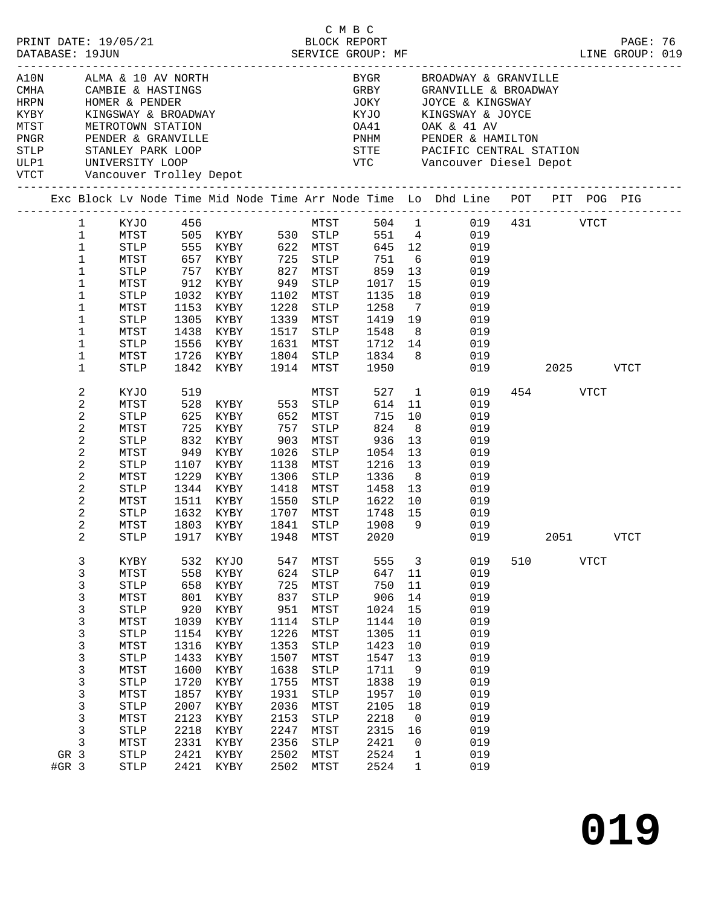C M B C

PRINT DATE: 19/05/21 BLOCK REPORT
DATABASE: 19JUN SERVICE GROUP: MF LINE GROUP: 019

| Code | Location | Code | Location |
|---|---|---|---|
| A10N | ALMA & 10 AV NORTH | BYGR | BROADWAY & GRANVILLE |
| CMHA | CAMBIE & HASTINGS | GRBY | GRANVILLE & BROADWAY |
| HRPN | HOMER & PENDER | JOKY | JOYCE & KINGSWAY |
| KYBY | KINGSWAY & BROADWAY | KYJO | KINGSWAY & JOYCE |
| MTST | METROTOWN STATION | OA41 | OAK & 41 AV |
| PNGR | PENDER & GRANVILLE | PNHM | PENDER & HAMILTON |
| STLP | STANLEY PARK LOOP | STTE | PACIFIC CENTRAL STATION |
| ULP1 | UNIVERSITY LOOP | VTC | Vancouver Diesel Depot |
| VTCT | Vancouver Trolley Depot | | |

| Exc | Block | Lv Node | Time | Mid Node | Time | Arr Node | Time | Lo | Dhd Line | POT | PIT | POG | PIG |
|---|---|---|---|---|---|---|---|---|---|---|---|---|---|
| | 1 | KYJO | 456 | | | MTST | 504 | 1 | 019 | 431 | | VTCT | |
| | 1 | MTST | 505 | KYBY | 530 | STLP | 551 | 4 | 019 | | | | |
| | 1 | STLP | 555 | KYBY | 622 | MTST | 645 | 12 | 019 | | | | |
| | 1 | MTST | 657 | KYBY | 725 | STLP | 751 | 6 | 019 | | | | |
| | 1 | STLP | 757 | KYBY | 827 | MTST | 859 | 13 | 019 | | | | |
| | 1 | MTST | 912 | KYBY | 949 | STLP | 1017 | 15 | 019 | | | | |
| | 1 | STLP | 1032 | KYBY | 1102 | MTST | 1135 | 18 | 019 | | | | |
| | 1 | MTST | 1153 | KYBY | 1228 | STLP | 1258 | 7 | 019 | | | | |
| | 1 | STLP | 1305 | KYBY | 1339 | MTST | 1419 | 19 | 019 | | | | |
| | 1 | MTST | 1438 | KYBY | 1517 | STLP | 1548 | 8 | 019 | | | | |
| | 1 | STLP | 1556 | KYBY | 1631 | MTST | 1712 | 14 | 019 | | | | |
| | 1 | MTST | 1726 | KYBY | 1804 | STLP | 1834 | 8 | 019 | | | | |
| | 1 | STLP | 1842 | KYBY | 1914 | MTST | 1950 | | 019 | | 2025 | | VTCT |
| | 2 | KYJO | 519 | | | MTST | 527 | 1 | 019 | 454 | | VTCT | |
| | 2 | MTST | 528 | KYBY | 553 | STLP | 614 | 11 | 019 | | | | |
| | 2 | STLP | 625 | KYBY | 652 | MTST | 715 | 10 | 019 | | | | |
| | 2 | MTST | 725 | KYBY | 757 | STLP | 824 | 8 | 019 | | | | |
| | 2 | STLP | 832 | KYBY | 903 | MTST | 936 | 13 | 019 | | | | |
| | 2 | MTST | 949 | KYBY | 1026 | STLP | 1054 | 13 | 019 | | | | |
| | 2 | STLP | 1107 | KYBY | 1138 | MTST | 1216 | 13 | 019 | | | | |
| | 2 | MTST | 1229 | KYBY | 1306 | STLP | 1336 | 8 | 019 | | | | |
| | 2 | STLP | 1344 | KYBY | 1418 | MTST | 1458 | 13 | 019 | | | | |
| | 2 | MTST | 1511 | KYBY | 1550 | STLP | 1622 | 10 | 019 | | | | |
| | 2 | STLP | 1632 | KYBY | 1707 | MTST | 1748 | 15 | 019 | | | | |
| | 2 | MTST | 1803 | KYBY | 1841 | STLP | 1908 | 9 | 019 | | | | |
| | 2 | STLP | 1917 | KYBY | 1948 | MTST | 2020 | | 019 | | 2051 | | VTCT |
| | 3 | KYBY | 532 | KYJO | 547 | MTST | 555 | 3 | 019 | 510 | | VTCT | |
| | 3 | MTST | 558 | KYBY | 624 | STLP | 647 | 11 | 019 | | | | |
| | 3 | STLP | 658 | KYBY | 725 | MTST | 750 | 11 | 019 | | | | |
| | 3 | MTST | 801 | KYBY | 837 | STLP | 906 | 14 | 019 | | | | |
| | 3 | STLP | 920 | KYBY | 951 | MTST | 1024 | 15 | 019 | | | | |
| | 3 | MTST | 1039 | KYBY | 1114 | STLP | 1144 | 10 | 019 | | | | |
| | 3 | STLP | 1154 | KYBY | 1226 | MTST | 1305 | 11 | 019 | | | | |
| | 3 | MTST | 1316 | KYBY | 1353 | STLP | 1423 | 10 | 019 | | | | |
| | 3 | STLP | 1433 | KYBY | 1507 | MTST | 1547 | 13 | 019 | | | | |
| | 3 | MTST | 1600 | KYBY | 1638 | STLP | 1711 | 9 | 019 | | | | |
| | 3 | STLP | 1720 | KYBY | 1755 | MTST | 1838 | 19 | 019 | | | | |
| | 3 | MTST | 1857 | KYBY | 1931 | STLP | 1957 | 10 | 019 | | | | |
| | 3 | STLP | 2007 | KYBY | 2036 | MTST | 2105 | 18 | 019 | | | | |
| | 3 | MTST | 2123 | KYBY | 2153 | STLP | 2218 | 0 | 019 | | | | |
| | 3 | STLP | 2218 | KYBY | 2247 | MTST | 2315 | 16 | 019 | | | | |
| | 3 | MTST | 2331 | KYBY | 2356 | STLP | 2421 | 0 | 019 | | | | |
| GR | 3 | STLP | 2421 | KYBY | 2502 | MTST | 2524 | 1 | 019 | | | | |
| #GR | 3 | STLP | 2421 | KYBY | 2502 | MTST | 2524 | 1 | 019 | | | | |

# 019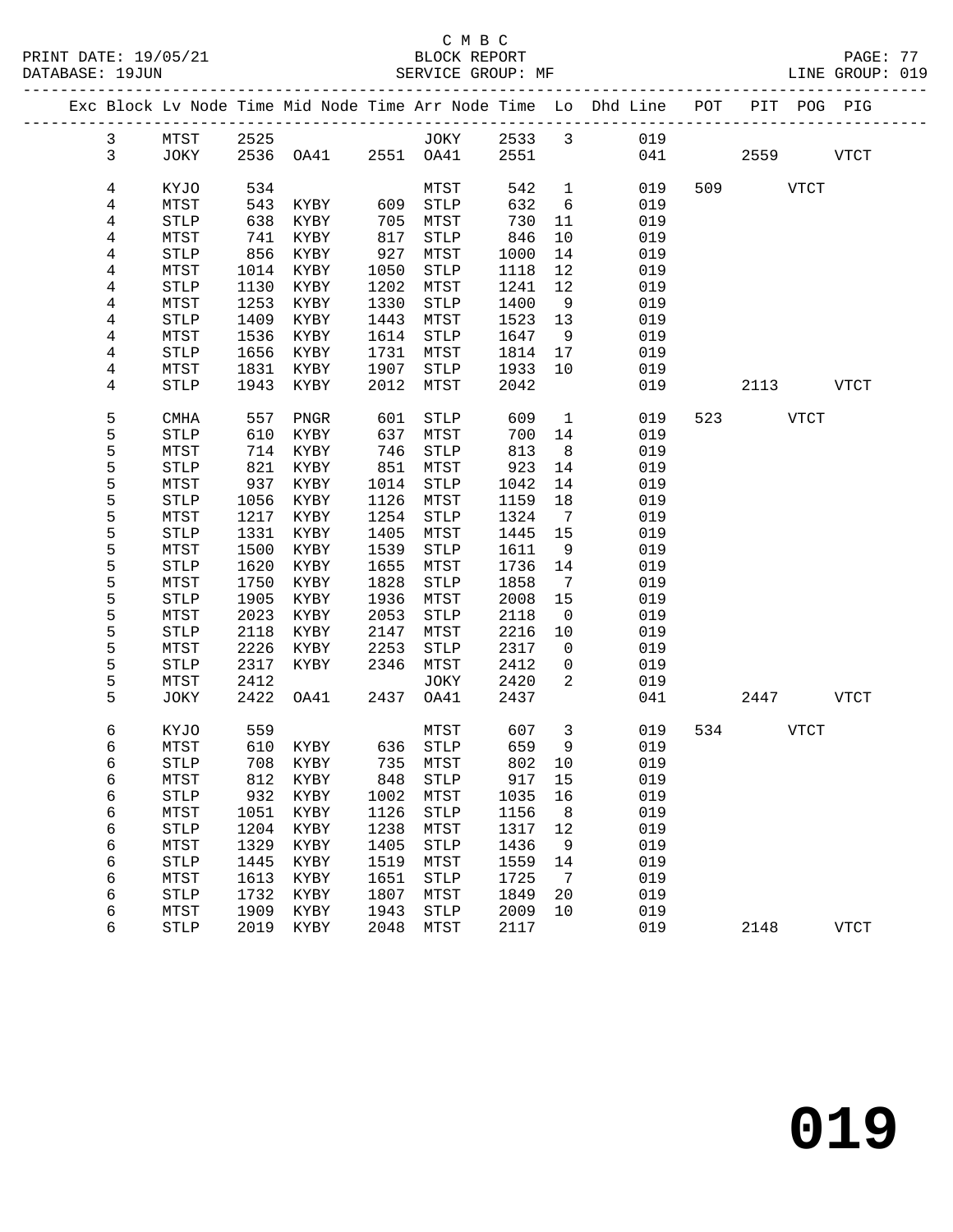C M B C
BLOCK REPORT
SERVICE GROUP: MF

PRINT DATE: 19/05/21
DATABASE: 19JUN
LINE GROUP: 019

| Exc | Block | Lv | Node | Time | Mid Node | Time | Arr Node | Time | Lo | Dhd Line | POT | PIT | POG | PIG |
|---|---|---|---|---|---|---|---|---|---|---|---|---|---|---|
| | 3 | | MTST | 2525 | | | JOKY | 2533 | 3 | 019 | | | | |
| | 3 | | JOKY | 2536 | OA41 | 2551 | OA41 | 2551 | | 041 | | 2559 | | VTCT |
| | 4 | | KYJO | 534 | | | MTST | 542 | 1 | 019 | 509 | | VTCT | |
| | 4 | | MTST | 543 | KYBY | 609 | STLP | 632 | 6 | 019 | | | | |
| | 4 | | STLP | 638 | KYBY | 705 | MTST | 730 | 11 | 019 | | | | |
| | 4 | | MTST | 741 | KYBY | 817 | STLP | 846 | 10 | 019 | | | | |
| | 4 | | STLP | 856 | KYBY | 927 | MTST | 1000 | 14 | 019 | | | | |
| | 4 | | MTST | 1014 | KYBY | 1050 | STLP | 1118 | 12 | 019 | | | | |
| | 4 | | STLP | 1130 | KYBY | 1202 | MTST | 1241 | 12 | 019 | | | | |
| | 4 | | MTST | 1253 | KYBY | 1330 | STLP | 1400 | 9 | 019 | | | | |
| | 4 | | STLP | 1409 | KYBY | 1443 | MTST | 1523 | 13 | 019 | | | | |
| | 4 | | MTST | 1536 | KYBY | 1614 | STLP | 1647 | 9 | 019 | | | | |
| | 4 | | STLP | 1656 | KYBY | 1731 | MTST | 1814 | 17 | 019 | | | | |
| | 4 | | MTST | 1831 | KYBY | 1907 | STLP | 1933 | 10 | 019 | | | | |
| | 4 | | STLP | 1943 | KYBY | 2012 | MTST | 2042 | | 019 | | 2113 | | VTCT |
| | 5 | | CMHA | 557 | PNGR | 601 | STLP | 609 | 1 | 019 | 523 | | VTCT | |
| | 5 | | STLP | 610 | KYBY | 637 | MTST | 700 | 14 | 019 | | | | |
| | 5 | | MTST | 714 | KYBY | 746 | STLP | 813 | 8 | 019 | | | | |
| | 5 | | STLP | 821 | KYBY | 851 | MTST | 923 | 14 | 019 | | | | |
| | 5 | | MTST | 937 | KYBY | 1014 | STLP | 1042 | 14 | 019 | | | | |
| | 5 | | STLP | 1056 | KYBY | 1126 | MTST | 1159 | 18 | 019 | | | | |
| | 5 | | MTST | 1217 | KYBY | 1254 | STLP | 1324 | 7 | 019 | | | | |
| | 5 | | STLP | 1331 | KYBY | 1405 | MTST | 1445 | 15 | 019 | | | | |
| | 5 | | MTST | 1500 | KYBY | 1539 | STLP | 1611 | 9 | 019 | | | | |
| | 5 | | STLP | 1620 | KYBY | 1655 | MTST | 1736 | 14 | 019 | | | | |
| | 5 | | MTST | 1750 | KYBY | 1828 | STLP | 1858 | 7 | 019 | | | | |
| | 5 | | STLP | 1905 | KYBY | 1936 | MTST | 2008 | 15 | 019 | | | | |
| | 5 | | MTST | 2023 | KYBY | 2053 | STLP | 2118 | 0 | 019 | | | | |
| | 5 | | STLP | 2118 | KYBY | 2147 | MTST | 2216 | 10 | 019 | | | | |
| | 5 | | MTST | 2226 | KYBY | 2253 | STLP | 2317 | 0 | 019 | | | | |
| | 5 | | STLP | 2317 | KYBY | 2346 | MTST | 2412 | 0 | 019 | | | | |
| | 5 | | MTST | 2412 | | | JOKY | 2420 | 2 | 019 | | | | |
| | 5 | | JOKY | 2422 | OA41 | 2437 | OA41 | 2437 | | 041 | | 2447 | | VTCT |
| | 6 | | KYJO | 559 | | | MTST | 607 | 3 | 019 | 534 | | VTCT | |
| | 6 | | MTST | 610 | KYBY | 636 | STLP | 659 | 9 | 019 | | | | |
| | 6 | | STLP | 708 | KYBY | 735 | MTST | 802 | 10 | 019 | | | | |
| | 6 | | MTST | 812 | KYBY | 848 | STLP | 917 | 15 | 019 | | | | |
| | 6 | | STLP | 932 | KYBY | 1002 | MTST | 1035 | 16 | 019 | | | | |
| | 6 | | MTST | 1051 | KYBY | 1126 | STLP | 1156 | 8 | 019 | | | | |
| | 6 | | STLP | 1204 | KYBY | 1238 | MTST | 1317 | 12 | 019 | | | | |
| | 6 | | MTST | 1329 | KYBY | 1405 | STLP | 1436 | 9 | 019 | | | | |
| | 6 | | STLP | 1445 | KYBY | 1519 | MTST | 1559 | 14 | 019 | | | | |
| | 6 | | MTST | 1613 | KYBY | 1651 | STLP | 1725 | 7 | 019 | | | | |
| | 6 | | STLP | 1732 | KYBY | 1807 | MTST | 1849 | 20 | 019 | | | | |
| | 6 | | MTST | 1909 | KYBY | 1943 | STLP | 2009 | 10 | 019 | | | | |
| | 6 | | STLP | 2019 | KYBY | 2048 | MTST | 2117 | | 019 | | 2148 | | VTCT |

**019**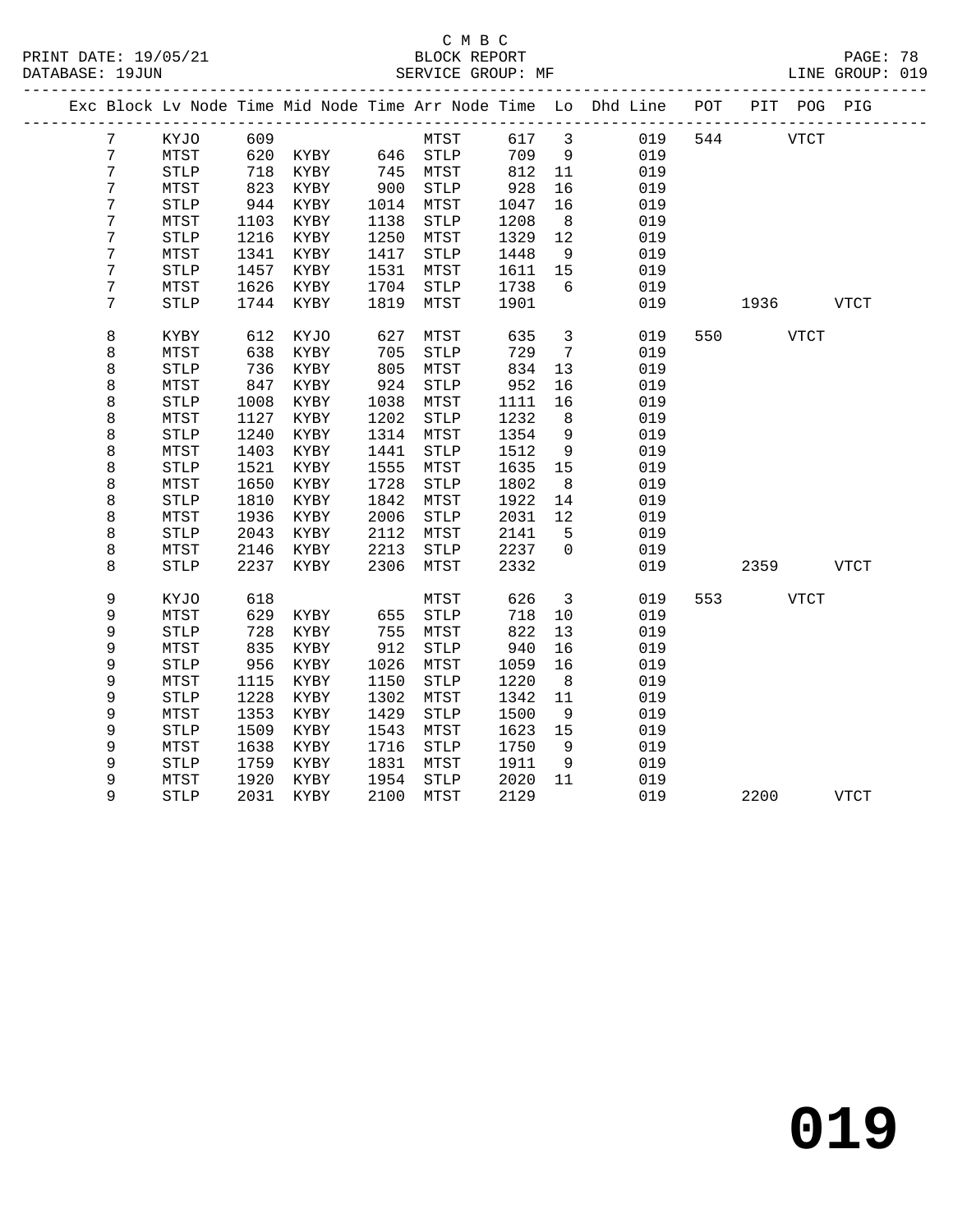C M B C

BLOCK REPORT

SERVICE GROUP: MF

LINE GROUP: 019

| Exc | Block | Lv | Node | Time | Mid Node | Time | Arr Node | Time | Lo | Dhd Line | POT | PIT | POG | PIG |
|---|---|---|---|---|---|---|---|---|---|---|---|---|---|---|
| | 7 | | KYJO | 609 | | | MTST | 617 | 3 | 019 | 544 | | VTCT | |
| | 7 | | MTST | 620 | KYBY | 646 | STLP | 709 | 9 | 019 | | | | |
| | 7 | | STLP | 718 | KYBY | 745 | MTST | 812 | 11 | 019 | | | | |
| | 7 | | MTST | 823 | KYBY | 900 | STLP | 928 | 16 | 019 | | | | |
| | 7 | | STLP | 944 | KYBY | 1014 | MTST | 1047 | 16 | 019 | | | | |
| | 7 | | MTST | 1103 | KYBY | 1138 | STLP | 1208 | 8 | 019 | | | | |
| | 7 | | STLP | 1216 | KYBY | 1250 | MTST | 1329 | 12 | 019 | | | | |
| | 7 | | MTST | 1341 | KYBY | 1417 | STLP | 1448 | 9 | 019 | | | | |
| | 7 | | STLP | 1457 | KYBY | 1531 | MTST | 1611 | 15 | 019 | | | | |
| | 7 | | MTST | 1626 | KYBY | 1704 | STLP | 1738 | 6 | 019 | | | | |
| | 7 | | STLP | 1744 | KYBY | 1819 | MTST | 1901 | | 019 | | 1936 | | VTCT |
| | 8 | | KYBY | 612 | KYJO | 627 | MTST | 635 | 3 | 019 | 550 | | VTCT | |
| | 8 | | MTST | 638 | KYBY | 705 | STLP | 729 | 7 | 019 | | | | |
| | 8 | | STLP | 736 | KYBY | 805 | MTST | 834 | 13 | 019 | | | | |
| | 8 | | MTST | 847 | KYBY | 924 | STLP | 952 | 16 | 019 | | | | |
| | 8 | | STLP | 1008 | KYBY | 1038 | MTST | 1111 | 16 | 019 | | | | |
| | 8 | | MTST | 1127 | KYBY | 1202 | STLP | 1232 | 8 | 019 | | | | |
| | 8 | | STLP | 1240 | KYBY | 1314 | MTST | 1354 | 9 | 019 | | | | |
| | 8 | | MTST | 1403 | KYBY | 1441 | STLP | 1512 | 9 | 019 | | | | |
| | 8 | | STLP | 1521 | KYBY | 1555 | MTST | 1635 | 15 | 019 | | | | |
| | 8 | | MTST | 1650 | KYBY | 1728 | STLP | 1802 | 8 | 019 | | | | |
| | 8 | | STLP | 1810 | KYBY | 1842 | MTST | 1922 | 14 | 019 | | | | |
| | 8 | | MTST | 1936 | KYBY | 2006 | STLP | 2031 | 12 | 019 | | | | |
| | 8 | | STLP | 2043 | KYBY | 2112 | MTST | 2141 | 5 | 019 | | | | |
| | 8 | | MTST | 2146 | KYBY | 2213 | STLP | 2237 | 0 | 019 | | | | |
| | 8 | | STLP | 2237 | KYBY | 2306 | MTST | 2332 | | 019 | | 2359 | | VTCT |
| | 9 | | KYJO | 618 | | | MTST | 626 | 3 | 019 | 553 | | VTCT | |
| | 9 | | MTST | 629 | KYBY | 655 | STLP | 718 | 10 | 019 | | | | |
| | 9 | | STLP | 728 | KYBY | 755 | MTST | 822 | 13 | 019 | | | | |
| | 9 | | MTST | 835 | KYBY | 912 | STLP | 940 | 16 | 019 | | | | |
| | 9 | | STLP | 956 | KYBY | 1026 | MTST | 1059 | 16 | 019 | | | | |
| | 9 | | MTST | 1115 | KYBY | 1150 | STLP | 1220 | 8 | 019 | | | | |
| | 9 | | STLP | 1228 | KYBY | 1302 | MTST | 1342 | 11 | 019 | | | | |
| | 9 | | MTST | 1353 | KYBY | 1429 | STLP | 1500 | 9 | 019 | | | | |
| | 9 | | STLP | 1509 | KYBY | 1543 | MTST | 1623 | 15 | 019 | | | | |
| | 9 | | MTST | 1638 | KYBY | 1716 | STLP | 1750 | 9 | 019 | | | | |
| | 9 | | STLP | 1759 | KYBY | 1831 | MTST | 1911 | 9 | 019 | | | | |
| | 9 | | MTST | 1920 | KYBY | 1954 | STLP | 2020 | 11 | 019 | | | | |
| | 9 | | STLP | 2031 | KYBY | 2100 | MTST | 2129 | | 019 | | 2200 | | VTCT |

**019**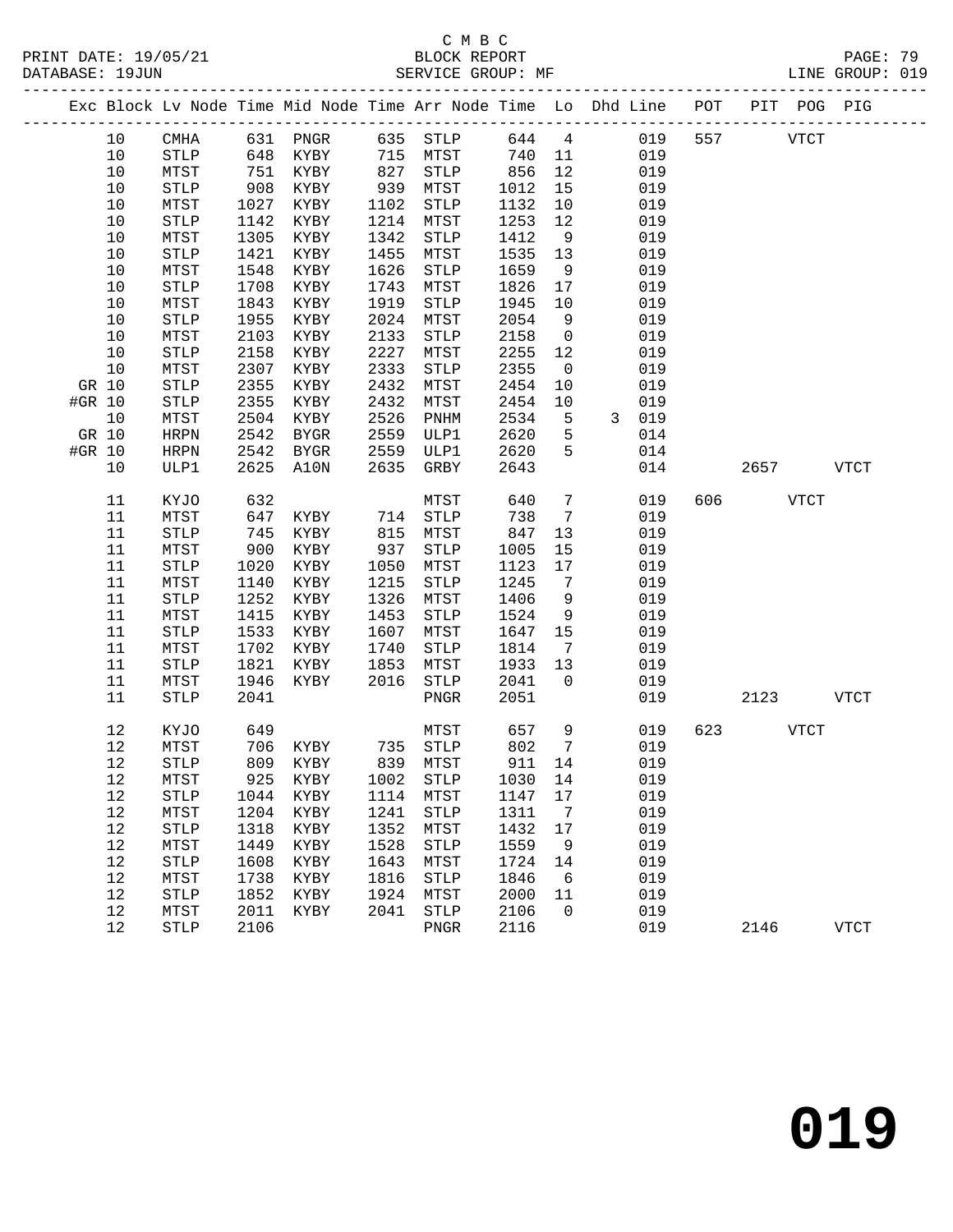C M B C

PRINT DATE: 19/05/21 BLOCK REPORT PAGE: 79
DATABASE: 19JUN SERVICE GROUP: MF LINE GROUP: 019

| Exc | Block | Lv | Node | Time | Mid Node | Time | Arr Node | Time | Lo | Dhd | Line | POT | PIT | POG | PIG |
|---|---|---|---|---|---|---|---|---|---|---|---|---|---|---|---|
| | 10 | | CMHA | 631 | PNGR | 635 | STLP | 644 | 4 | | 019 | 557 | | VTCT | |
| | 10 | | STLP | 648 | KYBY | 715 | MTST | 740 | 11 | | 019 | | | | |
| | 10 | | MTST | 751 | KYBY | 827 | STLP | 856 | 12 | | 019 | | | | |
| | 10 | | STLP | 908 | KYBY | 939 | MTST | 1012 | 15 | | 019 | | | | |
| | 10 | | MTST | 1027 | KYBY | 1102 | STLP | 1132 | 10 | | 019 | | | | |
| | 10 | | STLP | 1142 | KYBY | 1214 | MTST | 1253 | 12 | | 019 | | | | |
| | 10 | | MTST | 1305 | KYBY | 1342 | STLP | 1412 | 9 | | 019 | | | | |
| | 10 | | STLP | 1421 | KYBY | 1455 | MTST | 1535 | 13 | | 019 | | | | |
| | 10 | | MTST | 1548 | KYBY | 1626 | STLP | 1659 | 9 | | 019 | | | | |
| | 10 | | STLP | 1708 | KYBY | 1743 | MTST | 1826 | 17 | | 019 | | | | |
| | 10 | | MTST | 1843 | KYBY | 1919 | STLP | 1945 | 10 | | 019 | | | | |
| | 10 | | STLP | 1955 | KYBY | 2024 | MTST | 2054 | 9 | | 019 | | | | |
| | 10 | | MTST | 2103 | KYBY | 2133 | STLP | 2158 | 0 | | 019 | | | | |
| | 10 | | STLP | 2158 | KYBY | 2227 | MTST | 2255 | 12 | | 019 | | | | |
| | 10 | | MTST | 2307 | KYBY | 2333 | STLP | 2355 | 0 | | 019 | | | | |
| GR | 10 | | STLP | 2355 | KYBY | 2432 | MTST | 2454 | 10 | | 019 | | | | |
| #GR | 10 | | STLP | 2355 | KYBY | 2432 | MTST | 2454 | 10 | | 019 | | | | |
| | 10 | | MTST | 2504 | KYBY | 2526 | PNHM | 2534 | 5 | 3 | 019 | | | | |
| GR | 10 | | HRPN | 2542 | BYGR | 2559 | ULP1 | 2620 | 5 | | 014 | | | | |
| #GR | 10 | | HRPN | 2542 | BYGR | 2559 | ULP1 | 2620 | 5 | | 014 | | | | |
| | 10 | | ULP1 | 2625 | A10N | 2635 | GRBY | 2643 | | | 014 | | 2657 | | VTCT |
| | 11 | | KYJO | 632 | | | MTST | 640 | 7 | | 019 | 606 | | VTCT | |
| | 11 | | MTST | 647 | KYBY | 714 | STLP | 738 | 7 | | 019 | | | | |
| | 11 | | STLP | 745 | KYBY | 815 | MTST | 847 | 13 | | 019 | | | | |
| | 11 | | MTST | 900 | KYBY | 937 | STLP | 1005 | 15 | | 019 | | | | |
| | 11 | | STLP | 1020 | KYBY | 1050 | MTST | 1123 | 17 | | 019 | | | | |
| | 11 | | MTST | 1140 | KYBY | 1215 | STLP | 1245 | 7 | | 019 | | | | |
| | 11 | | STLP | 1252 | KYBY | 1326 | MTST | 1406 | 9 | | 019 | | | | |
| | 11 | | MTST | 1415 | KYBY | 1453 | STLP | 1524 | 9 | | 019 | | | | |
| | 11 | | STLP | 1533 | KYBY | 1607 | MTST | 1647 | 15 | | 019 | | | | |
| | 11 | | MTST | 1702 | KYBY | 1740 | STLP | 1814 | 7 | | 019 | | | | |
| | 11 | | STLP | 1821 | KYBY | 1853 | MTST | 1933 | 13 | | 019 | | | | |
| | 11 | | MTST | 1946 | KYBY | 2016 | STLP | 2041 | 0 | | 019 | | | | |
| | 11 | | STLP | 2041 | | | PNGR | 2051 | | | 019 | | 2123 | | VTCT |
| | 12 | | KYJO | 649 | | | MTST | 657 | 9 | | 019 | 623 | | VTCT | |
| | 12 | | MTST | 706 | KYBY | 735 | STLP | 802 | 7 | | 019 | | | | |
| | 12 | | STLP | 809 | KYBY | 839 | MTST | 911 | 14 | | 019 | | | | |
| | 12 | | MTST | 925 | KYBY | 1002 | STLP | 1030 | 14 | | 019 | | | | |
| | 12 | | STLP | 1044 | KYBY | 1114 | MTST | 1147 | 17 | | 019 | | | | |
| | 12 | | MTST | 1204 | KYBY | 1241 | STLP | 1311 | 7 | | 019 | | | | |
| | 12 | | STLP | 1318 | KYBY | 1352 | MTST | 1432 | 17 | | 019 | | | | |
| | 12 | | MTST | 1449 | KYBY | 1528 | STLP | 1559 | 9 | | 019 | | | | |
| | 12 | | STLP | 1608 | KYBY | 1643 | MTST | 1724 | 14 | | 019 | | | | |
| | 12 | | MTST | 1738 | KYBY | 1816 | STLP | 1846 | 6 | | 019 | | | | |
| | 12 | | STLP | 1852 | KYBY | 1924 | MTST | 2000 | 11 | | 019 | | | | |
| | 12 | | MTST | 2011 | KYBY | 2041 | STLP | 2106 | 0 | | 019 | | | | |
| | 12 | | STLP | 2106 | | | PNGR | 2116 | | | 019 | | 2146 | | VTCT |

**019**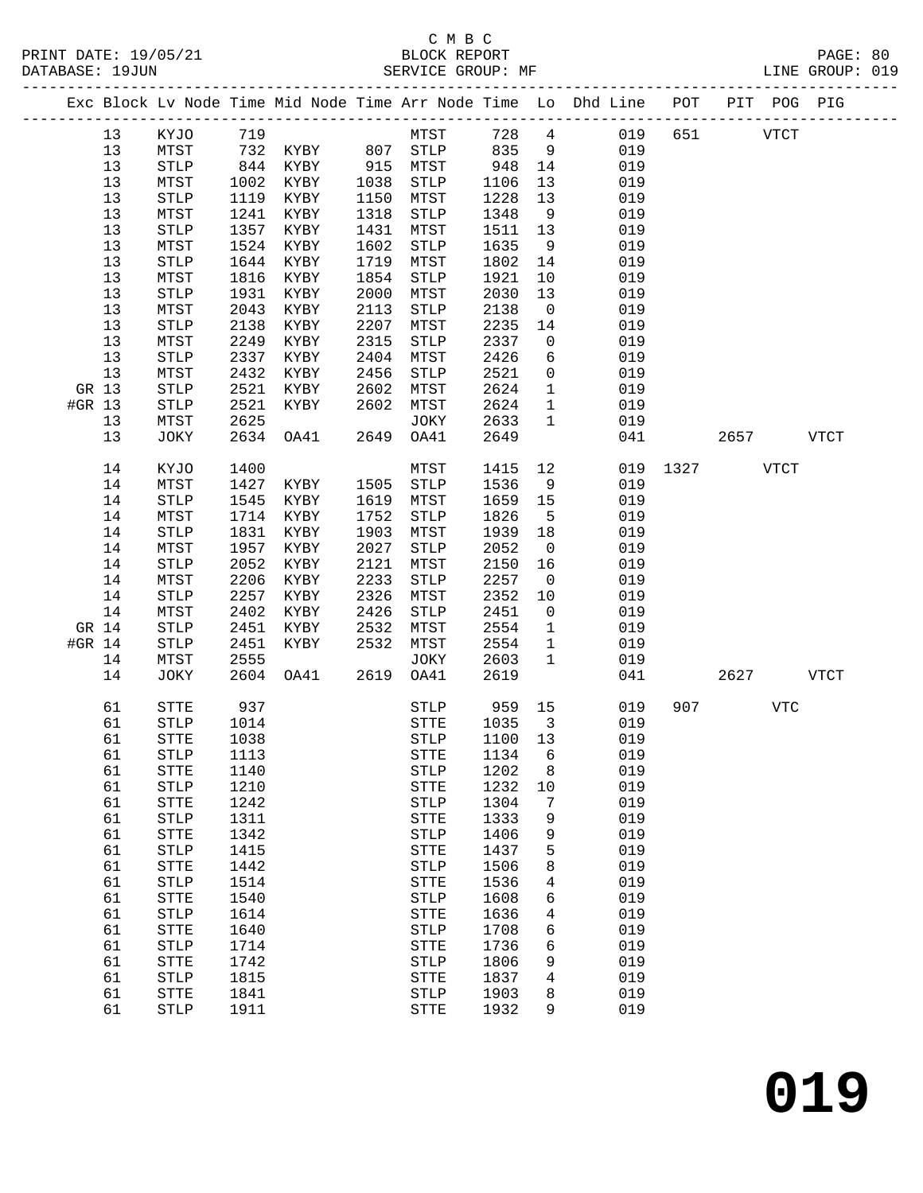C M B C
BLOCK REPORT
SERVICE GROUP: MF

PRINT DATE: 19/05/21
DATABASE: 19JUN
LINE GROUP: 019

| Exc | Block | Lv Node | Time | Mid Node | Time | Arr Node | Time | Lo | Dhd Line | POT | PIT | POG | PIG |
|---|---|---|---|---|---|---|---|---|---|---|---|---|---|
| | 13 | KYJO | 719 | | | MTST | 728 | 4 | 019 | 651 | | VTCT | |
| | 13 | MTST | 732 | KYBY | 807 | STLP | 835 | 9 | 019 | | | | |
| | 13 | STLP | 844 | KYBY | 915 | MTST | 948 | 14 | 019 | | | | |
| | 13 | MTST | 1002 | KYBY | 1038 | STLP | 1106 | 13 | 019 | | | | |
| | 13 | STLP | 1119 | KYBY | 1150 | MTST | 1228 | 13 | 019 | | | | |
| | 13 | MTST | 1241 | KYBY | 1318 | STLP | 1348 | 9 | 019 | | | | |
| | 13 | STLP | 1357 | KYBY | 1431 | MTST | 1511 | 13 | 019 | | | | |
| | 13 | MTST | 1524 | KYBY | 1602 | STLP | 1635 | 9 | 019 | | | | |
| | 13 | STLP | 1644 | KYBY | 1719 | MTST | 1802 | 14 | 019 | | | | |
| | 13 | MTST | 1816 | KYBY | 1854 | STLP | 1921 | 10 | 019 | | | | |
| | 13 | STLP | 1931 | KYBY | 2000 | MTST | 2030 | 13 | 019 | | | | |
| | 13 | MTST | 2043 | KYBY | 2113 | STLP | 2138 | 0 | 019 | | | | |
| | 13 | STLP | 2138 | KYBY | 2207 | MTST | 2235 | 14 | 019 | | | | |
| | 13 | MTST | 2249 | KYBY | 2315 | STLP | 2337 | 0 | 019 | | | | |
| | 13 | STLP | 2337 | KYBY | 2404 | MTST | 2426 | 6 | 019 | | | | |
| | 13 | MTST | 2432 | KYBY | 2456 | STLP | 2521 | 0 | 019 | | | | |
| GR | 13 | STLP | 2521 | KYBY | 2602 | MTST | 2624 | 1 | 019 | | | | |
| #GR | 13 | STLP | 2521 | KYBY | 2602 | MTST | 2624 | 1 | 019 | | | | |
| | 13 | MTST | 2625 | | | JOKY | 2633 | 1 | 019 | | | | |
| | 13 | JOKY | 2634 | OA41 | 2649 | OA41 | 2649 | | 041 | | 2657 | | VTCT |
| | 14 | KYJO | 1400 | | | MTST | 1415 | 12 | 019 | 1327 | | VTCT | |
| | 14 | MTST | 1427 | KYBY | 1505 | STLP | 1536 | 9 | 019 | | | | |
| | 14 | STLP | 1545 | KYBY | 1619 | MTST | 1659 | 15 | 019 | | | | |
| | 14 | MTST | 1714 | KYBY | 1752 | STLP | 1826 | 5 | 019 | | | | |
| | 14 | STLP | 1831 | KYBY | 1903 | MTST | 1939 | 18 | 019 | | | | |
| | 14 | MTST | 1957 | KYBY | 2027 | STLP | 2052 | 0 | 019 | | | | |
| | 14 | STLP | 2052 | KYBY | 2121 | MTST | 2150 | 16 | 019 | | | | |
| | 14 | MTST | 2206 | KYBY | 2233 | STLP | 2257 | 0 | 019 | | | | |
| | 14 | STLP | 2257 | KYBY | 2326 | MTST | 2352 | 10 | 019 | | | | |
| | 14 | MTST | 2402 | KYBY | 2426 | STLP | 2451 | 0 | 019 | | | | |
| GR | 14 | STLP | 2451 | KYBY | 2532 | MTST | 2554 | 1 | 019 | | | | |
| #GR | 14 | STLP | 2451 | KYBY | 2532 | MTST | 2554 | 1 | 019 | | | | |
| | 14 | MTST | 2555 | | | JOKY | 2603 | 1 | 019 | | | | |
| | 14 | JOKY | 2604 | OA41 | 2619 | OA41 | 2619 | | 041 | | 2627 | | VTCT |
| | 61 | STTE | 937 | | | STLP | 959 | 15 | 019 | 907 | | VTC | |
| | 61 | STLP | 1014 | | | STTE | 1035 | 3 | 019 | | | | |
| | 61 | STTE | 1038 | | | STLP | 1100 | 13 | 019 | | | | |
| | 61 | STLP | 1113 | | | STTE | 1134 | 6 | 019 | | | | |
| | 61 | STTE | 1140 | | | STLP | 1202 | 8 | 019 | | | | |
| | 61 | STLP | 1210 | | | STTE | 1232 | 10 | 019 | | | | |
| | 61 | STTE | 1242 | | | STLP | 1304 | 7 | 019 | | | | |
| | 61 | STLP | 1311 | | | STTE | 1333 | 9 | 019 | | | | |
| | 61 | STTE | 1342 | | | STLP | 1406 | 9 | 019 | | | | |
| | 61 | STLP | 1415 | | | STTE | 1437 | 5 | 019 | | | | |
| | 61 | STTE | 1442 | | | STLP | 1506 | 8 | 019 | | | | |
| | 61 | STLP | 1514 | | | STTE | 1536 | 4 | 019 | | | | |
| | 61 | STTE | 1540 | | | STLP | 1608 | 6 | 019 | | | | |
| | 61 | STLP | 1614 | | | STTE | 1636 | 4 | 019 | | | | |
| | 61 | STTE | 1640 | | | STLP | 1708 | 6 | 019 | | | | |
| | 61 | STLP | 1714 | | | STTE | 1736 | 6 | 019 | | | | |
| | 61 | STTE | 1742 | | | STLP | 1806 | 9 | 019 | | | | |
| | 61 | STLP | 1815 | | | STTE | 1837 | 4 | 019 | | | | |
| | 61 | STTE | 1841 | | | STLP | 1903 | 8 | 019 | | | | |
| | 61 | STLP | 1911 | | | STTE | 1932 | 9 | 019 | | | | |

**019**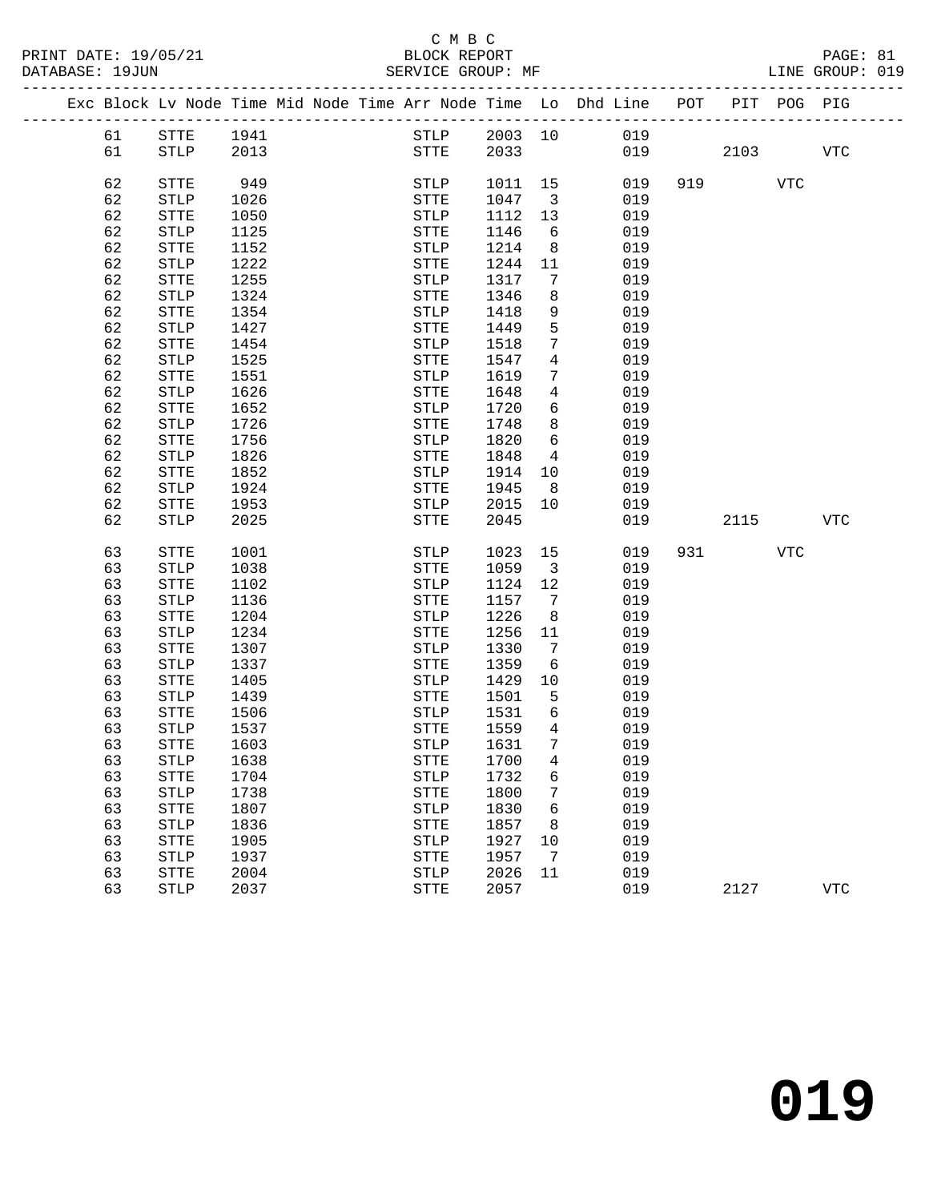C M B C

BLOCK REPORT

SERVICE GROUP: MF

LINE GROUP: 019

| Exc | Block | Lv Node | Time | Mid Node | Time | Arr Node | Time | Lo | Dhd Line | POT | PIT | POG | PIG |
|---|---|---|---|---|---|---|---|---|---|---|---|---|---|
| | 61 | STTE | 1941 | | | STLP | 2003 | 10 | 019 | | | | |
| | 61 | STLP | 2013 | | | STTE | 2033 | | 019 | | 2103 | | VTC |
| | 62 | STTE | 949 | | | STLP | 1011 | 15 | 019 | 919 | | VTC | |
| | 62 | STLP | 1026 | | | STTE | 1047 | 3 | 019 | | | | |
| | 62 | STTE | 1050 | | | STLP | 1112 | 13 | 019 | | | | |
| | 62 | STLP | 1125 | | | STTE | 1146 | 6 | 019 | | | | |
| | 62 | STTE | 1152 | | | STLP | 1214 | 8 | 019 | | | | |
| | 62 | STLP | 1222 | | | STTE | 1244 | 11 | 019 | | | | |
| | 62 | STTE | 1255 | | | STLP | 1317 | 7 | 019 | | | | |
| | 62 | STLP | 1324 | | | STTE | 1346 | 8 | 019 | | | | |
| | 62 | STTE | 1354 | | | STLP | 1418 | 9 | 019 | | | | |
| | 62 | STLP | 1427 | | | STTE | 1449 | 5 | 019 | | | | |
| | 62 | STTE | 1454 | | | STLP | 1518 | 7 | 019 | | | | |
| | 62 | STLP | 1525 | | | STTE | 1547 | 4 | 019 | | | | |
| | 62 | STTE | 1551 | | | STLP | 1619 | 7 | 019 | | | | |
| | 62 | STLP | 1626 | | | STTE | 1648 | 4 | 019 | | | | |
| | 62 | STTE | 1652 | | | STLP | 1720 | 6 | 019 | | | | |
| | 62 | STLP | 1726 | | | STTE | 1748 | 8 | 019 | | | | |
| | 62 | STTE | 1756 | | | STLP | 1820 | 6 | 019 | | | | |
| | 62 | STLP | 1826 | | | STTE | 1848 | 4 | 019 | | | | |
| | 62 | STTE | 1852 | | | STLP | 1914 | 10 | 019 | | | | |
| | 62 | STLP | 1924 | | | STTE | 1945 | 8 | 019 | | | | |
| | 62 | STTE | 1953 | | | STLP | 2015 | 10 | 019 | | | | |
| | 62 | STLP | 2025 | | | STTE | 2045 | | 019 | | 2115 | | VTC |
| | 63 | STTE | 1001 | | | STLP | 1023 | 15 | 019 | 931 | | VTC | |
| | 63 | STLP | 1038 | | | STTE | 1059 | 3 | 019 | | | | |
| | 63 | STTE | 1102 | | | STLP | 1124 | 12 | 019 | | | | |
| | 63 | STLP | 1136 | | | STTE | 1157 | 7 | 019 | | | | |
| | 63 | STTE | 1204 | | | STLP | 1226 | 8 | 019 | | | | |
| | 63 | STLP | 1234 | | | STTE | 1256 | 11 | 019 | | | | |
| | 63 | STTE | 1307 | | | STLP | 1330 | 7 | 019 | | | | |
| | 63 | STLP | 1337 | | | STTE | 1359 | 6 | 019 | | | | |
| | 63 | STTE | 1405 | | | STLP | 1429 | 10 | 019 | | | | |
| | 63 | STLP | 1439 | | | STTE | 1501 | 5 | 019 | | | | |
| | 63 | STTE | 1506 | | | STLP | 1531 | 6 | 019 | | | | |
| | 63 | STLP | 1537 | | | STTE | 1559 | 4 | 019 | | | | |
| | 63 | STTE | 1603 | | | STLP | 1631 | 7 | 019 | | | | |
| | 63 | STLP | 1638 | | | STTE | 1700 | 4 | 019 | | | | |
| | 63 | STTE | 1704 | | | STLP | 1732 | 6 | 019 | | | | |
| | 63 | STLP | 1738 | | | STTE | 1800 | 7 | 019 | | | | |
| | 63 | STTE | 1807 | | | STLP | 1830 | 6 | 019 | | | | |
| | 63 | STLP | 1836 | | | STTE | 1857 | 8 | 019 | | | | |
| | 63 | STTE | 1905 | | | STLP | 1927 | 10 | 019 | | | | |
| | 63 | STLP | 1937 | | | STTE | 1957 | 7 | 019 | | | | |
| | 63 | STTE | 2004 | | | STLP | 2026 | 11 | 019 | | | | |
| | 63 | STLP | 2037 | | | STTE | 2057 | | 019 | | 2127 | | VTC |

**019**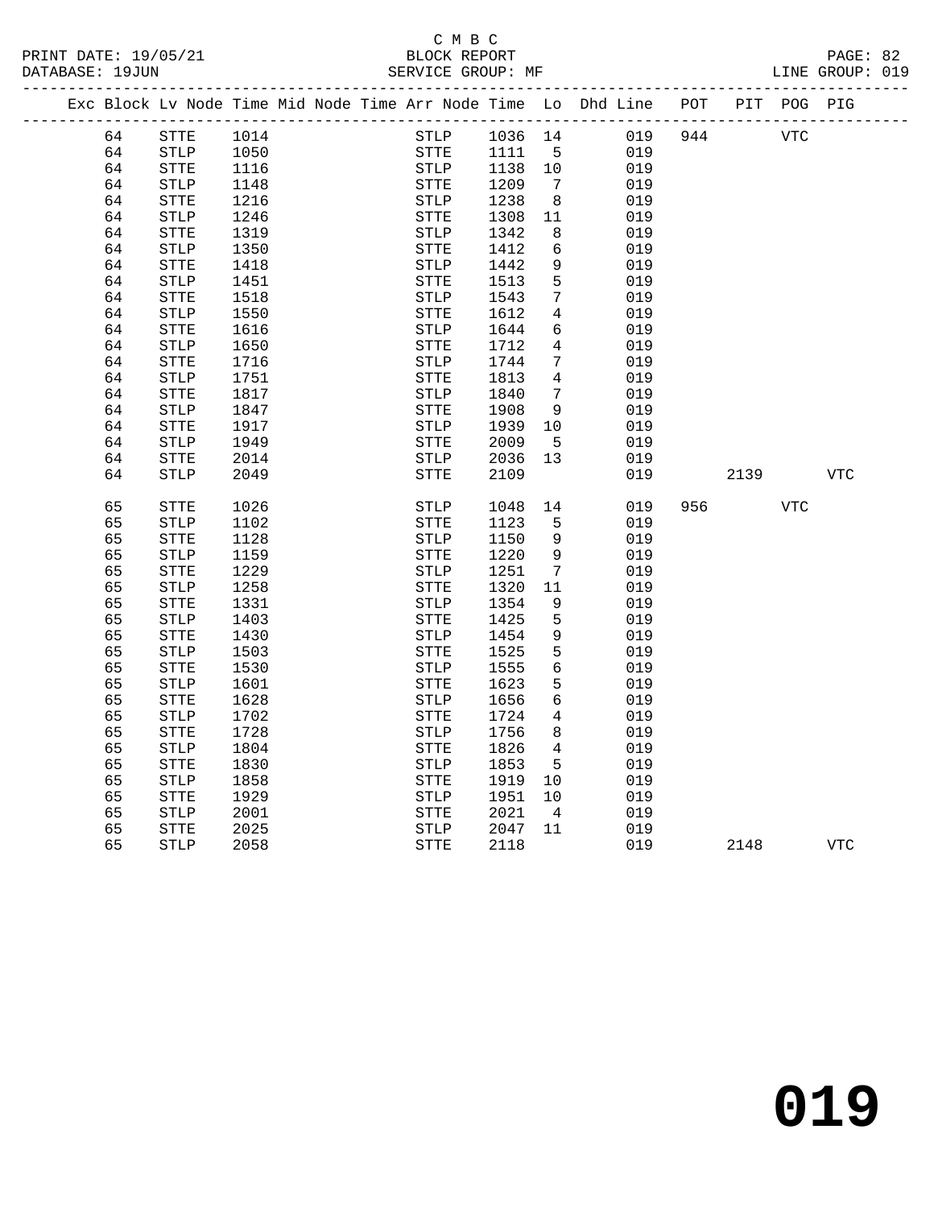C M B C
PRINT DATE: 19/05/21 BLOCK REPORT
DATABASE: 19JUN SERVICE GROUP: MF LINE GROUP: 019

| Exc | Block | Lv | Node | Time | Mid Node | Time | Arr Node | Time | Lo | Dhd Line | POT | PIT | POG | PIG |
|---|---|---|---|---|---|---|---|---|---|---|---|---|---|---|
| | 64 | | STTE | 1014 | | | STLP | 1036 | 14 | 019 | 944 | | VTC | |
| | 64 | | STLP | 1050 | | | STTE | 1111 | 5 | 019 | | | | |
| | 64 | | STTE | 1116 | | | STLP | 1138 | 10 | 019 | | | | |
| | 64 | | STLP | 1148 | | | STTE | 1209 | 7 | 019 | | | | |
| | 64 | | STTE | 1216 | | | STLP | 1238 | 8 | 019 | | | | |
| | 64 | | STLP | 1246 | | | STTE | 1308 | 11 | 019 | | | | |
| | 64 | | STTE | 1319 | | | STLP | 1342 | 8 | 019 | | | | |
| | 64 | | STLP | 1350 | | | STTE | 1412 | 6 | 019 | | | | |
| | 64 | | STTE | 1418 | | | STLP | 1442 | 9 | 019 | | | | |
| | 64 | | STLP | 1451 | | | STTE | 1513 | 5 | 019 | | | | |
| | 64 | | STTE | 1518 | | | STLP | 1543 | 7 | 019 | | | | |
| | 64 | | STLP | 1550 | | | STTE | 1612 | 4 | 019 | | | | |
| | 64 | | STTE | 1616 | | | STLP | 1644 | 6 | 019 | | | | |
| | 64 | | STLP | 1650 | | | STTE | 1712 | 4 | 019 | | | | |
| | 64 | | STTE | 1716 | | | STLP | 1744 | 7 | 019 | | | | |
| | 64 | | STLP | 1751 | | | STTE | 1813 | 4 | 019 | | | | |
| | 64 | | STTE | 1817 | | | STLP | 1840 | 7 | 019 | | | | |
| | 64 | | STLP | 1847 | | | STTE | 1908 | 9 | 019 | | | | |
| | 64 | | STTE | 1917 | | | STLP | 1939 | 10 | 019 | | | | |
| | 64 | | STLP | 1949 | | | STTE | 2009 | 5 | 019 | | | | |
| | 64 | | STTE | 2014 | | | STLP | 2036 | 13 | 019 | | | | |
| | 64 | | STLP | 2049 | | | STTE | 2109 | | 019 | | 2139 | | VTC |
| | 65 | | STTE | 1026 | | | STLP | 1048 | 14 | 019 | 956 | | VTC | |
| | 65 | | STLP | 1102 | | | STTE | 1123 | 5 | 019 | | | | |
| | 65 | | STTE | 1128 | | | STLP | 1150 | 9 | 019 | | | | |
| | 65 | | STLP | 1159 | | | STTE | 1220 | 9 | 019 | | | | |
| | 65 | | STTE | 1229 | | | STLP | 1251 | 7 | 019 | | | | |
| | 65 | | STLP | 1258 | | | STTE | 1320 | 11 | 019 | | | | |
| | 65 | | STTE | 1331 | | | STLP | 1354 | 9 | 019 | | | | |
| | 65 | | STLP | 1403 | | | STTE | 1425 | 5 | 019 | | | | |
| | 65 | | STTE | 1430 | | | STLP | 1454 | 9 | 019 | | | | |
| | 65 | | STLP | 1503 | | | STTE | 1525 | 5 | 019 | | | | |
| | 65 | | STTE | 1530 | | | STLP | 1555 | 6 | 019 | | | | |
| | 65 | | STLP | 1601 | | | STTE | 1623 | 5 | 019 | | | | |
| | 65 | | STTE | 1628 | | | STLP | 1656 | 6 | 019 | | | | |
| | 65 | | STLP | 1702 | | | STTE | 1724 | 4 | 019 | | | | |
| | 65 | | STTE | 1728 | | | STLP | 1756 | 8 | 019 | | | | |
| | 65 | | STLP | 1804 | | | STTE | 1826 | 4 | 019 | | | | |
| | 65 | | STTE | 1830 | | | STLP | 1853 | 5 | 019 | | | | |
| | 65 | | STLP | 1858 | | | STTE | 1919 | 10 | 019 | | | | |
| | 65 | | STTE | 1929 | | | STLP | 1951 | 10 | 019 | | | | |
| | 65 | | STLP | 2001 | | | STTE | 2021 | 4 | 019 | | | | |
| | 65 | | STTE | 2025 | | | STLP | 2047 | 11 | 019 | | | | |
| | 65 | | STLP | 2058 | | | STTE | 2118 | | 019 | | 2148 | | VTC |

019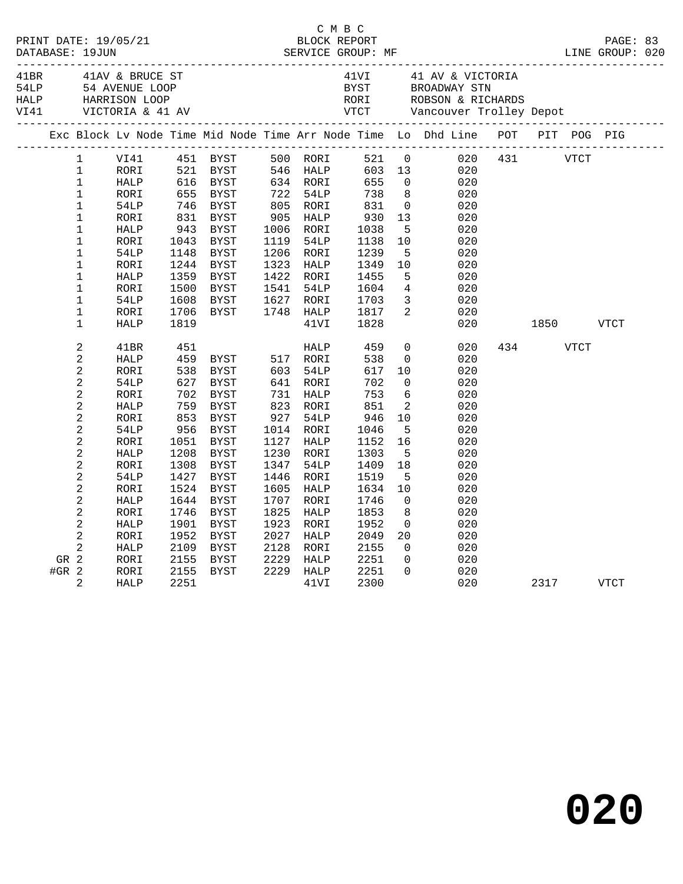C M B C
BLOCK REPORT
SERVICE GROUP: MF

PRINT DATE: 19/05/21
DATABASE: 19JUN
LINE GROUP: 020

| Code | Description | Code | Description |
|---|---|---|---|
| 41BR | 41AV & BRUCE ST | 41VI | 41 AV & VICTORIA |
| 54LP | 54 AVENUE LOOP | BYST | BROADWAY STN |
| HALP | HARRISON LOOP | RORI | ROBSON & RICHARDS |
| VI41 | VICTORIA & 41 AV | VTCT | Vancouver Trolley Depot |

| Exc | Block | Lv Node | Time | Mid Node | Time | Arr Node | Time | Lo | Dhd Line | POT | PIT | POG | PIG |
|---|---|---|---|---|---|---|---|---|---|---|---|---|---|
| | 1 | VI41 | 451 | BYST | 500 | RORI | 521 | 0 | 020 | 431 | | VTCT | |
| | 1 | RORI | 521 | BYST | 546 | HALP | 603 | 13 | 020 | | | | |
| | 1 | HALP | 616 | BYST | 634 | RORI | 655 | 0 | 020 | | | | |
| | 1 | RORI | 655 | BYST | 722 | 54LP | 738 | 8 | 020 | | | | |
| | 1 | 54LP | 746 | BYST | 805 | RORI | 831 | 0 | 020 | | | | |
| | 1 | RORI | 831 | BYST | 905 | HALP | 930 | 13 | 020 | | | | |
| | 1 | HALP | 943 | BYST | 1006 | RORI | 1038 | 5 | 020 | | | | |
| | 1 | RORI | 1043 | BYST | 1119 | 54LP | 1138 | 10 | 020 | | | | |
| | 1 | 54LP | 1148 | BYST | 1206 | RORI | 1239 | 5 | 020 | | | | |
| | 1 | RORI | 1244 | BYST | 1323 | HALP | 1349 | 10 | 020 | | | | |
| | 1 | HALP | 1359 | BYST | 1422 | RORI | 1455 | 5 | 020 | | | | |
| | 1 | RORI | 1500 | BYST | 1541 | 54LP | 1604 | 4 | 020 | | | | |
| | 1 | 54LP | 1608 | BYST | 1627 | RORI | 1703 | 3 | 020 | | | | |
| | 1 | RORI | 1706 | BYST | 1748 | HALP | 1817 | 2 | 020 | | | | |
| | 1 | HALP | 1819 | | | 41VI | 1828 | | 020 | | 1850 | | VTCT |
| | 2 | 41BR | 451 | | | HALP | 459 | 0 | 020 | 434 | | VTCT | |
| | 2 | HALP | 459 | BYST | 517 | RORI | 538 | 0 | 020 | | | | |
| | 2 | RORI | 538 | BYST | 603 | 54LP | 617 | 10 | 020 | | | | |
| | 2 | 54LP | 627 | BYST | 641 | RORI | 702 | 0 | 020 | | | | |
| | 2 | RORI | 702 | BYST | 731 | HALP | 753 | 6 | 020 | | | | |
| | 2 | HALP | 759 | BYST | 823 | RORI | 851 | 2 | 020 | | | | |
| | 2 | RORI | 853 | BYST | 927 | 54LP | 946 | 10 | 020 | | | | |
| | 2 | 54LP | 956 | BYST | 1014 | RORI | 1046 | 5 | 020 | | | | |
| | 2 | RORI | 1051 | BYST | 1127 | HALP | 1152 | 16 | 020 | | | | |
| | 2 | HALP | 1208 | BYST | 1230 | RORI | 1303 | 5 | 020 | | | | |
| | 2 | RORI | 1308 | BYST | 1347 | 54LP | 1409 | 18 | 020 | | | | |
| | 2 | 54LP | 1427 | BYST | 1446 | RORI | 1519 | 5 | 020 | | | | |
| | 2 | RORI | 1524 | BYST | 1605 | HALP | 1634 | 10 | 020 | | | | |
| | 2 | HALP | 1644 | BYST | 1707 | RORI | 1746 | 0 | 020 | | | | |
| | 2 | RORI | 1746 | BYST | 1825 | HALP | 1853 | 8 | 020 | | | | |
| | 2 | HALP | 1901 | BYST | 1923 | RORI | 1952 | 0 | 020 | | | | |
| | 2 | RORI | 1952 | BYST | 2027 | HALP | 2049 | 20 | 020 | | | | |
| | 2 | HALP | 2109 | BYST | 2128 | RORI | 2155 | 0 | 020 | | | | |
| GR | 2 | RORI | 2155 | BYST | 2229 | HALP | 2251 | 0 | 020 | | | | |
| #GR | 2 | RORI | 2155 | BYST | 2229 | HALP | 2251 | 0 | 020 | | | | |
| | 2 | HALP | 2251 | | | 41VI | 2300 | | 020 | | 2317 | | VTCT |

**020**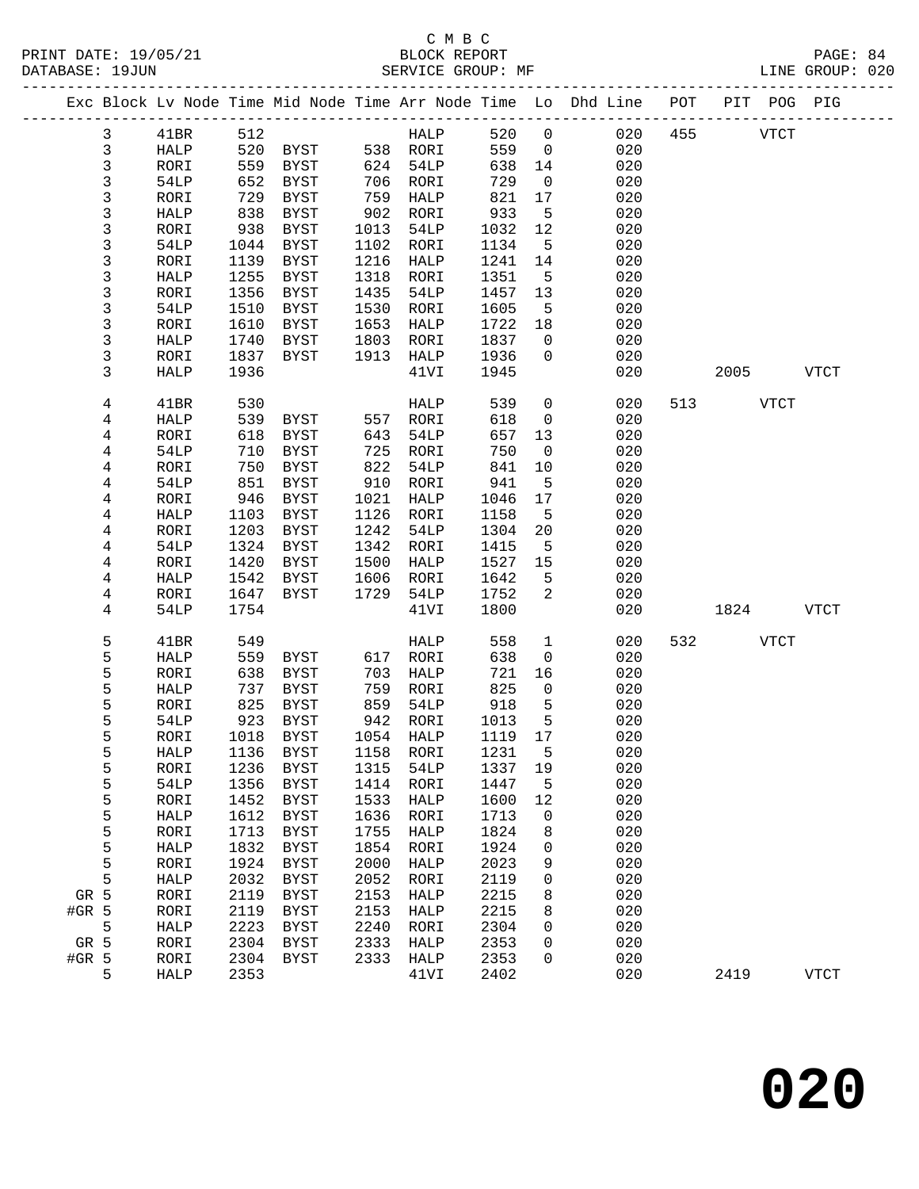C M B C
PRINT DATE: 19/05/21 BLOCK REPORT
DATABASE: 19JUN SERVICE GROUP: MF LINE GROUP: 020

| Exc | Block | Lv Node | Time | Mid Node | Time | Arr Node | Time | Lo | Dhd Line | POT | PIT | POG | PIG |
|---|---|---|---|---|---|---|---|---|---|---|---|---|---|
| | 3 | 41BR | 512 | | | HALP | 520 | 0 | 020 | 455 | | VTCT | |
| | 3 | HALP | 520 | BYST | 538 | RORI | 559 | 0 | 020 | | | | |
| | 3 | RORI | 559 | BYST | 624 | 54LP | 638 | 14 | 020 | | | | |
| | 3 | 54LP | 652 | BYST | 706 | RORI | 729 | 0 | 020 | | | | |
| | 3 | RORI | 729 | BYST | 759 | HALP | 821 | 17 | 020 | | | | |
| | 3 | HALP | 838 | BYST | 902 | RORI | 933 | 5 | 020 | | | | |
| | 3 | RORI | 938 | BYST | 1013 | 54LP | 1032 | 12 | 020 | | | | |
| | 3 | 54LP | 1044 | BYST | 1102 | RORI | 1134 | 5 | 020 | | | | |
| | 3 | RORI | 1139 | BYST | 1216 | HALP | 1241 | 14 | 020 | | | | |
| | 3 | HALP | 1255 | BYST | 1318 | RORI | 1351 | 5 | 020 | | | | |
| | 3 | RORI | 1356 | BYST | 1435 | 54LP | 1457 | 13 | 020 | | | | |
| | 3 | 54LP | 1510 | BYST | 1530 | RORI | 1605 | 5 | 020 | | | | |
| | 3 | RORI | 1610 | BYST | 1653 | HALP | 1722 | 18 | 020 | | | | |
| | 3 | HALP | 1740 | BYST | 1803 | RORI | 1837 | 0 | 020 | | | | |
| | 3 | RORI | 1837 | BYST | 1913 | HALP | 1936 | 0 | 020 | | | | |
| | 3 | HALP | 1936 | | | 41VI | 1945 | | 020 | | 2005 | | VTCT |
| | 4 | 41BR | 530 | | | HALP | 539 | 0 | 020 | 513 | | VTCT | |
| | 4 | HALP | 539 | BYST | 557 | RORI | 618 | 0 | 020 | | | | |
| | 4 | RORI | 618 | BYST | 643 | 54LP | 657 | 13 | 020 | | | | |
| | 4 | 54LP | 710 | BYST | 725 | RORI | 750 | 0 | 020 | | | | |
| | 4 | RORI | 750 | BYST | 822 | 54LP | 841 | 10 | 020 | | | | |
| | 4 | 54LP | 851 | BYST | 910 | RORI | 941 | 5 | 020 | | | | |
| | 4 | RORI | 946 | BYST | 1021 | HALP | 1046 | 17 | 020 | | | | |
| | 4 | HALP | 1103 | BYST | 1126 | RORI | 1158 | 5 | 020 | | | | |
| | 4 | RORI | 1203 | BYST | 1242 | 54LP | 1304 | 20 | 020 | | | | |
| | 4 | 54LP | 1324 | BYST | 1342 | RORI | 1415 | 5 | 020 | | | | |
| | 4 | RORI | 1420 | BYST | 1500 | HALP | 1527 | 15 | 020 | | | | |
| | 4 | HALP | 1542 | BYST | 1606 | RORI | 1642 | 5 | 020 | | | | |
| | 4 | RORI | 1647 | BYST | 1729 | 54LP | 1752 | 2 | 020 | | | | |
| | 4 | 54LP | 1754 | | | 41VI | 1800 | | 020 | | 1824 | | VTCT |
| | 5 | 41BR | 549 | | | HALP | 558 | 1 | 020 | 532 | | VTCT | |
| | 5 | HALP | 559 | BYST | 617 | RORI | 638 | 0 | 020 | | | | |
| | 5 | RORI | 638 | BYST | 703 | HALP | 721 | 16 | 020 | | | | |
| | 5 | HALP | 737 | BYST | 759 | RORI | 825 | 0 | 020 | | | | |
| | 5 | RORI | 825 | BYST | 859 | 54LP | 918 | 5 | 020 | | | | |
| | 5 | 54LP | 923 | BYST | 942 | RORI | 1013 | 5 | 020 | | | | |
| | 5 | RORI | 1018 | BYST | 1054 | HALP | 1119 | 17 | 020 | | | | |
| | 5 | HALP | 1136 | BYST | 1158 | RORI | 1231 | 5 | 020 | | | | |
| | 5 | RORI | 1236 | BYST | 1315 | 54LP | 1337 | 19 | 020 | | | | |
| | 5 | 54LP | 1356 | BYST | 1414 | RORI | 1447 | 5 | 020 | | | | |
| | 5 | RORI | 1452 | BYST | 1533 | HALP | 1600 | 12 | 020 | | | | |
| | 5 | HALP | 1612 | BYST | 1636 | RORI | 1713 | 0 | 020 | | | | |
| | 5 | RORI | 1713 | BYST | 1755 | HALP | 1824 | 8 | 020 | | | | |
| | 5 | HALP | 1832 | BYST | 1854 | RORI | 1924 | 0 | 020 | | | | |
| | 5 | RORI | 1924 | BYST | 2000 | HALP | 2023 | 9 | 020 | | | | |
| | 5 | HALP | 2032 | BYST | 2052 | RORI | 2119 | 0 | 020 | | | | |
| GR | 5 | RORI | 2119 | BYST | 2153 | HALP | 2215 | 8 | 020 | | | | |
| #GR | 5 | RORI | 2119 | BYST | 2153 | HALP | 2215 | 8 | 020 | | | | |
| | 5 | HALP | 2223 | BYST | 2240 | RORI | 2304 | 0 | 020 | | | | |
| GR | 5 | RORI | 2304 | BYST | 2333 | HALP | 2353 | 0 | 020 | | | | |
| #GR | 5 | RORI | 2304 | BYST | 2333 | HALP | 2353 | 0 | 020 | | | | |
| | 5 | HALP | 2353 | | | 41VI | 2402 | | 020 | | 2419 | | VTCT |

# 020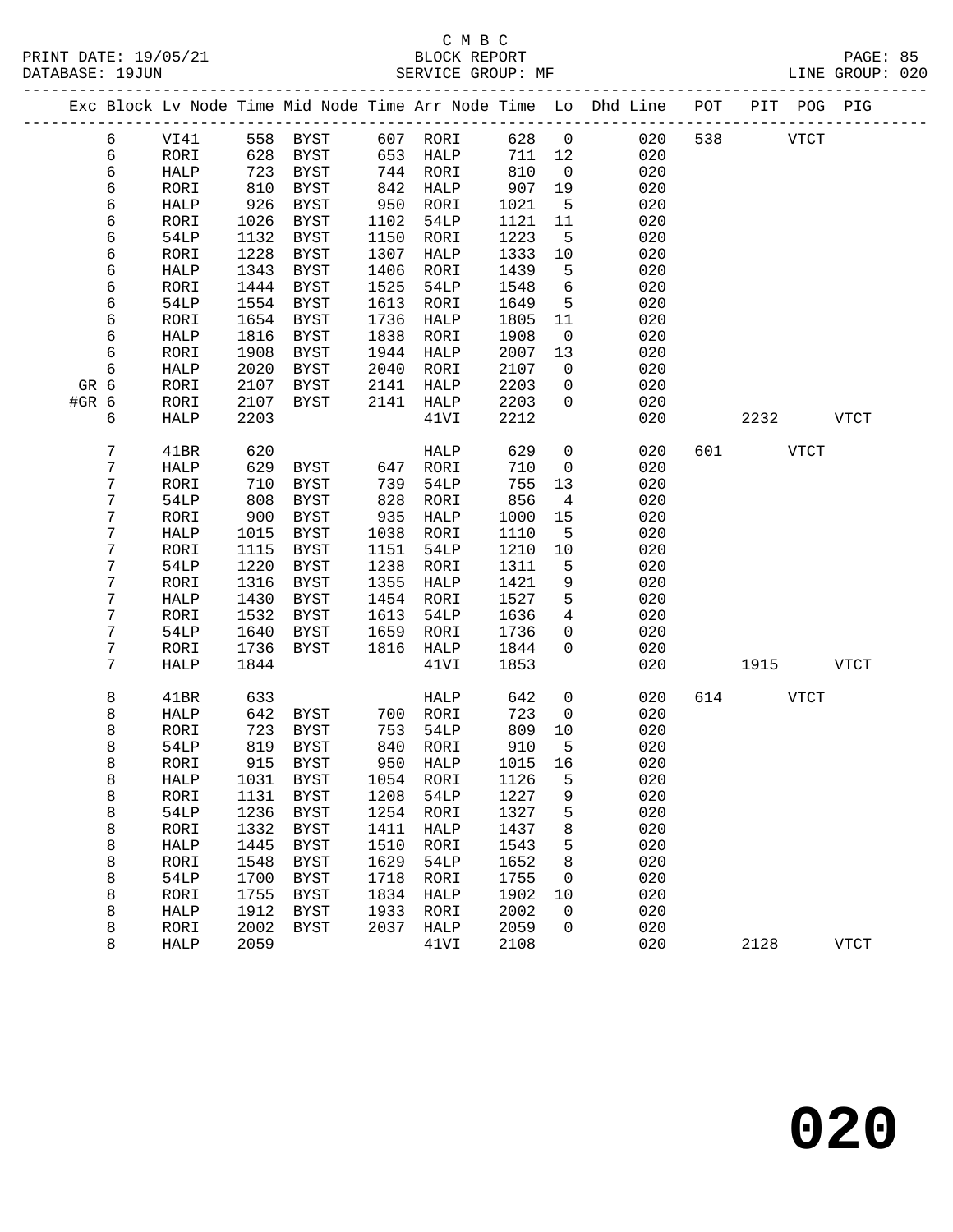C M B C

BLOCK REPORT

SERVICE GROUP: MF

PRINT DATE: 19/05/21
DATABASE: 19JUN
LINE GROUP: 020

| Exc | Block | Lv Node | Time | Mid Node | Time | Arr Node | Time | Lo | Dhd Line | POT | PIT | POG | PIG |
|---|---|---|---|---|---|---|---|---|---|---|---|---|---|
| | 6 | VI41 | 558 | BYST | 607 | RORI | 628 | 0 | 020 | 538 | | VTCT | |
| | 6 | RORI | 628 | BYST | 653 | HALP | 711 | 12 | 020 | | | | |
| | 6 | HALP | 723 | BYST | 744 | RORI | 810 | 0 | 020 | | | | |
| | 6 | RORI | 810 | BYST | 842 | HALP | 907 | 19 | 020 | | | | |
| | 6 | HALP | 926 | BYST | 950 | RORI | 1021 | 5 | 020 | | | | |
| | 6 | RORI | 1026 | BYST | 1102 | 54LP | 1121 | 11 | 020 | | | | |
| | 6 | 54LP | 1132 | BYST | 1150 | RORI | 1223 | 5 | 020 | | | | |
| | 6 | RORI | 1228 | BYST | 1307 | HALP | 1333 | 10 | 020 | | | | |
| | 6 | HALP | 1343 | BYST | 1406 | RORI | 1439 | 5 | 020 | | | | |
| | 6 | RORI | 1444 | BYST | 1525 | 54LP | 1548 | 6 | 020 | | | | |
| | 6 | 54LP | 1554 | BYST | 1613 | RORI | 1649 | 5 | 020 | | | | |
| | 6 | RORI | 1654 | BYST | 1736 | HALP | 1805 | 11 | 020 | | | | |
| | 6 | HALP | 1816 | BYST | 1838 | RORI | 1908 | 0 | 020 | | | | |
| | 6 | RORI | 1908 | BYST | 1944 | HALP | 2007 | 13 | 020 | | | | |
| | 6 | HALP | 2020 | BYST | 2040 | RORI | 2107 | 0 | 020 | | | | |
| GR | 6 | RORI | 2107 | BYST | 2141 | HALP | 2203 | 0 | 020 | | | | |
| #GR | 6 | RORI | 2107 | BYST | 2141 | HALP | 2203 | 0 | 020 | | | | |
| | 6 | HALP | 2203 | | | 41VI | 2212 | | 020 | | 2232 | | VTCT |
| | 7 | 41BR | 620 | | | HALP | 629 | 0 | 020 | 601 | | VTCT | |
| | 7 | HALP | 629 | BYST | 647 | RORI | 710 | 0 | 020 | | | | |
| | 7 | RORI | 710 | BYST | 739 | 54LP | 755 | 13 | 020 | | | | |
| | 7 | 54LP | 808 | BYST | 828 | RORI | 856 | 4 | 020 | | | | |
| | 7 | RORI | 900 | BYST | 935 | HALP | 1000 | 15 | 020 | | | | |
| | 7 | HALP | 1015 | BYST | 1038 | RORI | 1110 | 5 | 020 | | | | |
| | 7 | RORI | 1115 | BYST | 1151 | 54LP | 1210 | 10 | 020 | | | | |
| | 7 | 54LP | 1220 | BYST | 1238 | RORI | 1311 | 5 | 020 | | | | |
| | 7 | RORI | 1316 | BYST | 1355 | HALP | 1421 | 9 | 020 | | | | |
| | 7 | HALP | 1430 | BYST | 1454 | RORI | 1527 | 5 | 020 | | | | |
| | 7 | RORI | 1532 | BYST | 1613 | 54LP | 1636 | 4 | 020 | | | | |
| | 7 | 54LP | 1640 | BYST | 1659 | RORI | 1736 | 0 | 020 | | | | |
| | 7 | RORI | 1736 | BYST | 1816 | HALP | 1844 | 0 | 020 | | | | |
| | 7 | HALP | 1844 | | | 41VI | 1853 | | 020 | | 1915 | | VTCT |
| | 8 | 41BR | 633 | | | HALP | 642 | 0 | 020 | 614 | | VTCT | |
| | 8 | HALP | 642 | BYST | 700 | RORI | 723 | 0 | 020 | | | | |
| | 8 | RORI | 723 | BYST | 753 | 54LP | 809 | 10 | 020 | | | | |
| | 8 | 54LP | 819 | BYST | 840 | RORI | 910 | 5 | 020 | | | | |
| | 8 | RORI | 915 | BYST | 950 | HALP | 1015 | 16 | 020 | | | | |
| | 8 | HALP | 1031 | BYST | 1054 | RORI | 1126 | 5 | 020 | | | | |
| | 8 | RORI | 1131 | BYST | 1208 | 54LP | 1227 | 9 | 020 | | | | |
| | 8 | 54LP | 1236 | BYST | 1254 | RORI | 1327 | 5 | 020 | | | | |
| | 8 | RORI | 1332 | BYST | 1411 | HALP | 1437 | 8 | 020 | | | | |
| | 8 | HALP | 1445 | BYST | 1510 | RORI | 1543 | 5 | 020 | | | | |
| | 8 | RORI | 1548 | BYST | 1629 | 54LP | 1652 | 8 | 020 | | | | |
| | 8 | 54LP | 1700 | BYST | 1718 | RORI | 1755 | 0 | 020 | | | | |
| | 8 | RORI | 1755 | BYST | 1834 | HALP | 1902 | 10 | 020 | | | | |
| | 8 | HALP | 1912 | BYST | 1933 | RORI | 2002 | 0 | 020 | | | | |
| | 8 | RORI | 2002 | BYST | 2037 | HALP | 2059 | 0 | 020 | | | | |
| | 8 | HALP | 2059 | | | 41VI | 2108 | | 020 | | 2128 | | VTCT |

**020**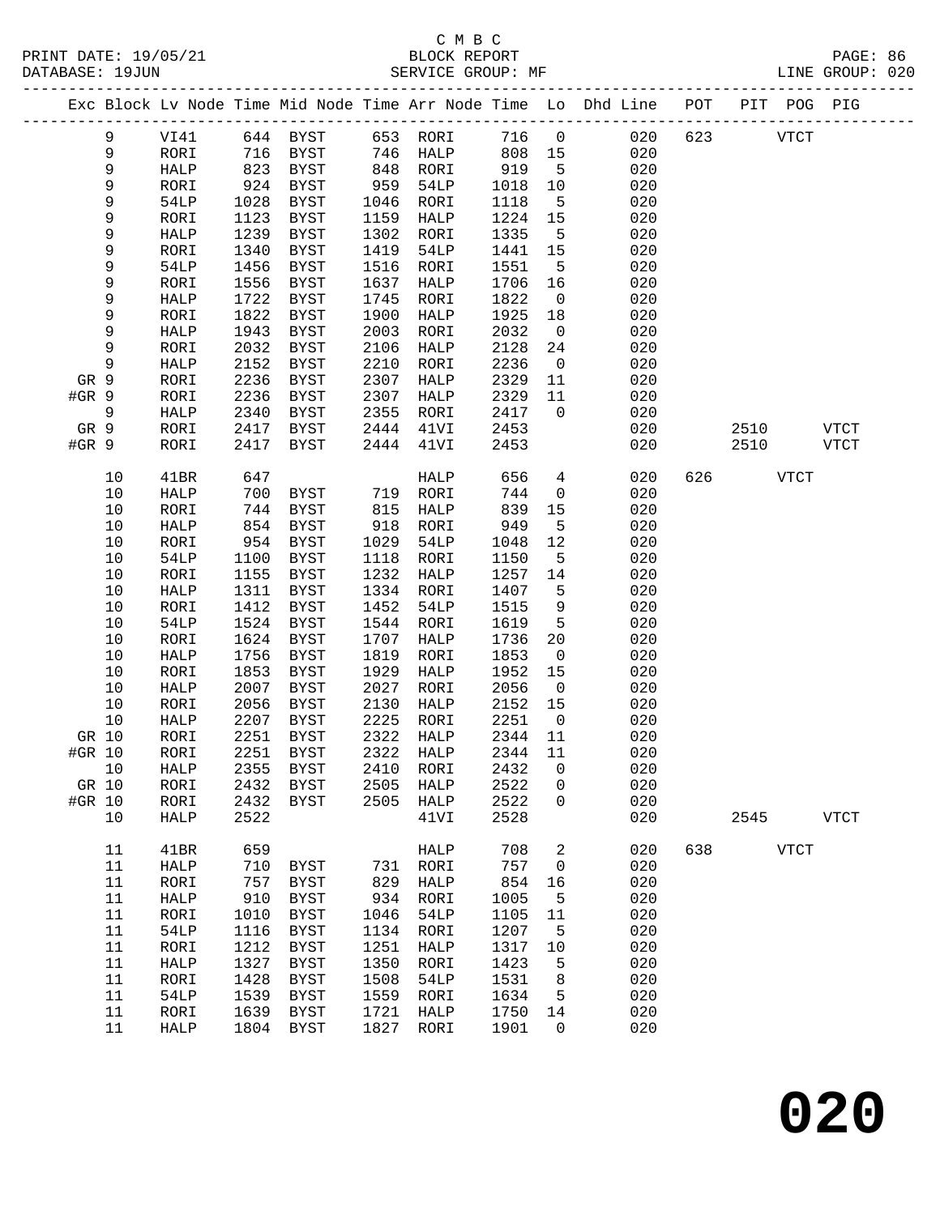C M B C

PRINT DATE: 19/05/21 BLOCK REPORT
DATABASE: 19JUN SERVICE GROUP: MF LINE GROUP: 020

| Exc | Block | Lv Node | Time | Mid Node | Time | Arr Node | Time | Lo | Dhd Line | POT | PIT | POG | PIG |
|---|---|---|---|---|---|---|---|---|---|---|---|---|---|
| | 9 | VI41 | 644 | BYST | 653 | RORI | 716 | 0 | 020 | 623 | | VTCT | |
| | 9 | RORI | 716 | BYST | 746 | HALP | 808 | 15 | 020 | | | | |
| | 9 | HALP | 823 | BYST | 848 | RORI | 919 | 5 | 020 | | | | |
| | 9 | RORI | 924 | BYST | 959 | 54LP | 1018 | 10 | 020 | | | | |
| | 9 | 54LP | 1028 | BYST | 1046 | RORI | 1118 | 5 | 020 | | | | |
| | 9 | RORI | 1123 | BYST | 1159 | HALP | 1224 | 15 | 020 | | | | |
| | 9 | HALP | 1239 | BYST | 1302 | RORI | 1335 | 5 | 020 | | | | |
| | 9 | RORI | 1340 | BYST | 1419 | 54LP | 1441 | 15 | 020 | | | | |
| | 9 | 54LP | 1456 | BYST | 1516 | RORI | 1551 | 5 | 020 | | | | |
| | 9 | RORI | 1556 | BYST | 1637 | HALP | 1706 | 16 | 020 | | | | |
| | 9 | HALP | 1722 | BYST | 1745 | RORI | 1822 | 0 | 020 | | | | |
| | 9 | RORI | 1822 | BYST | 1900 | HALP | 1925 | 18 | 020 | | | | |
| | 9 | HALP | 1943 | BYST | 2003 | RORI | 2032 | 0 | 020 | | | | |
| | 9 | RORI | 2032 | BYST | 2106 | HALP | 2128 | 24 | 020 | | | | |
| | 9 | HALP | 2152 | BYST | 2210 | RORI | 2236 | 0 | 020 | | | | |
| GR | 9 | RORI | 2236 | BYST | 2307 | HALP | 2329 | 11 | 020 | | | | |
| #GR | 9 | RORI | 2236 | BYST | 2307 | HALP | 2329 | 11 | 020 | | | | |
| | 9 | HALP | 2340 | BYST | 2355 | RORI | 2417 | 0 | 020 | | | | |
| GR | 9 | RORI | 2417 | BYST | 2444 | 41VI | 2453 | | 020 | | 2510 | | VTCT |
| #GR | 9 | RORI | 2417 | BYST | 2444 | 41VI | 2453 | | 020 | | 2510 | | VTCT |
| | 10 | 41BR | 647 | | | HALP | 656 | 4 | 020 | 626 | | VTCT | |
| | 10 | HALP | 700 | BYST | 719 | RORI | 744 | 0 | 020 | | | | |
| | 10 | RORI | 744 | BYST | 815 | HALP | 839 | 15 | 020 | | | | |
| | 10 | HALP | 854 | BYST | 918 | RORI | 949 | 5 | 020 | | | | |
| | 10 | RORI | 954 | BYST | 1029 | 54LP | 1048 | 12 | 020 | | | | |
| | 10 | 54LP | 1100 | BYST | 1118 | RORI | 1150 | 5 | 020 | | | | |
| | 10 | RORI | 1155 | BYST | 1232 | HALP | 1257 | 14 | 020 | | | | |
| | 10 | HALP | 1311 | BYST | 1334 | RORI | 1407 | 5 | 020 | | | | |
| | 10 | RORI | 1412 | BYST | 1452 | 54LP | 1515 | 9 | 020 | | | | |
| | 10 | 54LP | 1524 | BYST | 1544 | RORI | 1619 | 5 | 020 | | | | |
| | 10 | RORI | 1624 | BYST | 1707 | HALP | 1736 | 20 | 020 | | | | |
| | 10 | HALP | 1756 | BYST | 1819 | RORI | 1853 | 0 | 020 | | | | |
| | 10 | RORI | 1853 | BYST | 1929 | HALP | 1952 | 15 | 020 | | | | |
| | 10 | HALP | 2007 | BYST | 2027 | RORI | 2056 | 0 | 020 | | | | |
| | 10 | RORI | 2056 | BYST | 2130 | HALP | 2152 | 15 | 020 | | | | |
| | 10 | HALP | 2207 | BYST | 2225 | RORI | 2251 | 0 | 020 | | | | |
| GR | 10 | RORI | 2251 | BYST | 2322 | HALP | 2344 | 11 | 020 | | | | |
| #GR | 10 | RORI | 2251 | BYST | 2322 | HALP | 2344 | 11 | 020 | | | | |
| | 10 | HALP | 2355 | BYST | 2410 | RORI | 2432 | 0 | 020 | | | | |
| GR | 10 | RORI | 2432 | BYST | 2505 | HALP | 2522 | 0 | 020 | | | | |
| #GR | 10 | RORI | 2432 | BYST | 2505 | HALP | 2522 | 0 | 020 | | | | |
| | 10 | HALP | 2522 | | | 41VI | 2528 | | 020 | | 2545 | | VTCT |
| | 11 | 41BR | 659 | | | HALP | 708 | 2 | 020 | 638 | | VTCT | |
| | 11 | HALP | 710 | BYST | 731 | RORI | 757 | 0 | 020 | | | | |
| | 11 | RORI | 757 | BYST | 829 | HALP | 854 | 16 | 020 | | | | |
| | 11 | HALP | 910 | BYST | 934 | RORI | 1005 | 5 | 020 | | | | |
| | 11 | RORI | 1010 | BYST | 1046 | 54LP | 1105 | 11 | 020 | | | | |
| | 11 | 54LP | 1116 | BYST | 1134 | RORI | 1207 | 5 | 020 | | | | |
| | 11 | RORI | 1212 | BYST | 1251 | HALP | 1317 | 10 | 020 | | | | |
| | 11 | HALP | 1327 | BYST | 1350 | RORI | 1423 | 5 | 020 | | | | |
| | 11 | RORI | 1428 | BYST | 1508 | 54LP | 1531 | 8 | 020 | | | | |
| | 11 | 54LP | 1539 | BYST | 1559 | RORI | 1634 | 5 | 020 | | | | |
| | 11 | RORI | 1639 | BYST | 1721 | HALP | 1750 | 14 | 020 | | | | |
| | 11 | HALP | 1804 | BYST | 1827 | RORI | 1901 | 0 | 020 | | | | |

**020**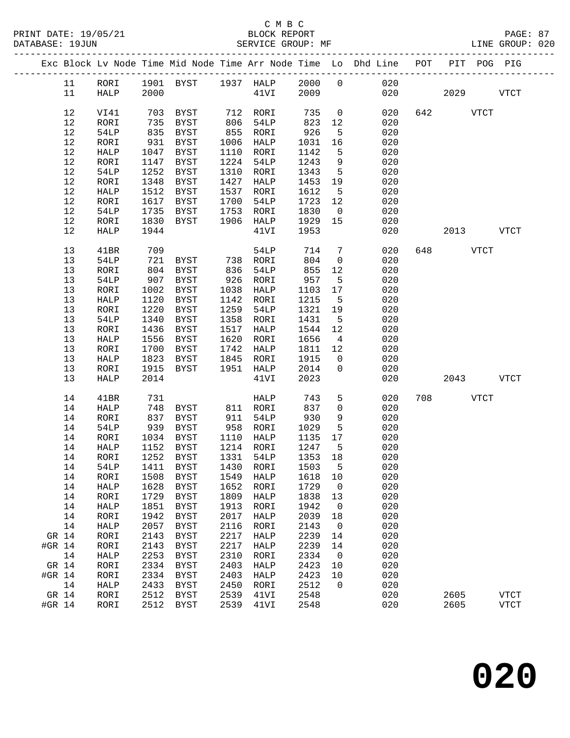C M B C
PRINT DATE: 19/05/21 BLOCK REPORT PAGE: 87
DATABASE: 19JUN SERVICE GROUP: MF LINE GROUP: 020

| Exc | Block | Lv Node | Time | Mid Node | Time | Arr Node | Time | Lo | Dhd Line | POT | PIT | POG | PIG |
|---|---|---|---|---|---|---|---|---|---|---|---|---|---|
| | 11 | RORI | 1901 | BYST | 1937 | HALP | 2000 | 0 | 020 | | | | |
| | 11 | HALP | 2000 | | | 41VI | 2009 | | 020 | | 2029 | | VTCT |
| | 12 | VI41 | 703 | BYST | 712 | RORI | 735 | 0 | 020 | 642 | | VTCT | |
| | 12 | RORI | 735 | BYST | 806 | 54LP | 823 | 12 | 020 | | | | |
| | 12 | 54LP | 835 | BYST | 855 | RORI | 926 | 5 | 020 | | | | |
| | 12 | RORI | 931 | BYST | 1006 | HALP | 1031 | 16 | 020 | | | | |
| | 12 | HALP | 1047 | BYST | 1110 | RORI | 1142 | 5 | 020 | | | | |
| | 12 | RORI | 1147 | BYST | 1224 | 54LP | 1243 | 9 | 020 | | | | |
| | 12 | 54LP | 1252 | BYST | 1310 | RORI | 1343 | 5 | 020 | | | | |
| | 12 | RORI | 1348 | BYST | 1427 | HALP | 1453 | 19 | 020 | | | | |
| | 12 | HALP | 1512 | BYST | 1537 | RORI | 1612 | 5 | 020 | | | | |
| | 12 | RORI | 1617 | BYST | 1700 | 54LP | 1723 | 12 | 020 | | | | |
| | 12 | 54LP | 1735 | BYST | 1753 | RORI | 1830 | 0 | 020 | | | | |
| | 12 | RORI | 1830 | BYST | 1906 | HALP | 1929 | 15 | 020 | | | | |
| | 12 | HALP | 1944 | | | 41VI | 1953 | | 020 | | 2013 | | VTCT |
| | 13 | 41BR | 709 | | | 54LP | 714 | 7 | 020 | 648 | | VTCT | |
| | 13 | 54LP | 721 | BYST | 738 | RORI | 804 | 0 | 020 | | | | |
| | 13 | RORI | 804 | BYST | 836 | 54LP | 855 | 12 | 020 | | | | |
| | 13 | 54LP | 907 | BYST | 926 | RORI | 957 | 5 | 020 | | | | |
| | 13 | RORI | 1002 | BYST | 1038 | HALP | 1103 | 17 | 020 | | | | |
| | 13 | HALP | 1120 | BYST | 1142 | RORI | 1215 | 5 | 020 | | | | |
| | 13 | RORI | 1220 | BYST | 1259 | 54LP | 1321 | 19 | 020 | | | | |
| | 13 | 54LP | 1340 | BYST | 1358 | RORI | 1431 | 5 | 020 | | | | |
| | 13 | RORI | 1436 | BYST | 1517 | HALP | 1544 | 12 | 020 | | | | |
| | 13 | HALP | 1556 | BYST | 1620 | RORI | 1656 | 4 | 020 | | | | |
| | 13 | RORI | 1700 | BYST | 1742 | HALP | 1811 | 12 | 020 | | | | |
| | 13 | HALP | 1823 | BYST | 1845 | RORI | 1915 | 0 | 020 | | | | |
| | 13 | RORI | 1915 | BYST | 1951 | HALP | 2014 | 0 | 020 | | | | |
| | 13 | HALP | 2014 | | | 41VI | 2023 | | 020 | | 2043 | | VTCT |
| | 14 | 41BR | 731 | | | HALP | 743 | 5 | 020 | 708 | | VTCT | |
| | 14 | HALP | 748 | BYST | 811 | RORI | 837 | 0 | 020 | | | | |
| | 14 | RORI | 837 | BYST | 911 | 54LP | 930 | 9 | 020 | | | | |
| | 14 | 54LP | 939 | BYST | 958 | RORI | 1029 | 5 | 020 | | | | |
| | 14 | RORI | 1034 | BYST | 1110 | HALP | 1135 | 17 | 020 | | | | |
| | 14 | HALP | 1152 | BYST | 1214 | RORI | 1247 | 5 | 020 | | | | |
| | 14 | RORI | 1252 | BYST | 1331 | 54LP | 1353 | 18 | 020 | | | | |
| | 14 | 54LP | 1411 | BYST | 1430 | RORI | 1503 | 5 | 020 | | | | |
| | 14 | RORI | 1508 | BYST | 1549 | HALP | 1618 | 10 | 020 | | | | |
| | 14 | HALP | 1628 | BYST | 1652 | RORI | 1729 | 0 | 020 | | | | |
| | 14 | RORI | 1729 | BYST | 1809 | HALP | 1838 | 13 | 020 | | | | |
| | 14 | HALP | 1851 | BYST | 1913 | RORI | 1942 | 0 | 020 | | | | |
| | 14 | RORI | 1942 | BYST | 2017 | HALP | 2039 | 18 | 020 | | | | |
| | 14 | HALP | 2057 | BYST | 2116 | RORI | 2143 | 0 | 020 | | | | |
| GR | 14 | RORI | 2143 | BYST | 2217 | HALP | 2239 | 14 | 020 | | | | |
| #GR | 14 | RORI | 2143 | BYST | 2217 | HALP | 2239 | 14 | 020 | | | | |
| | 14 | HALP | 2253 | BYST | 2310 | RORI | 2334 | 0 | 020 | | | | |
| GR | 14 | RORI | 2334 | BYST | 2403 | HALP | 2423 | 10 | 020 | | | | |
| #GR | 14 | RORI | 2334 | BYST | 2403 | HALP | 2423 | 10 | 020 | | | | |
| | 14 | HALP | 2433 | BYST | 2450 | RORI | 2512 | 0 | 020 | | | | |
| GR | 14 | RORI | 2512 | BYST | 2539 | 41VI | 2548 | | 020 | | 2605 | | VTCT |
| #GR | 14 | RORI | 2512 | BYST | 2539 | 41VI | 2548 | | 020 | | 2605 | | VTCT |

020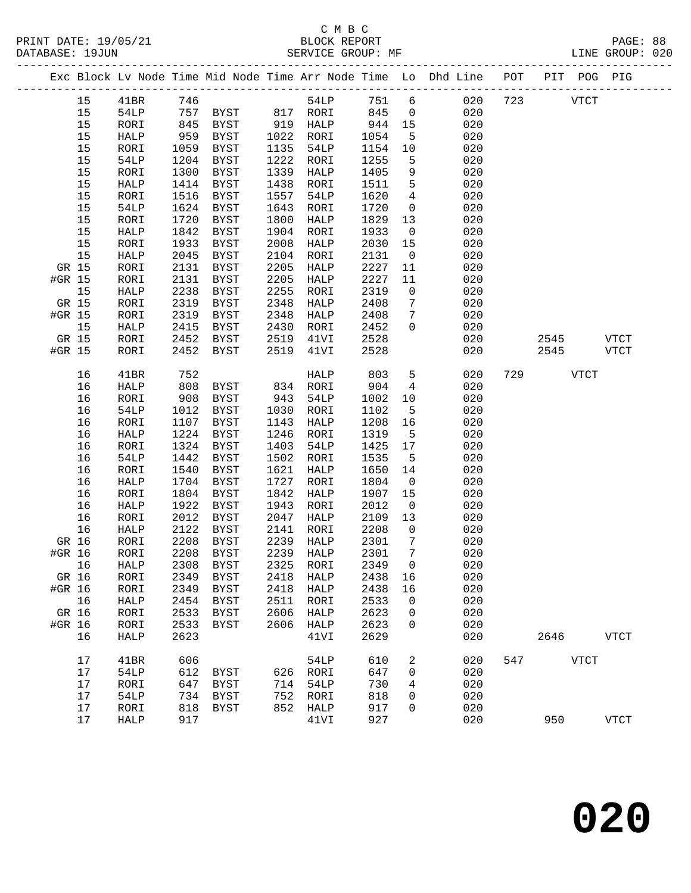C M B C

BLOCK REPORT

SERVICE GROUP: MF

| Exc | Block | Lv Node | Time | Mid Node | Time | Arr Node | Time | Lo | Dhd Line | POT | PIT | POG | PIG |
|---|---|---|---|---|---|---|---|---|---|---|---|---|---|
| | 15 | 41BR | 746 | | | 54LP | 751 | 6 | 020 | 723 | | VTCT | |
| | 15 | 54LP | 757 | BYST | 817 | RORI | 845 | 0 | 020 | | | | |
| | 15 | RORI | 845 | BYST | 919 | HALP | 944 | 15 | 020 | | | | |
| | 15 | HALP | 959 | BYST | 1022 | RORI | 1054 | 5 | 020 | | | | |
| | 15 | RORI | 1059 | BYST | 1135 | 54LP | 1154 | 10 | 020 | | | | |
| | 15 | 54LP | 1204 | BYST | 1222 | RORI | 1255 | 5 | 020 | | | | |
| | 15 | RORI | 1300 | BYST | 1339 | HALP | 1405 | 9 | 020 | | | | |
| | 15 | HALP | 1414 | BYST | 1438 | RORI | 1511 | 5 | 020 | | | | |
| | 15 | RORI | 1516 | BYST | 1557 | 54LP | 1620 | 4 | 020 | | | | |
| | 15 | 54LP | 1624 | BYST | 1643 | RORI | 1720 | 0 | 020 | | | | |
| | 15 | RORI | 1720 | BYST | 1800 | HALP | 1829 | 13 | 020 | | | | |
| | 15 | HALP | 1842 | BYST | 1904 | RORI | 1933 | 0 | 020 | | | | |
| | 15 | RORI | 1933 | BYST | 2008 | HALP | 2030 | 15 | 020 | | | | |
| | 15 | HALP | 2045 | BYST | 2104 | RORI | 2131 | 0 | 020 | | | | |
| GR | 15 | RORI | 2131 | BYST | 2205 | HALP | 2227 | 11 | 020 | | | | |
| #GR | 15 | RORI | 2131 | BYST | 2205 | HALP | 2227 | 11 | 020 | | | | |
| | 15 | HALP | 2238 | BYST | 2255 | RORI | 2319 | 0 | 020 | | | | |
| GR | 15 | RORI | 2319 | BYST | 2348 | HALP | 2408 | 7 | 020 | | | | |
| #GR | 15 | RORI | 2319 | BYST | 2348 | HALP | 2408 | 7 | 020 | | | | |
| | 15 | HALP | 2415 | BYST | 2430 | RORI | 2452 | 0 | 020 | | | | |
| GR | 15 | RORI | 2452 | BYST | 2519 | 41VI | 2528 | | 020 | | 2545 | | VTCT |
| #GR | 15 | RORI | 2452 | BYST | 2519 | 41VI | 2528 | | 020 | | 2545 | | VTCT |
| | 16 | 41BR | 752 | | | HALP | 803 | 5 | 020 | 729 | | VTCT | |
| | 16 | HALP | 808 | BYST | 834 | RORI | 904 | 4 | 020 | | | | |
| | 16 | RORI | 908 | BYST | 943 | 54LP | 1002 | 10 | 020 | | | | |
| | 16 | 54LP | 1012 | BYST | 1030 | RORI | 1102 | 5 | 020 | | | | |
| | 16 | RORI | 1107 | BYST | 1143 | HALP | 1208 | 16 | 020 | | | | |
| | 16 | HALP | 1224 | BYST | 1246 | RORI | 1319 | 5 | 020 | | | | |
| | 16 | RORI | 1324 | BYST | 1403 | 54LP | 1425 | 17 | 020 | | | | |
| | 16 | 54LP | 1442 | BYST | 1502 | RORI | 1535 | 5 | 020 | | | | |
| | 16 | RORI | 1540 | BYST | 1621 | HALP | 1650 | 14 | 020 | | | | |
| | 16 | HALP | 1704 | BYST | 1727 | RORI | 1804 | 0 | 020 | | | | |
| | 16 | RORI | 1804 | BYST | 1842 | HALP | 1907 | 15 | 020 | | | | |
| | 16 | HALP | 1922 | BYST | 1943 | RORI | 2012 | 0 | 020 | | | | |
| | 16 | RORI | 2012 | BYST | 2047 | HALP | 2109 | 13 | 020 | | | | |
| | 16 | HALP | 2122 | BYST | 2141 | RORI | 2208 | 0 | 020 | | | | |
| GR | 16 | RORI | 2208 | BYST | 2239 | HALP | 2301 | 7 | 020 | | | | |
| #GR | 16 | RORI | 2208 | BYST | 2239 | HALP | 2301 | 7 | 020 | | | | |
| | 16 | HALP | 2308 | BYST | 2325 | RORI | 2349 | 0 | 020 | | | | |
| GR | 16 | RORI | 2349 | BYST | 2418 | HALP | 2438 | 16 | 020 | | | | |
| #GR | 16 | RORI | 2349 | BYST | 2418 | HALP | 2438 | 16 | 020 | | | | |
| | 16 | HALP | 2454 | BYST | 2511 | RORI | 2533 | 0 | 020 | | | | |
| GR | 16 | RORI | 2533 | BYST | 2606 | HALP | 2623 | 0 | 020 | | | | |
| #GR | 16 | RORI | 2533 | BYST | 2606 | HALP | 2623 | 0 | 020 | | | | |
| | 16 | HALP | 2623 | | | 41VI | 2629 | | 020 | | 2646 | | VTCT |
| | 17 | 41BR | 606 | | | 54LP | 610 | 2 | 020 | 547 | | VTCT | |
| | 17 | 54LP | 612 | BYST | 626 | RORI | 647 | 0 | 020 | | | | |
| | 17 | RORI | 647 | BYST | 714 | 54LP | 730 | 4 | 020 | | | | |
| | 17 | 54LP | 734 | BYST | 752 | RORI | 818 | 0 | 020 | | | | |
| | 17 | RORI | 818 | BYST | 852 | HALP | 917 | 0 | 020 | | | | |
| | 17 | HALP | 917 | | | 41VI | 927 | | 020 | | 950 | | VTCT |

# 020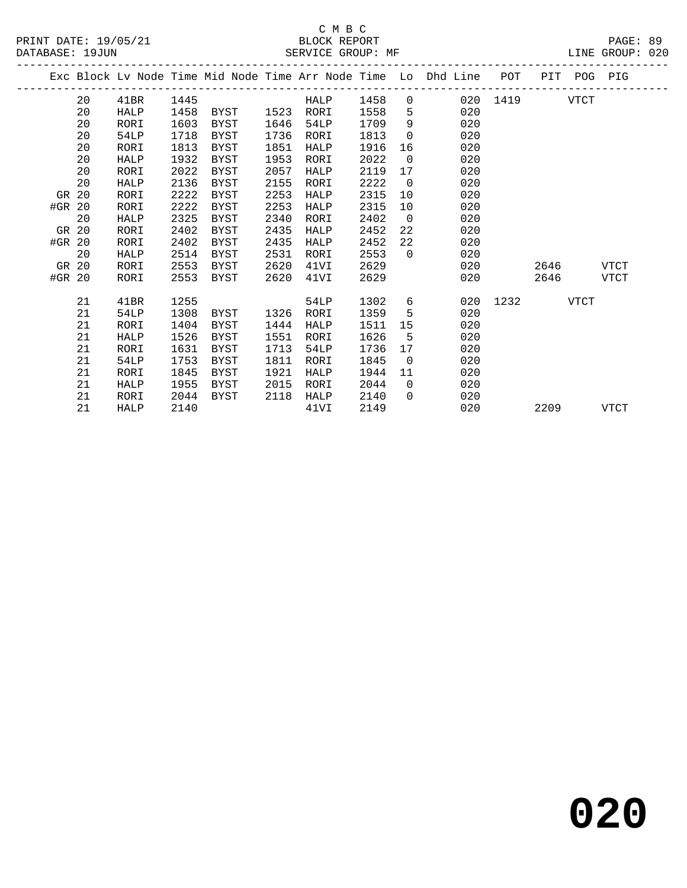| Exc | Block | Lv Node | Time | Mid Node | Time | Arr Node | Time | Lo | Dhd Line | POT | PIT | POG | PIG |
|---|---|---|---|---|---|---|---|---|---|---|---|---|---|
| | 20 | 41BR | 1445 | | | HALP | 1458 | 0 | 020 | 1419 | | VTCT | |
| | 20 | HALP | 1458 | BYST | 1523 | RORI | 1558 | 5 | 020 | | | | |
| | 20 | RORI | 1603 | BYST | 1646 | 54LP | 1709 | 9 | 020 | | | | |
| | 20 | 54LP | 1718 | BYST | 1736 | RORI | 1813 | 0 | 020 | | | | |
| | 20 | RORI | 1813 | BYST | 1851 | HALP | 1916 | 16 | 020 | | | | |
| | 20 | HALP | 1932 | BYST | 1953 | RORI | 2022 | 0 | 020 | | | | |
| | 20 | RORI | 2022 | BYST | 2057 | HALP | 2119 | 17 | 020 | | | | |
| | 20 | HALP | 2136 | BYST | 2155 | RORI | 2222 | 0 | 020 | | | | |
| GR | 20 | RORI | 2222 | BYST | 2253 | HALP | 2315 | 10 | 020 | | | | |
| #GR | 20 | RORI | 2222 | BYST | 2253 | HALP | 2315 | 10 | 020 | | | | |
| | 20 | HALP | 2325 | BYST | 2340 | RORI | 2402 | 0 | 020 | | | | |
| GR | 20 | RORI | 2402 | BYST | 2435 | HALP | 2452 | 22 | 020 | | | | |
| #GR | 20 | RORI | 2402 | BYST | 2435 | HALP | 2452 | 22 | 020 | | | | |
| | 20 | HALP | 2514 | BYST | 2531 | RORI | 2553 | 0 | 020 | | | | |
| GR | 20 | RORI | 2553 | BYST | 2620 | 41VI | 2629 | | 020 | | 2646 | | VTCT |
| #GR | 20 | RORI | 2553 | BYST | 2620 | 41VI | 2629 | | 020 | | 2646 | | VTCT |
| | 21 | 41BR | 1255 | | | 54LP | 1302 | 6 | 020 | 1232 | | VTCT | |
| | 21 | 54LP | 1308 | BYST | 1326 | RORI | 1359 | 5 | 020 | | | | |
| | 21 | RORI | 1404 | BYST | 1444 | HALP | 1511 | 15 | 020 | | | | |
| | 21 | HALP | 1526 | BYST | 1551 | RORI | 1626 | 5 | 020 | | | | |
| | 21 | RORI | 1631 | BYST | 1713 | 54LP | 1736 | 17 | 020 | | | | |
| | 21 | 54LP | 1753 | BYST | 1811 | RORI | 1845 | 0 | 020 | | | | |
| | 21 | RORI | 1845 | BYST | 1921 | HALP | 1944 | 11 | 020 | | | | |
| | 21 | HALP | 1955 | BYST | 2015 | RORI | 2044 | 0 | 020 | | | | |
| | 21 | RORI | 2044 | BYST | 2118 | HALP | 2140 | 0 | 020 | | | | |
| | 21 | HALP | 2140 | | | 41VI | 2149 | | 020 | | 2209 | | VTCT |

**020**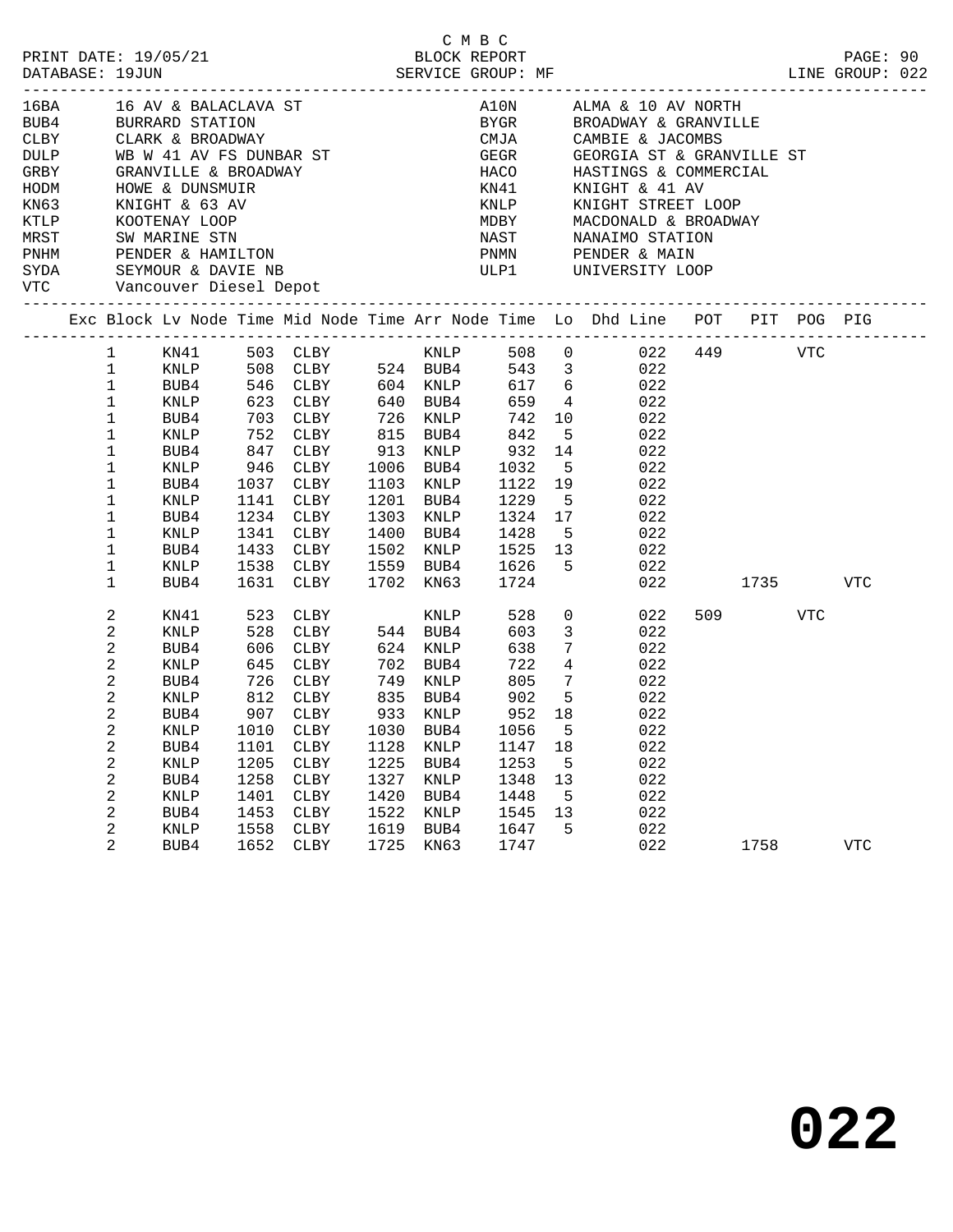C M B C

PRINT DATE: 19/05/21 BLOCK REPORT PAGE: 90
DATABASE: 19JUN SERVICE GROUP: MF LINE GROUP: 022

| Code | Description | Code | Description |
|---|---|---|---|
| 16BA | 16 AV & BALACLAVA ST | A10N | ALMA & 10 AV NORTH |
| BUB4 | BURRARD STATION | BYGR | BROADWAY & GRANVILLE |
| CLBY | CLARK & BROADWAY | CMJA | CAMBIE & JACOMBS |
| DULP | WB W 41 AV FS DUNBAR ST | GEGR | GEORGIA ST & GRANVILLE ST |
| GRBY | GRANVILLE & BROADWAY | HACO | HASTINGS & COMMERCIAL |
| HODM | HOWE & DUNSMUIR | KN41 | KNIGHT & 41 AV |
| KN63 | KNIGHT & 63 AV | KNLP | KNIGHT STREET LOOP |
| KTLP | KOOTENAY LOOP | MDBY | MACDONALD & BROADWAY |
| MRST | SW MARINE STN | NAST | NANAIMO STATION |
| PNHM | PENDER & HAMILTON | PNMN | PENDER & MAIN |
| SYDA | SEYMOUR & DAVIE NB | ULP1 | UNIVERSITY LOOP |
| VTC | Vancouver Diesel Depot | | |

| Exc | Block | Lv Node | Time | Mid Node | Time | Arr Node | Time | Lo | Dhd Line | POT | PIT | POG | PIG |
|---|---|---|---|---|---|---|---|---|---|---|---|---|---|
| | 1 | KN41 | 503 | CLBY | | KNLP | 508 | 0 | 022 | 449 | | VTC | |
| | 1 | KNLP | 508 | CLBY | 524 | BUB4 | 543 | 3 | 022 | | | | |
| | 1 | BUB4 | 546 | CLBY | 604 | KNLP | 617 | 6 | 022 | | | | |
| | 1 | KNLP | 623 | CLBY | 640 | BUB4 | 659 | 4 | 022 | | | | |
| | 1 | BUB4 | 703 | CLBY | 726 | KNLP | 742 | 10 | 022 | | | | |
| | 1 | KNLP | 752 | CLBY | 815 | BUB4 | 842 | 5 | 022 | | | | |
| | 1 | BUB4 | 847 | CLBY | 913 | KNLP | 932 | 14 | 022 | | | | |
| | 1 | KNLP | 946 | CLBY | 1006 | BUB4 | 1032 | 5 | 022 | | | | |
| | 1 | BUB4 | 1037 | CLBY | 1103 | KNLP | 1122 | 19 | 022 | | | | |
| | 1 | KNLP | 1141 | CLBY | 1201 | BUB4 | 1229 | 5 | 022 | | | | |
| | 1 | BUB4 | 1234 | CLBY | 1303 | KNLP | 1324 | 17 | 022 | | | | |
| | 1 | KNLP | 1341 | CLBY | 1400 | BUB4 | 1428 | 5 | 022 | | | | |
| | 1 | BUB4 | 1433 | CLBY | 1502 | KNLP | 1525 | 13 | 022 | | | | |
| | 1 | KNLP | 1538 | CLBY | 1559 | BUB4 | 1626 | 5 | 022 | | | | |
| | 1 | BUB4 | 1631 | CLBY | 1702 | KN63 | 1724 | | 022 | | 1735 | | VTC |
| | 2 | KN41 | 523 | CLBY | | KNLP | 528 | 0 | 022 | 509 | | VTC | |
| | 2 | KNLP | 528 | CLBY | 544 | BUB4 | 603 | 3 | 022 | | | | |
| | 2 | BUB4 | 606 | CLBY | 624 | KNLP | 638 | 7 | 022 | | | | |
| | 2 | KNLP | 645 | CLBY | 702 | BUB4 | 722 | 4 | 022 | | | | |
| | 2 | BUB4 | 726 | CLBY | 749 | KNLP | 805 | 7 | 022 | | | | |
| | 2 | KNLP | 812 | CLBY | 835 | BUB4 | 902 | 5 | 022 | | | | |
| | 2 | BUB4 | 907 | CLBY | 933 | KNLP | 952 | 18 | 022 | | | | |
| | 2 | KNLP | 1010 | CLBY | 1030 | BUB4 | 1056 | 5 | 022 | | | | |
| | 2 | BUB4 | 1101 | CLBY | 1128 | KNLP | 1147 | 18 | 022 | | | | |
| | 2 | KNLP | 1205 | CLBY | 1225 | BUB4 | 1253 | 5 | 022 | | | | |
| | 2 | BUB4 | 1258 | CLBY | 1327 | KNLP | 1348 | 13 | 022 | | | | |
| | 2 | KNLP | 1401 | CLBY | 1420 | BUB4 | 1448 | 5 | 022 | | | | |
| | 2 | BUB4 | 1453 | CLBY | 1522 | KNLP | 1545 | 13 | 022 | | | | |
| | 2 | KNLP | 1558 | CLBY | 1619 | BUB4 | 1647 | 5 | 022 | | | | |
| | 2 | BUB4 | 1652 | CLBY | 1725 | KN63 | 1747 | | 022 | | 1758 | | VTC |

# 022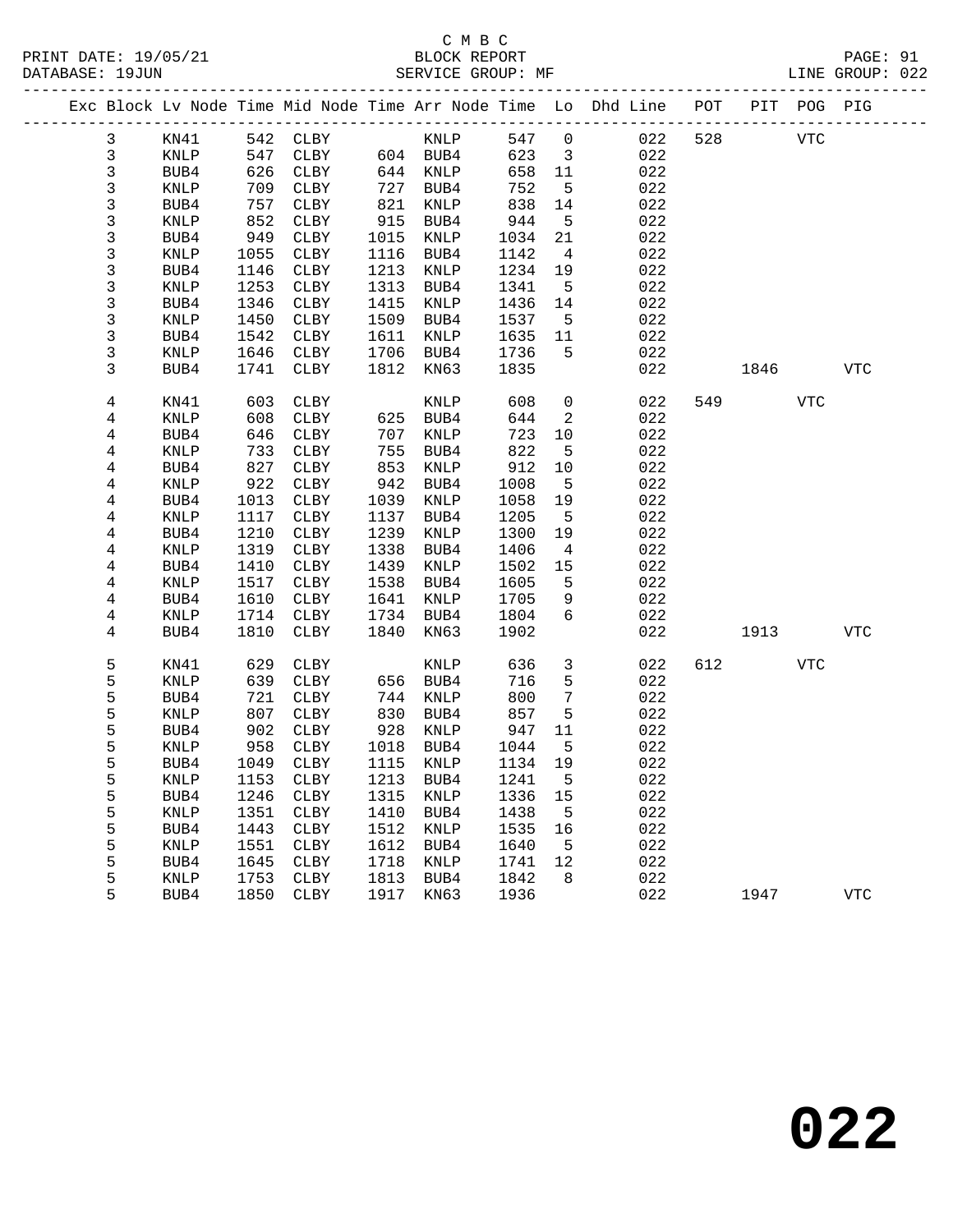C M B C
BLOCK REPORT
SERVICE GROUP: MF

PRINT DATE: 19/05/21
DATABASE: 19JUN
LINE GROUP: 022

| Exc | Block | Lv Node | Time | Mid Node | Time | Arr Node | Time | Lo | Dhd Line | POT | PIT | POG | PIG |
|---|---|---|---|---|---|---|---|---|---|---|---|---|---|
| | 3 | KN41 | 542 | CLBY | | KNLP | 547 | 0 | 022 | 528 | | VTC | |
| | 3 | KNLP | 547 | CLBY | 604 | BUB4 | 623 | 3 | 022 | | | | |
| | 3 | BUB4 | 626 | CLBY | 644 | KNLP | 658 | 11 | 022 | | | | |
| | 3 | KNLP | 709 | CLBY | 727 | BUB4 | 752 | 5 | 022 | | | | |
| | 3 | BUB4 | 757 | CLBY | 821 | KNLP | 838 | 14 | 022 | | | | |
| | 3 | KNLP | 852 | CLBY | 915 | BUB4 | 944 | 5 | 022 | | | | |
| | 3 | BUB4 | 949 | CLBY | 1015 | KNLP | 1034 | 21 | 022 | | | | |
| | 3 | KNLP | 1055 | CLBY | 1116 | BUB4 | 1142 | 4 | 022 | | | | |
| | 3 | BUB4 | 1146 | CLBY | 1213 | KNLP | 1234 | 19 | 022 | | | | |
| | 3 | KNLP | 1253 | CLBY | 1313 | BUB4 | 1341 | 5 | 022 | | | | |
| | 3 | BUB4 | 1346 | CLBY | 1415 | KNLP | 1436 | 14 | 022 | | | | |
| | 3 | KNLP | 1450 | CLBY | 1509 | BUB4 | 1537 | 5 | 022 | | | | |
| | 3 | BUB4 | 1542 | CLBY | 1611 | KNLP | 1635 | 11 | 022 | | | | |
| | 3 | KNLP | 1646 | CLBY | 1706 | BUB4 | 1736 | 5 | 022 | | | | |
| | 3 | BUB4 | 1741 | CLBY | 1812 | KN63 | 1835 | | 022 | | 1846 | | VTC |
| | 4 | KN41 | 603 | CLBY | | KNLP | 608 | 0 | 022 | 549 | | VTC | |
| | 4 | KNLP | 608 | CLBY | 625 | BUB4 | 644 | 2 | 022 | | | | |
| | 4 | BUB4 | 646 | CLBY | 707 | KNLP | 723 | 10 | 022 | | | | |
| | 4 | KNLP | 733 | CLBY | 755 | BUB4 | 822 | 5 | 022 | | | | |
| | 4 | BUB4 | 827 | CLBY | 853 | KNLP | 912 | 10 | 022 | | | | |
| | 4 | KNLP | 922 | CLBY | 942 | BUB4 | 1008 | 5 | 022 | | | | |
| | 4 | BUB4 | 1013 | CLBY | 1039 | KNLP | 1058 | 19 | 022 | | | | |
| | 4 | KNLP | 1117 | CLBY | 1137 | BUB4 | 1205 | 5 | 022 | | | | |
| | 4 | BUB4 | 1210 | CLBY | 1239 | KNLP | 1300 | 19 | 022 | | | | |
| | 4 | KNLP | 1319 | CLBY | 1338 | BUB4 | 1406 | 4 | 022 | | | | |
| | 4 | BUB4 | 1410 | CLBY | 1439 | KNLP | 1502 | 15 | 022 | | | | |
| | 4 | KNLP | 1517 | CLBY | 1538 | BUB4 | 1605 | 5 | 022 | | | | |
| | 4 | BUB4 | 1610 | CLBY | 1641 | KNLP | 1705 | 9 | 022 | | | | |
| | 4 | KNLP | 1714 | CLBY | 1734 | BUB4 | 1804 | 6 | 022 | | | | |
| | 4 | BUB4 | 1810 | CLBY | 1840 | KN63 | 1902 | | 022 | | 1913 | | VTC |
| | 5 | KN41 | 629 | CLBY | | KNLP | 636 | 3 | 022 | 612 | | VTC | |
| | 5 | KNLP | 639 | CLBY | 656 | BUB4 | 716 | 5 | 022 | | | | |
| | 5 | BUB4 | 721 | CLBY | 744 | KNLP | 800 | 7 | 022 | | | | |
| | 5 | KNLP | 807 | CLBY | 830 | BUB4 | 857 | 5 | 022 | | | | |
| | 5 | BUB4 | 902 | CLBY | 928 | KNLP | 947 | 11 | 022 | | | | |
| | 5 | KNLP | 958 | CLBY | 1018 | BUB4 | 1044 | 5 | 022 | | | | |
| | 5 | BUB4 | 1049 | CLBY | 1115 | KNLP | 1134 | 19 | 022 | | | | |
| | 5 | KNLP | 1153 | CLBY | 1213 | BUB4 | 1241 | 5 | 022 | | | | |
| | 5 | BUB4 | 1246 | CLBY | 1315 | KNLP | 1336 | 15 | 022 | | | | |
| | 5 | KNLP | 1351 | CLBY | 1410 | BUB4 | 1438 | 5 | 022 | | | | |
| | 5 | BUB4 | 1443 | CLBY | 1512 | KNLP | 1535 | 16 | 022 | | | | |
| | 5 | KNLP | 1551 | CLBY | 1612 | BUB4 | 1640 | 5 | 022 | | | | |
| | 5 | BUB4 | 1645 | CLBY | 1718 | KNLP | 1741 | 12 | 022 | | | | |
| | 5 | KNLP | 1753 | CLBY | 1813 | BUB4 | 1842 | 8 | 022 | | | | |
| | 5 | BUB4 | 1850 | CLBY | 1917 | KN63 | 1936 | | 022 | | 1947 | | VTC |

# 022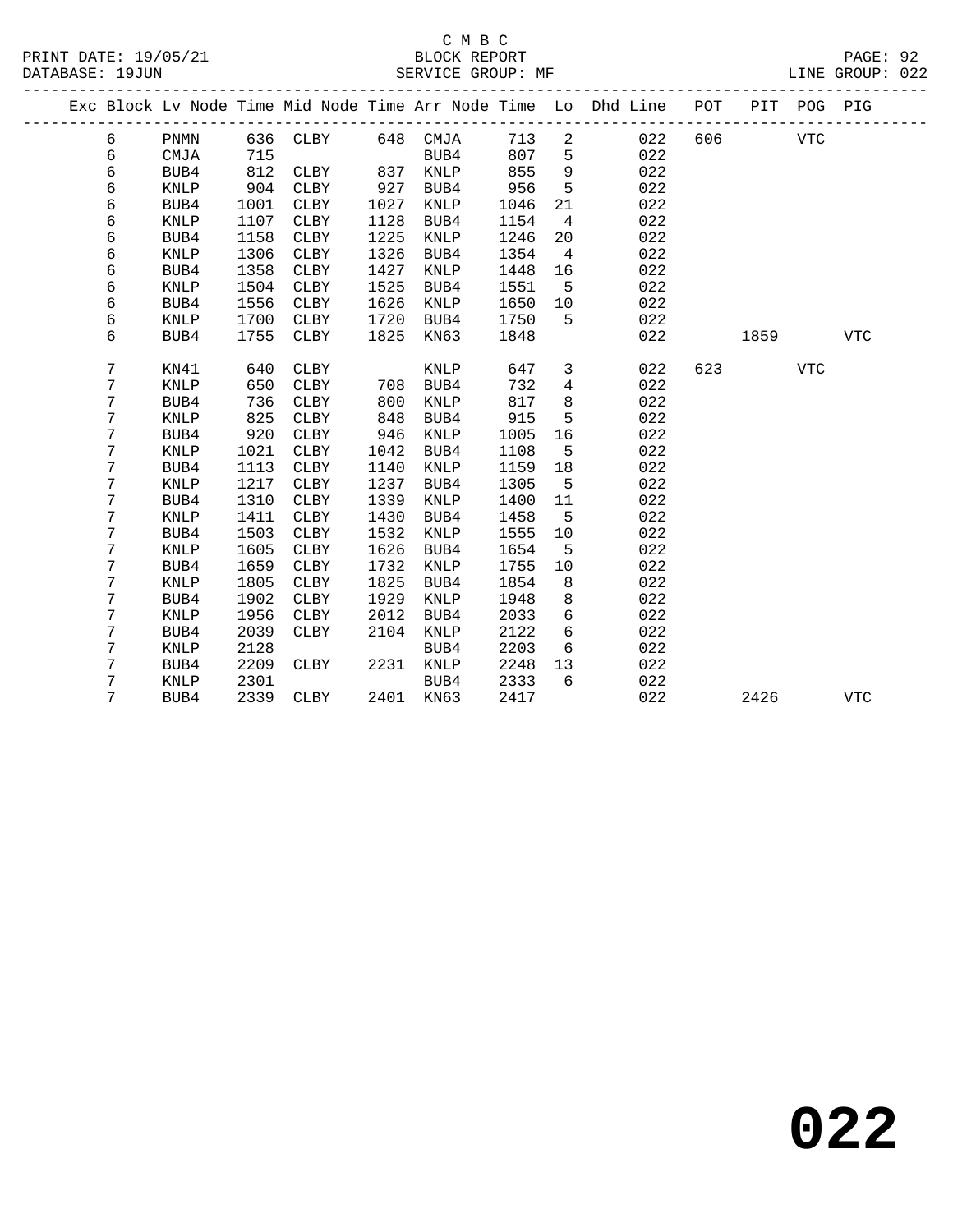C M B C

BLOCK REPORT

PRINT DATE: 19/05/21 — DATABASE: 19JUN — SERVICE GROUP: MF — LINE GROUP: 022

| Exc | Block | Lv | Node | Time | Mid Node | Time | Arr Node | Time | Lo | Dhd Line | POT | PIT | POG | PIG |
|---|---|---|---|---|---|---|---|---|---|---|---|---|---|---|
| | 6 | | PNMN | 636 | CLBY | 648 | CMJA | 713 | 2 | 022 | 606 | | VTC | |
| | 6 | | CMJA | 715 | | | BUB4 | 807 | 5 | 022 | | | | |
| | 6 | | BUB4 | 812 | CLBY | 837 | KNLP | 855 | 9 | 022 | | | | |
| | 6 | | KNLP | 904 | CLBY | 927 | BUB4 | 956 | 5 | 022 | | | | |
| | 6 | | BUB4 | 1001 | CLBY | 1027 | KNLP | 1046 | 21 | 022 | | | | |
| | 6 | | KNLP | 1107 | CLBY | 1128 | BUB4 | 1154 | 4 | 022 | | | | |
| | 6 | | BUB4 | 1158 | CLBY | 1225 | KNLP | 1246 | 20 | 022 | | | | |
| | 6 | | KNLP | 1306 | CLBY | 1326 | BUB4 | 1354 | 4 | 022 | | | | |
| | 6 | | BUB4 | 1358 | CLBY | 1427 | KNLP | 1448 | 16 | 022 | | | | |
| | 6 | | KNLP | 1504 | CLBY | 1525 | BUB4 | 1551 | 5 | 022 | | | | |
| | 6 | | BUB4 | 1556 | CLBY | 1626 | KNLP | 1650 | 10 | 022 | | | | |
| | 6 | | KNLP | 1700 | CLBY | 1720 | BUB4 | 1750 | 5 | 022 | | | | |
| | 6 | | BUB4 | 1755 | CLBY | 1825 | KN63 | 1848 | | 022 | | 1859 | | VTC |
| | 7 | | KN41 | 640 | CLBY | | KNLP | 647 | 3 | 022 | 623 | | VTC | |
| | 7 | | KNLP | 650 | CLBY | 708 | BUB4 | 732 | 4 | 022 | | | | |
| | 7 | | BUB4 | 736 | CLBY | 800 | KNLP | 817 | 8 | 022 | | | | |
| | 7 | | KNLP | 825 | CLBY | 848 | BUB4 | 915 | 5 | 022 | | | | |
| | 7 | | BUB4 | 920 | CLBY | 946 | KNLP | 1005 | 16 | 022 | | | | |
| | 7 | | KNLP | 1021 | CLBY | 1042 | BUB4 | 1108 | 5 | 022 | | | | |
| | 7 | | BUB4 | 1113 | CLBY | 1140 | KNLP | 1159 | 18 | 022 | | | | |
| | 7 | | KNLP | 1217 | CLBY | 1237 | BUB4 | 1305 | 5 | 022 | | | | |
| | 7 | | BUB4 | 1310 | CLBY | 1339 | KNLP | 1400 | 11 | 022 | | | | |
| | 7 | | KNLP | 1411 | CLBY | 1430 | BUB4 | 1458 | 5 | 022 | | | | |
| | 7 | | BUB4 | 1503 | CLBY | 1532 | KNLP | 1555 | 10 | 022 | | | | |
| | 7 | | KNLP | 1605 | CLBY | 1626 | BUB4 | 1654 | 5 | 022 | | | | |
| | 7 | | BUB4 | 1659 | CLBY | 1732 | KNLP | 1755 | 10 | 022 | | | | |
| | 7 | | KNLP | 1805 | CLBY | 1825 | BUB4 | 1854 | 8 | 022 | | | | |
| | 7 | | BUB4 | 1902 | CLBY | 1929 | KNLP | 1948 | 8 | 022 | | | | |
| | 7 | | KNLP | 1956 | CLBY | 2012 | BUB4 | 2033 | 6 | 022 | | | | |
| | 7 | | BUB4 | 2039 | CLBY | 2104 | KNLP | 2122 | 6 | 022 | | | | |
| | 7 | | KNLP | 2128 | | | BUB4 | 2203 | 6 | 022 | | | | |
| | 7 | | BUB4 | 2209 | CLBY | 2231 | KNLP | 2248 | 13 | 022 | | | | |
| | 7 | | KNLP | 2301 | | | BUB4 | 2333 | 6 | 022 | | | | |
| | 7 | | BUB4 | 2339 | CLBY | 2401 | KN63 | 2417 | | 022 | | 2426 | | VTC |

# 022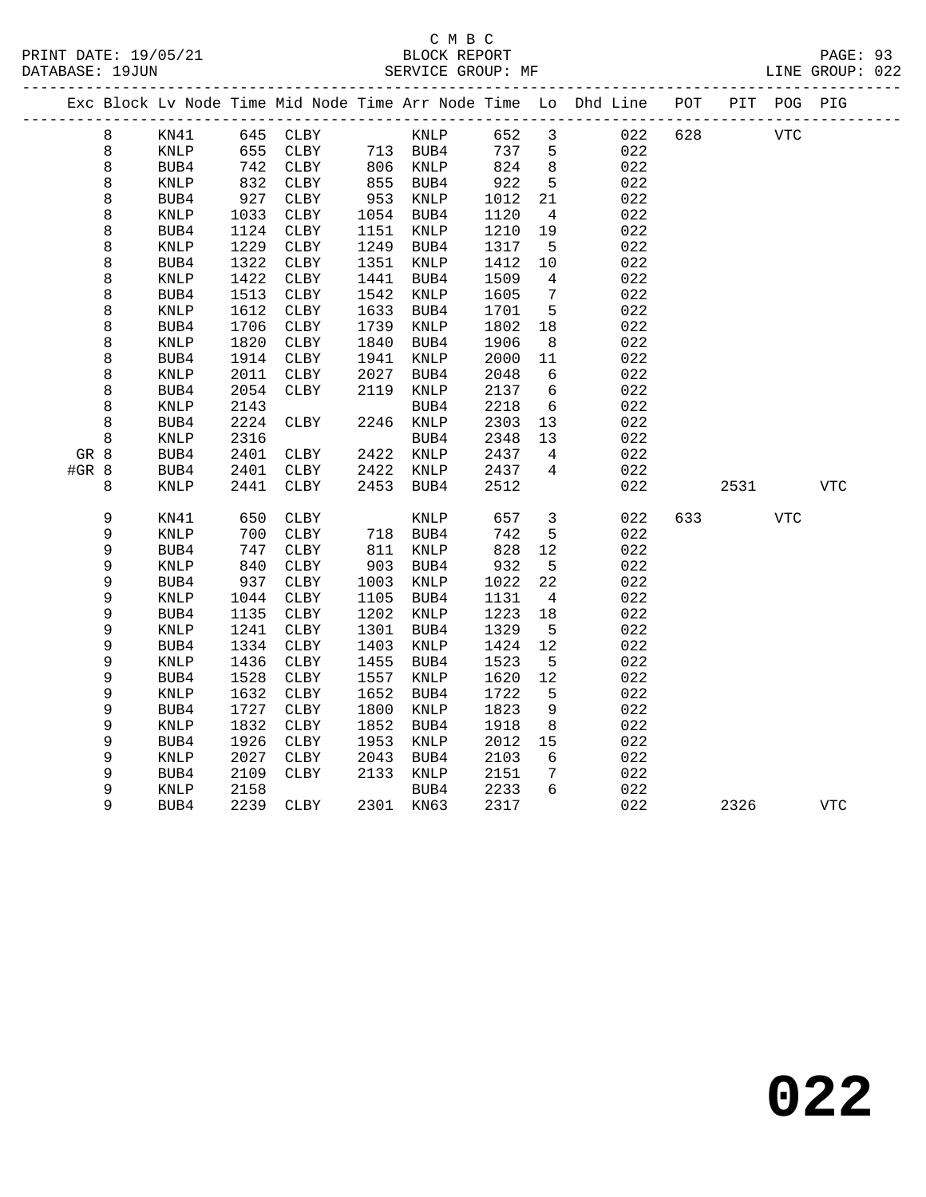C M B C
PRINT DATE: 19/05/21 BLOCK REPORT PAGE: 93
DATABASE: 19JUN SERVICE GROUP: MF LINE GROUP: 022

| Exc | Block | Lv Node | Time | Mid Node | Time | Arr Node | Time | Lo | Dhd Line | POT | PIT | POG | PIG |
|---|---|---|---|---|---|---|---|---|---|---|---|---|---|
| | 8 | KN41 | 645 | CLBY | | KNLP | 652 | 3 | 022 | 628 | | VTC | |
| | 8 | KNLP | 655 | CLBY | 713 | BUB4 | 737 | 5 | 022 | | | | |
| | 8 | BUB4 | 742 | CLBY | 806 | KNLP | 824 | 8 | 022 | | | | |
| | 8 | KNLP | 832 | CLBY | 855 | BUB4 | 922 | 5 | 022 | | | | |
| | 8 | BUB4 | 927 | CLBY | 953 | KNLP | 1012 | 21 | 022 | | | | |
| | 8 | KNLP | 1033 | CLBY | 1054 | BUB4 | 1120 | 4 | 022 | | | | |
| | 8 | BUB4 | 1124 | CLBY | 1151 | KNLP | 1210 | 19 | 022 | | | | |
| | 8 | KNLP | 1229 | CLBY | 1249 | BUB4 | 1317 | 5 | 022 | | | | |
| | 8 | BUB4 | 1322 | CLBY | 1351 | KNLP | 1412 | 10 | 022 | | | | |
| | 8 | KNLP | 1422 | CLBY | 1441 | BUB4 | 1509 | 4 | 022 | | | | |
| | 8 | BUB4 | 1513 | CLBY | 1542 | KNLP | 1605 | 7 | 022 | | | | |
| | 8 | KNLP | 1612 | CLBY | 1633 | BUB4 | 1701 | 5 | 022 | | | | |
| | 8 | BUB4 | 1706 | CLBY | 1739 | KNLP | 1802 | 18 | 022 | | | | |
| | 8 | KNLP | 1820 | CLBY | 1840 | BUB4 | 1906 | 8 | 022 | | | | |
| | 8 | BUB4 | 1914 | CLBY | 1941 | KNLP | 2000 | 11 | 022 | | | | |
| | 8 | KNLP | 2011 | CLBY | 2027 | BUB4 | 2048 | 6 | 022 | | | | |
| | 8 | BUB4 | 2054 | CLBY | 2119 | KNLP | 2137 | 6 | 022 | | | | |
| | 8 | KNLP | 2143 | | | BUB4 | 2218 | 6 | 022 | | | | |
| | 8 | BUB4 | 2224 | CLBY | 2246 | KNLP | 2303 | 13 | 022 | | | | |
| | 8 | KNLP | 2316 | | | BUB4 | 2348 | 13 | 022 | | | | |
| GR | 8 | BUB4 | 2401 | CLBY | 2422 | KNLP | 2437 | 4 | 022 | | | | |
| #GR | 8 | BUB4 | 2401 | CLBY | 2422 | KNLP | 2437 | 4 | 022 | | | | |
| | 8 | KNLP | 2441 | CLBY | 2453 | BUB4 | 2512 | | 022 | | 2531 | | VTC |
| | 9 | KN41 | 650 | CLBY | | KNLP | 657 | 3 | 022 | 633 | | VTC | |
| | 9 | KNLP | 700 | CLBY | 718 | BUB4 | 742 | 5 | 022 | | | | |
| | 9 | BUB4 | 747 | CLBY | 811 | KNLP | 828 | 12 | 022 | | | | |
| | 9 | KNLP | 840 | CLBY | 903 | BUB4 | 932 | 5 | 022 | | | | |
| | 9 | BUB4 | 937 | CLBY | 1003 | KNLP | 1022 | 22 | 022 | | | | |
| | 9 | KNLP | 1044 | CLBY | 1105 | BUB4 | 1131 | 4 | 022 | | | | |
| | 9 | BUB4 | 1135 | CLBY | 1202 | KNLP | 1223 | 18 | 022 | | | | |
| | 9 | KNLP | 1241 | CLBY | 1301 | BUB4 | 1329 | 5 | 022 | | | | |
| | 9 | BUB4 | 1334 | CLBY | 1403 | KNLP | 1424 | 12 | 022 | | | | |
| | 9 | KNLP | 1436 | CLBY | 1455 | BUB4 | 1523 | 5 | 022 | | | | |
| | 9 | BUB4 | 1528 | CLBY | 1557 | KNLP | 1620 | 12 | 022 | | | | |
| | 9 | KNLP | 1632 | CLBY | 1652 | BUB4 | 1722 | 5 | 022 | | | | |
| | 9 | BUB4 | 1727 | CLBY | 1800 | KNLP | 1823 | 9 | 022 | | | | |
| | 9 | KNLP | 1832 | CLBY | 1852 | BUB4 | 1918 | 8 | 022 | | | | |
| | 9 | BUB4 | 1926 | CLBY | 1953 | KNLP | 2012 | 15 | 022 | | | | |
| | 9 | KNLP | 2027 | CLBY | 2043 | BUB4 | 2103 | 6 | 022 | | | | |
| | 9 | BUB4 | 2109 | CLBY | 2133 | KNLP | 2151 | 7 | 022 | | | | |
| | 9 | KNLP | 2158 | | | BUB4 | 2233 | 6 | 022 | | | | |
| | 9 | BUB4 | 2239 | CLBY | 2301 | KN63 | 2317 | | 022 | | 2326 | | VTC |

# 022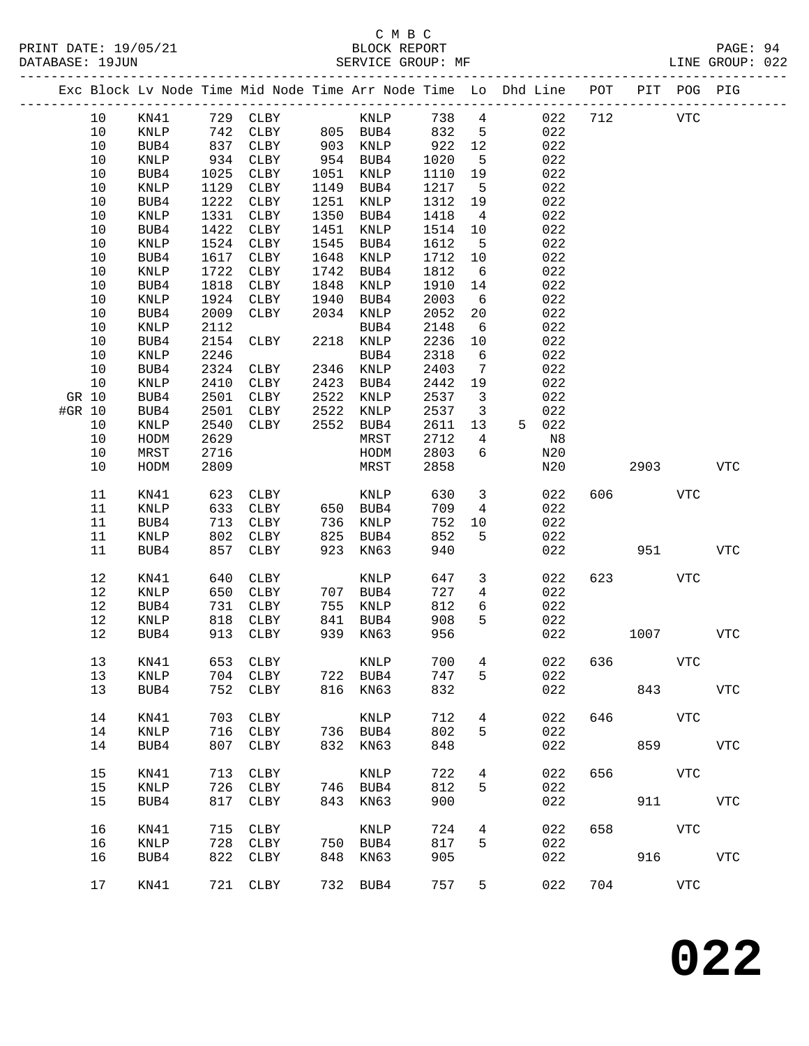C M B C

PRINT DATE: 19/05/21 BLOCK REPORT PAGE: 94
DATABASE: 19JUN SERVICE GROUP: MF LINE GROUP: 022

| Exc | Block | Lv Node | Time | Mid Node | Time | Arr Node | Time | Lo | Dhd | Line | POT | PIT | POG | PIG |
|---|---|---|---|---|---|---|---|---|---|---|---|---|---|---|
| | 10 | KN41 | 729 | CLBY | | KNLP | 738 | 4 | | 022 | 712 | | VTC | |
| | 10 | KNLP | 742 | CLBY | 805 | BUB4 | 832 | 5 | | 022 | | | | |
| | 10 | BUB4 | 837 | CLBY | 903 | KNLP | 922 | 12 | | 022 | | | | |
| | 10 | KNLP | 934 | CLBY | 954 | BUB4 | 1020 | 5 | | 022 | | | | |
| | 10 | BUB4 | 1025 | CLBY | 1051 | KNLP | 1110 | 19 | | 022 | | | | |
| | 10 | KNLP | 1129 | CLBY | 1149 | BUB4 | 1217 | 5 | | 022 | | | | |
| | 10 | BUB4 | 1222 | CLBY | 1251 | KNLP | 1312 | 19 | | 022 | | | | |
| | 10 | KNLP | 1331 | CLBY | 1350 | BUB4 | 1418 | 4 | | 022 | | | | |
| | 10 | BUB4 | 1422 | CLBY | 1451 | KNLP | 1514 | 10 | | 022 | | | | |
| | 10 | KNLP | 1524 | CLBY | 1545 | BUB4 | 1612 | 5 | | 022 | | | | |
| | 10 | BUB4 | 1617 | CLBY | 1648 | KNLP | 1712 | 10 | | 022 | | | | |
| | 10 | KNLP | 1722 | CLBY | 1742 | BUB4 | 1812 | 6 | | 022 | | | | |
| | 10 | BUB4 | 1818 | CLBY | 1848 | KNLP | 1910 | 14 | | 022 | | | | |
| | 10 | KNLP | 1924 | CLBY | 1940 | BUB4 | 2003 | 6 | | 022 | | | | |
| | 10 | BUB4 | 2009 | CLBY | 2034 | KNLP | 2052 | 20 | | 022 | | | | |
| | 10 | KNLP | 2112 | | | BUB4 | 2148 | 6 | | 022 | | | | |
| | 10 | BUB4 | 2154 | CLBY | 2218 | KNLP | 2236 | 10 | | 022 | | | | |
| | 10 | KNLP | 2246 | | | BUB4 | 2318 | 6 | | 022 | | | | |
| | 10 | BUB4 | 2324 | CLBY | 2346 | KNLP | 2403 | 7 | | 022 | | | | |
| | 10 | KNLP | 2410 | CLBY | 2423 | BUB4 | 2442 | 19 | | 022 | | | | |
| GR | 10 | BUB4 | 2501 | CLBY | 2522 | KNLP | 2537 | 3 | | 022 | | | | |
| #GR | 10 | BUB4 | 2501 | CLBY | 2522 | KNLP | 2537 | 3 | | 022 | | | | |
| | 10 | KNLP | 2540 | CLBY | 2552 | BUB4 | 2611 | 13 | 5 | 022 | | | | |
| | 10 | HODM | 2629 | | | MRST | 2712 | 4 | | N8 | | | | |
| | 10 | MRST | 2716 | | | HODM | 2803 | 6 | | N20 | | | | |
| | 10 | HODM | 2809 | | | MRST | 2858 | | | N20 | | 2903 | | VTC |
| | 11 | KN41 | 623 | CLBY | | KNLP | 630 | 3 | | 022 | 606 | | VTC | |
| | 11 | KNLP | 633 | CLBY | 650 | BUB4 | 709 | 4 | | 022 | | | | |
| | 11 | BUB4 | 713 | CLBY | 736 | KNLP | 752 | 10 | | 022 | | | | |
| | 11 | KNLP | 802 | CLBY | 825 | BUB4 | 852 | 5 | | 022 | | | | |
| | 11 | BUB4 | 857 | CLBY | 923 | KN63 | 940 | | | 022 | | 951 | | VTC |
| | 12 | KN41 | 640 | CLBY | | KNLP | 647 | 3 | | 022 | 623 | | VTC | |
| | 12 | KNLP | 650 | CLBY | 707 | BUB4 | 727 | 4 | | 022 | | | | |
| | 12 | BUB4 | 731 | CLBY | 755 | KNLP | 812 | 6 | | 022 | | | | |
| | 12 | KNLP | 818 | CLBY | 841 | BUB4 | 908 | 5 | | 022 | | | | |
| | 12 | BUB4 | 913 | CLBY | 939 | KN63 | 956 | | | 022 | | 1007 | | VTC |
| | 13 | KN41 | 653 | CLBY | | KNLP | 700 | 4 | | 022 | 636 | | VTC | |
| | 13 | KNLP | 704 | CLBY | 722 | BUB4 | 747 | 5 | | 022 | | | | |
| | 13 | BUB4 | 752 | CLBY | 816 | KN63 | 832 | | | 022 | | 843 | | VTC |
| | 14 | KN41 | 703 | CLBY | | KNLP | 712 | 4 | | 022 | 646 | | VTC | |
| | 14 | KNLP | 716 | CLBY | 736 | BUB4 | 802 | 5 | | 022 | | | | |
| | 14 | BUB4 | 807 | CLBY | 832 | KN63 | 848 | | | 022 | | 859 | | VTC |
| | 15 | KN41 | 713 | CLBY | | KNLP | 722 | 4 | | 022 | 656 | | VTC | |
| | 15 | KNLP | 726 | CLBY | 746 | BUB4 | 812 | 5 | | 022 | | | | |
| | 15 | BUB4 | 817 | CLBY | 843 | KN63 | 900 | | | 022 | | 911 | | VTC |
| | 16 | KN41 | 715 | CLBY | | KNLP | 724 | 4 | | 022 | 658 | | VTC | |
| | 16 | KNLP | 728 | CLBY | 750 | BUB4 | 817 | 5 | | 022 | | | | |
| | 16 | BUB4 | 822 | CLBY | 848 | KN63 | 905 | | | 022 | | 916 | | VTC |
| | 17 | KN41 | 721 | CLBY | 732 | BUB4 | 757 | 5 | | 022 | 704 | | VTC | |

# 022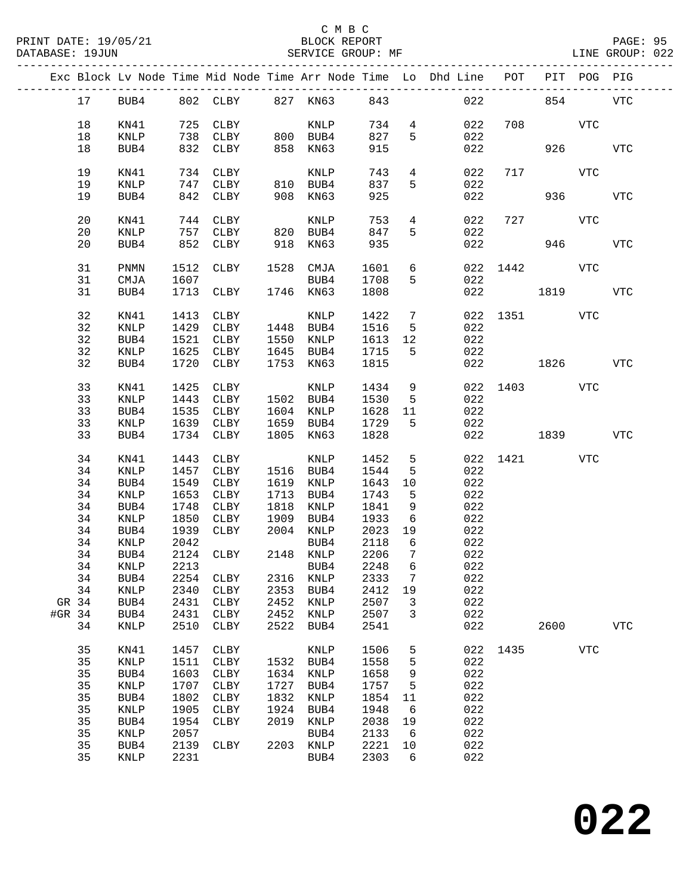C M B C

PRINT DATE: 19/05/21 BLOCK REPORT

DATABASE: 19JUN SERVICE GROUP: MF LINE GROUP: 022

| Exc | Block | Lv | Node | Time | Mid Node | Time | Arr Node | Time | Lo | Dhd Line | POT | PIT | POG | PIG |
|---|---|---|---|---|---|---|---|---|---|---|---|---|---|---|
| | 17 | | BUB4 | 802 | CLBY | 827 | KN63 | 843 | | 022 | | 854 | | VTC |
| | 18 | | KN41 | 725 | CLBY | | KNLP | 734 | 4 | 022 | 708 | | VTC | |
| | 18 | | KNLP | 738 | CLBY | 800 | BUB4 | 827 | 5 | 022 | | | | |
| | 18 | | BUB4 | 832 | CLBY | 858 | KN63 | 915 | | 022 | | 926 | | VTC |
| | 19 | | KN41 | 734 | CLBY | | KNLP | 743 | 4 | 022 | 717 | | VTC | |
| | 19 | | KNLP | 747 | CLBY | 810 | BUB4 | 837 | 5 | 022 | | | | |
| | 19 | | BUB4 | 842 | CLBY | 908 | KN63 | 925 | | 022 | | 936 | | VTC |
| | 20 | | KN41 | 744 | CLBY | | KNLP | 753 | 4 | 022 | 727 | | VTC | |
| | 20 | | KNLP | 757 | CLBY | 820 | BUB4 | 847 | 5 | 022 | | | | |
| | 20 | | BUB4 | 852 | CLBY | 918 | KN63 | 935 | | 022 | | 946 | | VTC |
| | 31 | | PNMN | 1512 | CLBY | 1528 | CMJA | 1601 | 6 | 022 | 1442 | | VTC | |
| | 31 | | CMJA | 1607 | | | BUB4 | 1708 | 5 | 022 | | | | |
| | 31 | | BUB4 | 1713 | CLBY | 1746 | KN63 | 1808 | | 022 | | 1819 | | VTC |
| | 32 | | KN41 | 1413 | CLBY | | KNLP | 1422 | 7 | 022 | 1351 | | VTC | |
| | 32 | | KNLP | 1429 | CLBY | 1448 | BUB4 | 1516 | 5 | 022 | | | | |
| | 32 | | BUB4 | 1521 | CLBY | 1550 | KNLP | 1613 | 12 | 022 | | | | |
| | 32 | | KNLP | 1625 | CLBY | 1645 | BUB4 | 1715 | 5 | 022 | | | | |
| | 32 | | BUB4 | 1720 | CLBY | 1753 | KN63 | 1815 | | 022 | | 1826 | | VTC |
| | 33 | | KN41 | 1425 | CLBY | | KNLP | 1434 | 9 | 022 | 1403 | | VTC | |
| | 33 | | KNLP | 1443 | CLBY | 1502 | BUB4 | 1530 | 5 | 022 | | | | |
| | 33 | | BUB4 | 1535 | CLBY | 1604 | KNLP | 1628 | 11 | 022 | | | | |
| | 33 | | KNLP | 1639 | CLBY | 1659 | BUB4 | 1729 | 5 | 022 | | | | |
| | 33 | | BUB4 | 1734 | CLBY | 1805 | KN63 | 1828 | | 022 | | 1839 | | VTC |
| | 34 | | KN41 | 1443 | CLBY | | KNLP | 1452 | 5 | 022 | 1421 | | VTC | |
| | 34 | | KNLP | 1457 | CLBY | 1516 | BUB4 | 1544 | 5 | 022 | | | | |
| | 34 | | BUB4 | 1549 | CLBY | 1619 | KNLP | 1643 | 10 | 022 | | | | |
| | 34 | | KNLP | 1653 | CLBY | 1713 | BUB4 | 1743 | 5 | 022 | | | | |
| | 34 | | BUB4 | 1748 | CLBY | 1818 | KNLP | 1841 | 9 | 022 | | | | |
| | 34 | | KNLP | 1850 | CLBY | 1909 | BUB4 | 1933 | 6 | 022 | | | | |
| | 34 | | BUB4 | 1939 | CLBY | 2004 | KNLP | 2023 | 19 | 022 | | | | |
| | 34 | | KNLP | 2042 | | | BUB4 | 2118 | 6 | 022 | | | | |
| | 34 | | BUB4 | 2124 | CLBY | 2148 | KNLP | 2206 | 7 | 022 | | | | |
| | 34 | | KNLP | 2213 | | | BUB4 | 2248 | 6 | 022 | | | | |
| | 34 | | BUB4 | 2254 | CLBY | 2316 | KNLP | 2333 | 7 | 022 | | | | |
| | 34 | | KNLP | 2340 | CLBY | 2353 | BUB4 | 2412 | 19 | 022 | | | | |
| GR | 34 | | BUB4 | 2431 | CLBY | 2452 | KNLP | 2507 | 3 | 022 | | | | |
| #GR | 34 | | BUB4 | 2431 | CLBY | 2452 | KNLP | 2507 | 3 | 022 | | | | |
| | 34 | | KNLP | 2510 | CLBY | 2522 | BUB4 | 2541 | | 022 | | 2600 | | VTC |
| | 35 | | KN41 | 1457 | CLBY | | KNLP | 1506 | 5 | 022 | 1435 | | VTC | |
| | 35 | | KNLP | 1511 | CLBY | 1532 | BUB4 | 1558 | 5 | 022 | | | | |
| | 35 | | BUB4 | 1603 | CLBY | 1634 | KNLP | 1658 | 9 | 022 | | | | |
| | 35 | | KNLP | 1707 | CLBY | 1727 | BUB4 | 1757 | 5 | 022 | | | | |
| | 35 | | BUB4 | 1802 | CLBY | 1832 | KNLP | 1854 | 11 | 022 | | | | |
| | 35 | | KNLP | 1905 | CLBY | 1924 | BUB4 | 1948 | 6 | 022 | | | | |
| | 35 | | BUB4 | 1954 | CLBY | 2019 | KNLP | 2038 | 19 | 022 | | | | |
| | 35 | | KNLP | 2057 | | | BUB4 | 2133 | 6 | 022 | | | | |
| | 35 | | BUB4 | 2139 | CLBY | 2203 | KNLP | 2221 | 10 | 022 | | | | |
| | 35 | | KNLP | 2231 | | | BUB4 | 2303 | 6 | 022 | | | | |

**022**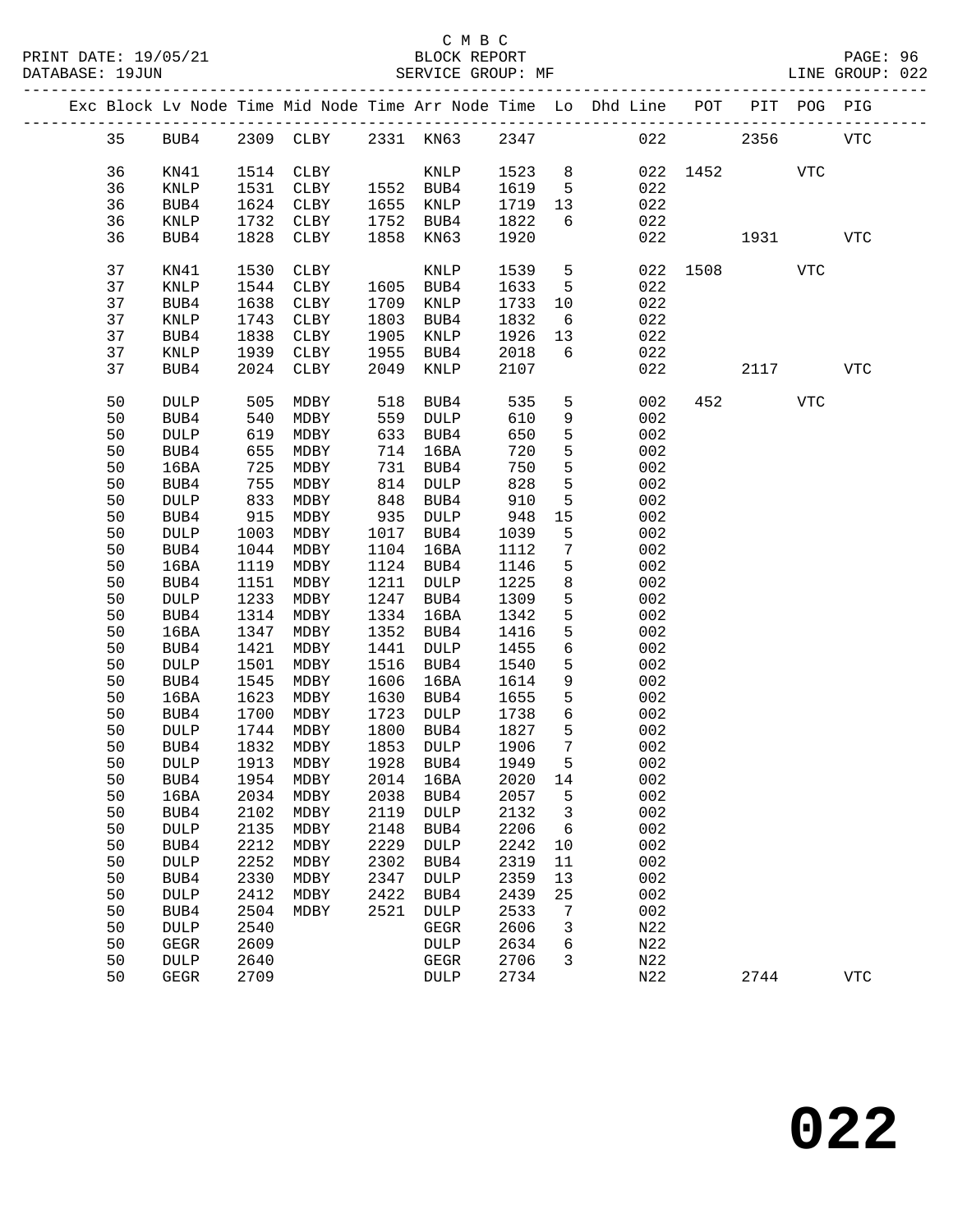C M B C
BLOCK REPORT
SERVICE GROUP: MF

PRINT DATE: 19/05/21
DATABASE: 19JUN
LINE GROUP: 022

| Exc | Block | Lv | Node | Time | Mid Node | Time | Arr Node | Time | Lo | Dhd Line | POT | PIT | POG | PIG |
|---|---|---|---|---|---|---|---|---|---|---|---|---|---|---|
| | 35 | | BUB4 | 2309 | CLBY | 2331 | KN63 | 2347 | | 022 | | 2356 | | VTC |
| | 36 | | KN41 | 1514 | CLBY | | KNLP | 1523 | 8 | 022 | 1452 | | VTC | |
| | 36 | | KNLP | 1531 | CLBY | 1552 | BUB4 | 1619 | 5 | 022 | | | | |
| | 36 | | BUB4 | 1624 | CLBY | 1655 | KNLP | 1719 | 13 | 022 | | | | |
| | 36 | | KNLP | 1732 | CLBY | 1752 | BUB4 | 1822 | 6 | 022 | | | | |
| | 36 | | BUB4 | 1828 | CLBY | 1858 | KN63 | 1920 | | 022 | | 1931 | | VTC |
| | 37 | | KN41 | 1530 | CLBY | | KNLP | 1539 | 5 | 022 | 1508 | | VTC | |
| | 37 | | KNLP | 1544 | CLBY | 1605 | BUB4 | 1633 | 5 | 022 | | | | |
| | 37 | | BUB4 | 1638 | CLBY | 1709 | KNLP | 1733 | 10 | 022 | | | | |
| | 37 | | KNLP | 1743 | CLBY | 1803 | BUB4 | 1832 | 6 | 022 | | | | |
| | 37 | | BUB4 | 1838 | CLBY | 1905 | KNLP | 1926 | 13 | 022 | | | | |
| | 37 | | KNLP | 1939 | CLBY | 1955 | BUB4 | 2018 | 6 | 022 | | | | |
| | 37 | | BUB4 | 2024 | CLBY | 2049 | KNLP | 2107 | | 022 | | 2117 | | VTC |
| | 50 | | DULP | 505 | MDBY | 518 | BUB4 | 535 | 5 | 002 | 452 | | VTC | |
| | 50 | | BUB4 | 540 | MDBY | 559 | DULP | 610 | 9 | 002 | | | | |
| | 50 | | DULP | 619 | MDBY | 633 | BUB4 | 650 | 5 | 002 | | | | |
| | 50 | | BUB4 | 655 | MDBY | 714 | 16BA | 720 | 5 | 002 | | | | |
| | 50 | | 16BA | 725 | MDBY | 731 | BUB4 | 750 | 5 | 002 | | | | |
| | 50 | | BUB4 | 755 | MDBY | 814 | DULP | 828 | 5 | 002 | | | | |
| | 50 | | DULP | 833 | MDBY | 848 | BUB4 | 910 | 5 | 002 | | | | |
| | 50 | | BUB4 | 915 | MDBY | 935 | DULP | 948 | 15 | 002 | | | | |
| | 50 | | DULP | 1003 | MDBY | 1017 | BUB4 | 1039 | 5 | 002 | | | | |
| | 50 | | BUB4 | 1044 | MDBY | 1104 | 16BA | 1112 | 7 | 002 | | | | |
| | 50 | | 16BA | 1119 | MDBY | 1124 | BUB4 | 1146 | 5 | 002 | | | | |
| | 50 | | BUB4 | 1151 | MDBY | 1211 | DULP | 1225 | 8 | 002 | | | | |
| | 50 | | DULP | 1233 | MDBY | 1247 | BUB4 | 1309 | 5 | 002 | | | | |
| | 50 | | BUB4 | 1314 | MDBY | 1334 | 16BA | 1342 | 5 | 002 | | | | |
| | 50 | | 16BA | 1347 | MDBY | 1352 | BUB4 | 1416 | 5 | 002 | | | | |
| | 50 | | BUB4 | 1421 | MDBY | 1441 | DULP | 1455 | 6 | 002 | | | | |
| | 50 | | DULP | 1501 | MDBY | 1516 | BUB4 | 1540 | 5 | 002 | | | | |
| | 50 | | BUB4 | 1545 | MDBY | 1606 | 16BA | 1614 | 9 | 002 | | | | |
| | 50 | | 16BA | 1623 | MDBY | 1630 | BUB4 | 1655 | 5 | 002 | | | | |
| | 50 | | BUB4 | 1700 | MDBY | 1723 | DULP | 1738 | 6 | 002 | | | | |
| | 50 | | DULP | 1744 | MDBY | 1800 | BUB4 | 1827 | 5 | 002 | | | | |
| | 50 | | BUB4 | 1832 | MDBY | 1853 | DULP | 1906 | 7 | 002 | | | | |
| | 50 | | DULP | 1913 | MDBY | 1928 | BUB4 | 1949 | 5 | 002 | | | | |
| | 50 | | BUB4 | 1954 | MDBY | 2014 | 16BA | 2020 | 14 | 002 | | | | |
| | 50 | | 16BA | 2034 | MDBY | 2038 | BUB4 | 2057 | 5 | 002 | | | | |
| | 50 | | BUB4 | 2102 | MDBY | 2119 | DULP | 2132 | 3 | 002 | | | | |
| | 50 | | DULP | 2135 | MDBY | 2148 | BUB4 | 2206 | 6 | 002 | | | | |
| | 50 | | BUB4 | 2212 | MDBY | 2229 | DULP | 2242 | 10 | 002 | | | | |
| | 50 | | DULP | 2252 | MDBY | 2302 | BUB4 | 2319 | 11 | 002 | | | | |
| | 50 | | BUB4 | 2330 | MDBY | 2347 | DULP | 2359 | 13 | 002 | | | | |
| | 50 | | DULP | 2412 | MDBY | 2422 | BUB4 | 2439 | 25 | 002 | | | | |
| | 50 | | BUB4 | 2504 | MDBY | 2521 | DULP | 2533 | 7 | 002 | | | | |
| | 50 | | DULP | 2540 | | | GEGR | 2606 | 3 | N22 | | | | |
| | 50 | | GEGR | 2609 | | | DULP | 2634 | 6 | N22 | | | | |
| | 50 | | DULP | 2640 | | | GEGR | 2706 | 3 | N22 | | | | |
| | 50 | | GEGR | 2709 | | | DULP | 2734 | | N22 | | 2744 | | VTC |

# 022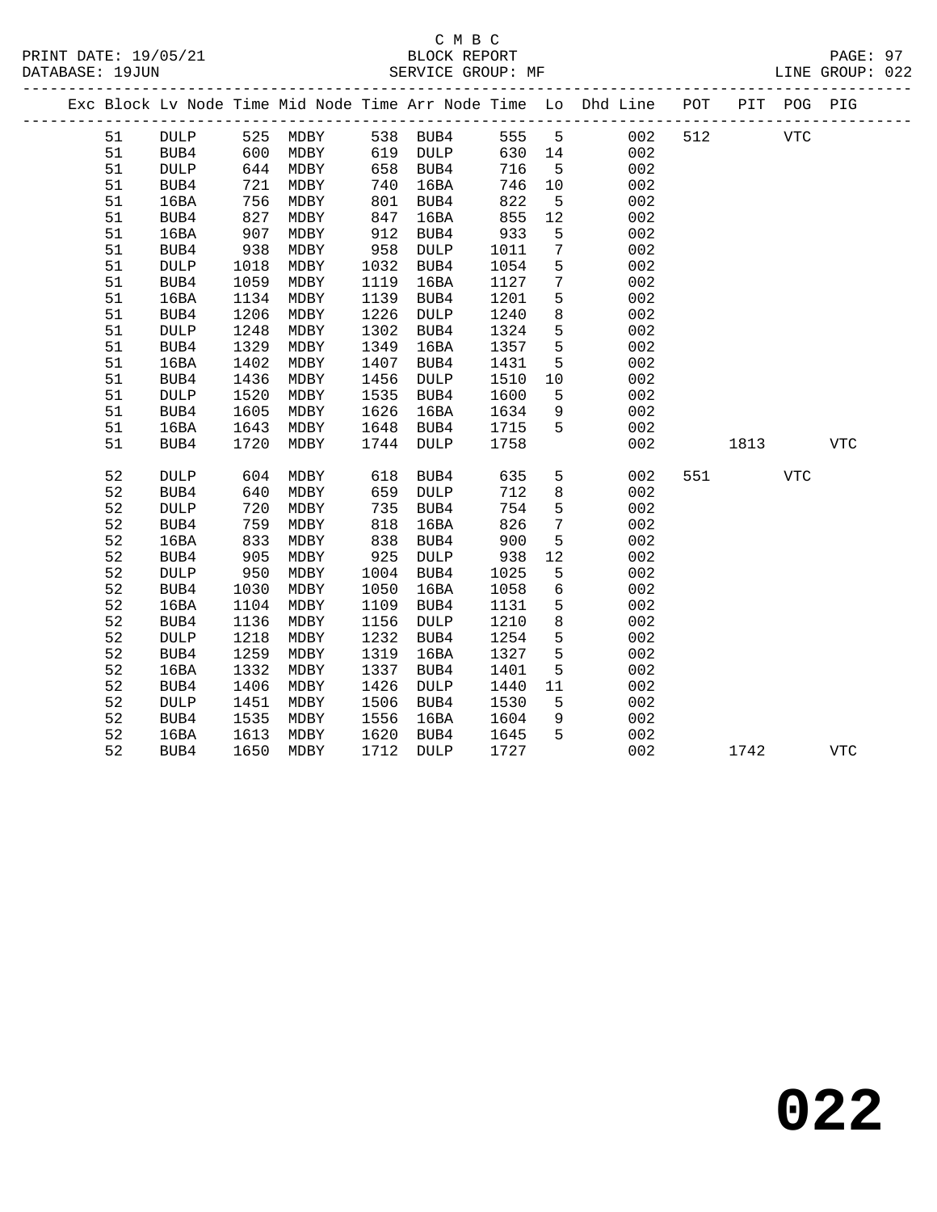C M B C
BLOCK REPORT
SERVICE GROUP: MF

PRINT DATE: 19/05/21
DATABASE: 19JUN
LINE GROUP: 022

| Exc | Block | Lv Node | Time | Mid Node | Time | Arr Node | Time | Lo | Dhd Line | POT | PIT | POG | PIG |
|---|---|---|---|---|---|---|---|---|---|---|---|---|---|
| | 51 | DULP | 525 | MDBY | 538 | BUB4 | 555 | 5 | 002 | 512 | | VTC | |
| | 51 | BUB4 | 600 | MDBY | 619 | DULP | 630 | 14 | 002 | | | | |
| | 51 | DULP | 644 | MDBY | 658 | BUB4 | 716 | 5 | 002 | | | | |
| | 51 | BUB4 | 721 | MDBY | 740 | 16BA | 746 | 10 | 002 | | | | |
| | 51 | 16BA | 756 | MDBY | 801 | BUB4 | 822 | 5 | 002 | | | | |
| | 51 | BUB4 | 827 | MDBY | 847 | 16BA | 855 | 12 | 002 | | | | |
| | 51 | 16BA | 907 | MDBY | 912 | BUB4 | 933 | 5 | 002 | | | | |
| | 51 | BUB4 | 938 | MDBY | 958 | DULP | 1011 | 7 | 002 | | | | |
| | 51 | DULP | 1018 | MDBY | 1032 | BUB4 | 1054 | 5 | 002 | | | | |
| | 51 | BUB4 | 1059 | MDBY | 1119 | 16BA | 1127 | 7 | 002 | | | | |
| | 51 | 16BA | 1134 | MDBY | 1139 | BUB4 | 1201 | 5 | 002 | | | | |
| | 51 | BUB4 | 1206 | MDBY | 1226 | DULP | 1240 | 8 | 002 | | | | |
| | 51 | DULP | 1248 | MDBY | 1302 | BUB4 | 1324 | 5 | 002 | | | | |
| | 51 | BUB4 | 1329 | MDBY | 1349 | 16BA | 1357 | 5 | 002 | | | | |
| | 51 | 16BA | 1402 | MDBY | 1407 | BUB4 | 1431 | 5 | 002 | | | | |
| | 51 | BUB4 | 1436 | MDBY | 1456 | DULP | 1510 | 10 | 002 | | | | |
| | 51 | DULP | 1520 | MDBY | 1535 | BUB4 | 1600 | 5 | 002 | | | | |
| | 51 | BUB4 | 1605 | MDBY | 1626 | 16BA | 1634 | 9 | 002 | | | | |
| | 51 | 16BA | 1643 | MDBY | 1648 | BUB4 | 1715 | 5 | 002 | | | | |
| | 51 | BUB4 | 1720 | MDBY | 1744 | DULP | 1758 | | 002 | | 1813 | | VTC |
| | 52 | DULP | 604 | MDBY | 618 | BUB4 | 635 | 5 | 002 | 551 | | VTC | |
| | 52 | BUB4 | 640 | MDBY | 659 | DULP | 712 | 8 | 002 | | | | |
| | 52 | DULP | 720 | MDBY | 735 | BUB4 | 754 | 5 | 002 | | | | |
| | 52 | BUB4 | 759 | MDBY | 818 | 16BA | 826 | 7 | 002 | | | | |
| | 52 | 16BA | 833 | MDBY | 838 | BUB4 | 900 | 5 | 002 | | | | |
| | 52 | BUB4 | 905 | MDBY | 925 | DULP | 938 | 12 | 002 | | | | |
| | 52 | DULP | 950 | MDBY | 1004 | BUB4 | 1025 | 5 | 002 | | | | |
| | 52 | BUB4 | 1030 | MDBY | 1050 | 16BA | 1058 | 6 | 002 | | | | |
| | 52 | 16BA | 1104 | MDBY | 1109 | BUB4 | 1131 | 5 | 002 | | | | |
| | 52 | BUB4 | 1136 | MDBY | 1156 | DULP | 1210 | 8 | 002 | | | | |
| | 52 | DULP | 1218 | MDBY | 1232 | BUB4 | 1254 | 5 | 002 | | | | |
| | 52 | BUB4 | 1259 | MDBY | 1319 | 16BA | 1327 | 5 | 002 | | | | |
| | 52 | 16BA | 1332 | MDBY | 1337 | BUB4 | 1401 | 5 | 002 | | | | |
| | 52 | BUB4 | 1406 | MDBY | 1426 | DULP | 1440 | 11 | 002 | | | | |
| | 52 | DULP | 1451 | MDBY | 1506 | BUB4 | 1530 | 5 | 002 | | | | |
| | 52 | BUB4 | 1535 | MDBY | 1556 | 16BA | 1604 | 9 | 002 | | | | |
| | 52 | 16BA | 1613 | MDBY | 1620 | BUB4 | 1645 | 5 | 002 | | | | |
| | 52 | BUB4 | 1650 | MDBY | 1712 | DULP | 1727 | | 002 | | 1742 | | VTC |

# 022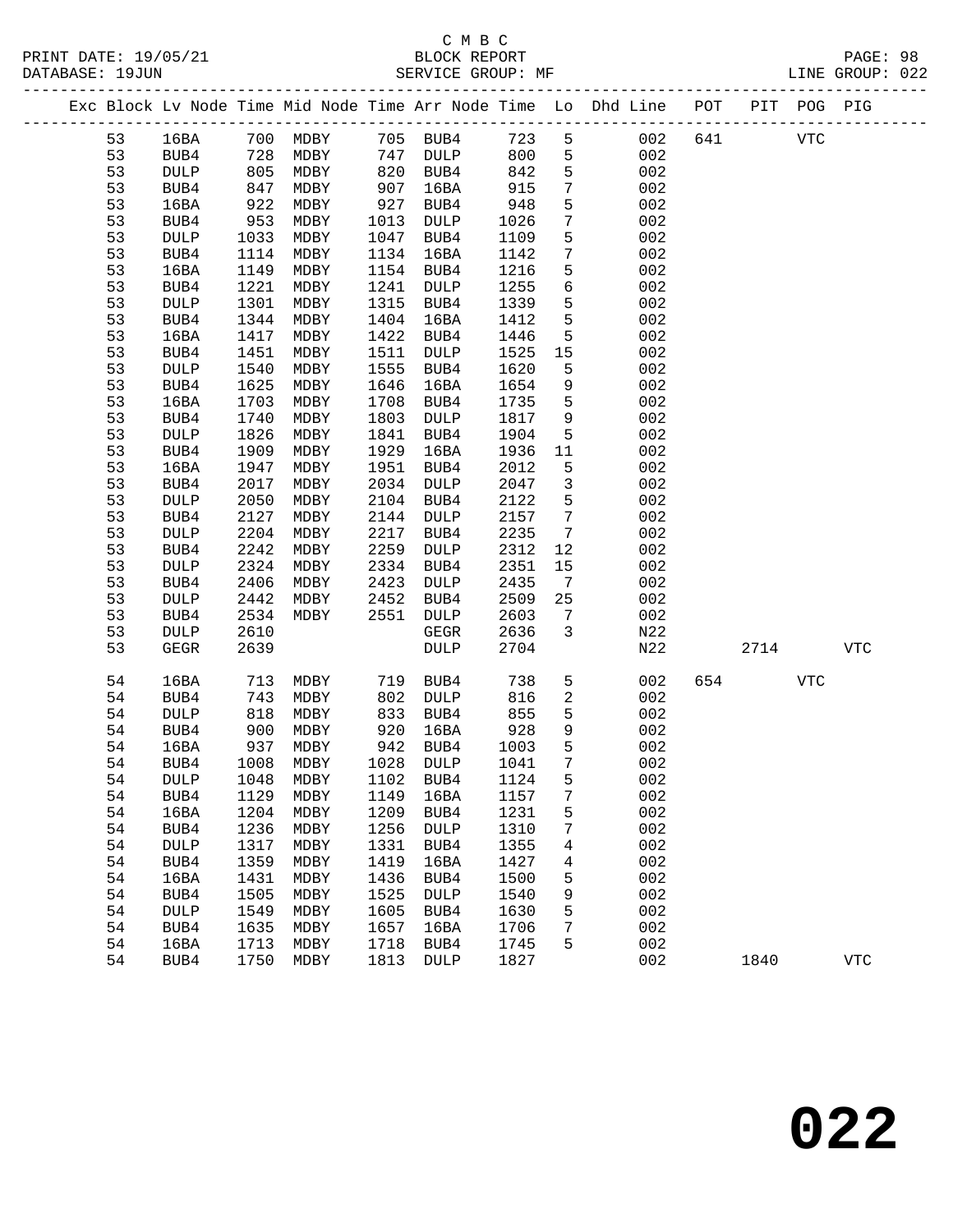C M B C
PRINT DATE: 19/05/21 BLOCK REPORT
DATABASE: 19JUN SERVICE GROUP: MF LINE GROUP: 022

| Exc | Block | Lv | Node | Time | Mid Node | Time | Arr Node | Time | Lo | Dhd Line | POT | PIT | POG | PIG |
|---|---|---|---|---|---|---|---|---|---|---|---|---|---|---|
| | 53 | | 16BA | 700 | MDBY | 705 | BUB4 | 723 | 5 | 002 | 641 | | VTC | |
| | 53 | | BUB4 | 728 | MDBY | 747 | DULP | 800 | 5 | 002 | | | | |
| | 53 | | DULP | 805 | MDBY | 820 | BUB4 | 842 | 5 | 002 | | | | |
| | 53 | | BUB4 | 847 | MDBY | 907 | 16BA | 915 | 7 | 002 | | | | |
| | 53 | | 16BA | 922 | MDBY | 927 | BUB4 | 948 | 5 | 002 | | | | |
| | 53 | | BUB4 | 953 | MDBY | 1013 | DULP | 1026 | 7 | 002 | | | | |
| | 53 | | DULP | 1033 | MDBY | 1047 | BUB4 | 1109 | 5 | 002 | | | | |
| | 53 | | BUB4 | 1114 | MDBY | 1134 | 16BA | 1142 | 7 | 002 | | | | |
| | 53 | | 16BA | 1149 | MDBY | 1154 | BUB4 | 1216 | 5 | 002 | | | | |
| | 53 | | BUB4 | 1221 | MDBY | 1241 | DULP | 1255 | 6 | 002 | | | | |
| | 53 | | DULP | 1301 | MDBY | 1315 | BUB4 | 1339 | 5 | 002 | | | | |
| | 53 | | BUB4 | 1344 | MDBY | 1404 | 16BA | 1412 | 5 | 002 | | | | |
| | 53 | | 16BA | 1417 | MDBY | 1422 | BUB4 | 1446 | 5 | 002 | | | | |
| | 53 | | BUB4 | 1451 | MDBY | 1511 | DULP | 1525 | 15 | 002 | | | | |
| | 53 | | DULP | 1540 | MDBY | 1555 | BUB4 | 1620 | 5 | 002 | | | | |
| | 53 | | BUB4 | 1625 | MDBY | 1646 | 16BA | 1654 | 9 | 002 | | | | |
| | 53 | | 16BA | 1703 | MDBY | 1708 | BUB4 | 1735 | 5 | 002 | | | | |
| | 53 | | BUB4 | 1740 | MDBY | 1803 | DULP | 1817 | 9 | 002 | | | | |
| | 53 | | DULP | 1826 | MDBY | 1841 | BUB4 | 1904 | 5 | 002 | | | | |
| | 53 | | BUB4 | 1909 | MDBY | 1929 | 16BA | 1936 | 11 | 002 | | | | |
| | 53 | | 16BA | 1947 | MDBY | 1951 | BUB4 | 2012 | 5 | 002 | | | | |
| | 53 | | BUB4 | 2017 | MDBY | 2034 | DULP | 2047 | 3 | 002 | | | | |
| | 53 | | DULP | 2050 | MDBY | 2104 | BUB4 | 2122 | 5 | 002 | | | | |
| | 53 | | BUB4 | 2127 | MDBY | 2144 | DULP | 2157 | 7 | 002 | | | | |
| | 53 | | DULP | 2204 | MDBY | 2217 | BUB4 | 2235 | 7 | 002 | | | | |
| | 53 | | BUB4 | 2242 | MDBY | 2259 | DULP | 2312 | 12 | 002 | | | | |
| | 53 | | DULP | 2324 | MDBY | 2334 | BUB4 | 2351 | 15 | 002 | | | | |
| | 53 | | BUB4 | 2406 | MDBY | 2423 | DULP | 2435 | 7 | 002 | | | | |
| | 53 | | DULP | 2442 | MDBY | 2452 | BUB4 | 2509 | 25 | 002 | | | | |
| | 53 | | BUB4 | 2534 | MDBY | 2551 | DULP | 2603 | 7 | 002 | | | | |
| | 53 | | DULP | 2610 | | | GEGR | 2636 | 3 | N22 | | | | |
| | 53 | | GEGR | 2639 | | | DULP | 2704 | | N22 | | 2714 | | VTC |
| | 54 | | 16BA | 713 | MDBY | 719 | BUB4 | 738 | 5 | 002 | 654 | | VTC | |
| | 54 | | BUB4 | 743 | MDBY | 802 | DULP | 816 | 2 | 002 | | | | |
| | 54 | | DULP | 818 | MDBY | 833 | BUB4 | 855 | 5 | 002 | | | | |
| | 54 | | BUB4 | 900 | MDBY | 920 | 16BA | 928 | 9 | 002 | | | | |
| | 54 | | 16BA | 937 | MDBY | 942 | BUB4 | 1003 | 5 | 002 | | | | |
| | 54 | | BUB4 | 1008 | MDBY | 1028 | DULP | 1041 | 7 | 002 | | | | |
| | 54 | | DULP | 1048 | MDBY | 1102 | BUB4 | 1124 | 5 | 002 | | | | |
| | 54 | | BUB4 | 1129 | MDBY | 1149 | 16BA | 1157 | 7 | 002 | | | | |
| | 54 | | 16BA | 1204 | MDBY | 1209 | BUB4 | 1231 | 5 | 002 | | | | |
| | 54 | | BUB4 | 1236 | MDBY | 1256 | DULP | 1310 | 7 | 002 | | | | |
| | 54 | | DULP | 1317 | MDBY | 1331 | BUB4 | 1355 | 4 | 002 | | | | |
| | 54 | | BUB4 | 1359 | MDBY | 1419 | 16BA | 1427 | 4 | 002 | | | | |
| | 54 | | 16BA | 1431 | MDBY | 1436 | BUB4 | 1500 | 5 | 002 | | | | |
| | 54 | | BUB4 | 1505 | MDBY | 1525 | DULP | 1540 | 9 | 002 | | | | |
| | 54 | | DULP | 1549 | MDBY | 1605 | BUB4 | 1630 | 5 | 002 | | | | |
| | 54 | | BUB4 | 1635 | MDBY | 1657 | 16BA | 1706 | 7 | 002 | | | | |
| | 54 | | 16BA | 1713 | MDBY | 1718 | BUB4 | 1745 | 5 | 002 | | | | |
| | 54 | | BUB4 | 1750 | MDBY | 1813 | DULP | 1827 | | 002 | | 1840 | | VTC |

**022**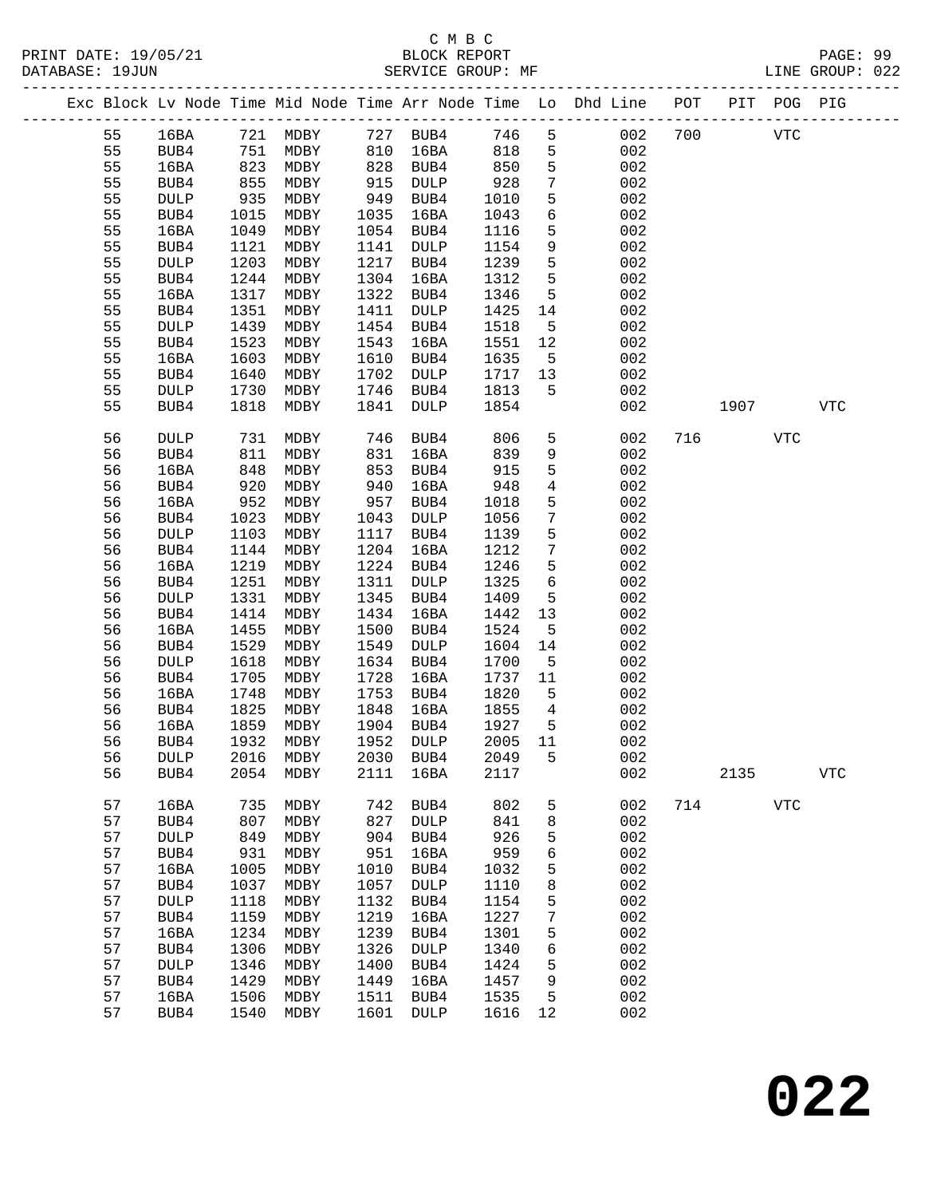C M B C

PRINT DATE: 19/05/21 BLOCK REPORT

DATABASE: 19JUN SERVICE GROUP: MF LINE GROUP: 022

| Exc | Block | Lv | Node | Time | Mid Node | Time | Arr Node | Time | Lo | Dhd Line | POT | PIT | POG | PIG |
|---|---|---|---|---|---|---|---|---|---|---|---|---|---|---|
| | 55 | | 16BA | 721 | MDBY | 727 | BUB4 | 746 | 5 | 002 | 700 | | VTC | |
| | 55 | | BUB4 | 751 | MDBY | 810 | 16BA | 818 | 5 | 002 | | | | |
| | 55 | | 16BA | 823 | MDBY | 828 | BUB4 | 850 | 5 | 002 | | | | |
| | 55 | | BUB4 | 855 | MDBY | 915 | DULP | 928 | 7 | 002 | | | | |
| | 55 | | DULP | 935 | MDBY | 949 | BUB4 | 1010 | 5 | 002 | | | | |
| | 55 | | BUB4 | 1015 | MDBY | 1035 | 16BA | 1043 | 6 | 002 | | | | |
| | 55 | | 16BA | 1049 | MDBY | 1054 | BUB4 | 1116 | 5 | 002 | | | | |
| | 55 | | BUB4 | 1121 | MDBY | 1141 | DULP | 1154 | 9 | 002 | | | | |
| | 55 | | DULP | 1203 | MDBY | 1217 | BUB4 | 1239 | 5 | 002 | | | | |
| | 55 | | BUB4 | 1244 | MDBY | 1304 | 16BA | 1312 | 5 | 002 | | | | |
| | 55 | | 16BA | 1317 | MDBY | 1322 | BUB4 | 1346 | 5 | 002 | | | | |
| | 55 | | BUB4 | 1351 | MDBY | 1411 | DULP | 1425 | 14 | 002 | | | | |
| | 55 | | DULP | 1439 | MDBY | 1454 | BUB4 | 1518 | 5 | 002 | | | | |
| | 55 | | BUB4 | 1523 | MDBY | 1543 | 16BA | 1551 | 12 | 002 | | | | |
| | 55 | | 16BA | 1603 | MDBY | 1610 | BUB4 | 1635 | 5 | 002 | | | | |
| | 55 | | BUB4 | 1640 | MDBY | 1702 | DULP | 1717 | 13 | 002 | | | | |
| | 55 | | DULP | 1730 | MDBY | 1746 | BUB4 | 1813 | 5 | 002 | | | | |
| | 55 | | BUB4 | 1818 | MDBY | 1841 | DULP | 1854 | | 002 | | 1907 | | VTC |
| | 56 | | DULP | 731 | MDBY | 746 | BUB4 | 806 | 5 | 002 | 716 | | VTC | |
| | 56 | | BUB4 | 811 | MDBY | 831 | 16BA | 839 | 9 | 002 | | | | |
| | 56 | | 16BA | 848 | MDBY | 853 | BUB4 | 915 | 5 | 002 | | | | |
| | 56 | | BUB4 | 920 | MDBY | 940 | 16BA | 948 | 4 | 002 | | | | |
| | 56 | | 16BA | 952 | MDBY | 957 | BUB4 | 1018 | 5 | 002 | | | | |
| | 56 | | BUB4 | 1023 | MDBY | 1043 | DULP | 1056 | 7 | 002 | | | | |
| | 56 | | DULP | 1103 | MDBY | 1117 | BUB4 | 1139 | 5 | 002 | | | | |
| | 56 | | BUB4 | 1144 | MDBY | 1204 | 16BA | 1212 | 7 | 002 | | | | |
| | 56 | | 16BA | 1219 | MDBY | 1224 | BUB4 | 1246 | 5 | 002 | | | | |
| | 56 | | BUB4 | 1251 | MDBY | 1311 | DULP | 1325 | 6 | 002 | | | | |
| | 56 | | DULP | 1331 | MDBY | 1345 | BUB4 | 1409 | 5 | 002 | | | | |
| | 56 | | BUB4 | 1414 | MDBY | 1434 | 16BA | 1442 | 13 | 002 | | | | |
| | 56 | | 16BA | 1455 | MDBY | 1500 | BUB4 | 1524 | 5 | 002 | | | | |
| | 56 | | BUB4 | 1529 | MDBY | 1549 | DULP | 1604 | 14 | 002 | | | | |
| | 56 | | DULP | 1618 | MDBY | 1634 | BUB4 | 1700 | 5 | 002 | | | | |
| | 56 | | BUB4 | 1705 | MDBY | 1728 | 16BA | 1737 | 11 | 002 | | | | |
| | 56 | | 16BA | 1748 | MDBY | 1753 | BUB4 | 1820 | 5 | 002 | | | | |
| | 56 | | BUB4 | 1825 | MDBY | 1848 | 16BA | 1855 | 4 | 002 | | | | |
| | 56 | | 16BA | 1859 | MDBY | 1904 | BUB4 | 1927 | 5 | 002 | | | | |
| | 56 | | BUB4 | 1932 | MDBY | 1952 | DULP | 2005 | 11 | 002 | | | | |
| | 56 | | DULP | 2016 | MDBY | 2030 | BUB4 | 2049 | 5 | 002 | | | | |
| | 56 | | BUB4 | 2054 | MDBY | 2111 | 16BA | 2117 | | 002 | | 2135 | | VTC |
| | 57 | | 16BA | 735 | MDBY | 742 | BUB4 | 802 | 5 | 002 | 714 | | VTC | |
| | 57 | | BUB4 | 807 | MDBY | 827 | DULP | 841 | 8 | 002 | | | | |
| | 57 | | DULP | 849 | MDBY | 904 | BUB4 | 926 | 5 | 002 | | | | |
| | 57 | | BUB4 | 931 | MDBY | 951 | 16BA | 959 | 6 | 002 | | | | |
| | 57 | | 16BA | 1005 | MDBY | 1010 | BUB4 | 1032 | 5 | 002 | | | | |
| | 57 | | BUB4 | 1037 | MDBY | 1057 | DULP | 1110 | 8 | 002 | | | | |
| | 57 | | DULP | 1118 | MDBY | 1132 | BUB4 | 1154 | 5 | 002 | | | | |
| | 57 | | BUB4 | 1159 | MDBY | 1219 | 16BA | 1227 | 7 | 002 | | | | |
| | 57 | | 16BA | 1234 | MDBY | 1239 | BUB4 | 1301 | 5 | 002 | | | | |
| | 57 | | BUB4 | 1306 | MDBY | 1326 | DULP | 1340 | 6 | 002 | | | | |
| | 57 | | DULP | 1346 | MDBY | 1400 | BUB4 | 1424 | 5 | 002 | | | | |
| | 57 | | BUB4 | 1429 | MDBY | 1449 | 16BA | 1457 | 9 | 002 | | | | |
| | 57 | | 16BA | 1506 | MDBY | 1511 | BUB4 | 1535 | 5 | 002 | | | | |
| | 57 | | BUB4 | 1540 | MDBY | 1601 | DULP | 1616 | 12 | 002 | | | | |

# 022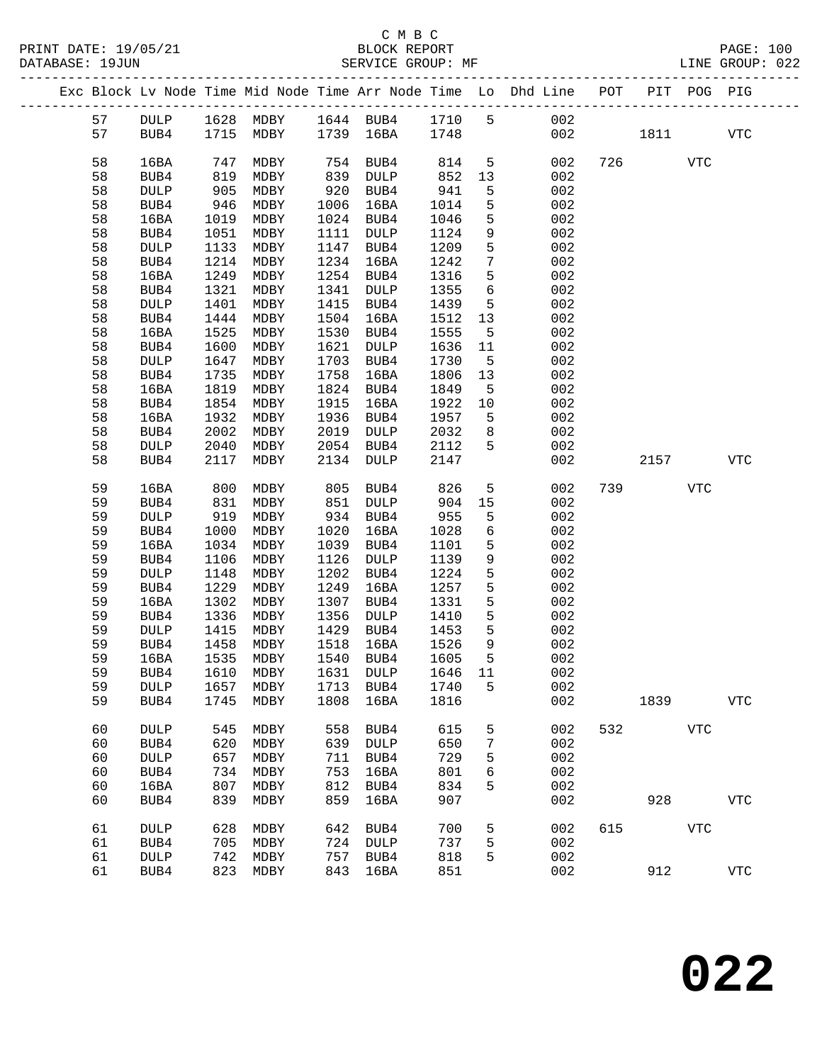C M B C

BLOCK REPORT

SERVICE GROUP: MF

LINE GROUP: 022

| Exc | Block | Lv | Node | Time | Mid Node | Time | Arr Node | Time | Lo | Dhd Line | POT | PIT | POG | PIG |
|---|---|---|---|---|---|---|---|---|---|---|---|---|---|---|
| | 57 | | DULP | 1628 | MDBY | 1644 | BUB4 | 1710 | 5 | 002 | | | | |
| | 57 | | BUB4 | 1715 | MDBY | 1739 | 16BA | 1748 | | 002 | | 1811 | | VTC |
| | 58 | | 16BA | 747 | MDBY | 754 | BUB4 | 814 | 5 | 002 | 726 | | VTC | |
| | 58 | | BUB4 | 819 | MDBY | 839 | DULP | 852 | 13 | 002 | | | | |
| | 58 | | DULP | 905 | MDBY | 920 | BUB4 | 941 | 5 | 002 | | | | |
| | 58 | | BUB4 | 946 | MDBY | 1006 | 16BA | 1014 | 5 | 002 | | | | |
| | 58 | | 16BA | 1019 | MDBY | 1024 | BUB4 | 1046 | 5 | 002 | | | | |
| | 58 | | BUB4 | 1051 | MDBY | 1111 | DULP | 1124 | 9 | 002 | | | | |
| | 58 | | DULP | 1133 | MDBY | 1147 | BUB4 | 1209 | 5 | 002 | | | | |
| | 58 | | BUB4 | 1214 | MDBY | 1234 | 16BA | 1242 | 7 | 002 | | | | |
| | 58 | | 16BA | 1249 | MDBY | 1254 | BUB4 | 1316 | 5 | 002 | | | | |
| | 58 | | BUB4 | 1321 | MDBY | 1341 | DULP | 1355 | 6 | 002 | | | | |
| | 58 | | DULP | 1401 | MDBY | 1415 | BUB4 | 1439 | 5 | 002 | | | | |
| | 58 | | BUB4 | 1444 | MDBY | 1504 | 16BA | 1512 | 13 | 002 | | | | |
| | 58 | | 16BA | 1525 | MDBY | 1530 | BUB4 | 1555 | 5 | 002 | | | | |
| | 58 | | BUB4 | 1600 | MDBY | 1621 | DULP | 1636 | 11 | 002 | | | | |
| | 58 | | DULP | 1647 | MDBY | 1703 | BUB4 | 1730 | 5 | 002 | | | | |
| | 58 | | BUB4 | 1735 | MDBY | 1758 | 16BA | 1806 | 13 | 002 | | | | |
| | 58 | | 16BA | 1819 | MDBY | 1824 | BUB4 | 1849 | 5 | 002 | | | | |
| | 58 | | BUB4 | 1854 | MDBY | 1915 | 16BA | 1922 | 10 | 002 | | | | |
| | 58 | | 16BA | 1932 | MDBY | 1936 | BUB4 | 1957 | 5 | 002 | | | | |
| | 58 | | BUB4 | 2002 | MDBY | 2019 | DULP | 2032 | 8 | 002 | | | | |
| | 58 | | DULP | 2040 | MDBY | 2054 | BUB4 | 2112 | 5 | 002 | | | | |
| | 58 | | BUB4 | 2117 | MDBY | 2134 | DULP | 2147 | | 002 | | 2157 | | VTC |
| | 59 | | 16BA | 800 | MDBY | 805 | BUB4 | 826 | 5 | 002 | 739 | | VTC | |
| | 59 | | BUB4 | 831 | MDBY | 851 | DULP | 904 | 15 | 002 | | | | |
| | 59 | | DULP | 919 | MDBY | 934 | BUB4 | 955 | 5 | 002 | | | | |
| | 59 | | BUB4 | 1000 | MDBY | 1020 | 16BA | 1028 | 6 | 002 | | | | |
| | 59 | | 16BA | 1034 | MDBY | 1039 | BUB4 | 1101 | 5 | 002 | | | | |
| | 59 | | BUB4 | 1106 | MDBY | 1126 | DULP | 1139 | 9 | 002 | | | | |
| | 59 | | DULP | 1148 | MDBY | 1202 | BUB4 | 1224 | 5 | 002 | | | | |
| | 59 | | BUB4 | 1229 | MDBY | 1249 | 16BA | 1257 | 5 | 002 | | | | |
| | 59 | | 16BA | 1302 | MDBY | 1307 | BUB4 | 1331 | 5 | 002 | | | | |
| | 59 | | BUB4 | 1336 | MDBY | 1356 | DULP | 1410 | 5 | 002 | | | | |
| | 59 | | DULP | 1415 | MDBY | 1429 | BUB4 | 1453 | 5 | 002 | | | | |
| | 59 | | BUB4 | 1458 | MDBY | 1518 | 16BA | 1526 | 9 | 002 | | | | |
| | 59 | | 16BA | 1535 | MDBY | 1540 | BUB4 | 1605 | 5 | 002 | | | | |
| | 59 | | BUB4 | 1610 | MDBY | 1631 | DULP | 1646 | 11 | 002 | | | | |
| | 59 | | DULP | 1657 | MDBY | 1713 | BUB4 | 1740 | 5 | 002 | | | | |
| | 59 | | BUB4 | 1745 | MDBY | 1808 | 16BA | 1816 | | 002 | | 1839 | | VTC |
| | 60 | | DULP | 545 | MDBY | 558 | BUB4 | 615 | 5 | 002 | 532 | | VTC | |
| | 60 | | BUB4 | 620 | MDBY | 639 | DULP | 650 | 7 | 002 | | | | |
| | 60 | | DULP | 657 | MDBY | 711 | BUB4 | 729 | 5 | 002 | | | | |
| | 60 | | BUB4 | 734 | MDBY | 753 | 16BA | 801 | 6 | 002 | | | | |
| | 60 | | 16BA | 807 | MDBY | 812 | BUB4 | 834 | 5 | 002 | | | | |
| | 60 | | BUB4 | 839 | MDBY | 859 | 16BA | 907 | | 002 | | 928 | | VTC |
| | 61 | | DULP | 628 | MDBY | 642 | BUB4 | 700 | 5 | 002 | 615 | | VTC | |
| | 61 | | BUB4 | 705 | MDBY | 724 | DULP | 737 | 5 | 002 | | | | |
| | 61 | | DULP | 742 | MDBY | 757 | BUB4 | 818 | 5 | 002 | | | | |
| | 61 | | BUB4 | 823 | MDBY | 843 | 16BA | 851 | | 002 | | 912 | | VTC |

# 022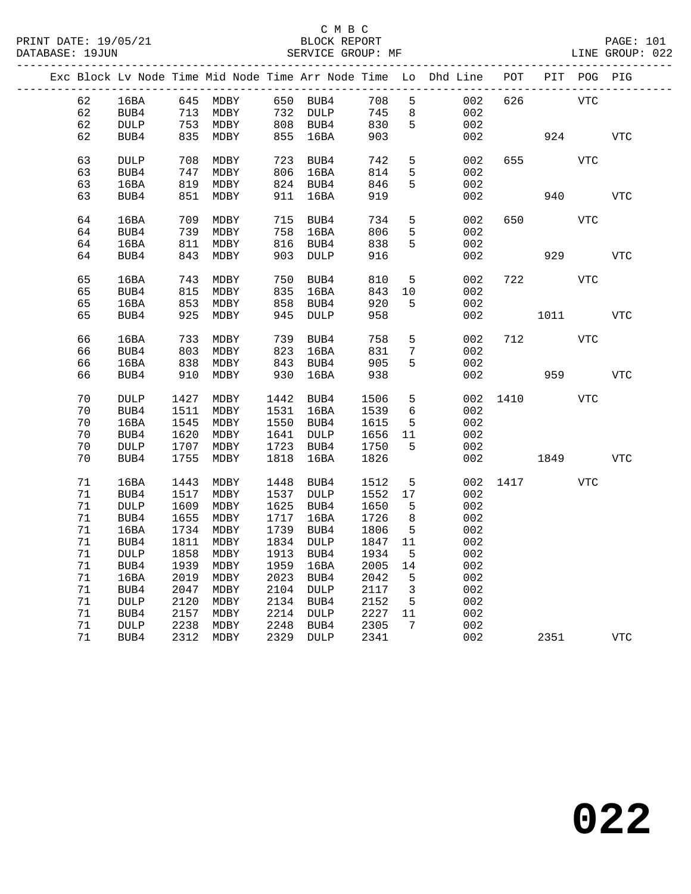C M B C
BLOCK REPORT
SERVICE GROUP: MF

PRINT DATE: 19/05/21
DATABASE: 19JUN
LINE GROUP: 022

| Exc | Block | Lv | Node | Time | Mid Node | Time | Arr Node | Time | Lo | Dhd Line | POT | PIT | POG | PIG |
|---|---|---|---|---|---|---|---|---|---|---|---|---|---|---|
| | 62 | | 16BA | 645 | MDBY | 650 | BUB4 | 708 | 5 | 002 | 626 | | VTC | |
| | 62 | | BUB4 | 713 | MDBY | 732 | DULP | 745 | 8 | 002 | | | | |
| | 62 | | DULP | 753 | MDBY | 808 | BUB4 | 830 | 5 | 002 | | | | |
| | 62 | | BUB4 | 835 | MDBY | 855 | 16BA | 903 | | 002 | | 924 | | VTC |
| | 63 | | DULP | 708 | MDBY | 723 | BUB4 | 742 | 5 | 002 | 655 | | VTC | |
| | 63 | | BUB4 | 747 | MDBY | 806 | 16BA | 814 | 5 | 002 | | | | |
| | 63 | | 16BA | 819 | MDBY | 824 | BUB4 | 846 | 5 | 002 | | | | |
| | 63 | | BUB4 | 851 | MDBY | 911 | 16BA | 919 | | 002 | | 940 | | VTC |
| | 64 | | 16BA | 709 | MDBY | 715 | BUB4 | 734 | 5 | 002 | 650 | | VTC | |
| | 64 | | BUB4 | 739 | MDBY | 758 | 16BA | 806 | 5 | 002 | | | | |
| | 64 | | 16BA | 811 | MDBY | 816 | BUB4 | 838 | 5 | 002 | | | | |
| | 64 | | BUB4 | 843 | MDBY | 903 | DULP | 916 | | 002 | | 929 | | VTC |
| | 65 | | 16BA | 743 | MDBY | 750 | BUB4 | 810 | 5 | 002 | 722 | | VTC | |
| | 65 | | BUB4 | 815 | MDBY | 835 | 16BA | 843 | 10 | 002 | | | | |
| | 65 | | 16BA | 853 | MDBY | 858 | BUB4 | 920 | 5 | 002 | | | | |
| | 65 | | BUB4 | 925 | MDBY | 945 | DULP | 958 | | 002 | | 1011 | | VTC |
| | 66 | | 16BA | 733 | MDBY | 739 | BUB4 | 758 | 5 | 002 | 712 | | VTC | |
| | 66 | | BUB4 | 803 | MDBY | 823 | 16BA | 831 | 7 | 002 | | | | |
| | 66 | | 16BA | 838 | MDBY | 843 | BUB4 | 905 | 5 | 002 | | | | |
| | 66 | | BUB4 | 910 | MDBY | 930 | 16BA | 938 | | 002 | | 959 | | VTC |
| | 70 | | DULP | 1427 | MDBY | 1442 | BUB4 | 1506 | 5 | 002 | 1410 | | VTC | |
| | 70 | | BUB4 | 1511 | MDBY | 1531 | 16BA | 1539 | 6 | 002 | | | | |
| | 70 | | 16BA | 1545 | MDBY | 1550 | BUB4 | 1615 | 5 | 002 | | | | |
| | 70 | | BUB4 | 1620 | MDBY | 1641 | DULP | 1656 | 11 | 002 | | | | |
| | 70 | | DULP | 1707 | MDBY | 1723 | BUB4 | 1750 | 5 | 002 | | | | |
| | 70 | | BUB4 | 1755 | MDBY | 1818 | 16BA | 1826 | | 002 | | 1849 | | VTC |
| | 71 | | 16BA | 1443 | MDBY | 1448 | BUB4 | 1512 | 5 | 002 | 1417 | | VTC | |
| | 71 | | BUB4 | 1517 | MDBY | 1537 | DULP | 1552 | 17 | 002 | | | | |
| | 71 | | DULP | 1609 | MDBY | 1625 | BUB4 | 1650 | 5 | 002 | | | | |
| | 71 | | BUB4 | 1655 | MDBY | 1717 | 16BA | 1726 | 8 | 002 | | | | |
| | 71 | | 16BA | 1734 | MDBY | 1739 | BUB4 | 1806 | 5 | 002 | | | | |
| | 71 | | BUB4 | 1811 | MDBY | 1834 | DULP | 1847 | 11 | 002 | | | | |
| | 71 | | DULP | 1858 | MDBY | 1913 | BUB4 | 1934 | 5 | 002 | | | | |
| | 71 | | BUB4 | 1939 | MDBY | 1959 | 16BA | 2005 | 14 | 002 | | | | |
| | 71 | | 16BA | 2019 | MDBY | 2023 | BUB4 | 2042 | 5 | 002 | | | | |
| | 71 | | BUB4 | 2047 | MDBY | 2104 | DULP | 2117 | 3 | 002 | | | | |
| | 71 | | DULP | 2120 | MDBY | 2134 | BUB4 | 2152 | 5 | 002 | | | | |
| | 71 | | BUB4 | 2157 | MDBY | 2214 | DULP | 2227 | 11 | 002 | | | | |
| | 71 | | DULP | 2238 | MDBY | 2248 | BUB4 | 2305 | 7 | 002 | | | | |
| | 71 | | BUB4 | 2312 | MDBY | 2329 | DULP | 2341 | | 002 | | 2351 | | VTC |

**022**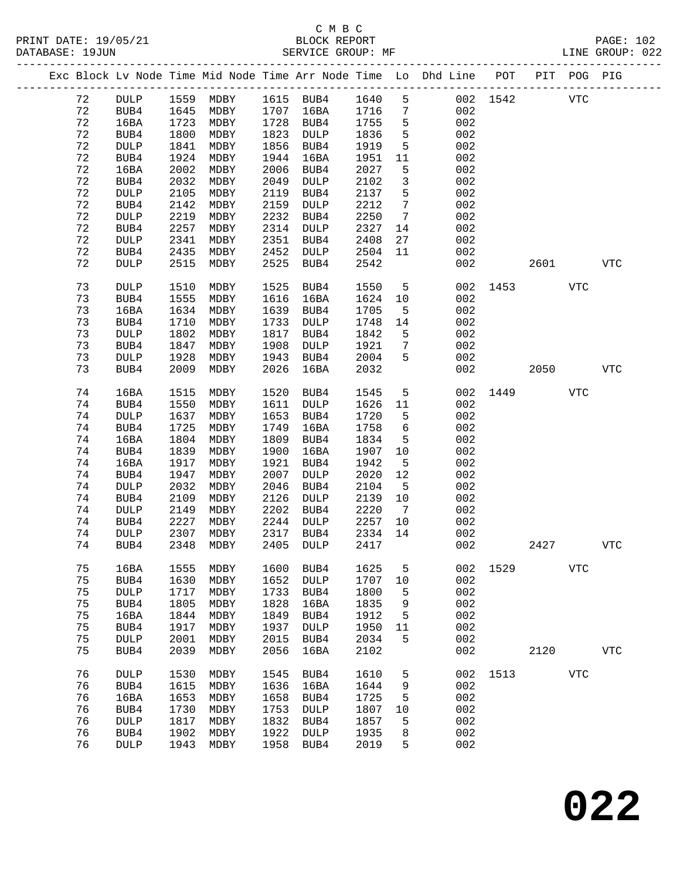C M B C

BLOCK REPORT

SERVICE GROUP: MF

PRINT DATE: 19/05/21
DATABASE: 19JUN
LINE GROUP: 022

| Exc | Block | Lv | Node | Time | Mid Node | Time | Arr Node | Time | Lo | Dhd Line | POT | PIT | POG | PIG |
|---|---|---|---|---|---|---|---|---|---|---|---|---|---|---|
| | 72 | | DULP | 1559 | MDBY | 1615 | BUB4 | 1640 | 5 | 002 | 1542 | | VTC | |
| | 72 | | BUB4 | 1645 | MDBY | 1707 | 16BA | 1716 | 7 | 002 | | | | |
| | 72 | | 16BA | 1723 | MDBY | 1728 | BUB4 | 1755 | 5 | 002 | | | | |
| | 72 | | BUB4 | 1800 | MDBY | 1823 | DULP | 1836 | 5 | 002 | | | | |
| | 72 | | DULP | 1841 | MDBY | 1856 | BUB4 | 1919 | 5 | 002 | | | | |
| | 72 | | BUB4 | 1924 | MDBY | 1944 | 16BA | 1951 | 11 | 002 | | | | |
| | 72 | | 16BA | 2002 | MDBY | 2006 | BUB4 | 2027 | 5 | 002 | | | | |
| | 72 | | BUB4 | 2032 | MDBY | 2049 | DULP | 2102 | 3 | 002 | | | | |
| | 72 | | DULP | 2105 | MDBY | 2119 | BUB4 | 2137 | 5 | 002 | | | | |
| | 72 | | BUB4 | 2142 | MDBY | 2159 | DULP | 2212 | 7 | 002 | | | | |
| | 72 | | DULP | 2219 | MDBY | 2232 | BUB4 | 2250 | 7 | 002 | | | | |
| | 72 | | BUB4 | 2257 | MDBY | 2314 | DULP | 2327 | 14 | 002 | | | | |
| | 72 | | DULP | 2341 | MDBY | 2351 | BUB4 | 2408 | 27 | 002 | | | | |
| | 72 | | BUB4 | 2435 | MDBY | 2452 | DULP | 2504 | 11 | 002 | | | | |
| | 72 | | DULP | 2515 | MDBY | 2525 | BUB4 | 2542 | | 002 | | 2601 | | VTC |
| | 73 | | DULP | 1510 | MDBY | 1525 | BUB4 | 1550 | 5 | 002 | 1453 | | VTC | |
| | 73 | | BUB4 | 1555 | MDBY | 1616 | 16BA | 1624 | 10 | 002 | | | | |
| | 73 | | 16BA | 1634 | MDBY | 1639 | BUB4 | 1705 | 5 | 002 | | | | |
| | 73 | | BUB4 | 1710 | MDBY | 1733 | DULP | 1748 | 14 | 002 | | | | |
| | 73 | | DULP | 1802 | MDBY | 1817 | BUB4 | 1842 | 5 | 002 | | | | |
| | 73 | | BUB4 | 1847 | MDBY | 1908 | DULP | 1921 | 7 | 002 | | | | |
| | 73 | | DULP | 1928 | MDBY | 1943 | BUB4 | 2004 | 5 | 002 | | | | |
| | 73 | | BUB4 | 2009 | MDBY | 2026 | 16BA | 2032 | | 002 | | 2050 | | VTC |
| | 74 | | 16BA | 1515 | MDBY | 1520 | BUB4 | 1545 | 5 | 002 | 1449 | | VTC | |
| | 74 | | BUB4 | 1550 | MDBY | 1611 | DULP | 1626 | 11 | 002 | | | | |
| | 74 | | DULP | 1637 | MDBY | 1653 | BUB4 | 1720 | 5 | 002 | | | | |
| | 74 | | BUB4 | 1725 | MDBY | 1749 | 16BA | 1758 | 6 | 002 | | | | |
| | 74 | | 16BA | 1804 | MDBY | 1809 | BUB4 | 1834 | 5 | 002 | | | | |
| | 74 | | BUB4 | 1839 | MDBY | 1900 | 16BA | 1907 | 10 | 002 | | | | |
| | 74 | | 16BA | 1917 | MDBY | 1921 | BUB4 | 1942 | 5 | 002 | | | | |
| | 74 | | BUB4 | 1947 | MDBY | 2007 | DULP | 2020 | 12 | 002 | | | | |
| | 74 | | DULP | 2032 | MDBY | 2046 | BUB4 | 2104 | 5 | 002 | | | | |
| | 74 | | BUB4 | 2109 | MDBY | 2126 | DULP | 2139 | 10 | 002 | | | | |
| | 74 | | DULP | 2149 | MDBY | 2202 | BUB4 | 2220 | 7 | 002 | | | | |
| | 74 | | BUB4 | 2227 | MDBY | 2244 | DULP | 2257 | 10 | 002 | | | | |
| | 74 | | DULP | 2307 | MDBY | 2317 | BUB4 | 2334 | 14 | 002 | | | | |
| | 74 | | BUB4 | 2348 | MDBY | 2405 | DULP | 2417 | | 002 | | 2427 | | VTC |
| | 75 | | 16BA | 1555 | MDBY | 1600 | BUB4 | 1625 | 5 | 002 | 1529 | | VTC | |
| | 75 | | BUB4 | 1630 | MDBY | 1652 | DULP | 1707 | 10 | 002 | | | | |
| | 75 | | DULP | 1717 | MDBY | 1733 | BUB4 | 1800 | 5 | 002 | | | | |
| | 75 | | BUB4 | 1805 | MDBY | 1828 | 16BA | 1835 | 9 | 002 | | | | |
| | 75 | | 16BA | 1844 | MDBY | 1849 | BUB4 | 1912 | 5 | 002 | | | | |
| | 75 | | BUB4 | 1917 | MDBY | 1937 | DULP | 1950 | 11 | 002 | | | | |
| | 75 | | DULP | 2001 | MDBY | 2015 | BUB4 | 2034 | 5 | 002 | | | | |
| | 75 | | BUB4 | 2039 | MDBY | 2056 | 16BA | 2102 | | 002 | | 2120 | | VTC |
| | 76 | | DULP | 1530 | MDBY | 1545 | BUB4 | 1610 | 5 | 002 | 1513 | | VTC | |
| | 76 | | BUB4 | 1615 | MDBY | 1636 | 16BA | 1644 | 9 | 002 | | | | |
| | 76 | | 16BA | 1653 | MDBY | 1658 | BUB4 | 1725 | 5 | 002 | | | | |
| | 76 | | BUB4 | 1730 | MDBY | 1753 | DULP | 1807 | 10 | 002 | | | | |
| | 76 | | DULP | 1817 | MDBY | 1832 | BUB4 | 1857 | 5 | 002 | | | | |
| | 76 | | BUB4 | 1902 | MDBY | 1922 | DULP | 1935 | 8 | 002 | | | | |
| | 76 | | DULP | 1943 | MDBY | 1958 | BUB4 | 2019 | 5 | 002 | | | | |

# 022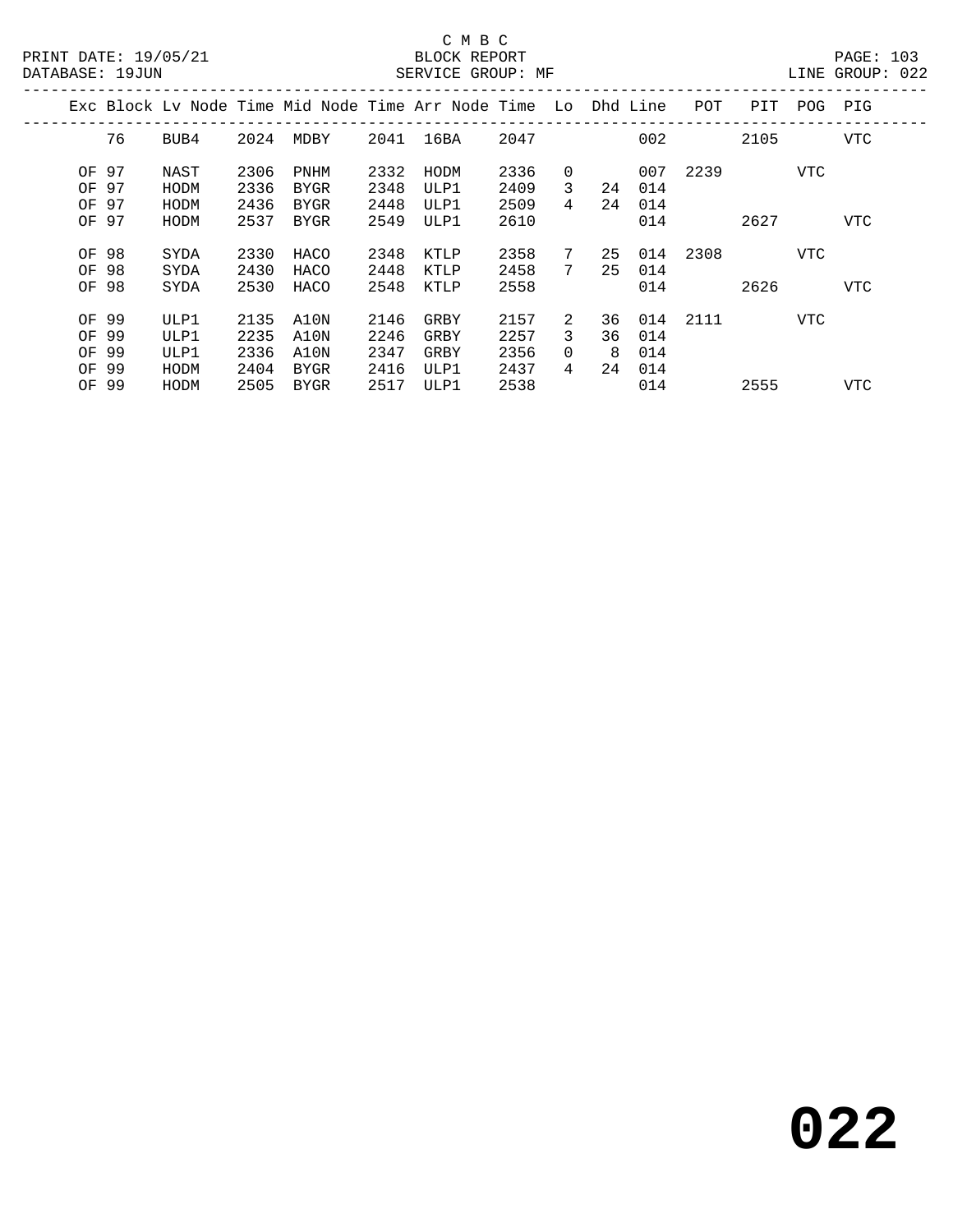C M B C

BLOCK REPORT

SERVICE GROUP: MF

PRINT DATE: 19/05/21
DATABASE: 19JUN
LINE GROUP: 022

| Exc | Block | Lv Node | Time | Mid Node | Time | Arr Node | Time | Lo | Dhd | Line | POT | PIT | POG | PIG |
|---|---|---|---|---|---|---|---|---|---|---|---|---|---|---|
| | 76 | BUB4 | 2024 | MDBY | 2041 | 16BA | 2047 | | | 002 | | 2105 | | VTC |
| OF | 97 | NAST | 2306 | PNHM | 2332 | HODM | 2336 | 0 | | 007 | 2239 | | VTC | |
| OF | 97 | HODM | 2336 | BYGR | 2348 | ULP1 | 2409 | 3 | 24 | 014 | | | | |
| OF | 97 | HODM | 2436 | BYGR | 2448 | ULP1 | 2509 | 4 | 24 | 014 | | | | |
| OF | 97 | HODM | 2537 | BYGR | 2549 | ULP1 | 2610 | | | 014 | | 2627 | | VTC |
| OF | 98 | SYDA | 2330 | HACO | 2348 | KTLP | 2358 | 7 | 25 | 014 | 2308 | | VTC | |
| OF | 98 | SYDA | 2430 | HACO | 2448 | KTLP | 2458 | 7 | 25 | 014 | | | | |
| OF | 98 | SYDA | 2530 | HACO | 2548 | KTLP | 2558 | | | 014 | | 2626 | | VTC |
| OF | 99 | ULP1 | 2135 | A10N | 2146 | GRBY | 2157 | 2 | 36 | 014 | 2111 | | VTC | |
| OF | 99 | ULP1 | 2235 | A10N | 2246 | GRBY | 2257 | 3 | 36 | 014 | | | | |
| OF | 99 | ULP1 | 2336 | A10N | 2347 | GRBY | 2356 | 0 | 8 | 014 | | | | |
| OF | 99 | HODM | 2404 | BYGR | 2416 | ULP1 | 2437 | 4 | 24 | 014 | | | | |
| OF | 99 | HODM | 2505 | BYGR | 2517 | ULP1 | 2538 | | | 014 | | 2555 | | VTC |

**022**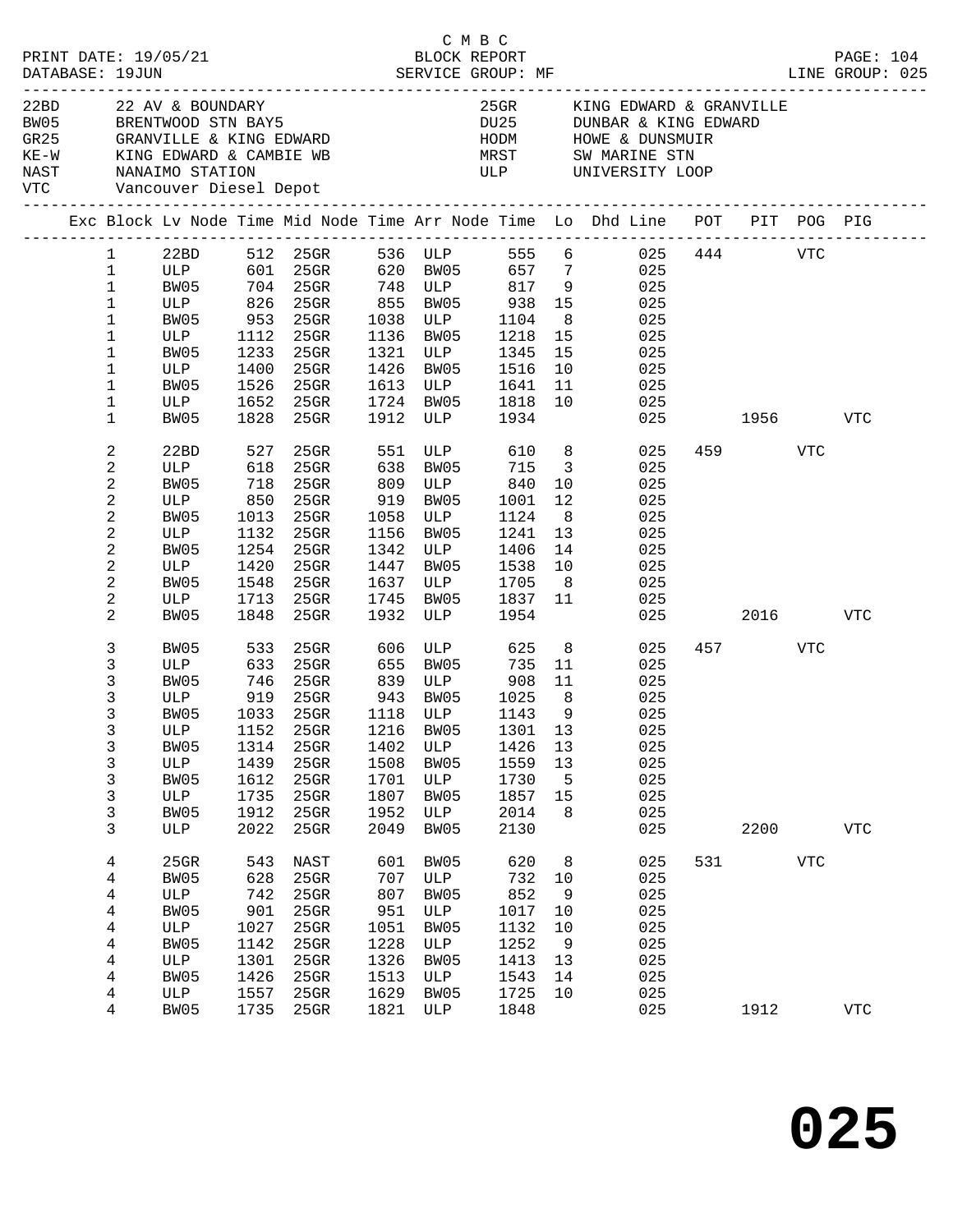C M B C

PRINT DATE: 19/05/21 BLOCK REPORT PAGE: 104
DATABASE: 19JUN SERVICE GROUP: MF LINE GROUP: 025

| Code | Description | Code | Description |
|---|---|---|---|
| 22BD | 22 AV & BOUNDARY | 25GR | KING EDWARD & GRANVILLE |
| BW05 | BRENTWOOD STN BAY5 | DU25 | DUNBAR & KING EDWARD |
| GR25 | GRANVILLE & KING EDWARD | HODM | HOWE & DUNSMUIR |
| KE-W | KING EDWARD & CAMBIE WB | MRST | SW MARINE STN |
| NAST | NANAIMO STATION | ULP | UNIVERSITY LOOP |
| VTC | Vancouver Diesel Depot | | |

| Exc | Block | Lv Node | Time | Mid Node | Time | Arr Node | Time | Lo | Dhd Line | POT | PIT | POG | PIG |
|---|---|---|---|---|---|---|---|---|---|---|---|---|---|
| | 1 | 22BD | 512 | 25GR | 536 | ULP | 555 | 6 | 025 | 444 | | VTC | |
| | 1 | ULP | 601 | 25GR | 620 | BW05 | 657 | 7 | 025 | | | | |
| | 1 | BW05 | 704 | 25GR | 748 | ULP | 817 | 9 | 025 | | | | |
| | 1 | ULP | 826 | 25GR | 855 | BW05 | 938 | 15 | 025 | | | | |
| | 1 | BW05 | 953 | 25GR | 1038 | ULP | 1104 | 8 | 025 | | | | |
| | 1 | ULP | 1112 | 25GR | 1136 | BW05 | 1218 | 15 | 025 | | | | |
| | 1 | BW05 | 1233 | 25GR | 1321 | ULP | 1345 | 15 | 025 | | | | |
| | 1 | ULP | 1400 | 25GR | 1426 | BW05 | 1516 | 10 | 025 | | | | |
| | 1 | BW05 | 1526 | 25GR | 1613 | ULP | 1641 | 11 | 025 | | | | |
| | 1 | ULP | 1652 | 25GR | 1724 | BW05 | 1818 | 10 | 025 | | | | |
| | 1 | BW05 | 1828 | 25GR | 1912 | ULP | 1934 | | 025 | | 1956 | | VTC |
| | 2 | 22BD | 527 | 25GR | 551 | ULP | 610 | 8 | 025 | 459 | | VTC | |
| | 2 | ULP | 618 | 25GR | 638 | BW05 | 715 | 3 | 025 | | | | |
| | 2 | BW05 | 718 | 25GR | 809 | ULP | 840 | 10 | 025 | | | | |
| | 2 | ULP | 850 | 25GR | 919 | BW05 | 1001 | 12 | 025 | | | | |
| | 2 | BW05 | 1013 | 25GR | 1058 | ULP | 1124 | 8 | 025 | | | | |
| | 2 | ULP | 1132 | 25GR | 1156 | BW05 | 1241 | 13 | 025 | | | | |
| | 2 | BW05 | 1254 | 25GR | 1342 | ULP | 1406 | 14 | 025 | | | | |
| | 2 | ULP | 1420 | 25GR | 1447 | BW05 | 1538 | 10 | 025 | | | | |
| | 2 | BW05 | 1548 | 25GR | 1637 | ULP | 1705 | 8 | 025 | | | | |
| | 2 | ULP | 1713 | 25GR | 1745 | BW05 | 1837 | 11 | 025 | | | | |
| | 2 | BW05 | 1848 | 25GR | 1932 | ULP | 1954 | | 025 | | 2016 | | VTC |
| | 3 | BW05 | 533 | 25GR | 606 | ULP | 625 | 8 | 025 | 457 | | VTC | |
| | 3 | ULP | 633 | 25GR | 655 | BW05 | 735 | 11 | 025 | | | | |
| | 3 | BW05 | 746 | 25GR | 839 | ULP | 908 | 11 | 025 | | | | |
| | 3 | ULP | 919 | 25GR | 943 | BW05 | 1025 | 8 | 025 | | | | |
| | 3 | BW05 | 1033 | 25GR | 1118 | ULP | 1143 | 9 | 025 | | | | |
| | 3 | ULP | 1152 | 25GR | 1216 | BW05 | 1301 | 13 | 025 | | | | |
| | 3 | BW05 | 1314 | 25GR | 1402 | ULP | 1426 | 13 | 025 | | | | |
| | 3 | ULP | 1439 | 25GR | 1508 | BW05 | 1559 | 13 | 025 | | | | |
| | 3 | BW05 | 1612 | 25GR | 1701 | ULP | 1730 | 5 | 025 | | | | |
| | 3 | ULP | 1735 | 25GR | 1807 | BW05 | 1857 | 15 | 025 | | | | |
| | 3 | BW05 | 1912 | 25GR | 1952 | ULP | 2014 | 8 | 025 | | | | |
| | 3 | ULP | 2022 | 25GR | 2049 | BW05 | 2130 | | 025 | | 2200 | | VTC |
| | 4 | 25GR | 543 | NAST | 601 | BW05 | 620 | 8 | 025 | 531 | | VTC | |
| | 4 | BW05 | 628 | 25GR | 707 | ULP | 732 | 10 | 025 | | | | |
| | 4 | ULP | 742 | 25GR | 807 | BW05 | 852 | 9 | 025 | | | | |
| | 4 | BW05 | 901 | 25GR | 951 | ULP | 1017 | 10 | 025 | | | | |
| | 4 | ULP | 1027 | 25GR | 1051 | BW05 | 1132 | 10 | 025 | | | | |
| | 4 | BW05 | 1142 | 25GR | 1228 | ULP | 1252 | 9 | 025 | | | | |
| | 4 | ULP | 1301 | 25GR | 1326 | BW05 | 1413 | 13 | 025 | | | | |
| | 4 | BW05 | 1426 | 25GR | 1513 | ULP | 1543 | 14 | 025 | | | | |
| | 4 | ULP | 1557 | 25GR | 1629 | BW05 | 1725 | 10 | 025 | | | | |
| | 4 | BW05 | 1735 | 25GR | 1821 | ULP | 1848 | | 025 | | 1912 | | VTC |

**025**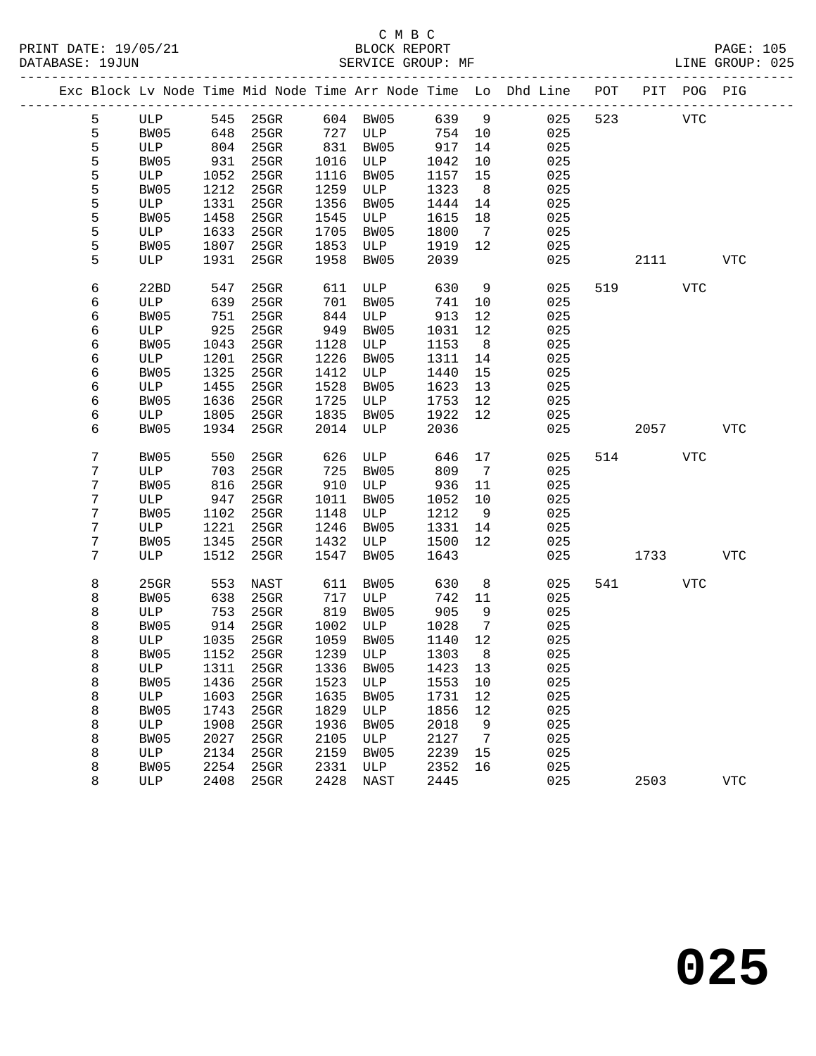C M B C
PRINT DATE: 19/05/21 BLOCK REPORT
DATABASE: 19JUN SERVICE GROUP: MF LINE GROUP: 025

| Exc | Block | Lv | Node | Time | Mid Node | Time | Arr Node | Time | Lo | Dhd Line | POT | PIT | POG | PIG |
|---|---|---|---|---|---|---|---|---|---|---|---|---|---|---|
| | 5 | | ULP | 545 | 25GR | 604 | BW05 | 639 | 9 | 025 | 523 | | VTC | |
| | 5 | | BW05 | 648 | 25GR | 727 | ULP | 754 | 10 | 025 | | | | |
| | 5 | | ULP | 804 | 25GR | 831 | BW05 | 917 | 14 | 025 | | | | |
| | 5 | | BW05 | 931 | 25GR | 1016 | ULP | 1042 | 10 | 025 | | | | |
| | 5 | | ULP | 1052 | 25GR | 1116 | BW05 | 1157 | 15 | 025 | | | | |
| | 5 | | BW05 | 1212 | 25GR | 1259 | ULP | 1323 | 8 | 025 | | | | |
| | 5 | | ULP | 1331 | 25GR | 1356 | BW05 | 1444 | 14 | 025 | | | | |
| | 5 | | BW05 | 1458 | 25GR | 1545 | ULP | 1615 | 18 | 025 | | | | |
| | 5 | | ULP | 1633 | 25GR | 1705 | BW05 | 1800 | 7 | 025 | | | | |
| | 5 | | BW05 | 1807 | 25GR | 1853 | ULP | 1919 | 12 | 025 | | | | |
| | 5 | | ULP | 1931 | 25GR | 1958 | BW05 | 2039 | | 025 | | 2111 | | VTC |
| | 6 | | 22BD | 547 | 25GR | 611 | ULP | 630 | 9 | 025 | 519 | | VTC | |
| | 6 | | ULP | 639 | 25GR | 701 | BW05 | 741 | 10 | 025 | | | | |
| | 6 | | BW05 | 751 | 25GR | 844 | ULP | 913 | 12 | 025 | | | | |
| | 6 | | ULP | 925 | 25GR | 949 | BW05 | 1031 | 12 | 025 | | | | |
| | 6 | | BW05 | 1043 | 25GR | 1128 | ULP | 1153 | 8 | 025 | | | | |
| | 6 | | ULP | 1201 | 25GR | 1226 | BW05 | 1311 | 14 | 025 | | | | |
| | 6 | | BW05 | 1325 | 25GR | 1412 | ULP | 1440 | 15 | 025 | | | | |
| | 6 | | ULP | 1455 | 25GR | 1528 | BW05 | 1623 | 13 | 025 | | | | |
| | 6 | | BW05 | 1636 | 25GR | 1725 | ULP | 1753 | 12 | 025 | | | | |
| | 6 | | ULP | 1805 | 25GR | 1835 | BW05 | 1922 | 12 | 025 | | | | |
| | 6 | | BW05 | 1934 | 25GR | 2014 | ULP | 2036 | | 025 | | 2057 | | VTC |
| | 7 | | BW05 | 550 | 25GR | 626 | ULP | 646 | 17 | 025 | 514 | | VTC | |
| | 7 | | ULP | 703 | 25GR | 725 | BW05 | 809 | 7 | 025 | | | | |
| | 7 | | BW05 | 816 | 25GR | 910 | ULP | 936 | 11 | 025 | | | | |
| | 7 | | ULP | 947 | 25GR | 1011 | BW05 | 1052 | 10 | 025 | | | | |
| | 7 | | BW05 | 1102 | 25GR | 1148 | ULP | 1212 | 9 | 025 | | | | |
| | 7 | | ULP | 1221 | 25GR | 1246 | BW05 | 1331 | 14 | 025 | | | | |
| | 7 | | BW05 | 1345 | 25GR | 1432 | ULP | 1500 | 12 | 025 | | | | |
| | 7 | | ULP | 1512 | 25GR | 1547 | BW05 | 1643 | | 025 | | 1733 | | VTC |
| | 8 | | 25GR | 553 | NAST | 611 | BW05 | 630 | 8 | 025 | 541 | | VTC | |
| | 8 | | BW05 | 638 | 25GR | 717 | ULP | 742 | 11 | 025 | | | | |
| | 8 | | ULP | 753 | 25GR | 819 | BW05 | 905 | 9 | 025 | | | | |
| | 8 | | BW05 | 914 | 25GR | 1002 | ULP | 1028 | 7 | 025 | | | | |
| | 8 | | ULP | 1035 | 25GR | 1059 | BW05 | 1140 | 12 | 025 | | | | |
| | 8 | | BW05 | 1152 | 25GR | 1239 | ULP | 1303 | 8 | 025 | | | | |
| | 8 | | ULP | 1311 | 25GR | 1336 | BW05 | 1423 | 13 | 025 | | | | |
| | 8 | | BW05 | 1436 | 25GR | 1523 | ULP | 1553 | 10 | 025 | | | | |
| | 8 | | ULP | 1603 | 25GR | 1635 | BW05 | 1731 | 12 | 025 | | | | |
| | 8 | | BW05 | 1743 | 25GR | 1829 | ULP | 1856 | 12 | 025 | | | | |
| | 8 | | ULP | 1908 | 25GR | 1936 | BW05 | 2018 | 9 | 025 | | | | |
| | 8 | | BW05 | 2027 | 25GR | 2105 | ULP | 2127 | 7 | 025 | | | | |
| | 8 | | ULP | 2134 | 25GR | 2159 | BW05 | 2239 | 15 | 025 | | | | |
| | 8 | | BW05 | 2254 | 25GR | 2331 | ULP | 2352 | 16 | 025 | | | | |
| | 8 | | ULP | 2408 | 25GR | 2428 | NAST | 2445 | | 025 | | 2503 | | VTC |

**025**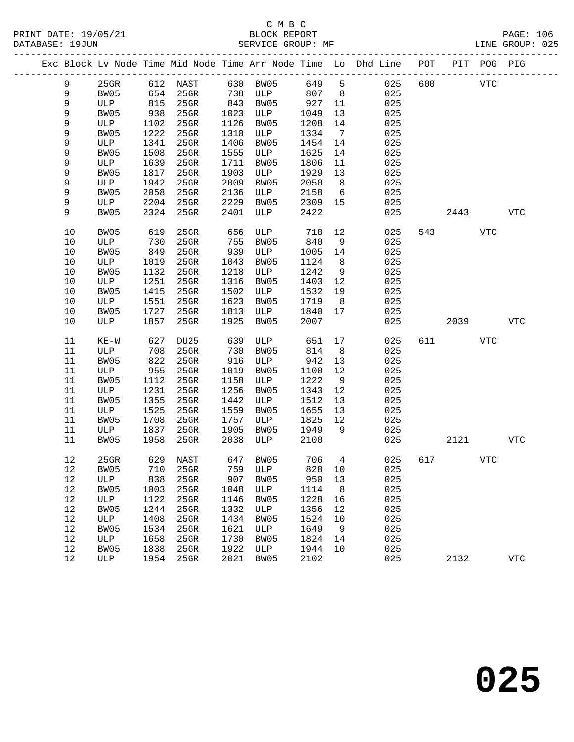C M B C
BLOCK REPORT
SERVICE GROUP: MF

PRINT DATE: 19/05/21
DATABASE: 19JUN

LINE GROUP: 025

| Exc | Block | Lv Node | Time | Mid Node | Time | Arr Node | Time | Lo | Dhd Line | POT | PIT | POG | PIG |
|---|---|---|---|---|---|---|---|---|---|---|---|---|---|
| | 9 | 25GR | 612 | NAST | 630 | BW05 | 649 | 5 | 025 | 600 | | VTC | |
| | 9 | BW05 | 654 | 25GR | 738 | ULP | 807 | 8 | 025 | | | | |
| | 9 | ULP | 815 | 25GR | 843 | BW05 | 927 | 11 | 025 | | | | |
| | 9 | BW05 | 938 | 25GR | 1023 | ULP | 1049 | 13 | 025 | | | | |
| | 9 | ULP | 1102 | 25GR | 1126 | BW05 | 1208 | 14 | 025 | | | | |
| | 9 | BW05 | 1222 | 25GR | 1310 | ULP | 1334 | 7 | 025 | | | | |
| | 9 | ULP | 1341 | 25GR | 1406 | BW05 | 1454 | 14 | 025 | | | | |
| | 9 | BW05 | 1508 | 25GR | 1555 | ULP | 1625 | 14 | 025 | | | | |
| | 9 | ULP | 1639 | 25GR | 1711 | BW05 | 1806 | 11 | 025 | | | | |
| | 9 | BW05 | 1817 | 25GR | 1903 | ULP | 1929 | 13 | 025 | | | | |
| | 9 | ULP | 1942 | 25GR | 2009 | BW05 | 2050 | 8 | 025 | | | | |
| | 9 | BW05 | 2058 | 25GR | 2136 | ULP | 2158 | 6 | 025 | | | | |
| | 9 | ULP | 2204 | 25GR | 2229 | BW05 | 2309 | 15 | 025 | | | | |
| | 9 | BW05 | 2324 | 25GR | 2401 | ULP | 2422 | | 025 | | 2443 | | VTC |
| | 10 | BW05 | 619 | 25GR | 656 | ULP | 718 | 12 | 025 | 543 | | VTC | |
| | 10 | ULP | 730 | 25GR | 755 | BW05 | 840 | 9 | 025 | | | | |
| | 10 | BW05 | 849 | 25GR | 939 | ULP | 1005 | 14 | 025 | | | | |
| | 10 | ULP | 1019 | 25GR | 1043 | BW05 | 1124 | 8 | 025 | | | | |
| | 10 | BW05 | 1132 | 25GR | 1218 | ULP | 1242 | 9 | 025 | | | | |
| | 10 | ULP | 1251 | 25GR | 1316 | BW05 | 1403 | 12 | 025 | | | | |
| | 10 | BW05 | 1415 | 25GR | 1502 | ULP | 1532 | 19 | 025 | | | | |
| | 10 | ULP | 1551 | 25GR | 1623 | BW05 | 1719 | 8 | 025 | | | | |
| | 10 | BW05 | 1727 | 25GR | 1813 | ULP | 1840 | 17 | 025 | | | | |
| | 10 | ULP | 1857 | 25GR | 1925 | BW05 | 2007 | | 025 | | 2039 | | VTC |
| | 11 | KE-W | 627 | DU25 | 639 | ULP | 651 | 17 | 025 | 611 | | VTC | |
| | 11 | ULP | 708 | 25GR | 730 | BW05 | 814 | 8 | 025 | | | | |
| | 11 | BW05 | 822 | 25GR | 916 | ULP | 942 | 13 | 025 | | | | |
| | 11 | ULP | 955 | 25GR | 1019 | BW05 | 1100 | 12 | 025 | | | | |
| | 11 | BW05 | 1112 | 25GR | 1158 | ULP | 1222 | 9 | 025 | | | | |
| | 11 | ULP | 1231 | 25GR | 1256 | BW05 | 1343 | 12 | 025 | | | | |
| | 11 | BW05 | 1355 | 25GR | 1442 | ULP | 1512 | 13 | 025 | | | | |
| | 11 | ULP | 1525 | 25GR | 1559 | BW05 | 1655 | 13 | 025 | | | | |
| | 11 | BW05 | 1708 | 25GR | 1757 | ULP | 1825 | 12 | 025 | | | | |
| | 11 | ULP | 1837 | 25GR | 1905 | BW05 | 1949 | 9 | 025 | | | | |
| | 11 | BW05 | 1958 | 25GR | 2038 | ULP | 2100 | | 025 | | 2121 | | VTC |
| | 12 | 25GR | 629 | NAST | 647 | BW05 | 706 | 4 | 025 | 617 | | VTC | |
| | 12 | BW05 | 710 | 25GR | 759 | ULP | 828 | 10 | 025 | | | | |
| | 12 | ULP | 838 | 25GR | 907 | BW05 | 950 | 13 | 025 | | | | |
| | 12 | BW05 | 1003 | 25GR | 1048 | ULP | 1114 | 8 | 025 | | | | |
| | 12 | ULP | 1122 | 25GR | 1146 | BW05 | 1228 | 16 | 025 | | | | |
| | 12 | BW05 | 1244 | 25GR | 1332 | ULP | 1356 | 12 | 025 | | | | |
| | 12 | ULP | 1408 | 25GR | 1434 | BW05 | 1524 | 10 | 025 | | | | |
| | 12 | BW05 | 1534 | 25GR | 1621 | ULP | 1649 | 9 | 025 | | | | |
| | 12 | ULP | 1658 | 25GR | 1730 | BW05 | 1824 | 14 | 025 | | | | |
| | 12 | BW05 | 1838 | 25GR | 1922 | ULP | 1944 | 10 | 025 | | | | |
| | 12 | ULP | 1954 | 25GR | 2021 | BW05 | 2102 | | 025 | | 2132 | | VTC |

# 025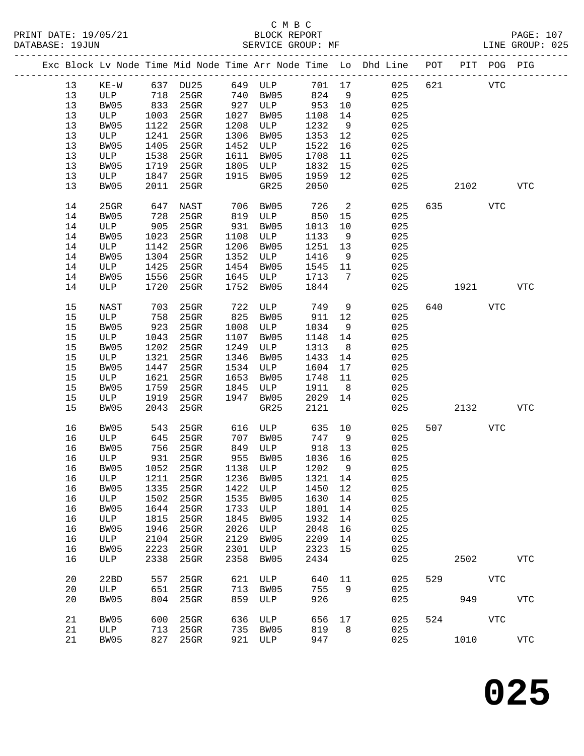C M B C
BLOCK REPORT
SERVICE GROUP: MF

PRINT DATE: 19/05/21
DATABASE: 19JUN
LINE GROUP: 025

| Exc | Block | Lv | Node | Time | Mid Node | Time | Arr Node | Time | Lo | Dhd Line | POT | PIT | POG | PIG |
|---|---|---|---|---|---|---|---|---|---|---|---|---|---|---|
| | 13 | KE-W | 637 | DU25 | 649 | ULP | 701 | 17 | | 025 | 621 | | VTC | |
| | 13 | ULP | 718 | 25GR | 740 | BW05 | 824 | 9 | | 025 | | | | |
| | 13 | BW05 | 833 | 25GR | 927 | ULP | 953 | 10 | | 025 | | | | |
| | 13 | ULP | 1003 | 25GR | 1027 | BW05 | 1108 | 14 | | 025 | | | | |
| | 13 | BW05 | 1122 | 25GR | 1208 | ULP | 1232 | 9 | | 025 | | | | |
| | 13 | ULP | 1241 | 25GR | 1306 | BW05 | 1353 | 12 | | 025 | | | | |
| | 13 | BW05 | 1405 | 25GR | 1452 | ULP | 1522 | 16 | | 025 | | | | |
| | 13 | ULP | 1538 | 25GR | 1611 | BW05 | 1708 | 11 | | 025 | | | | |
| | 13 | BW05 | 1719 | 25GR | 1805 | ULP | 1832 | 15 | | 025 | | | | |
| | 13 | ULP | 1847 | 25GR | 1915 | BW05 | 1959 | 12 | | 025 | | | | |
| | 13 | BW05 | 2011 | 25GR | | GR25 | 2050 | | | 025 | | 2102 | | VTC |
| | 14 | 25GR | 647 | NAST | 706 | BW05 | 726 | 2 | | 025 | 635 | | VTC | |
| | 14 | BW05 | 728 | 25GR | 819 | ULP | 850 | 15 | | 025 | | | | |
| | 14 | ULP | 905 | 25GR | 931 | BW05 | 1013 | 10 | | 025 | | | | |
| | 14 | BW05 | 1023 | 25GR | 1108 | ULP | 1133 | 9 | | 025 | | | | |
| | 14 | ULP | 1142 | 25GR | 1206 | BW05 | 1251 | 13 | | 025 | | | | |
| | 14 | BW05 | 1304 | 25GR | 1352 | ULP | 1416 | 9 | | 025 | | | | |
| | 14 | ULP | 1425 | 25GR | 1454 | BW05 | 1545 | 11 | | 025 | | | | |
| | 14 | BW05 | 1556 | 25GR | 1645 | ULP | 1713 | 7 | | 025 | | | | |
| | 14 | ULP | 1720 | 25GR | 1752 | BW05 | 1844 | | | 025 | | 1921 | | VTC |
| | 15 | NAST | 703 | 25GR | 722 | ULP | 749 | 9 | | 025 | 640 | | VTC | |
| | 15 | ULP | 758 | 25GR | 825 | BW05 | 911 | 12 | | 025 | | | | |
| | 15 | BW05 | 923 | 25GR | 1008 | ULP | 1034 | 9 | | 025 | | | | |
| | 15 | ULP | 1043 | 25GR | 1107 | BW05 | 1148 | 14 | | 025 | | | | |
| | 15 | BW05 | 1202 | 25GR | 1249 | ULP | 1313 | 8 | | 025 | | | | |
| | 15 | ULP | 1321 | 25GR | 1346 | BW05 | 1433 | 14 | | 025 | | | | |
| | 15 | BW05 | 1447 | 25GR | 1534 | ULP | 1604 | 17 | | 025 | | | | |
| | 15 | ULP | 1621 | 25GR | 1653 | BW05 | 1748 | 11 | | 025 | | | | |
| | 15 | BW05 | 1759 | 25GR | 1845 | ULP | 1911 | 8 | | 025 | | | | |
| | 15 | ULP | 1919 | 25GR | 1947 | BW05 | 2029 | 14 | | 025 | | | | |
| | 15 | BW05 | 2043 | 25GR | | GR25 | 2121 | | | 025 | | 2132 | | VTC |
| | 16 | BW05 | 543 | 25GR | 616 | ULP | 635 | 10 | | 025 | 507 | | VTC | |
| | 16 | ULP | 645 | 25GR | 707 | BW05 | 747 | 9 | | 025 | | | | |
| | 16 | BW05 | 756 | 25GR | 849 | ULP | 918 | 13 | | 025 | | | | |
| | 16 | ULP | 931 | 25GR | 955 | BW05 | 1036 | 16 | | 025 | | | | |
| | 16 | BW05 | 1052 | 25GR | 1138 | ULP | 1202 | 9 | | 025 | | | | |
| | 16 | ULP | 1211 | 25GR | 1236 | BW05 | 1321 | 14 | | 025 | | | | |
| | 16 | BW05 | 1335 | 25GR | 1422 | ULP | 1450 | 12 | | 025 | | | | |
| | 16 | ULP | 1502 | 25GR | 1535 | BW05 | 1630 | 14 | | 025 | | | | |
| | 16 | BW05 | 1644 | 25GR | 1733 | ULP | 1801 | 14 | | 025 | | | | |
| | 16 | ULP | 1815 | 25GR | 1845 | BW05 | 1932 | 14 | | 025 | | | | |
| | 16 | BW05 | 1946 | 25GR | 2026 | ULP | 2048 | 16 | | 025 | | | | |
| | 16 | ULP | 2104 | 25GR | 2129 | BW05 | 2209 | 14 | | 025 | | | | |
| | 16 | BW05 | 2223 | 25GR | 2301 | ULP | 2323 | 15 | | 025 | | | | |
| | 16 | ULP | 2338 | 25GR | 2358 | BW05 | 2434 | | | 025 | | 2502 | | VTC |
| | 20 | 22BD | 557 | 25GR | 621 | ULP | 640 | 11 | | 025 | 529 | | VTC | |
| | 20 | ULP | 651 | 25GR | 713 | BW05 | 755 | 9 | | 025 | | | | |
| | 20 | BW05 | 804 | 25GR | 859 | ULP | 926 | | | 025 | | 949 | | VTC |
| | 21 | BW05 | 600 | 25GR | 636 | ULP | 656 | 17 | | 025 | 524 | | VTC | |
| | 21 | ULP | 713 | 25GR | 735 | BW05 | 819 | 8 | | 025 | | | | |
| | 21 | BW05 | 827 | 25GR | 921 | ULP | 947 | | | 025 | | 1010 | | VTC |

# 025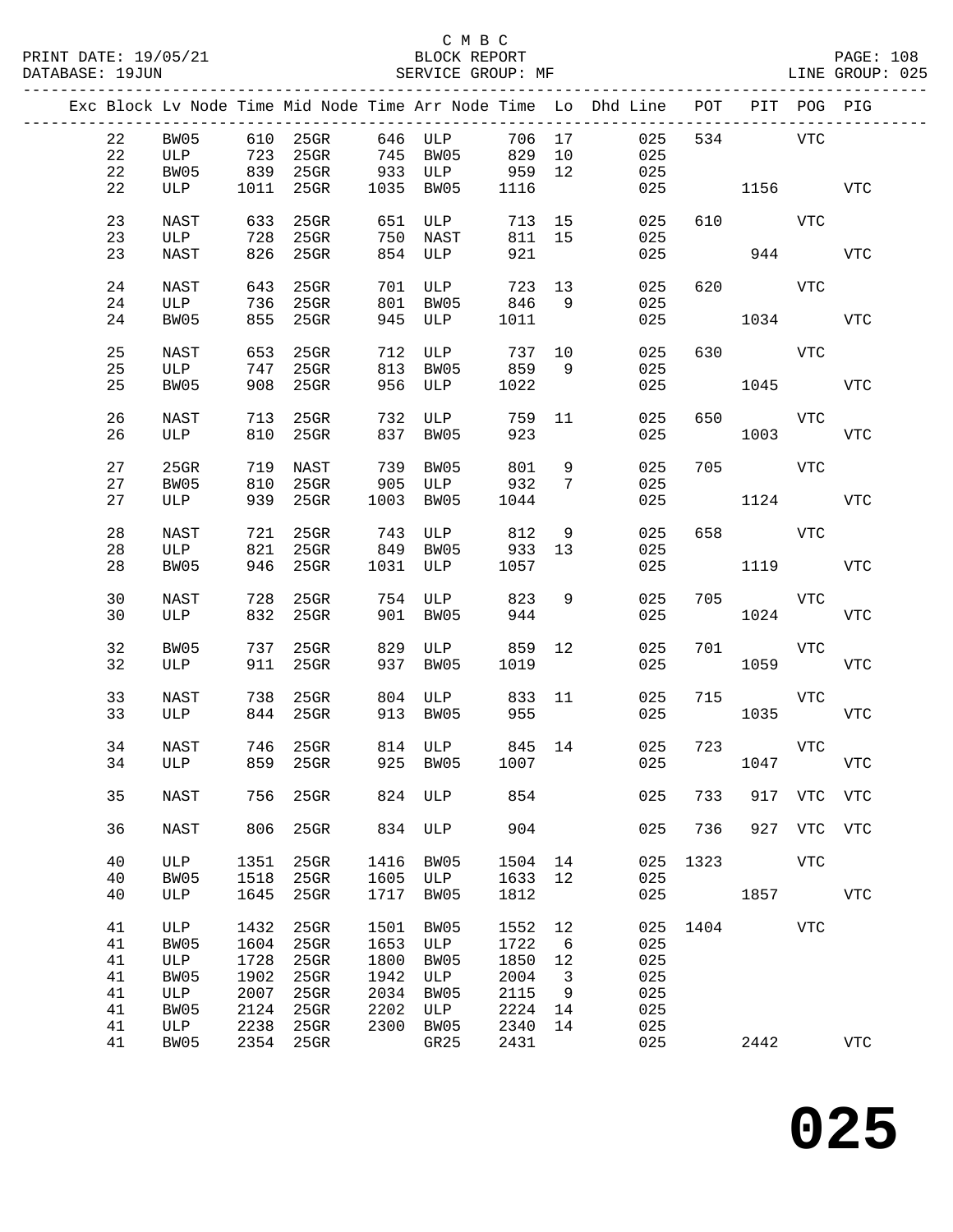C M B C

BLOCK REPORT

SERVICE GROUP: MF

LINE GROUP: 025

| Exc | Block | Lv Node | Time | Mid Node | Time | Arr Node | Time | Lo | Dhd Line | POT | PIT | POG | PIG |
|---|---|---|---|---|---|---|---|---|---|---|---|---|---|
| | 22 | BW05 | 610 | 25GR | 646 | ULP | 706 | 17 | 025 | 534 | | VTC | |
| | 22 | ULP | 723 | 25GR | 745 | BW05 | 829 | 10 | 025 | | | | |
| | 22 | BW05 | 839 | 25GR | 933 | ULP | 959 | 12 | 025 | | | | |
| | 22 | ULP | 1011 | 25GR | 1035 | BW05 | 1116 | | 025 | | 1156 | | VTC |
| | 23 | NAST | 633 | 25GR | 651 | ULP | 713 | 15 | 025 | 610 | | VTC | |
| | 23 | ULP | 728 | 25GR | 750 | NAST | 811 | 15 | 025 | | | | |
| | 23 | NAST | 826 | 25GR | 854 | ULP | 921 | | 025 | | 944 | | VTC |
| | 24 | NAST | 643 | 25GR | 701 | ULP | 723 | 13 | 025 | 620 | | VTC | |
| | 24 | ULP | 736 | 25GR | 801 | BW05 | 846 | 9 | 025 | | | | |
| | 24 | BW05 | 855 | 25GR | 945 | ULP | 1011 | | 025 | | 1034 | | VTC |
| | 25 | NAST | 653 | 25GR | 712 | ULP | 737 | 10 | 025 | 630 | | VTC | |
| | 25 | ULP | 747 | 25GR | 813 | BW05 | 859 | 9 | 025 | | | | |
| | 25 | BW05 | 908 | 25GR | 956 | ULP | 1022 | | 025 | | 1045 | | VTC |
| | 26 | NAST | 713 | 25GR | 732 | ULP | 759 | 11 | 025 | 650 | | VTC | |
| | 26 | ULP | 810 | 25GR | 837 | BW05 | 923 | | 025 | | 1003 | | VTC |
| | 27 | 25GR | 719 | NAST | 739 | BW05 | 801 | 9 | 025 | 705 | | VTC | |
| | 27 | BW05 | 810 | 25GR | 905 | ULP | 932 | 7 | 025 | | | | |
| | 27 | ULP | 939 | 25GR | 1003 | BW05 | 1044 | | 025 | | 1124 | | VTC |
| | 28 | NAST | 721 | 25GR | 743 | ULP | 812 | 9 | 025 | 658 | | VTC | |
| | 28 | ULP | 821 | 25GR | 849 | BW05 | 933 | 13 | 025 | | | | |
| | 28 | BW05 | 946 | 25GR | 1031 | ULP | 1057 | | 025 | | 1119 | | VTC |
| | 30 | NAST | 728 | 25GR | 754 | ULP | 823 | 9 | 025 | 705 | | VTC | |
| | 30 | ULP | 832 | 25GR | 901 | BW05 | 944 | | 025 | | 1024 | | VTC |
| | 32 | BW05 | 737 | 25GR | 829 | ULP | 859 | 12 | 025 | 701 | | VTC | |
| | 32 | ULP | 911 | 25GR | 937 | BW05 | 1019 | | 025 | | 1059 | | VTC |
| | 33 | NAST | 738 | 25GR | 804 | ULP | 833 | 11 | 025 | 715 | | VTC | |
| | 33 | ULP | 844 | 25GR | 913 | BW05 | 955 | | 025 | | 1035 | | VTC |
| | 34 | NAST | 746 | 25GR | 814 | ULP | 845 | 14 | 025 | 723 | | VTC | |
| | 34 | ULP | 859 | 25GR | 925 | BW05 | 1007 | | 025 | | 1047 | | VTC |
| | 35 | NAST | 756 | 25GR | 824 | ULP | 854 | | 025 | 733 | 917 | VTC | VTC |
| | 36 | NAST | 806 | 25GR | 834 | ULP | 904 | | 025 | 736 | 927 | VTC | VTC |
| | 40 | ULP | 1351 | 25GR | 1416 | BW05 | 1504 | 14 | 025 | 1323 | | VTC | |
| | 40 | BW05 | 1518 | 25GR | 1605 | ULP | 1633 | 12 | 025 | | | | |
| | 40 | ULP | 1645 | 25GR | 1717 | BW05 | 1812 | | 025 | | 1857 | | VTC |
| | 41 | ULP | 1432 | 25GR | 1501 | BW05 | 1552 | 12 | 025 | 1404 | | VTC | |
| | 41 | BW05 | 1604 | 25GR | 1653 | ULP | 1722 | 6 | 025 | | | | |
| | 41 | ULP | 1728 | 25GR | 1800 | BW05 | 1850 | 12 | 025 | | | | |
| | 41 | BW05 | 1902 | 25GR | 1942 | ULP | 2004 | 3 | 025 | | | | |
| | 41 | ULP | 2007 | 25GR | 2034 | BW05 | 2115 | 9 | 025 | | | | |
| | 41 | BW05 | 2124 | 25GR | 2202 | ULP | 2224 | 14 | 025 | | | | |
| | 41 | ULP | 2238 | 25GR | 2300 | BW05 | 2340 | 14 | 025 | | | | |
| | 41 | BW05 | 2354 | 25GR | | GR25 | 2431 | | 025 | | 2442 | | VTC |

# 025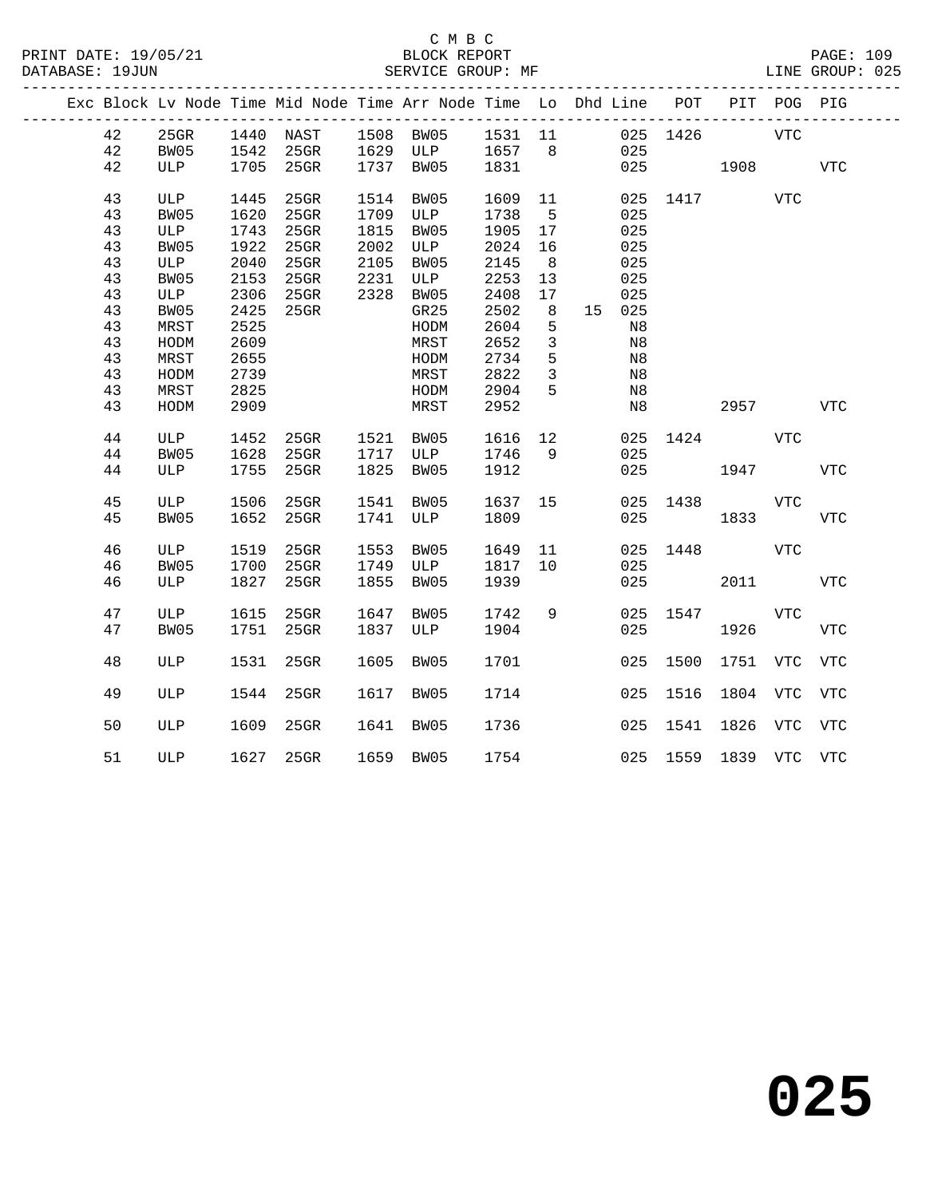C M B C
BLOCK REPORT
SERVICE GROUP: MF

PRINT DATE: 19/05/21
DATABASE: 19JUN
LINE GROUP: 025

| Exc | Block | Lv Node | Time | Mid Node | Time | Arr Node | Time | Lo | Dhd | Line | POT | PIT | POG | PIG |
|---|---|---|---|---|---|---|---|---|---|---|---|---|---|---|
| | 42 | 25GR | 1440 | NAST | 1508 | BW05 | 1531 | 11 | | 025 | 1426 | | VTC | |
| | 42 | BW05 | 1542 | 25GR | 1629 | ULP | 1657 | 8 | | 025 | | | | |
| | 42 | ULP | 1705 | 25GR | 1737 | BW05 | 1831 | | | 025 | | 1908 | | VTC |
| | 43 | ULP | 1445 | 25GR | 1514 | BW05 | 1609 | 11 | | 025 | 1417 | | VTC | |
| | 43 | BW05 | 1620 | 25GR | 1709 | ULP | 1738 | 5 | | 025 | | | | |
| | 43 | ULP | 1743 | 25GR | 1815 | BW05 | 1905 | 17 | | 025 | | | | |
| | 43 | BW05 | 1922 | 25GR | 2002 | ULP | 2024 | 16 | | 025 | | | | |
| | 43 | ULP | 2040 | 25GR | 2105 | BW05 | 2145 | 8 | | 025 | | | | |
| | 43 | BW05 | 2153 | 25GR | 2231 | ULP | 2253 | 13 | | 025 | | | | |
| | 43 | ULP | 2306 | 25GR | 2328 | BW05 | 2408 | 17 | | 025 | | | | |
| | 43 | BW05 | 2425 | 25GR | | GR25 | 2502 | 8 | 15 | 025 | | | | |
| | 43 | MRST | 2525 | | | HODM | 2604 | 5 | | N8 | | | | |
| | 43 | HODM | 2609 | | | MRST | 2652 | 3 | | N8 | | | | |
| | 43 | MRST | 2655 | | | HODM | 2734 | 5 | | N8 | | | | |
| | 43 | HODM | 2739 | | | MRST | 2822 | 3 | | N8 | | | | |
| | 43 | MRST | 2825 | | | HODM | 2904 | 5 | | N8 | | | | |
| | 43 | HODM | 2909 | | | MRST | 2952 | | | N8 | | 2957 | | VTC |
| | 44 | ULP | 1452 | 25GR | 1521 | BW05 | 1616 | 12 | | 025 | 1424 | | VTC | |
| | 44 | BW05 | 1628 | 25GR | 1717 | ULP | 1746 | 9 | | 025 | | | | |
| | 44 | ULP | 1755 | 25GR | 1825 | BW05 | 1912 | | | 025 | | 1947 | | VTC |
| | 45 | ULP | 1506 | 25GR | 1541 | BW05 | 1637 | 15 | | 025 | 1438 | | VTC | |
| | 45 | BW05 | 1652 | 25GR | 1741 | ULP | 1809 | | | 025 | | 1833 | | VTC |
| | 46 | ULP | 1519 | 25GR | 1553 | BW05 | 1649 | 11 | | 025 | 1448 | | VTC | |
| | 46 | BW05 | 1700 | 25GR | 1749 | ULP | 1817 | 10 | | 025 | | | | |
| | 46 | ULP | 1827 | 25GR | 1855 | BW05 | 1939 | | | 025 | | 2011 | | VTC |
| | 47 | ULP | 1615 | 25GR | 1647 | BW05 | 1742 | 9 | | 025 | 1547 | | VTC | |
| | 47 | BW05 | 1751 | 25GR | 1837 | ULP | 1904 | | | 025 | | 1926 | | VTC |
| | 48 | ULP | 1531 | 25GR | 1605 | BW05 | 1701 | | | 025 | 1500 | 1751 | VTC | VTC |
| | 49 | ULP | 1544 | 25GR | 1617 | BW05 | 1714 | | | 025 | 1516 | 1804 | VTC | VTC |
| | 50 | ULP | 1609 | 25GR | 1641 | BW05 | 1736 | | | 025 | 1541 | 1826 | VTC | VTC |
| | 51 | ULP | 1627 | 25GR | 1659 | BW05 | 1754 | | | 025 | 1559 | 1839 | VTC | VTC |

025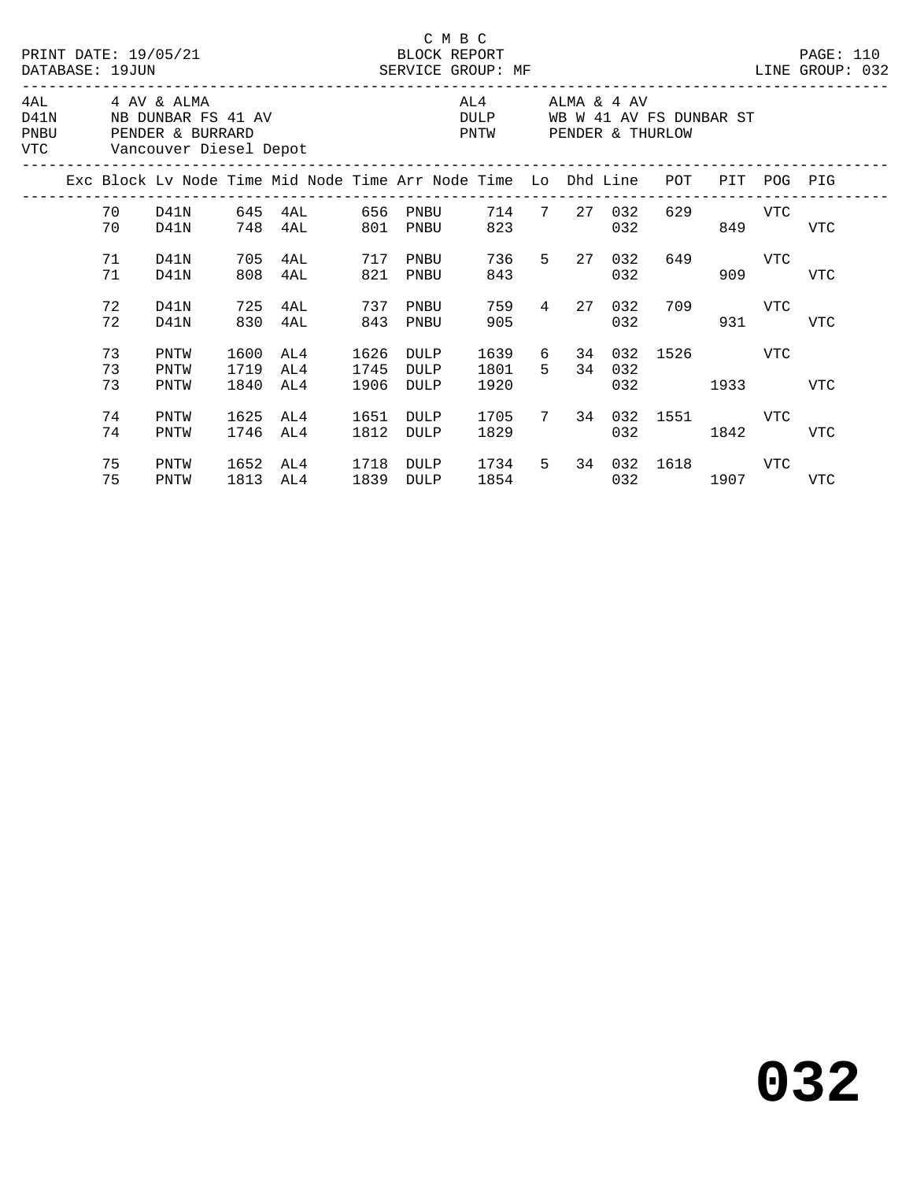C M B C

PRINT DATE: 19/05/21 BLOCK REPORT
DATABASE: 19JUN SERVICE GROUP: MF LINE GROUP: 032

| | | | |
|---|---|---|---|
| 4AL | 4 AV & ALMA | AL4 | ALMA & 4 AV |
| D41N | NB DUNBAR FS 41 AV | DULP | WB W 41 AV FS DUNBAR ST |
| PNBU | PENDER & BURRARD | PNTW | PENDER & THURLOW |
| VTC | Vancouver Diesel Depot | | |

| Exc | Block | Lv Node | Time | Mid Node | Time | Arr Node | Time | Lo | Dhd | Line | POT | PIT | POG | PIG |
|---|---|---|---|---|---|---|---|---|---|---|---|---|---|---|
| | 70 | D41N | 645 | 4AL | 656 | PNBU | 714 | 7 | 27 | 032 | 629 | | VTC | |
| | 70 | D41N | 748 | 4AL | 801 | PNBU | 823 | | | 032 | | 849 | | VTC |
| | 71 | D41N | 705 | 4AL | 717 | PNBU | 736 | 5 | 27 | 032 | 649 | | VTC | |
| | 71 | D41N | 808 | 4AL | 821 | PNBU | 843 | | | 032 | | 909 | | VTC |
| | 72 | D41N | 725 | 4AL | 737 | PNBU | 759 | 4 | 27 | 032 | 709 | | VTC | |
| | 72 | D41N | 830 | 4AL | 843 | PNBU | 905 | | | 032 | | 931 | | VTC |
| | 73 | PNTW | 1600 | AL4 | 1626 | DULP | 1639 | 6 | 34 | 032 | 1526 | | VTC | |
| | 73 | PNTW | 1719 | AL4 | 1745 | DULP | 1801 | 5 | 34 | 032 | | | | |
| | 73 | PNTW | 1840 | AL4 | 1906 | DULP | 1920 | | | 032 | | 1933 | | VTC |
| | 74 | PNTW | 1625 | AL4 | 1651 | DULP | 1705 | 7 | 34 | 032 | 1551 | | VTC | |
| | 74 | PNTW | 1746 | AL4 | 1812 | DULP | 1829 | | | 032 | | 1842 | | VTC |
| | 75 | PNTW | 1652 | AL4 | 1718 | DULP | 1734 | 5 | 34 | 032 | 1618 | | VTC | |
| | 75 | PNTW | 1813 | AL4 | 1839 | DULP | 1854 | | | 032 | | 1907 | | VTC |

**032**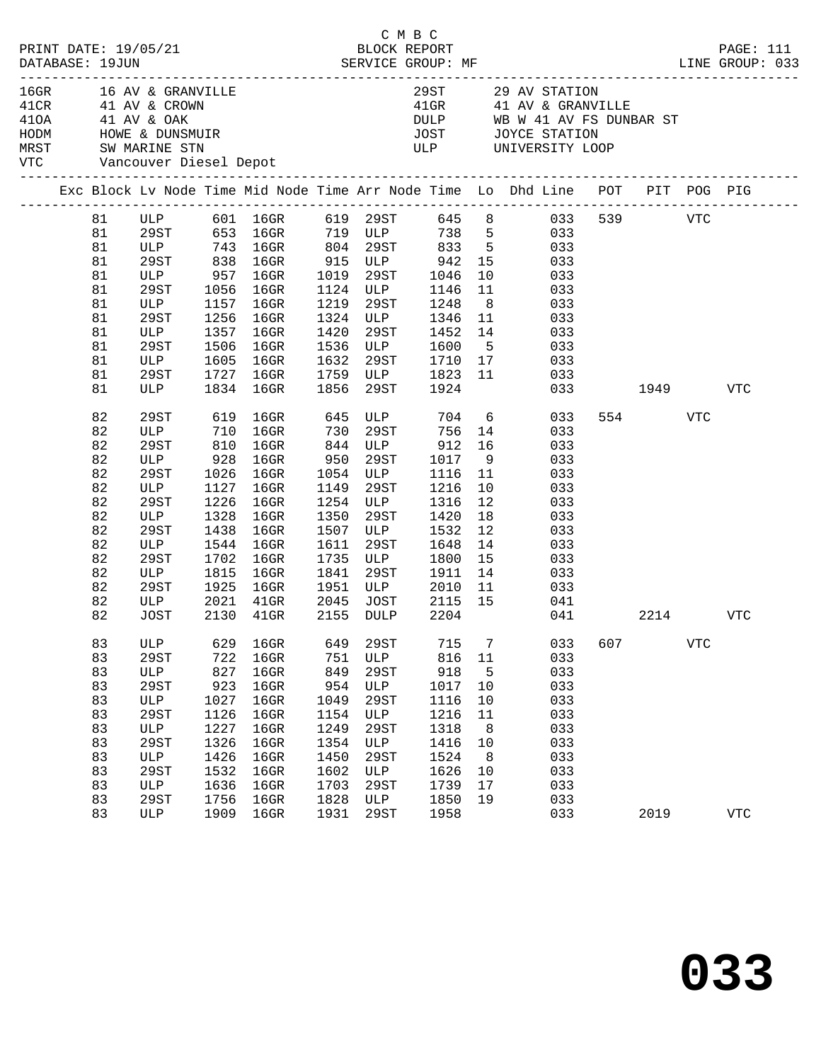C M B C

PRINT DATE: 19/05/21 BLOCK REPORT
DATABASE: 19JUN SERVICE GROUP: MF LINE GROUP: 033

| Code | Description | Code | Description |
|---|---|---|---|
| 16GR | 16 AV & GRANVILLE | 29ST | 29 AV STATION |
| 41CR | 41 AV & CROWN | 41GR | 41 AV & GRANVILLE |
| 41OA | 41 AV & OAK | DULP | WB W 41 AV FS DUNBAR ST |
| HODM | HOWE & DUNSMUIR | JOST | JOYCE STATION |
| MRST | SW MARINE STN | ULP | UNIVERSITY LOOP |
| VTC | Vancouver Diesel Depot | | |

| Exc | Block | Lv Node | Time | Mid Node | Time | Arr Node | Time | Lo | Dhd Line | POT | PIT | POG | PIG |
|---|---|---|---|---|---|---|---|---|---|---|---|---|---|
| | 81 | ULP | 601 | 16GR | 619 | 29ST | 645 | 8 | 033 | 539 | | VTC | |
| | 81 | 29ST | 653 | 16GR | 719 | ULP | 738 | 5 | 033 | | | | |
| | 81 | ULP | 743 | 16GR | 804 | 29ST | 833 | 5 | 033 | | | | |
| | 81 | 29ST | 838 | 16GR | 915 | ULP | 942 | 15 | 033 | | | | |
| | 81 | ULP | 957 | 16GR | 1019 | 29ST | 1046 | 10 | 033 | | | | |
| | 81 | 29ST | 1056 | 16GR | 1124 | ULP | 1146 | 11 | 033 | | | | |
| | 81 | ULP | 1157 | 16GR | 1219 | 29ST | 1248 | 8 | 033 | | | | |
| | 81 | 29ST | 1256 | 16GR | 1324 | ULP | 1346 | 11 | 033 | | | | |
| | 81 | ULP | 1357 | 16GR | 1420 | 29ST | 1452 | 14 | 033 | | | | |
| | 81 | 29ST | 1506 | 16GR | 1536 | ULP | 1600 | 5 | 033 | | | | |
| | 81 | ULP | 1605 | 16GR | 1632 | 29ST | 1710 | 17 | 033 | | | | |
| | 81 | 29ST | 1727 | 16GR | 1759 | ULP | 1823 | 11 | 033 | | | | |
| | 81 | ULP | 1834 | 16GR | 1856 | 29ST | 1924 | | 033 | | 1949 | | VTC |
| | 82 | 29ST | 619 | 16GR | 645 | ULP | 704 | 6 | 033 | 554 | | VTC | |
| | 82 | ULP | 710 | 16GR | 730 | 29ST | 756 | 14 | 033 | | | | |
| | 82 | 29ST | 810 | 16GR | 844 | ULP | 912 | 16 | 033 | | | | |
| | 82 | ULP | 928 | 16GR | 950 | 29ST | 1017 | 9 | 033 | | | | |
| | 82 | 29ST | 1026 | 16GR | 1054 | ULP | 1116 | 11 | 033 | | | | |
| | 82 | ULP | 1127 | 16GR | 1149 | 29ST | 1216 | 10 | 033 | | | | |
| | 82 | 29ST | 1226 | 16GR | 1254 | ULP | 1316 | 12 | 033 | | | | |
| | 82 | ULP | 1328 | 16GR | 1350 | 29ST | 1420 | 18 | 033 | | | | |
| | 82 | 29ST | 1438 | 16GR | 1507 | ULP | 1532 | 12 | 033 | | | | |
| | 82 | ULP | 1544 | 16GR | 1611 | 29ST | 1648 | 14 | 033 | | | | |
| | 82 | 29ST | 1702 | 16GR | 1735 | ULP | 1800 | 15 | 033 | | | | |
| | 82 | ULP | 1815 | 16GR | 1841 | 29ST | 1911 | 14 | 033 | | | | |
| | 82 | 29ST | 1925 | 16GR | 1951 | ULP | 2010 | 11 | 033 | | | | |
| | 82 | ULP | 2021 | 41GR | 2045 | JOST | 2115 | 15 | 041 | | | | |
| | 82 | JOST | 2130 | 41GR | 2155 | DULP | 2204 | | 041 | | 2214 | | VTC |
| | 83 | ULP | 629 | 16GR | 649 | 29ST | 715 | 7 | 033 | 607 | | VTC | |
| | 83 | 29ST | 722 | 16GR | 751 | ULP | 816 | 11 | 033 | | | | |
| | 83 | ULP | 827 | 16GR | 849 | 29ST | 918 | 5 | 033 | | | | |
| | 83 | 29ST | 923 | 16GR | 954 | ULP | 1017 | 10 | 033 | | | | |
| | 83 | ULP | 1027 | 16GR | 1049 | 29ST | 1116 | 10 | 033 | | | | |
| | 83 | 29ST | 1126 | 16GR | 1154 | ULP | 1216 | 11 | 033 | | | | |
| | 83 | ULP | 1227 | 16GR | 1249 | 29ST | 1318 | 8 | 033 | | | | |
| | 83 | 29ST | 1326 | 16GR | 1354 | ULP | 1416 | 10 | 033 | | | | |
| | 83 | ULP | 1426 | 16GR | 1450 | 29ST | 1524 | 8 | 033 | | | | |
| | 83 | 29ST | 1532 | 16GR | 1602 | ULP | 1626 | 10 | 033 | | | | |
| | 83 | ULP | 1636 | 16GR | 1703 | 29ST | 1739 | 17 | 033 | | | | |
| | 83 | 29ST | 1756 | 16GR | 1828 | ULP | 1850 | 19 | 033 | | | | |
| | 83 | ULP | 1909 | 16GR | 1931 | 29ST | 1958 | | 033 | | 2019 | | VTC |

# 033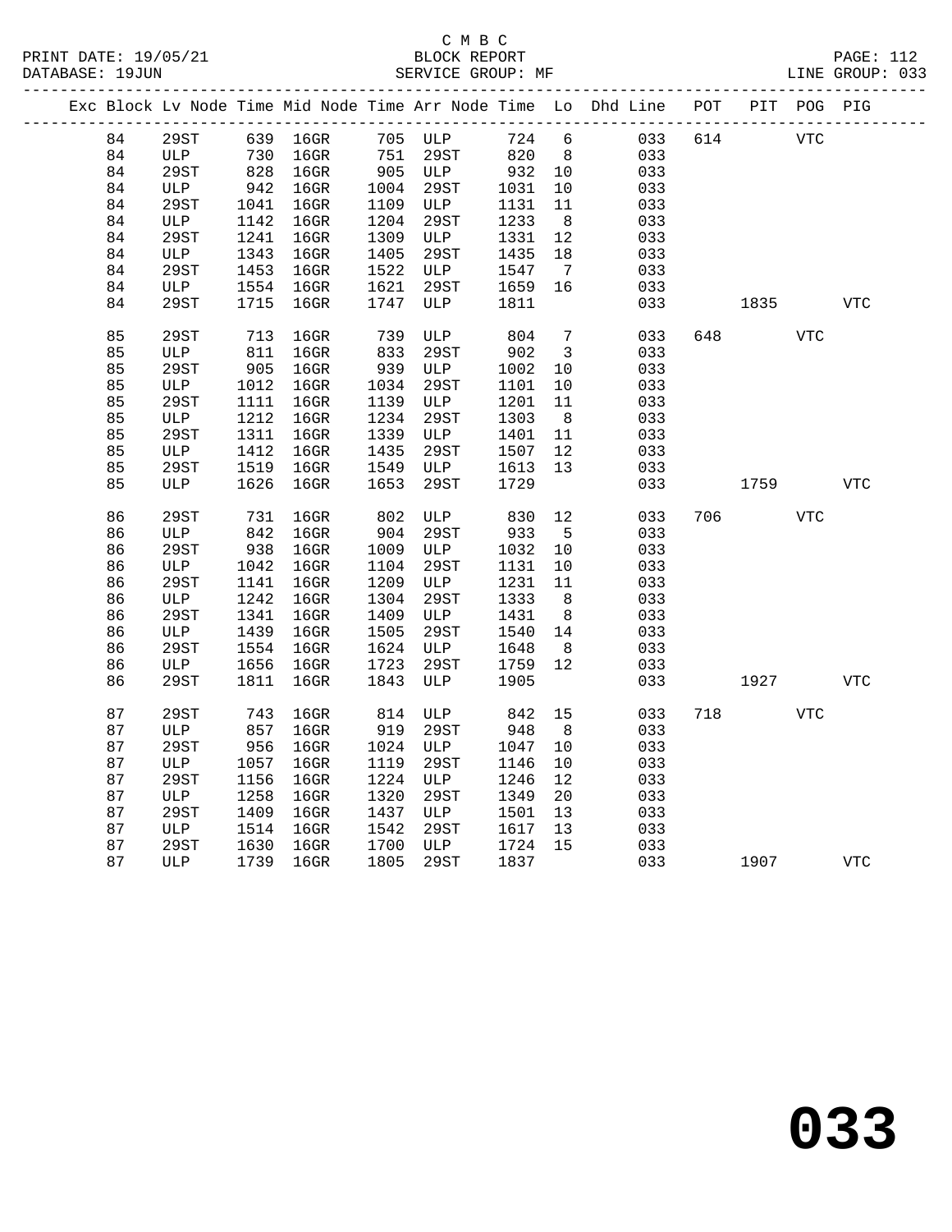C M B C

BLOCK REPORT

SERVICE GROUP: MF

PRINT DATE: 19/05/21
DATABASE: 19JUN

LINE GROUP: 033

| Exc | Block | Lv Node | Time | Mid Node | Time | Arr Node | Time | Lo | Dhd Line | POT | PIT | POG | PIG |
|---|---|---|---|---|---|---|---|---|---|---|---|---|---|
| | 84 | 29ST | 639 | 16GR | 705 | ULP | 724 | 6 | 033 | 614 | | VTC | |
| | 84 | ULP | 730 | 16GR | 751 | 29ST | 820 | 8 | 033 | | | | |
| | 84 | 29ST | 828 | 16GR | 905 | ULP | 932 | 10 | 033 | | | | |
| | 84 | ULP | 942 | 16GR | 1004 | 29ST | 1031 | 10 | 033 | | | | |
| | 84 | 29ST | 1041 | 16GR | 1109 | ULP | 1131 | 11 | 033 | | | | |
| | 84 | ULP | 1142 | 16GR | 1204 | 29ST | 1233 | 8 | 033 | | | | |
| | 84 | 29ST | 1241 | 16GR | 1309 | ULP | 1331 | 12 | 033 | | | | |
| | 84 | ULP | 1343 | 16GR | 1405 | 29ST | 1435 | 18 | 033 | | | | |
| | 84 | 29ST | 1453 | 16GR | 1522 | ULP | 1547 | 7 | 033 | | | | |
| | 84 | ULP | 1554 | 16GR | 1621 | 29ST | 1659 | 16 | 033 | | | | |
| | 84 | 29ST | 1715 | 16GR | 1747 | ULP | 1811 | | 033 | | 1835 | | VTC |
| | 85 | 29ST | 713 | 16GR | 739 | ULP | 804 | 7 | 033 | 648 | | VTC | |
| | 85 | ULP | 811 | 16GR | 833 | 29ST | 902 | 3 | 033 | | | | |
| | 85 | 29ST | 905 | 16GR | 939 | ULP | 1002 | 10 | 033 | | | | |
| | 85 | ULP | 1012 | 16GR | 1034 | 29ST | 1101 | 10 | 033 | | | | |
| | 85 | 29ST | 1111 | 16GR | 1139 | ULP | 1201 | 11 | 033 | | | | |
| | 85 | ULP | 1212 | 16GR | 1234 | 29ST | 1303 | 8 | 033 | | | | |
| | 85 | 29ST | 1311 | 16GR | 1339 | ULP | 1401 | 11 | 033 | | | | |
| | 85 | ULP | 1412 | 16GR | 1435 | 29ST | 1507 | 12 | 033 | | | | |
| | 85 | 29ST | 1519 | 16GR | 1549 | ULP | 1613 | 13 | 033 | | | | |
| | 85 | ULP | 1626 | 16GR | 1653 | 29ST | 1729 | | 033 | | 1759 | | VTC |
| | 86 | 29ST | 731 | 16GR | 802 | ULP | 830 | 12 | 033 | 706 | | VTC | |
| | 86 | ULP | 842 | 16GR | 904 | 29ST | 933 | 5 | 033 | | | | |
| | 86 | 29ST | 938 | 16GR | 1009 | ULP | 1032 | 10 | 033 | | | | |
| | 86 | ULP | 1042 | 16GR | 1104 | 29ST | 1131 | 10 | 033 | | | | |
| | 86 | 29ST | 1141 | 16GR | 1209 | ULP | 1231 | 11 | 033 | | | | |
| | 86 | ULP | 1242 | 16GR | 1304 | 29ST | 1333 | 8 | 033 | | | | |
| | 86 | 29ST | 1341 | 16GR | 1409 | ULP | 1431 | 8 | 033 | | | | |
| | 86 | ULP | 1439 | 16GR | 1505 | 29ST | 1540 | 14 | 033 | | | | |
| | 86 | 29ST | 1554 | 16GR | 1624 | ULP | 1648 | 8 | 033 | | | | |
| | 86 | ULP | 1656 | 16GR | 1723 | 29ST | 1759 | 12 | 033 | | | | |
| | 86 | 29ST | 1811 | 16GR | 1843 | ULP | 1905 | | 033 | | 1927 | | VTC |
| | 87 | 29ST | 743 | 16GR | 814 | ULP | 842 | 15 | 033 | 718 | | VTC | |
| | 87 | ULP | 857 | 16GR | 919 | 29ST | 948 | 8 | 033 | | | | |
| | 87 | 29ST | 956 | 16GR | 1024 | ULP | 1047 | 10 | 033 | | | | |
| | 87 | ULP | 1057 | 16GR | 1119 | 29ST | 1146 | 10 | 033 | | | | |
| | 87 | 29ST | 1156 | 16GR | 1224 | ULP | 1246 | 12 | 033 | | | | |
| | 87 | ULP | 1258 | 16GR | 1320 | 29ST | 1349 | 20 | 033 | | | | |
| | 87 | 29ST | 1409 | 16GR | 1437 | ULP | 1501 | 13 | 033 | | | | |
| | 87 | ULP | 1514 | 16GR | 1542 | 29ST | 1617 | 13 | 033 | | | | |
| | 87 | 29ST | 1630 | 16GR | 1700 | ULP | 1724 | 15 | 033 | | | | |
| | 87 | ULP | 1739 | 16GR | 1805 | 29ST | 1837 | | 033 | | 1907 | | VTC |

# 033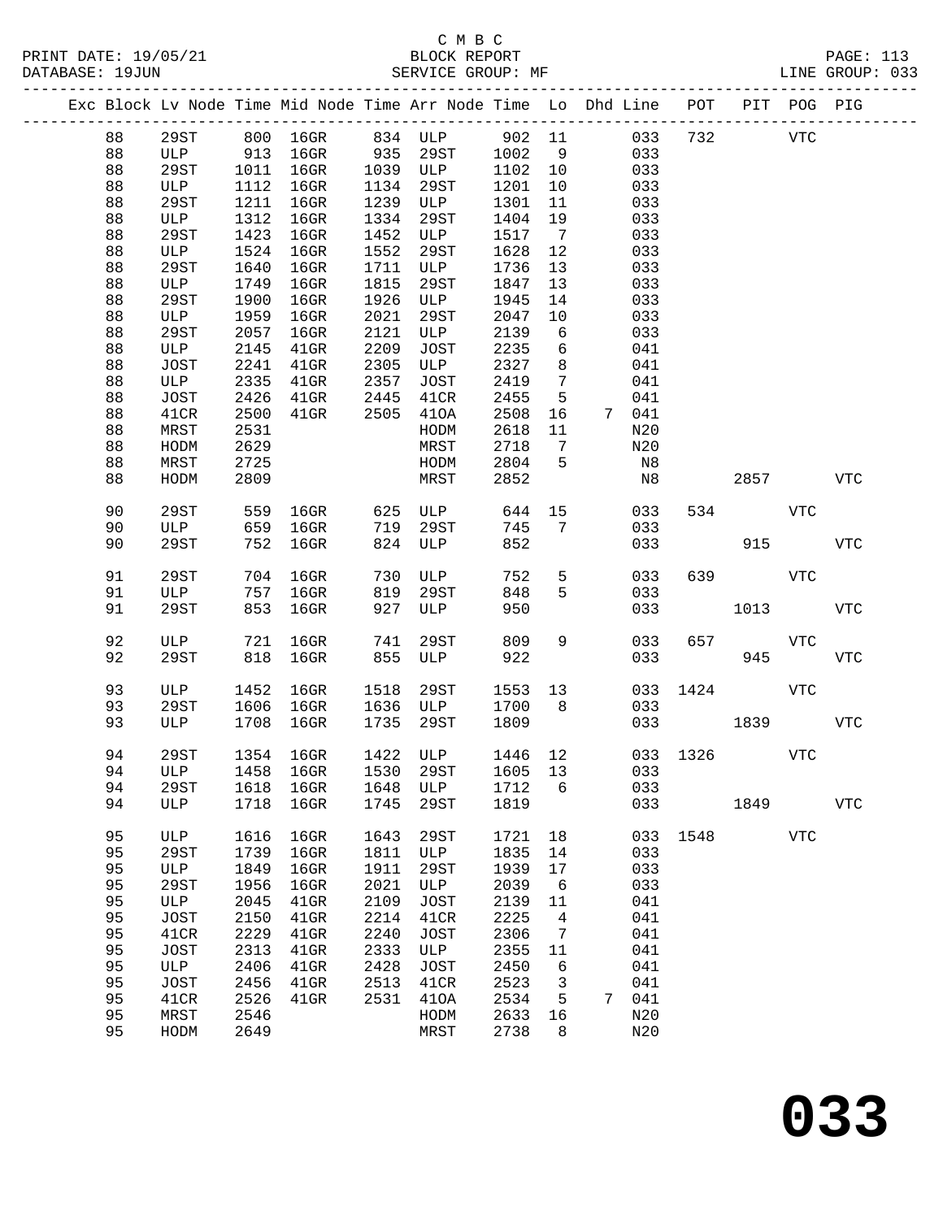C M B C
BLOCK REPORT
SERVICE GROUP: MF

PRINT DATE: 19/05/21
DATABASE: 19JUN
LINE GROUP: 033

| Exc | Block | Lv | Node | Time | Mid Node | Time | Arr Node | Time | Lo | Dhd Line | POT | PIT | POG | PIG |
|---|---|---|---|---|---|---|---|---|---|---|---|---|---|---|
| | 88 | | 29ST | 800 | 16GR | 834 | ULP | 902 | 11 | 033 | 732 | | VTC | |
| | 88 | | ULP | 913 | 16GR | 935 | 29ST | 1002 | 9 | 033 | | | | |
| | 88 | | 29ST | 1011 | 16GR | 1039 | ULP | 1102 | 10 | 033 | | | | |
| | 88 | | ULP | 1112 | 16GR | 1134 | 29ST | 1201 | 10 | 033 | | | | |
| | 88 | | 29ST | 1211 | 16GR | 1239 | ULP | 1301 | 11 | 033 | | | | |
| | 88 | | ULP | 1312 | 16GR | 1334 | 29ST | 1404 | 19 | 033 | | | | |
| | 88 | | 29ST | 1423 | 16GR | 1452 | ULP | 1517 | 7 | 033 | | | | |
| | 88 | | ULP | 1524 | 16GR | 1552 | 29ST | 1628 | 12 | 033 | | | | |
| | 88 | | 29ST | 1640 | 16GR | 1711 | ULP | 1736 | 13 | 033 | | | | |
| | 88 | | ULP | 1749 | 16GR | 1815 | 29ST | 1847 | 13 | 033 | | | | |
| | 88 | | 29ST | 1900 | 16GR | 1926 | ULP | 1945 | 14 | 033 | | | | |
| | 88 | | ULP | 1959 | 16GR | 2021 | 29ST | 2047 | 10 | 033 | | | | |
| | 88 | | 29ST | 2057 | 16GR | 2121 | ULP | 2139 | 6 | 033 | | | | |
| | 88 | | ULP | 2145 | 41GR | 2209 | JOST | 2235 | 6 | 041 | | | | |
| | 88 | | JOST | 2241 | 41GR | 2305 | ULP | 2327 | 8 | 041 | | | | |
| | 88 | | ULP | 2335 | 41GR | 2357 | JOST | 2419 | 7 | 041 | | | | |
| | 88 | | JOST | 2426 | 41GR | 2445 | 41CR | 2455 | 5 | 041 | | | | |
| | 88 | | 41CR | 2500 | 41GR | 2505 | 41OA | 2508 | 16 | 7 041 | | | | |
| | 88 | | MRST | 2531 | | | HODM | 2618 | 11 | N20 | | | | |
| | 88 | | HODM | 2629 | | | MRST | 2718 | 7 | N20 | | | | |
| | 88 | | MRST | 2725 | | | HODM | 2804 | 5 | N8 | | | | |
| | 88 | | HODM | 2809 | | | MRST | 2852 | | N8 | | 2857 | | VTC |
| | 90 | | 29ST | 559 | 16GR | 625 | ULP | 644 | 15 | 033 | 534 | | VTC | |
| | 90 | | ULP | 659 | 16GR | 719 | 29ST | 745 | 7 | 033 | | | | |
| | 90 | | 29ST | 752 | 16GR | 824 | ULP | 852 | | 033 | | 915 | | VTC |
| | 91 | | 29ST | 704 | 16GR | 730 | ULP | 752 | 5 | 033 | 639 | | VTC | |
| | 91 | | ULP | 757 | 16GR | 819 | 29ST | 848 | 5 | 033 | | | | |
| | 91 | | 29ST | 853 | 16GR | 927 | ULP | 950 | | 033 | | 1013 | | VTC |
| | 92 | | ULP | 721 | 16GR | 741 | 29ST | 809 | 9 | 033 | 657 | | VTC | |
| | 92 | | 29ST | 818 | 16GR | 855 | ULP | 922 | | 033 | | 945 | | VTC |
| | 93 | | ULP | 1452 | 16GR | 1518 | 29ST | 1553 | 13 | 033 | 1424 | | VTC | |
| | 93 | | 29ST | 1606 | 16GR | 1636 | ULP | 1700 | 8 | 033 | | | | |
| | 93 | | ULP | 1708 | 16GR | 1735 | 29ST | 1809 | | 033 | | 1839 | | VTC |
| | 94 | | 29ST | 1354 | 16GR | 1422 | ULP | 1446 | 12 | 033 | 1326 | | VTC | |
| | 94 | | ULP | 1458 | 16GR | 1530 | 29ST | 1605 | 13 | 033 | | | | |
| | 94 | | 29ST | 1618 | 16GR | 1648 | ULP | 1712 | 6 | 033 | | | | |
| | 94 | | ULP | 1718 | 16GR | 1745 | 29ST | 1819 | | 033 | | 1849 | | VTC |
| | 95 | | ULP | 1616 | 16GR | 1643 | 29ST | 1721 | 18 | 033 | 1548 | | VTC | |
| | 95 | | 29ST | 1739 | 16GR | 1811 | ULP | 1835 | 14 | 033 | | | | |
| | 95 | | ULP | 1849 | 16GR | 1911 | 29ST | 1939 | 17 | 033 | | | | |
| | 95 | | 29ST | 1956 | 16GR | 2021 | ULP | 2039 | 6 | 033 | | | | |
| | 95 | | ULP | 2045 | 41GR | 2109 | JOST | 2139 | 11 | 041 | | | | |
| | 95 | | JOST | 2150 | 41GR | 2214 | 41CR | 2225 | 4 | 041 | | | | |
| | 95 | | 41CR | 2229 | 41GR | 2240 | JOST | 2306 | 7 | 041 | | | | |
| | 95 | | JOST | 2313 | 41GR | 2333 | ULP | 2355 | 11 | 041 | | | | |
| | 95 | | ULP | 2406 | 41GR | 2428 | JOST | 2450 | 6 | 041 | | | | |
| | 95 | | JOST | 2456 | 41GR | 2513 | 41CR | 2523 | 3 | 041 | | | | |
| | 95 | | 41CR | 2526 | 41GR | 2531 | 41OA | 2534 | 5 | 7 041 | | | | |
| | 95 | | MRST | 2546 | | | HODM | 2633 | 16 | N20 | | | | |
| | 95 | | HODM | 2649 | | | MRST | 2738 | 8 | N20 | | | | |

# 033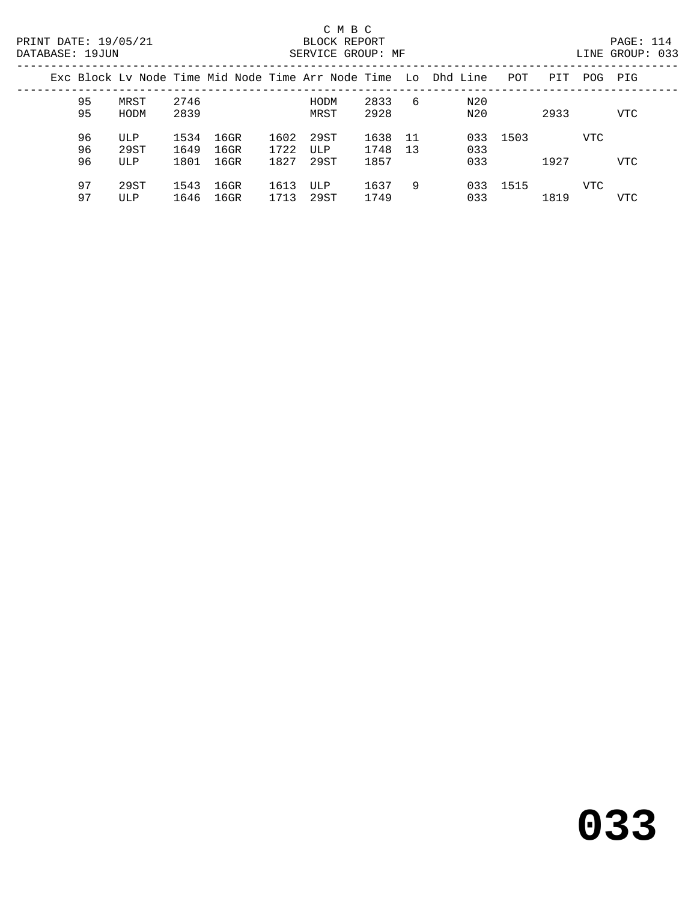C M B C

BLOCK REPORT

SERVICE GROUP: MF

LINE GROUP: 033

| Exc | Block | Lv Node | Time | Mid Node | Time | Arr Node | Time | Lo | Dhd Line | POT | PIT | POG | PIG |
|---|---|---|---|---|---|---|---|---|---|---|---|---|---|
| | 95 | MRST | 2746 | | | HODM | 2833 | 6 | N20 | | | | |
| | 95 | HODM | 2839 | | | MRST | 2928 | | N20 | | 2933 | | VTC |
| | 96 | ULP | 1534 | 16GR | 1602 | 29ST | 1638 | 11 | 033 | 1503 | | VTC | |
| | 96 | 29ST | 1649 | 16GR | 1722 | ULP | 1748 | 13 | 033 | | | | |
| | 96 | ULP | 1801 | 16GR | 1827 | 29ST | 1857 | | 033 | | 1927 | | VTC |
| | 97 | 29ST | 1543 | 16GR | 1613 | ULP | 1637 | 9 | 033 | 1515 | | VTC | |
| | 97 | ULP | 1646 | 16GR | 1713 | 29ST | 1749 | | 033 | | 1819 | | VTC |

# 033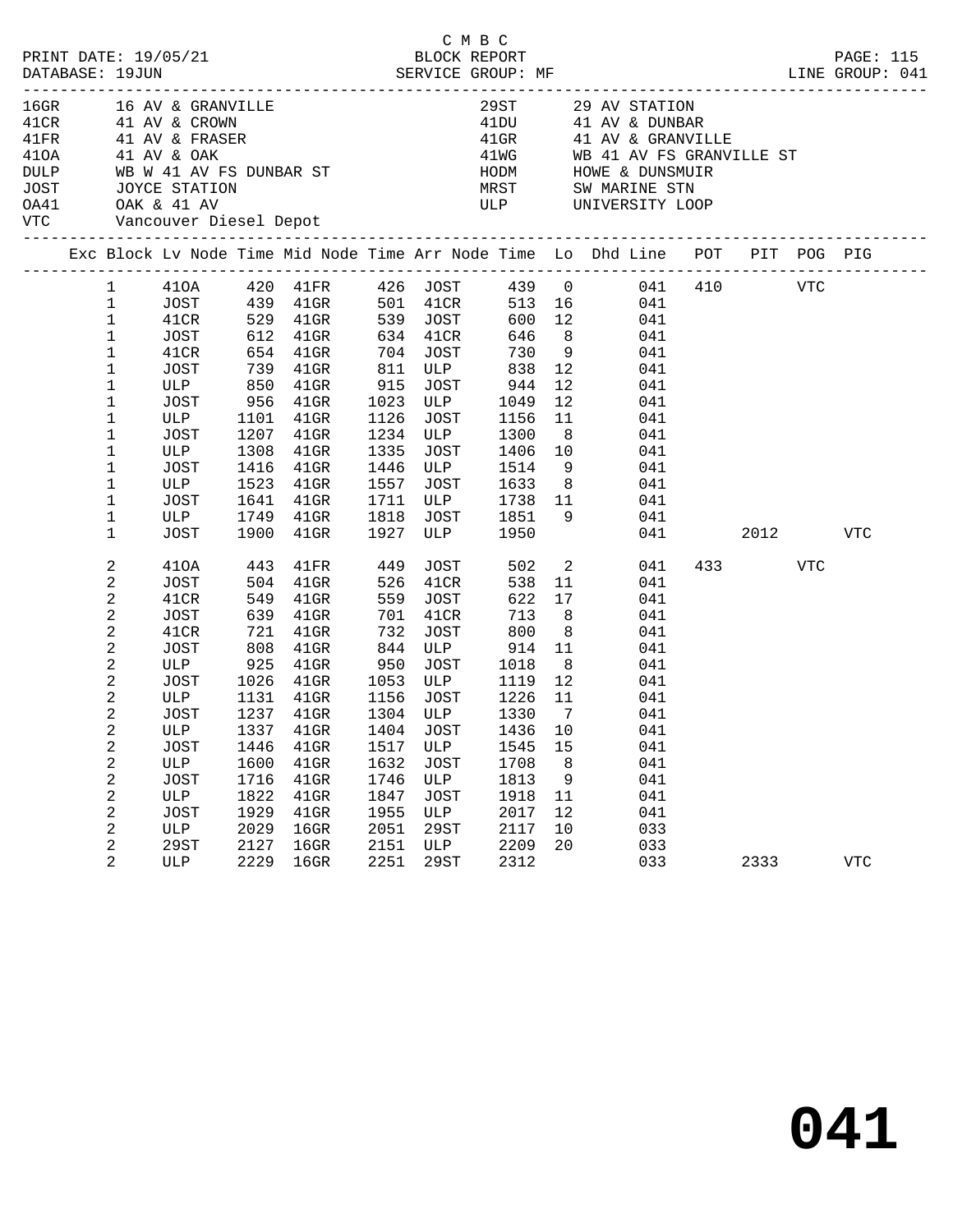C M B C
PRINT DATE: 19/05/21 BLOCK REPORT
DATABASE: 19JUN SERVICE GROUP: MF LINE GROUP: 041

| Code | Location | Code | Location |
|---|---|---|---|
| 16GR | 16 AV & GRANVILLE | 29ST | 29 AV STATION |
| 41CR | 41 AV & CROWN | 41DU | 41 AV & DUNBAR |
| 41FR | 41 AV & FRASER | 41GR | 41 AV & GRANVILLE |
| 41OA | 41 AV & OAK | 41WG | WB 41 AV FS GRANVILLE ST |
| DULP | WB W 41 AV FS DUNBAR ST | HODM | HOWE & DUNSMUIR |
| JOST | JOYCE STATION | MRST | SW MARINE STN |
| OA41 | OAK & 41 AV | ULP | UNIVERSITY LOOP |
| VTC | Vancouver Diesel Depot | | |

| Exc | Block | Lv Node | Time | Mid Node | Time | Arr Node | Time | Lo | Dhd Line | POT | PIT | POG | PIG |
|---|---|---|---|---|---|---|---|---|---|---|---|---|---|
| | 1 | 41OA | 420 | 41FR | 426 | JOST | 439 | 0 | 041 | 410 | | VTC | |
| | 1 | JOST | 439 | 41GR | 501 | 41CR | 513 | 16 | 041 | | | | |
| | 1 | 41CR | 529 | 41GR | 539 | JOST | 600 | 12 | 041 | | | | |
| | 1 | JOST | 612 | 41GR | 634 | 41CR | 646 | 8 | 041 | | | | |
| | 1 | 41CR | 654 | 41GR | 704 | JOST | 730 | 9 | 041 | | | | |
| | 1 | JOST | 739 | 41GR | 811 | ULP | 838 | 12 | 041 | | | | |
| | 1 | ULP | 850 | 41GR | 915 | JOST | 944 | 12 | 041 | | | | |
| | 1 | JOST | 956 | 41GR | 1023 | ULP | 1049 | 12 | 041 | | | | |
| | 1 | ULP | 1101 | 41GR | 1126 | JOST | 1156 | 11 | 041 | | | | |
| | 1 | JOST | 1207 | 41GR | 1234 | ULP | 1300 | 8 | 041 | | | | |
| | 1 | ULP | 1308 | 41GR | 1335 | JOST | 1406 | 10 | 041 | | | | |
| | 1 | JOST | 1416 | 41GR | 1446 | ULP | 1514 | 9 | 041 | | | | |
| | 1 | ULP | 1523 | 41GR | 1557 | JOST | 1633 | 8 | 041 | | | | |
| | 1 | JOST | 1641 | 41GR | 1711 | ULP | 1738 | 11 | 041 | | | | |
| | 1 | ULP | 1749 | 41GR | 1818 | JOST | 1851 | 9 | 041 | | | | |
| | 1 | JOST | 1900 | 41GR | 1927 | ULP | 1950 | | 041 | | 2012 | | VTC |
| | 2 | 41OA | 443 | 41FR | 449 | JOST | 502 | 2 | 041 | 433 | | VTC | |
| | 2 | JOST | 504 | 41GR | 526 | 41CR | 538 | 11 | 041 | | | | |
| | 2 | 41CR | 549 | 41GR | 559 | JOST | 622 | 17 | 041 | | | | |
| | 2 | JOST | 639 | 41GR | 701 | 41CR | 713 | 8 | 041 | | | | |
| | 2 | 41CR | 721 | 41GR | 732 | JOST | 800 | 8 | 041 | | | | |
| | 2 | JOST | 808 | 41GR | 844 | ULP | 914 | 11 | 041 | | | | |
| | 2 | ULP | 925 | 41GR | 950 | JOST | 1018 | 8 | 041 | | | | |
| | 2 | JOST | 1026 | 41GR | 1053 | ULP | 1119 | 12 | 041 | | | | |
| | 2 | ULP | 1131 | 41GR | 1156 | JOST | 1226 | 11 | 041 | | | | |
| | 2 | JOST | 1237 | 41GR | 1304 | ULP | 1330 | 7 | 041 | | | | |
| | 2 | ULP | 1337 | 41GR | 1404 | JOST | 1436 | 10 | 041 | | | | |
| | 2 | JOST | 1446 | 41GR | 1517 | ULP | 1545 | 15 | 041 | | | | |
| | 2 | ULP | 1600 | 41GR | 1632 | JOST | 1708 | 8 | 041 | | | | |
| | 2 | JOST | 1716 | 41GR | 1746 | ULP | 1813 | 9 | 041 | | | | |
| | 2 | ULP | 1822 | 41GR | 1847 | JOST | 1918 | 11 | 041 | | | | |
| | 2 | JOST | 1929 | 41GR | 1955 | ULP | 2017 | 12 | 041 | | | | |
| | 2 | ULP | 2029 | 16GR | 2051 | 29ST | 2117 | 10 | 033 | | | | |
| | 2 | 29ST | 2127 | 16GR | 2151 | ULP | 2209 | 20 | 033 | | | | |
| | 2 | ULP | 2229 | 16GR | 2251 | 29ST | 2312 | | 033 | | 2333 | | VTC |

# 041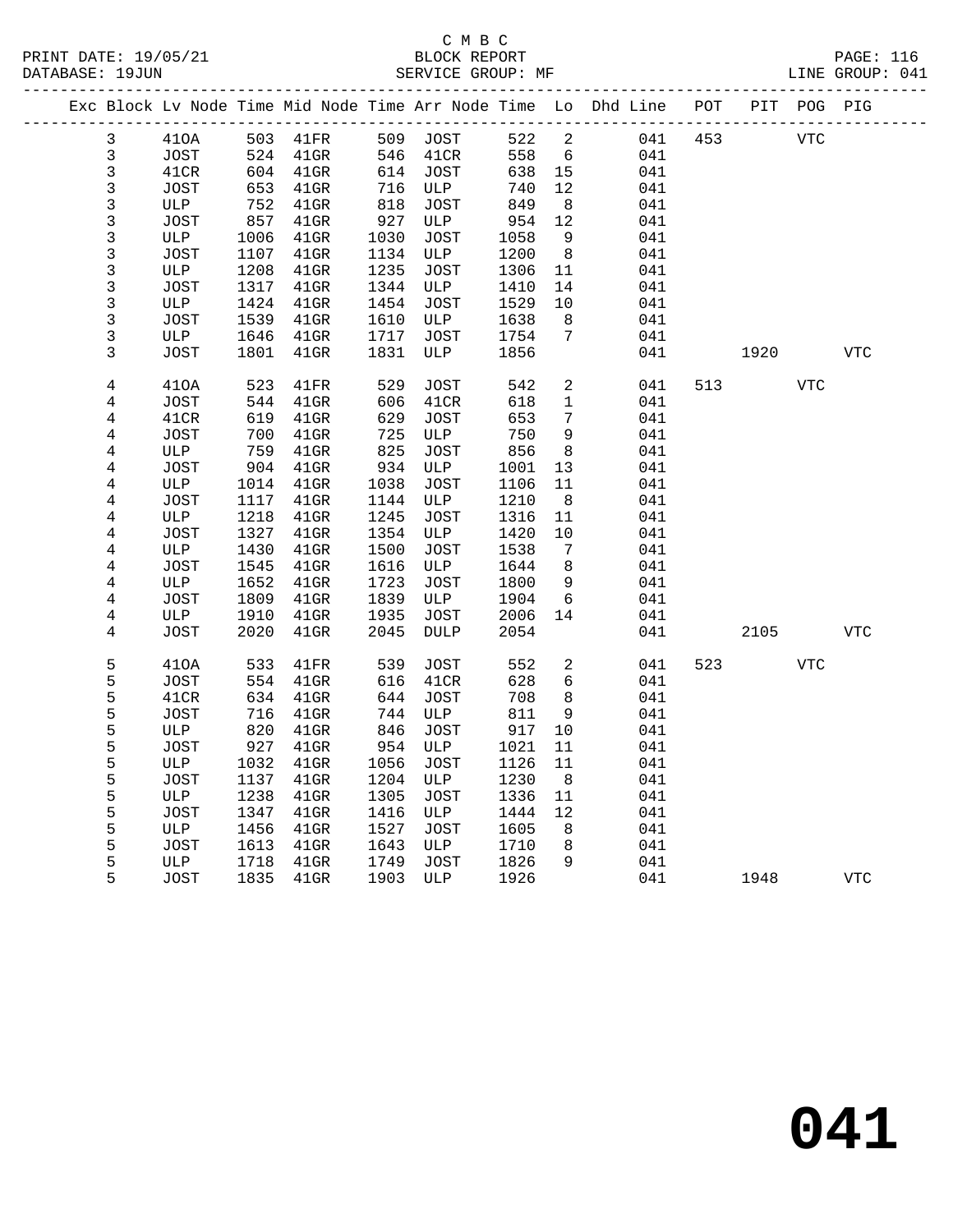C M B C
BLOCK REPORT
SERVICE GROUP: MF

PRINT DATE: 19/05/21
DATABASE: 19JUN
PAGE: 116
LINE GROUP: 041

| Exc | Block | Lv Node | Time | Mid Node | Time | Arr Node | Time | Lo | Dhd Line | POT | PIT | POG | PIG |
|---|---|---|---|---|---|---|---|---|---|---|---|---|---|
| | 3 | 41OA | 503 | 41FR | 509 | JOST | 522 | 2 | 041 | 453 | | VTC | |
| | 3 | JOST | 524 | 41GR | 546 | 41CR | 558 | 6 | 041 | | | | |
| | 3 | 41CR | 604 | 41GR | 614 | JOST | 638 | 15 | 041 | | | | |
| | 3 | JOST | 653 | 41GR | 716 | ULP | 740 | 12 | 041 | | | | |
| | 3 | ULP | 752 | 41GR | 818 | JOST | 849 | 8 | 041 | | | | |
| | 3 | JOST | 857 | 41GR | 927 | ULP | 954 | 12 | 041 | | | | |
| | 3 | ULP | 1006 | 41GR | 1030 | JOST | 1058 | 9 | 041 | | | | |
| | 3 | JOST | 1107 | 41GR | 1134 | ULP | 1200 | 8 | 041 | | | | |
| | 3 | ULP | 1208 | 41GR | 1235 | JOST | 1306 | 11 | 041 | | | | |
| | 3 | JOST | 1317 | 41GR | 1344 | ULP | 1410 | 14 | 041 | | | | |
| | 3 | ULP | 1424 | 41GR | 1454 | JOST | 1529 | 10 | 041 | | | | |
| | 3 | JOST | 1539 | 41GR | 1610 | ULP | 1638 | 8 | 041 | | | | |
| | 3 | ULP | 1646 | 41GR | 1717 | JOST | 1754 | 7 | 041 | | | | |
| | 3 | JOST | 1801 | 41GR | 1831 | ULP | 1856 | | 041 | | 1920 | | VTC |
| | 4 | 41OA | 523 | 41FR | 529 | JOST | 542 | 2 | 041 | 513 | | VTC | |
| | 4 | JOST | 544 | 41GR | 606 | 41CR | 618 | 1 | 041 | | | | |
| | 4 | 41CR | 619 | 41GR | 629 | JOST | 653 | 7 | 041 | | | | |
| | 4 | JOST | 700 | 41GR | 725 | ULP | 750 | 9 | 041 | | | | |
| | 4 | ULP | 759 | 41GR | 825 | JOST | 856 | 8 | 041 | | | | |
| | 4 | JOST | 904 | 41GR | 934 | ULP | 1001 | 13 | 041 | | | | |
| | 4 | ULP | 1014 | 41GR | 1038 | JOST | 1106 | 11 | 041 | | | | |
| | 4 | JOST | 1117 | 41GR | 1144 | ULP | 1210 | 8 | 041 | | | | |
| | 4 | ULP | 1218 | 41GR | 1245 | JOST | 1316 | 11 | 041 | | | | |
| | 4 | JOST | 1327 | 41GR | 1354 | ULP | 1420 | 10 | 041 | | | | |
| | 4 | ULP | 1430 | 41GR | 1500 | JOST | 1538 | 7 | 041 | | | | |
| | 4 | JOST | 1545 | 41GR | 1616 | ULP | 1644 | 8 | 041 | | | | |
| | 4 | ULP | 1652 | 41GR | 1723 | JOST | 1800 | 9 | 041 | | | | |
| | 4 | JOST | 1809 | 41GR | 1839 | ULP | 1904 | 6 | 041 | | | | |
| | 4 | ULP | 1910 | 41GR | 1935 | JOST | 2006 | 14 | 041 | | | | |
| | 4 | JOST | 2020 | 41GR | 2045 | DULP | 2054 | | 041 | | 2105 | | VTC |
| | 5 | 41OA | 533 | 41FR | 539 | JOST | 552 | 2 | 041 | 523 | | VTC | |
| | 5 | JOST | 554 | 41GR | 616 | 41CR | 628 | 6 | 041 | | | | |
| | 5 | 41CR | 634 | 41GR | 644 | JOST | 708 | 8 | 041 | | | | |
| | 5 | JOST | 716 | 41GR | 744 | ULP | 811 | 9 | 041 | | | | |
| | 5 | ULP | 820 | 41GR | 846 | JOST | 917 | 10 | 041 | | | | |
| | 5 | JOST | 927 | 41GR | 954 | ULP | 1021 | 11 | 041 | | | | |
| | 5 | ULP | 1032 | 41GR | 1056 | JOST | 1126 | 11 | 041 | | | | |
| | 5 | JOST | 1137 | 41GR | 1204 | ULP | 1230 | 8 | 041 | | | | |
| | 5 | ULP | 1238 | 41GR | 1305 | JOST | 1336 | 11 | 041 | | | | |
| | 5 | JOST | 1347 | 41GR | 1416 | ULP | 1444 | 12 | 041 | | | | |
| | 5 | ULP | 1456 | 41GR | 1527 | JOST | 1605 | 8 | 041 | | | | |
| | 5 | JOST | 1613 | 41GR | 1643 | ULP | 1710 | 8 | 041 | | | | |
| | 5 | ULP | 1718 | 41GR | 1749 | JOST | 1826 | 9 | 041 | | | | |
| | 5 | JOST | 1835 | 41GR | 1903 | ULP | 1926 | | 041 | | 1948 | | VTC |

**041**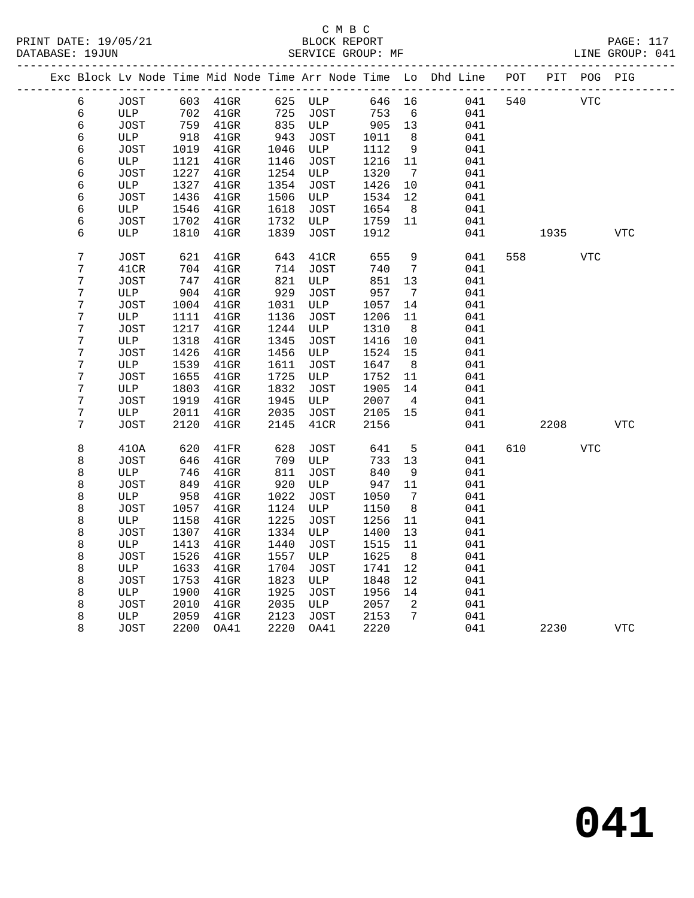C M B C

BLOCK REPORT

SERVICE GROUP: MF

PRINT DATE: 19/05/21
DATABASE: 19JUN
LINE GROUP: 041

| Exc | Block | Lv Node | Time | Mid Node | Time | Arr Node | Time | Lo | Dhd Line | POT | PIT | POG | PIG |
|---|---|---|---|---|---|---|---|---|---|---|---|---|---|
| | 6 | JOST | 603 | 41GR | 625 | ULP | 646 | 16 | 041 | 540 | | VTC | |
| | 6 | ULP | 702 | 41GR | 725 | JOST | 753 | 6 | 041 | | | | |
| | 6 | JOST | 759 | 41GR | 835 | ULP | 905 | 13 | 041 | | | | |
| | 6 | ULP | 918 | 41GR | 943 | JOST | 1011 | 8 | 041 | | | | |
| | 6 | JOST | 1019 | 41GR | 1046 | ULP | 1112 | 9 | 041 | | | | |
| | 6 | ULP | 1121 | 41GR | 1146 | JOST | 1216 | 11 | 041 | | | | |
| | 6 | JOST | 1227 | 41GR | 1254 | ULP | 1320 | 7 | 041 | | | | |
| | 6 | ULP | 1327 | 41GR | 1354 | JOST | 1426 | 10 | 041 | | | | |
| | 6 | JOST | 1436 | 41GR | 1506 | ULP | 1534 | 12 | 041 | | | | |
| | 6 | ULP | 1546 | 41GR | 1618 | JOST | 1654 | 8 | 041 | | | | |
| | 6 | JOST | 1702 | 41GR | 1732 | ULP | 1759 | 11 | 041 | | | | |
| | 6 | ULP | 1810 | 41GR | 1839 | JOST | 1912 | | 041 | | 1935 | | VTC |
| | 7 | JOST | 621 | 41GR | 643 | 41CR | 655 | 9 | 041 | 558 | | VTC | |
| | 7 | 41CR | 704 | 41GR | 714 | JOST | 740 | 7 | 041 | | | | |
| | 7 | JOST | 747 | 41GR | 821 | ULP | 851 | 13 | 041 | | | | |
| | 7 | ULP | 904 | 41GR | 929 | JOST | 957 | 7 | 041 | | | | |
| | 7 | JOST | 1004 | 41GR | 1031 | ULP | 1057 | 14 | 041 | | | | |
| | 7 | ULP | 1111 | 41GR | 1136 | JOST | 1206 | 11 | 041 | | | | |
| | 7 | JOST | 1217 | 41GR | 1244 | ULP | 1310 | 8 | 041 | | | | |
| | 7 | ULP | 1318 | 41GR | 1345 | JOST | 1416 | 10 | 041 | | | | |
| | 7 | JOST | 1426 | 41GR | 1456 | ULP | 1524 | 15 | 041 | | | | |
| | 7 | ULP | 1539 | 41GR | 1611 | JOST | 1647 | 8 | 041 | | | | |
| | 7 | JOST | 1655 | 41GR | 1725 | ULP | 1752 | 11 | 041 | | | | |
| | 7 | ULP | 1803 | 41GR | 1832 | JOST | 1905 | 14 | 041 | | | | |
| | 7 | JOST | 1919 | 41GR | 1945 | ULP | 2007 | 4 | 041 | | | | |
| | 7 | ULP | 2011 | 41GR | 2035 | JOST | 2105 | 15 | 041 | | | | |
| | 7 | JOST | 2120 | 41GR | 2145 | 41CR | 2156 | | 041 | | 2208 | | VTC |
| | 8 | 41OA | 620 | 41FR | 628 | JOST | 641 | 5 | 041 | 610 | | VTC | |
| | 8 | JOST | 646 | 41GR | 709 | ULP | 733 | 13 | 041 | | | | |
| | 8 | ULP | 746 | 41GR | 811 | JOST | 840 | 9 | 041 | | | | |
| | 8 | JOST | 849 | 41GR | 920 | ULP | 947 | 11 | 041 | | | | |
| | 8 | ULP | 958 | 41GR | 1022 | JOST | 1050 | 7 | 041 | | | | |
| | 8 | JOST | 1057 | 41GR | 1124 | ULP | 1150 | 8 | 041 | | | | |
| | 8 | ULP | 1158 | 41GR | 1225 | JOST | 1256 | 11 | 041 | | | | |
| | 8 | JOST | 1307 | 41GR | 1334 | ULP | 1400 | 13 | 041 | | | | |
| | 8 | ULP | 1413 | 41GR | 1440 | JOST | 1515 | 11 | 041 | | | | |
| | 8 | JOST | 1526 | 41GR | 1557 | ULP | 1625 | 8 | 041 | | | | |
| | 8 | ULP | 1633 | 41GR | 1704 | JOST | 1741 | 12 | 041 | | | | |
| | 8 | JOST | 1753 | 41GR | 1823 | ULP | 1848 | 12 | 041 | | | | |
| | 8 | ULP | 1900 | 41GR | 1925 | JOST | 1956 | 14 | 041 | | | | |
| | 8 | JOST | 2010 | 41GR | 2035 | ULP | 2057 | 2 | 041 | | | | |
| | 8 | ULP | 2059 | 41GR | 2123 | JOST | 2153 | 7 | 041 | | | | |
| | 8 | JOST | 2200 | OA41 | 2220 | OA41 | 2220 | | 041 | | 2230 | | VTC |

# 041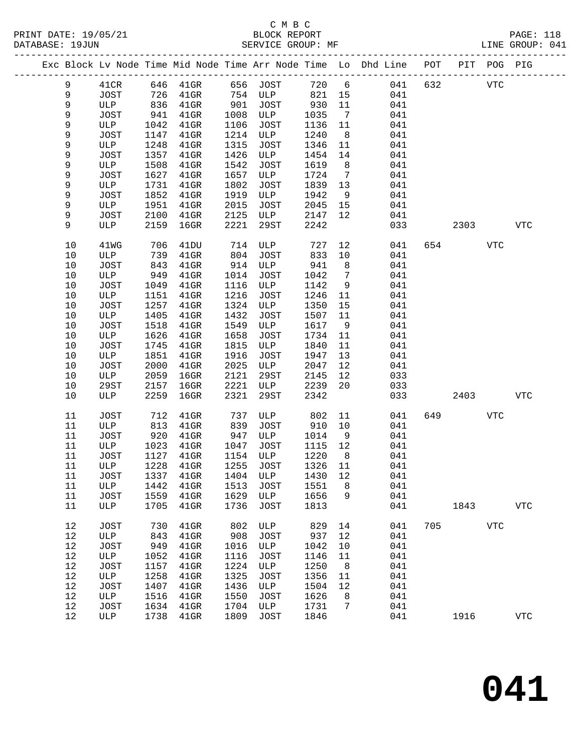C M B C
PRINT DATE: 19/05/21 BLOCK REPORT
DATABASE: 19JUN SERVICE GROUP: MF LINE GROUP: 041

| Exc | Block | Lv Node | Time | Mid Node | Time | Arr Node | Time | Lo | Dhd Line | POT | PIT | POG | PIG |
|---|---|---|---|---|---|---|---|---|---|---|---|---|---|
| | 9 | 41CR | 646 | 41GR | 656 | JOST | 720 | 6 | 041 | 632 | | VTC | |
| | 9 | JOST | 726 | 41GR | 754 | ULP | 821 | 15 | 041 | | | | |
| | 9 | ULP | 836 | 41GR | 901 | JOST | 930 | 11 | 041 | | | | |
| | 9 | JOST | 941 | 41GR | 1008 | ULP | 1035 | 7 | 041 | | | | |
| | 9 | ULP | 1042 | 41GR | 1106 | JOST | 1136 | 11 | 041 | | | | |
| | 9 | JOST | 1147 | 41GR | 1214 | ULP | 1240 | 8 | 041 | | | | |
| | 9 | ULP | 1248 | 41GR | 1315 | JOST | 1346 | 11 | 041 | | | | |
| | 9 | JOST | 1357 | 41GR | 1426 | ULP | 1454 | 14 | 041 | | | | |
| | 9 | ULP | 1508 | 41GR | 1542 | JOST | 1619 | 8 | 041 | | | | |
| | 9 | JOST | 1627 | 41GR | 1657 | ULP | 1724 | 7 | 041 | | | | |
| | 9 | ULP | 1731 | 41GR | 1802 | JOST | 1839 | 13 | 041 | | | | |
| | 9 | JOST | 1852 | 41GR | 1919 | ULP | 1942 | 9 | 041 | | | | |
| | 9 | ULP | 1951 | 41GR | 2015 | JOST | 2045 | 15 | 041 | | | | |
| | 9 | JOST | 2100 | 41GR | 2125 | ULP | 2147 | 12 | 041 | | | | |
| | 9 | ULP | 2159 | 16GR | 2221 | 29ST | 2242 | | 033 | | 2303 | | VTC |
| | 10 | 41WG | 706 | 41DU | 714 | ULP | 727 | 12 | 041 | 654 | | VTC | |
| | 10 | ULP | 739 | 41GR | 804 | JOST | 833 | 10 | 041 | | | | |
| | 10 | JOST | 843 | 41GR | 914 | ULP | 941 | 8 | 041 | | | | |
| | 10 | ULP | 949 | 41GR | 1014 | JOST | 1042 | 7 | 041 | | | | |
| | 10 | JOST | 1049 | 41GR | 1116 | ULP | 1142 | 9 | 041 | | | | |
| | 10 | ULP | 1151 | 41GR | 1216 | JOST | 1246 | 11 | 041 | | | | |
| | 10 | JOST | 1257 | 41GR | 1324 | ULP | 1350 | 15 | 041 | | | | |
| | 10 | ULP | 1405 | 41GR | 1432 | JOST | 1507 | 11 | 041 | | | | |
| | 10 | JOST | 1518 | 41GR | 1549 | ULP | 1617 | 9 | 041 | | | | |
| | 10 | ULP | 1626 | 41GR | 1658 | JOST | 1734 | 11 | 041 | | | | |
| | 10 | JOST | 1745 | 41GR | 1815 | ULP | 1840 | 11 | 041 | | | | |
| | 10 | ULP | 1851 | 41GR | 1916 | JOST | 1947 | 13 | 041 | | | | |
| | 10 | JOST | 2000 | 41GR | 2025 | ULP | 2047 | 12 | 041 | | | | |
| | 10 | ULP | 2059 | 16GR | 2121 | 29ST | 2145 | 12 | 033 | | | | |
| | 10 | 29ST | 2157 | 16GR | 2221 | ULP | 2239 | 20 | 033 | | | | |
| | 10 | ULP | 2259 | 16GR | 2321 | 29ST | 2342 | | 033 | | 2403 | | VTC |
| | 11 | JOST | 712 | 41GR | 737 | ULP | 802 | 11 | 041 | 649 | | VTC | |
| | 11 | ULP | 813 | 41GR | 839 | JOST | 910 | 10 | 041 | | | | |
| | 11 | JOST | 920 | 41GR | 947 | ULP | 1014 | 9 | 041 | | | | |
| | 11 | ULP | 1023 | 41GR | 1047 | JOST | 1115 | 12 | 041 | | | | |
| | 11 | JOST | 1127 | 41GR | 1154 | ULP | 1220 | 8 | 041 | | | | |
| | 11 | ULP | 1228 | 41GR | 1255 | JOST | 1326 | 11 | 041 | | | | |
| | 11 | JOST | 1337 | 41GR | 1404 | ULP | 1430 | 12 | 041 | | | | |
| | 11 | ULP | 1442 | 41GR | 1513 | JOST | 1551 | 8 | 041 | | | | |
| | 11 | JOST | 1559 | 41GR | 1629 | ULP | 1656 | 9 | 041 | | | | |
| | 11 | ULP | 1705 | 41GR | 1736 | JOST | 1813 | | 041 | | 1843 | | VTC |
| | 12 | JOST | 730 | 41GR | 802 | ULP | 829 | 14 | 041 | 705 | | VTC | |
| | 12 | ULP | 843 | 41GR | 908 | JOST | 937 | 12 | 041 | | | | |
| | 12 | JOST | 949 | 41GR | 1016 | ULP | 1042 | 10 | 041 | | | | |
| | 12 | ULP | 1052 | 41GR | 1116 | JOST | 1146 | 11 | 041 | | | | |
| | 12 | JOST | 1157 | 41GR | 1224 | ULP | 1250 | 8 | 041 | | | | |
| | 12 | ULP | 1258 | 41GR | 1325 | JOST | 1356 | 11 | 041 | | | | |
| | 12 | JOST | 1407 | 41GR | 1436 | ULP | 1504 | 12 | 041 | | | | |
| | 12 | ULP | 1516 | 41GR | 1550 | JOST | 1626 | 8 | 041 | | | | |
| | 12 | JOST | 1634 | 41GR | 1704 | ULP | 1731 | 7 | 041 | | | | |
| | 12 | ULP | 1738 | 41GR | 1809 | JOST | 1846 | | 041 | | 1916 | | VTC |

# 041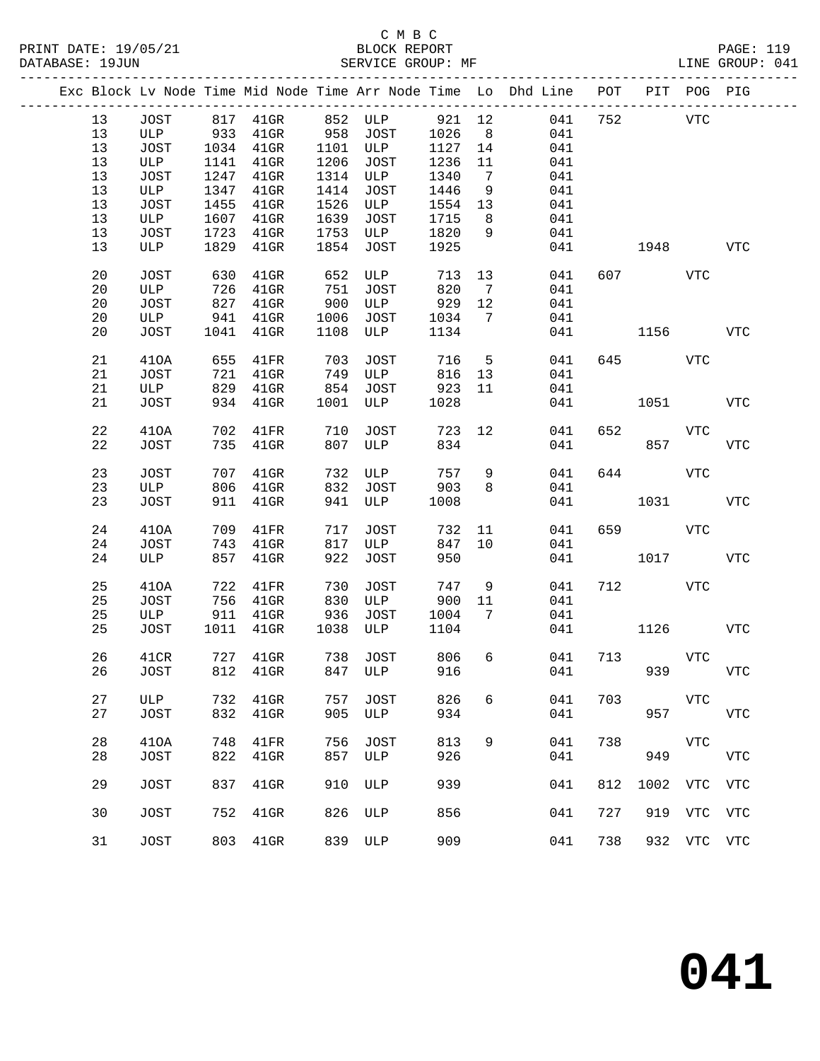C M B C
BLOCK REPORT
SERVICE GROUP: MF

PRINT DATE: 19/05/21
DATABASE: 19JUN
LINE GROUP: 041

| Exc | Block | Lv Node | Time | Mid Node | Time | Arr Node | Time | Lo | Dhd Line | POT | PIT | POG | PIG |
|---|---|---|---|---|---|---|---|---|---|---|---|---|---|
| | 13 | JOST | 817 | 41GR | 852 | ULP | 921 | 12 | 041 | 752 | | VTC | |
| | 13 | ULP | 933 | 41GR | 958 | JOST | 1026 | 8 | 041 | | | | |
| | 13 | JOST | 1034 | 41GR | 1101 | ULP | 1127 | 14 | 041 | | | | |
| | 13 | ULP | 1141 | 41GR | 1206 | JOST | 1236 | 11 | 041 | | | | |
| | 13 | JOST | 1247 | 41GR | 1314 | ULP | 1340 | 7 | 041 | | | | |
| | 13 | ULP | 1347 | 41GR | 1414 | JOST | 1446 | 9 | 041 | | | | |
| | 13 | JOST | 1455 | 41GR | 1526 | ULP | 1554 | 13 | 041 | | | | |
| | 13 | ULP | 1607 | 41GR | 1639 | JOST | 1715 | 8 | 041 | | | | |
| | 13 | JOST | 1723 | 41GR | 1753 | ULP | 1820 | 9 | 041 | | | | |
| | 13 | ULP | 1829 | 41GR | 1854 | JOST | 1925 | | 041 | | 1948 | | VTC |
| | 20 | JOST | 630 | 41GR | 652 | ULP | 713 | 13 | 041 | 607 | | VTC | |
| | 20 | ULP | 726 | 41GR | 751 | JOST | 820 | 7 | 041 | | | | |
| | 20 | JOST | 827 | 41GR | 900 | ULP | 929 | 12 | 041 | | | | |
| | 20 | ULP | 941 | 41GR | 1006 | JOST | 1034 | 7 | 041 | | | | |
| | 20 | JOST | 1041 | 41GR | 1108 | ULP | 1134 | | 041 | | 1156 | | VTC |
| | 21 | 41OA | 655 | 41FR | 703 | JOST | 716 | 5 | 041 | 645 | | VTC | |
| | 21 | JOST | 721 | 41GR | 749 | ULP | 816 | 13 | 041 | | | | |
| | 21 | ULP | 829 | 41GR | 854 | JOST | 923 | 11 | 041 | | | | |
| | 21 | JOST | 934 | 41GR | 1001 | ULP | 1028 | | 041 | | 1051 | | VTC |
| | 22 | 41OA | 702 | 41FR | 710 | JOST | 723 | 12 | 041 | 652 | | VTC | |
| | 22 | JOST | 735 | 41GR | 807 | ULP | 834 | | 041 | | 857 | | VTC |
| | 23 | JOST | 707 | 41GR | 732 | ULP | 757 | 9 | 041 | 644 | | VTC | |
| | 23 | ULP | 806 | 41GR | 832 | JOST | 903 | 8 | 041 | | | | |
| | 23 | JOST | 911 | 41GR | 941 | ULP | 1008 | | 041 | | 1031 | | VTC |
| | 24 | 41OA | 709 | 41FR | 717 | JOST | 732 | 11 | 041 | 659 | | VTC | |
| | 24 | JOST | 743 | 41GR | 817 | ULP | 847 | 10 | 041 | | | | |
| | 24 | ULP | 857 | 41GR | 922 | JOST | 950 | | 041 | | 1017 | | VTC |
| | 25 | 41OA | 722 | 41FR | 730 | JOST | 747 | 9 | 041 | 712 | | VTC | |
| | 25 | JOST | 756 | 41GR | 830 | ULP | 900 | 11 | 041 | | | | |
| | 25 | ULP | 911 | 41GR | 936 | JOST | 1004 | 7 | 041 | | | | |
| | 25 | JOST | 1011 | 41GR | 1038 | ULP | 1104 | | 041 | | 1126 | | VTC |
| | 26 | 41CR | 727 | 41GR | 738 | JOST | 806 | 6 | 041 | 713 | | VTC | |
| | 26 | JOST | 812 | 41GR | 847 | ULP | 916 | | 041 | | 939 | | VTC |
| | 27 | ULP | 732 | 41GR | 757 | JOST | 826 | 6 | 041 | 703 | | VTC | |
| | 27 | JOST | 832 | 41GR | 905 | ULP | 934 | | 041 | | 957 | | VTC |
| | 28 | 41OA | 748 | 41FR | 756 | JOST | 813 | 9 | 041 | 738 | | VTC | |
| | 28 | JOST | 822 | 41GR | 857 | ULP | 926 | | 041 | | 949 | | VTC |
| | 29 | JOST | 837 | 41GR | 910 | ULP | 939 | | 041 | 812 | 1002 | VTC | VTC |
| | 30 | JOST | 752 | 41GR | 826 | ULP | 856 | | 041 | 727 | 919 | VTC | VTC |
| | 31 | JOST | 803 | 41GR | 839 | ULP | 909 | | 041 | 738 | 932 | VTC | VTC |

**041**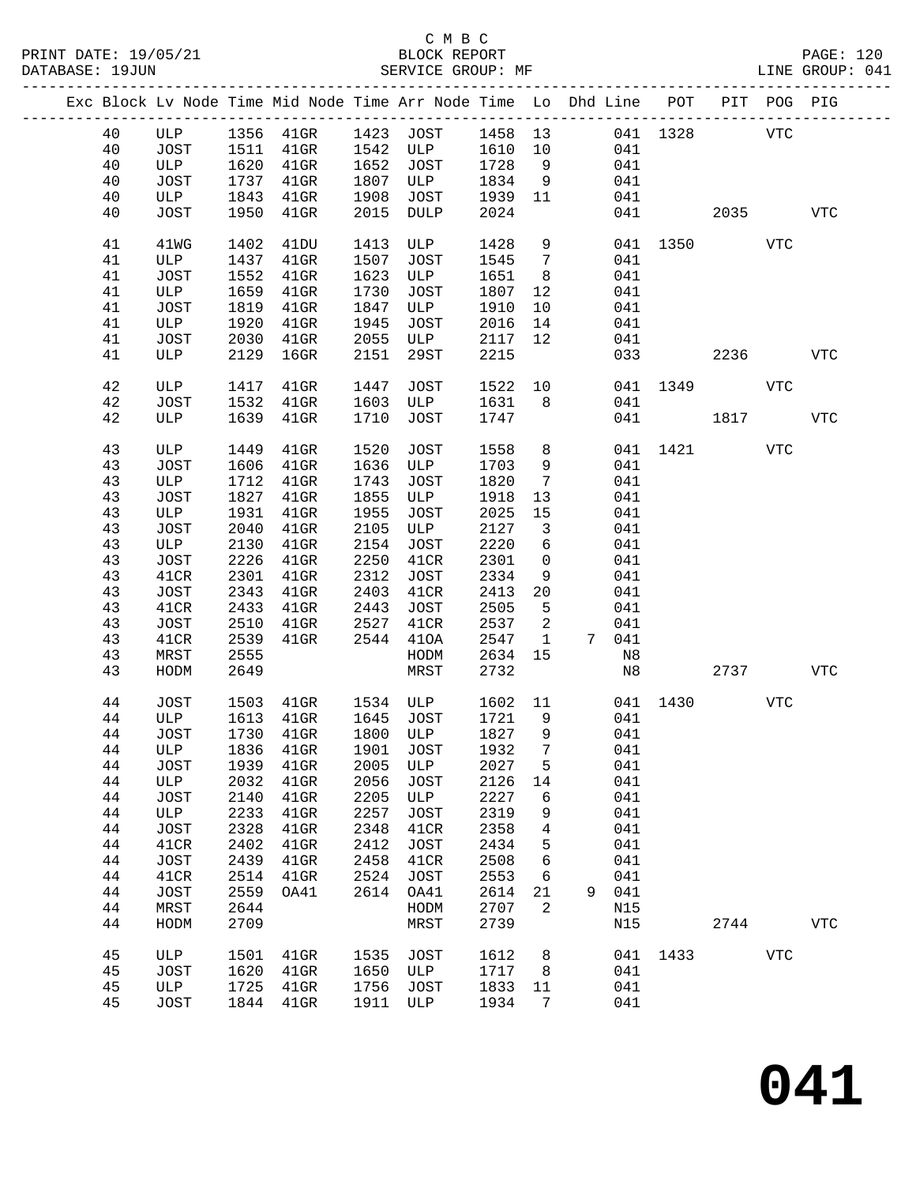C M B C
BLOCK REPORT
SERVICE GROUP: MF

PRINT DATE: 19/05/21
DATABASE: 19JUN
LINE GROUP: 041

| Exc | Block | Lv | Node | Time | Mid Node | Time | Arr Node | Time | Lo | Dhd | Line | POT | PIT | POG | PIG |
|---|---|---|---|---|---|---|---|---|---|---|---|---|---|---|---|
| | 40 | | ULP | 1356 | 41GR | 1423 | JOST | 1458 | 13 | | 041 | 1328 | | VTC | |
| | 40 | | JOST | 1511 | 41GR | 1542 | ULP | 1610 | 10 | | 041 | | | | |
| | 40 | | ULP | 1620 | 41GR | 1652 | JOST | 1728 | 9 | | 041 | | | | |
| | 40 | | JOST | 1737 | 41GR | 1807 | ULP | 1834 | 9 | | 041 | | | | |
| | 40 | | ULP | 1843 | 41GR | 1908 | JOST | 1939 | 11 | | 041 | | | | |
| | 40 | | JOST | 1950 | 41GR | 2015 | DULP | 2024 | | | 041 | | 2035 | | VTC |
| | 41 | | 41WG | 1402 | 41DU | 1413 | ULP | 1428 | 9 | | 041 | 1350 | | VTC | |
| | 41 | | ULP | 1437 | 41GR | 1507 | JOST | 1545 | 7 | | 041 | | | | |
| | 41 | | JOST | 1552 | 41GR | 1623 | ULP | 1651 | 8 | | 041 | | | | |
| | 41 | | ULP | 1659 | 41GR | 1730 | JOST | 1807 | 12 | | 041 | | | | |
| | 41 | | JOST | 1819 | 41GR | 1847 | ULP | 1910 | 10 | | 041 | | | | |
| | 41 | | ULP | 1920 | 41GR | 1945 | JOST | 2016 | 14 | | 041 | | | | |
| | 41 | | JOST | 2030 | 41GR | 2055 | ULP | 2117 | 12 | | 041 | | | | |
| | 41 | | ULP | 2129 | 16GR | 2151 | 29ST | 2215 | | | 033 | | 2236 | | VTC |
| | 42 | | ULP | 1417 | 41GR | 1447 | JOST | 1522 | 10 | | 041 | 1349 | | VTC | |
| | 42 | | JOST | 1532 | 41GR | 1603 | ULP | 1631 | 8 | | 041 | | | | |
| | 42 | | ULP | 1639 | 41GR | 1710 | JOST | 1747 | | | 041 | | 1817 | | VTC |
| | 43 | | ULP | 1449 | 41GR | 1520 | JOST | 1558 | 8 | | 041 | 1421 | | VTC | |
| | 43 | | JOST | 1606 | 41GR | 1636 | ULP | 1703 | 9 | | 041 | | | | |
| | 43 | | ULP | 1712 | 41GR | 1743 | JOST | 1820 | 7 | | 041 | | | | |
| | 43 | | JOST | 1827 | 41GR | 1855 | ULP | 1918 | 13 | | 041 | | | | |
| | 43 | | ULP | 1931 | 41GR | 1955 | JOST | 2025 | 15 | | 041 | | | | |
| | 43 | | JOST | 2040 | 41GR | 2105 | ULP | 2127 | 3 | | 041 | | | | |
| | 43 | | ULP | 2130 | 41GR | 2154 | JOST | 2220 | 6 | | 041 | | | | |
| | 43 | | JOST | 2226 | 41GR | 2250 | 41CR | 2301 | 0 | | 041 | | | | |
| | 43 | | 41CR | 2301 | 41GR | 2312 | JOST | 2334 | 9 | | 041 | | | | |
| | 43 | | JOST | 2343 | 41GR | 2403 | 41CR | 2413 | 20 | | 041 | | | | |
| | 43 | | 41CR | 2433 | 41GR | 2443 | JOST | 2505 | 5 | | 041 | | | | |
| | 43 | | JOST | 2510 | 41GR | 2527 | 41CR | 2537 | 2 | | 041 | | | | |
| | 43 | | 41CR | 2539 | 41GR | 2544 | 41OA | 2547 | 1 | 7 | 041 | | | | |
| | 43 | | MRST | 2555 | | | HODM | 2634 | 15 | | N8 | | | | |
| | 43 | | HODM | 2649 | | | MRST | 2732 | | | N8 | | 2737 | | VTC |
| | 44 | | JOST | 1503 | 41GR | 1534 | ULP | 1602 | 11 | | 041 | 1430 | | VTC | |
| | 44 | | ULP | 1613 | 41GR | 1645 | JOST | 1721 | 9 | | 041 | | | | |
| | 44 | | JOST | 1730 | 41GR | 1800 | ULP | 1827 | 9 | | 041 | | | | |
| | 44 | | ULP | 1836 | 41GR | 1901 | JOST | 1932 | 7 | | 041 | | | | |
| | 44 | | JOST | 1939 | 41GR | 2005 | ULP | 2027 | 5 | | 041 | | | | |
| | 44 | | ULP | 2032 | 41GR | 2056 | JOST | 2126 | 14 | | 041 | | | | |
| | 44 | | JOST | 2140 | 41GR | 2205 | ULP | 2227 | 6 | | 041 | | | | |
| | 44 | | ULP | 2233 | 41GR | 2257 | JOST | 2319 | 9 | | 041 | | | | |
| | 44 | | JOST | 2328 | 41GR | 2348 | 41CR | 2358 | 4 | | 041 | | | | |
| | 44 | | 41CR | 2402 | 41GR | 2412 | JOST | 2434 | 5 | | 041 | | | | |
| | 44 | | JOST | 2439 | 41GR | 2458 | 41CR | 2508 | 6 | | 041 | | | | |
| | 44 | | 41CR | 2514 | 41GR | 2524 | JOST | 2553 | 6 | | 041 | | | | |
| | 44 | | JOST | 2559 | OA41 | 2614 | OA41 | 2614 | 21 | 9 | 041 | | | | |
| | 44 | | MRST | 2644 | | | HODM | 2707 | 2 | | N15 | | | | |
| | 44 | | HODM | 2709 | | | MRST | 2739 | | | N15 | | 2744 | | VTC |
| | 45 | | ULP | 1501 | 41GR | 1535 | JOST | 1612 | 8 | | 041 | 1433 | | VTC | |
| | 45 | | JOST | 1620 | 41GR | 1650 | ULP | 1717 | 8 | | 041 | | | | |
| | 45 | | ULP | 1725 | 41GR | 1756 | JOST | 1833 | 11 | | 041 | | | | |
| | 45 | | JOST | 1844 | 41GR | 1911 | ULP | 1934 | 7 | | 041 | | | | |

# 041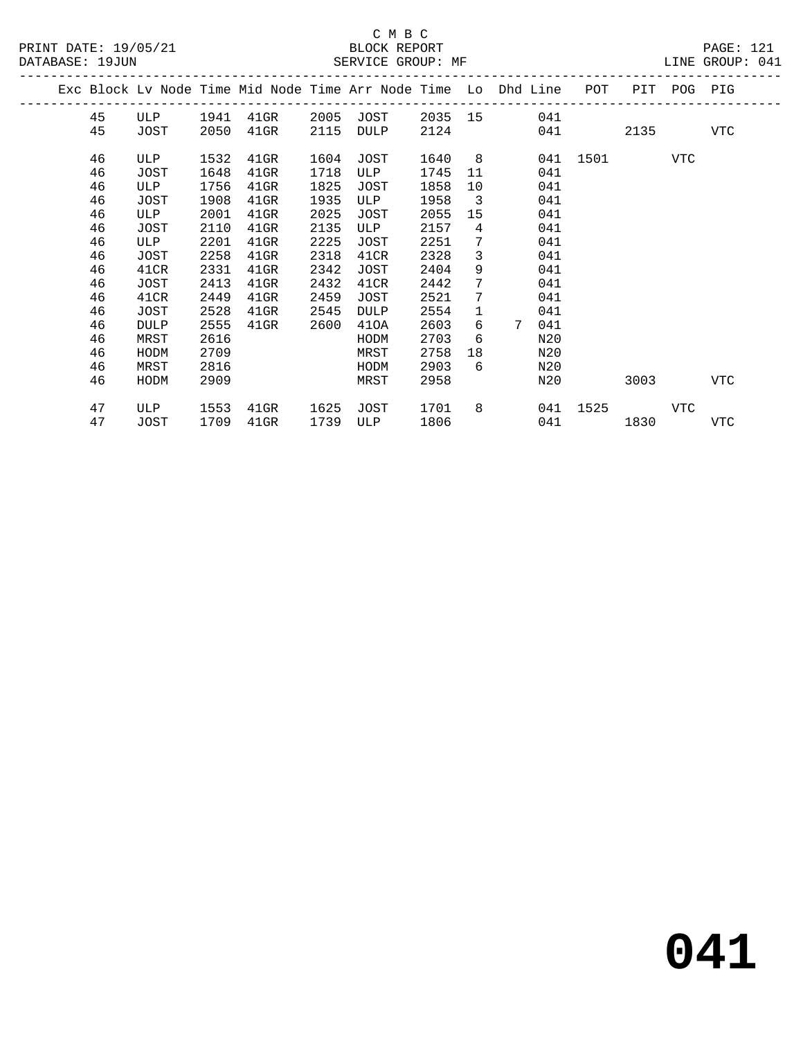C M B C

PRINT DATE: 19/05/21 BLOCK REPORT PAGE: 121
DATABASE: 19JUN SERVICE GROUP: MF LINE GROUP: 041

| Exc | Block | Lv Node | Time | Mid Node | Time | Arr Node | Time | Lo | Dhd | Line | POT | PIT | POG | PIG |
|---|---|---|---|---|---|---|---|---|---|---|---|---|---|---|
| | 45 | ULP | 1941 | 41GR | 2005 | JOST | 2035 | 15 | | 041 | | | | |
| | 45 | JOST | 2050 | 41GR | 2115 | DULP | 2124 | | | 041 | | 2135 | | VTC |
| | 46 | ULP | 1532 | 41GR | 1604 | JOST | 1640 | 8 | | 041 | 1501 | | VTC | |
| | 46 | JOST | 1648 | 41GR | 1718 | ULP | 1745 | 11 | | 041 | | | | |
| | 46 | ULP | 1756 | 41GR | 1825 | JOST | 1858 | 10 | | 041 | | | | |
| | 46 | JOST | 1908 | 41GR | 1935 | ULP | 1958 | 3 | | 041 | | | | |
| | 46 | ULP | 2001 | 41GR | 2025 | JOST | 2055 | 15 | | 041 | | | | |
| | 46 | JOST | 2110 | 41GR | 2135 | ULP | 2157 | 4 | | 041 | | | | |
| | 46 | ULP | 2201 | 41GR | 2225 | JOST | 2251 | 7 | | 041 | | | | |
| | 46 | JOST | 2258 | 41GR | 2318 | 41CR | 2328 | 3 | | 041 | | | | |
| | 46 | 41CR | 2331 | 41GR | 2342 | JOST | 2404 | 9 | | 041 | | | | |
| | 46 | JOST | 2413 | 41GR | 2432 | 41CR | 2442 | 7 | | 041 | | | | |
| | 46 | 41CR | 2449 | 41GR | 2459 | JOST | 2521 | 7 | | 041 | | | | |
| | 46 | JOST | 2528 | 41GR | 2545 | DULP | 2554 | 1 | | 041 | | | | |
| | 46 | DULP | 2555 | 41GR | 2600 | 41OA | 2603 | 6 | 7 | 041 | | | | |
| | 46 | MRST | 2616 | | | HODM | 2703 | 6 | | N20 | | | | |
| | 46 | HODM | 2709 | | | MRST | 2758 | 18 | | N20 | | | | |
| | 46 | MRST | 2816 | | | HODM | 2903 | 6 | | N20 | | | | |
| | 46 | HODM | 2909 | | | MRST | 2958 | | | N20 | | 3003 | | VTC |
| | 47 | ULP | 1553 | 41GR | 1625 | JOST | 1701 | 8 | | 041 | 1525 | | VTC | |
| | 47 | JOST | 1709 | 41GR | 1739 | ULP | 1806 | | | 041 | | 1830 | | VTC |

**041**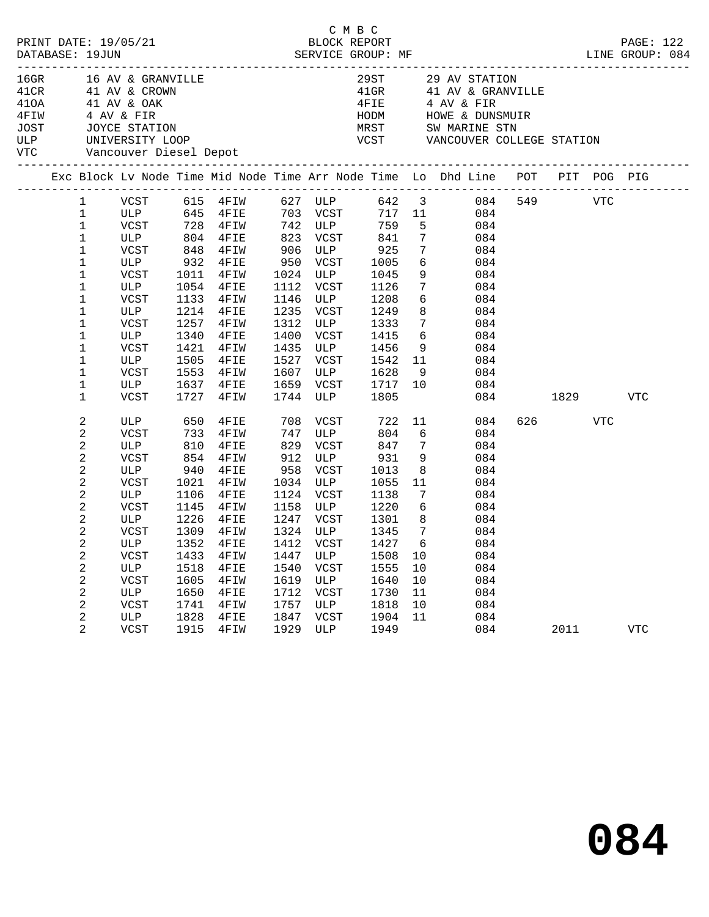C M B C
PRINT DATE: 19/05/21 BLOCK REPORT
DATABASE: 19JUN SERVICE GROUP: MF LINE GROUP: 084

| Code | Location | Code | Location |
|---|---|---|---|
| 16GR | 16 AV & GRANVILLE | 29ST | 29 AV STATION |
| 41CR | 41 AV & CROWN | 41GR | 41 AV & GRANVILLE |
| 41OA | 41 AV & OAK | 4FIE | 4 AV & FIR |
| 4FIW | 4 AV & FIR | HODM | HOWE & DUNSMUIR |
| JOST | JOYCE STATION | MRST | SW MARINE STN |
| ULP | UNIVERSITY LOOP | VCST | VANCOUVER COLLEGE STATION |
| VTC | Vancouver Diesel Depot | | |

| Exc | Block | Lv Node | Time | Mid Node | Time | Arr Node | Time | Lo | Dhd Line | POT | PIT | POG | PIG |
|---|---|---|---|---|---|---|---|---|---|---|---|---|---|
| | 1 | VCST | 615 | 4FIW | 627 | ULP | 642 | 3 | 084 | 549 | | VTC | |
| | 1 | ULP | 645 | 4FIE | 703 | VCST | 717 | 11 | 084 | | | | |
| | 1 | VCST | 728 | 4FIW | 742 | ULP | 759 | 5 | 084 | | | | |
| | 1 | ULP | 804 | 4FIE | 823 | VCST | 841 | 7 | 084 | | | | |
| | 1 | VCST | 848 | 4FIW | 906 | ULP | 925 | 7 | 084 | | | | |
| | 1 | ULP | 932 | 4FIE | 950 | VCST | 1005 | 6 | 084 | | | | |
| | 1 | VCST | 1011 | 4FIW | 1024 | ULP | 1045 | 9 | 084 | | | | |
| | 1 | ULP | 1054 | 4FIE | 1112 | VCST | 1126 | 7 | 084 | | | | |
| | 1 | VCST | 1133 | 4FIW | 1146 | ULP | 1208 | 6 | 084 | | | | |
| | 1 | ULP | 1214 | 4FIE | 1235 | VCST | 1249 | 8 | 084 | | | | |
| | 1 | VCST | 1257 | 4FIW | 1312 | ULP | 1333 | 7 | 084 | | | | |
| | 1 | ULP | 1340 | 4FIE | 1400 | VCST | 1415 | 6 | 084 | | | | |
| | 1 | VCST | 1421 | 4FIW | 1435 | ULP | 1456 | 9 | 084 | | | | |
| | 1 | ULP | 1505 | 4FIE | 1527 | VCST | 1542 | 11 | 084 | | | | |
| | 1 | VCST | 1553 | 4FIW | 1607 | ULP | 1628 | 9 | 084 | | | | |
| | 1 | ULP | 1637 | 4FIE | 1659 | VCST | 1717 | 10 | 084 | | | | |
| | 1 | VCST | 1727 | 4FIW | 1744 | ULP | 1805 | | 084 | | 1829 | | VTC |
| | 2 | ULP | 650 | 4FIE | 708 | VCST | 722 | 11 | 084 | 626 | | VTC | |
| | 2 | VCST | 733 | 4FIW | 747 | ULP | 804 | 6 | 084 | | | | |
| | 2 | ULP | 810 | 4FIE | 829 | VCST | 847 | 7 | 084 | | | | |
| | 2 | VCST | 854 | 4FIW | 912 | ULP | 931 | 9 | 084 | | | | |
| | 2 | ULP | 940 | 4FIE | 958 | VCST | 1013 | 8 | 084 | | | | |
| | 2 | VCST | 1021 | 4FIW | 1034 | ULP | 1055 | 11 | 084 | | | | |
| | 2 | ULP | 1106 | 4FIE | 1124 | VCST | 1138 | 7 | 084 | | | | |
| | 2 | VCST | 1145 | 4FIW | 1158 | ULP | 1220 | 6 | 084 | | | | |
| | 2 | ULP | 1226 | 4FIE | 1247 | VCST | 1301 | 8 | 084 | | | | |
| | 2 | VCST | 1309 | 4FIW | 1324 | ULP | 1345 | 7 | 084 | | | | |
| | 2 | ULP | 1352 | 4FIE | 1412 | VCST | 1427 | 6 | 084 | | | | |
| | 2 | VCST | 1433 | 4FIW | 1447 | ULP | 1508 | 10 | 084 | | | | |
| | 2 | ULP | 1518 | 4FIE | 1540 | VCST | 1555 | 10 | 084 | | | | |
| | 2 | VCST | 1605 | 4FIW | 1619 | ULP | 1640 | 10 | 084 | | | | |
| | 2 | ULP | 1650 | 4FIE | 1712 | VCST | 1730 | 11 | 084 | | | | |
| | 2 | VCST | 1741 | 4FIW | 1757 | ULP | 1818 | 10 | 084 | | | | |
| | 2 | ULP | 1828 | 4FIE | 1847 | VCST | 1904 | 11 | 084 | | | | |
| | 2 | VCST | 1915 | 4FIW | 1929 | ULP | 1949 | | 084 | | 2011 | | VTC |

# 084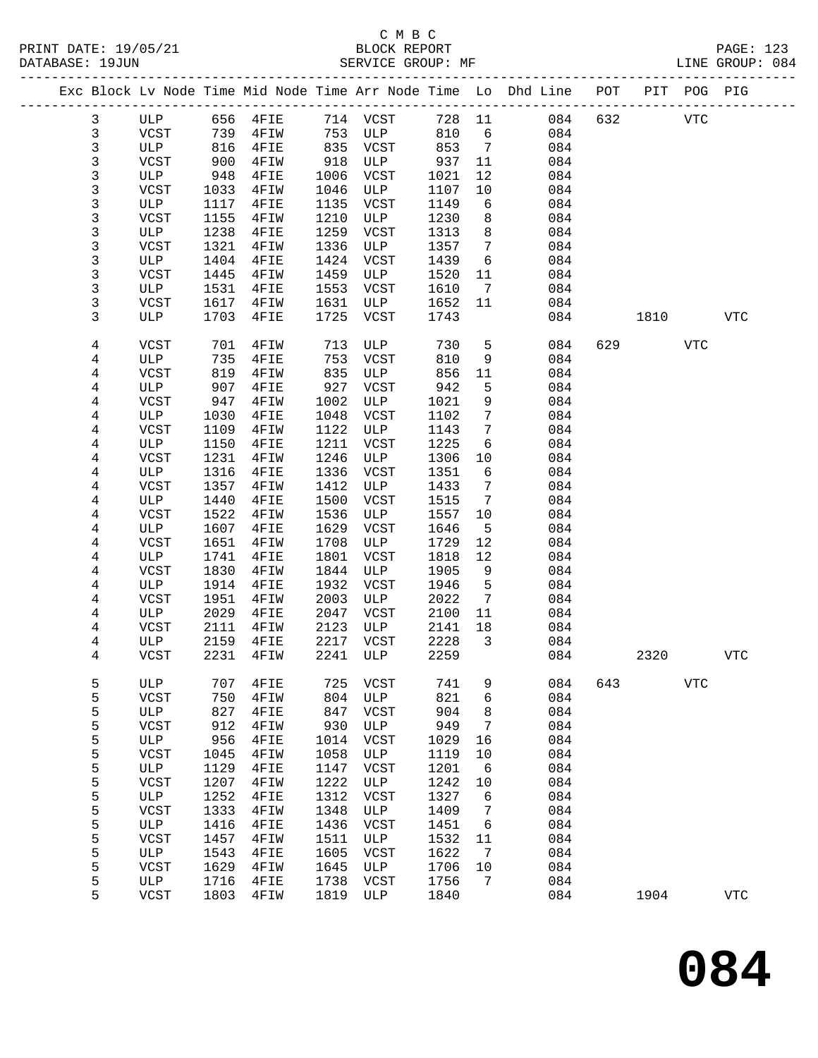C M B C
BLOCK REPORT
SERVICE GROUP: MF

PRINT DATE: 19/05/21
DATABASE: 19JUN
LINE GROUP: 084

| Exc | Block | Lv Node | Time | Mid Node | Time | Arr Node | Time | Lo | Dhd Line | POT | PIT | POG | PIG |
|---|---|---|---|---|---|---|---|---|---|---|---|---|---|
| | 3 | ULP | 656 | 4FIE | 714 | VCST | 728 | 11 | 084 | 632 | | VTC | |
| | 3 | VCST | 739 | 4FIW | 753 | ULP | 810 | 6 | 084 | | | | |
| | 3 | ULP | 816 | 4FIE | 835 | VCST | 853 | 7 | 084 | | | | |
| | 3 | VCST | 900 | 4FIW | 918 | ULP | 937 | 11 | 084 | | | | |
| | 3 | ULP | 948 | 4FIE | 1006 | VCST | 1021 | 12 | 084 | | | | |
| | 3 | VCST | 1033 | 4FIW | 1046 | ULP | 1107 | 10 | 084 | | | | |
| | 3 | ULP | 1117 | 4FIE | 1135 | VCST | 1149 | 6 | 084 | | | | |
| | 3 | VCST | 1155 | 4FIW | 1210 | ULP | 1230 | 8 | 084 | | | | |
| | 3 | ULP | 1238 | 4FIE | 1259 | VCST | 1313 | 8 | 084 | | | | |
| | 3 | VCST | 1321 | 4FIW | 1336 | ULP | 1357 | 7 | 084 | | | | |
| | 3 | ULP | 1404 | 4FIE | 1424 | VCST | 1439 | 6 | 084 | | | | |
| | 3 | VCST | 1445 | 4FIW | 1459 | ULP | 1520 | 11 | 084 | | | | |
| | 3 | ULP | 1531 | 4FIE | 1553 | VCST | 1610 | 7 | 084 | | | | |
| | 3 | VCST | 1617 | 4FIW | 1631 | ULP | 1652 | 11 | 084 | | | | |
| | 3 | ULP | 1703 | 4FIE | 1725 | VCST | 1743 | | 084 | | 1810 | | VTC |
| | 4 | VCST | 701 | 4FIW | 713 | ULP | 730 | 5 | 084 | 629 | | VTC | |
| | 4 | ULP | 735 | 4FIE | 753 | VCST | 810 | 9 | 084 | | | | |
| | 4 | VCST | 819 | 4FIW | 835 | ULP | 856 | 11 | 084 | | | | |
| | 4 | ULP | 907 | 4FIE | 927 | VCST | 942 | 5 | 084 | | | | |
| | 4 | VCST | 947 | 4FIW | 1002 | ULP | 1021 | 9 | 084 | | | | |
| | 4 | ULP | 1030 | 4FIE | 1048 | VCST | 1102 | 7 | 084 | | | | |
| | 4 | VCST | 1109 | 4FIW | 1122 | ULP | 1143 | 7 | 084 | | | | |
| | 4 | ULP | 1150 | 4FIE | 1211 | VCST | 1225 | 6 | 084 | | | | |
| | 4 | VCST | 1231 | 4FIW | 1246 | ULP | 1306 | 10 | 084 | | | | |
| | 4 | ULP | 1316 | 4FIE | 1336 | VCST | 1351 | 6 | 084 | | | | |
| | 4 | VCST | 1357 | 4FIW | 1412 | ULP | 1433 | 7 | 084 | | | | |
| | 4 | ULP | 1440 | 4FIE | 1500 | VCST | 1515 | 7 | 084 | | | | |
| | 4 | VCST | 1522 | 4FIW | 1536 | ULP | 1557 | 10 | 084 | | | | |
| | 4 | ULP | 1607 | 4FIE | 1629 | VCST | 1646 | 5 | 084 | | | | |
| | 4 | VCST | 1651 | 4FIW | 1708 | ULP | 1729 | 12 | 084 | | | | |
| | 4 | ULP | 1741 | 4FIE | 1801 | VCST | 1818 | 12 | 084 | | | | |
| | 4 | VCST | 1830 | 4FIW | 1844 | ULP | 1905 | 9 | 084 | | | | |
| | 4 | ULP | 1914 | 4FIE | 1932 | VCST | 1946 | 5 | 084 | | | | |
| | 4 | VCST | 1951 | 4FIW | 2003 | ULP | 2022 | 7 | 084 | | | | |
| | 4 | ULP | 2029 | 4FIE | 2047 | VCST | 2100 | 11 | 084 | | | | |
| | 4 | VCST | 2111 | 4FIW | 2123 | ULP | 2141 | 18 | 084 | | | | |
| | 4 | ULP | 2159 | 4FIE | 2217 | VCST | 2228 | 3 | 084 | | | | |
| | 4 | VCST | 2231 | 4FIW | 2241 | ULP | 2259 | | 084 | | 2320 | | VTC |
| | 5 | ULP | 707 | 4FIE | 725 | VCST | 741 | 9 | 084 | 643 | | VTC | |
| | 5 | VCST | 750 | 4FIW | 804 | ULP | 821 | 6 | 084 | | | | |
| | 5 | ULP | 827 | 4FIE | 847 | VCST | 904 | 8 | 084 | | | | |
| | 5 | VCST | 912 | 4FIW | 930 | ULP | 949 | 7 | 084 | | | | |
| | 5 | ULP | 956 | 4FIE | 1014 | VCST | 1029 | 16 | 084 | | | | |
| | 5 | VCST | 1045 | 4FIW | 1058 | ULP | 1119 | 10 | 084 | | | | |
| | 5 | ULP | 1129 | 4FIE | 1147 | VCST | 1201 | 6 | 084 | | | | |
| | 5 | VCST | 1207 | 4FIW | 1222 | ULP | 1242 | 10 | 084 | | | | |
| | 5 | ULP | 1252 | 4FIE | 1312 | VCST | 1327 | 6 | 084 | | | | |
| | 5 | VCST | 1333 | 4FIW | 1348 | ULP | 1409 | 7 | 084 | | | | |
| | 5 | ULP | 1416 | 4FIE | 1436 | VCST | 1451 | 6 | 084 | | | | |
| | 5 | VCST | 1457 | 4FIW | 1511 | ULP | 1532 | 11 | 084 | | | | |
| | 5 | ULP | 1543 | 4FIE | 1605 | VCST | 1622 | 7 | 084 | | | | |
| | 5 | VCST | 1629 | 4FIW | 1645 | ULP | 1706 | 10 | 084 | | | | |
| | 5 | ULP | 1716 | 4FIE | 1738 | VCST | 1756 | 7 | 084 | | | | |
| | 5 | VCST | 1803 | 4FIW | 1819 | ULP | 1840 | | 084 | | 1904 | | VTC |

# 084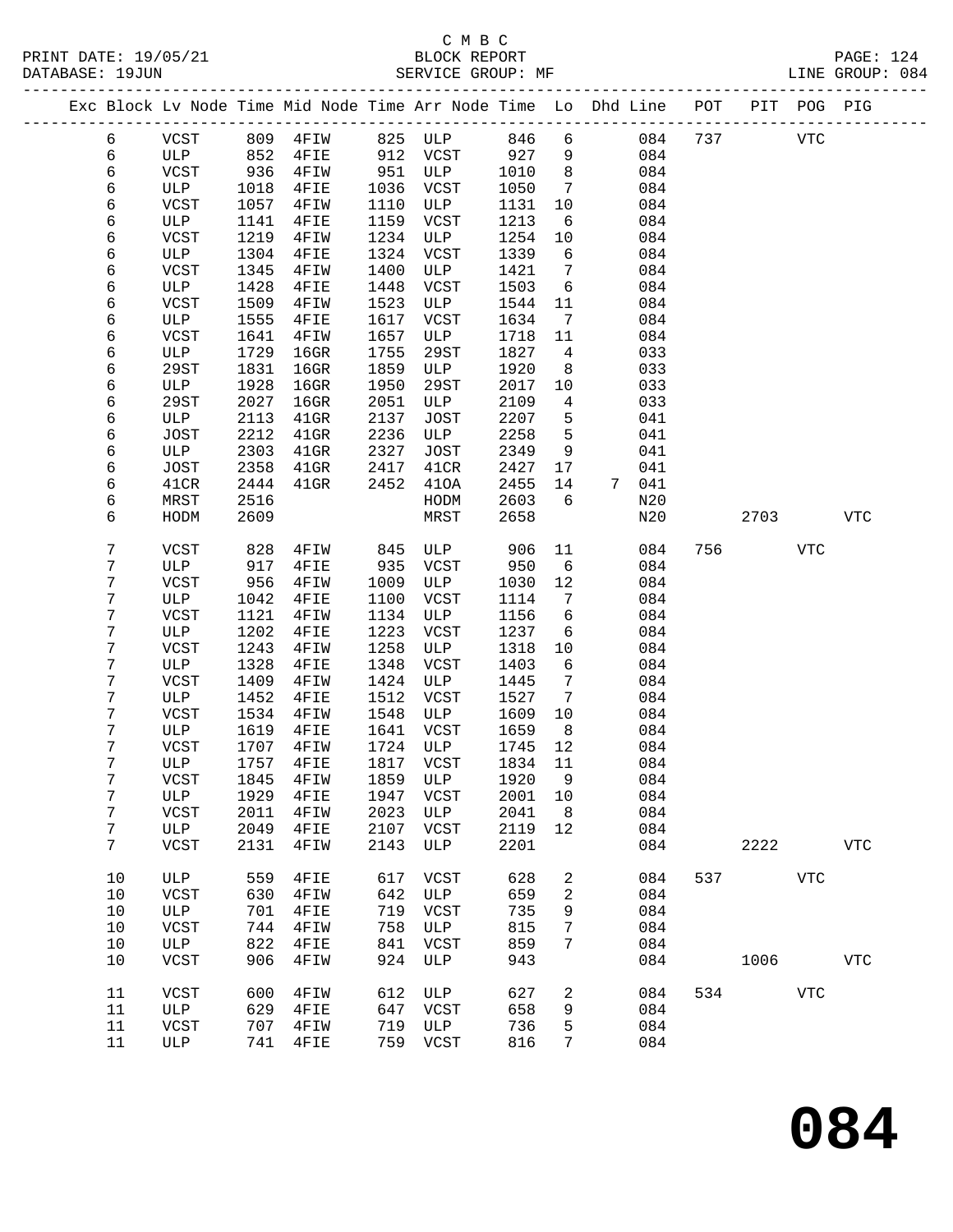C M B C
PRINT DATE: 19/05/21 BLOCK REPORT
DATABASE: 19JUN SERVICE GROUP: MF LINE GROUP: 084

| Exc | Block | Lv | Node | Time | Mid Node | Time | Arr Node | Time | Lo | Dhd Line | POT | PIT | POG | PIG |
|---|---|---|---|---|---|---|---|---|---|---|---|---|---|---|
| | 6 | | VCST | 809 | 4FIW | 825 | ULP | 846 | 6 | 084 | 737 | | VTC | |
| | 6 | | ULP | 852 | 4FIE | 912 | VCST | 927 | 9 | 084 | | | | |
| | 6 | | VCST | 936 | 4FIW | 951 | ULP | 1010 | 8 | 084 | | | | |
| | 6 | | ULP | 1018 | 4FIE | 1036 | VCST | 1050 | 7 | 084 | | | | |
| | 6 | | VCST | 1057 | 4FIW | 1110 | ULP | 1131 | 10 | 084 | | | | |
| | 6 | | ULP | 1141 | 4FIE | 1159 | VCST | 1213 | 6 | 084 | | | | |
| | 6 | | VCST | 1219 | 4FIW | 1234 | ULP | 1254 | 10 | 084 | | | | |
| | 6 | | ULP | 1304 | 4FIE | 1324 | VCST | 1339 | 6 | 084 | | | | |
| | 6 | | VCST | 1345 | 4FIW | 1400 | ULP | 1421 | 7 | 084 | | | | |
| | 6 | | ULP | 1428 | 4FIE | 1448 | VCST | 1503 | 6 | 084 | | | | |
| | 6 | | VCST | 1509 | 4FIW | 1523 | ULP | 1544 | 11 | 084 | | | | |
| | 6 | | ULP | 1555 | 4FIE | 1617 | VCST | 1634 | 7 | 084 | | | | |
| | 6 | | VCST | 1641 | 4FIW | 1657 | ULP | 1718 | 11 | 084 | | | | |
| | 6 | | ULP | 1729 | 16GR | 1755 | 29ST | 1827 | 4 | 033 | | | | |
| | 6 | | 29ST | 1831 | 16GR | 1859 | ULP | 1920 | 8 | 033 | | | | |
| | 6 | | ULP | 1928 | 16GR | 1950 | 29ST | 2017 | 10 | 033 | | | | |
| | 6 | | 29ST | 2027 | 16GR | 2051 | ULP | 2109 | 4 | 033 | | | | |
| | 6 | | ULP | 2113 | 41GR | 2137 | JOST | 2207 | 5 | 041 | | | | |
| | 6 | | JOST | 2212 | 41GR | 2236 | ULP | 2258 | 5 | 041 | | | | |
| | 6 | | ULP | 2303 | 41GR | 2327 | JOST | 2349 | 9 | 041 | | | | |
| | 6 | | JOST | 2358 | 41GR | 2417 | 41CR | 2427 | 17 | 041 | | | | |
| | 6 | | 41CR | 2444 | 41GR | 2452 | 41OA | 2455 | 14 | 7 041 | | | | |
| | 6 | | MRST | 2516 | | | HODM | 2603 | 6 | N20 | | | | |
| | 6 | | HODM | 2609 | | | MRST | 2658 | | N20 | | 2703 | | VTC |
| | 7 | | VCST | 828 | 4FIW | 845 | ULP | 906 | 11 | 084 | 756 | | VTC | |
| | 7 | | ULP | 917 | 4FIE | 935 | VCST | 950 | 6 | 084 | | | | |
| | 7 | | VCST | 956 | 4FIW | 1009 | ULP | 1030 | 12 | 084 | | | | |
| | 7 | | ULP | 1042 | 4FIE | 1100 | VCST | 1114 | 7 | 084 | | | | |
| | 7 | | VCST | 1121 | 4FIW | 1134 | ULP | 1156 | 6 | 084 | | | | |
| | 7 | | ULP | 1202 | 4FIE | 1223 | VCST | 1237 | 6 | 084 | | | | |
| | 7 | | VCST | 1243 | 4FIW | 1258 | ULP | 1318 | 10 | 084 | | | | |
| | 7 | | ULP | 1328 | 4FIE | 1348 | VCST | 1403 | 6 | 084 | | | | |
| | 7 | | VCST | 1409 | 4FIW | 1424 | ULP | 1445 | 7 | 084 | | | | |
| | 7 | | ULP | 1452 | 4FIE | 1512 | VCST | 1527 | 7 | 084 | | | | |
| | 7 | | VCST | 1534 | 4FIW | 1548 | ULP | 1609 | 10 | 084 | | | | |
| | 7 | | ULP | 1619 | 4FIE | 1641 | VCST | 1659 | 8 | 084 | | | | |
| | 7 | | VCST | 1707 | 4FIW | 1724 | ULP | 1745 | 12 | 084 | | | | |
| | 7 | | ULP | 1757 | 4FIE | 1817 | VCST | 1834 | 11 | 084 | | | | |
| | 7 | | VCST | 1845 | 4FIW | 1859 | ULP | 1920 | 9 | 084 | | | | |
| | 7 | | ULP | 1929 | 4FIE | 1947 | VCST | 2001 | 10 | 084 | | | | |
| | 7 | | VCST | 2011 | 4FIW | 2023 | ULP | 2041 | 8 | 084 | | | | |
| | 7 | | ULP | 2049 | 4FIE | 2107 | VCST | 2119 | 12 | 084 | | | | |
| | 7 | | VCST | 2131 | 4FIW | 2143 | ULP | 2201 | | 084 | | 2222 | | VTC |
| | 10 | | ULP | 559 | 4FIE | 617 | VCST | 628 | 2 | 084 | 537 | | VTC | |
| | 10 | | VCST | 630 | 4FIW | 642 | ULP | 659 | 2 | 084 | | | | |
| | 10 | | ULP | 701 | 4FIE | 719 | VCST | 735 | 9 | 084 | | | | |
| | 10 | | VCST | 744 | 4FIW | 758 | ULP | 815 | 7 | 084 | | | | |
| | 10 | | ULP | 822 | 4FIE | 841 | VCST | 859 | 7 | 084 | | | | |
| | 10 | | VCST | 906 | 4FIW | 924 | ULP | 943 | | 084 | | 1006 | | VTC |
| | 11 | | VCST | 600 | 4FIW | 612 | ULP | 627 | 2 | 084 | 534 | | VTC | |
| | 11 | | ULP | 629 | 4FIE | 647 | VCST | 658 | 9 | 084 | | | | |
| | 11 | | VCST | 707 | 4FIW | 719 | ULP | 736 | 5 | 084 | | | | |
| | 11 | | ULP | 741 | 4FIE | 759 | VCST | 816 | 7 | 084 | | | | |

**084**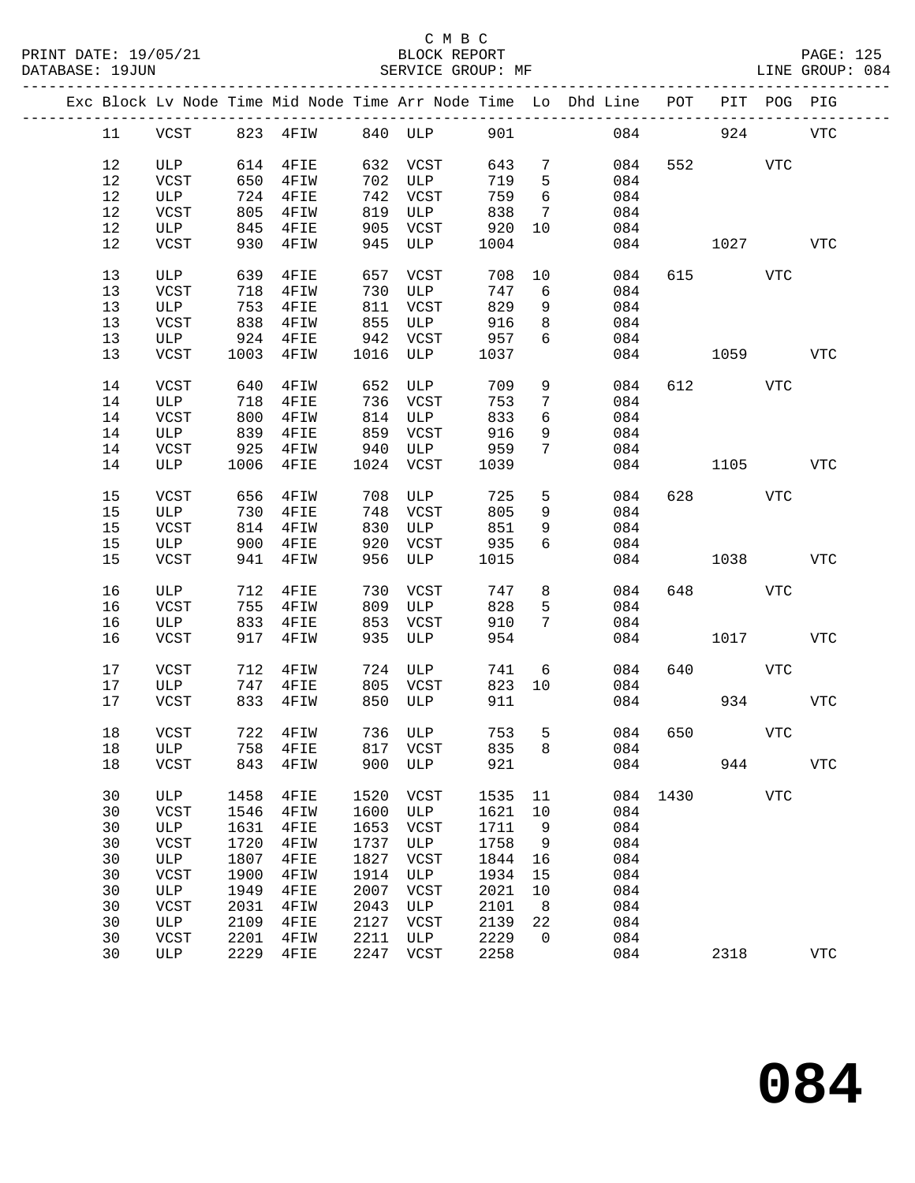C M B C

BLOCK REPORT

SERVICE GROUP: MF

LINE GROUP: 084

| Exc | Block | Lv Node | Time | Mid Node | Time | Arr Node | Time | Lo | Dhd Line | POT | PIT | POG | PIG |
|---|---|---|---|---|---|---|---|---|---|---|---|---|---|
| | 11 | VCST | 823 | 4FIW | 840 | ULP | 901 | | 084 | | 924 | | VTC |
| | 12 | ULP | 614 | 4FIE | 632 | VCST | 643 | 7 | 084 | 552 | | VTC | |
| | 12 | VCST | 650 | 4FIW | 702 | ULP | 719 | 5 | 084 | | | | |
| | 12 | ULP | 724 | 4FIE | 742 | VCST | 759 | 6 | 084 | | | | |
| | 12 | VCST | 805 | 4FIW | 819 | ULP | 838 | 7 | 084 | | | | |
| | 12 | ULP | 845 | 4FIE | 905 | VCST | 920 | 10 | 084 | | | | |
| | 12 | VCST | 930 | 4FIW | 945 | ULP | 1004 | | 084 | | 1027 | | VTC |
| | 13 | ULP | 639 | 4FIE | 657 | VCST | 708 | 10 | 084 | 615 | | VTC | |
| | 13 | VCST | 718 | 4FIW | 730 | ULP | 747 | 6 | 084 | | | | |
| | 13 | ULP | 753 | 4FIE | 811 | VCST | 829 | 9 | 084 | | | | |
| | 13 | VCST | 838 | 4FIW | 855 | ULP | 916 | 8 | 084 | | | | |
| | 13 | ULP | 924 | 4FIE | 942 | VCST | 957 | 6 | 084 | | | | |
| | 13 | VCST | 1003 | 4FIW | 1016 | ULP | 1037 | | 084 | | 1059 | | VTC |
| | 14 | VCST | 640 | 4FIW | 652 | ULP | 709 | 9 | 084 | 612 | | VTC | |
| | 14 | ULP | 718 | 4FIE | 736 | VCST | 753 | 7 | 084 | | | | |
| | 14 | VCST | 800 | 4FIW | 814 | ULP | 833 | 6 | 084 | | | | |
| | 14 | ULP | 839 | 4FIE | 859 | VCST | 916 | 9 | 084 | | | | |
| | 14 | VCST | 925 | 4FIW | 940 | ULP | 959 | 7 | 084 | | | | |
| | 14 | ULP | 1006 | 4FIE | 1024 | VCST | 1039 | | 084 | | 1105 | | VTC |
| | 15 | VCST | 656 | 4FIW | 708 | ULP | 725 | 5 | 084 | 628 | | VTC | |
| | 15 | ULP | 730 | 4FIE | 748 | VCST | 805 | 9 | 084 | | | | |
| | 15 | VCST | 814 | 4FIW | 830 | ULP | 851 | 9 | 084 | | | | |
| | 15 | ULP | 900 | 4FIE | 920 | VCST | 935 | 6 | 084 | | | | |
| | 15 | VCST | 941 | 4FIW | 956 | ULP | 1015 | | 084 | | 1038 | | VTC |
| | 16 | ULP | 712 | 4FIE | 730 | VCST | 747 | 8 | 084 | 648 | | VTC | |
| | 16 | VCST | 755 | 4FIW | 809 | ULP | 828 | 5 | 084 | | | | |
| | 16 | ULP | 833 | 4FIE | 853 | VCST | 910 | 7 | 084 | | | | |
| | 16 | VCST | 917 | 4FIW | 935 | ULP | 954 | | 084 | | 1017 | | VTC |
| | 17 | VCST | 712 | 4FIW | 724 | ULP | 741 | 6 | 084 | 640 | | VTC | |
| | 17 | ULP | 747 | 4FIE | 805 | VCST | 823 | 10 | 084 | | | | |
| | 17 | VCST | 833 | 4FIW | 850 | ULP | 911 | | 084 | | 934 | | VTC |
| | 18 | VCST | 722 | 4FIW | 736 | ULP | 753 | 5 | 084 | 650 | | VTC | |
| | 18 | ULP | 758 | 4FIE | 817 | VCST | 835 | 8 | 084 | | | | |
| | 18 | VCST | 843 | 4FIW | 900 | ULP | 921 | | 084 | | 944 | | VTC |
| | 30 | ULP | 1458 | 4FIE | 1520 | VCST | 1535 | 11 | 084 | 1430 | | VTC | |
| | 30 | VCST | 1546 | 4FIW | 1600 | ULP | 1621 | 10 | 084 | | | | |
| | 30 | ULP | 1631 | 4FIE | 1653 | VCST | 1711 | 9 | 084 | | | | |
| | 30 | VCST | 1720 | 4FIW | 1737 | ULP | 1758 | 9 | 084 | | | | |
| | 30 | ULP | 1807 | 4FIE | 1827 | VCST | 1844 | 16 | 084 | | | | |
| | 30 | VCST | 1900 | 4FIW | 1914 | ULP | 1934 | 15 | 084 | | | | |
| | 30 | ULP | 1949 | 4FIE | 2007 | VCST | 2021 | 10 | 084 | | | | |
| | 30 | VCST | 2031 | 4FIW | 2043 | ULP | 2101 | 8 | 084 | | | | |
| | 30 | ULP | 2109 | 4FIE | 2127 | VCST | 2139 | 22 | 084 | | | | |
| | 30 | VCST | 2201 | 4FIW | 2211 | ULP | 2229 | 0 | 084 | | | | |
| | 30 | ULP | 2229 | 4FIE | 2247 | VCST | 2258 | | 084 | | 2318 | | VTC |

# 084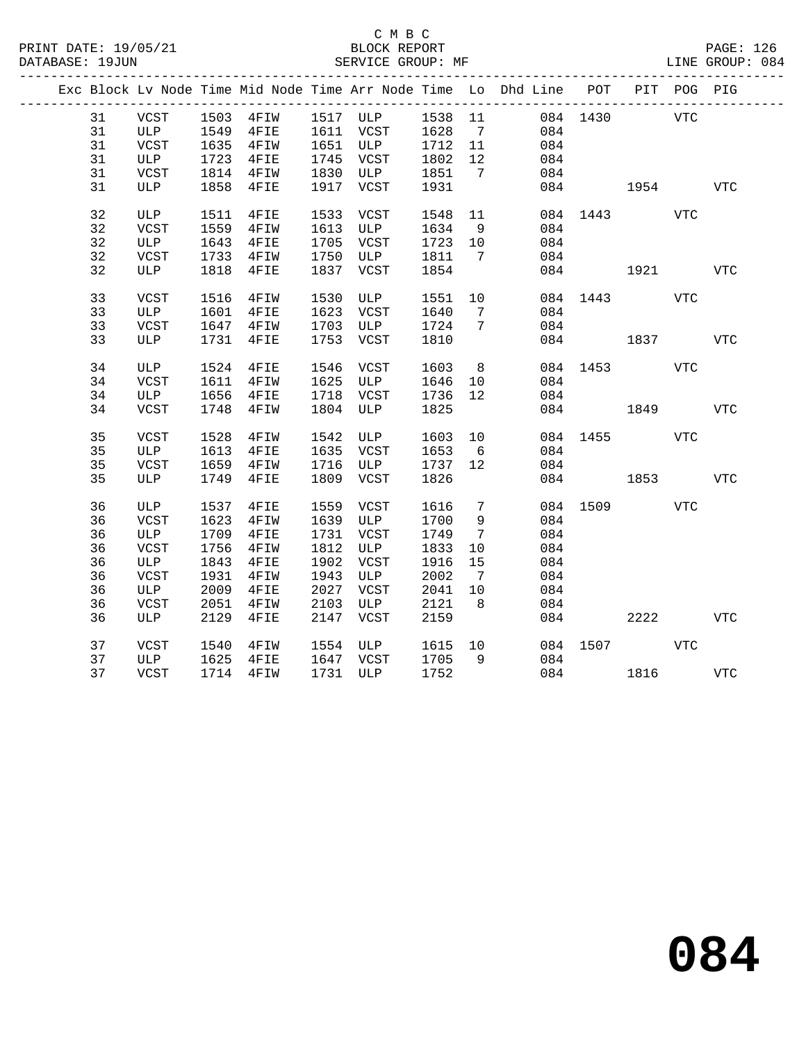C M B C
BLOCK REPORT
SERVICE GROUP: MF

PRINT DATE: 19/05/21
DATABASE: 19JUN
LINE GROUP: 084

| Exc | Block | Lv | Node | Time | Mid Node | Time | Arr Node | Time | Lo | Dhd Line | POT | PIT | POG | PIG |
|---|---|---|---|---|---|---|---|---|---|---|---|---|---|---|
| | 31 | | VCST | 1503 | 4FIW | 1517 | ULP | 1538 | 11 | 084 | 1430 | | VTC | |
| | 31 | | ULP | 1549 | 4FIE | 1611 | VCST | 1628 | 7 | 084 | | | | |
| | 31 | | VCST | 1635 | 4FIW | 1651 | ULP | 1712 | 11 | 084 | | | | |
| | 31 | | ULP | 1723 | 4FIE | 1745 | VCST | 1802 | 12 | 084 | | | | |
| | 31 | | VCST | 1814 | 4FIW | 1830 | ULP | 1851 | 7 | 084 | | | | |
| | 31 | | ULP | 1858 | 4FIE | 1917 | VCST | 1931 | | 084 | | 1954 | | VTC |
| | 32 | | ULP | 1511 | 4FIE | 1533 | VCST | 1548 | 11 | 084 | 1443 | | VTC | |
| | 32 | | VCST | 1559 | 4FIW | 1613 | ULP | 1634 | 9 | 084 | | | | |
| | 32 | | ULP | 1643 | 4FIE | 1705 | VCST | 1723 | 10 | 084 | | | | |
| | 32 | | VCST | 1733 | 4FIW | 1750 | ULP | 1811 | 7 | 084 | | | | |
| | 32 | | ULP | 1818 | 4FIE | 1837 | VCST | 1854 | | 084 | | 1921 | | VTC |
| | 33 | | VCST | 1516 | 4FIW | 1530 | ULP | 1551 | 10 | 084 | 1443 | | VTC | |
| | 33 | | ULP | 1601 | 4FIE | 1623 | VCST | 1640 | 7 | 084 | | | | |
| | 33 | | VCST | 1647 | 4FIW | 1703 | ULP | 1724 | 7 | 084 | | | | |
| | 33 | | ULP | 1731 | 4FIE | 1753 | VCST | 1810 | | 084 | | 1837 | | VTC |
| | 34 | | ULP | 1524 | 4FIE | 1546 | VCST | 1603 | 8 | 084 | 1453 | | VTC | |
| | 34 | | VCST | 1611 | 4FIW | 1625 | ULP | 1646 | 10 | 084 | | | | |
| | 34 | | ULP | 1656 | 4FIE | 1718 | VCST | 1736 | 12 | 084 | | | | |
| | 34 | | VCST | 1748 | 4FIW | 1804 | ULP | 1825 | | 084 | | 1849 | | VTC |
| | 35 | | VCST | 1528 | 4FIW | 1542 | ULP | 1603 | 10 | 084 | 1455 | | VTC | |
| | 35 | | ULP | 1613 | 4FIE | 1635 | VCST | 1653 | 6 | 084 | | | | |
| | 35 | | VCST | 1659 | 4FIW | 1716 | ULP | 1737 | 12 | 084 | | | | |
| | 35 | | ULP | 1749 | 4FIE | 1809 | VCST | 1826 | | 084 | | 1853 | | VTC |
| | 36 | | ULP | 1537 | 4FIE | 1559 | VCST | 1616 | 7 | 084 | 1509 | | VTC | |
| | 36 | | VCST | 1623 | 4FIW | 1639 | ULP | 1700 | 9 | 084 | | | | |
| | 36 | | ULP | 1709 | 4FIE | 1731 | VCST | 1749 | 7 | 084 | | | | |
| | 36 | | VCST | 1756 | 4FIW | 1812 | ULP | 1833 | 10 | 084 | | | | |
| | 36 | | ULP | 1843 | 4FIE | 1902 | VCST | 1916 | 15 | 084 | | | | |
| | 36 | | VCST | 1931 | 4FIW | 1943 | ULP | 2002 | 7 | 084 | | | | |
| | 36 | | ULP | 2009 | 4FIE | 2027 | VCST | 2041 | 10 | 084 | | | | |
| | 36 | | VCST | 2051 | 4FIW | 2103 | ULP | 2121 | 8 | 084 | | | | |
| | 36 | | ULP | 2129 | 4FIE | 2147 | VCST | 2159 | | 084 | | 2222 | | VTC |
| | 37 | | VCST | 1540 | 4FIW | 1554 | ULP | 1615 | 10 | 084 | 1507 | | VTC | |
| | 37 | | ULP | 1625 | 4FIE | 1647 | VCST | 1705 | 9 | 084 | | | | |
| | 37 | | VCST | 1714 | 4FIW | 1731 | ULP | 1752 | | 084 | | 1816 | | VTC |

# 084